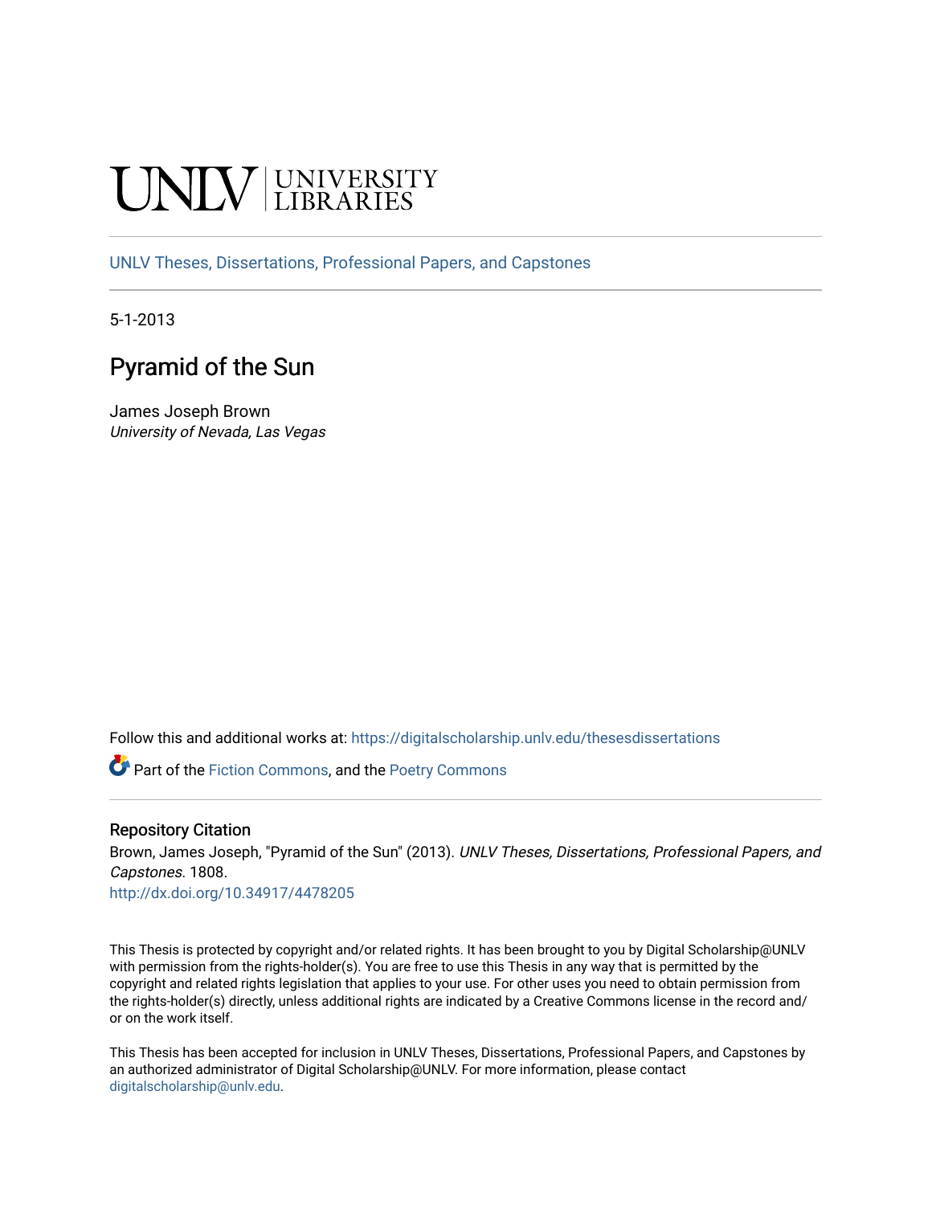UNLV | UNIVERSITY LIBRARIES

UNLV Theses, Dissertations, Professional Papers, and Capstones

5-1-2013

# Pyramid of the Sun

James Joseph Brown
*University of Nevada, Las Vegas*

Follow this and additional works at: https://digitalscholarship.unlv.edu/thesesdissertations

Part of the Fiction Commons, and the Poetry Commons

### Repository Citation

Brown, James Joseph, "Pyramid of the Sun" (2013). *UNLV Theses, Dissertations, Professional Papers, and Capstones*. 1808.
http://dx.doi.org/10.34917/4478205

This Thesis is protected by copyright and/or related rights. It has been brought to you by Digital Scholarship@UNLV with permission from the rights-holder(s). You are free to use this Thesis in any way that is permitted by the copyright and related rights legislation that applies to your use. For other uses you need to obtain permission from the rights-holder(s) directly, unless additional rights are indicated by a Creative Commons license in the record and/or on the work itself.

This Thesis has been accepted for inclusion in UNLV Theses, Dissertations, Professional Papers, and Capstones by an authorized administrator of Digital Scholarship@UNLV. For more information, please contact digitalscholarship@unlv.edu.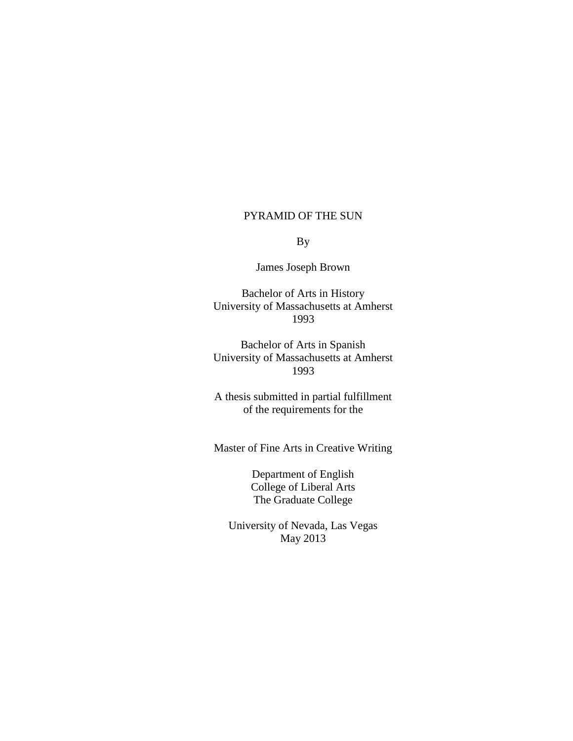PYRAMID OF THE SUN

By

James Joseph Brown

Bachelor of Arts in History
University of Massachusetts at Amherst
1993

Bachelor of Arts in Spanish
University of Massachusetts at Amherst
1993

A thesis submitted in partial fulfillment
of the requirements for the

Master of Fine Arts in Creative Writing

Department of English
College of Liberal Arts
The Graduate College

University of Nevada, Las Vegas
May 2013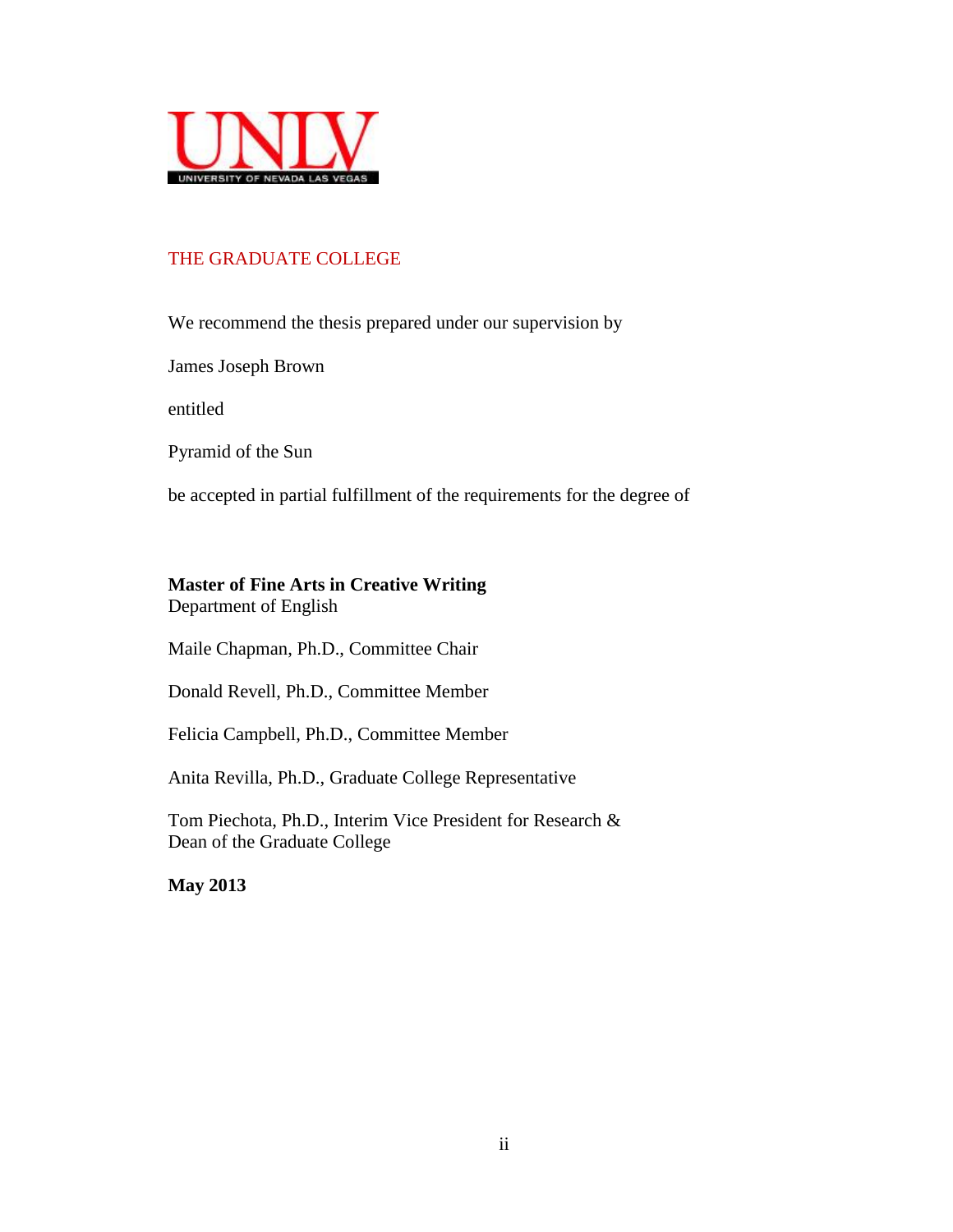UNLV

UNIVERSITY OF NEVADA LAS VEGAS

THE GRADUATE COLLEGE

We recommend the thesis prepared under our supervision by

James Joseph Brown

entitled

Pyramid of the Sun

be accepted in partial fulfillment of the requirements for the degree of

**Master of Fine Arts in Creative Writing**
Department of English

Maile Chapman, Ph.D., Committee Chair

Donald Revell, Ph.D., Committee Member

Felicia Campbell, Ph.D., Committee Member

Anita Revilla, Ph.D., Graduate College Representative

Tom Piechota, Ph.D., Interim Vice President for Research &
Dean of the Graduate College

**May 2013**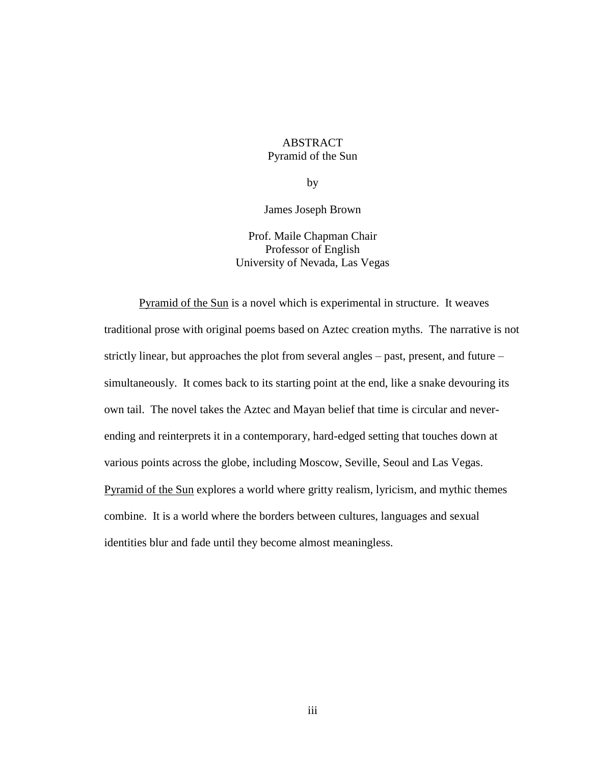# ABSTRACT

## Pyramid of the Sun

by

James Joseph Brown

Prof. Maile Chapman Chair
Professor of English
University of Nevada, Las Vegas

Pyramid of the Sun is a novel which is experimental in structure. It weaves traditional prose with original poems based on Aztec creation myths. The narrative is not strictly linear, but approaches the plot from several angles – past, present, and future – simultaneously. It comes back to its starting point at the end, like a snake devouring its own tail. The novel takes the Aztec and Mayan belief that time is circular and never-ending and reinterprets it in a contemporary, hard-edged setting that touches down at various points across the globe, including Moscow, Seville, Seoul and Las Vegas. Pyramid of the Sun explores a world where gritty realism, lyricism, and mythic themes combine. It is a world where the borders between cultures, languages and sexual identities blur and fade until they become almost meaningless.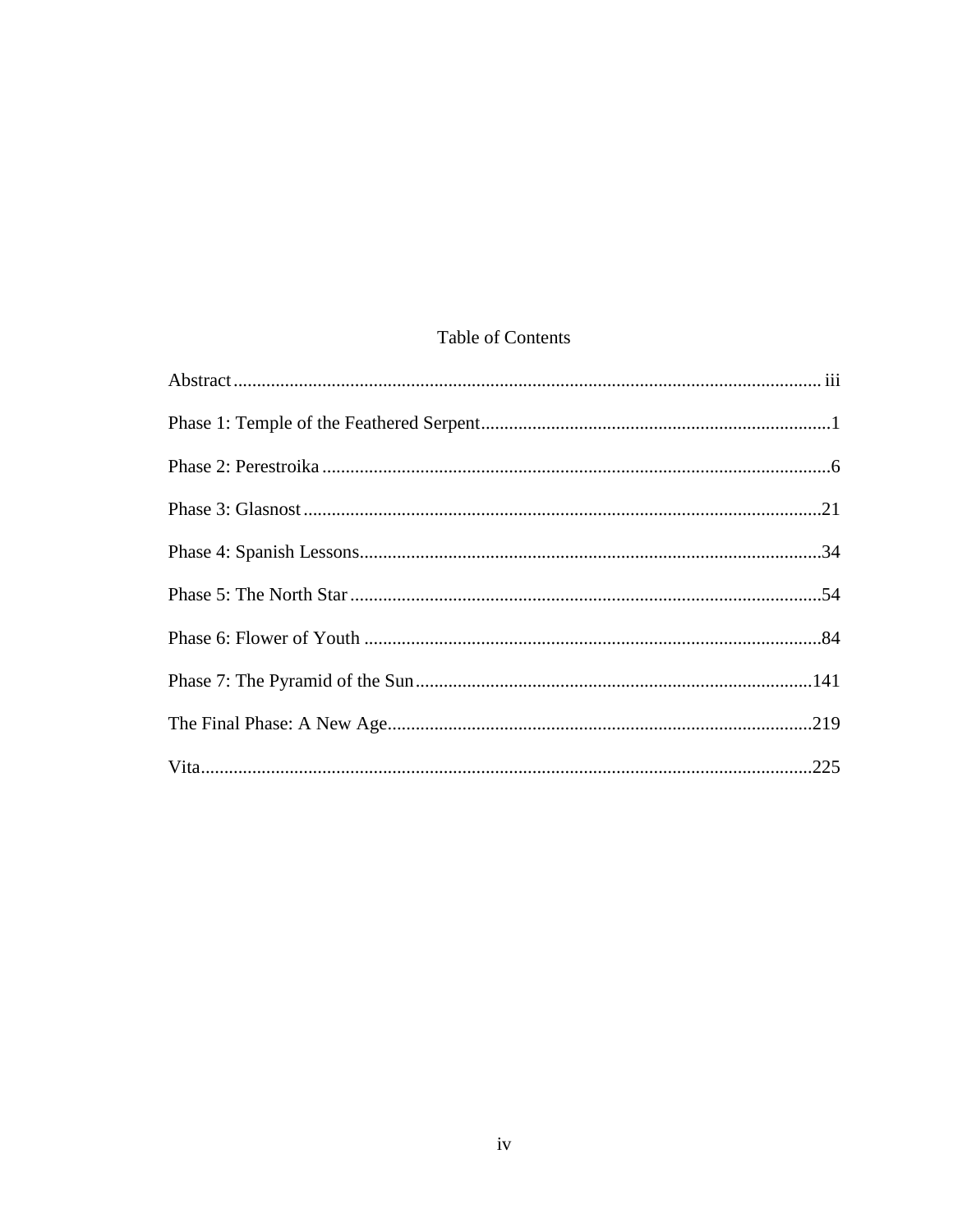# Table of Contents

Abstract .......... iii

Phase 1: Temple of the Feathered Serpent .......... 1

Phase 2: Perestroika .......... 6

Phase 3: Glasnost .......... 21

Phase 4: Spanish Lessons .......... 34

Phase 5: The North Star .......... 54

Phase 6: Flower of Youth .......... 84

Phase 7: The Pyramid of the Sun .......... 141

The Final Phase: A New Age .......... 219

Vita .......... 225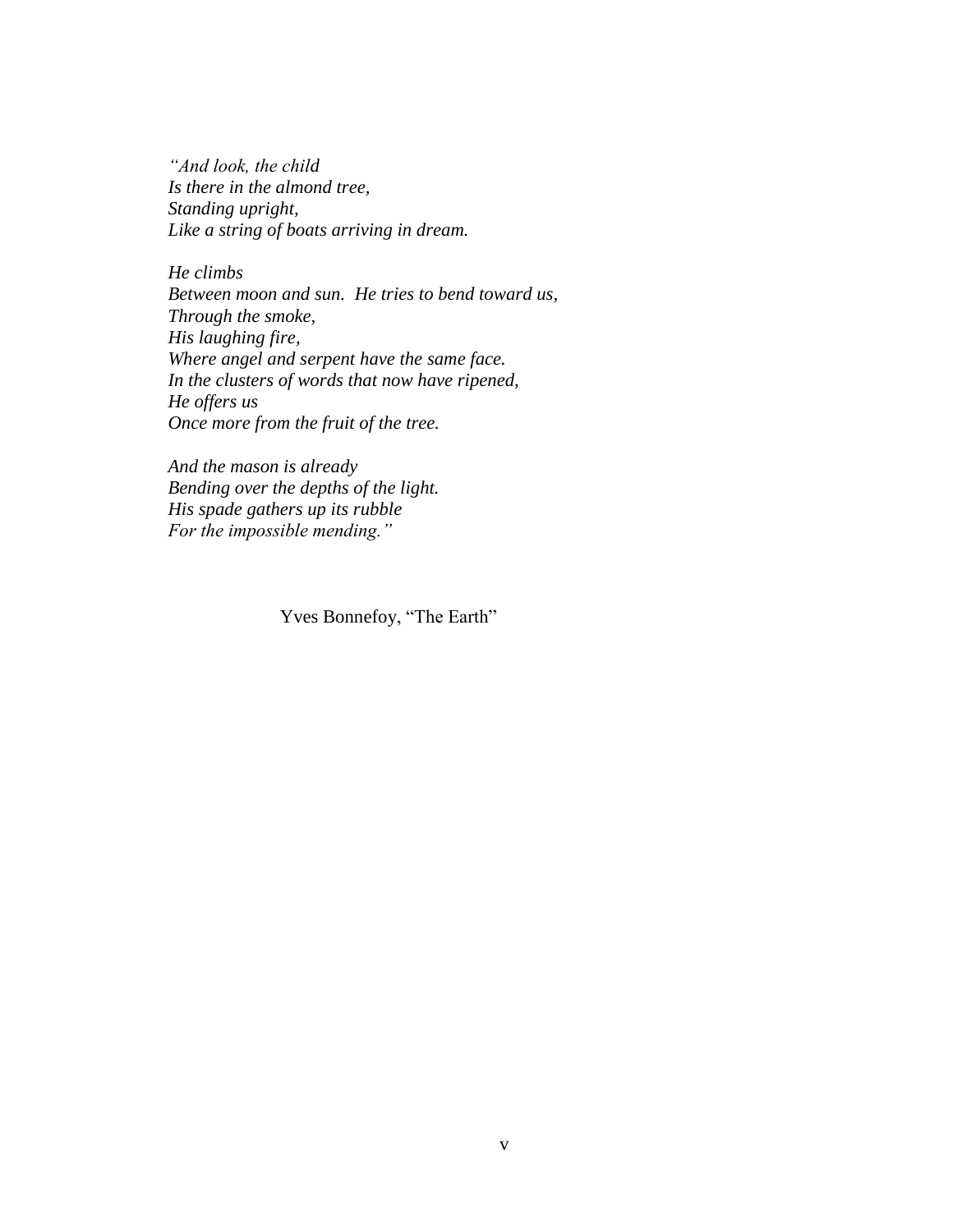*"And look, the child*
*Is there in the almond tree,*
*Standing upright,*
*Like a string of boats arriving in dream.*

*He climbs*
*Between moon and sun. He tries to bend toward us,*
*Through the smoke,*
*His laughing fire,*
*Where angel and serpent have the same face.*
*In the clusters of words that now have ripened,*
*He offers us*
*Once more from the fruit of the tree.*

*And the mason is already*
*Bending over the depths of the light.*
*His spade gathers up its rubble*
*For the impossible mending."*

Yves Bonnefoy, "The Earth"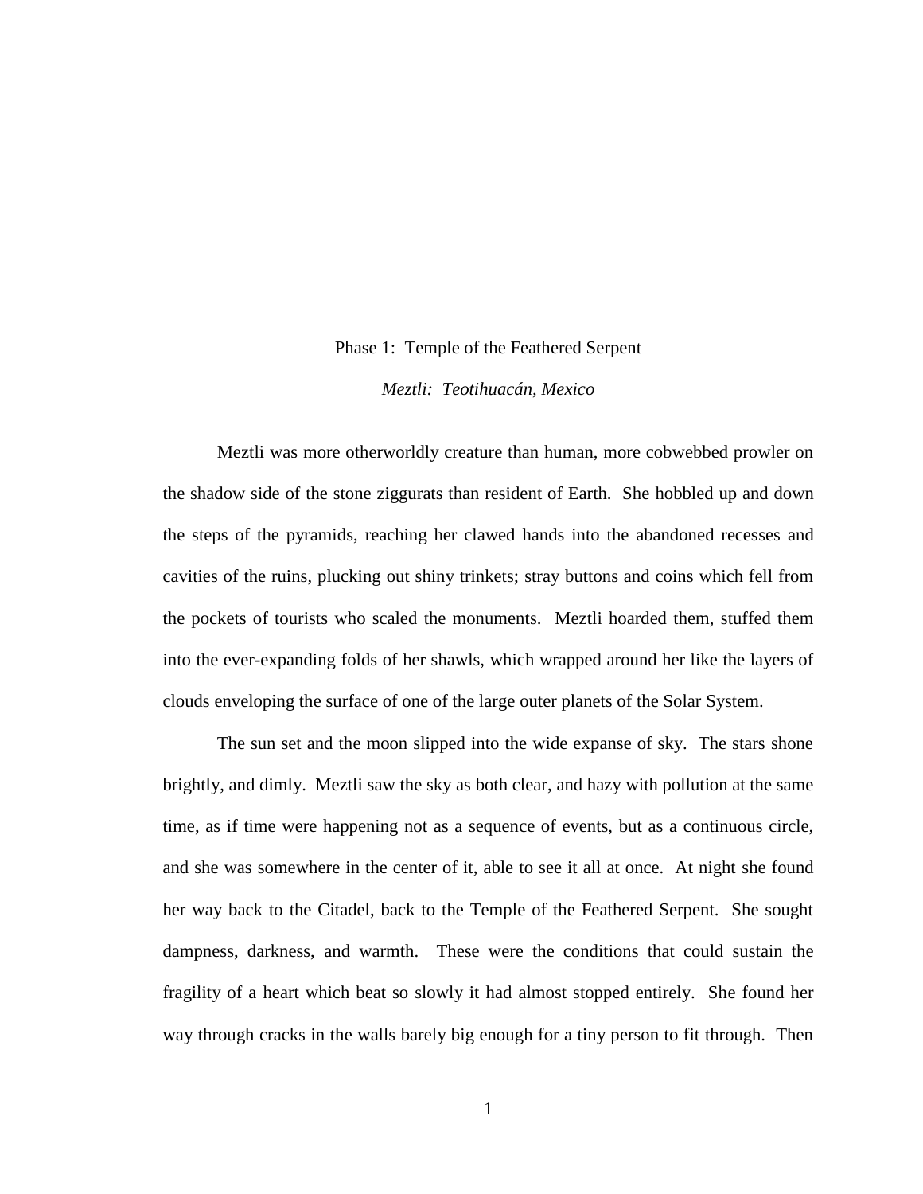## Phase 1: Temple of the Feathered Serpent

*Meztli: Teotihuacán, Mexico*

Meztli was more otherworldly creature than human, more cobwebbed prowler on the shadow side of the stone ziggurats than resident of Earth. She hobbled up and down the steps of the pyramids, reaching her clawed hands into the abandoned recesses and cavities of the ruins, plucking out shiny trinkets; stray buttons and coins which fell from the pockets of tourists who scaled the monuments. Meztli hoarded them, stuffed them into the ever-expanding folds of her shawls, which wrapped around her like the layers of clouds enveloping the surface of one of the large outer planets of the Solar System.

The sun set and the moon slipped into the wide expanse of sky. The stars shone brightly, and dimly. Meztli saw the sky as both clear, and hazy with pollution at the same time, as if time were happening not as a sequence of events, but as a continuous circle, and she was somewhere in the center of it, able to see it all at once. At night she found her way back to the Citadel, back to the Temple of the Feathered Serpent. She sought dampness, darkness, and warmth. These were the conditions that could sustain the fragility of a heart which beat so slowly it had almost stopped entirely. She found her way through cracks in the walls barely big enough for a tiny person to fit through. Then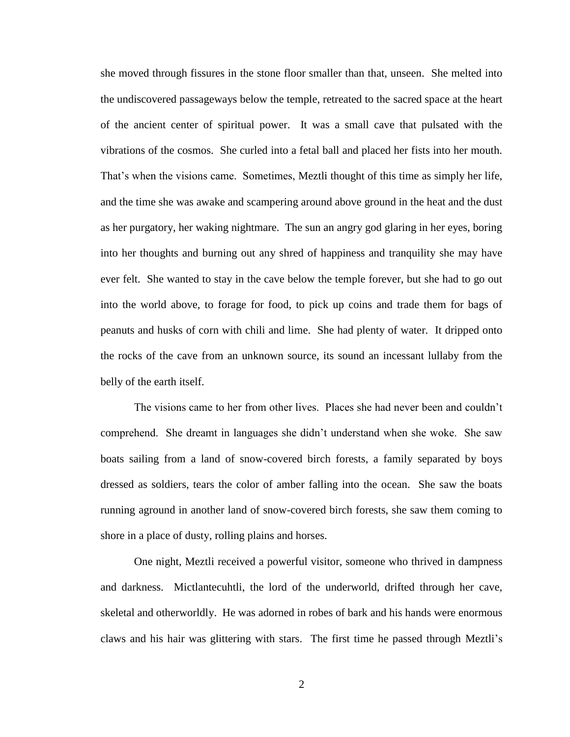she moved through fissures in the stone floor smaller than that, unseen. She melted into the undiscovered passageways below the temple, retreated to the sacred space at the heart of the ancient center of spiritual power. It was a small cave that pulsated with the vibrations of the cosmos. She curled into a fetal ball and placed her fists into her mouth. That's when the visions came. Sometimes, Meztli thought of this time as simply her life, and the time she was awake and scampering around above ground in the heat and the dust as her purgatory, her waking nightmare. The sun an angry god glaring in her eyes, boring into her thoughts and burning out any shred of happiness and tranquility she may have ever felt. She wanted to stay in the cave below the temple forever, but she had to go out into the world above, to forage for food, to pick up coins and trade them for bags of peanuts and husks of corn with chili and lime. She had plenty of water. It dripped onto the rocks of the cave from an unknown source, its sound an incessant lullaby from the belly of the earth itself.

The visions came to her from other lives. Places she had never been and couldn't comprehend. She dreamt in languages she didn't understand when she woke. She saw boats sailing from a land of snow-covered birch forests, a family separated by boys dressed as soldiers, tears the color of amber falling into the ocean. She saw the boats running aground in another land of snow-covered birch forests, she saw them coming to shore in a place of dusty, rolling plains and horses.

One night, Meztli received a powerful visitor, someone who thrived in dampness and darkness. Mictlantecuhtli, the lord of the underworld, drifted through her cave, skeletal and otherworldly. He was adorned in robes of bark and his hands were enormous claws and his hair was glittering with stars. The first time he passed through Meztli's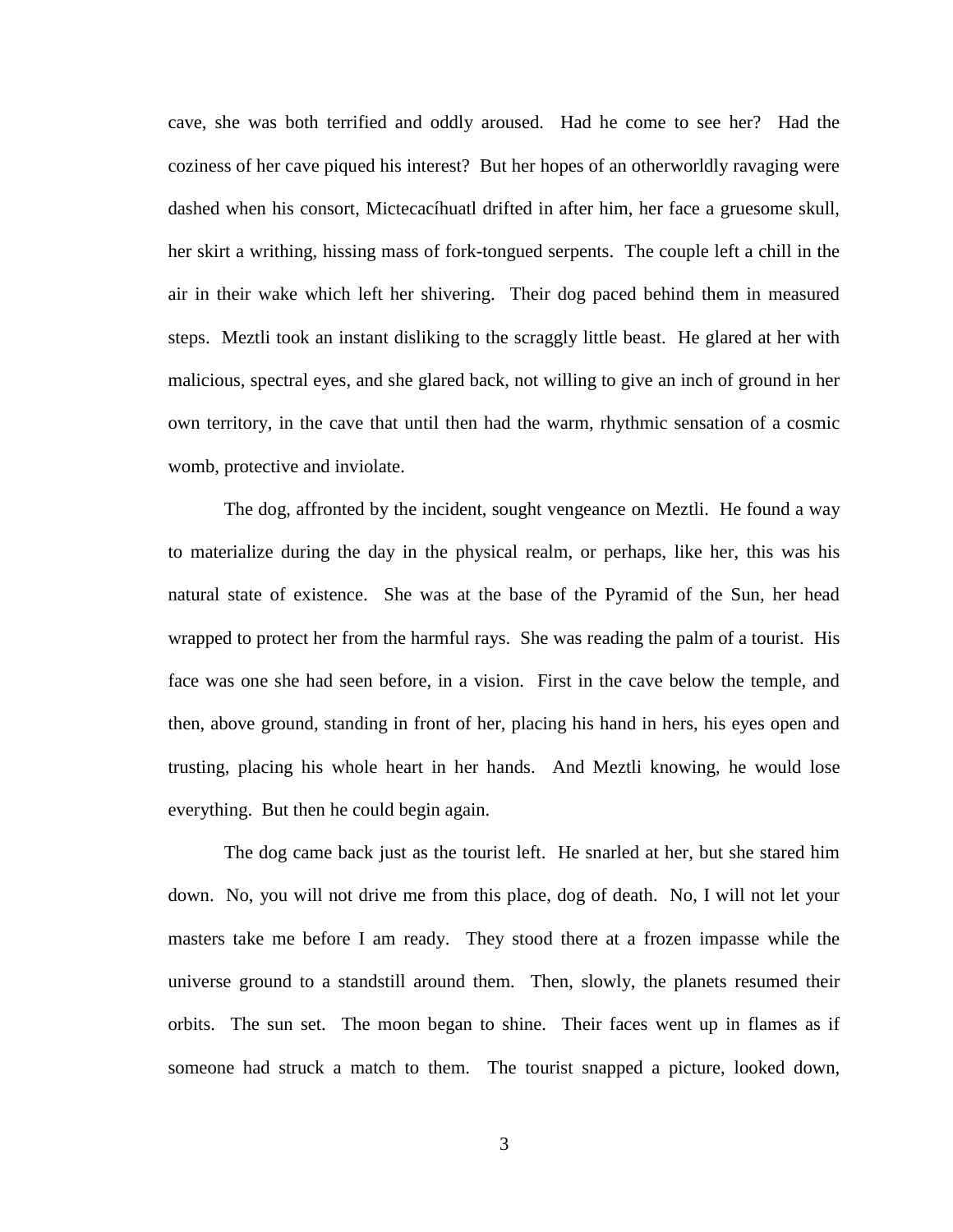cave, she was both terrified and oddly aroused. Had he come to see her? Had the coziness of her cave piqued his interest? But her hopes of an otherworldly ravaging were dashed when his consort, Mictecacíhuatl drifted in after him, her face a gruesome skull, her skirt a writhing, hissing mass of fork-tongued serpents. The couple left a chill in the air in their wake which left her shivering. Their dog paced behind them in measured steps. Meztli took an instant disliking to the scraggly little beast. He glared at her with malicious, spectral eyes, and she glared back, not willing to give an inch of ground in her own territory, in the cave that until then had the warm, rhythmic sensation of a cosmic womb, protective and inviolate.

The dog, affronted by the incident, sought vengeance on Meztli. He found a way to materialize during the day in the physical realm, or perhaps, like her, this was his natural state of existence. She was at the base of the Pyramid of the Sun, her head wrapped to protect her from the harmful rays. She was reading the palm of a tourist. His face was one she had seen before, in a vision. First in the cave below the temple, and then, above ground, standing in front of her, placing his hand in hers, his eyes open and trusting, placing his whole heart in her hands. And Meztli knowing, he would lose everything. But then he could begin again.

The dog came back just as the tourist left. He snarled at her, but she stared him down. No, you will not drive me from this place, dog of death. No, I will not let your masters take me before I am ready. They stood there at a frozen impasse while the universe ground to a standstill around them. Then, slowly, the planets resumed their orbits. The sun set. The moon began to shine. Their faces went up in flames as if someone had struck a match to them. The tourist snapped a picture, looked down,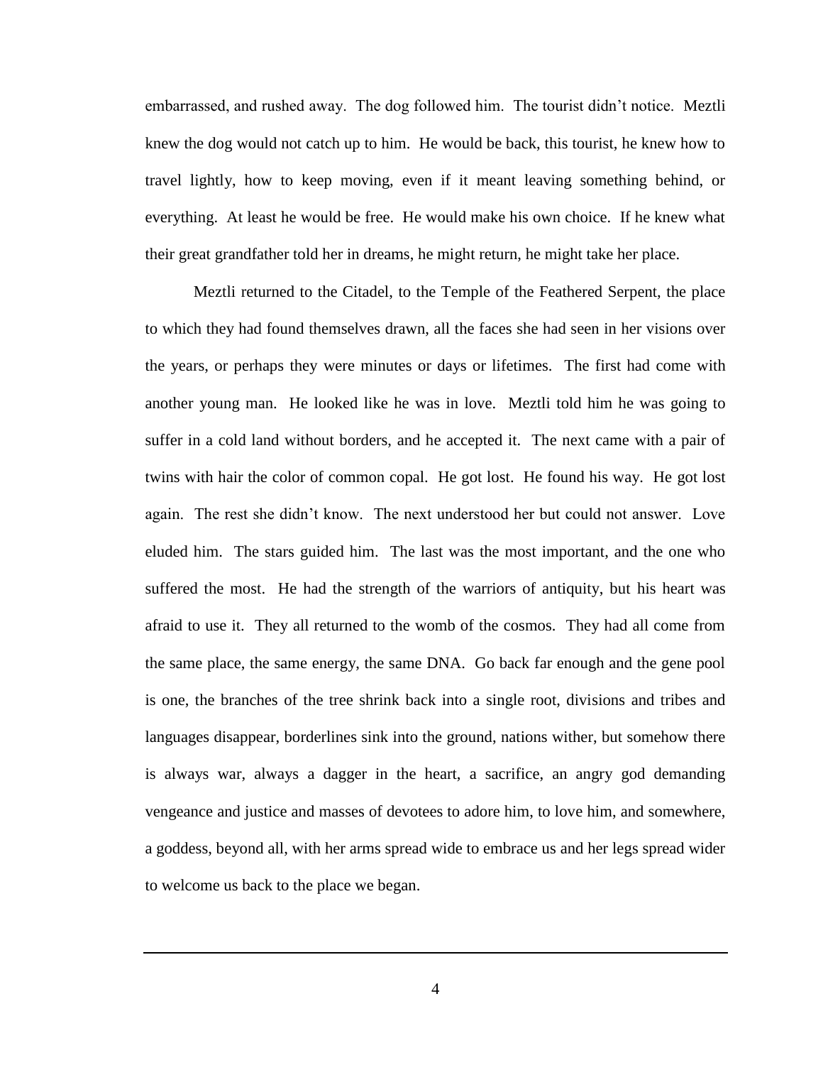embarrassed, and rushed away. The dog followed him. The tourist didn't notice. Meztli knew the dog would not catch up to him. He would be back, this tourist, he knew how to travel lightly, how to keep moving, even if it meant leaving something behind, or everything. At least he would be free. He would make his own choice. If he knew what their great grandfather told her in dreams, he might return, he might take her place.

Meztli returned to the Citadel, to the Temple of the Feathered Serpent, the place to which they had found themselves drawn, all the faces she had seen in her visions over the years, or perhaps they were minutes or days or lifetimes. The first had come with another young man. He looked like he was in love. Meztli told him he was going to suffer in a cold land without borders, and he accepted it. The next came with a pair of twins with hair the color of common copal. He got lost. He found his way. He got lost again. The rest she didn't know. The next understood her but could not answer. Love eluded him. The stars guided him. The last was the most important, and the one who suffered the most. He had the strength of the warriors of antiquity, but his heart was afraid to use it. They all returned to the womb of the cosmos. They had all come from the same place, the same energy, the same DNA. Go back far enough and the gene pool is one, the branches of the tree shrink back into a single root, divisions and tribes and languages disappear, borderlines sink into the ground, nations wither, but somehow there is always war, always a dagger in the heart, a sacrifice, an angry god demanding vengeance and justice and masses of devotees to adore him, to love him, and somewhere, a goddess, beyond all, with her arms spread wide to embrace us and her legs spread wider to welcome us back to the place we began.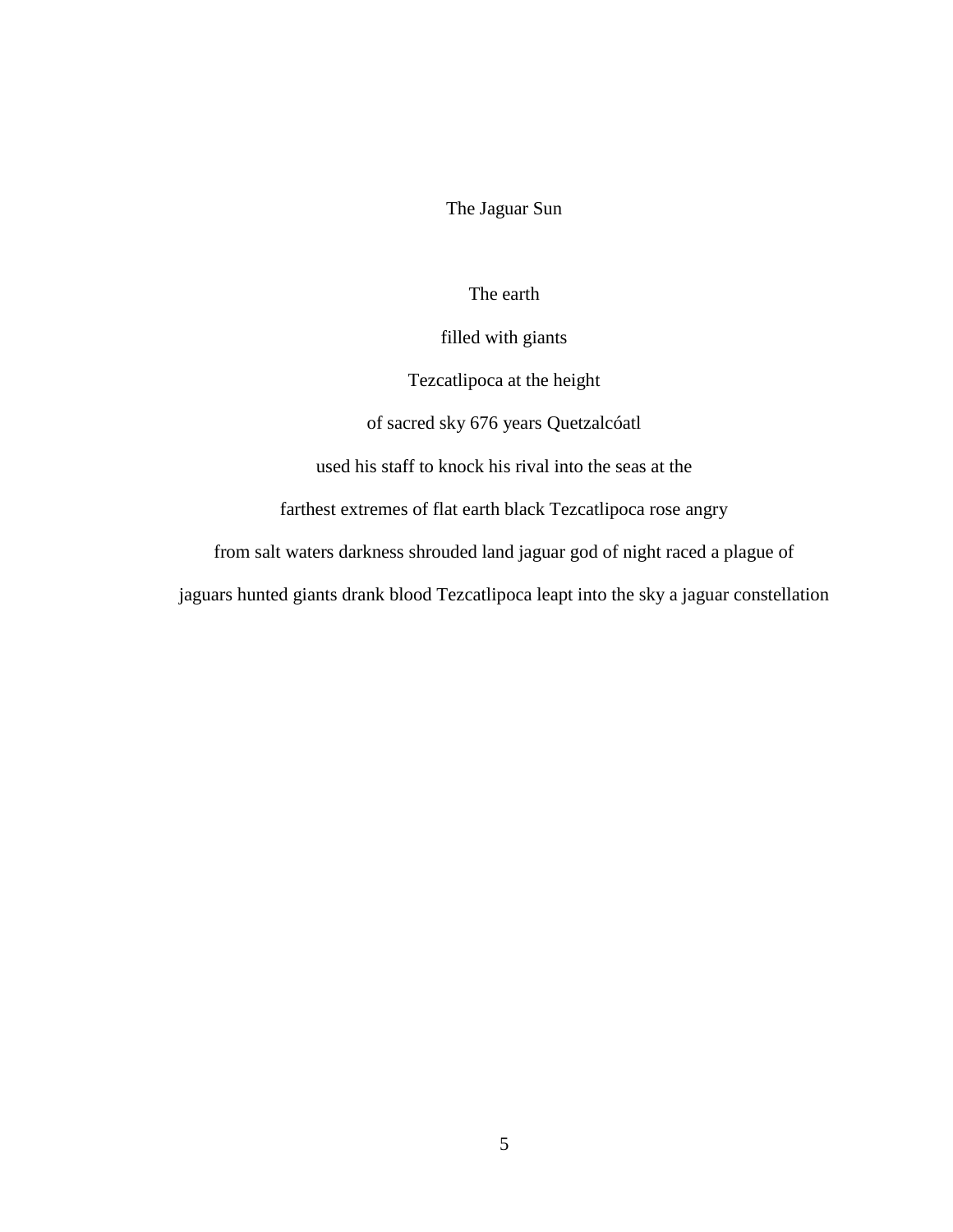# The Jaguar Sun

The earth

filled with giants

Tezcatlipoca at the height

of sacred sky 676 years Quetzalcóatl

used his staff to knock his rival into the seas at the

farthest extremes of flat earth black Tezcatlipoca rose angry

from salt waters darkness shrouded land jaguar god of night raced a plague of

jaguars hunted giants drank blood Tezcatlipoca leapt into the sky a jaguar constellation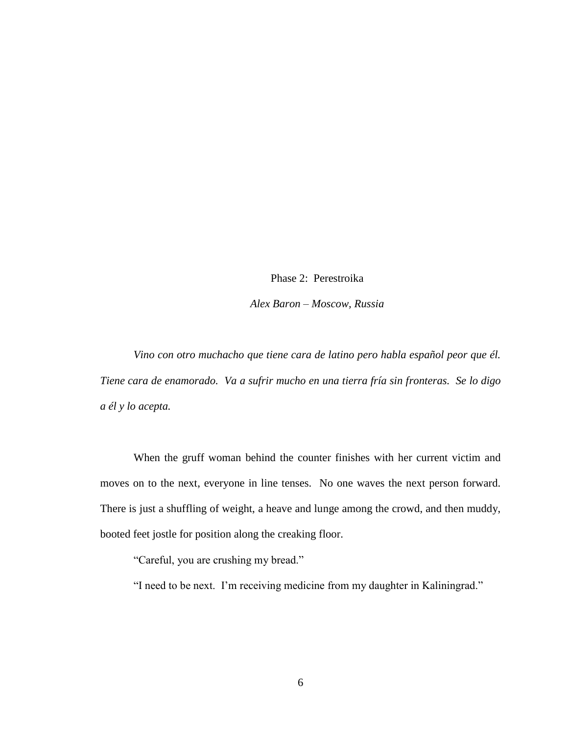## Phase 2: Perestroika

*Alex Baron – Moscow, Russia*

*Vino con otro muchacho que tiene cara de latino pero habla español peor que él. Tiene cara de enamorado. Va a sufrir mucho en una tierra fría sin fronteras. Se lo digo a él y lo acepta.*

When the gruff woman behind the counter finishes with her current victim and moves on to the next, everyone in line tenses. No one waves the next person forward. There is just a shuffling of weight, a heave and lunge among the crowd, and then muddy, booted feet jostle for position along the creaking floor.

"Careful, you are crushing my bread."

"I need to be next. I'm receiving medicine from my daughter in Kaliningrad."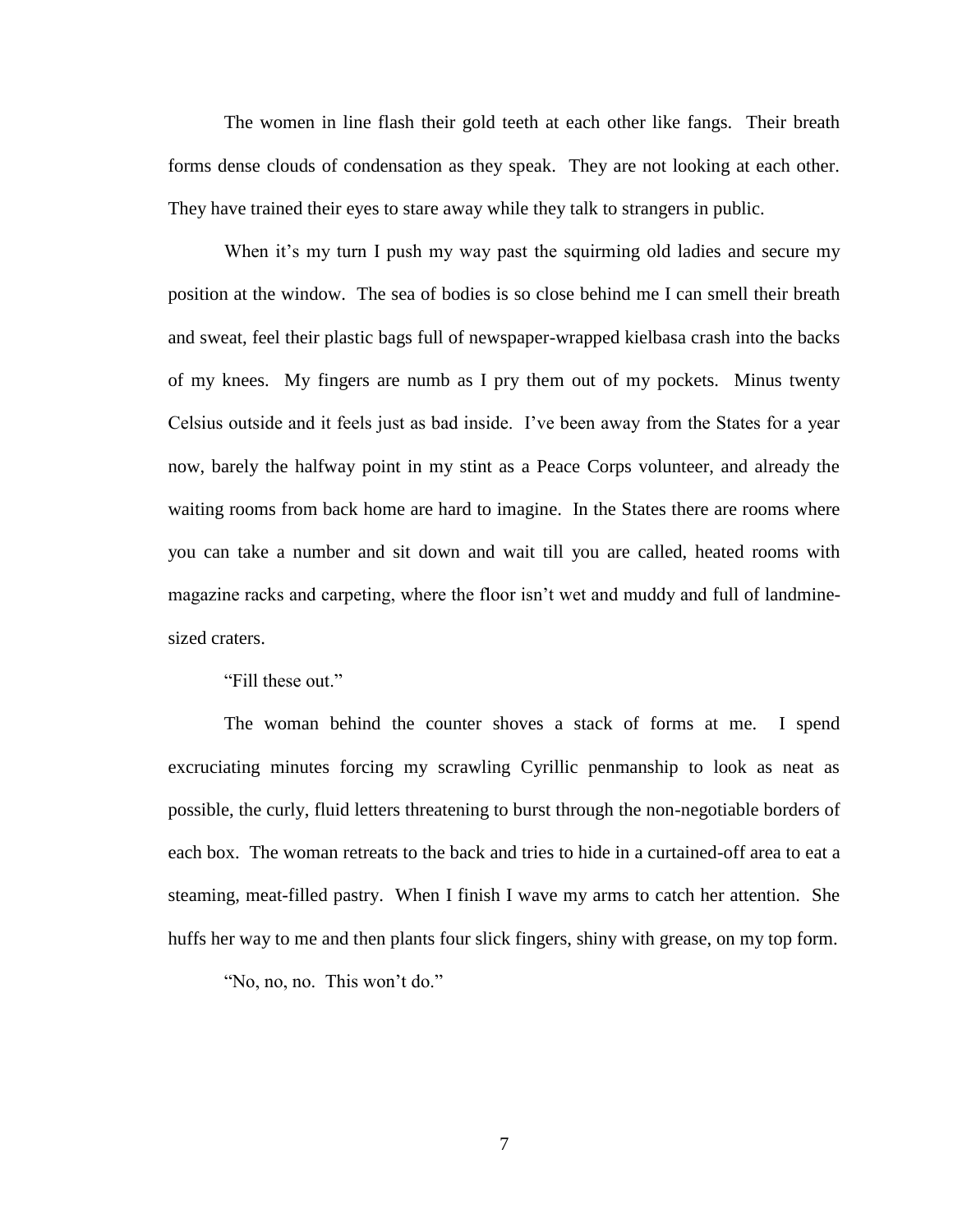The women in line flash their gold teeth at each other like fangs. Their breath forms dense clouds of condensation as they speak. They are not looking at each other. They have trained their eyes to stare away while they talk to strangers in public.

When it's my turn I push my way past the squirming old ladies and secure my position at the window. The sea of bodies is so close behind me I can smell their breath and sweat, feel their plastic bags full of newspaper-wrapped kielbasa crash into the backs of my knees. My fingers are numb as I pry them out of my pockets. Minus twenty Celsius outside and it feels just as bad inside. I've been away from the States for a year now, barely the halfway point in my stint as a Peace Corps volunteer, and already the waiting rooms from back home are hard to imagine. In the States there are rooms where you can take a number and sit down and wait till you are called, heated rooms with magazine racks and carpeting, where the floor isn't wet and muddy and full of landmine-sized craters.

"Fill these out."

The woman behind the counter shoves a stack of forms at me. I spend excruciating minutes forcing my scrawling Cyrillic penmanship to look as neat as possible, the curly, fluid letters threatening to burst through the non-negotiable borders of each box. The woman retreats to the back and tries to hide in a curtained-off area to eat a steaming, meat-filled pastry. When I finish I wave my arms to catch her attention. She huffs her way to me and then plants four slick fingers, shiny with grease, on my top form.

"No, no, no. This won't do."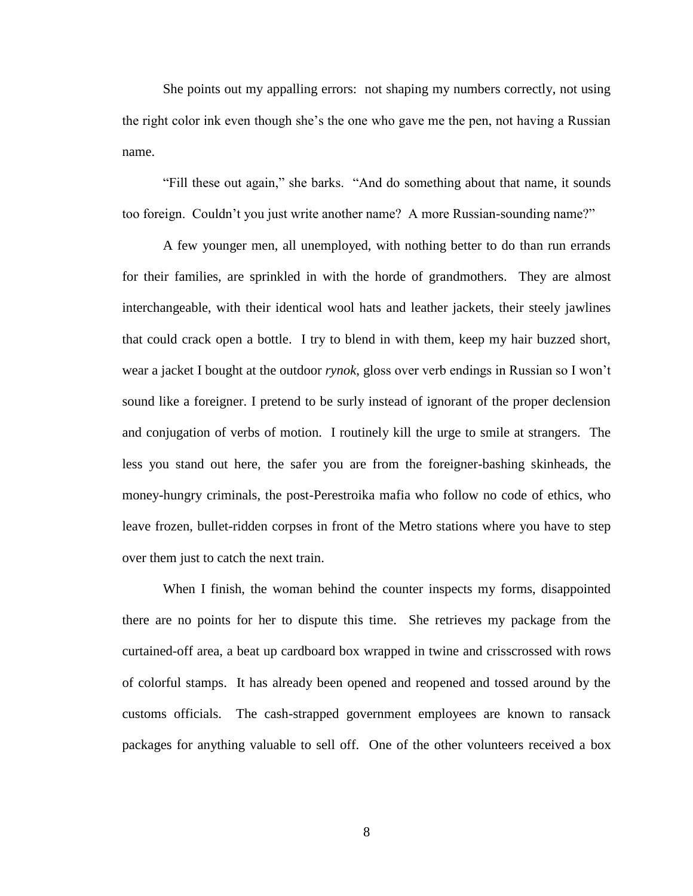She points out my appalling errors: not shaping my numbers correctly, not using the right color ink even though she's the one who gave me the pen, not having a Russian name.

"Fill these out again," she barks. "And do something about that name, it sounds too foreign. Couldn't you just write another name? A more Russian-sounding name?"

A few younger men, all unemployed, with nothing better to do than run errands for their families, are sprinkled in with the horde of grandmothers. They are almost interchangeable, with their identical wool hats and leather jackets, their steely jawlines that could crack open a bottle. I try to blend in with them, keep my hair buzzed short, wear a jacket I bought at the outdoor *rynok*, gloss over verb endings in Russian so I won't sound like a foreigner. I pretend to be surly instead of ignorant of the proper declension and conjugation of verbs of motion. I routinely kill the urge to smile at strangers. The less you stand out here, the safer you are from the foreigner-bashing skinheads, the money-hungry criminals, the post-Perestroika mafia who follow no code of ethics, who leave frozen, bullet-ridden corpses in front of the Metro stations where you have to step over them just to catch the next train.

When I finish, the woman behind the counter inspects my forms, disappointed there are no points for her to dispute this time. She retrieves my package from the curtained-off area, a beat up cardboard box wrapped in twine and crisscrossed with rows of colorful stamps. It has already been opened and reopened and tossed around by the customs officials. The cash-strapped government employees are known to ransack packages for anything valuable to sell off. One of the other volunteers received a box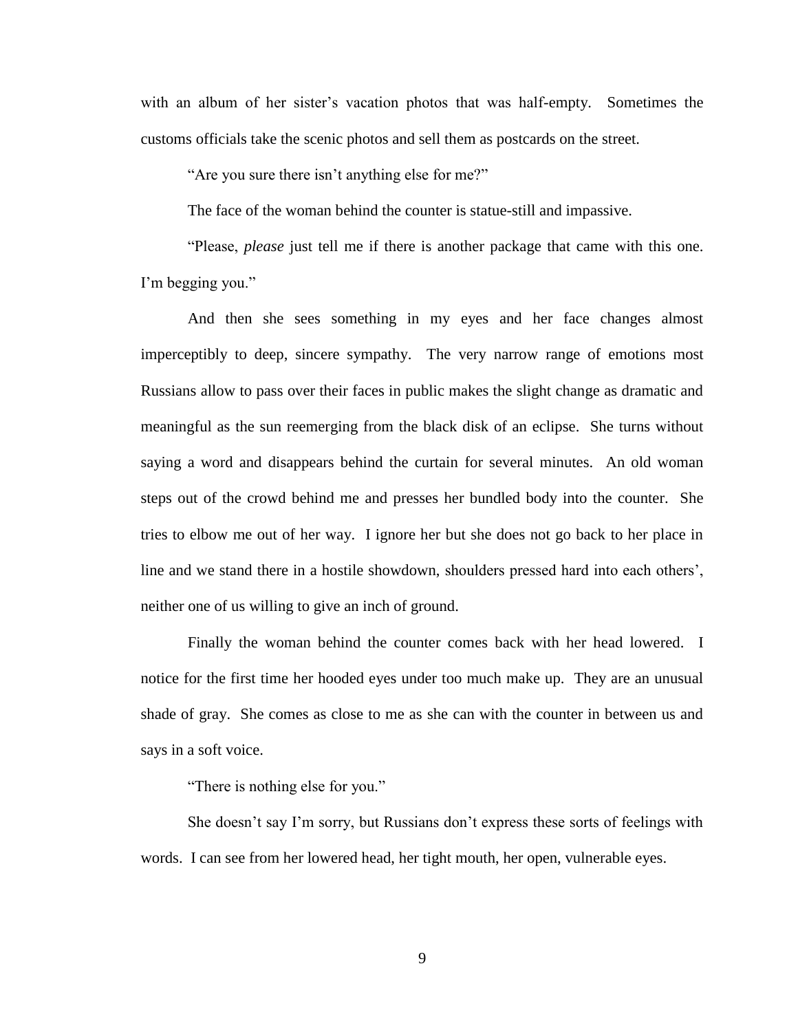with an album of her sister's vacation photos that was half-empty. Sometimes the customs officials take the scenic photos and sell them as postcards on the street.

"Are you sure there isn't anything else for me?"

The face of the woman behind the counter is statue-still and impassive.

"Please, *please* just tell me if there is another package that came with this one. I'm begging you."

And then she sees something in my eyes and her face changes almost imperceptibly to deep, sincere sympathy. The very narrow range of emotions most Russians allow to pass over their faces in public makes the slight change as dramatic and meaningful as the sun reemerging from the black disk of an eclipse. She turns without saying a word and disappears behind the curtain for several minutes. An old woman steps out of the crowd behind me and presses her bundled body into the counter. She tries to elbow me out of her way. I ignore her but she does not go back to her place in line and we stand there in a hostile showdown, shoulders pressed hard into each others', neither one of us willing to give an inch of ground.

Finally the woman behind the counter comes back with her head lowered. I notice for the first time her hooded eyes under too much make up. They are an unusual shade of gray. She comes as close to me as she can with the counter in between us and says in a soft voice.

"There is nothing else for you."

She doesn't say I'm sorry, but Russians don't express these sorts of feelings with words. I can see from her lowered head, her tight mouth, her open, vulnerable eyes.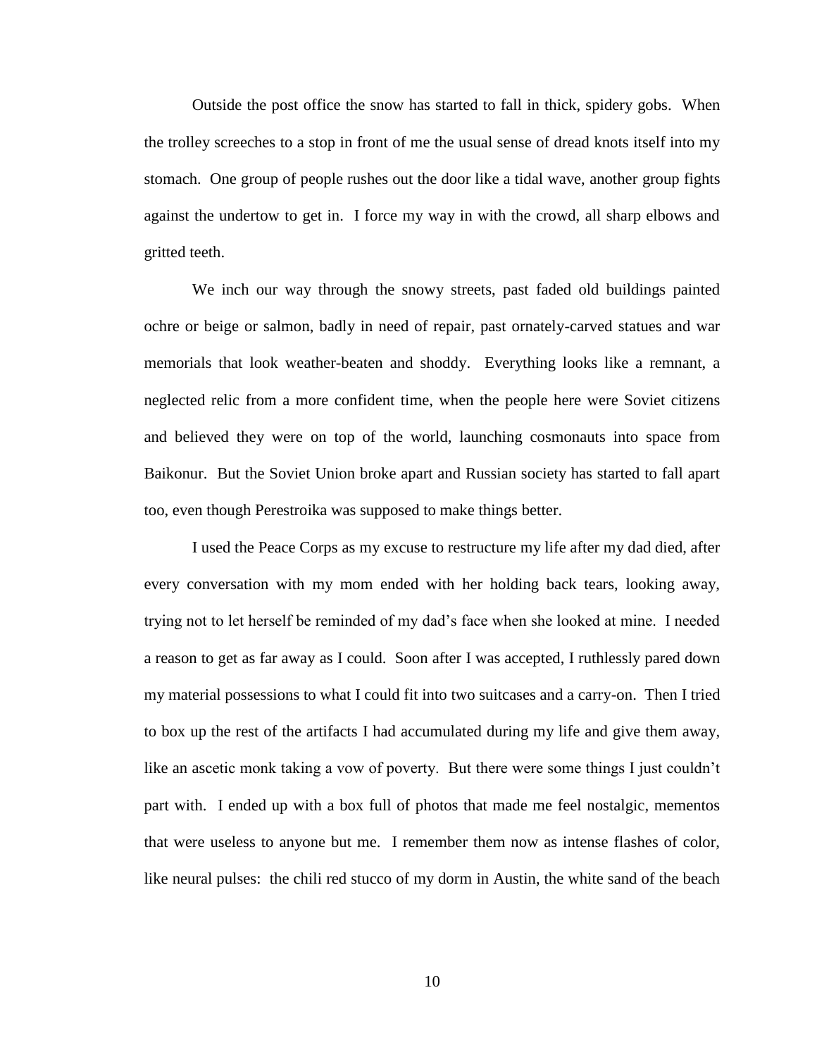Outside the post office the snow has started to fall in thick, spidery gobs. When the trolley screeches to a stop in front of me the usual sense of dread knots itself into my stomach. One group of people rushes out the door like a tidal wave, another group fights against the undertow to get in. I force my way in with the crowd, all sharp elbows and gritted teeth.

We inch our way through the snowy streets, past faded old buildings painted ochre or beige or salmon, badly in need of repair, past ornately-carved statues and war memorials that look weather-beaten and shoddy. Everything looks like a remnant, a neglected relic from a more confident time, when the people here were Soviet citizens and believed they were on top of the world, launching cosmonauts into space from Baikonur. But the Soviet Union broke apart and Russian society has started to fall apart too, even though Perestroika was supposed to make things better.

I used the Peace Corps as my excuse to restructure my life after my dad died, after every conversation with my mom ended with her holding back tears, looking away, trying not to let herself be reminded of my dad's face when she looked at mine. I needed a reason to get as far away as I could. Soon after I was accepted, I ruthlessly pared down my material possessions to what I could fit into two suitcases and a carry-on. Then I tried to box up the rest of the artifacts I had accumulated during my life and give them away, like an ascetic monk taking a vow of poverty. But there were some things I just couldn't part with. I ended up with a box full of photos that made me feel nostalgic, mementos that were useless to anyone but me. I remember them now as intense flashes of color, like neural pulses: the chili red stucco of my dorm in Austin, the white sand of the beach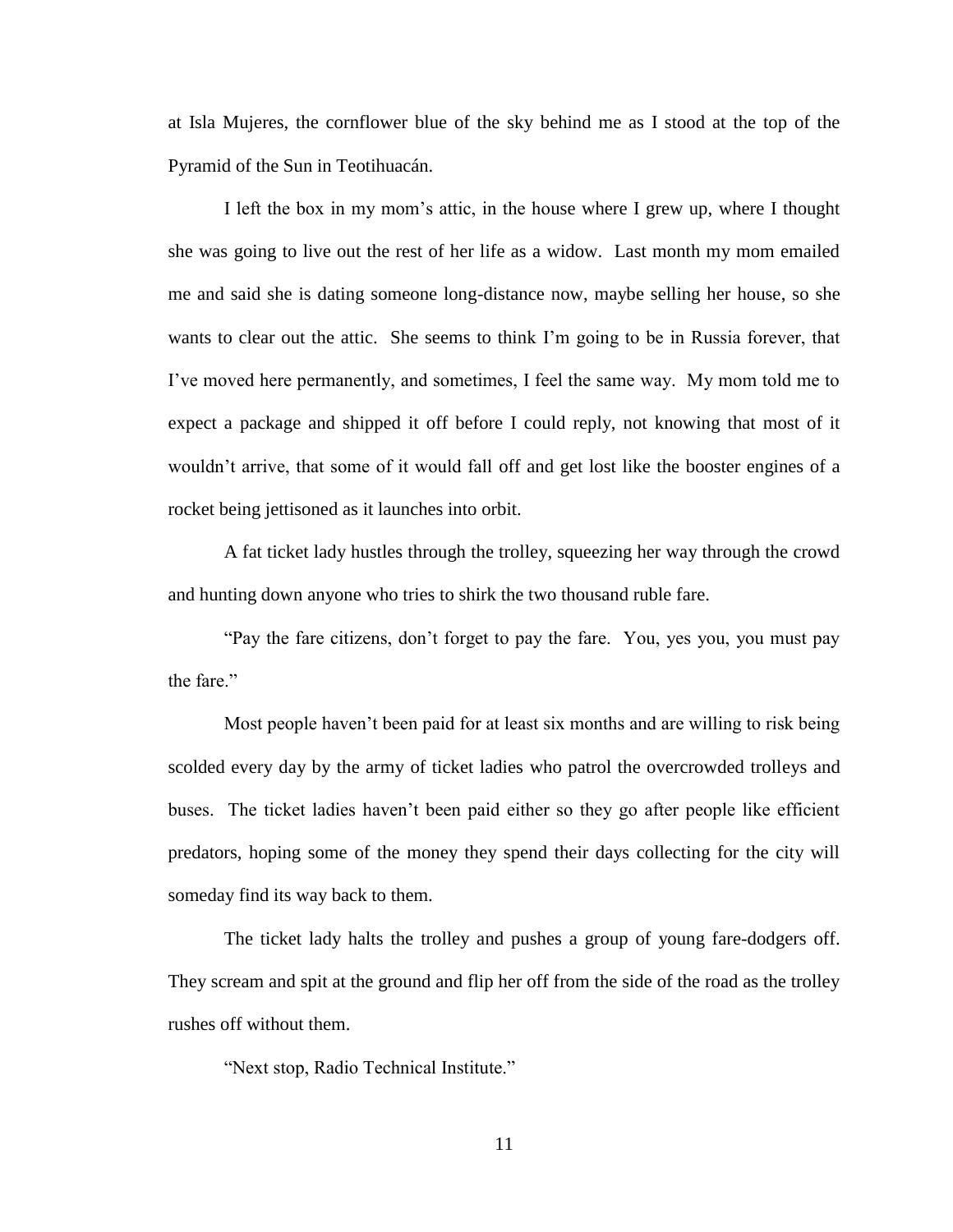at Isla Mujeres, the cornflower blue of the sky behind me as I stood at the top of the Pyramid of the Sun in Teotihuacán.

I left the box in my mom's attic, in the house where I grew up, where I thought she was going to live out the rest of her life as a widow. Last month my mom emailed me and said she is dating someone long-distance now, maybe selling her house, so she wants to clear out the attic. She seems to think I'm going to be in Russia forever, that I've moved here permanently, and sometimes, I feel the same way. My mom told me to expect a package and shipped it off before I could reply, not knowing that most of it wouldn't arrive, that some of it would fall off and get lost like the booster engines of a rocket being jettisoned as it launches into orbit.

A fat ticket lady hustles through the trolley, squeezing her way through the crowd and hunting down anyone who tries to shirk the two thousand ruble fare.

"Pay the fare citizens, don't forget to pay the fare. You, yes you, you must pay the fare."

Most people haven't been paid for at least six months and are willing to risk being scolded every day by the army of ticket ladies who patrol the overcrowded trolleys and buses. The ticket ladies haven't been paid either so they go after people like efficient predators, hoping some of the money they spend their days collecting for the city will someday find its way back to them.

The ticket lady halts the trolley and pushes a group of young fare-dodgers off. They scream and spit at the ground and flip her off from the side of the road as the trolley rushes off without them.

"Next stop, Radio Technical Institute."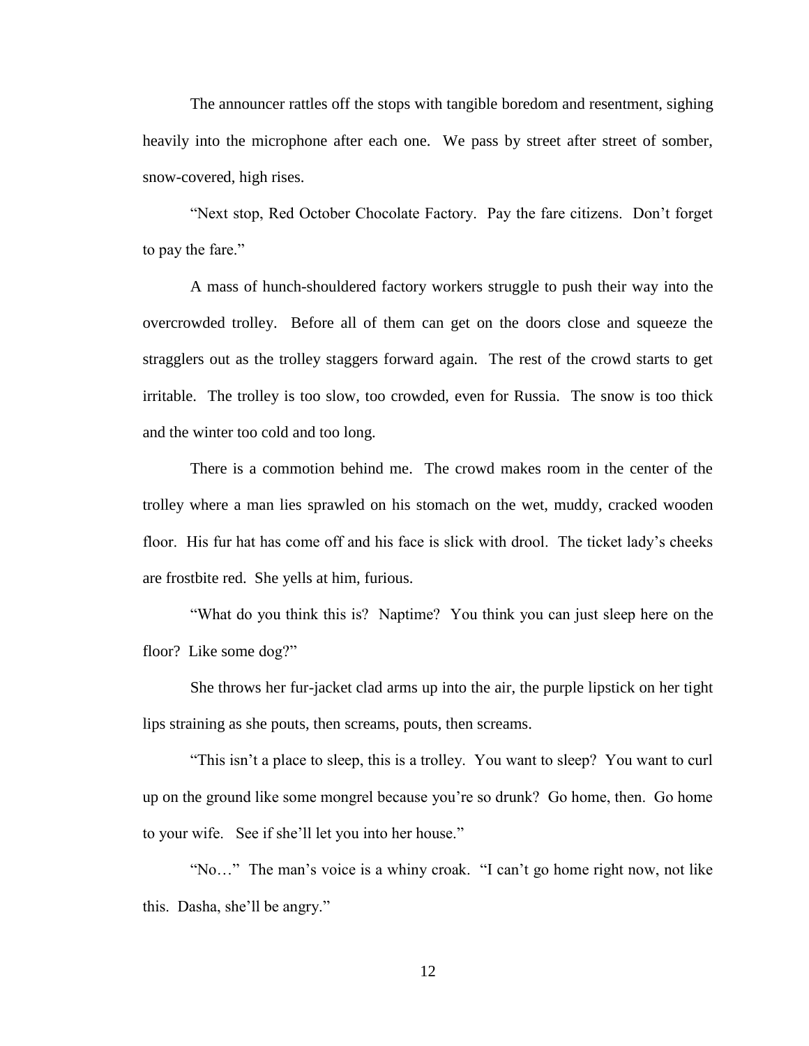The announcer rattles off the stops with tangible boredom and resentment, sighing heavily into the microphone after each one. We pass by street after street of somber, snow-covered, high rises.

"Next stop, Red October Chocolate Factory. Pay the fare citizens. Don't forget to pay the fare."

A mass of hunch-shouldered factory workers struggle to push their way into the overcrowded trolley. Before all of them can get on the doors close and squeeze the stragglers out as the trolley staggers forward again. The rest of the crowd starts to get irritable. The trolley is too slow, too crowded, even for Russia. The snow is too thick and the winter too cold and too long.

There is a commotion behind me. The crowd makes room in the center of the trolley where a man lies sprawled on his stomach on the wet, muddy, cracked wooden floor. His fur hat has come off and his face is slick with drool. The ticket lady's cheeks are frostbite red. She yells at him, furious.

"What do you think this is? Naptime? You think you can just sleep here on the floor? Like some dog?"

She throws her fur-jacket clad arms up into the air, the purple lipstick on her tight lips straining as she pouts, then screams, pouts, then screams.

"This isn't a place to sleep, this is a trolley. You want to sleep? You want to curl up on the ground like some mongrel because you're so drunk? Go home, then. Go home to your wife. See if she'll let you into her house."

"No…" The man's voice is a whiny croak. "I can't go home right now, not like this. Dasha, she'll be angry."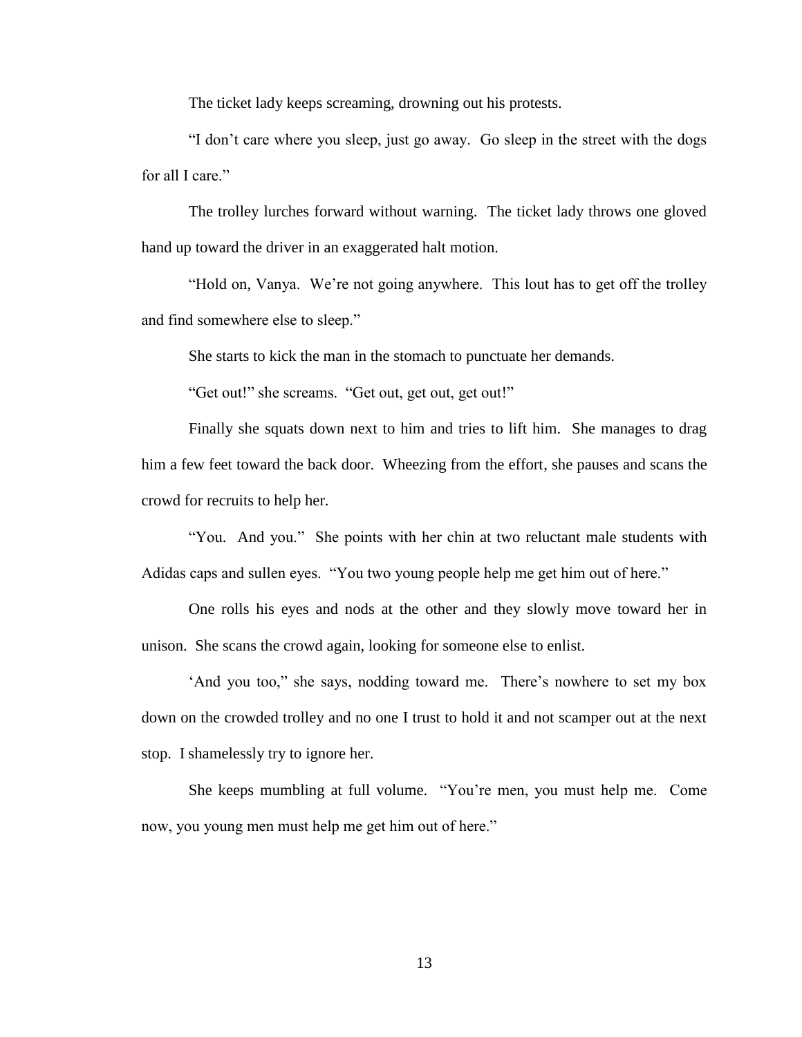The ticket lady keeps screaming, drowning out his protests.

"I don't care where you sleep, just go away. Go sleep in the street with the dogs for all I care."

The trolley lurches forward without warning. The ticket lady throws one gloved hand up toward the driver in an exaggerated halt motion.

"Hold on, Vanya. We're not going anywhere. This lout has to get off the trolley and find somewhere else to sleep."

She starts to kick the man in the stomach to punctuate her demands.

"Get out!" she screams. "Get out, get out, get out!"

Finally she squats down next to him and tries to lift him. She manages to drag him a few feet toward the back door. Wheezing from the effort, she pauses and scans the crowd for recruits to help her.

"You. And you." She points with her chin at two reluctant male students with Adidas caps and sullen eyes. "You two young people help me get him out of here."

One rolls his eyes and nods at the other and they slowly move toward her in unison. She scans the crowd again, looking for someone else to enlist.

'And you too," she says, nodding toward me. There's nowhere to set my box down on the crowded trolley and no one I trust to hold it and not scamper out at the next stop. I shamelessly try to ignore her.

She keeps mumbling at full volume. "You're men, you must help me. Come now, you young men must help me get him out of here."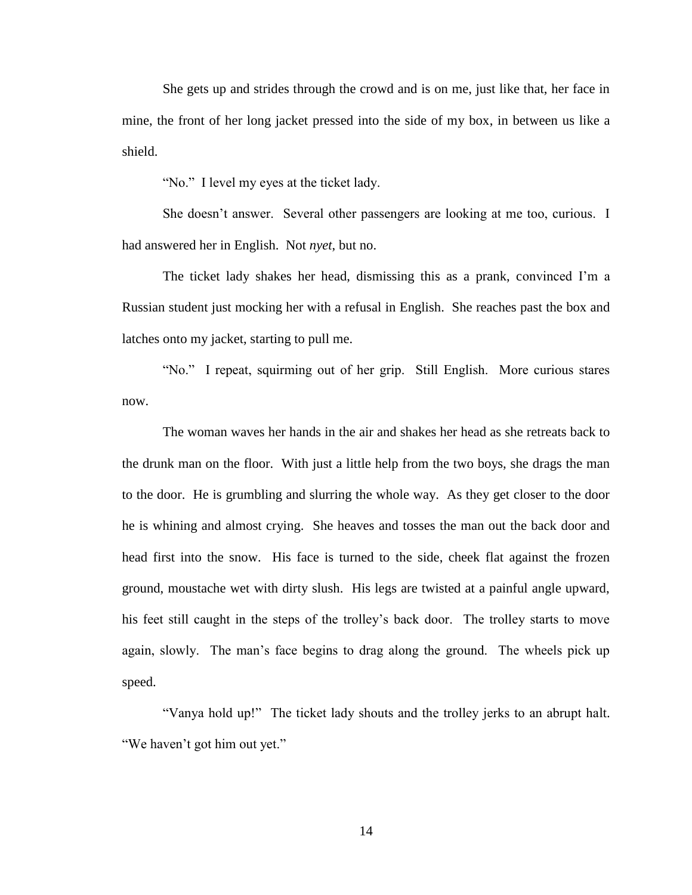She gets up and strides through the crowd and is on me, just like that, her face in mine, the front of her long jacket pressed into the side of my box, in between us like a shield.

"No." I level my eyes at the ticket lady.

She doesn't answer. Several other passengers are looking at me too, curious. I had answered her in English. Not *nyet*, but no.

The ticket lady shakes her head, dismissing this as a prank, convinced I'm a Russian student just mocking her with a refusal in English. She reaches past the box and latches onto my jacket, starting to pull me.

"No." I repeat, squirming out of her grip. Still English. More curious stares now.

The woman waves her hands in the air and shakes her head as she retreats back to the drunk man on the floor. With just a little help from the two boys, she drags the man to the door. He is grumbling and slurring the whole way. As they get closer to the door he is whining and almost crying. She heaves and tosses the man out the back door and head first into the snow. His face is turned to the side, cheek flat against the frozen ground, moustache wet with dirty slush. His legs are twisted at a painful angle upward, his feet still caught in the steps of the trolley's back door. The trolley starts to move again, slowly. The man's face begins to drag along the ground. The wheels pick up speed.

"Vanya hold up!" The ticket lady shouts and the trolley jerks to an abrupt halt. "We haven't got him out yet."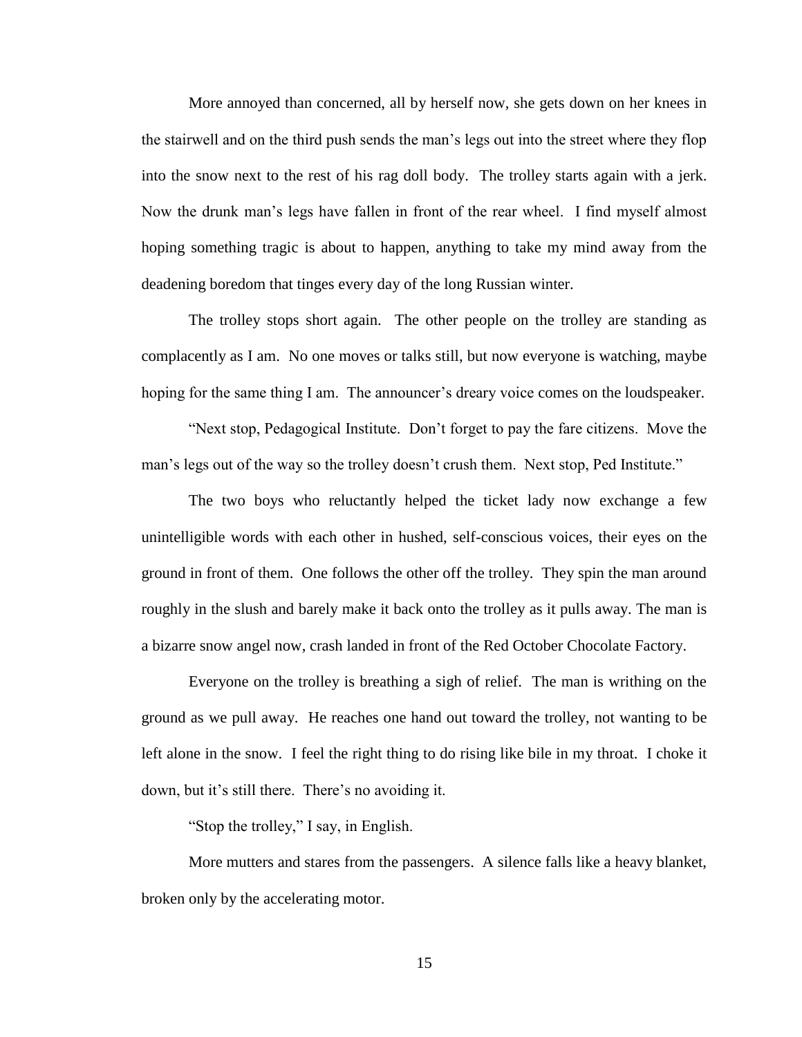More annoyed than concerned, all by herself now, she gets down on her knees in the stairwell and on the third push sends the man's legs out into the street where they flop into the snow next to the rest of his rag doll body. The trolley starts again with a jerk. Now the drunk man's legs have fallen in front of the rear wheel. I find myself almost hoping something tragic is about to happen, anything to take my mind away from the deadening boredom that tinges every day of the long Russian winter.

The trolley stops short again. The other people on the trolley are standing as complacently as I am. No one moves or talks still, but now everyone is watching, maybe hoping for the same thing I am. The announcer's dreary voice comes on the loudspeaker.

"Next stop, Pedagogical Institute. Don't forget to pay the fare citizens. Move the man's legs out of the way so the trolley doesn't crush them. Next stop, Ped Institute."

The two boys who reluctantly helped the ticket lady now exchange a few unintelligible words with each other in hushed, self-conscious voices, their eyes on the ground in front of them. One follows the other off the trolley. They spin the man around roughly in the slush and barely make it back onto the trolley as it pulls away. The man is a bizarre snow angel now, crash landed in front of the Red October Chocolate Factory.

Everyone on the trolley is breathing a sigh of relief. The man is writhing on the ground as we pull away. He reaches one hand out toward the trolley, not wanting to be left alone in the snow. I feel the right thing to do rising like bile in my throat. I choke it down, but it's still there. There's no avoiding it.

"Stop the trolley," I say, in English.

More mutters and stares from the passengers. A silence falls like a heavy blanket, broken only by the accelerating motor.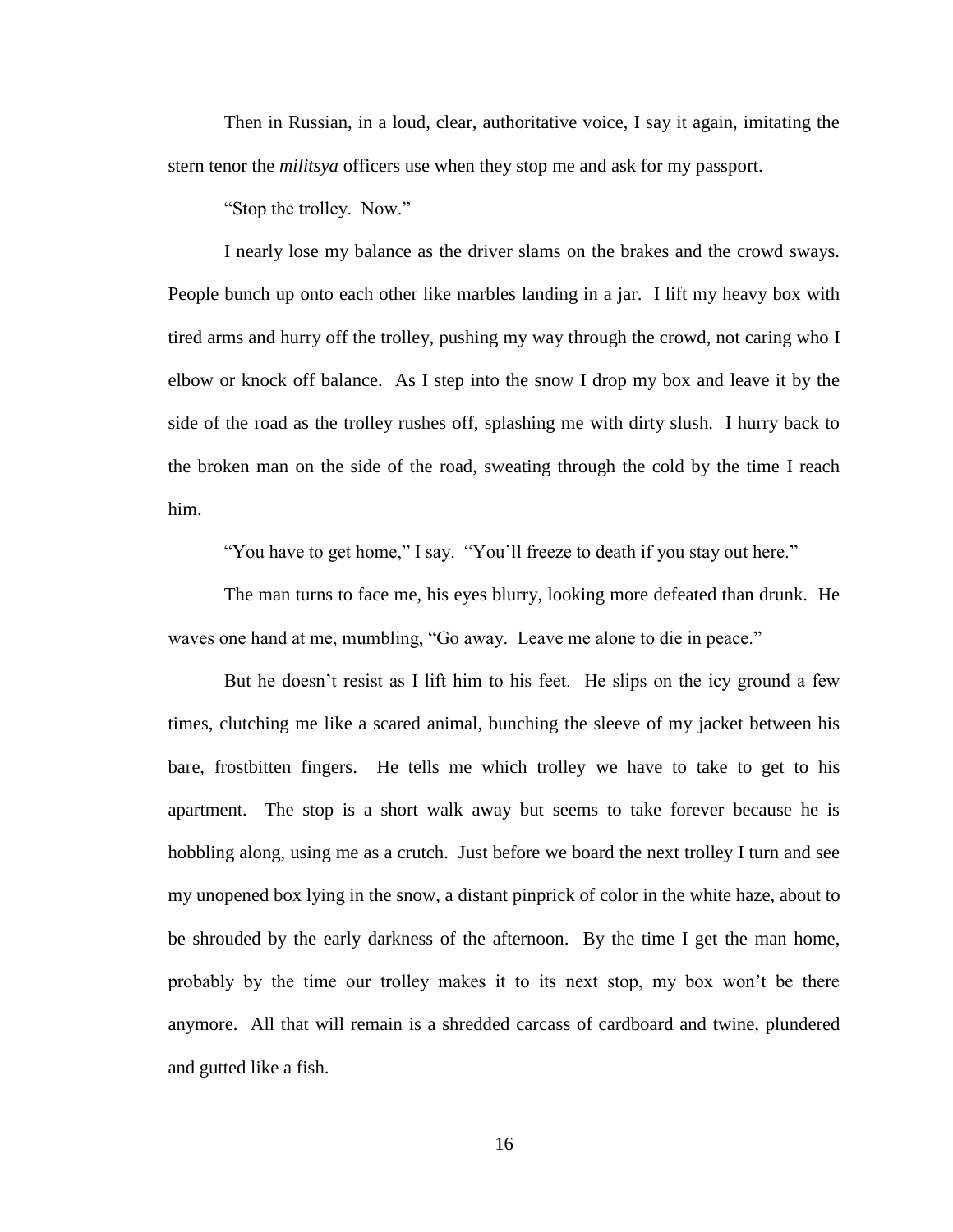Then in Russian, in a loud, clear, authoritative voice, I say it again, imitating the stern tenor the *militsya* officers use when they stop me and ask for my passport.

"Stop the trolley. Now."

I nearly lose my balance as the driver slams on the brakes and the crowd sways. People bunch up onto each other like marbles landing in a jar. I lift my heavy box with tired arms and hurry off the trolley, pushing my way through the crowd, not caring who I elbow or knock off balance. As I step into the snow I drop my box and leave it by the side of the road as the trolley rushes off, splashing me with dirty slush. I hurry back to the broken man on the side of the road, sweating through the cold by the time I reach him.

"You have to get home," I say. "You'll freeze to death if you stay out here."

The man turns to face me, his eyes blurry, looking more defeated than drunk. He waves one hand at me, mumbling, "Go away. Leave me alone to die in peace."

But he doesn't resist as I lift him to his feet. He slips on the icy ground a few times, clutching me like a scared animal, bunching the sleeve of my jacket between his bare, frostbitten fingers. He tells me which trolley we have to take to get to his apartment. The stop is a short walk away but seems to take forever because he is hobbling along, using me as a crutch. Just before we board the next trolley I turn and see my unopened box lying in the snow, a distant pinprick of color in the white haze, about to be shrouded by the early darkness of the afternoon. By the time I get the man home, probably by the time our trolley makes it to its next stop, my box won't be there anymore. All that will remain is a shredded carcass of cardboard and twine, plundered and gutted like a fish.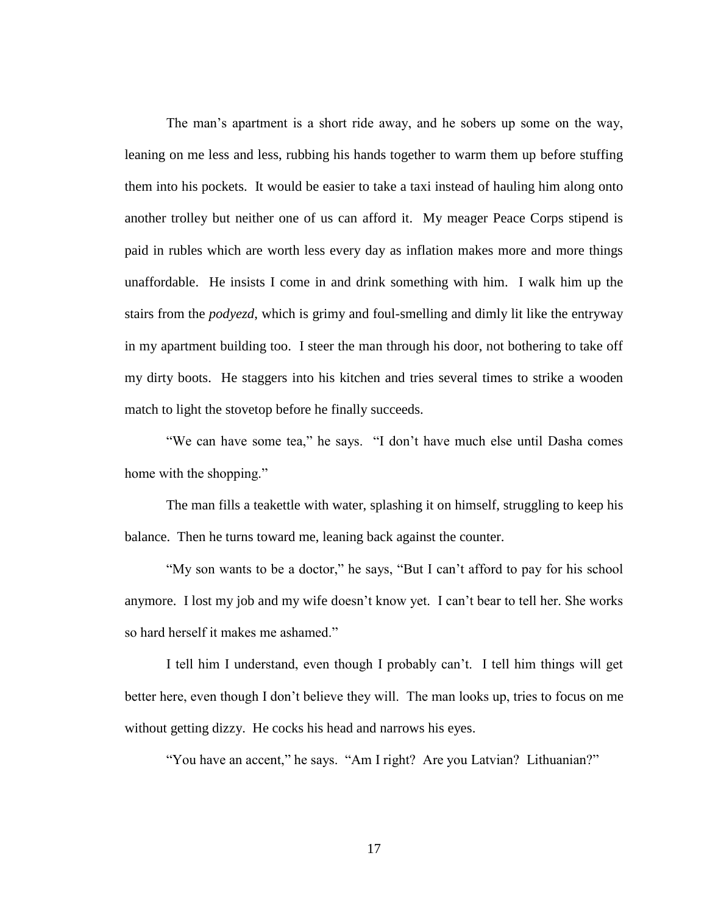The man's apartment is a short ride away, and he sobers up some on the way, leaning on me less and less, rubbing his hands together to warm them up before stuffing them into his pockets. It would be easier to take a taxi instead of hauling him along onto another trolley but neither one of us can afford it. My meager Peace Corps stipend is paid in rubles which are worth less every day as inflation makes more and more things unaffordable. He insists I come in and drink something with him. I walk him up the stairs from the *podyezd*, which is grimy and foul-smelling and dimly lit like the entryway in my apartment building too. I steer the man through his door, not bothering to take off my dirty boots. He staggers into his kitchen and tries several times to strike a wooden match to light the stovetop before he finally succeeds.

"We can have some tea," he says. "I don't have much else until Dasha comes home with the shopping."

The man fills a teakettle with water, splashing it on himself, struggling to keep his balance. Then he turns toward me, leaning back against the counter.

"My son wants to be a doctor," he says, "But I can't afford to pay for his school anymore. I lost my job and my wife doesn't know yet. I can't bear to tell her. She works so hard herself it makes me ashamed."

I tell him I understand, even though I probably can't. I tell him things will get better here, even though I don't believe they will. The man looks up, tries to focus on me without getting dizzy. He cocks his head and narrows his eyes.

"You have an accent," he says. "Am I right? Are you Latvian? Lithuanian?"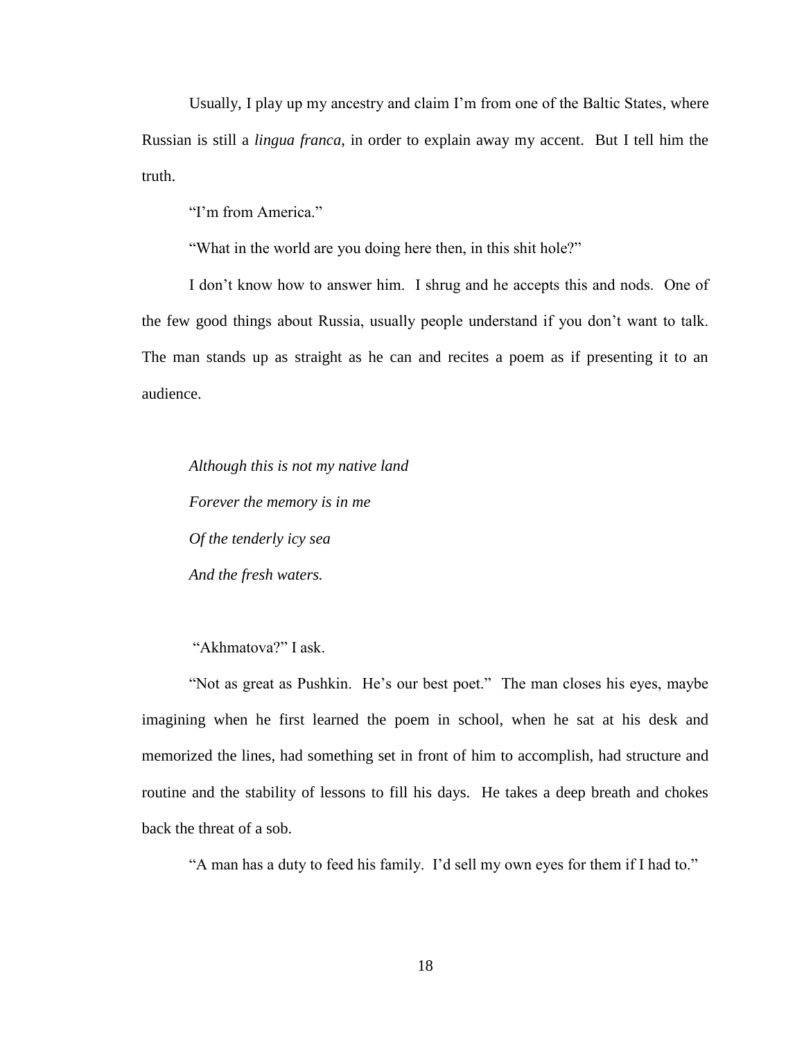Usually, I play up my ancestry and claim I'm from one of the Baltic States, where Russian is still a *lingua franca*, in order to explain away my accent. But I tell him the truth.

"I'm from America."

"What in the world are you doing here then, in this shit hole?"

I don't know how to answer him. I shrug and he accepts this and nods. One of the few good things about Russia, usually people understand if you don't want to talk. The man stands up as straight as he can and recites a poem as if presenting it to an audience.

*Although this is not my native land*  
*Forever the memory is in me*  
*Of the tenderly icy sea*  
*And the fresh waters.*

"Akhmatova?" I ask.

"Not as great as Pushkin. He's our best poet." The man closes his eyes, maybe imagining when he first learned the poem in school, when he sat at his desk and memorized the lines, had something set in front of him to accomplish, had structure and routine and the stability of lessons to fill his days. He takes a deep breath and chokes back the threat of a sob.

"A man has a duty to feed his family. I'd sell my own eyes for them if I had to."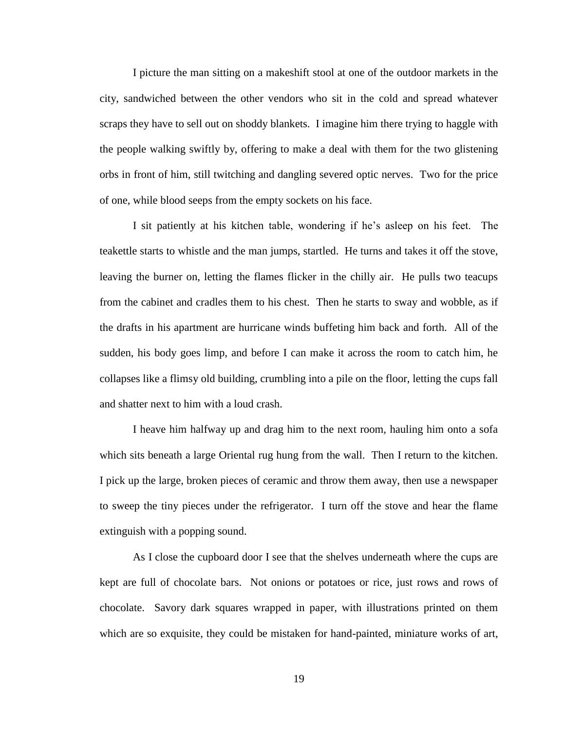I picture the man sitting on a makeshift stool at one of the outdoor markets in the city, sandwiched between the other vendors who sit in the cold and spread whatever scraps they have to sell out on shoddy blankets. I imagine him there trying to haggle with the people walking swiftly by, offering to make a deal with them for the two glistening orbs in front of him, still twitching and dangling severed optic nerves. Two for the price of one, while blood seeps from the empty sockets on his face.

I sit patiently at his kitchen table, wondering if he's asleep on his feet. The teakettle starts to whistle and the man jumps, startled. He turns and takes it off the stove, leaving the burner on, letting the flames flicker in the chilly air. He pulls two teacups from the cabinet and cradles them to his chest. Then he starts to sway and wobble, as if the drafts in his apartment are hurricane winds buffeting him back and forth. All of the sudden, his body goes limp, and before I can make it across the room to catch him, he collapses like a flimsy old building, crumbling into a pile on the floor, letting the cups fall and shatter next to him with a loud crash.

I heave him halfway up and drag him to the next room, hauling him onto a sofa which sits beneath a large Oriental rug hung from the wall. Then I return to the kitchen. I pick up the large, broken pieces of ceramic and throw them away, then use a newspaper to sweep the tiny pieces under the refrigerator. I turn off the stove and hear the flame extinguish with a popping sound.

As I close the cupboard door I see that the shelves underneath where the cups are kept are full of chocolate bars. Not onions or potatoes or rice, just rows and rows of chocolate. Savory dark squares wrapped in paper, with illustrations printed on them which are so exquisite, they could be mistaken for hand-painted, miniature works of art,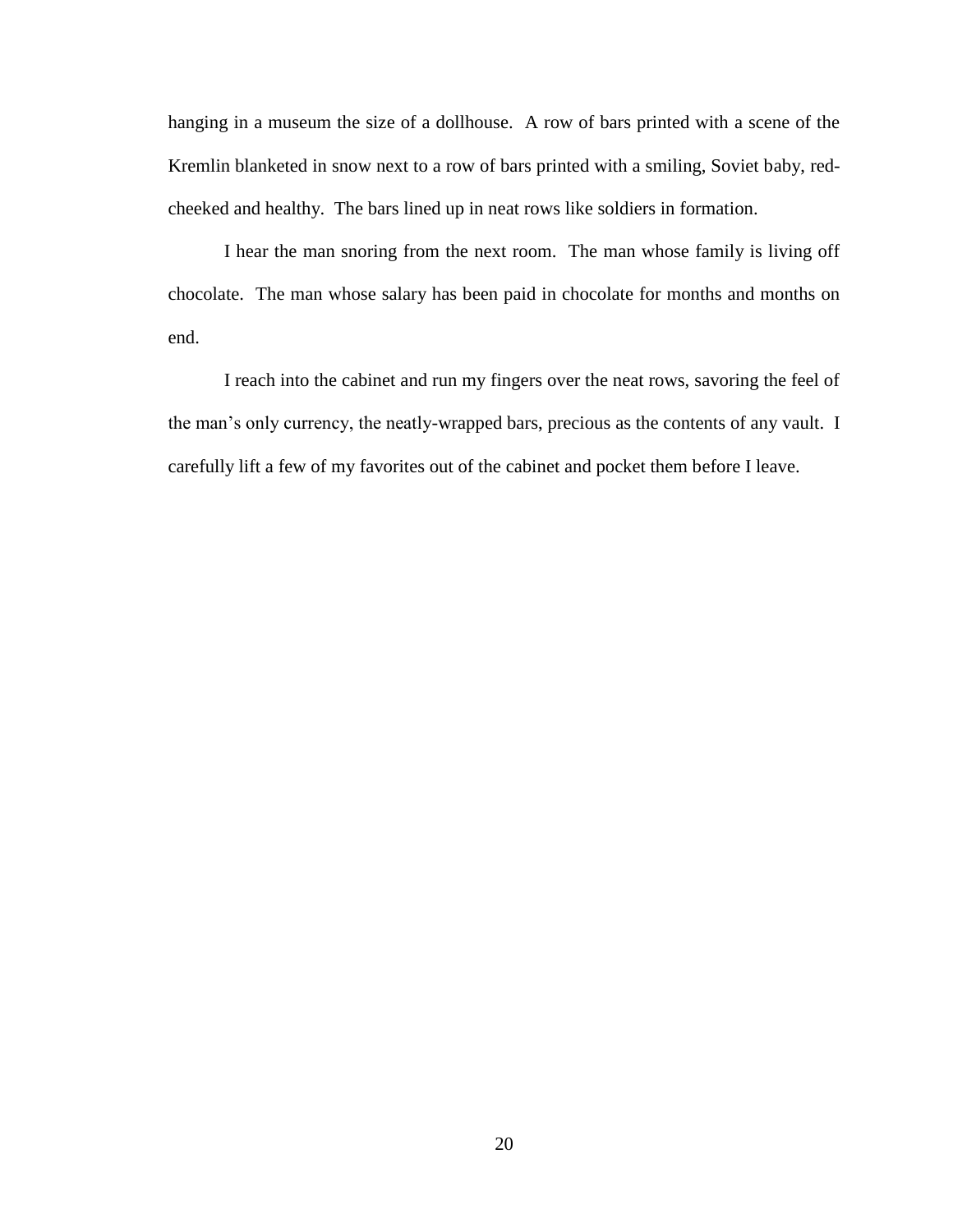hanging in a museum the size of a dollhouse. A row of bars printed with a scene of the Kremlin blanketed in snow next to a row of bars printed with a smiling, Soviet baby, red-cheeked and healthy. The bars lined up in neat rows like soldiers in formation.

I hear the man snoring from the next room. The man whose family is living off chocolate. The man whose salary has been paid in chocolate for months and months on end.

I reach into the cabinet and run my fingers over the neat rows, savoring the feel of the man's only currency, the neatly-wrapped bars, precious as the contents of any vault. I carefully lift a few of my favorites out of the cabinet and pocket them before I leave.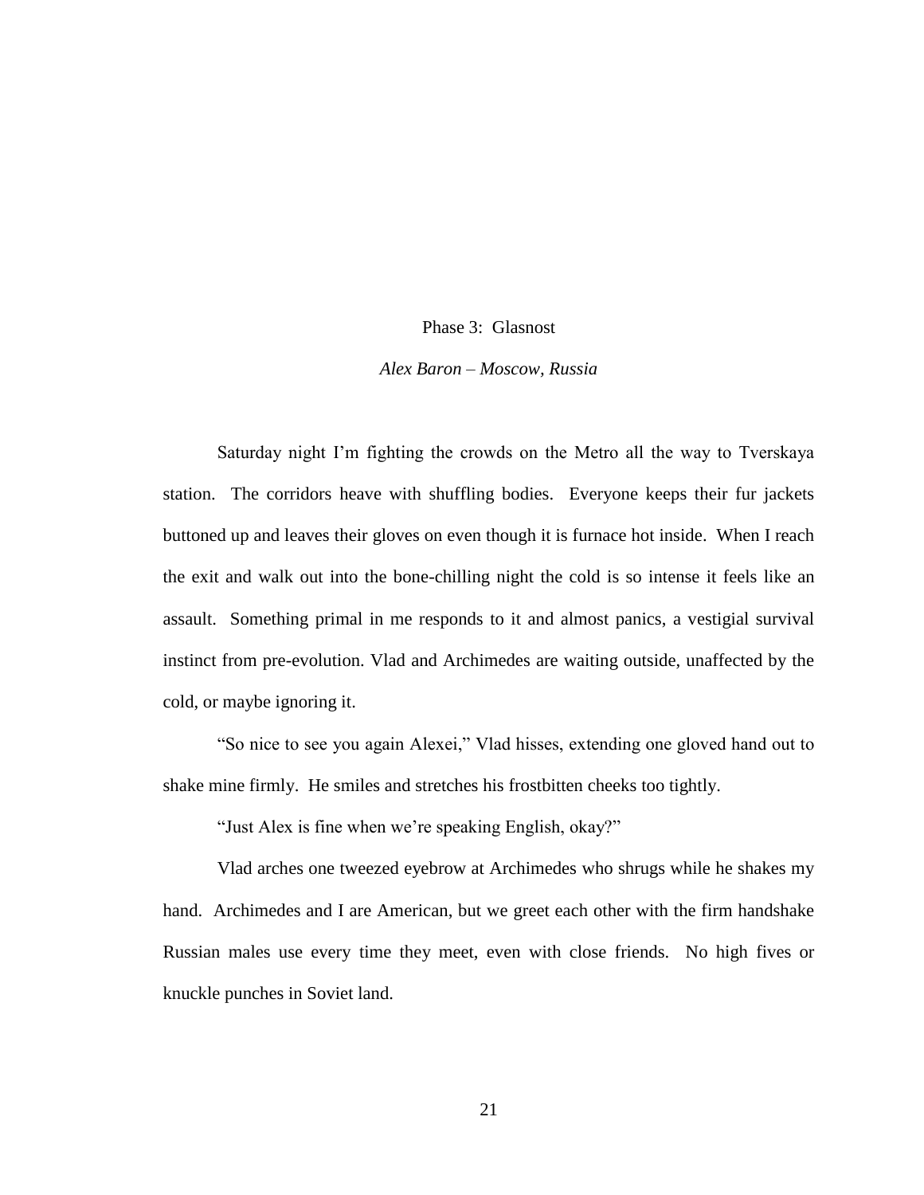## Phase 3: Glasnost

*Alex Baron – Moscow, Russia*

Saturday night I'm fighting the crowds on the Metro all the way to Tverskaya station. The corridors heave with shuffling bodies. Everyone keeps their fur jackets buttoned up and leaves their gloves on even though it is furnace hot inside. When I reach the exit and walk out into the bone-chilling night the cold is so intense it feels like an assault. Something primal in me responds to it and almost panics, a vestigial survival instinct from pre-evolution. Vlad and Archimedes are waiting outside, unaffected by the cold, or maybe ignoring it.

"So nice to see you again Alexei," Vlad hisses, extending one gloved hand out to shake mine firmly. He smiles and stretches his frostbitten cheeks too tightly.

"Just Alex is fine when we're speaking English, okay?"

Vlad arches one tweezed eyebrow at Archimedes who shrugs while he shakes my hand. Archimedes and I are American, but we greet each other with the firm handshake Russian males use every time they meet, even with close friends. No high fives or knuckle punches in Soviet land.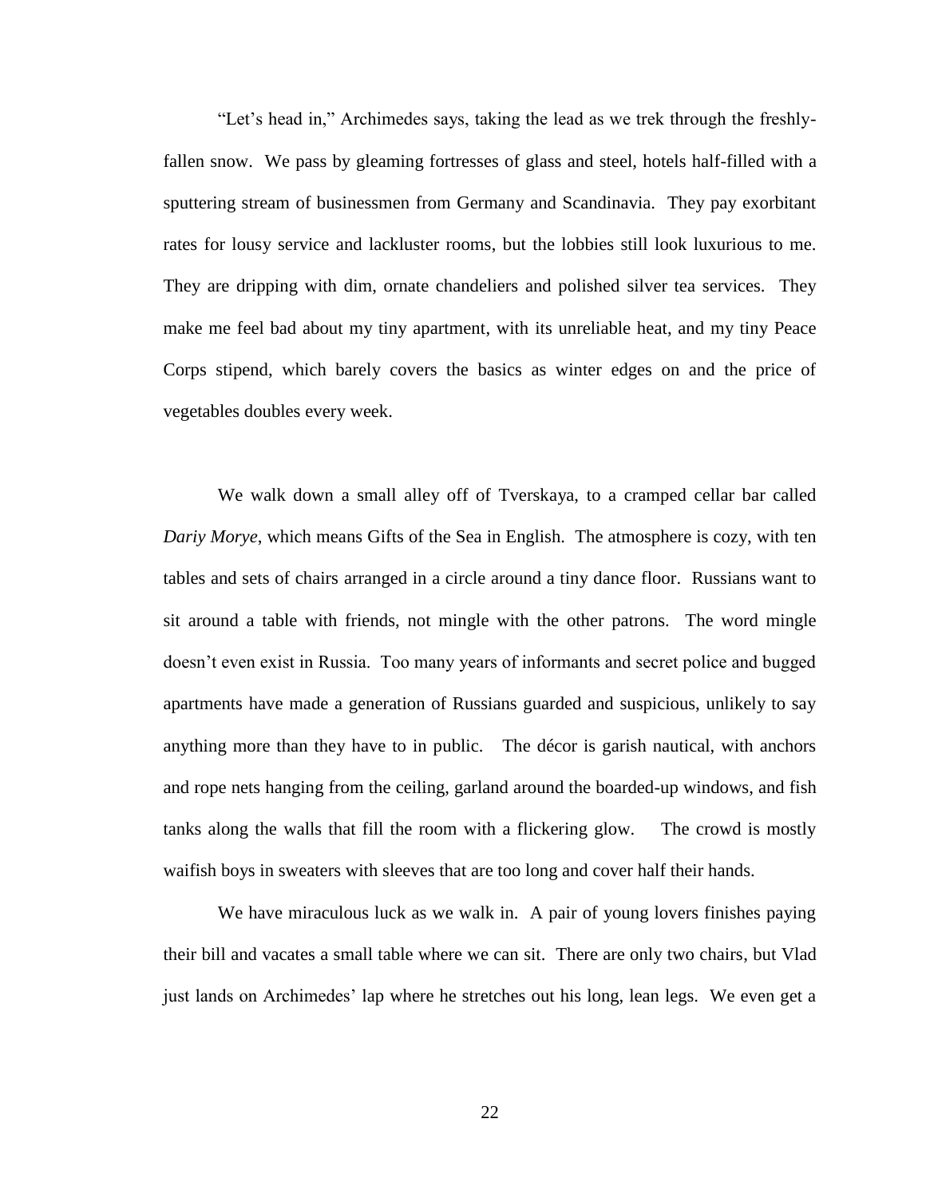“Let’s head in,” Archimedes says, taking the lead as we trek through the freshly-fallen snow. We pass by gleaming fortresses of glass and steel, hotels half-filled with a sputtering stream of businessmen from Germany and Scandinavia. They pay exorbitant rates for lousy service and lackluster rooms, but the lobbies still look luxurious to me. They are dripping with dim, ornate chandeliers and polished silver tea services. They make me feel bad about my tiny apartment, with its unreliable heat, and my tiny Peace Corps stipend, which barely covers the basics as winter edges on and the price of vegetables doubles every week.

We walk down a small alley off of Tverskaya, to a cramped cellar bar called *Dariy Morye*, which means Gifts of the Sea in English. The atmosphere is cozy, with ten tables and sets of chairs arranged in a circle around a tiny dance floor. Russians want to sit around a table with friends, not mingle with the other patrons. The word mingle doesn’t even exist in Russia. Too many years of informants and secret police and bugged apartments have made a generation of Russians guarded and suspicious, unlikely to say anything more than they have to in public. The décor is garish nautical, with anchors and rope nets hanging from the ceiling, garland around the boarded-up windows, and fish tanks along the walls that fill the room with a flickering glow. The crowd is mostly waifish boys in sweaters with sleeves that are too long and cover half their hands.

We have miraculous luck as we walk in. A pair of young lovers finishes paying their bill and vacates a small table where we can sit. There are only two chairs, but Vlad just lands on Archimedes’ lap where he stretches out his long, lean legs. We even get a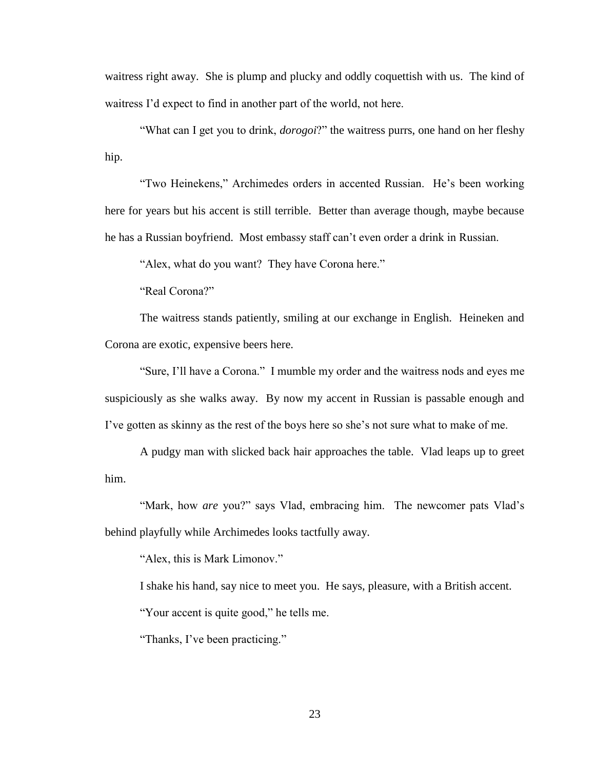waitress right away. She is plump and plucky and oddly coquettish with us. The kind of waitress I'd expect to find in another part of the world, not here.

"What can I get you to drink, *dorogoi*?" the waitress purrs, one hand on her fleshy hip.

"Two Heinekens," Archimedes orders in accented Russian. He's been working here for years but his accent is still terrible. Better than average though, maybe because he has a Russian boyfriend. Most embassy staff can't even order a drink in Russian.

"Alex, what do you want? They have Corona here."

"Real Corona?"

The waitress stands patiently, smiling at our exchange in English. Heineken and Corona are exotic, expensive beers here.

"Sure, I'll have a Corona." I mumble my order and the waitress nods and eyes me suspiciously as she walks away. By now my accent in Russian is passable enough and I've gotten as skinny as the rest of the boys here so she's not sure what to make of me.

A pudgy man with slicked back hair approaches the table. Vlad leaps up to greet him.

"Mark, how *are* you?" says Vlad, embracing him. The newcomer pats Vlad's behind playfully while Archimedes looks tactfully away.

"Alex, this is Mark Limonov."

I shake his hand, say nice to meet you. He says, pleasure, with a British accent.

"Your accent is quite good," he tells me.

"Thanks, I've been practicing."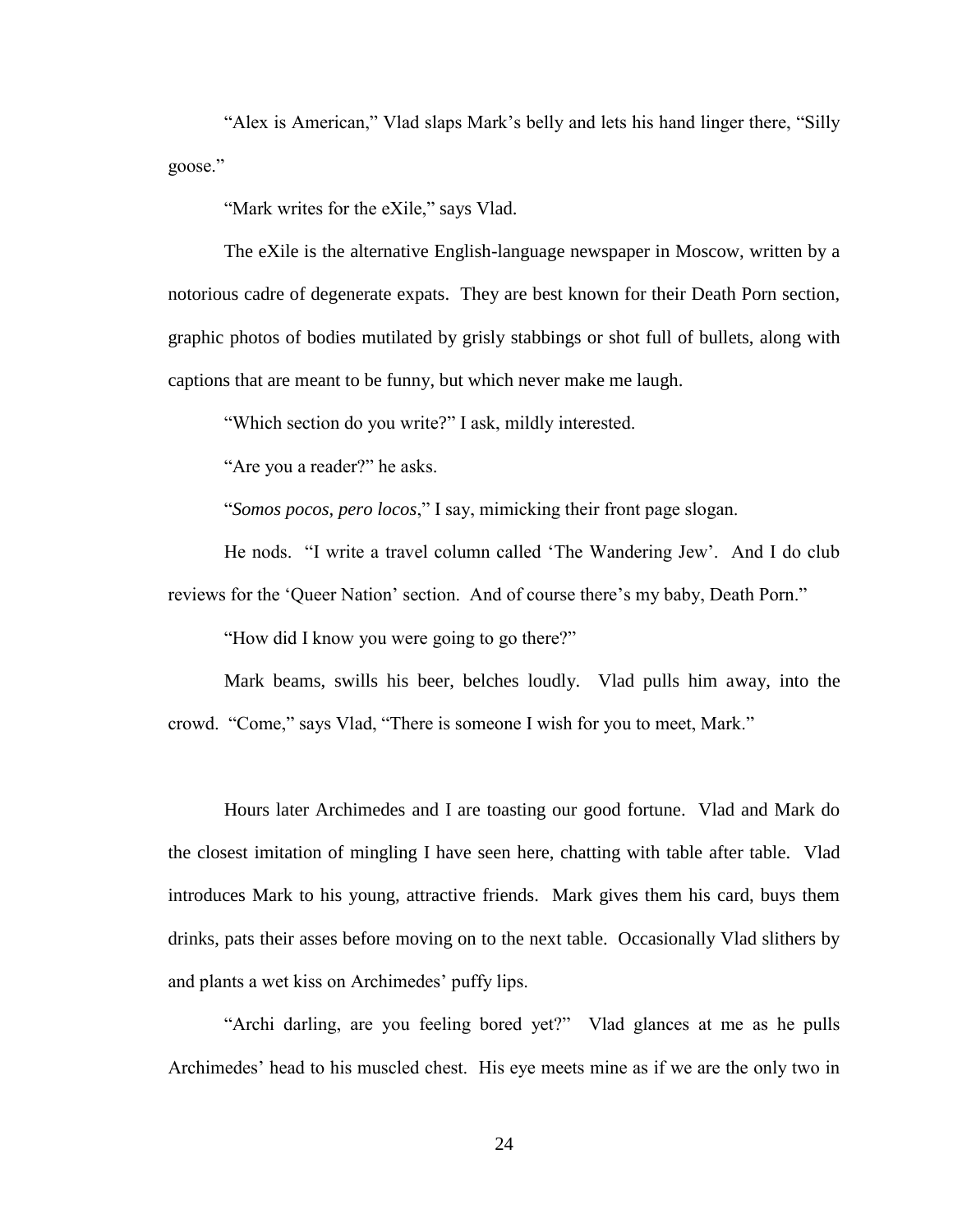"Alex is American," Vlad slaps Mark's belly and lets his hand linger there, "Silly goose."

"Mark writes for the eXile," says Vlad.

The eXile is the alternative English-language newspaper in Moscow, written by a notorious cadre of degenerate expats. They are best known for their Death Porn section, graphic photos of bodies mutilated by grisly stabbings or shot full of bullets, along with captions that are meant to be funny, but which never make me laugh.

"Which section do you write?" I ask, mildly interested.

"Are you a reader?" he asks.

"*Somos pocos, pero locos*," I say, mimicking their front page slogan.

He nods. "I write a travel column called 'The Wandering Jew'. And I do club reviews for the 'Queer Nation' section. And of course there's my baby, Death Porn."

"How did I know you were going to go there?"

Mark beams, swills his beer, belches loudly. Vlad pulls him away, into the crowd. "Come," says Vlad, "There is someone I wish for you to meet, Mark."

Hours later Archimedes and I are toasting our good fortune. Vlad and Mark do the closest imitation of mingling I have seen here, chatting with table after table. Vlad introduces Mark to his young, attractive friends. Mark gives them his card, buys them drinks, pats their asses before moving on to the next table. Occasionally Vlad slithers by and plants a wet kiss on Archimedes' puffy lips.

"Archi darling, are you feeling bored yet?" Vlad glances at me as he pulls Archimedes' head to his muscled chest. His eye meets mine as if we are the only two in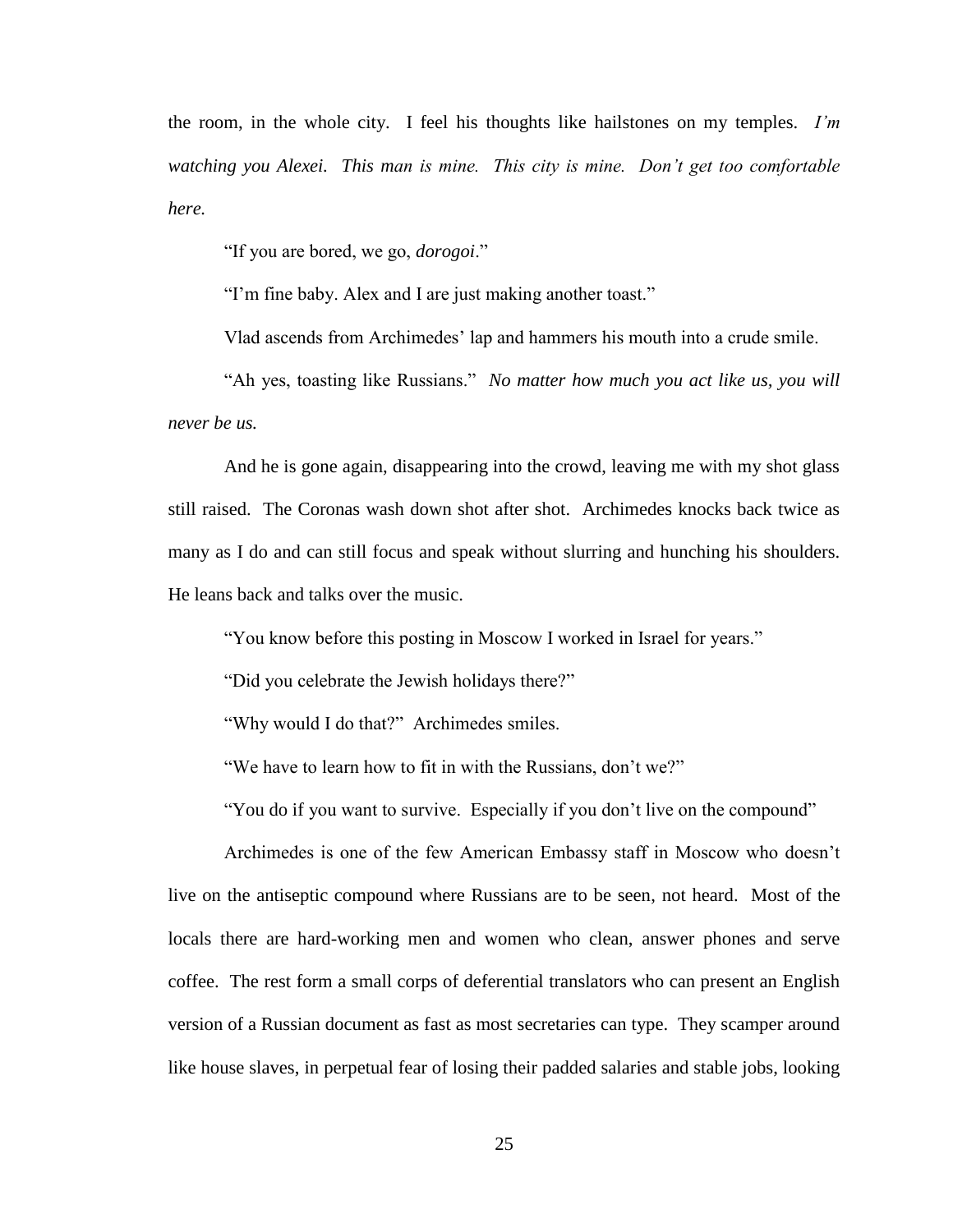the room, in the whole city. I feel his thoughts like hailstones on my temples. *I'm watching you Alexei. This man is mine. This city is mine. Don't get too comfortable here.*

"If you are bored, we go, *dorogoi*."

"I'm fine baby. Alex and I are just making another toast."

Vlad ascends from Archimedes' lap and hammers his mouth into a crude smile.

"Ah yes, toasting like Russians." *No matter how much you act like us, you will never be us.*

And he is gone again, disappearing into the crowd, leaving me with my shot glass still raised. The Coronas wash down shot after shot. Archimedes knocks back twice as many as I do and can still focus and speak without slurring and hunching his shoulders. He leans back and talks over the music.

"You know before this posting in Moscow I worked in Israel for years."

"Did you celebrate the Jewish holidays there?"

"Why would I do that?" Archimedes smiles.

"We have to learn how to fit in with the Russians, don't we?"

"You do if you want to survive. Especially if you don't live on the compound"

Archimedes is one of the few American Embassy staff in Moscow who doesn't live on the antiseptic compound where Russians are to be seen, not heard. Most of the locals there are hard-working men and women who clean, answer phones and serve coffee. The rest form a small corps of deferential translators who can present an English version of a Russian document as fast as most secretaries can type. They scamper around like house slaves, in perpetual fear of losing their padded salaries and stable jobs, looking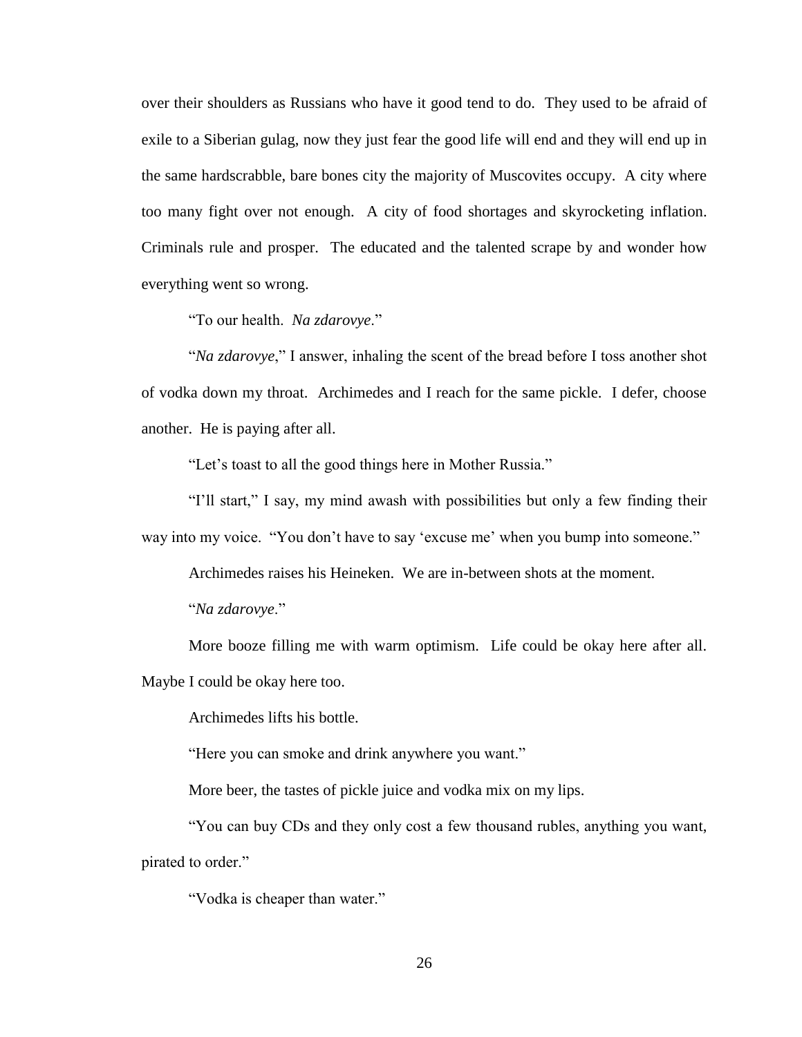over their shoulders as Russians who have it good tend to do. They used to be afraid of exile to a Siberian gulag, now they just fear the good life will end and they will end up in the same hardscrabble, bare bones city the majority of Muscovites occupy. A city where too many fight over not enough. A city of food shortages and skyrocketing inflation. Criminals rule and prosper. The educated and the talented scrape by and wonder how everything went so wrong.

"To our health. *Na zdarovye*."

"*Na zdarovye*," I answer, inhaling the scent of the bread before I toss another shot of vodka down my throat. Archimedes and I reach for the same pickle. I defer, choose another. He is paying after all.

"Let's toast to all the good things here in Mother Russia."

"I'll start," I say, my mind awash with possibilities but only a few finding their way into my voice. "You don't have to say 'excuse me' when you bump into someone."

Archimedes raises his Heineken. We are in-between shots at the moment.

"*Na zdarovye*."

More booze filling me with warm optimism. Life could be okay here after all. Maybe I could be okay here too.

Archimedes lifts his bottle.

"Here you can smoke and drink anywhere you want."

More beer, the tastes of pickle juice and vodka mix on my lips.

"You can buy CDs and they only cost a few thousand rubles, anything you want, pirated to order."

"Vodka is cheaper than water."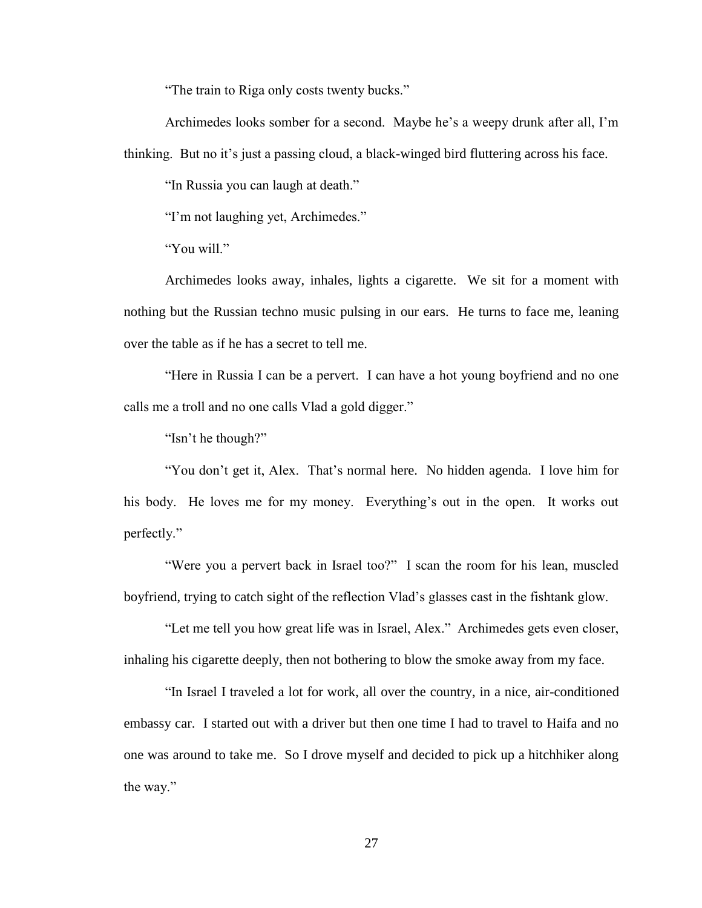"The train to Riga only costs twenty bucks."

Archimedes looks somber for a second. Maybe he's a weepy drunk after all, I'm thinking. But no it's just a passing cloud, a black-winged bird fluttering across his face.

"In Russia you can laugh at death."

"I'm not laughing yet, Archimedes."

"You will."

Archimedes looks away, inhales, lights a cigarette. We sit for a moment with nothing but the Russian techno music pulsing in our ears. He turns to face me, leaning over the table as if he has a secret to tell me.

"Here in Russia I can be a pervert. I can have a hot young boyfriend and no one calls me a troll and no one calls Vlad a gold digger."

"Isn't he though?"

"You don't get it, Alex. That's normal here. No hidden agenda. I love him for his body. He loves me for my money. Everything's out in the open. It works out perfectly."

"Were you a pervert back in Israel too?" I scan the room for his lean, muscled boyfriend, trying to catch sight of the reflection Vlad's glasses cast in the fishtank glow.

"Let me tell you how great life was in Israel, Alex." Archimedes gets even closer, inhaling his cigarette deeply, then not bothering to blow the smoke away from my face.

"In Israel I traveled a lot for work, all over the country, in a nice, air-conditioned embassy car. I started out with a driver but then one time I had to travel to Haifa and no one was around to take me. So I drove myself and decided to pick up a hitchhiker along the way."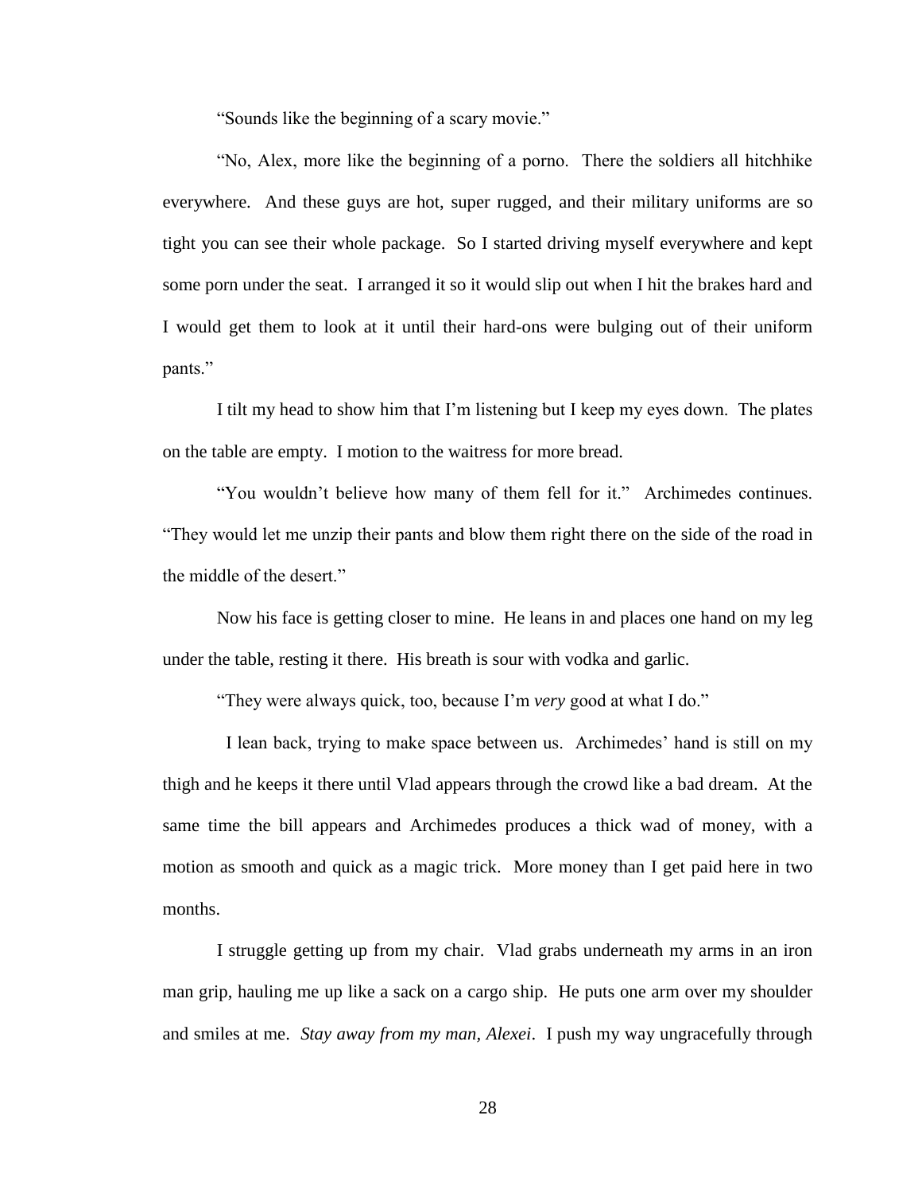"Sounds like the beginning of a scary movie."

"No, Alex, more like the beginning of a porno. There the soldiers all hitchhike everywhere. And these guys are hot, super rugged, and their military uniforms are so tight you can see their whole package. So I started driving myself everywhere and kept some porn under the seat. I arranged it so it would slip out when I hit the brakes hard and I would get them to look at it until their hard-ons were bulging out of their uniform pants."

I tilt my head to show him that I'm listening but I keep my eyes down. The plates on the table are empty. I motion to the waitress for more bread.

"You wouldn't believe how many of them fell for it." Archimedes continues. "They would let me unzip their pants and blow them right there on the side of the road in the middle of the desert."

Now his face is getting closer to mine. He leans in and places one hand on my leg under the table, resting it there. His breath is sour with vodka and garlic.

"They were always quick, too, because I'm *very* good at what I do."

I lean back, trying to make space between us. Archimedes' hand is still on my thigh and he keeps it there until Vlad appears through the crowd like a bad dream. At the same time the bill appears and Archimedes produces a thick wad of money, with a motion as smooth and quick as a magic trick. More money than I get paid here in two months.

I struggle getting up from my chair. Vlad grabs underneath my arms in an iron man grip, hauling me up like a sack on a cargo ship. He puts one arm over my shoulder and smiles at me. *Stay away from my man, Alexei*. I push my way ungracefully through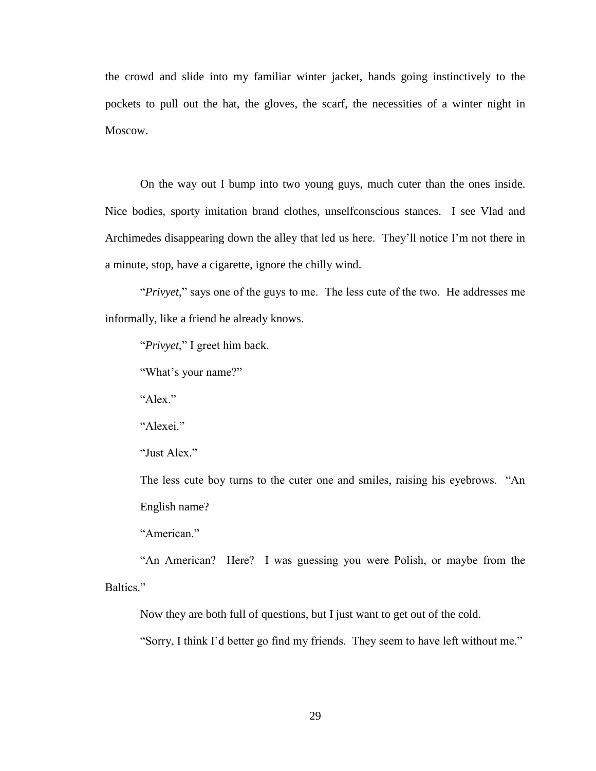the crowd and slide into my familiar winter jacket, hands going instinctively to the pockets to pull out the hat, the gloves, the scarf, the necessities of a winter night in Moscow.

On the way out I bump into two young guys, much cuter than the ones inside. Nice bodies, sporty imitation brand clothes, unselfconscious stances. I see Vlad and Archimedes disappearing down the alley that led us here. They'll notice I'm not there in a minute, stop, have a cigarette, ignore the chilly wind.

"*Privyet*," says one of the guys to me. The less cute of the two. He addresses me informally, like a friend he already knows.

"*Privyet*," I greet him back.

"What's your name?"

"Alex."

"Alexei."

"Just Alex."

The less cute boy turns to the cuter one and smiles, raising his eyebrows. "An English name?

"American."

"An American? Here? I was guessing you were Polish, or maybe from the Baltics."

Now they are both full of questions, but I just want to get out of the cold.

"Sorry, I think I'd better go find my friends. They seem to have left without me."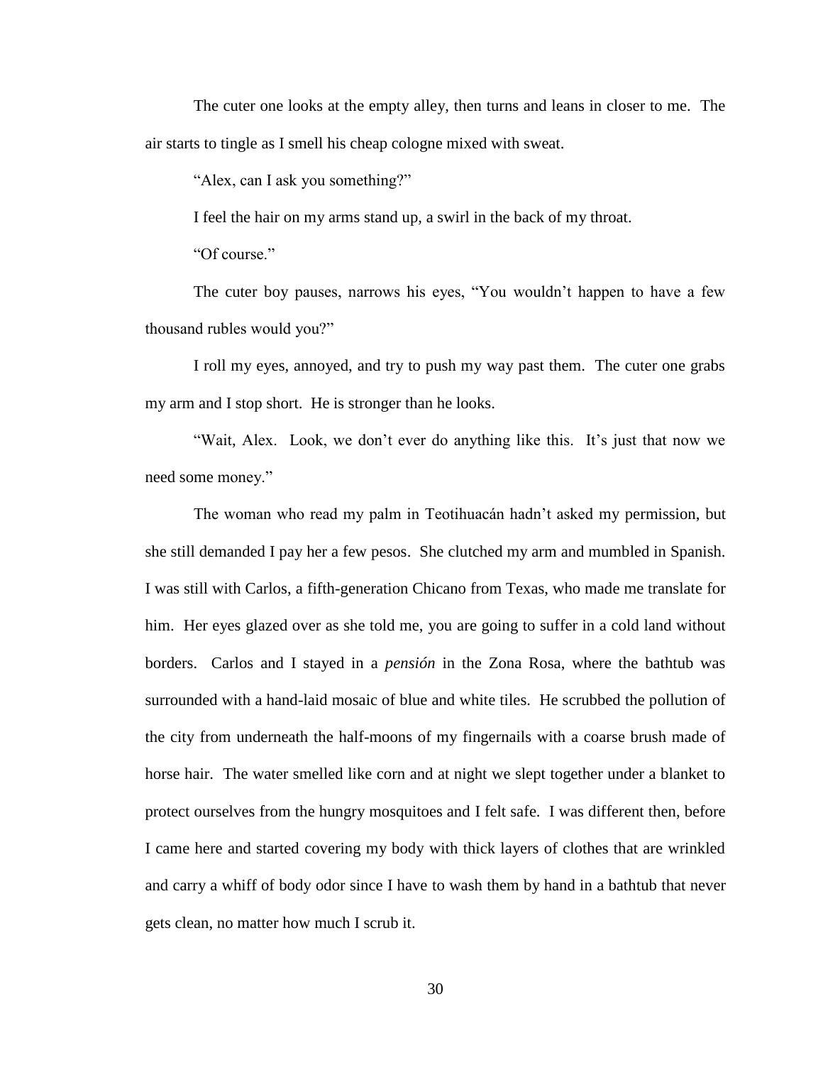The cuter one looks at the empty alley, then turns and leans in closer to me. The air starts to tingle as I smell his cheap cologne mixed with sweat.

"Alex, can I ask you something?"

I feel the hair on my arms stand up, a swirl in the back of my throat.

"Of course."

The cuter boy pauses, narrows his eyes, "You wouldn't happen to have a few thousand rubles would you?"

I roll my eyes, annoyed, and try to push my way past them. The cuter one grabs my arm and I stop short. He is stronger than he looks.

"Wait, Alex. Look, we don't ever do anything like this. It's just that now we need some money."

The woman who read my palm in Teotihuacán hadn't asked my permission, but she still demanded I pay her a few pesos. She clutched my arm and mumbled in Spanish. I was still with Carlos, a fifth-generation Chicano from Texas, who made me translate for him. Her eyes glazed over as she told me, you are going to suffer in a cold land without borders. Carlos and I stayed in a *pensión* in the Zona Rosa, where the bathtub was surrounded with a hand-laid mosaic of blue and white tiles. He scrubbed the pollution of the city from underneath the half-moons of my fingernails with a coarse brush made of horse hair. The water smelled like corn and at night we slept together under a blanket to protect ourselves from the hungry mosquitoes and I felt safe. I was different then, before I came here and started covering my body with thick layers of clothes that are wrinkled and carry a whiff of body odor since I have to wash them by hand in a bathtub that never gets clean, no matter how much I scrub it.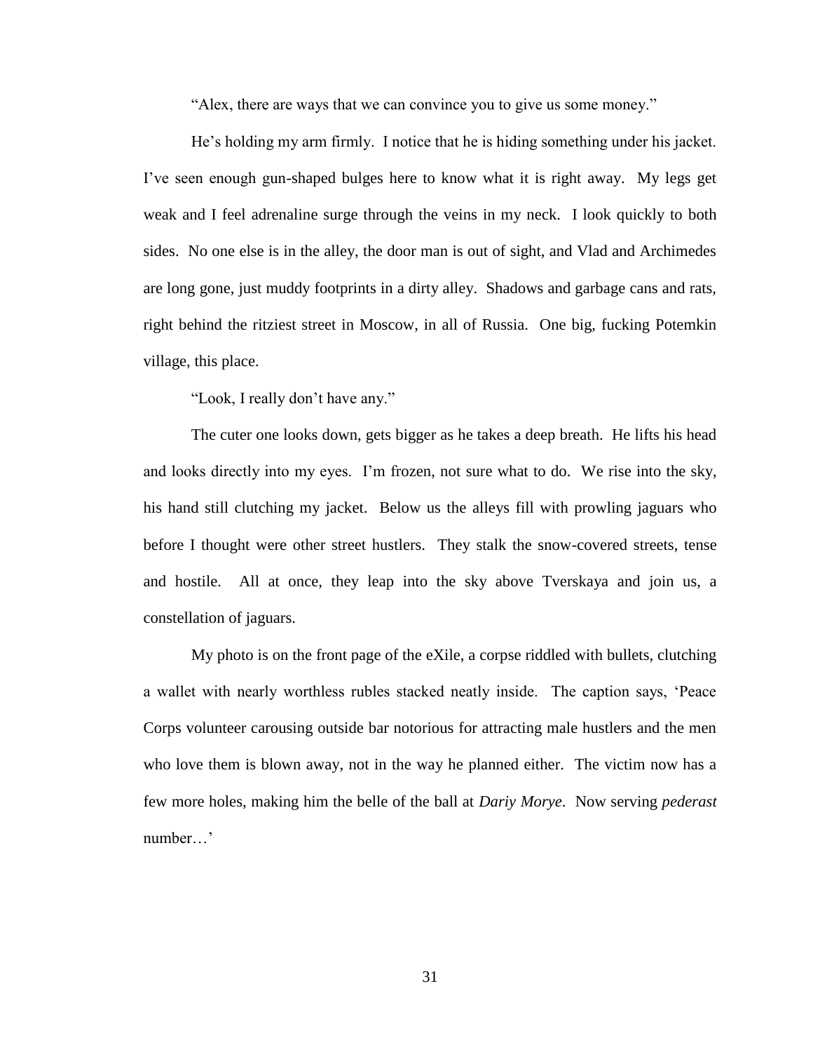"Alex, there are ways that we can convince you to give us some money."

He's holding my arm firmly. I notice that he is hiding something under his jacket. I've seen enough gun-shaped bulges here to know what it is right away. My legs get weak and I feel adrenaline surge through the veins in my neck. I look quickly to both sides. No one else is in the alley, the door man is out of sight, and Vlad and Archimedes are long gone, just muddy footprints in a dirty alley. Shadows and garbage cans and rats, right behind the ritziest street in Moscow, in all of Russia. One big, fucking Potemkin village, this place.

"Look, I really don't have any."

The cuter one looks down, gets bigger as he takes a deep breath. He lifts his head and looks directly into my eyes. I'm frozen, not sure what to do. We rise into the sky, his hand still clutching my jacket. Below us the alleys fill with prowling jaguars who before I thought were other street hustlers. They stalk the snow-covered streets, tense and hostile. All at once, they leap into the sky above Tverskaya and join us, a constellation of jaguars.

My photo is on the front page of the eXile, a corpse riddled with bullets, clutching a wallet with nearly worthless rubles stacked neatly inside. The caption says, 'Peace Corps volunteer carousing outside bar notorious for attracting male hustlers and the men who love them is blown away, not in the way he planned either. The victim now has a few more holes, making him the belle of the ball at *Dariy Morye*. Now serving *pederast* number…'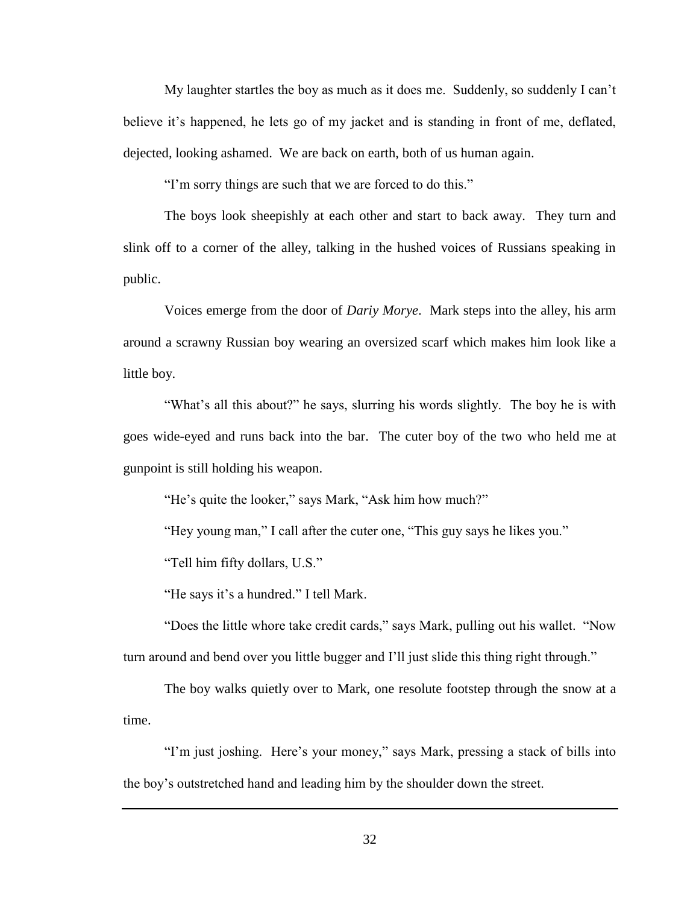My laughter startles the boy as much as it does me. Suddenly, so suddenly I can't believe it's happened, he lets go of my jacket and is standing in front of me, deflated, dejected, looking ashamed. We are back on earth, both of us human again.

"I'm sorry things are such that we are forced to do this."

The boys look sheepishly at each other and start to back away. They turn and slink off to a corner of the alley, talking in the hushed voices of Russians speaking in public.

Voices emerge from the door of *Dariy Morye*. Mark steps into the alley, his arm around a scrawny Russian boy wearing an oversized scarf which makes him look like a little boy.

"What's all this about?" he says, slurring his words slightly. The boy he is with goes wide-eyed and runs back into the bar. The cuter boy of the two who held me at gunpoint is still holding his weapon.

"He's quite the looker," says Mark, "Ask him how much?"

"Hey young man," I call after the cuter one, "This guy says he likes you."

"Tell him fifty dollars, U.S."

"He says it's a hundred." I tell Mark.

"Does the little whore take credit cards," says Mark, pulling out his wallet. "Now turn around and bend over you little bugger and I'll just slide this thing right through."

The boy walks quietly over to Mark, one resolute footstep through the snow at a time.

"I'm just joshing. Here's your money," says Mark, pressing a stack of bills into the boy's outstretched hand and leading him by the shoulder down the street.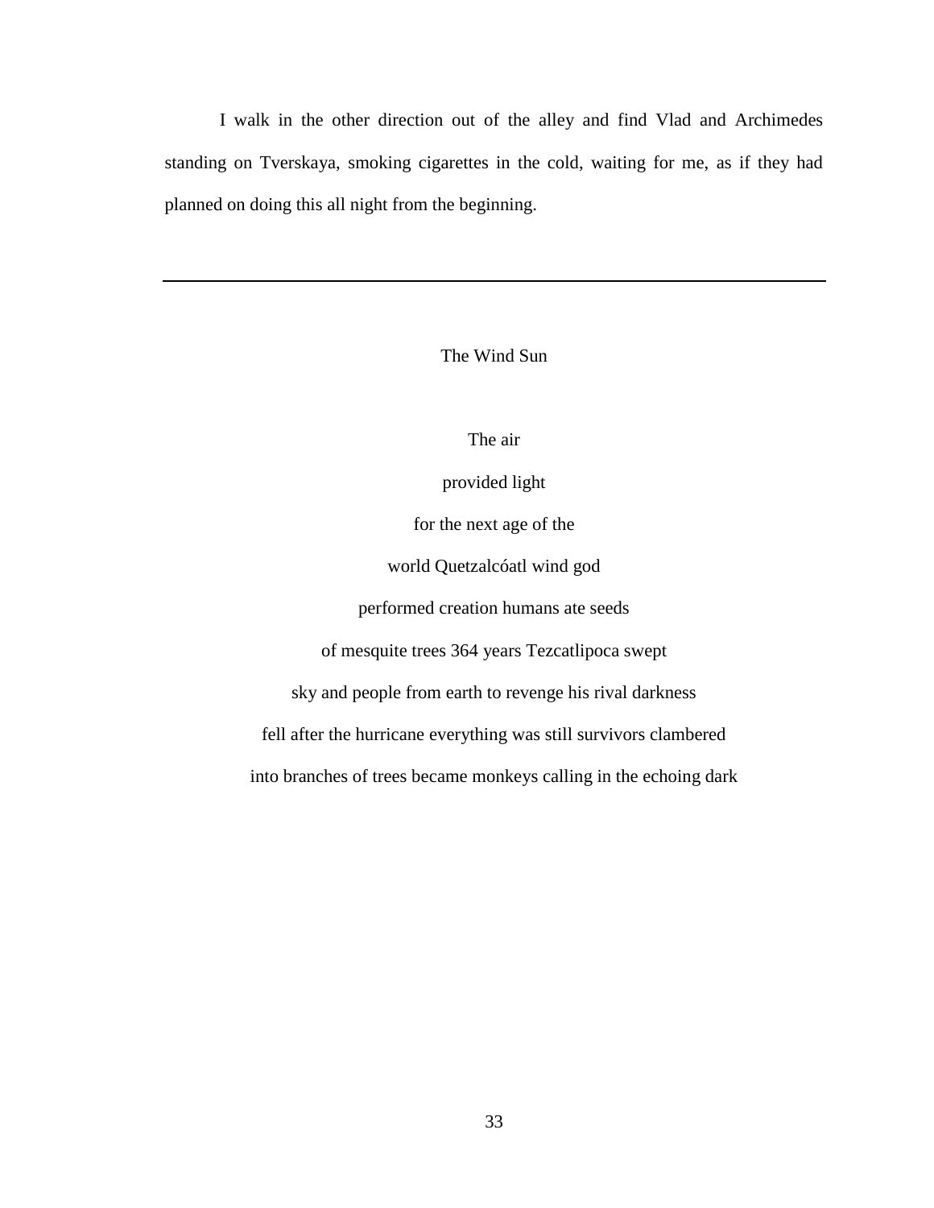I walk in the other direction out of the alley and find Vlad and Archimedes standing on Tverskaya, smoking cigarettes in the cold, waiting for me, as if they had planned on doing this all night from the beginning.

---

## The Wind Sun

The air

provided light

for the next age of the

world Quetzalcóatl wind god

performed creation humans ate seeds

of mesquite trees 364 years Tezcatlipoca swept

sky and people from earth to revenge his rival darkness

fell after the hurricane everything was still survivors clambered

into branches of trees became monkeys calling in the echoing dark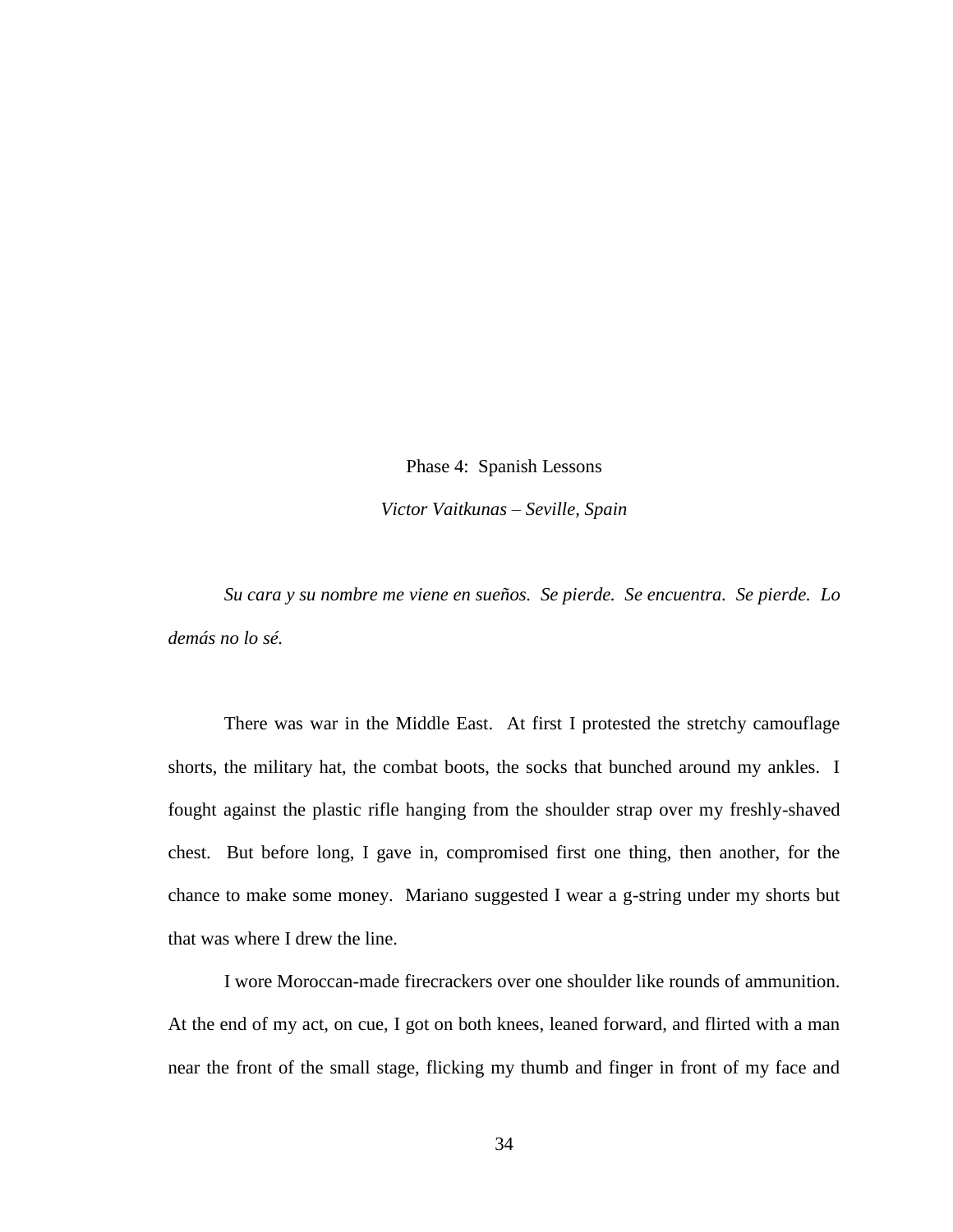## Phase 4: Spanish Lessons

*Victor Vaitkunas – Seville, Spain*

*Su cara y su nombre me viene en sueños. Se pierde. Se encuentra. Se pierde. Lo demás no lo sé.*

There was war in the Middle East. At first I protested the stretchy camouflage shorts, the military hat, the combat boots, the socks that bunched around my ankles. I fought against the plastic rifle hanging from the shoulder strap over my freshly-shaved chest. But before long, I gave in, compromised first one thing, then another, for the chance to make some money. Mariano suggested I wear a g-string under my shorts but that was where I drew the line.

I wore Moroccan-made firecrackers over one shoulder like rounds of ammunition. At the end of my act, on cue, I got on both knees, leaned forward, and flirted with a man near the front of the small stage, flicking my thumb and finger in front of my face and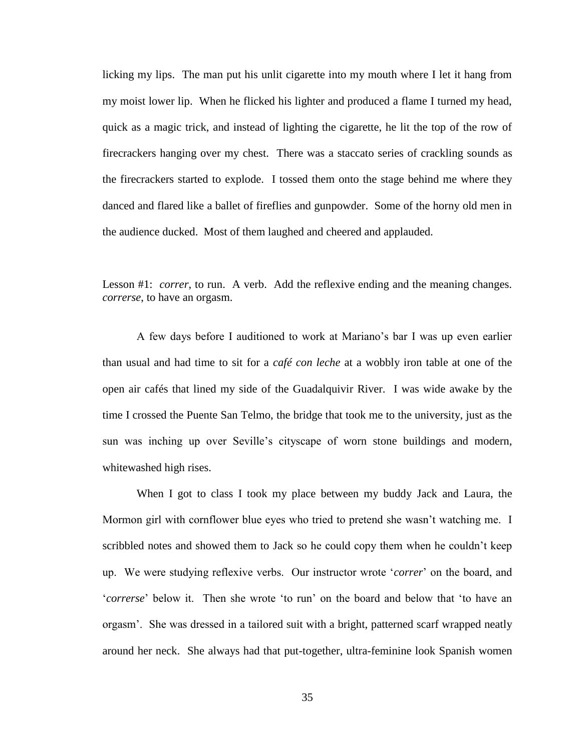licking my lips. The man put his unlit cigarette into my mouth where I let it hang from my moist lower lip. When he flicked his lighter and produced a flame I turned my head, quick as a magic trick, and instead of lighting the cigarette, he lit the top of the row of firecrackers hanging over my chest. There was a staccato series of crackling sounds as the firecrackers started to explode. I tossed them onto the stage behind me where they danced and flared like a ballet of fireflies and gunpowder. Some of the horny old men in the audience ducked. Most of them laughed and cheered and applauded.

Lesson #1: *correr*, to run. A verb. Add the reflexive ending and the meaning changes. *correrse*, to have an orgasm.

A few days before I auditioned to work at Mariano's bar I was up even earlier than usual and had time to sit for a *café con leche* at a wobbly iron table at one of the open air cafés that lined my side of the Guadalquivir River. I was wide awake by the time I crossed the Puente San Telmo, the bridge that took me to the university, just as the sun was inching up over Seville's cityscape of worn stone buildings and modern, whitewashed high rises.

When I got to class I took my place between my buddy Jack and Laura, the Mormon girl with cornflower blue eyes who tried to pretend she wasn't watching me. I scribbled notes and showed them to Jack so he could copy them when he couldn't keep up. We were studying reflexive verbs. Our instructor wrote '*correr*' on the board, and '*correrse*' below it. Then she wrote 'to run' on the board and below that 'to have an orgasm'. She was dressed in a tailored suit with a bright, patterned scarf wrapped neatly around her neck. She always had that put-together, ultra-feminine look Spanish women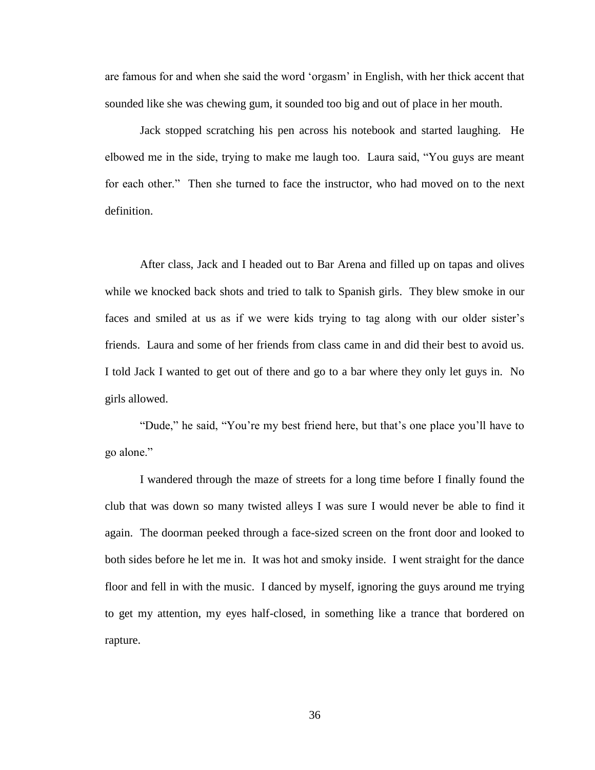are famous for and when she said the word 'orgasm' in English, with her thick accent that sounded like she was chewing gum, it sounded too big and out of place in her mouth.

Jack stopped scratching his pen across his notebook and started laughing. He elbowed me in the side, trying to make me laugh too. Laura said, "You guys are meant for each other." Then she turned to face the instructor, who had moved on to the next definition.

After class, Jack and I headed out to Bar Arena and filled up on tapas and olives while we knocked back shots and tried to talk to Spanish girls. They blew smoke in our faces and smiled at us as if we were kids trying to tag along with our older sister's friends. Laura and some of her friends from class came in and did their best to avoid us. I told Jack I wanted to get out of there and go to a bar where they only let guys in. No girls allowed.

"Dude," he said, "You're my best friend here, but that's one place you'll have to go alone."

I wandered through the maze of streets for a long time before I finally found the club that was down so many twisted alleys I was sure I would never be able to find it again. The doorman peeked through a face-sized screen on the front door and looked to both sides before he let me in. It was hot and smoky inside. I went straight for the dance floor and fell in with the music. I danced by myself, ignoring the guys around me trying to get my attention, my eyes half-closed, in something like a trance that bordered on rapture.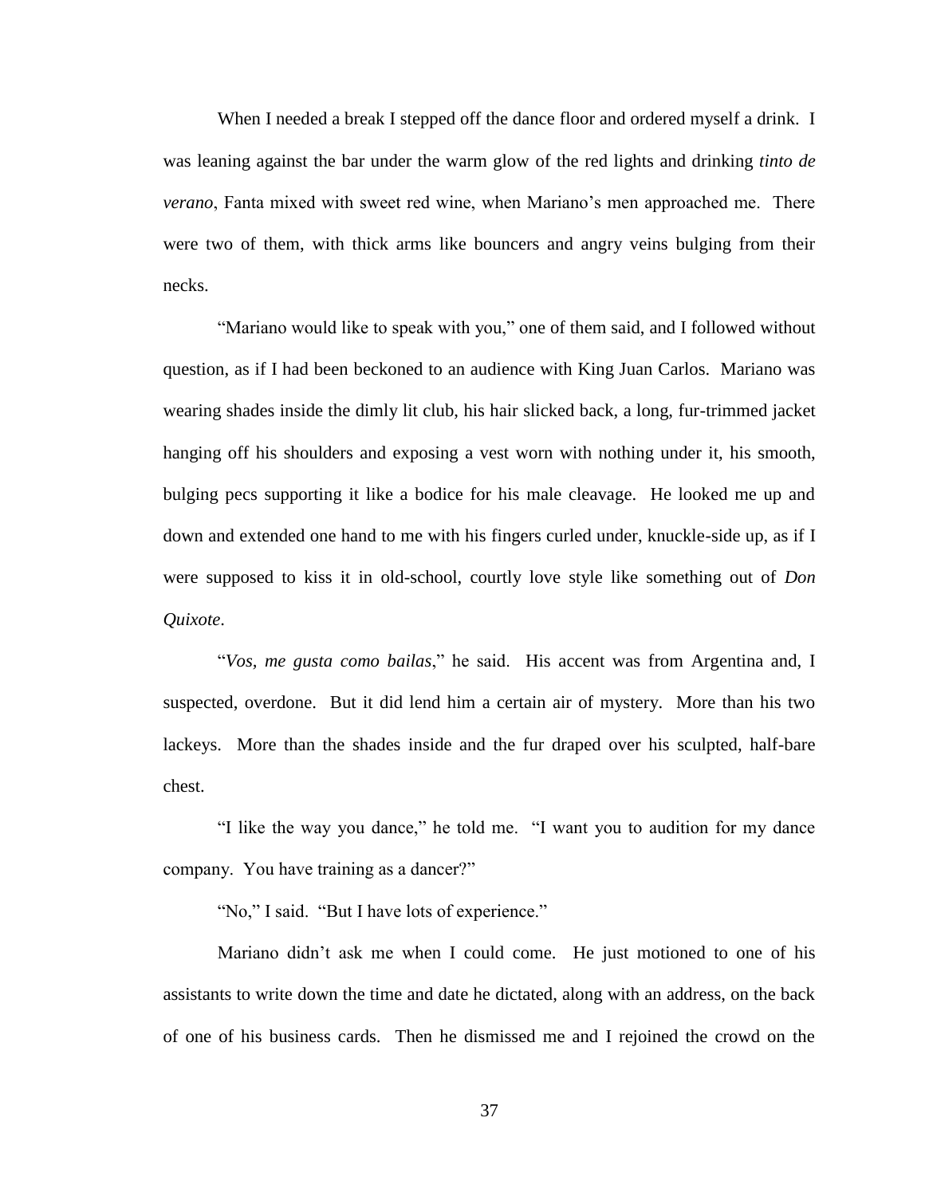When I needed a break I stepped off the dance floor and ordered myself a drink. I was leaning against the bar under the warm glow of the red lights and drinking *tinto de verano*, Fanta mixed with sweet red wine, when Mariano's men approached me. There were two of them, with thick arms like bouncers and angry veins bulging from their necks.

"Mariano would like to speak with you," one of them said, and I followed without question, as if I had been beckoned to an audience with King Juan Carlos. Mariano was wearing shades inside the dimly lit club, his hair slicked back, a long, fur-trimmed jacket hanging off his shoulders and exposing a vest worn with nothing under it, his smooth, bulging pecs supporting it like a bodice for his male cleavage. He looked me up and down and extended one hand to me with his fingers curled under, knuckle-side up, as if I were supposed to kiss it in old-school, courtly love style like something out of *Don Quixote*.

"*Vos, me gusta como bailas*," he said. His accent was from Argentina and, I suspected, overdone. But it did lend him a certain air of mystery. More than his two lackeys. More than the shades inside and the fur draped over his sculpted, half-bare chest.

"I like the way you dance," he told me. "I want you to audition for my dance company. You have training as a dancer?"

"No," I said. "But I have lots of experience."

Mariano didn't ask me when I could come. He just motioned to one of his assistants to write down the time and date he dictated, along with an address, on the back of one of his business cards. Then he dismissed me and I rejoined the crowd on the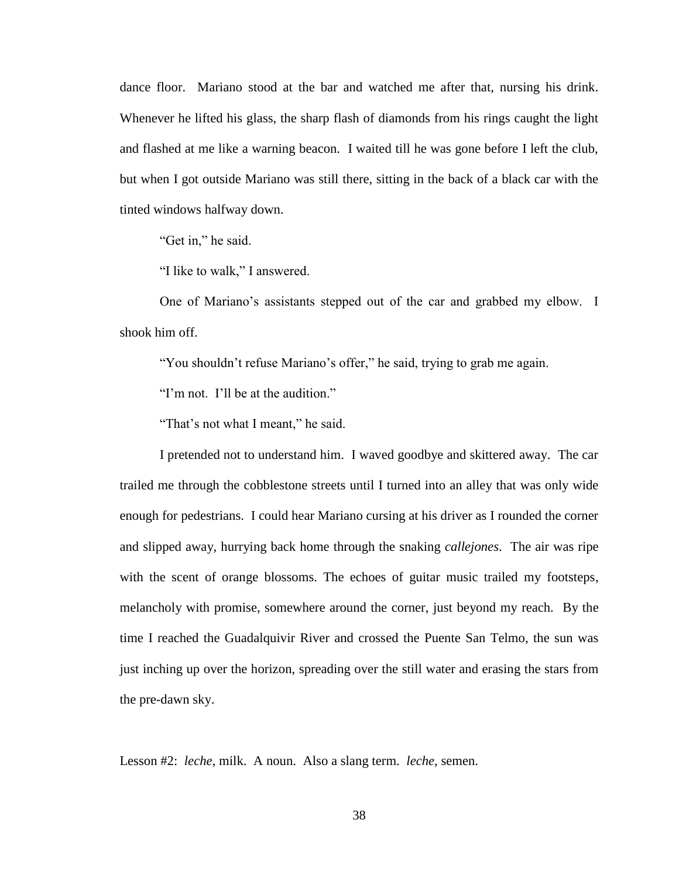dance floor.  Mariano stood at the bar and watched me after that, nursing his drink. Whenever he lifted his glass, the sharp flash of diamonds from his rings caught the light and flashed at me like a warning beacon.  I waited till he was gone before I left the club, but when I got outside Mariano was still there, sitting in the back of a black car with the tinted windows halfway down.

"Get in," he said.

"I like to walk," I answered.

One of Mariano's assistants stepped out of the car and grabbed my elbow.  I shook him off.

"You shouldn't refuse Mariano's offer," he said, trying to grab me again.

"I'm not.  I'll be at the audition."

"That's not what I meant," he said.

I pretended not to understand him.  I waved goodbye and skittered away.  The car trailed me through the cobblestone streets until I turned into an alley that was only wide enough for pedestrians.  I could hear Mariano cursing at his driver as I rounded the corner and slipped away, hurrying back home through the snaking *callejones*.  The air was ripe with the scent of orange blossoms. The echoes of guitar music trailed my footsteps, melancholy with promise, somewhere around the corner, just beyond my reach.  By the time I reached the Guadalquivir River and crossed the Puente San Telmo, the sun was just inching up over the horizon, spreading over the still water and erasing the stars from the pre-dawn sky.

Lesson #2:  *leche*, milk.  A noun.  Also a slang term.  *leche*, semen.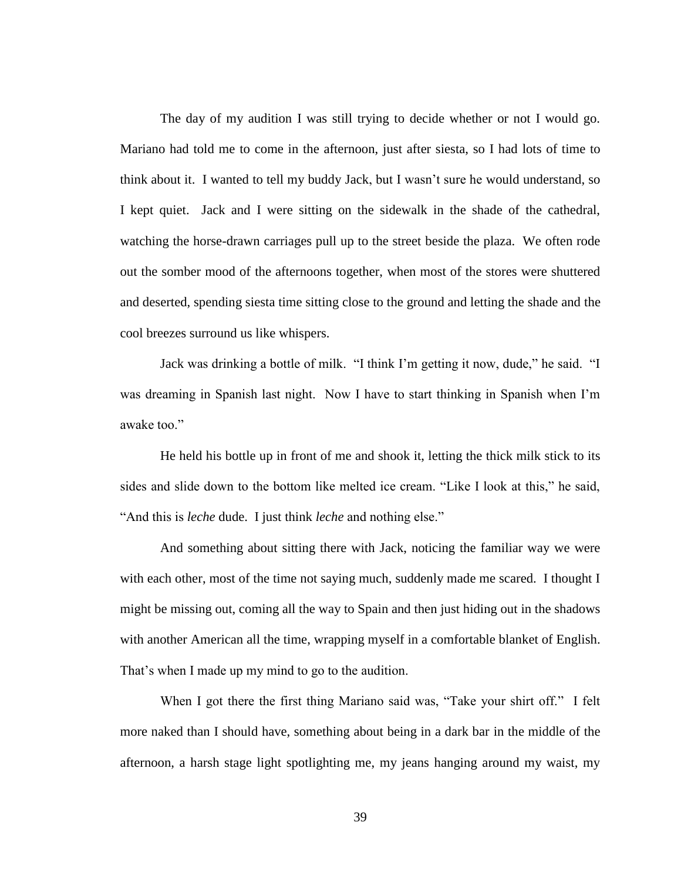The day of my audition I was still trying to decide whether or not I would go. Mariano had told me to come in the afternoon, just after siesta, so I had lots of time to think about it. I wanted to tell my buddy Jack, but I wasn't sure he would understand, so I kept quiet. Jack and I were sitting on the sidewalk in the shade of the cathedral, watching the horse-drawn carriages pull up to the street beside the plaza. We often rode out the somber mood of the afternoons together, when most of the stores were shuttered and deserted, spending siesta time sitting close to the ground and letting the shade and the cool breezes surround us like whispers.

Jack was drinking a bottle of milk. "I think I'm getting it now, dude," he said. "I was dreaming in Spanish last night. Now I have to start thinking in Spanish when I'm awake too."

He held his bottle up in front of me and shook it, letting the thick milk stick to its sides and slide down to the bottom like melted ice cream. "Like I look at this," he said, "And this is *leche* dude. I just think *leche* and nothing else."

And something about sitting there with Jack, noticing the familiar way we were with each other, most of the time not saying much, suddenly made me scared. I thought I might be missing out, coming all the way to Spain and then just hiding out in the shadows with another American all the time, wrapping myself in a comfortable blanket of English. That's when I made up my mind to go to the audition.

When I got there the first thing Mariano said was, "Take your shirt off." I felt more naked than I should have, something about being in a dark bar in the middle of the afternoon, a harsh stage light spotlighting me, my jeans hanging around my waist, my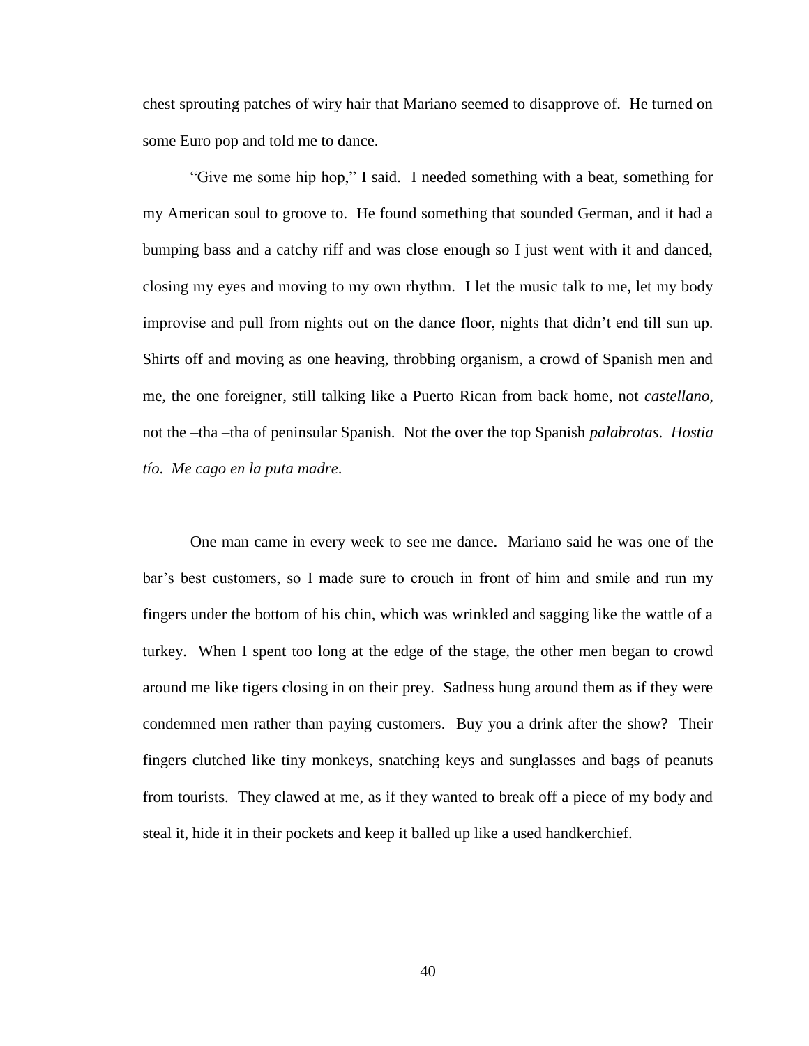chest sprouting patches of wiry hair that Mariano seemed to disapprove of. He turned on some Euro pop and told me to dance.

"Give me some hip hop," I said. I needed something with a beat, something for my American soul to groove to. He found something that sounded German, and it had a bumping bass and a catchy riff and was close enough so I just went with it and danced, closing my eyes and moving to my own rhythm. I let the music talk to me, let my body improvise and pull from nights out on the dance floor, nights that didn't end till sun up. Shirts off and moving as one heaving, throbbing organism, a crowd of Spanish men and me, the one foreigner, still talking like a Puerto Rican from back home, not *castellano*, not the –tha –tha of peninsular Spanish. Not the over the top Spanish *palabrotas*. *Hostia tío*. *Me cago en la puta madre*.

One man came in every week to see me dance. Mariano said he was one of the bar's best customers, so I made sure to crouch in front of him and smile and run my fingers under the bottom of his chin, which was wrinkled and sagging like the wattle of a turkey. When I spent too long at the edge of the stage, the other men began to crowd around me like tigers closing in on their prey. Sadness hung around them as if they were condemned men rather than paying customers. Buy you a drink after the show? Their fingers clutched like tiny monkeys, snatching keys and sunglasses and bags of peanuts from tourists. They clawed at me, as if they wanted to break off a piece of my body and steal it, hide it in their pockets and keep it balled up like a used handkerchief.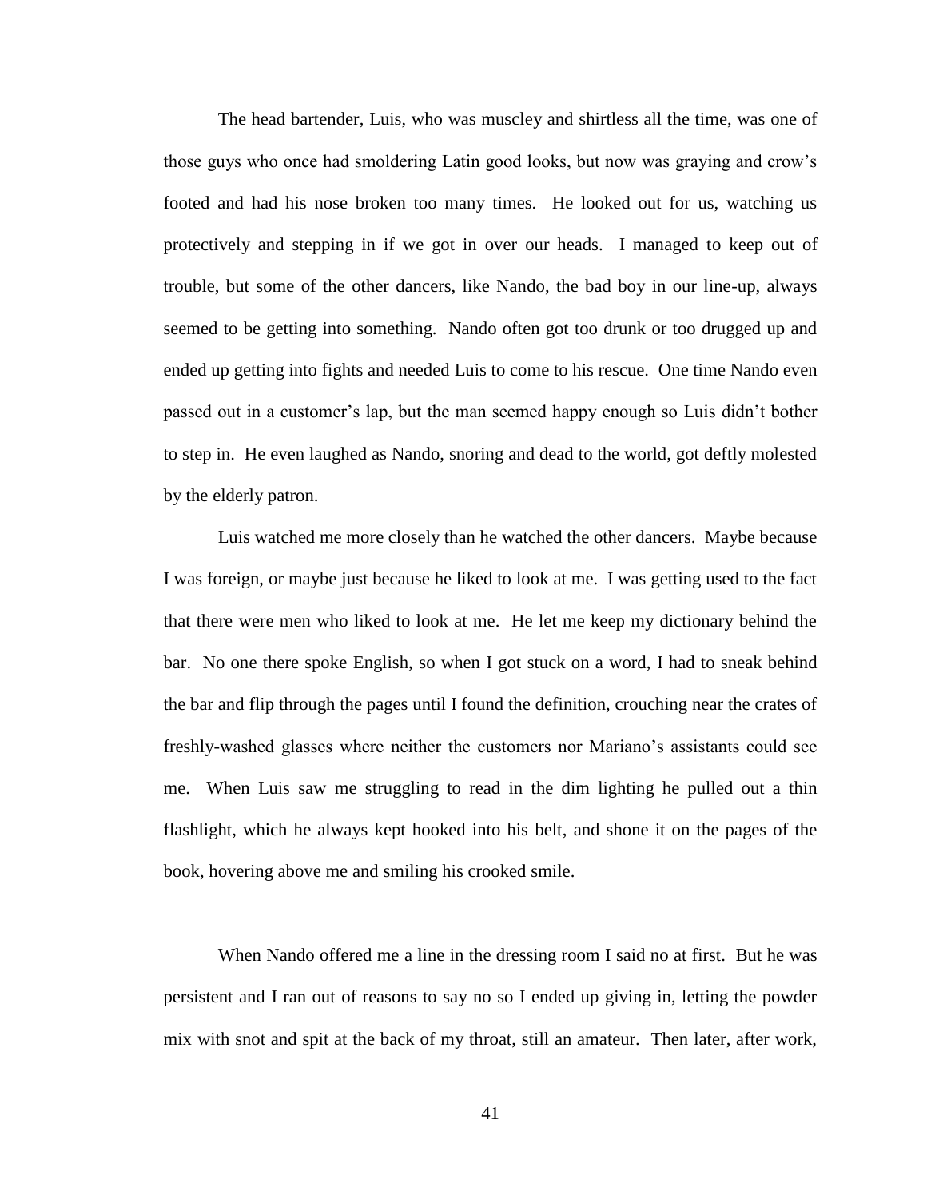The head bartender, Luis, who was muscley and shirtless all the time, was one of those guys who once had smoldering Latin good looks, but now was graying and crow's footed and had his nose broken too many times. He looked out for us, watching us protectively and stepping in if we got in over our heads. I managed to keep out of trouble, but some of the other dancers, like Nando, the bad boy in our line-up, always seemed to be getting into something. Nando often got too drunk or too drugged up and ended up getting into fights and needed Luis to come to his rescue. One time Nando even passed out in a customer's lap, but the man seemed happy enough so Luis didn't bother to step in. He even laughed as Nando, snoring and dead to the world, got deftly molested by the elderly patron.

Luis watched me more closely than he watched the other dancers. Maybe because I was foreign, or maybe just because he liked to look at me. I was getting used to the fact that there were men who liked to look at me. He let me keep my dictionary behind the bar. No one there spoke English, so when I got stuck on a word, I had to sneak behind the bar and flip through the pages until I found the definition, crouching near the crates of freshly-washed glasses where neither the customers nor Mariano's assistants could see me. When Luis saw me struggling to read in the dim lighting he pulled out a thin flashlight, which he always kept hooked into his belt, and shone it on the pages of the book, hovering above me and smiling his crooked smile.

When Nando offered me a line in the dressing room I said no at first. But he was persistent and I ran out of reasons to say no so I ended up giving in, letting the powder mix with snot and spit at the back of my throat, still an amateur. Then later, after work,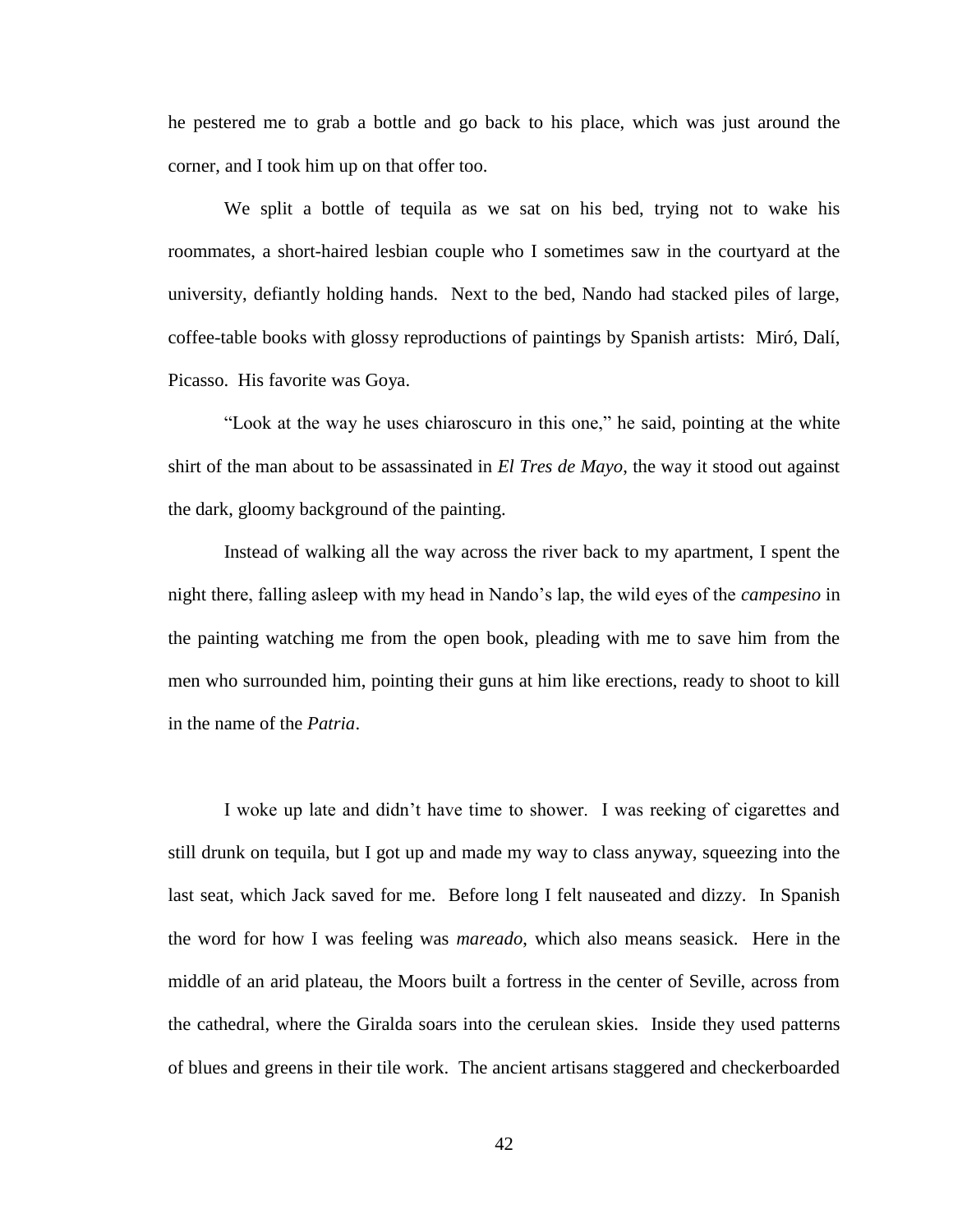he pestered me to grab a bottle and go back to his place, which was just around the corner, and I took him up on that offer too.

We split a bottle of tequila as we sat on his bed, trying not to wake his roommates, a short-haired lesbian couple who I sometimes saw in the courtyard at the university, defiantly holding hands. Next to the bed, Nando had stacked piles of large, coffee-table books with glossy reproductions of paintings by Spanish artists: Miró, Dalí, Picasso. His favorite was Goya.

"Look at the way he uses chiaroscuro in this one," he said, pointing at the white shirt of the man about to be assassinated in *El Tres de Mayo*, the way it stood out against the dark, gloomy background of the painting.

Instead of walking all the way across the river back to my apartment, I spent the night there, falling asleep with my head in Nando's lap, the wild eyes of the *campesino* in the painting watching me from the open book, pleading with me to save him from the men who surrounded him, pointing their guns at him like erections, ready to shoot to kill in the name of the *Patria*.

I woke up late and didn't have time to shower. I was reeking of cigarettes and still drunk on tequila, but I got up and made my way to class anyway, squeezing into the last seat, which Jack saved for me. Before long I felt nauseated and dizzy. In Spanish the word for how I was feeling was *mareado*, which also means seasick. Here in the middle of an arid plateau, the Moors built a fortress in the center of Seville, across from the cathedral, where the Giralda soars into the cerulean skies. Inside they used patterns of blues and greens in their tile work. The ancient artisans staggered and checkerboarded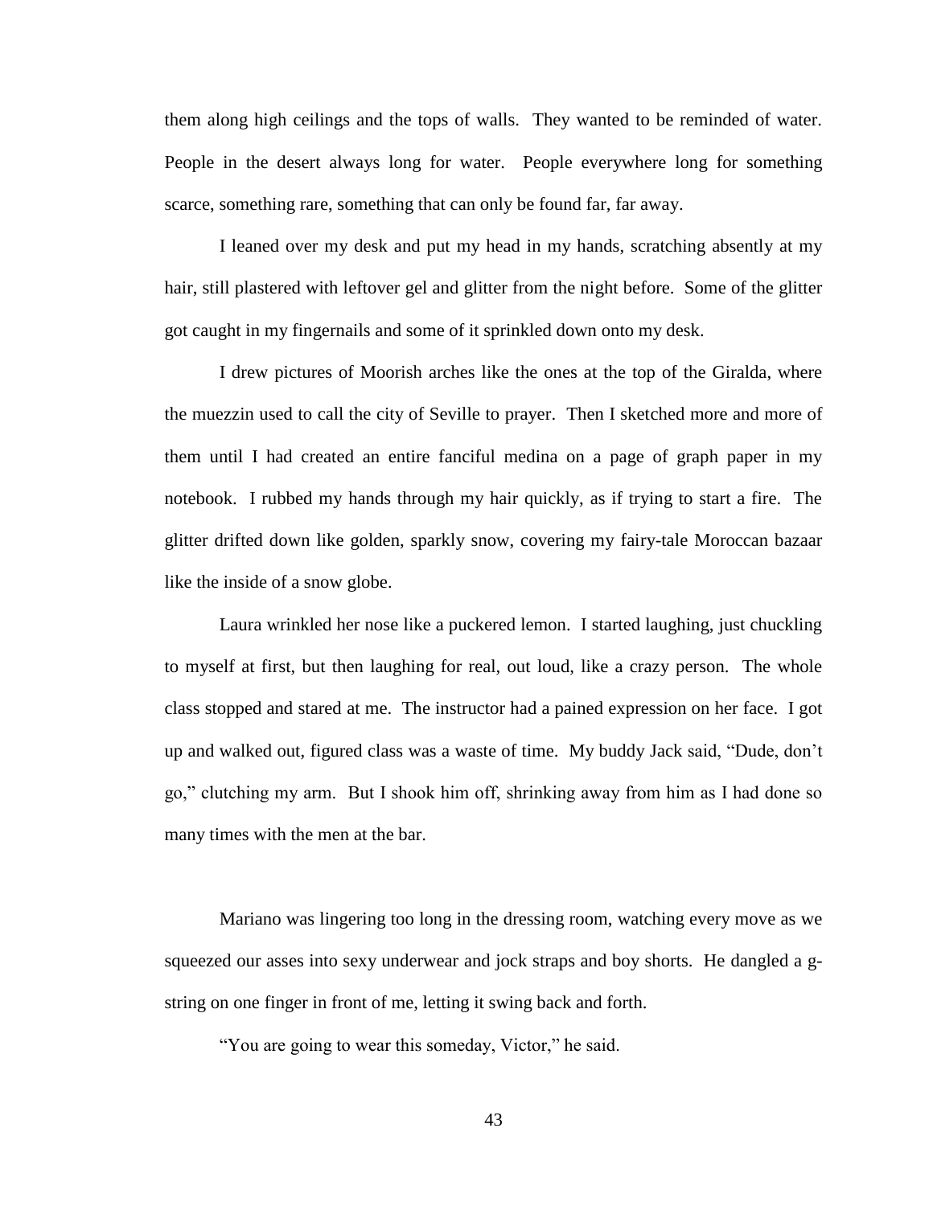them along high ceilings and the tops of walls. They wanted to be reminded of water. People in the desert always long for water. People everywhere long for something scarce, something rare, something that can only be found far, far away.

I leaned over my desk and put my head in my hands, scratching absently at my hair, still plastered with leftover gel and glitter from the night before. Some of the glitter got caught in my fingernails and some of it sprinkled down onto my desk.

I drew pictures of Moorish arches like the ones at the top of the Giralda, where the muezzin used to call the city of Seville to prayer. Then I sketched more and more of them until I had created an entire fanciful medina on a page of graph paper in my notebook. I rubbed my hands through my hair quickly, as if trying to start a fire. The glitter drifted down like golden, sparkly snow, covering my fairy-tale Moroccan bazaar like the inside of a snow globe.

Laura wrinkled her nose like a puckered lemon. I started laughing, just chuckling to myself at first, but then laughing for real, out loud, like a crazy person. The whole class stopped and stared at me. The instructor had a pained expression on her face. I got up and walked out, figured class was a waste of time. My buddy Jack said, "Dude, don't go," clutching my arm. But I shook him off, shrinking away from him as I had done so many times with the men at the bar.

Mariano was lingering too long in the dressing room, watching every move as we squeezed our asses into sexy underwear and jock straps and boy shorts. He dangled a g-string on one finger in front of me, letting it swing back and forth.

"You are going to wear this someday, Victor," he said.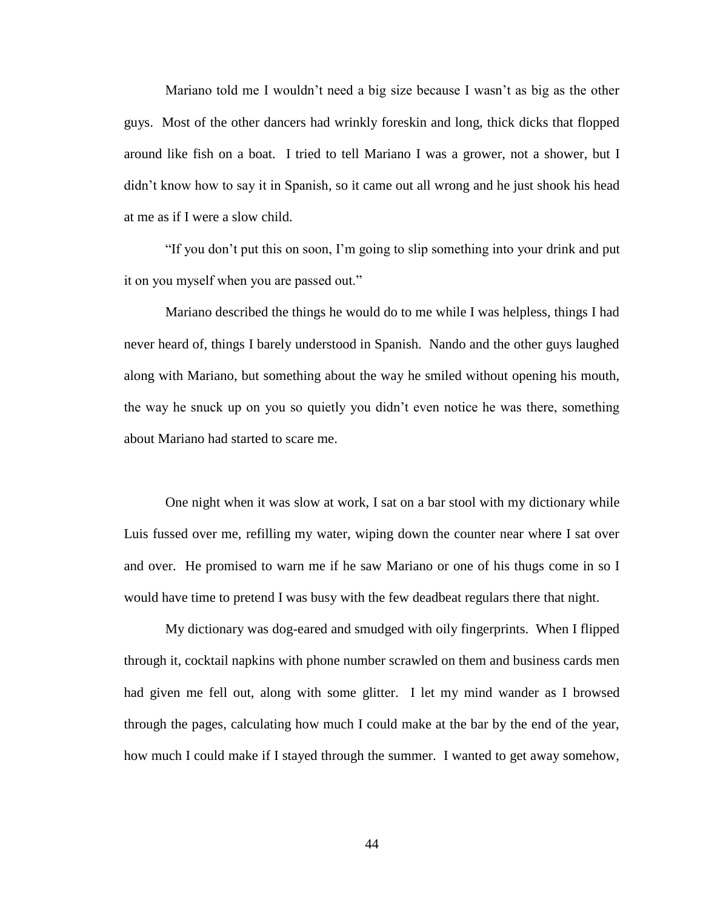Mariano told me I wouldn't need a big size because I wasn't as big as the other guys. Most of the other dancers had wrinkly foreskin and long, thick dicks that flopped around like fish on a boat. I tried to tell Mariano I was a grower, not a shower, but I didn't know how to say it in Spanish, so it came out all wrong and he just shook his head at me as if I were a slow child.

"If you don't put this on soon, I'm going to slip something into your drink and put it on you myself when you are passed out."

Mariano described the things he would do to me while I was helpless, things I had never heard of, things I barely understood in Spanish. Nando and the other guys laughed along with Mariano, but something about the way he smiled without opening his mouth, the way he snuck up on you so quietly you didn't even notice he was there, something about Mariano had started to scare me.

One night when it was slow at work, I sat on a bar stool with my dictionary while Luis fussed over me, refilling my water, wiping down the counter near where I sat over and over. He promised to warn me if he saw Mariano or one of his thugs come in so I would have time to pretend I was busy with the few deadbeat regulars there that night.

My dictionary was dog-eared and smudged with oily fingerprints. When I flipped through it, cocktail napkins with phone number scrawled on them and business cards men had given me fell out, along with some glitter. I let my mind wander as I browsed through the pages, calculating how much I could make at the bar by the end of the year, how much I could make if I stayed through the summer. I wanted to get away somehow,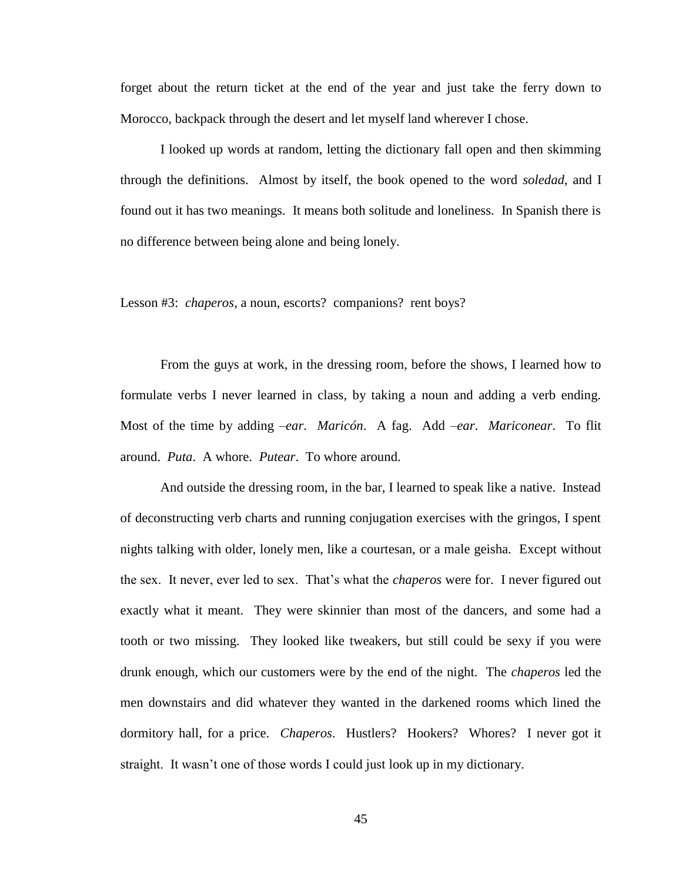forget about the return ticket at the end of the year and just take the ferry down to Morocco, backpack through the desert and let myself land wherever I chose.

I looked up words at random, letting the dictionary fall open and then skimming through the definitions. Almost by itself, the book opened to the word *soledad*, and I found out it has two meanings. It means both solitude and loneliness. In Spanish there is no difference between being alone and being lonely.

Lesson #3: *chaperos*, a noun, escorts? companions? rent boys?

From the guys at work, in the dressing room, before the shows, I learned how to formulate verbs I never learned in class, by taking a noun and adding a verb ending. Most of the time by adding *–ear*. *Maricón*. A fag. Add *–ear*. *Mariconear*. To flit around. *Puta*. A whore. *Putear*. To whore around.

And outside the dressing room, in the bar, I learned to speak like a native. Instead of deconstructing verb charts and running conjugation exercises with the gringos, I spent nights talking with older, lonely men, like a courtesan, or a male geisha. Except without the sex. It never, ever led to sex. That's what the *chaperos* were for. I never figured out exactly what it meant. They were skinnier than most of the dancers, and some had a tooth or two missing. They looked like tweakers, but still could be sexy if you were drunk enough, which our customers were by the end of the night. The *chaperos* led the men downstairs and did whatever they wanted in the darkened rooms which lined the dormitory hall, for a price. *Chaperos*. Hustlers? Hookers? Whores? I never got it straight. It wasn't one of those words I could just look up in my dictionary.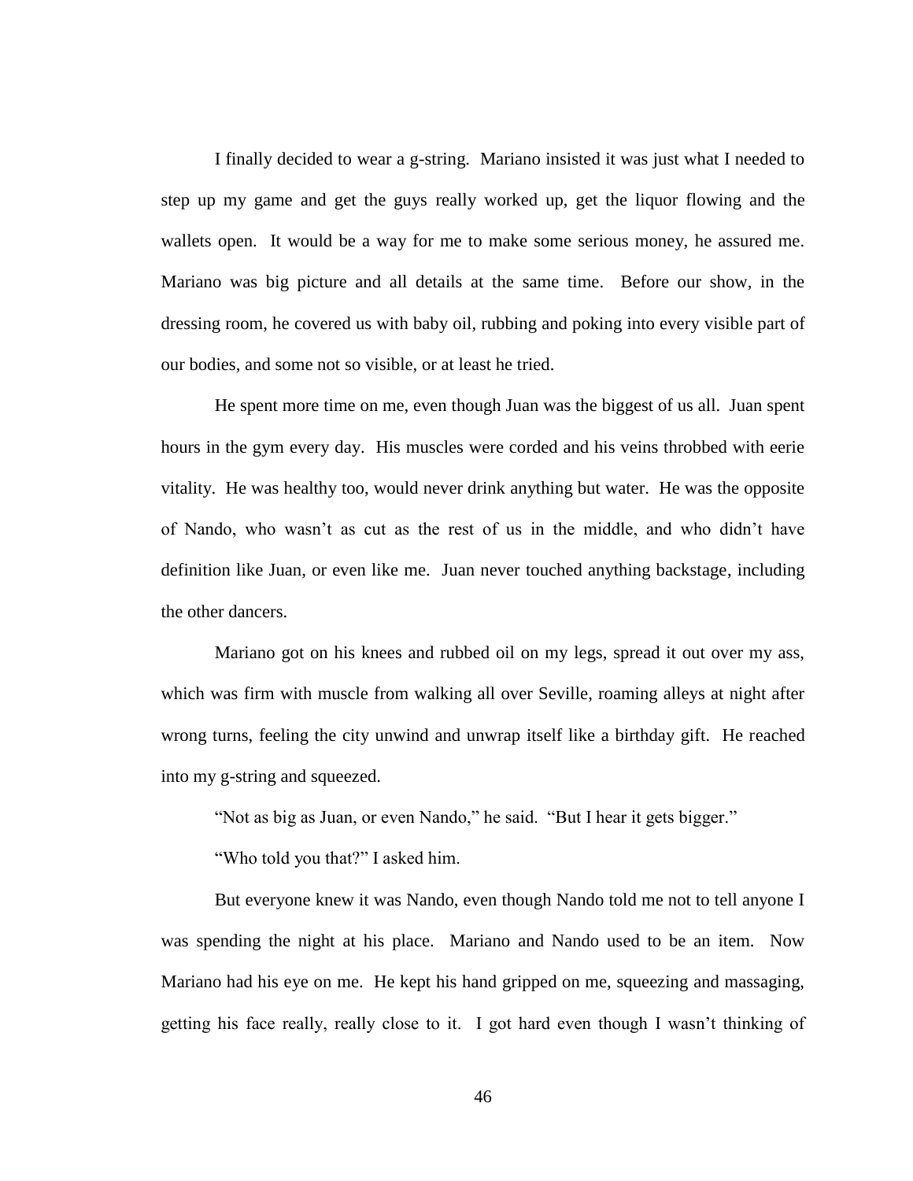I finally decided to wear a g-string. Mariano insisted it was just what I needed to step up my game and get the guys really worked up, get the liquor flowing and the wallets open. It would be a way for me to make some serious money, he assured me. Mariano was big picture and all details at the same time. Before our show, in the dressing room, he covered us with baby oil, rubbing and poking into every visible part of our bodies, and some not so visible, or at least he tried.

He spent more time on me, even though Juan was the biggest of us all. Juan spent hours in the gym every day. His muscles were corded and his veins throbbed with eerie vitality. He was healthy too, would never drink anything but water. He was the opposite of Nando, who wasn't as cut as the rest of us in the middle, and who didn't have definition like Juan, or even like me. Juan never touched anything backstage, including the other dancers.

Mariano got on his knees and rubbed oil on my legs, spread it out over my ass, which was firm with muscle from walking all over Seville, roaming alleys at night after wrong turns, feeling the city unwind and unwrap itself like a birthday gift. He reached into my g-string and squeezed.

"Not as big as Juan, or even Nando," he said. "But I hear it gets bigger."

"Who told you that?" I asked him.

But everyone knew it was Nando, even though Nando told me not to tell anyone I was spending the night at his place. Mariano and Nando used to be an item. Now Mariano had his eye on me. He kept his hand gripped on me, squeezing and massaging, getting his face really, really close to it. I got hard even though I wasn't thinking of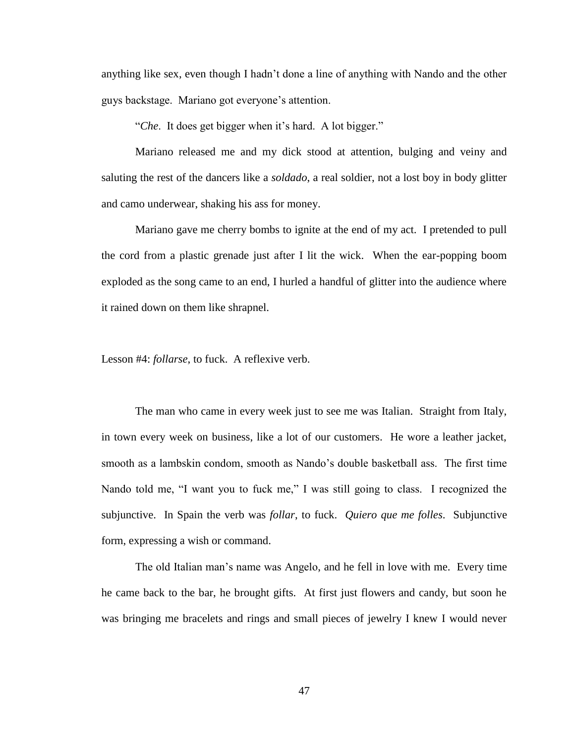anything like sex, even though I hadn't done a line of anything with Nando and the other guys backstage. Mariano got everyone's attention.

"*Che*. It does get bigger when it's hard. A lot bigger."

Mariano released me and my dick stood at attention, bulging and veiny and saluting the rest of the dancers like a *soldado*, a real soldier, not a lost boy in body glitter and camo underwear, shaking his ass for money.

Mariano gave me cherry bombs to ignite at the end of my act. I pretended to pull the cord from a plastic grenade just after I lit the wick. When the ear-popping boom exploded as the song came to an end, I hurled a handful of glitter into the audience where it rained down on them like shrapnel.

Lesson #4: *follarse*, to fuck. A reflexive verb.

The man who came in every week just to see me was Italian. Straight from Italy, in town every week on business, like a lot of our customers. He wore a leather jacket, smooth as a lambskin condom, smooth as Nando's double basketball ass. The first time Nando told me, "I want you to fuck me," I was still going to class. I recognized the subjunctive. In Spain the verb was *follar*, to fuck. *Quiero que me folles*. Subjunctive form, expressing a wish or command.

The old Italian man's name was Angelo, and he fell in love with me. Every time he came back to the bar, he brought gifts. At first just flowers and candy, but soon he was bringing me bracelets and rings and small pieces of jewelry I knew I would never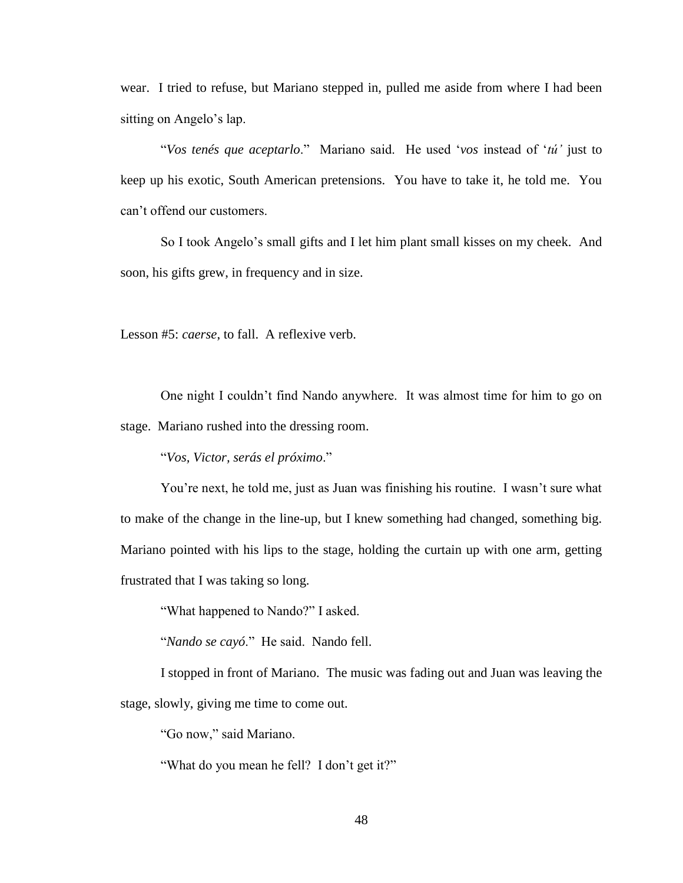wear. I tried to refuse, but Mariano stepped in, pulled me aside from where I had been sitting on Angelo's lap.

"*Vos tenés que aceptarlo*." Mariano said. He used '*vos* instead of '*tú'* just to keep up his exotic, South American pretensions. You have to take it, he told me. You can't offend our customers.

So I took Angelo's small gifts and I let him plant small kisses on my cheek. And soon, his gifts grew, in frequency and in size.

Lesson #5: *caerse*, to fall. A reflexive verb.

One night I couldn't find Nando anywhere. It was almost time for him to go on stage. Mariano rushed into the dressing room.

"*Vos, Victor, serás el próximo*."

You're next, he told me, just as Juan was finishing his routine. I wasn't sure what to make of the change in the line-up, but I knew something had changed, something big. Mariano pointed with his lips to the stage, holding the curtain up with one arm, getting frustrated that I was taking so long.

"What happened to Nando?" I asked.

"*Nando se cayó*." He said. Nando fell.

I stopped in front of Mariano. The music was fading out and Juan was leaving the stage, slowly, giving me time to come out.

"Go now," said Mariano.

"What do you mean he fell? I don't get it?"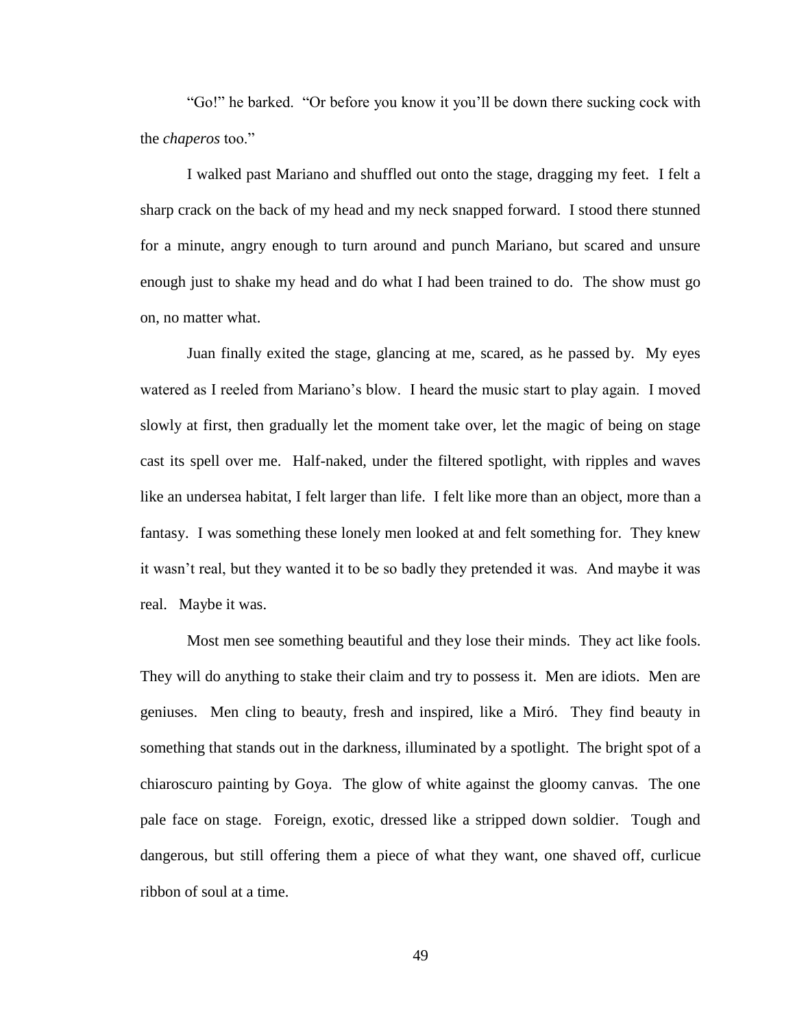"Go!" he barked. "Or before you know it you'll be down there sucking cock with the *chaperos* too."

I walked past Mariano and shuffled out onto the stage, dragging my feet. I felt a sharp crack on the back of my head and my neck snapped forward. I stood there stunned for a minute, angry enough to turn around and punch Mariano, but scared and unsure enough just to shake my head and do what I had been trained to do. The show must go on, no matter what.

Juan finally exited the stage, glancing at me, scared, as he passed by. My eyes watered as I reeled from Mariano's blow. I heard the music start to play again. I moved slowly at first, then gradually let the moment take over, let the magic of being on stage cast its spell over me. Half-naked, under the filtered spotlight, with ripples and waves like an undersea habitat, I felt larger than life. I felt like more than an object, more than a fantasy. I was something these lonely men looked at and felt something for. They knew it wasn't real, but they wanted it to be so badly they pretended it was. And maybe it was real. Maybe it was.

Most men see something beautiful and they lose their minds. They act like fools. They will do anything to stake their claim and try to possess it. Men are idiots. Men are geniuses. Men cling to beauty, fresh and inspired, like a Miró. They find beauty in something that stands out in the darkness, illuminated by a spotlight. The bright spot of a chiaroscuro painting by Goya. The glow of white against the gloomy canvas. The one pale face on stage. Foreign, exotic, dressed like a stripped down soldier. Tough and dangerous, but still offering them a piece of what they want, one shaved off, curlicue ribbon of soul at a time.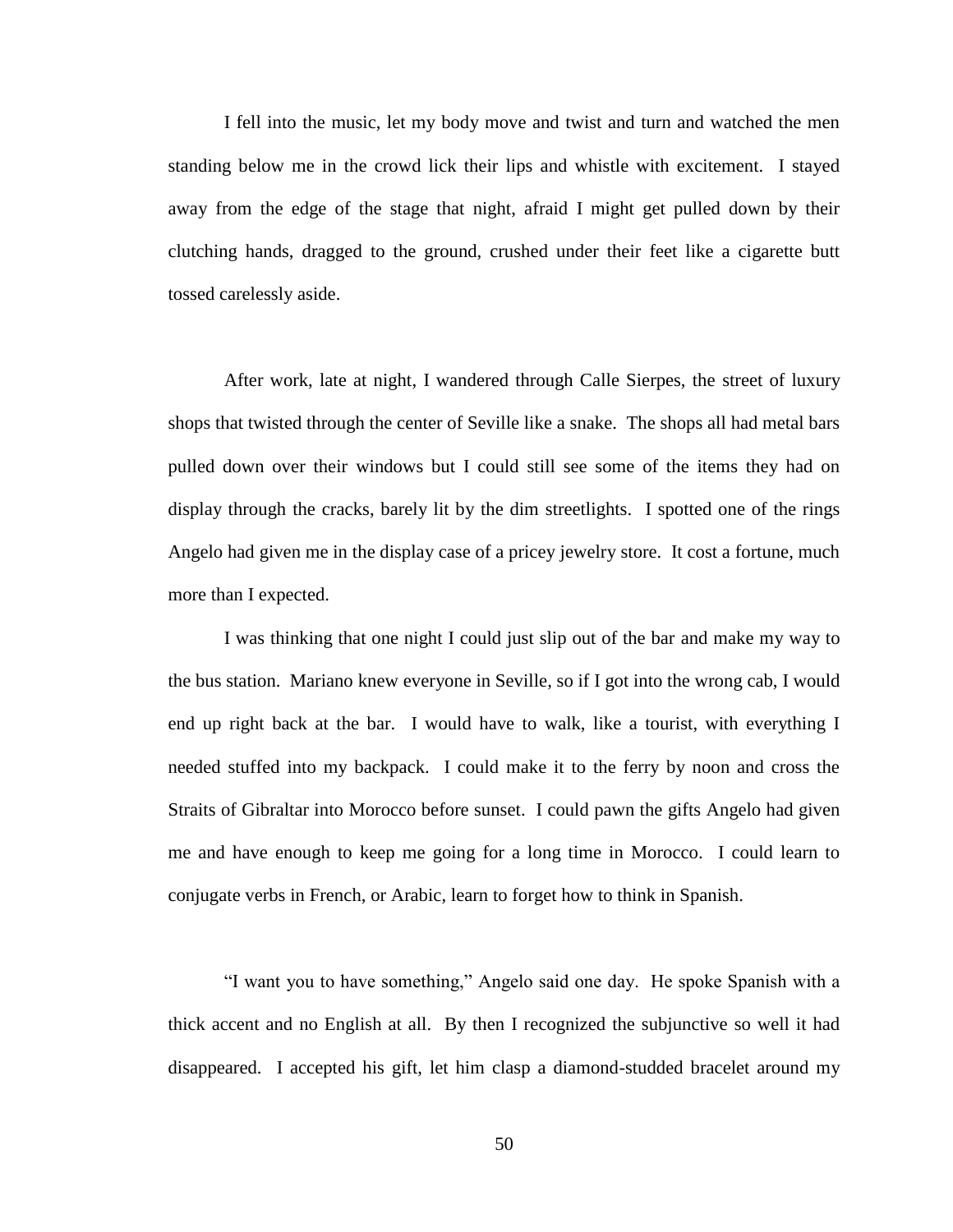I fell into the music, let my body move and twist and turn and watched the men standing below me in the crowd lick their lips and whistle with excitement. I stayed away from the edge of the stage that night, afraid I might get pulled down by their clutching hands, dragged to the ground, crushed under their feet like a cigarette butt tossed carelessly aside.

After work, late at night, I wandered through Calle Sierpes, the street of luxury shops that twisted through the center of Seville like a snake. The shops all had metal bars pulled down over their windows but I could still see some of the items they had on display through the cracks, barely lit by the dim streetlights. I spotted one of the rings Angelo had given me in the display case of a pricey jewelry store. It cost a fortune, much more than I expected.

I was thinking that one night I could just slip out of the bar and make my way to the bus station. Mariano knew everyone in Seville, so if I got into the wrong cab, I would end up right back at the bar. I would have to walk, like a tourist, with everything I needed stuffed into my backpack. I could make it to the ferry by noon and cross the Straits of Gibraltar into Morocco before sunset. I could pawn the gifts Angelo had given me and have enough to keep me going for a long time in Morocco. I could learn to conjugate verbs in French, or Arabic, learn to forget how to think in Spanish.

"I want you to have something," Angelo said one day. He spoke Spanish with a thick accent and no English at all. By then I recognized the subjunctive so well it had disappeared. I accepted his gift, let him clasp a diamond-studded bracelet around my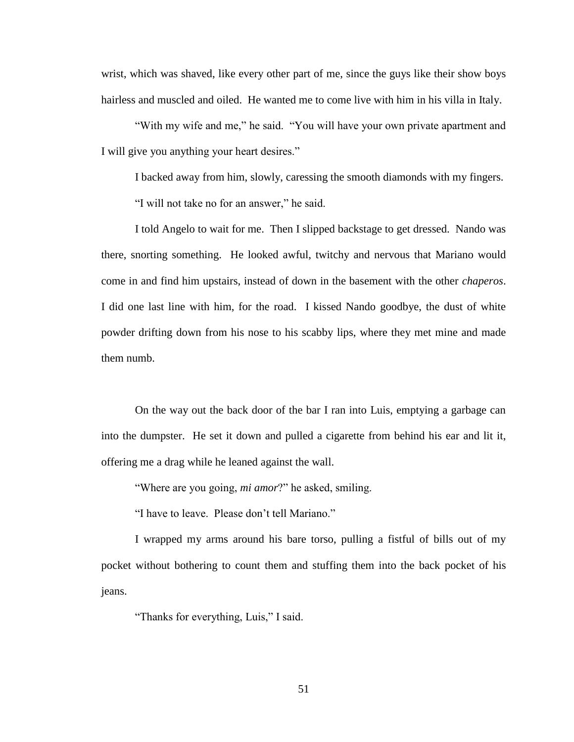wrist, which was shaved, like every other part of me, since the guys like their show boys hairless and muscled and oiled. He wanted me to come live with him in his villa in Italy.

"With my wife and me," he said. "You will have your own private apartment and I will give you anything your heart desires."

I backed away from him, slowly, caressing the smooth diamonds with my fingers.

"I will not take no for an answer," he said.

I told Angelo to wait for me. Then I slipped backstage to get dressed. Nando was there, snorting something. He looked awful, twitchy and nervous that Mariano would come in and find him upstairs, instead of down in the basement with the other *chaperos*. I did one last line with him, for the road. I kissed Nando goodbye, the dust of white powder drifting down from his nose to his scabby lips, where they met mine and made them numb.

On the way out the back door of the bar I ran into Luis, emptying a garbage can into the dumpster. He set it down and pulled a cigarette from behind his ear and lit it, offering me a drag while he leaned against the wall.

"Where are you going, *mi amor*?" he asked, smiling.

"I have to leave. Please don't tell Mariano."

I wrapped my arms around his bare torso, pulling a fistful of bills out of my pocket without bothering to count them and stuffing them into the back pocket of his jeans.

"Thanks for everything, Luis," I said.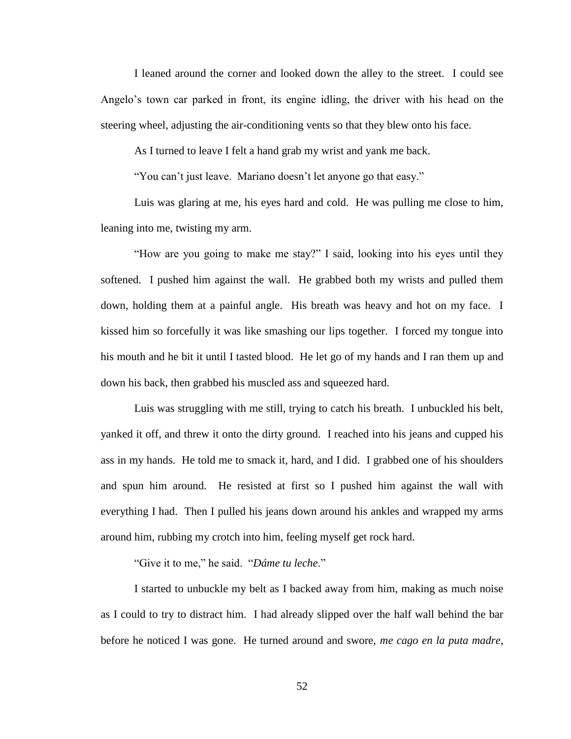I leaned around the corner and looked down the alley to the street. I could see Angelo's town car parked in front, its engine idling, the driver with his head on the steering wheel, adjusting the air-conditioning vents so that they blew onto his face.

As I turned to leave I felt a hand grab my wrist and yank me back.

"You can't just leave. Mariano doesn't let anyone go that easy."

Luis was glaring at me, his eyes hard and cold. He was pulling me close to him, leaning into me, twisting my arm.

"How are you going to make me stay?" I said, looking into his eyes until they softened. I pushed him against the wall. He grabbed both my wrists and pulled them down, holding them at a painful angle. His breath was heavy and hot on my face. I kissed him so forcefully it was like smashing our lips together. I forced my tongue into his mouth and he bit it until I tasted blood. He let go of my hands and I ran them up and down his back, then grabbed his muscled ass and squeezed hard.

Luis was struggling with me still, trying to catch his breath. I unbuckled his belt, yanked it off, and threw it onto the dirty ground. I reached into his jeans and cupped his ass in my hands. He told me to smack it, hard, and I did. I grabbed one of his shoulders and spun him around. He resisted at first so I pushed him against the wall with everything I had. Then I pulled his jeans down around his ankles and wrapped my arms around him, rubbing my crotch into him, feeling myself get rock hard.

"Give it to me," he said. "*Dáme tu leche*."

I started to unbuckle my belt as I backed away from him, making as much noise as I could to try to distract him. I had already slipped over the half wall behind the bar before he noticed I was gone. He turned around and swore, *me cago en la puta madre*,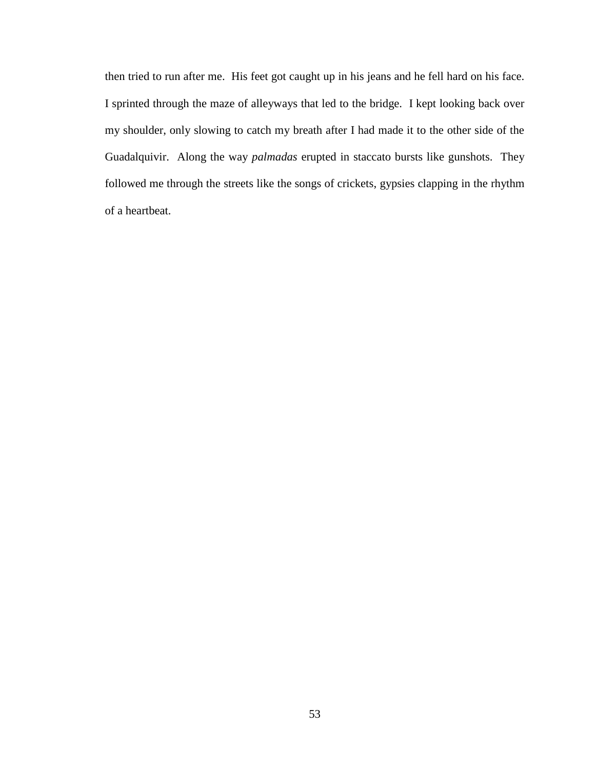then tried to run after me. His feet got caught up in his jeans and he fell hard on his face. I sprinted through the maze of alleyways that led to the bridge. I kept looking back over my shoulder, only slowing to catch my breath after I had made it to the other side of the Guadalquivir. Along the way *palmadas* erupted in staccato bursts like gunshots. They followed me through the streets like the songs of crickets, gypsies clapping in the rhythm of a heartbeat.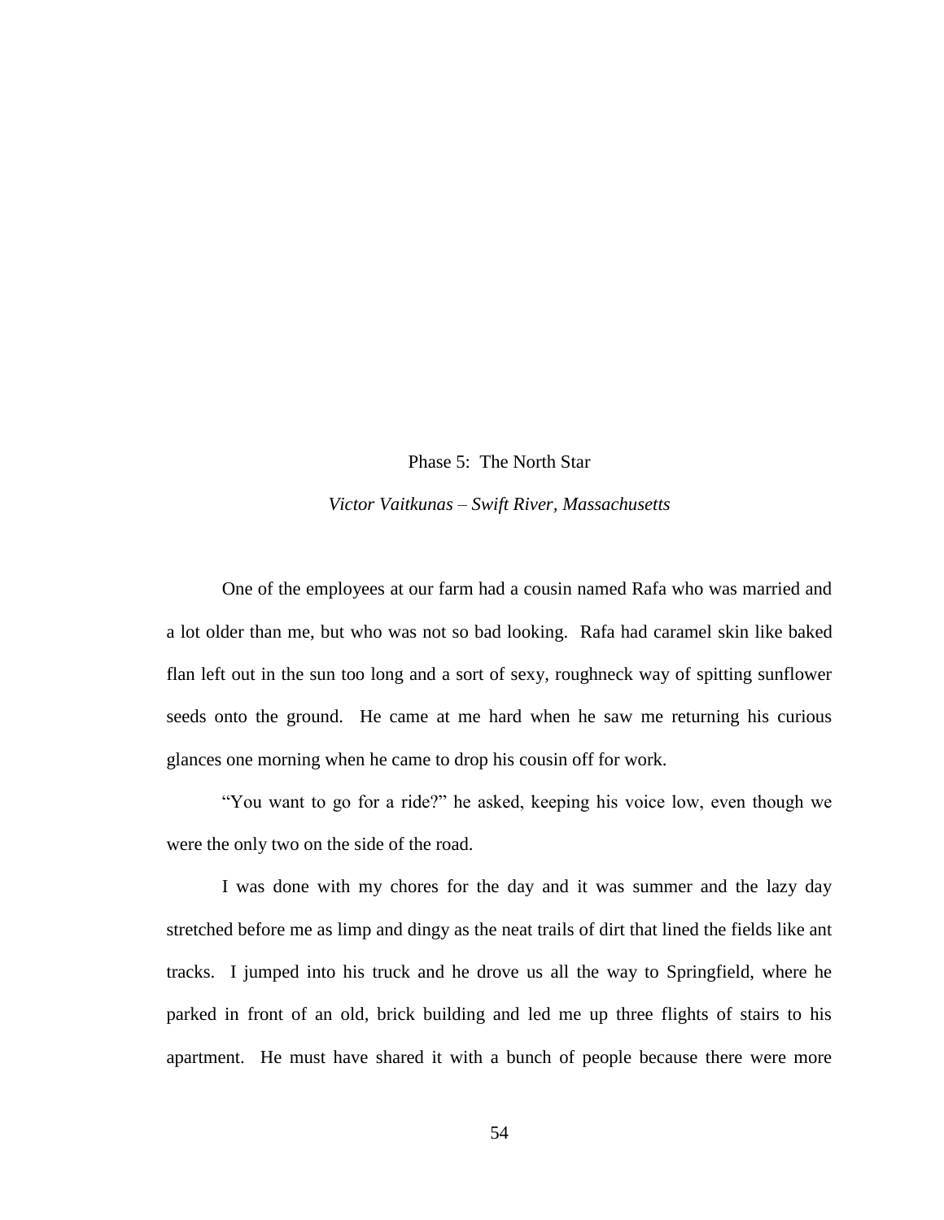## Phase 5: The North Star

*Victor Vaitkunas – Swift River, Massachusetts*

One of the employees at our farm had a cousin named Rafa who was married and a lot older than me, but who was not so bad looking. Rafa had caramel skin like baked flan left out in the sun too long and a sort of sexy, roughneck way of spitting sunflower seeds onto the ground. He came at me hard when he saw me returning his curious glances one morning when he came to drop his cousin off for work.

"You want to go for a ride?" he asked, keeping his voice low, even though we were the only two on the side of the road.

I was done with my chores for the day and it was summer and the lazy day stretched before me as limp and dingy as the neat trails of dirt that lined the fields like ant tracks. I jumped into his truck and he drove us all the way to Springfield, where he parked in front of an old, brick building and led me up three flights of stairs to his apartment. He must have shared it with a bunch of people because there were more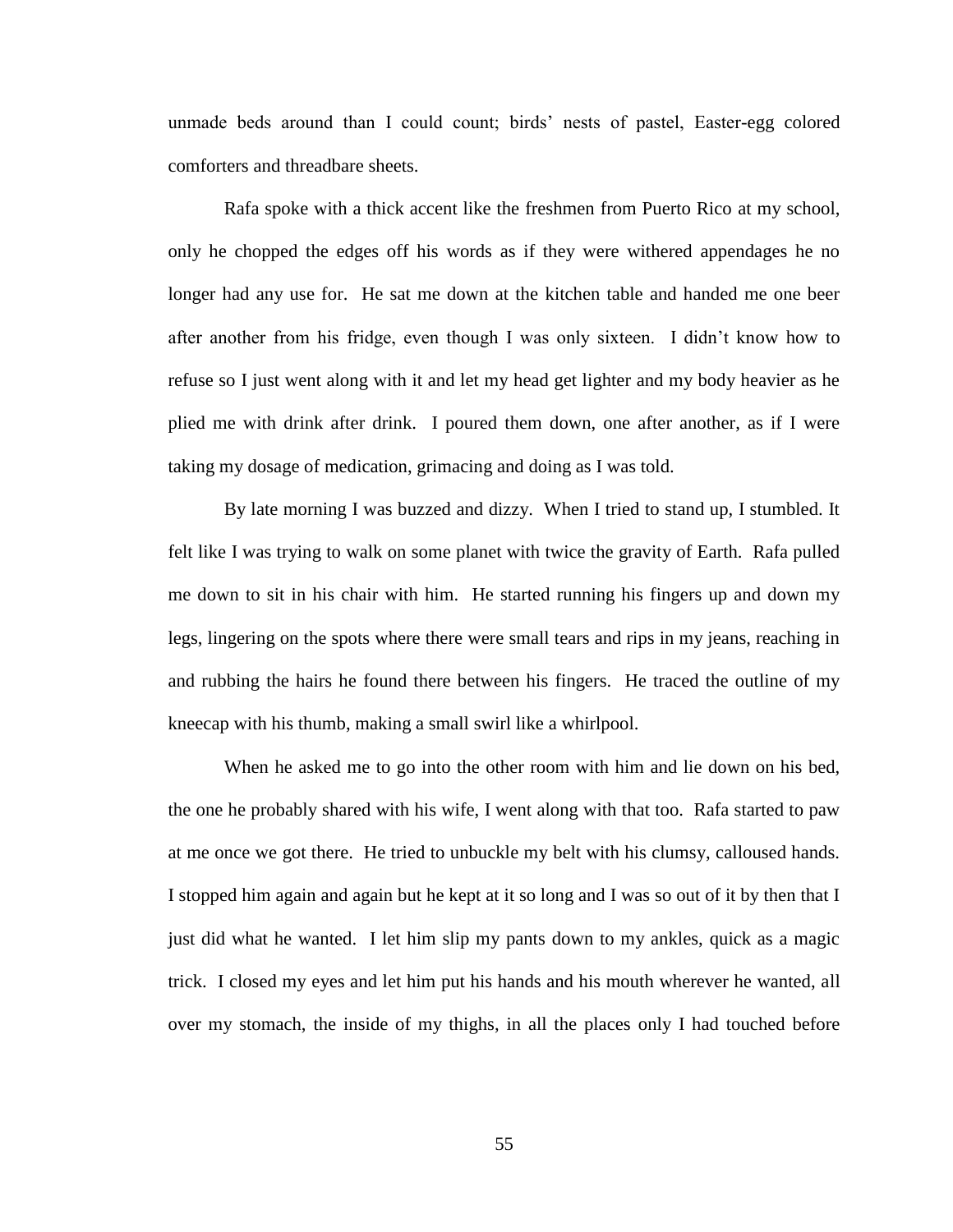unmade beds around than I could count; birds' nests of pastel, Easter-egg colored comforters and threadbare sheets.

Rafa spoke with a thick accent like the freshmen from Puerto Rico at my school, only he chopped the edges off his words as if they were withered appendages he no longer had any use for. He sat me down at the kitchen table and handed me one beer after another from his fridge, even though I was only sixteen. I didn't know how to refuse so I just went along with it and let my head get lighter and my body heavier as he plied me with drink after drink. I poured them down, one after another, as if I were taking my dosage of medication, grimacing and doing as I was told.

By late morning I was buzzed and dizzy. When I tried to stand up, I stumbled. It felt like I was trying to walk on some planet with twice the gravity of Earth. Rafa pulled me down to sit in his chair with him. He started running his fingers up and down my legs, lingering on the spots where there were small tears and rips in my jeans, reaching in and rubbing the hairs he found there between his fingers. He traced the outline of my kneecap with his thumb, making a small swirl like a whirlpool.

When he asked me to go into the other room with him and lie down on his bed, the one he probably shared with his wife, I went along with that too. Rafa started to paw at me once we got there. He tried to unbuckle my belt with his clumsy, calloused hands. I stopped him again and again but he kept at it so long and I was so out of it by then that I just did what he wanted. I let him slip my pants down to my ankles, quick as a magic trick. I closed my eyes and let him put his hands and his mouth wherever he wanted, all over my stomach, the inside of my thighs, in all the places only I had touched before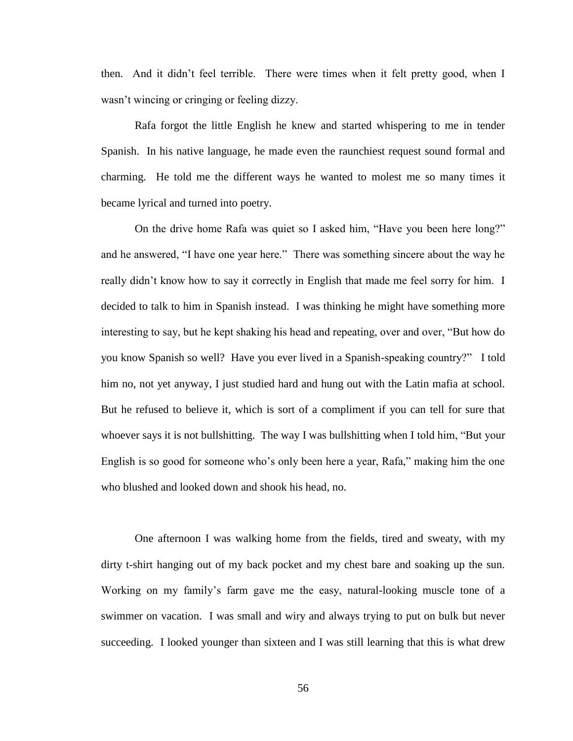then. And it didn't feel terrible. There were times when it felt pretty good, when I wasn't wincing or cringing or feeling dizzy.

Rafa forgot the little English he knew and started whispering to me in tender Spanish. In his native language, he made even the raunchiest request sound formal and charming. He told me the different ways he wanted to molest me so many times it became lyrical and turned into poetry.

On the drive home Rafa was quiet so I asked him, "Have you been here long?" and he answered, "I have one year here." There was something sincere about the way he really didn't know how to say it correctly in English that made me feel sorry for him. I decided to talk to him in Spanish instead. I was thinking he might have something more interesting to say, but he kept shaking his head and repeating, over and over, "But how do you know Spanish so well? Have you ever lived in a Spanish-speaking country?" I told him no, not yet anyway, I just studied hard and hung out with the Latin mafia at school. But he refused to believe it, which is sort of a compliment if you can tell for sure that whoever says it is not bullshitting. The way I was bullshitting when I told him, "But your English is so good for someone who's only been here a year, Rafa," making him the one who blushed and looked down and shook his head, no.

One afternoon I was walking home from the fields, tired and sweaty, with my dirty t-shirt hanging out of my back pocket and my chest bare and soaking up the sun. Working on my family's farm gave me the easy, natural-looking muscle tone of a swimmer on vacation. I was small and wiry and always trying to put on bulk but never succeeding. I looked younger than sixteen and I was still learning that this is what drew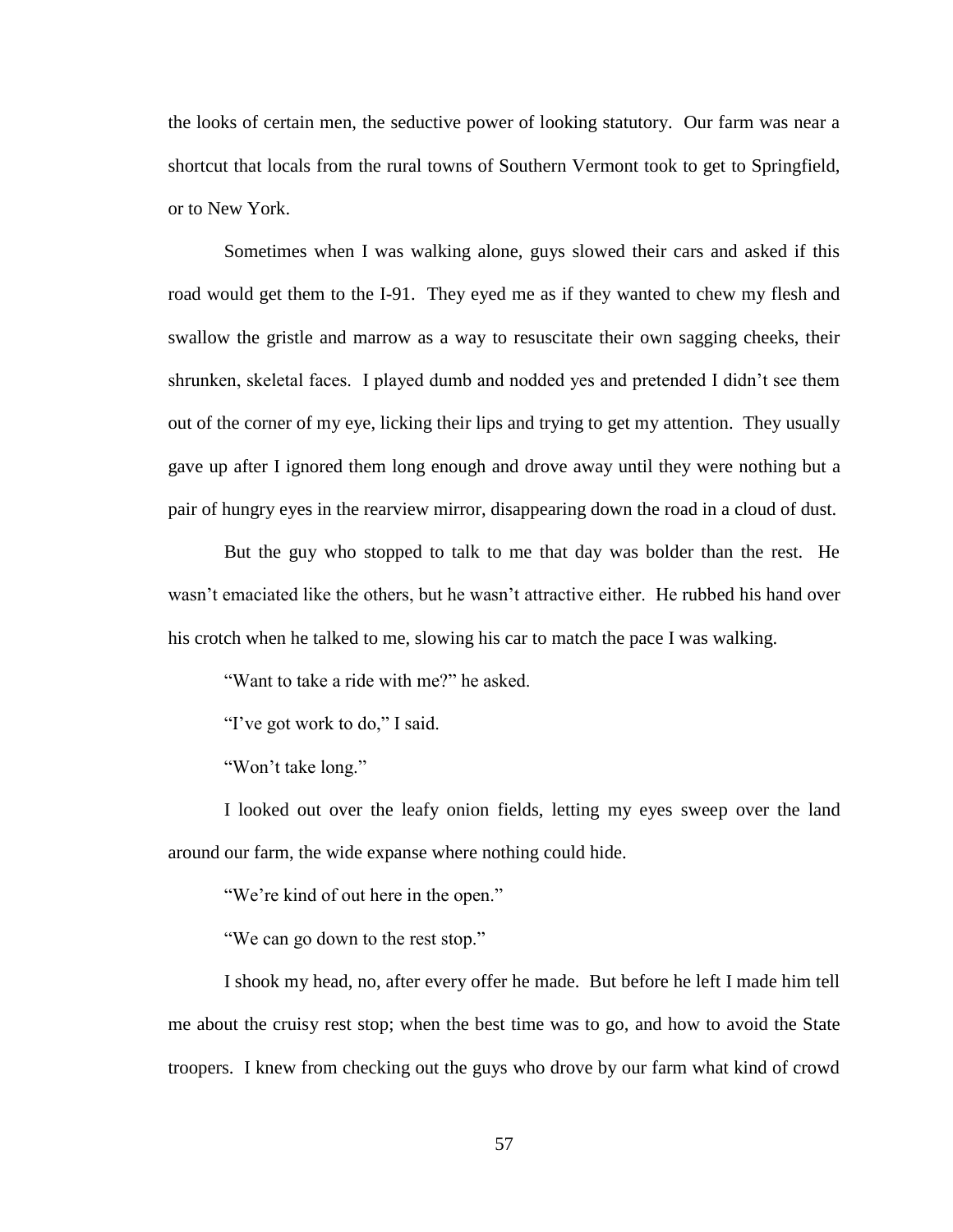the looks of certain men, the seductive power of looking statutory. Our farm was near a shortcut that locals from the rural towns of Southern Vermont took to get to Springfield, or to New York.

Sometimes when I was walking alone, guys slowed their cars and asked if this road would get them to the I-91. They eyed me as if they wanted to chew my flesh and swallow the gristle and marrow as a way to resuscitate their own sagging cheeks, their shrunken, skeletal faces. I played dumb and nodded yes and pretended I didn't see them out of the corner of my eye, licking their lips and trying to get my attention. They usually gave up after I ignored them long enough and drove away until they were nothing but a pair of hungry eyes in the rearview mirror, disappearing down the road in a cloud of dust.

But the guy who stopped to talk to me that day was bolder than the rest. He wasn't emaciated like the others, but he wasn't attractive either. He rubbed his hand over his crotch when he talked to me, slowing his car to match the pace I was walking.

"Want to take a ride with me?" he asked.

"I've got work to do," I said.

"Won't take long."

I looked out over the leafy onion fields, letting my eyes sweep over the land around our farm, the wide expanse where nothing could hide.

"We're kind of out here in the open."

"We can go down to the rest stop."

I shook my head, no, after every offer he made. But before he left I made him tell me about the cruisy rest stop; when the best time was to go, and how to avoid the State troopers. I knew from checking out the guys who drove by our farm what kind of crowd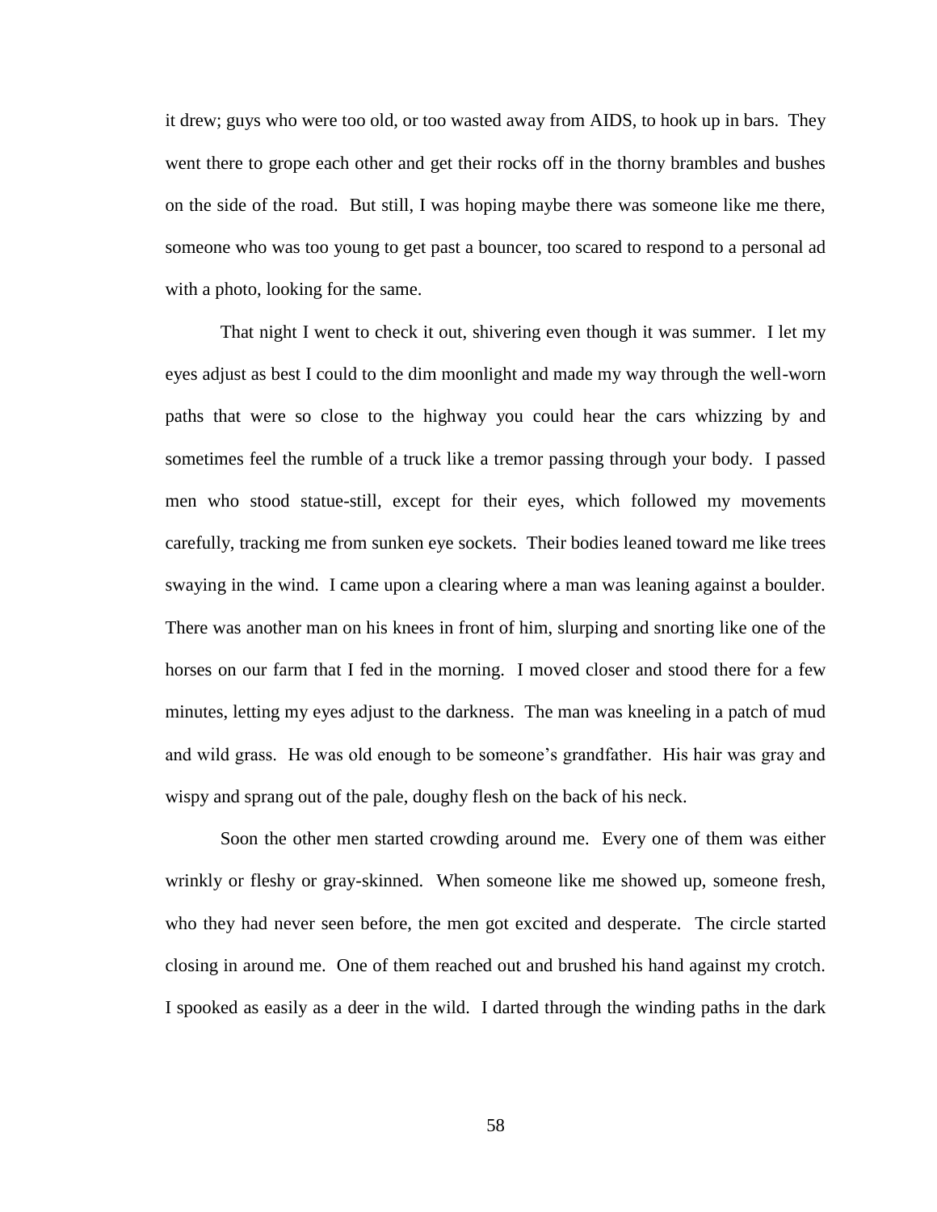it drew; guys who were too old, or too wasted away from AIDS, to hook up in bars. They went there to grope each other and get their rocks off in the thorny brambles and bushes on the side of the road. But still, I was hoping maybe there was someone like me there, someone who was too young to get past a bouncer, too scared to respond to a personal ad with a photo, looking for the same.

That night I went to check it out, shivering even though it was summer. I let my eyes adjust as best I could to the dim moonlight and made my way through the well-worn paths that were so close to the highway you could hear the cars whizzing by and sometimes feel the rumble of a truck like a tremor passing through your body. I passed men who stood statue-still, except for their eyes, which followed my movements carefully, tracking me from sunken eye sockets. Their bodies leaned toward me like trees swaying in the wind. I came upon a clearing where a man was leaning against a boulder. There was another man on his knees in front of him, slurping and snorting like one of the horses on our farm that I fed in the morning. I moved closer and stood there for a few minutes, letting my eyes adjust to the darkness. The man was kneeling in a patch of mud and wild grass. He was old enough to be someone's grandfather. His hair was gray and wispy and sprang out of the pale, doughy flesh on the back of his neck.

Soon the other men started crowding around me. Every one of them was either wrinkly or fleshy or gray-skinned. When someone like me showed up, someone fresh, who they had never seen before, the men got excited and desperate. The circle started closing in around me. One of them reached out and brushed his hand against my crotch. I spooked as easily as a deer in the wild. I darted through the winding paths in the dark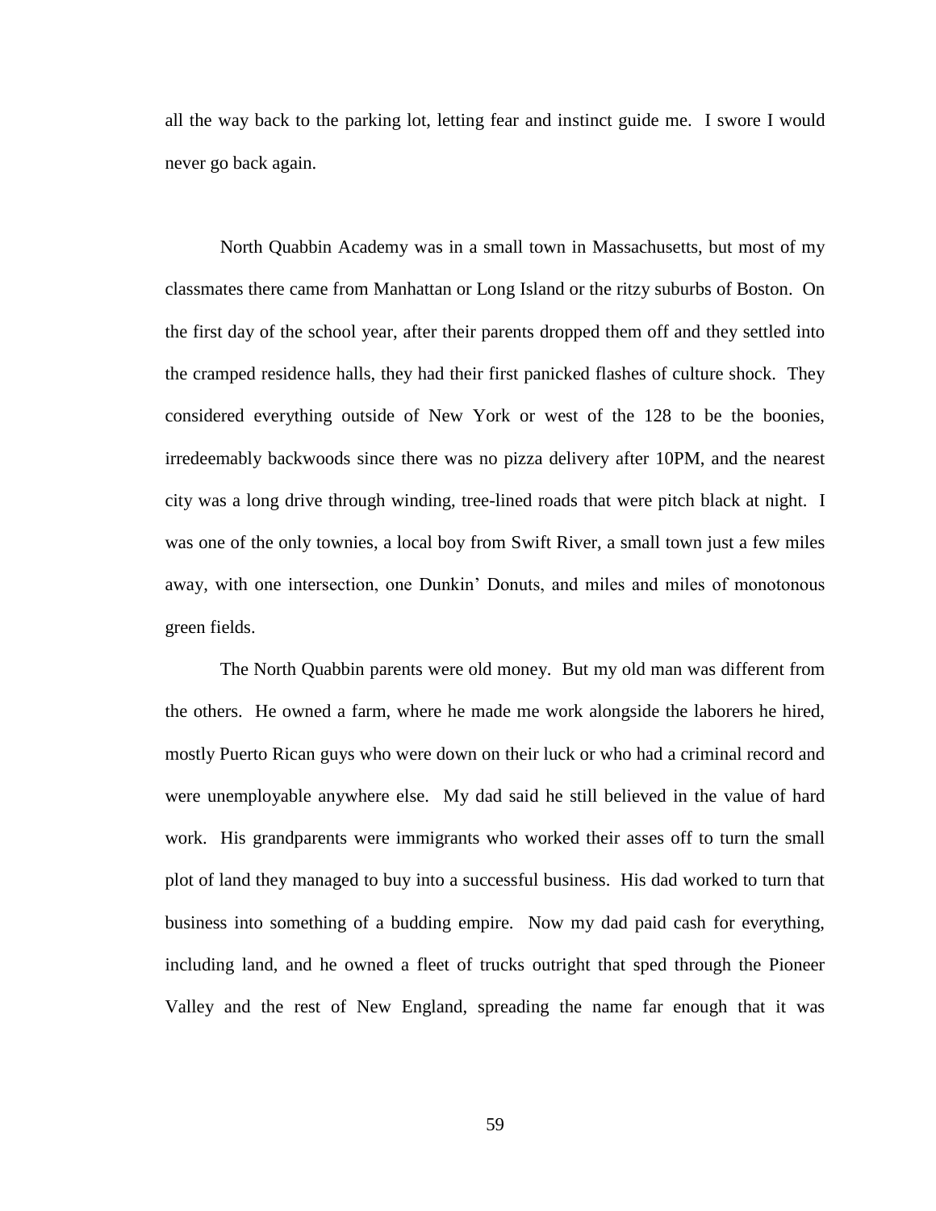all the way back to the parking lot, letting fear and instinct guide me. I swore I would never go back again.

North Quabbin Academy was in a small town in Massachusetts, but most of my classmates there came from Manhattan or Long Island or the ritzy suburbs of Boston. On the first day of the school year, after their parents dropped them off and they settled into the cramped residence halls, they had their first panicked flashes of culture shock. They considered everything outside of New York or west of the 128 to be the boonies, irredeemably backwoods since there was no pizza delivery after 10PM, and the nearest city was a long drive through winding, tree-lined roads that were pitch black at night. I was one of the only townies, a local boy from Swift River, a small town just a few miles away, with one intersection, one Dunkin' Donuts, and miles and miles of monotonous green fields.

The North Quabbin parents were old money. But my old man was different from the others. He owned a farm, where he made me work alongside the laborers he hired, mostly Puerto Rican guys who were down on their luck or who had a criminal record and were unemployable anywhere else. My dad said he still believed in the value of hard work. His grandparents were immigrants who worked their asses off to turn the small plot of land they managed to buy into a successful business. His dad worked to turn that business into something of a budding empire. Now my dad paid cash for everything, including land, and he owned a fleet of trucks outright that sped through the Pioneer Valley and the rest of New England, spreading the name far enough that it was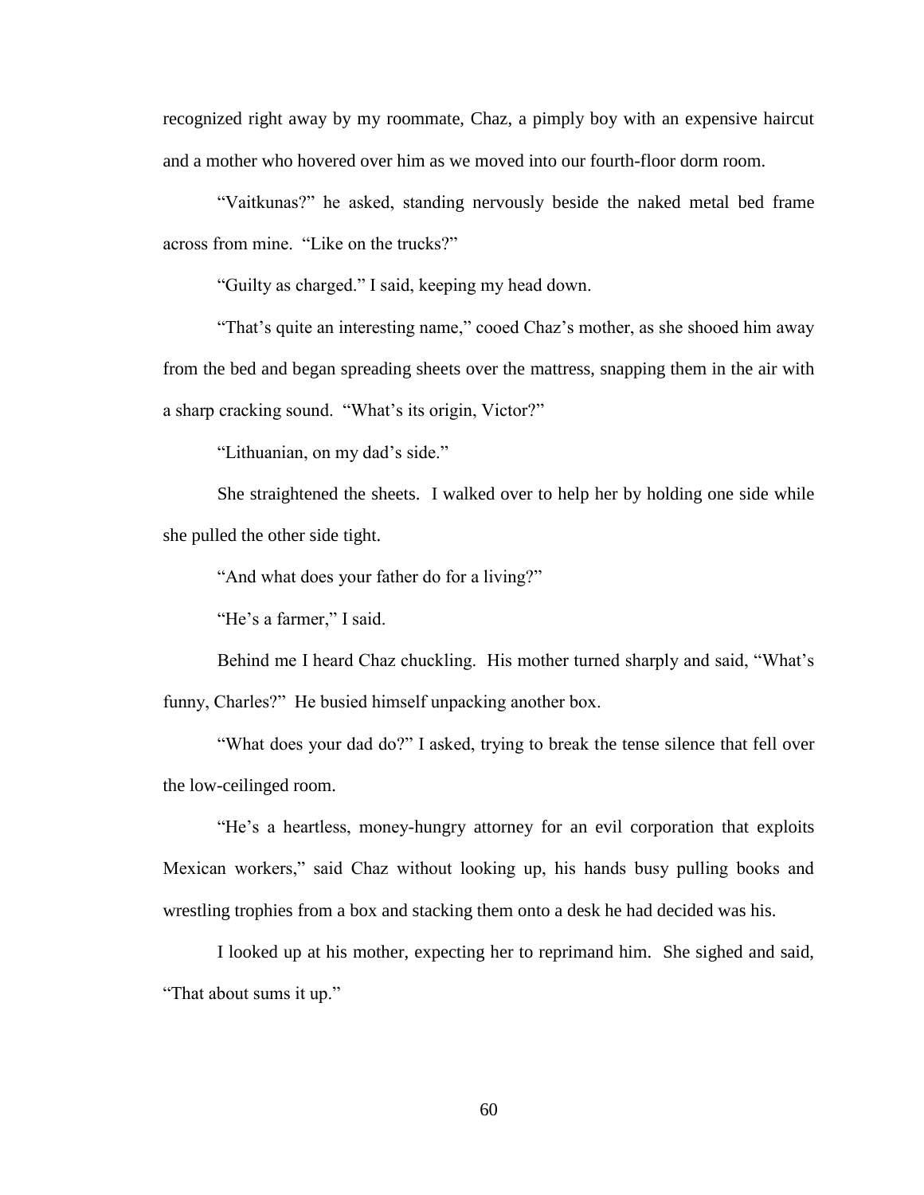recognized right away by my roommate, Chaz, a pimply boy with an expensive haircut and a mother who hovered over him as we moved into our fourth-floor dorm room.

"Vaitkunas?" he asked, standing nervously beside the naked metal bed frame across from mine. "Like on the trucks?"

"Guilty as charged." I said, keeping my head down.

"That's quite an interesting name," cooed Chaz's mother, as she shooed him away from the bed and began spreading sheets over the mattress, snapping them in the air with a sharp cracking sound. "What's its origin, Victor?"

"Lithuanian, on my dad's side."

She straightened the sheets. I walked over to help her by holding one side while she pulled the other side tight.

"And what does your father do for a living?"

"He's a farmer," I said.

Behind me I heard Chaz chuckling. His mother turned sharply and said, "What's funny, Charles?" He busied himself unpacking another box.

"What does your dad do?" I asked, trying to break the tense silence that fell over the low-ceilinged room.

"He's a heartless, money-hungry attorney for an evil corporation that exploits Mexican workers," said Chaz without looking up, his hands busy pulling books and wrestling trophies from a box and stacking them onto a desk he had decided was his.

I looked up at his mother, expecting her to reprimand him. She sighed and said, "That about sums it up."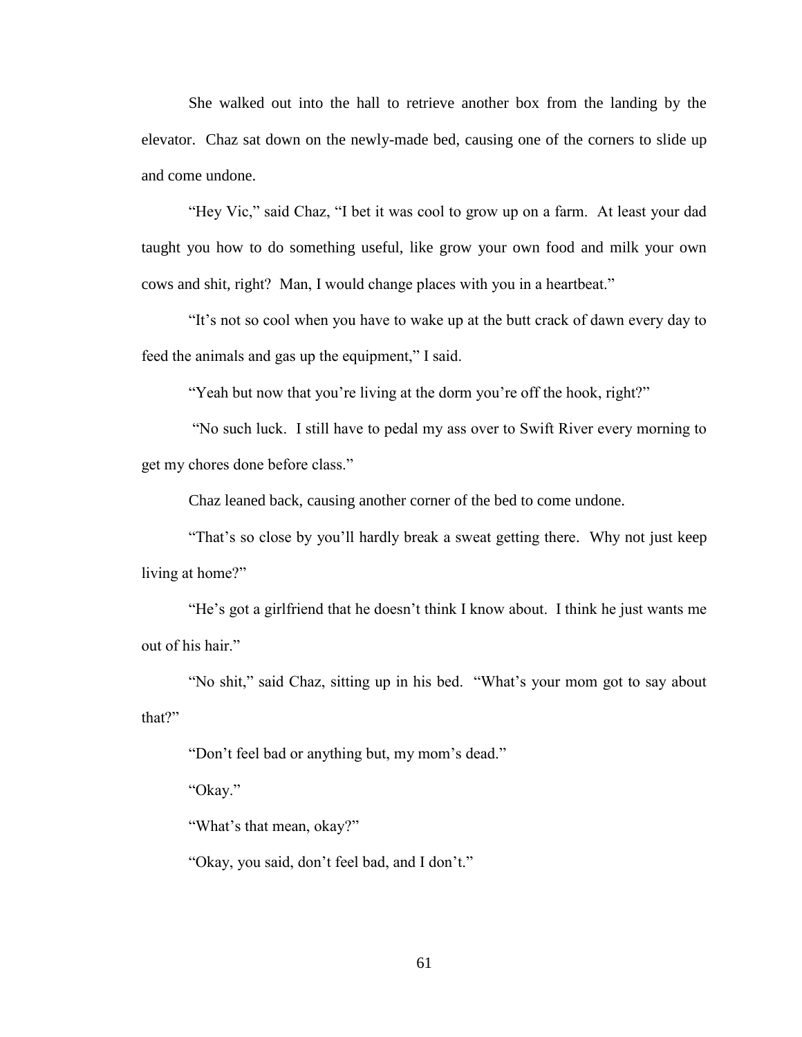She walked out into the hall to retrieve another box from the landing by the elevator. Chaz sat down on the newly-made bed, causing one of the corners to slide up and come undone.

"Hey Vic," said Chaz, "I bet it was cool to grow up on a farm. At least your dad taught you how to do something useful, like grow your own food and milk your own cows and shit, right? Man, I would change places with you in a heartbeat."

"It's not so cool when you have to wake up at the butt crack of dawn every day to feed the animals and gas up the equipment," I said.

"Yeah but now that you're living at the dorm you're off the hook, right?"

"No such luck. I still have to pedal my ass over to Swift River every morning to get my chores done before class."

Chaz leaned back, causing another corner of the bed to come undone.

"That's so close by you'll hardly break a sweat getting there. Why not just keep living at home?"

"He's got a girlfriend that he doesn't think I know about. I think he just wants me out of his hair."

"No shit," said Chaz, sitting up in his bed. "What's your mom got to say about that?"

"Don't feel bad or anything but, my mom's dead."

"Okay."

"What's that mean, okay?"

"Okay, you said, don't feel bad, and I don't."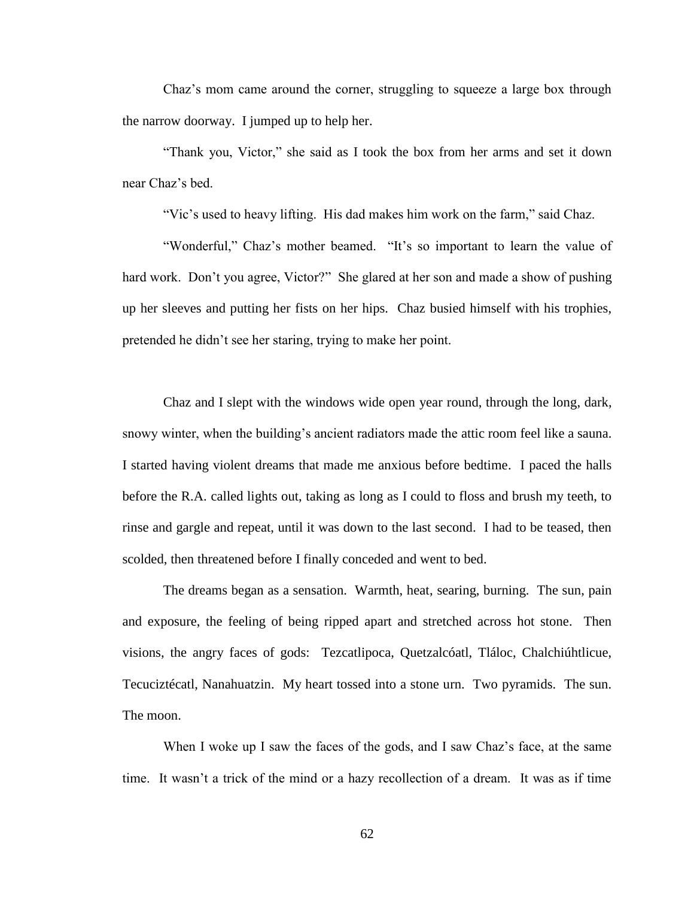Chaz's mom came around the corner, struggling to squeeze a large box through the narrow doorway. I jumped up to help her.

"Thank you, Victor," she said as I took the box from her arms and set it down near Chaz's bed.

"Vic's used to heavy lifting. His dad makes him work on the farm," said Chaz.

"Wonderful," Chaz's mother beamed. "It's so important to learn the value of hard work. Don't you agree, Victor?" She glared at her son and made a show of pushing up her sleeves and putting her fists on her hips. Chaz busied himself with his trophies, pretended he didn't see her staring, trying to make her point.

Chaz and I slept with the windows wide open year round, through the long, dark, snowy winter, when the building's ancient radiators made the attic room feel like a sauna. I started having violent dreams that made me anxious before bedtime. I paced the halls before the R.A. called lights out, taking as long as I could to floss and brush my teeth, to rinse and gargle and repeat, until it was down to the last second. I had to be teased, then scolded, then threatened before I finally conceded and went to bed.

The dreams began as a sensation. Warmth, heat, searing, burning. The sun, pain and exposure, the feeling of being ripped apart and stretched across hot stone. Then visions, the angry faces of gods: Tezcatlipoca, Quetzalcóatl, Tláloc, Chalchiúhtlicue, Tecuciztécatl, Nanahuatzin. My heart tossed into a stone urn. Two pyramids. The sun. The moon.

When I woke up I saw the faces of the gods, and I saw Chaz's face, at the same time. It wasn't a trick of the mind or a hazy recollection of a dream. It was as if time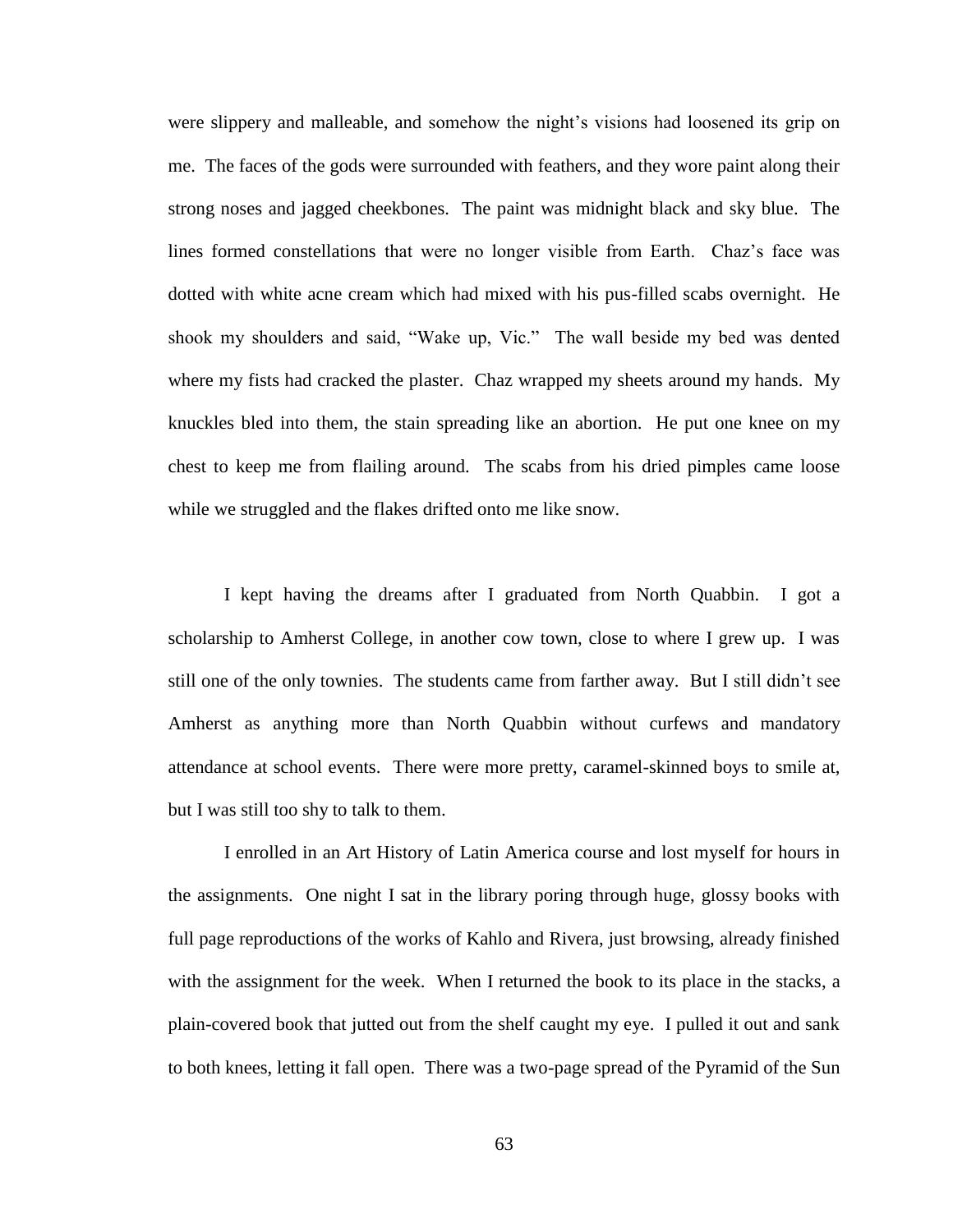were slippery and malleable, and somehow the night's visions had loosened its grip on me. The faces of the gods were surrounded with feathers, and they wore paint along their strong noses and jagged cheekbones. The paint was midnight black and sky blue. The lines formed constellations that were no longer visible from Earth. Chaz's face was dotted with white acne cream which had mixed with his pus-filled scabs overnight. He shook my shoulders and said, "Wake up, Vic." The wall beside my bed was dented where my fists had cracked the plaster. Chaz wrapped my sheets around my hands. My knuckles bled into them, the stain spreading like an abortion. He put one knee on my chest to keep me from flailing around. The scabs from his dried pimples came loose while we struggled and the flakes drifted onto me like snow.

I kept having the dreams after I graduated from North Quabbin. I got a scholarship to Amherst College, in another cow town, close to where I grew up. I was still one of the only townies. The students came from farther away. But I still didn't see Amherst as anything more than North Quabbin without curfews and mandatory attendance at school events. There were more pretty, caramel-skinned boys to smile at, but I was still too shy to talk to them.

I enrolled in an Art History of Latin America course and lost myself for hours in the assignments. One night I sat in the library poring through huge, glossy books with full page reproductions of the works of Kahlo and Rivera, just browsing, already finished with the assignment for the week. When I returned the book to its place in the stacks, a plain-covered book that jutted out from the shelf caught my eye. I pulled it out and sank to both knees, letting it fall open. There was a two-page spread of the Pyramid of the Sun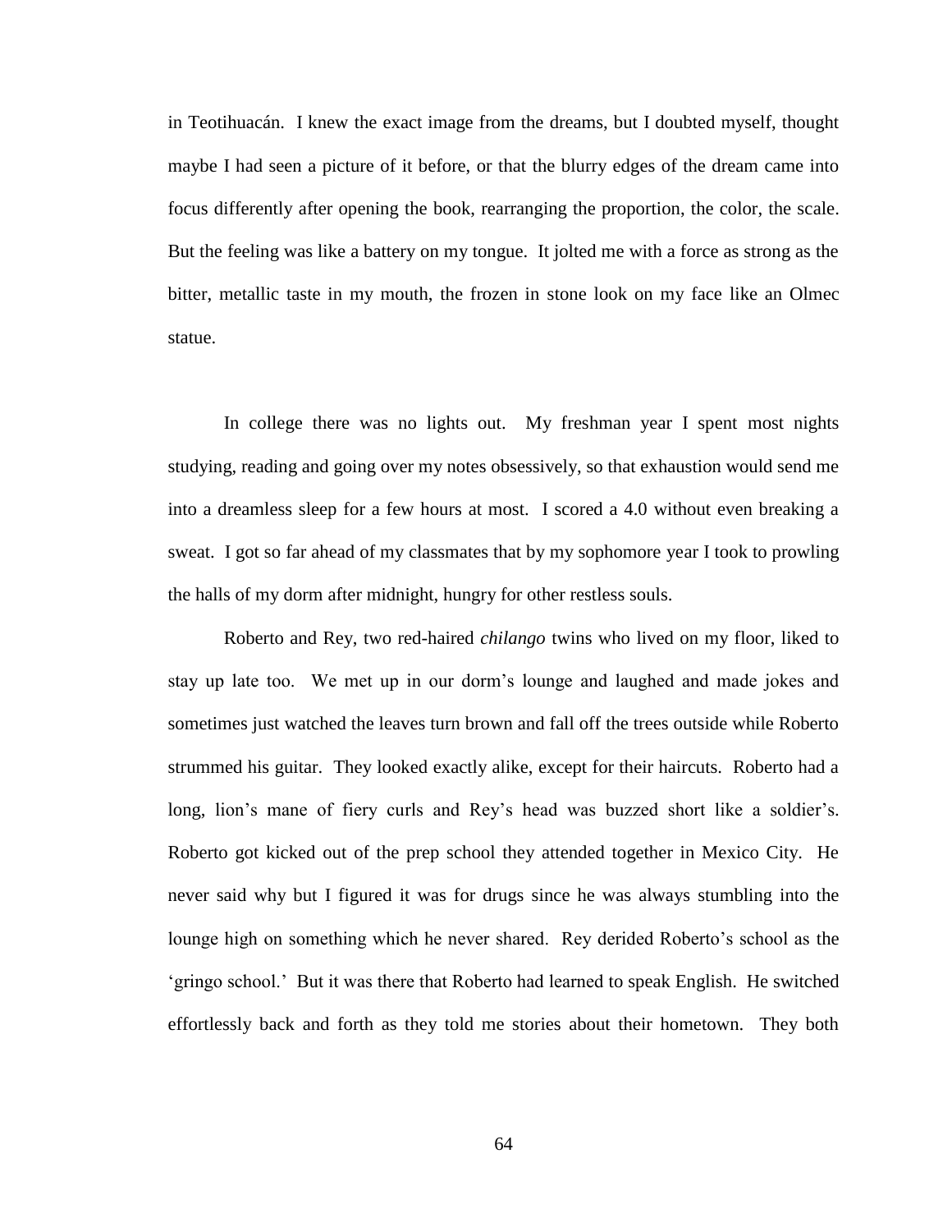in Teotihuacán. I knew the exact image from the dreams, but I doubted myself, thought maybe I had seen a picture of it before, or that the blurry edges of the dream came into focus differently after opening the book, rearranging the proportion, the color, the scale. But the feeling was like a battery on my tongue. It jolted me with a force as strong as the bitter, metallic taste in my mouth, the frozen in stone look on my face like an Olmec statue.

In college there was no lights out. My freshman year I spent most nights studying, reading and going over my notes obsessively, so that exhaustion would send me into a dreamless sleep for a few hours at most. I scored a 4.0 without even breaking a sweat. I got so far ahead of my classmates that by my sophomore year I took to prowling the halls of my dorm after midnight, hungry for other restless souls.

Roberto and Rey, two red-haired *chilango* twins who lived on my floor, liked to stay up late too. We met up in our dorm's lounge and laughed and made jokes and sometimes just watched the leaves turn brown and fall off the trees outside while Roberto strummed his guitar. They looked exactly alike, except for their haircuts. Roberto had a long, lion's mane of fiery curls and Rey's head was buzzed short like a soldier's. Roberto got kicked out of the prep school they attended together in Mexico City. He never said why but I figured it was for drugs since he was always stumbling into the lounge high on something which he never shared. Rey derided Roberto's school as the 'gringo school.' But it was there that Roberto had learned to speak English. He switched effortlessly back and forth as they told me stories about their hometown. They both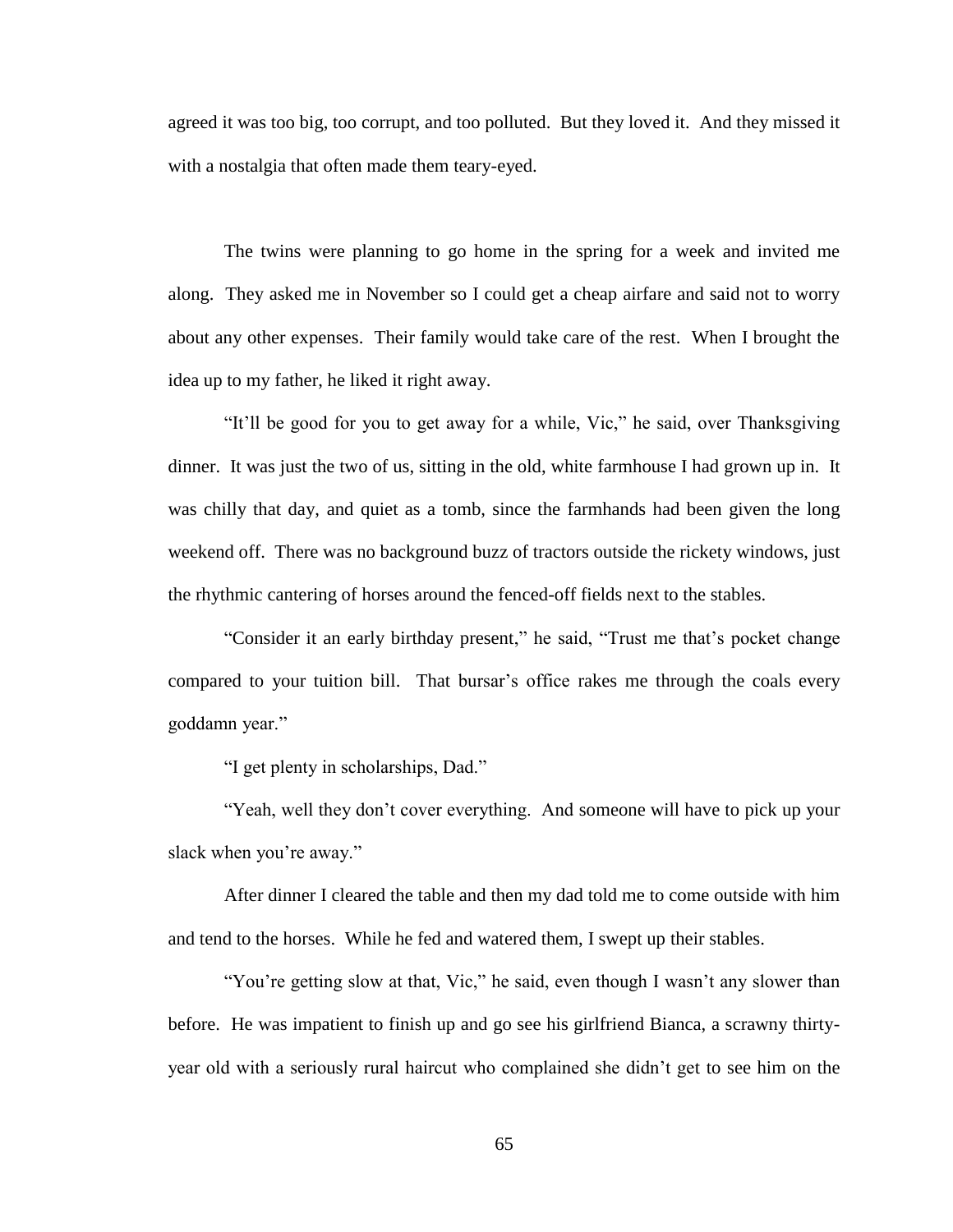agreed it was too big, too corrupt, and too polluted. But they loved it. And they missed it with a nostalgia that often made them teary-eyed.

The twins were planning to go home in the spring for a week and invited me along. They asked me in November so I could get a cheap airfare and said not to worry about any other expenses. Their family would take care of the rest. When I brought the idea up to my father, he liked it right away.

"It'll be good for you to get away for a while, Vic," he said, over Thanksgiving dinner. It was just the two of us, sitting in the old, white farmhouse I had grown up in. It was chilly that day, and quiet as a tomb, since the farmhands had been given the long weekend off. There was no background buzz of tractors outside the rickety windows, just the rhythmic cantering of horses around the fenced-off fields next to the stables.

"Consider it an early birthday present," he said, "Trust me that's pocket change compared to your tuition bill. That bursar's office rakes me through the coals every goddamn year."

"I get plenty in scholarships, Dad."

"Yeah, well they don't cover everything. And someone will have to pick up your slack when you're away."

After dinner I cleared the table and then my dad told me to come outside with him and tend to the horses. While he fed and watered them, I swept up their stables.

"You're getting slow at that, Vic," he said, even though I wasn't any slower than before. He was impatient to finish up and go see his girlfriend Bianca, a scrawny thirty-year old with a seriously rural haircut who complained she didn't get to see him on the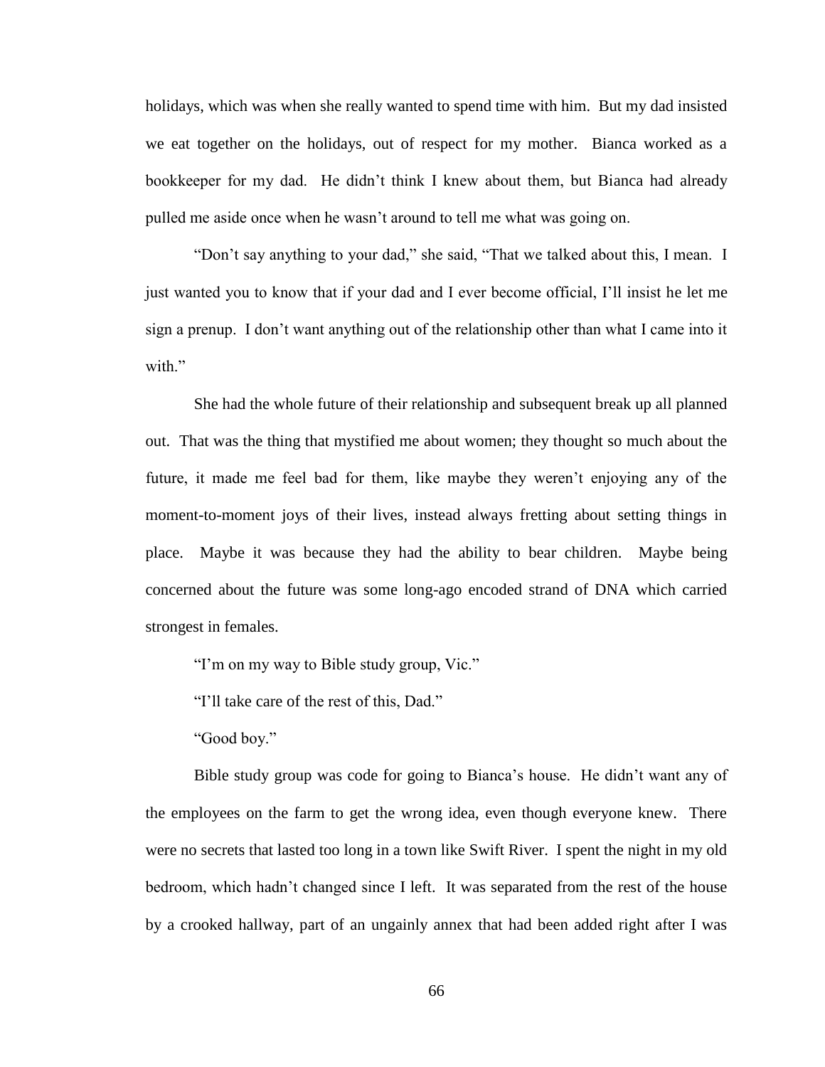holidays, which was when she really wanted to spend time with him. But my dad insisted we eat together on the holidays, out of respect for my mother. Bianca worked as a bookkeeper for my dad. He didn't think I knew about them, but Bianca had already pulled me aside once when he wasn't around to tell me what was going on.

"Don't say anything to your dad," she said, "That we talked about this, I mean. I just wanted you to know that if your dad and I ever become official, I'll insist he let me sign a prenup. I don't want anything out of the relationship other than what I came into it with."

She had the whole future of their relationship and subsequent break up all planned out. That was the thing that mystified me about women; they thought so much about the future, it made me feel bad for them, like maybe they weren't enjoying any of the moment-to-moment joys of their lives, instead always fretting about setting things in place. Maybe it was because they had the ability to bear children. Maybe being concerned about the future was some long-ago encoded strand of DNA which carried strongest in females.

"I'm on my way to Bible study group, Vic."

"I'll take care of the rest of this, Dad."

"Good boy."

Bible study group was code for going to Bianca's house. He didn't want any of the employees on the farm to get the wrong idea, even though everyone knew. There were no secrets that lasted too long in a town like Swift River. I spent the night in my old bedroom, which hadn't changed since I left. It was separated from the rest of the house by a crooked hallway, part of an ungainly annex that had been added right after I was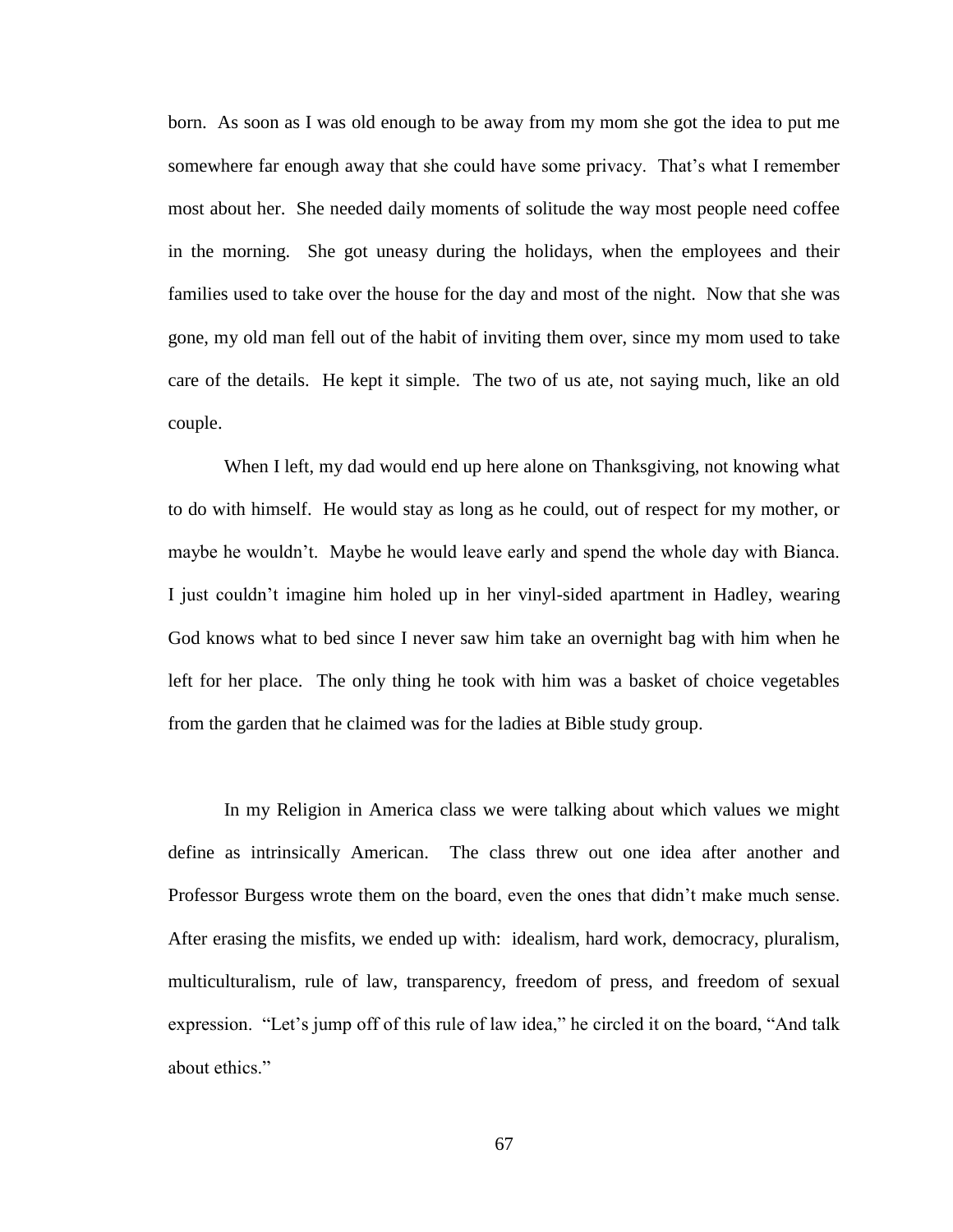born. As soon as I was old enough to be away from my mom she got the idea to put me somewhere far enough away that she could have some privacy. That's what I remember most about her. She needed daily moments of solitude the way most people need coffee in the morning. She got uneasy during the holidays, when the employees and their families used to take over the house for the day and most of the night. Now that she was gone, my old man fell out of the habit of inviting them over, since my mom used to take care of the details. He kept it simple. The two of us ate, not saying much, like an old couple.

When I left, my dad would end up here alone on Thanksgiving, not knowing what to do with himself. He would stay as long as he could, out of respect for my mother, or maybe he wouldn't. Maybe he would leave early and spend the whole day with Bianca. I just couldn't imagine him holed up in her vinyl-sided apartment in Hadley, wearing God knows what to bed since I never saw him take an overnight bag with him when he left for her place. The only thing he took with him was a basket of choice vegetables from the garden that he claimed was for the ladies at Bible study group.

In my Religion in America class we were talking about which values we might define as intrinsically American. The class threw out one idea after another and Professor Burgess wrote them on the board, even the ones that didn't make much sense. After erasing the misfits, we ended up with: idealism, hard work, democracy, pluralism, multiculturalism, rule of law, transparency, freedom of press, and freedom of sexual expression. "Let's jump off of this rule of law idea," he circled it on the board, "And talk about ethics."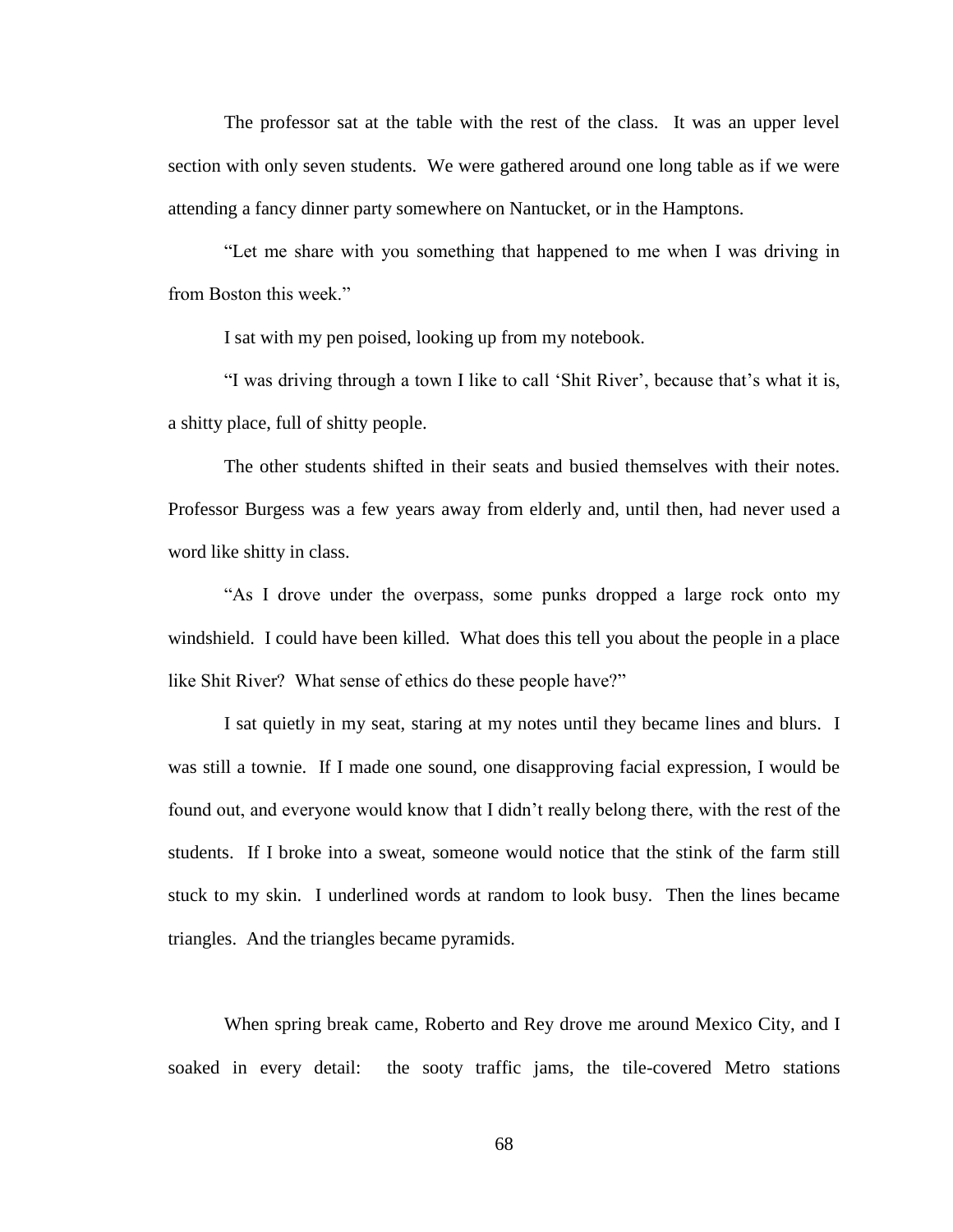The professor sat at the table with the rest of the class. It was an upper level section with only seven students. We were gathered around one long table as if we were attending a fancy dinner party somewhere on Nantucket, or in the Hamptons.

"Let me share with you something that happened to me when I was driving in from Boston this week."

I sat with my pen poised, looking up from my notebook.

"I was driving through a town I like to call 'Shit River', because that's what it is, a shitty place, full of shitty people.

The other students shifted in their seats and busied themselves with their notes. Professor Burgess was a few years away from elderly and, until then, had never used a word like shitty in class.

"As I drove under the overpass, some punks dropped a large rock onto my windshield. I could have been killed. What does this tell you about the people in a place like Shit River? What sense of ethics do these people have?"

I sat quietly in my seat, staring at my notes until they became lines and blurs. I was still a townie. If I made one sound, one disapproving facial expression, I would be found out, and everyone would know that I didn't really belong there, with the rest of the students. If I broke into a sweat, someone would notice that the stink of the farm still stuck to my skin. I underlined words at random to look busy. Then the lines became triangles. And the triangles became pyramids.

When spring break came, Roberto and Rey drove me around Mexico City, and I soaked in every detail: the sooty traffic jams, the tile-covered Metro stations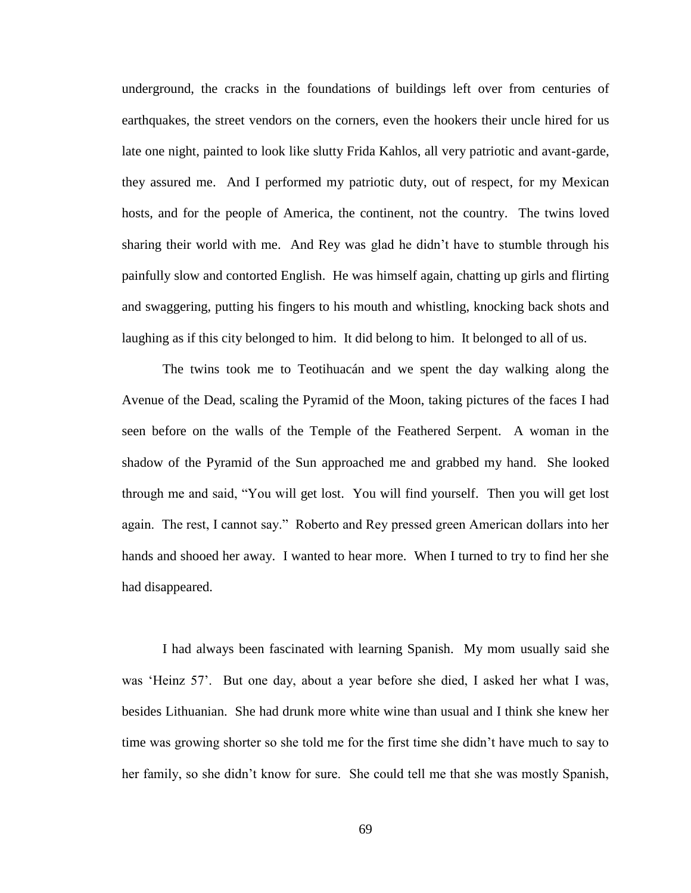underground, the cracks in the foundations of buildings left over from centuries of earthquakes, the street vendors on the corners, even the hookers their uncle hired for us late one night, painted to look like slutty Frida Kahlos, all very patriotic and avant-garde, they assured me. And I performed my patriotic duty, out of respect, for my Mexican hosts, and for the people of America, the continent, not the country. The twins loved sharing their world with me. And Rey was glad he didn't have to stumble through his painfully slow and contorted English. He was himself again, chatting up girls and flirting and swaggering, putting his fingers to his mouth and whistling, knocking back shots and laughing as if this city belonged to him. It did belong to him. It belonged to all of us.

The twins took me to Teotihuacán and we spent the day walking along the Avenue of the Dead, scaling the Pyramid of the Moon, taking pictures of the faces I had seen before on the walls of the Temple of the Feathered Serpent. A woman in the shadow of the Pyramid of the Sun approached me and grabbed my hand. She looked through me and said, "You will get lost. You will find yourself. Then you will get lost again. The rest, I cannot say." Roberto and Rey pressed green American dollars into her hands and shooed her away. I wanted to hear more. When I turned to try to find her she had disappeared.

I had always been fascinated with learning Spanish. My mom usually said she was 'Heinz 57'. But one day, about a year before she died, I asked her what I was, besides Lithuanian. She had drunk more white wine than usual and I think she knew her time was growing shorter so she told me for the first time she didn't have much to say to her family, so she didn't know for sure. She could tell me that she was mostly Spanish,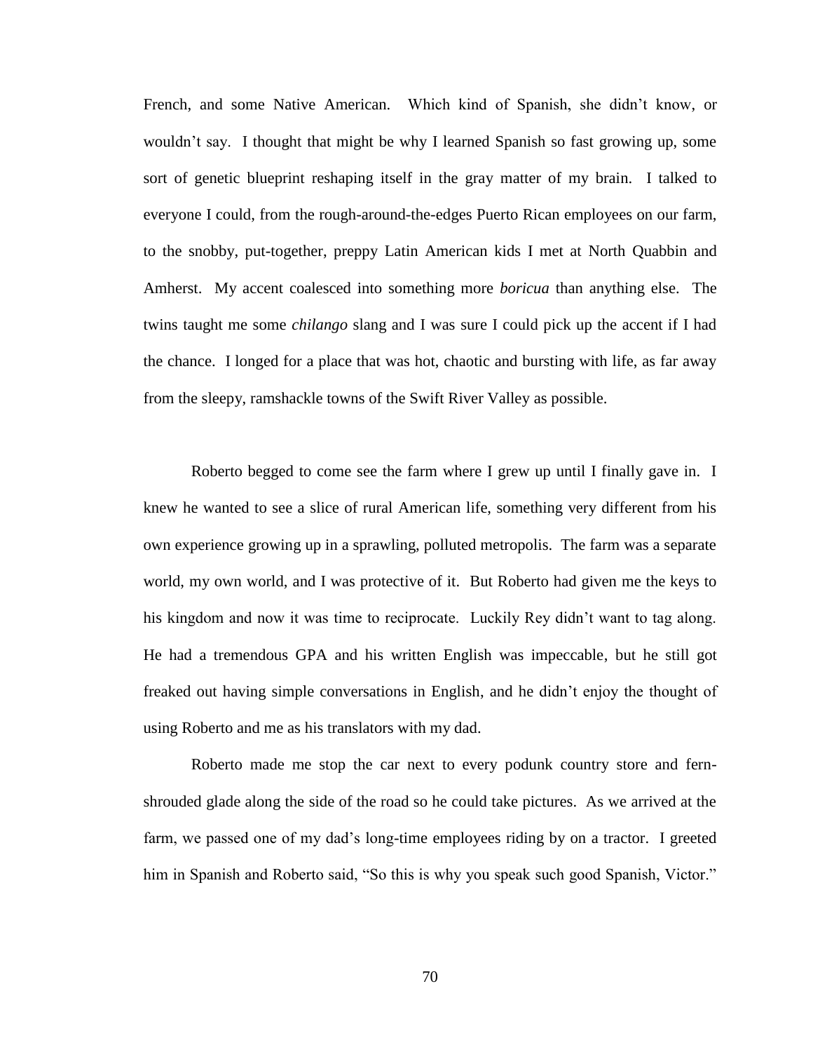French, and some Native American. Which kind of Spanish, she didn't know, or wouldn't say. I thought that might be why I learned Spanish so fast growing up, some sort of genetic blueprint reshaping itself in the gray matter of my brain. I talked to everyone I could, from the rough-around-the-edges Puerto Rican employees on our farm, to the snobby, put-together, preppy Latin American kids I met at North Quabbin and Amherst. My accent coalesced into something more *boricua* than anything else. The twins taught me some *chilango* slang and I was sure I could pick up the accent if I had the chance. I longed for a place that was hot, chaotic and bursting with life, as far away from the sleepy, ramshackle towns of the Swift River Valley as possible.

Roberto begged to come see the farm where I grew up until I finally gave in. I knew he wanted to see a slice of rural American life, something very different from his own experience growing up in a sprawling, polluted metropolis. The farm was a separate world, my own world, and I was protective of it. But Roberto had given me the keys to his kingdom and now it was time to reciprocate. Luckily Rey didn't want to tag along. He had a tremendous GPA and his written English was impeccable, but he still got freaked out having simple conversations in English, and he didn't enjoy the thought of using Roberto and me as his translators with my dad.

Roberto made me stop the car next to every podunk country store and fern-shrouded glade along the side of the road so he could take pictures. As we arrived at the farm, we passed one of my dad's long-time employees riding by on a tractor. I greeted him in Spanish and Roberto said, "So this is why you speak such good Spanish, Victor."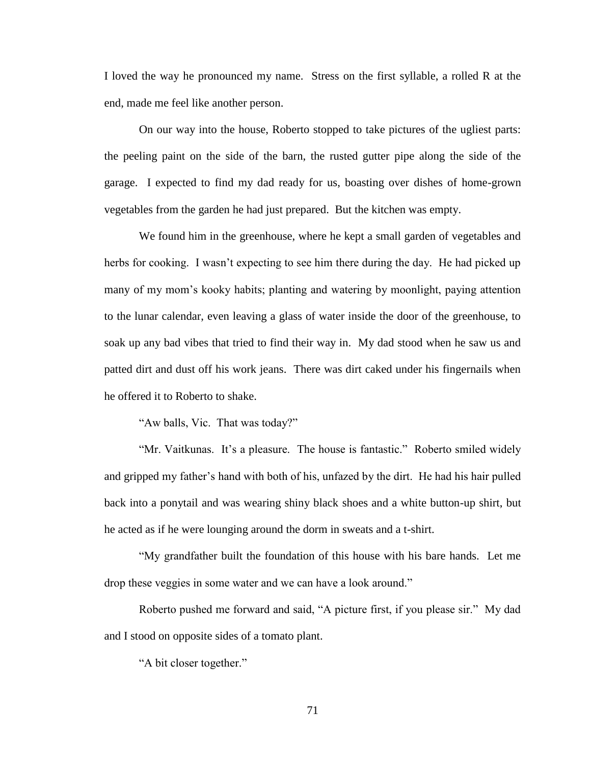I loved the way he pronounced my name. Stress on the first syllable, a rolled R at the end, made me feel like another person.

On our way into the house, Roberto stopped to take pictures of the ugliest parts: the peeling paint on the side of the barn, the rusted gutter pipe along the side of the garage. I expected to find my dad ready for us, boasting over dishes of home-grown vegetables from the garden he had just prepared. But the kitchen was empty.

We found him in the greenhouse, where he kept a small garden of vegetables and herbs for cooking. I wasn't expecting to see him there during the day. He had picked up many of my mom's kooky habits; planting and watering by moonlight, paying attention to the lunar calendar, even leaving a glass of water inside the door of the greenhouse, to soak up any bad vibes that tried to find their way in. My dad stood when he saw us and patted dirt and dust off his work jeans. There was dirt caked under his fingernails when he offered it to Roberto to shake.

"Aw balls, Vic. That was today?"

"Mr. Vaitkunas. It's a pleasure. The house is fantastic." Roberto smiled widely and gripped my father's hand with both of his, unfazed by the dirt. He had his hair pulled back into a ponytail and was wearing shiny black shoes and a white button-up shirt, but he acted as if he were lounging around the dorm in sweats and a t-shirt.

"My grandfather built the foundation of this house with his bare hands. Let me drop these veggies in some water and we can have a look around."

Roberto pushed me forward and said, "A picture first, if you please sir." My dad and I stood on opposite sides of a tomato plant.

"A bit closer together."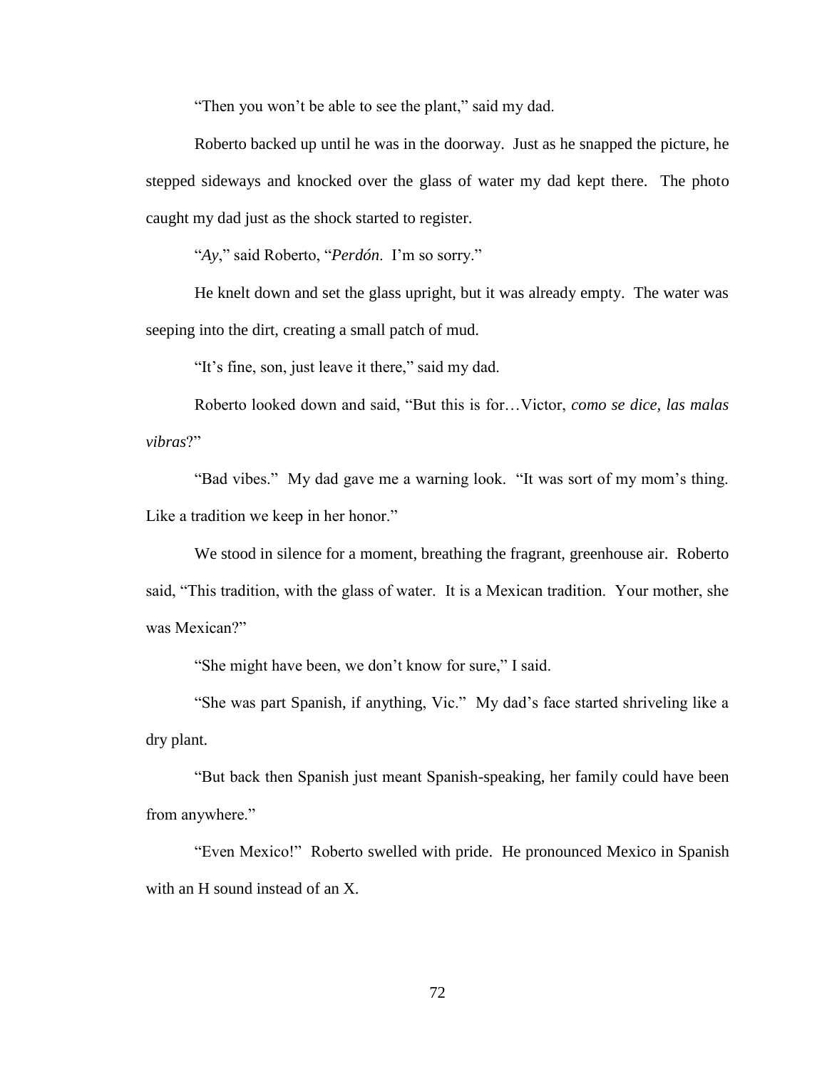"Then you won't be able to see the plant," said my dad.

Roberto backed up until he was in the doorway. Just as he snapped the picture, he stepped sideways and knocked over the glass of water my dad kept there. The photo caught my dad just as the shock started to register.

"*Ay*," said Roberto, "*Perdón*. I'm so sorry."

He knelt down and set the glass upright, but it was already empty. The water was seeping into the dirt, creating a small patch of mud.

"It's fine, son, just leave it there," said my dad.

Roberto looked down and said, "But this is for…Victor, *como se dice, las malas vibras*?"

"Bad vibes." My dad gave me a warning look. "It was sort of my mom's thing. Like a tradition we keep in her honor."

We stood in silence for a moment, breathing the fragrant, greenhouse air. Roberto said, "This tradition, with the glass of water. It is a Mexican tradition. Your mother, she was Mexican?"

"She might have been, we don't know for sure," I said.

"She was part Spanish, if anything, Vic." My dad's face started shriveling like a dry plant.

"But back then Spanish just meant Spanish-speaking, her family could have been from anywhere."

"Even Mexico!" Roberto swelled with pride. He pronounced Mexico in Spanish with an H sound instead of an X.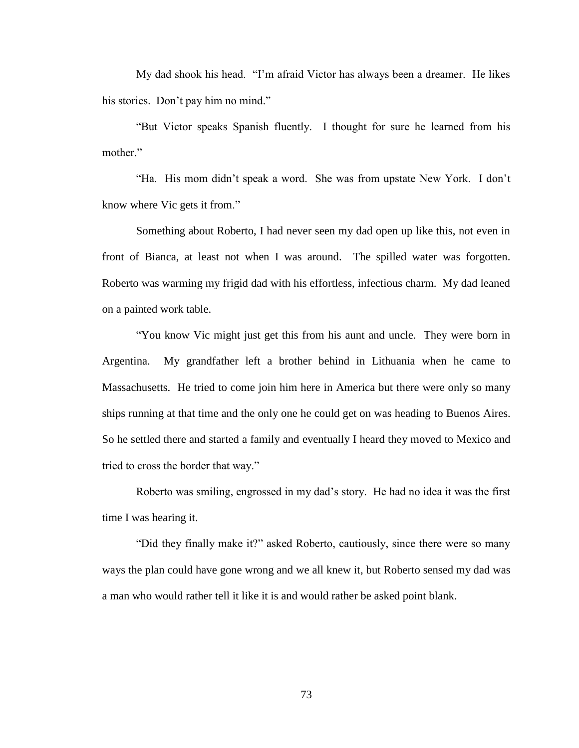My dad shook his head. "I'm afraid Victor has always been a dreamer. He likes his stories. Don't pay him no mind."

"But Victor speaks Spanish fluently. I thought for sure he learned from his mother."

"Ha. His mom didn't speak a word. She was from upstate New York. I don't know where Vic gets it from."

Something about Roberto, I had never seen my dad open up like this, not even in front of Bianca, at least not when I was around. The spilled water was forgotten. Roberto was warming my frigid dad with his effortless, infectious charm. My dad leaned on a painted work table.

"You know Vic might just get this from his aunt and uncle. They were born in Argentina. My grandfather left a brother behind in Lithuania when he came to Massachusetts. He tried to come join him here in America but there were only so many ships running at that time and the only one he could get on was heading to Buenos Aires. So he settled there and started a family and eventually I heard they moved to Mexico and tried to cross the border that way."

Roberto was smiling, engrossed in my dad's story. He had no idea it was the first time I was hearing it.

"Did they finally make it?" asked Roberto, cautiously, since there were so many ways the plan could have gone wrong and we all knew it, but Roberto sensed my dad was a man who would rather tell it like it is and would rather be asked point blank.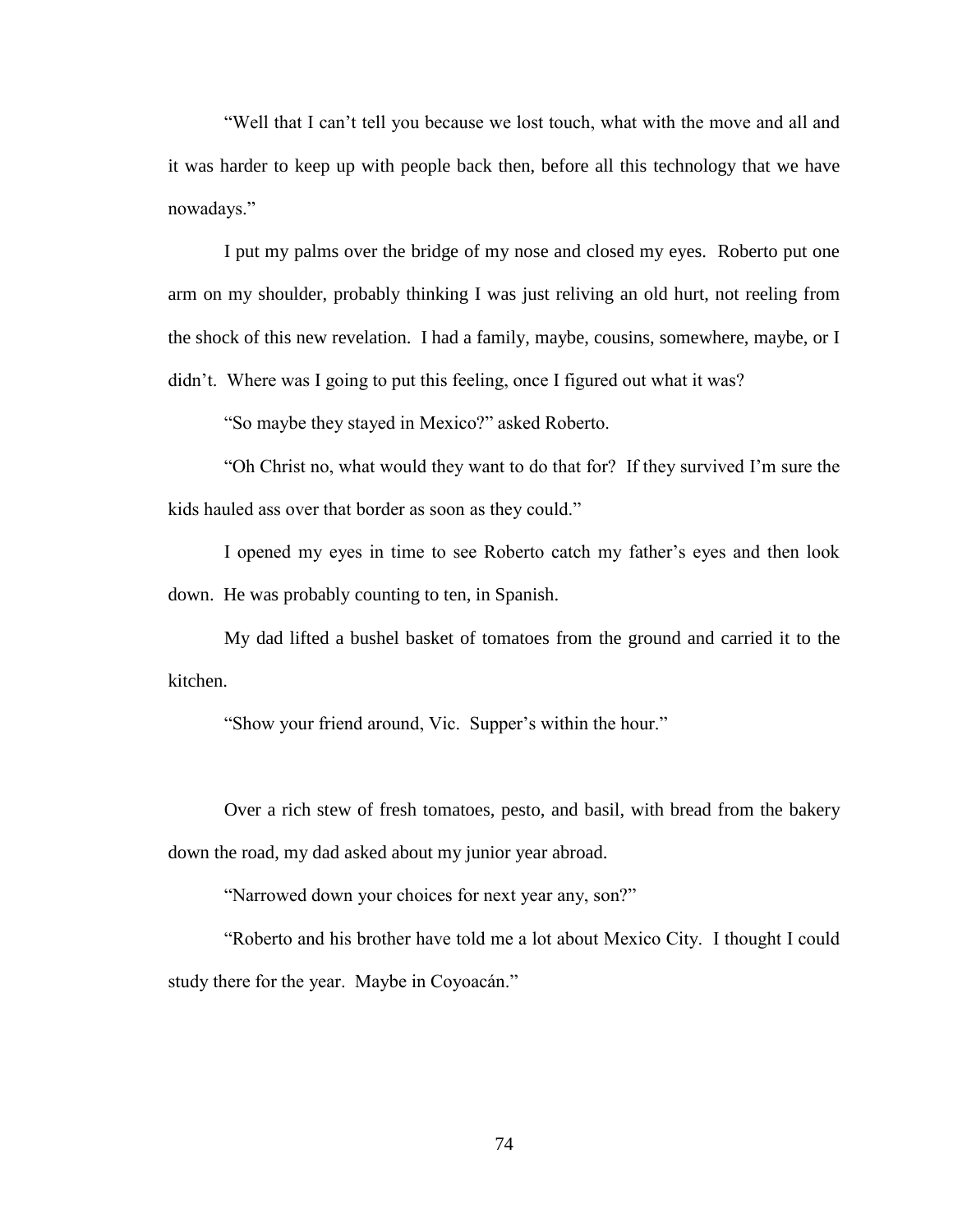"Well that I can't tell you because we lost touch, what with the move and all and it was harder to keep up with people back then, before all this technology that we have nowadays."

I put my palms over the bridge of my nose and closed my eyes. Roberto put one arm on my shoulder, probably thinking I was just reliving an old hurt, not reeling from the shock of this new revelation. I had a family, maybe, cousins, somewhere, maybe, or I didn't. Where was I going to put this feeling, once I figured out what it was?

"So maybe they stayed in Mexico?" asked Roberto.

"Oh Christ no, what would they want to do that for? If they survived I'm sure the kids hauled ass over that border as soon as they could."

I opened my eyes in time to see Roberto catch my father's eyes and then look down. He was probably counting to ten, in Spanish.

My dad lifted a bushel basket of tomatoes from the ground and carried it to the kitchen.

"Show your friend around, Vic. Supper's within the hour."

Over a rich stew of fresh tomatoes, pesto, and basil, with bread from the bakery down the road, my dad asked about my junior year abroad.

"Narrowed down your choices for next year any, son?"

"Roberto and his brother have told me a lot about Mexico City. I thought I could study there for the year. Maybe in Coyoacán."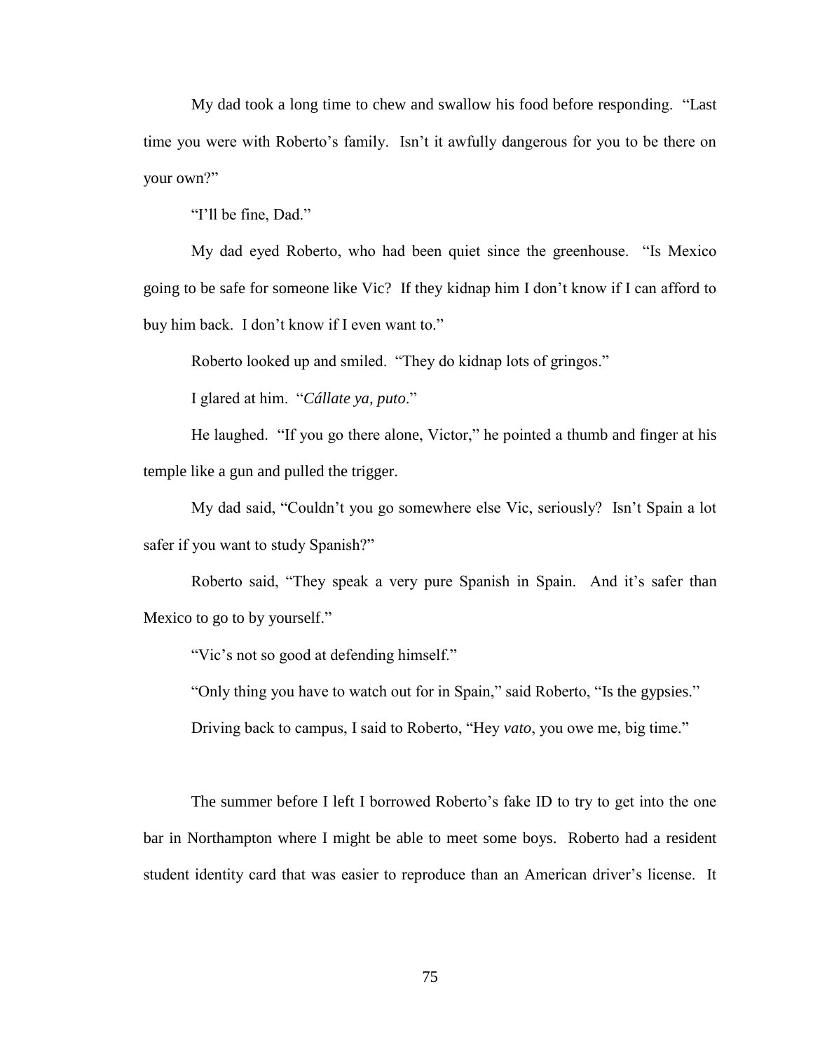My dad took a long time to chew and swallow his food before responding. "Last time you were with Roberto's family. Isn't it awfully dangerous for you to be there on your own?"

"I'll be fine, Dad."

My dad eyed Roberto, who had been quiet since the greenhouse. "Is Mexico going to be safe for someone like Vic? If they kidnap him I don't know if I can afford to buy him back. I don't know if I even want to."

Roberto looked up and smiled. "They do kidnap lots of gringos."

I glared at him. "*Cállate ya, puto*."

He laughed. "If you go there alone, Victor," he pointed a thumb and finger at his temple like a gun and pulled the trigger.

My dad said, "Couldn't you go somewhere else Vic, seriously? Isn't Spain a lot safer if you want to study Spanish?"

Roberto said, "They speak a very pure Spanish in Spain. And it's safer than Mexico to go to by yourself."

"Vic's not so good at defending himself."

"Only thing you have to watch out for in Spain," said Roberto, "Is the gypsies."

Driving back to campus, I said to Roberto, "Hey *vato*, you owe me, big time."

The summer before I left I borrowed Roberto's fake ID to try to get into the one bar in Northampton where I might be able to meet some boys. Roberto had a resident student identity card that was easier to reproduce than an American driver's license. It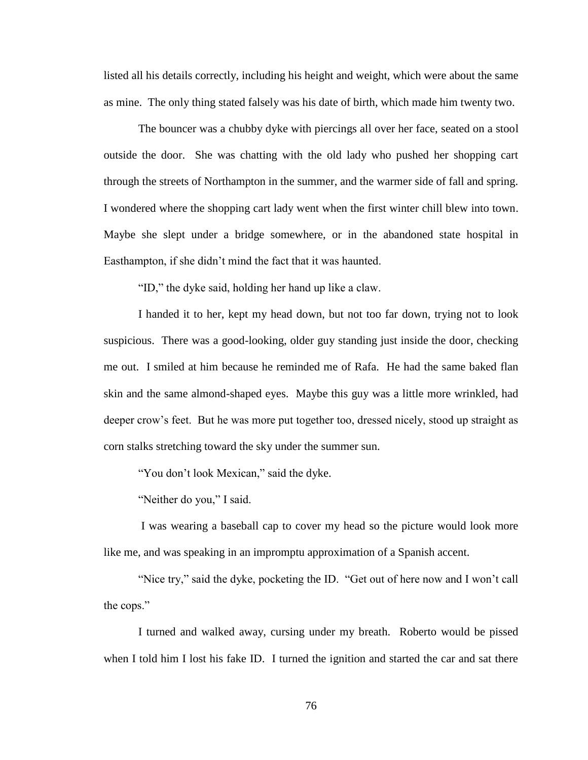listed all his details correctly, including his height and weight, which were about the same as mine. The only thing stated falsely was his date of birth, which made him twenty two.

The bouncer was a chubby dyke with piercings all over her face, seated on a stool outside the door. She was chatting with the old lady who pushed her shopping cart through the streets of Northampton in the summer, and the warmer side of fall and spring. I wondered where the shopping cart lady went when the first winter chill blew into town. Maybe she slept under a bridge somewhere, or in the abandoned state hospital in Easthampton, if she didn't mind the fact that it was haunted.

"ID," the dyke said, holding her hand up like a claw.

I handed it to her, kept my head down, but not too far down, trying not to look suspicious. There was a good-looking, older guy standing just inside the door, checking me out. I smiled at him because he reminded me of Rafa. He had the same baked flan skin and the same almond-shaped eyes. Maybe this guy was a little more wrinkled, had deeper crow's feet. But he was more put together too, dressed nicely, stood up straight as corn stalks stretching toward the sky under the summer sun.

"You don't look Mexican," said the dyke.

"Neither do you," I said.

I was wearing a baseball cap to cover my head so the picture would look more like me, and was speaking in an impromptu approximation of a Spanish accent.

"Nice try," said the dyke, pocketing the ID. "Get out of here now and I won't call the cops."

I turned and walked away, cursing under my breath. Roberto would be pissed when I told him I lost his fake ID. I turned the ignition and started the car and sat there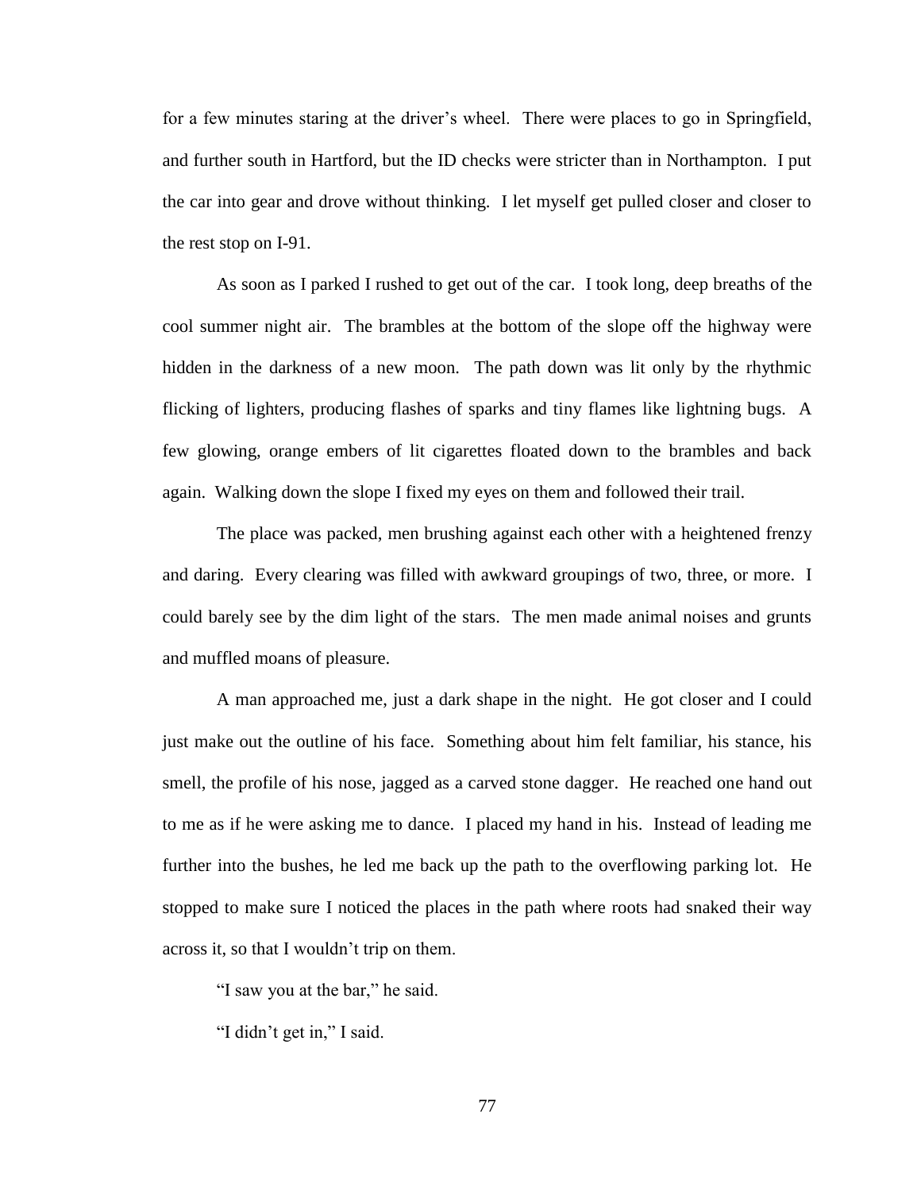for a few minutes staring at the driver's wheel. There were places to go in Springfield, and further south in Hartford, but the ID checks were stricter than in Northampton. I put the car into gear and drove without thinking. I let myself get pulled closer and closer to the rest stop on I-91.

As soon as I parked I rushed to get out of the car. I took long, deep breaths of the cool summer night air. The brambles at the bottom of the slope off the highway were hidden in the darkness of a new moon. The path down was lit only by the rhythmic flicking of lighters, producing flashes of sparks and tiny flames like lightning bugs. A few glowing, orange embers of lit cigarettes floated down to the brambles and back again. Walking down the slope I fixed my eyes on them and followed their trail.

The place was packed, men brushing against each other with a heightened frenzy and daring. Every clearing was filled with awkward groupings of two, three, or more. I could barely see by the dim light of the stars. The men made animal noises and grunts and muffled moans of pleasure.

A man approached me, just a dark shape in the night. He got closer and I could just make out the outline of his face. Something about him felt familiar, his stance, his smell, the profile of his nose, jagged as a carved stone dagger. He reached one hand out to me as if he were asking me to dance. I placed my hand in his. Instead of leading me further into the bushes, he led me back up the path to the overflowing parking lot. He stopped to make sure I noticed the places in the path where roots had snaked their way across it, so that I wouldn't trip on them.

"I saw you at the bar," he said.

"I didn't get in," I said.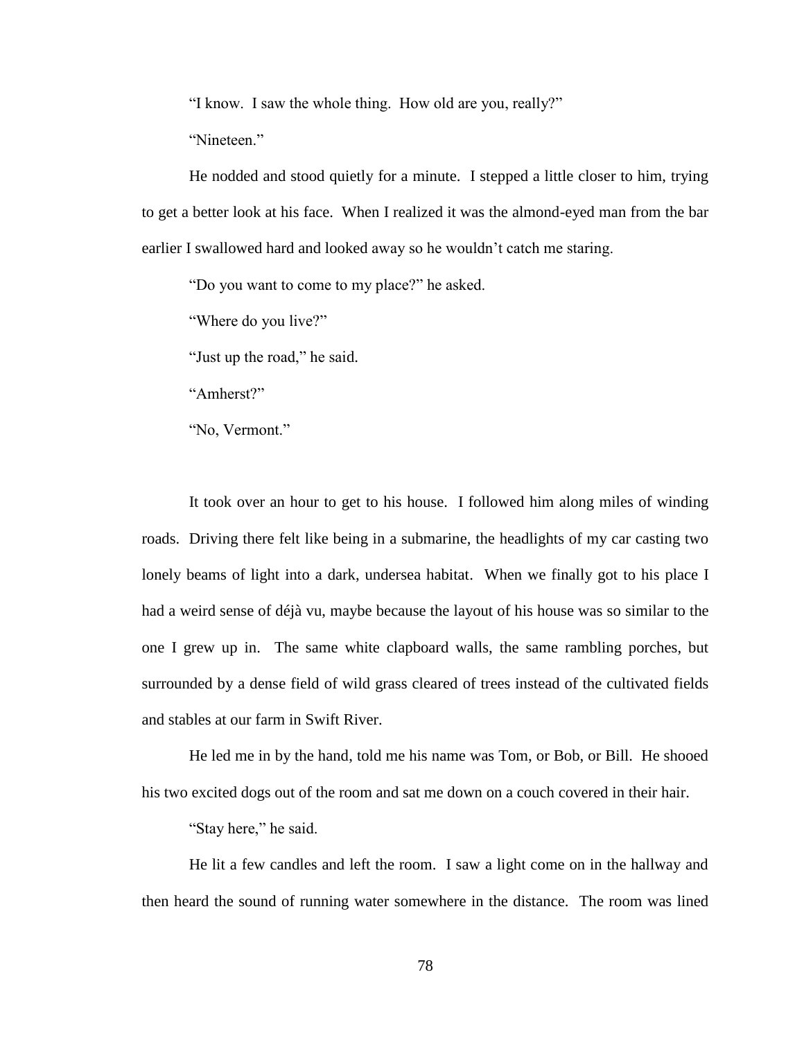"I know. I saw the whole thing. How old are you, really?"

"Nineteen."

He nodded and stood quietly for a minute. I stepped a little closer to him, trying to get a better look at his face. When I realized it was the almond-eyed man from the bar earlier I swallowed hard and looked away so he wouldn't catch me staring.

"Do you want to come to my place?" he asked.

"Where do you live?"

"Just up the road," he said.

"Amherst?"

"No, Vermont."

It took over an hour to get to his house. I followed him along miles of winding roads. Driving there felt like being in a submarine, the headlights of my car casting two lonely beams of light into a dark, undersea habitat. When we finally got to his place I had a weird sense of déjà vu, maybe because the layout of his house was so similar to the one I grew up in. The same white clapboard walls, the same rambling porches, but surrounded by a dense field of wild grass cleared of trees instead of the cultivated fields and stables at our farm in Swift River.

He led me in by the hand, told me his name was Tom, or Bob, or Bill. He shooed his two excited dogs out of the room and sat me down on a couch covered in their hair.

"Stay here," he said.

He lit a few candles and left the room. I saw a light come on in the hallway and then heard the sound of running water somewhere in the distance. The room was lined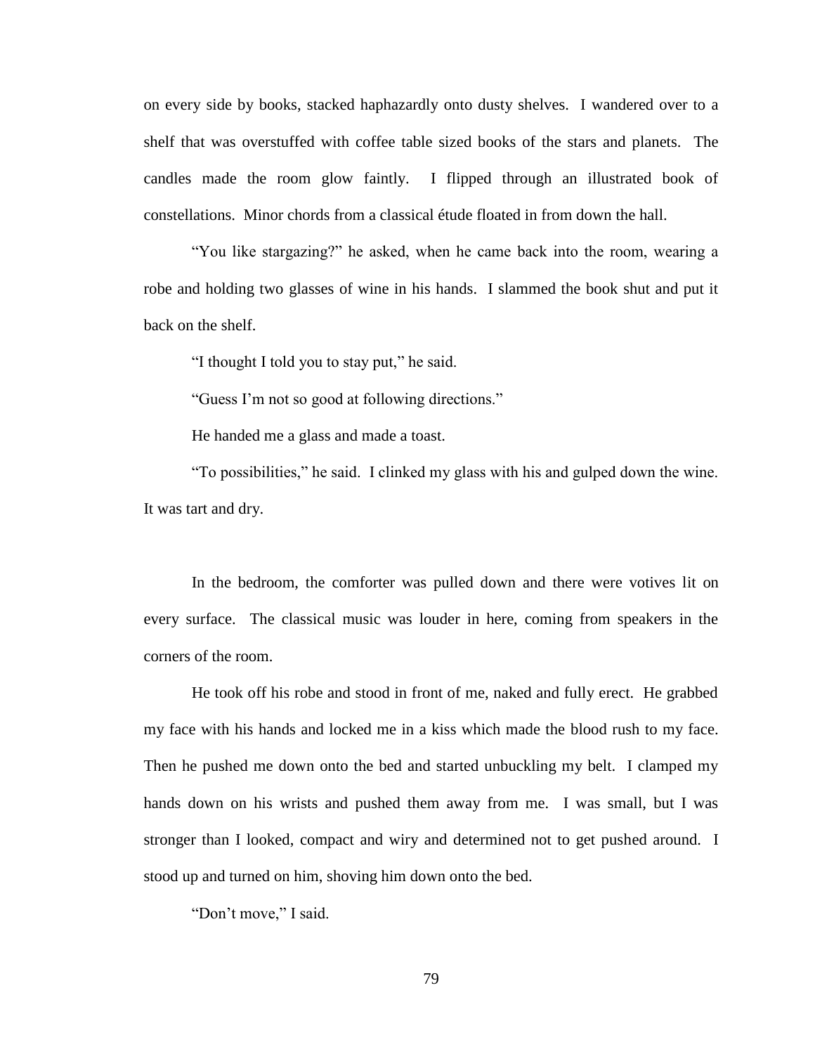on every side by books, stacked haphazardly onto dusty shelves. I wandered over to a shelf that was overstuffed with coffee table sized books of the stars and planets. The candles made the room glow faintly. I flipped through an illustrated book of constellations. Minor chords from a classical étude floated in from down the hall.

"You like stargazing?" he asked, when he came back into the room, wearing a robe and holding two glasses of wine in his hands. I slammed the book shut and put it back on the shelf.

"I thought I told you to stay put," he said.

"Guess I'm not so good at following directions."

He handed me a glass and made a toast.

"To possibilities," he said. I clinked my glass with his and gulped down the wine. It was tart and dry.

In the bedroom, the comforter was pulled down and there were votives lit on every surface. The classical music was louder in here, coming from speakers in the corners of the room.

He took off his robe and stood in front of me, naked and fully erect. He grabbed my face with his hands and locked me in a kiss which made the blood rush to my face. Then he pushed me down onto the bed and started unbuckling my belt. I clamped my hands down on his wrists and pushed them away from me. I was small, but I was stronger than I looked, compact and wiry and determined not to get pushed around. I stood up and turned on him, shoving him down onto the bed.

"Don't move," I said.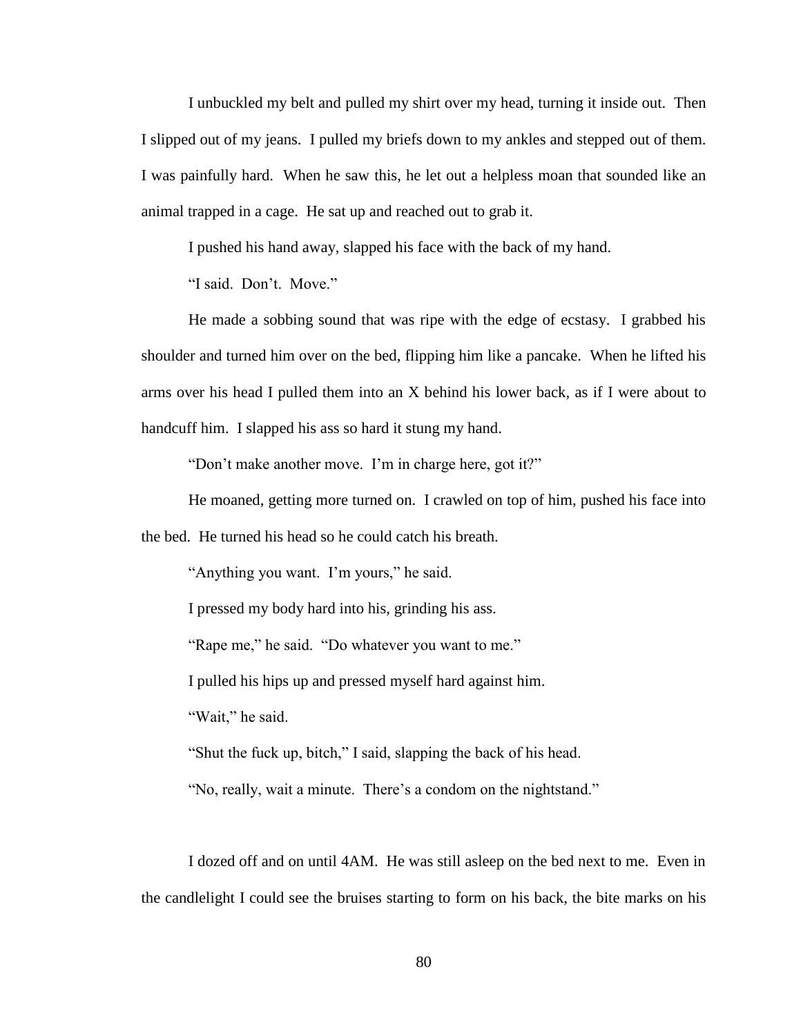I unbuckled my belt and pulled my shirt over my head, turning it inside out. Then I slipped out of my jeans. I pulled my briefs down to my ankles and stepped out of them. I was painfully hard. When he saw this, he let out a helpless moan that sounded like an animal trapped in a cage. He sat up and reached out to grab it.

I pushed his hand away, slapped his face with the back of my hand.

"I said. Don't. Move."

He made a sobbing sound that was ripe with the edge of ecstasy. I grabbed his shoulder and turned him over on the bed, flipping him like a pancake. When he lifted his arms over his head I pulled them into an X behind his lower back, as if I were about to handcuff him. I slapped his ass so hard it stung my hand.

"Don't make another move. I'm in charge here, got it?"

He moaned, getting more turned on. I crawled on top of him, pushed his face into the bed. He turned his head so he could catch his breath.

"Anything you want. I'm yours," he said.

I pressed my body hard into his, grinding his ass.

"Rape me," he said. "Do whatever you want to me."

I pulled his hips up and pressed myself hard against him.

"Wait," he said.

"Shut the fuck up, bitch," I said, slapping the back of his head.

"No, really, wait a minute. There's a condom on the nightstand."

I dozed off and on until 4AM. He was still asleep on the bed next to me. Even in the candlelight I could see the bruises starting to form on his back, the bite marks on his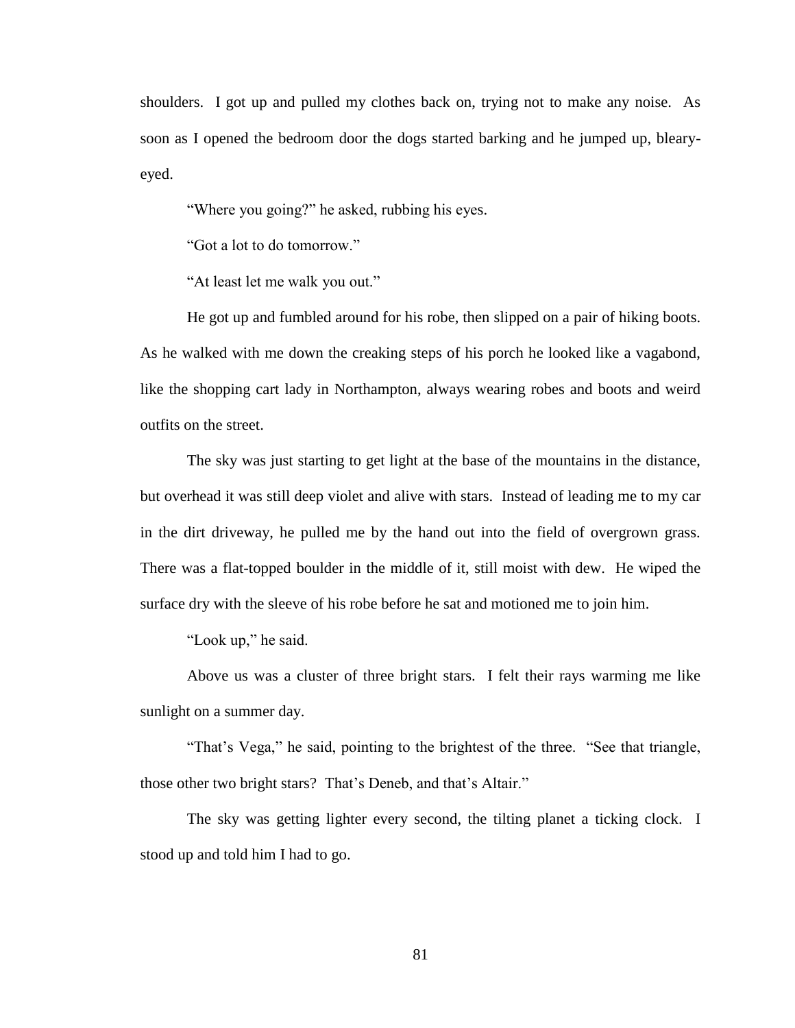shoulders. I got up and pulled my clothes back on, trying not to make any noise. As soon as I opened the bedroom door the dogs started barking and he jumped up, bleary-eyed.

"Where you going?" he asked, rubbing his eyes.

"Got a lot to do tomorrow."

"At least let me walk you out."

He got up and fumbled around for his robe, then slipped on a pair of hiking boots. As he walked with me down the creaking steps of his porch he looked like a vagabond, like the shopping cart lady in Northampton, always wearing robes and boots and weird outfits on the street.

The sky was just starting to get light at the base of the mountains in the distance, but overhead it was still deep violet and alive with stars. Instead of leading me to my car in the dirt driveway, he pulled me by the hand out into the field of overgrown grass. There was a flat-topped boulder in the middle of it, still moist with dew. He wiped the surface dry with the sleeve of his robe before he sat and motioned me to join him.

"Look up," he said.

Above us was a cluster of three bright stars. I felt their rays warming me like sunlight on a summer day.

"That's Vega," he said, pointing to the brightest of the three. "See that triangle, those other two bright stars? That's Deneb, and that's Altair."

The sky was getting lighter every second, the tilting planet a ticking clock. I stood up and told him I had to go.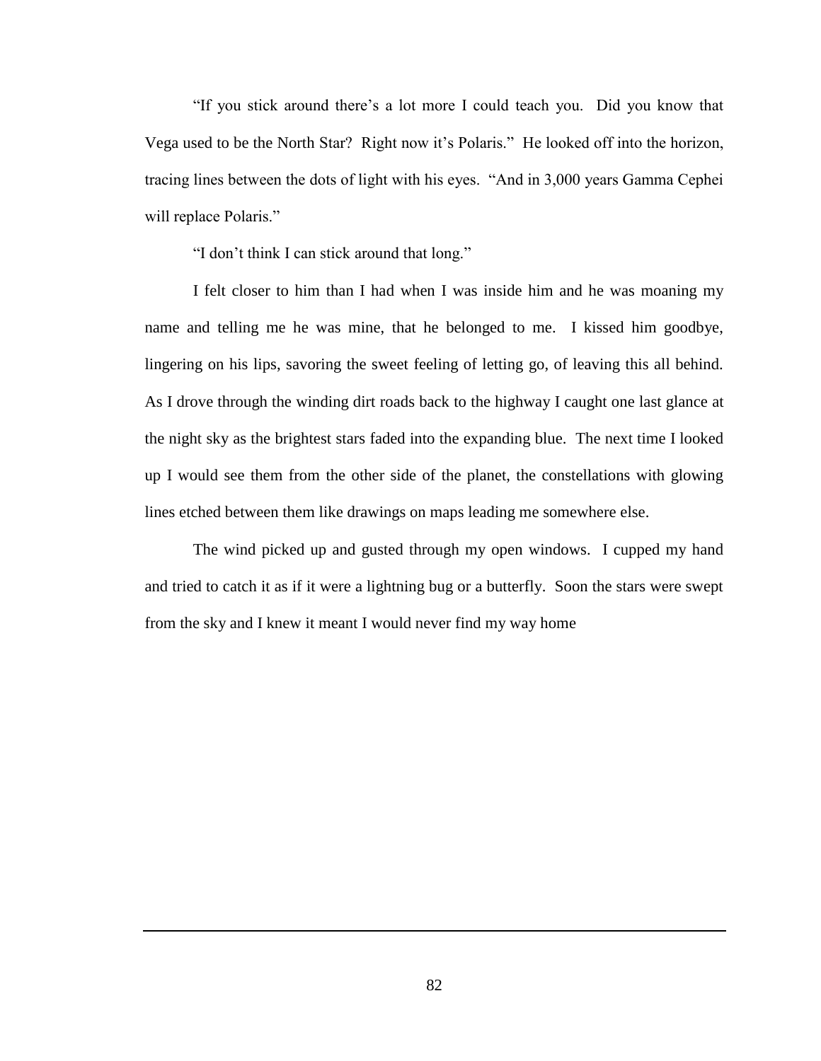"If you stick around there's a lot more I could teach you. Did you know that Vega used to be the North Star? Right now it's Polaris." He looked off into the horizon, tracing lines between the dots of light with his eyes. "And in 3,000 years Gamma Cephei will replace Polaris."

"I don't think I can stick around that long."

I felt closer to him than I had when I was inside him and he was moaning my name and telling me he was mine, that he belonged to me. I kissed him goodbye, lingering on his lips, savoring the sweet feeling of letting go, of leaving this all behind. As I drove through the winding dirt roads back to the highway I caught one last glance at the night sky as the brightest stars faded into the expanding blue. The next time I looked up I would see them from the other side of the planet, the constellations with glowing lines etched between them like drawings on maps leading me somewhere else.

The wind picked up and gusted through my open windows. I cupped my hand and tried to catch it as if it were a lightning bug or a butterfly. Soon the stars were swept from the sky and I knew it meant I would never find my way home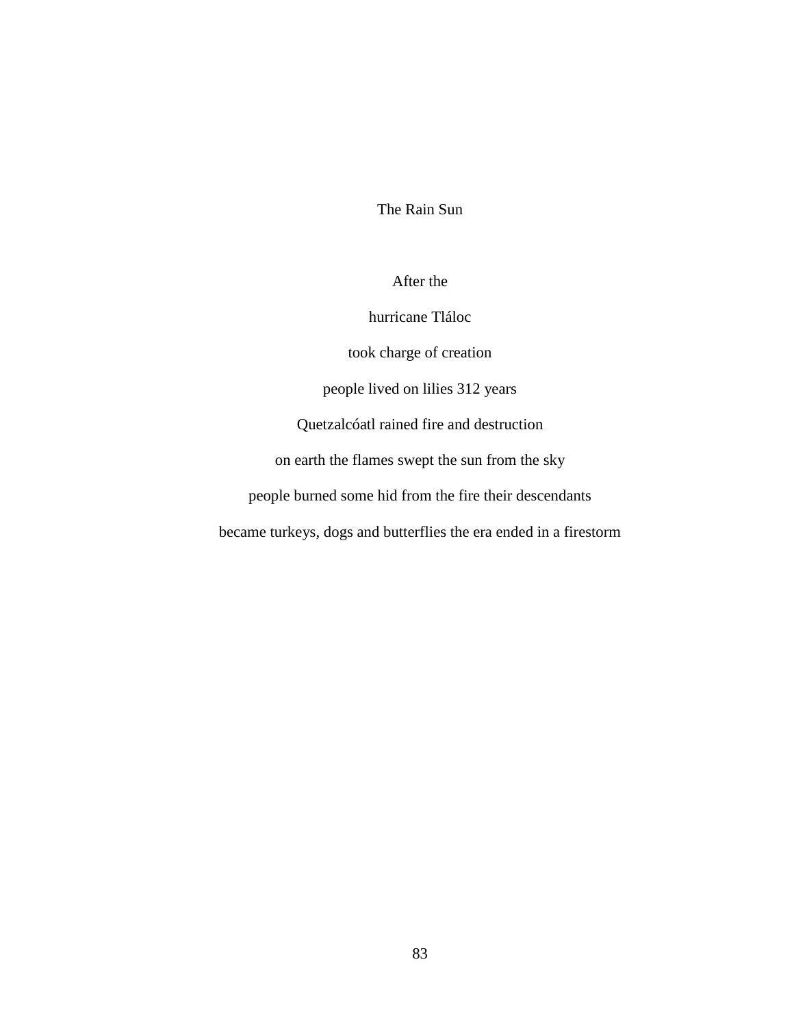# The Rain Sun

After the

hurricane Tláloc

took charge of creation

people lived on lilies 312 years

Quetzalcóatl rained fire and destruction

on earth the flames swept the sun from the sky

people burned some hid from the fire their descendants

became turkeys, dogs and butterflies the era ended in a firestorm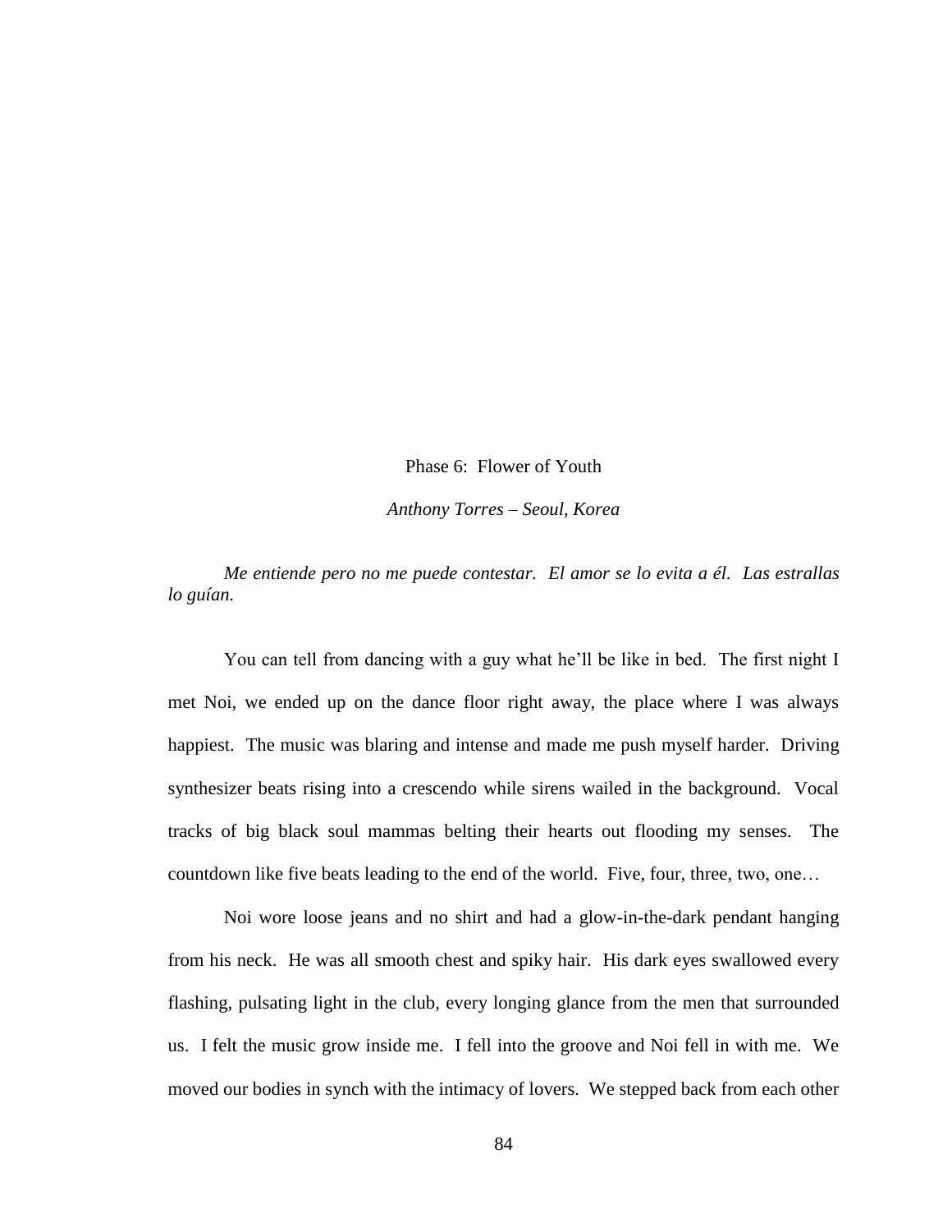## Phase 6: Flower of Youth

*Anthony Torres – Seoul, Korea*

*Me entiende pero no me puede contestar. El amor se lo evita a él. Las estrallas lo guían.*

You can tell from dancing with a guy what he'll be like in bed. The first night I met Noi, we ended up on the dance floor right away, the place where I was always happiest. The music was blaring and intense and made me push myself harder. Driving synthesizer beats rising into a crescendo while sirens wailed in the background. Vocal tracks of big black soul mammas belting their hearts out flooding my senses. The countdown like five beats leading to the end of the world. Five, four, three, two, one…

Noi wore loose jeans and no shirt and had a glow-in-the-dark pendant hanging from his neck. He was all smooth chest and spiky hair. His dark eyes swallowed every flashing, pulsating light in the club, every longing glance from the men that surrounded us. I felt the music grow inside me. I fell into the groove and Noi fell in with me. We moved our bodies in synch with the intimacy of lovers. We stepped back from each other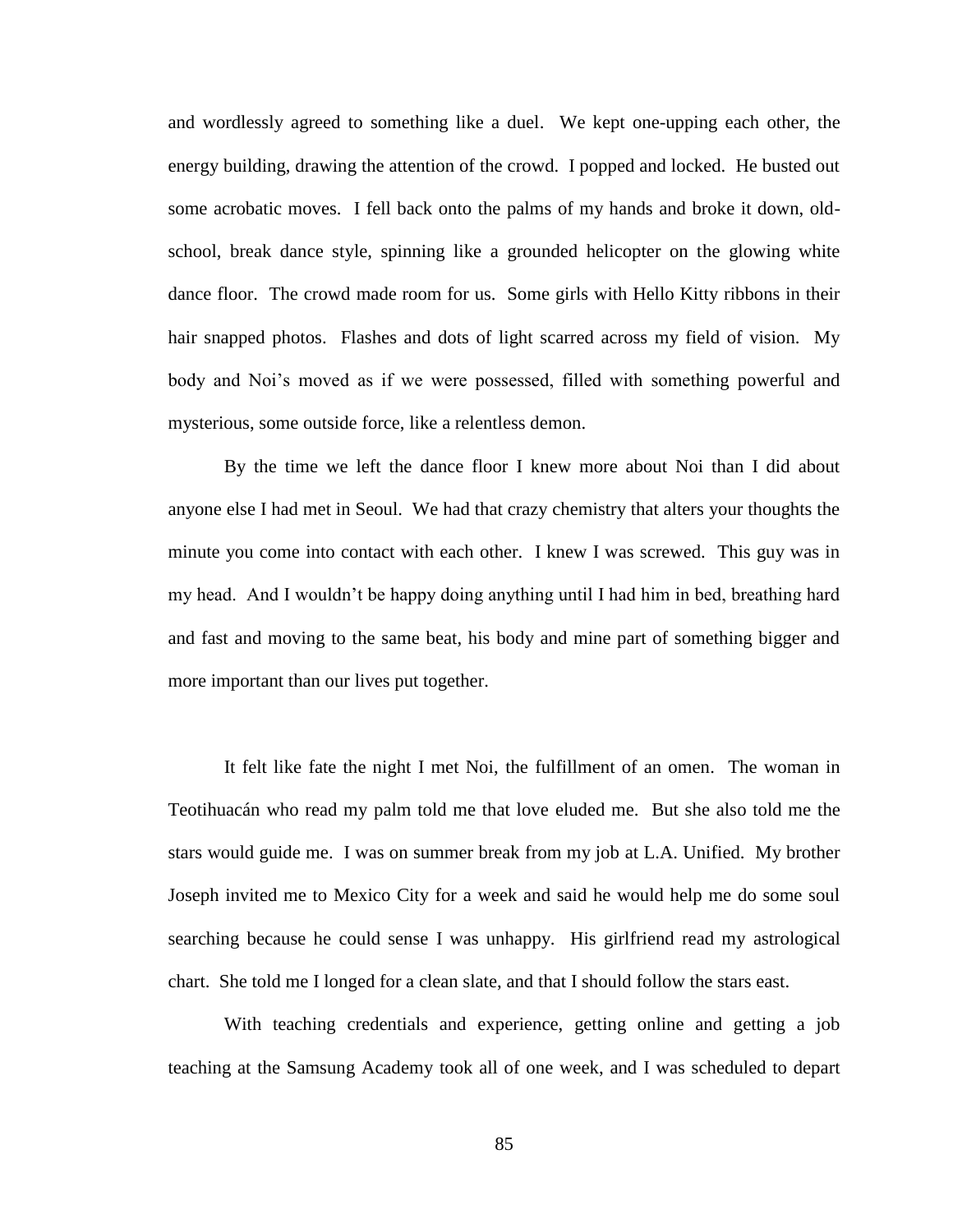and wordlessly agreed to something like a duel. We kept one-upping each other, the energy building, drawing the attention of the crowd. I popped and locked. He busted out some acrobatic moves. I fell back onto the palms of my hands and broke it down, old-school, break dance style, spinning like a grounded helicopter on the glowing white dance floor. The crowd made room for us. Some girls with Hello Kitty ribbons in their hair snapped photos. Flashes and dots of light scarred across my field of vision. My body and Noi's moved as if we were possessed, filled with something powerful and mysterious, some outside force, like a relentless demon.

By the time we left the dance floor I knew more about Noi than I did about anyone else I had met in Seoul. We had that crazy chemistry that alters your thoughts the minute you come into contact with each other. I knew I was screwed. This guy was in my head. And I wouldn't be happy doing anything until I had him in bed, breathing hard and fast and moving to the same beat, his body and mine part of something bigger and more important than our lives put together.

It felt like fate the night I met Noi, the fulfillment of an omen. The woman in Teotihuacán who read my palm told me that love eluded me. But she also told me the stars would guide me. I was on summer break from my job at L.A. Unified. My brother Joseph invited me to Mexico City for a week and said he would help me do some soul searching because he could sense I was unhappy. His girlfriend read my astrological chart. She told me I longed for a clean slate, and that I should follow the stars east.

With teaching credentials and experience, getting online and getting a job teaching at the Samsung Academy took all of one week, and I was scheduled to depart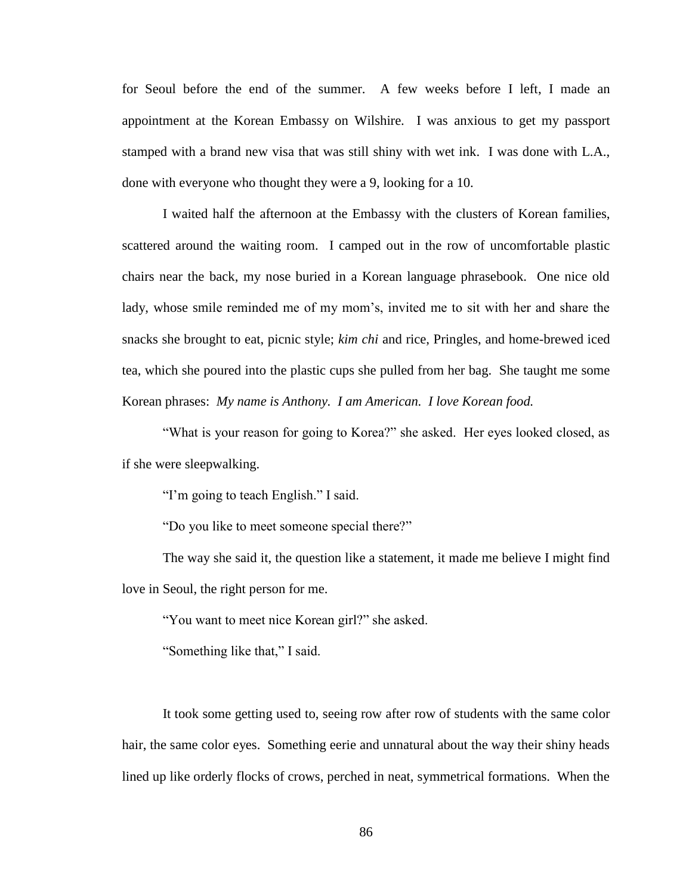for Seoul before the end of the summer. A few weeks before I left, I made an appointment at the Korean Embassy on Wilshire. I was anxious to get my passport stamped with a brand new visa that was still shiny with wet ink. I was done with L.A., done with everyone who thought they were a 9, looking for a 10.

I waited half the afternoon at the Embassy with the clusters of Korean families, scattered around the waiting room. I camped out in the row of uncomfortable plastic chairs near the back, my nose buried in a Korean language phrasebook. One nice old lady, whose smile reminded me of my mom's, invited me to sit with her and share the snacks she brought to eat, picnic style; *kim chi* and rice, Pringles, and home-brewed iced tea, which she poured into the plastic cups she pulled from her bag. She taught me some Korean phrases: *My name is Anthony. I am American. I love Korean food.*

"What is your reason for going to Korea?" she asked. Her eyes looked closed, as if she were sleepwalking.

"I'm going to teach English." I said.

"Do you like to meet someone special there?"

The way she said it, the question like a statement, it made me believe I might find love in Seoul, the right person for me.

"You want to meet nice Korean girl?" she asked.

"Something like that," I said.

It took some getting used to, seeing row after row of students with the same color hair, the same color eyes. Something eerie and unnatural about the way their shiny heads lined up like orderly flocks of crows, perched in neat, symmetrical formations. When the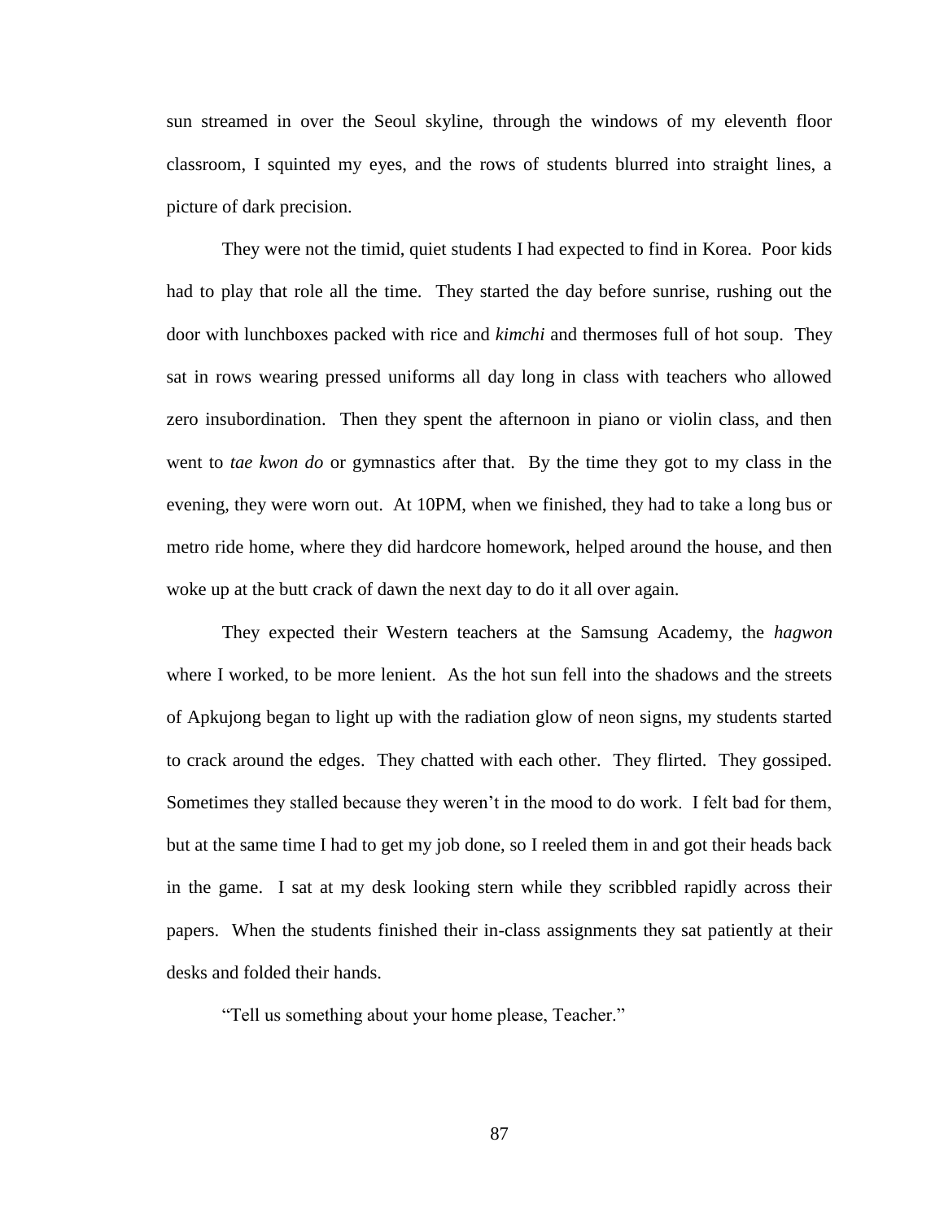sun streamed in over the Seoul skyline, through the windows of my eleventh floor classroom, I squinted my eyes, and the rows of students blurred into straight lines, a picture of dark precision.

They were not the timid, quiet students I had expected to find in Korea. Poor kids had to play that role all the time. They started the day before sunrise, rushing out the door with lunchboxes packed with rice and *kimchi* and thermoses full of hot soup. They sat in rows wearing pressed uniforms all day long in class with teachers who allowed zero insubordination. Then they spent the afternoon in piano or violin class, and then went to *tae kwon do* or gymnastics after that. By the time they got to my class in the evening, they were worn out. At 10PM, when we finished, they had to take a long bus or metro ride home, where they did hardcore homework, helped around the house, and then woke up at the butt crack of dawn the next day to do it all over again.

They expected their Western teachers at the Samsung Academy, the *hagwon* where I worked, to be more lenient. As the hot sun fell into the shadows and the streets of Apkujong began to light up with the radiation glow of neon signs, my students started to crack around the edges. They chatted with each other. They flirted. They gossiped. Sometimes they stalled because they weren't in the mood to do work. I felt bad for them, but at the same time I had to get my job done, so I reeled them in and got their heads back in the game. I sat at my desk looking stern while they scribbled rapidly across their papers. When the students finished their in-class assignments they sat patiently at their desks and folded their hands.

"Tell us something about your home please, Teacher."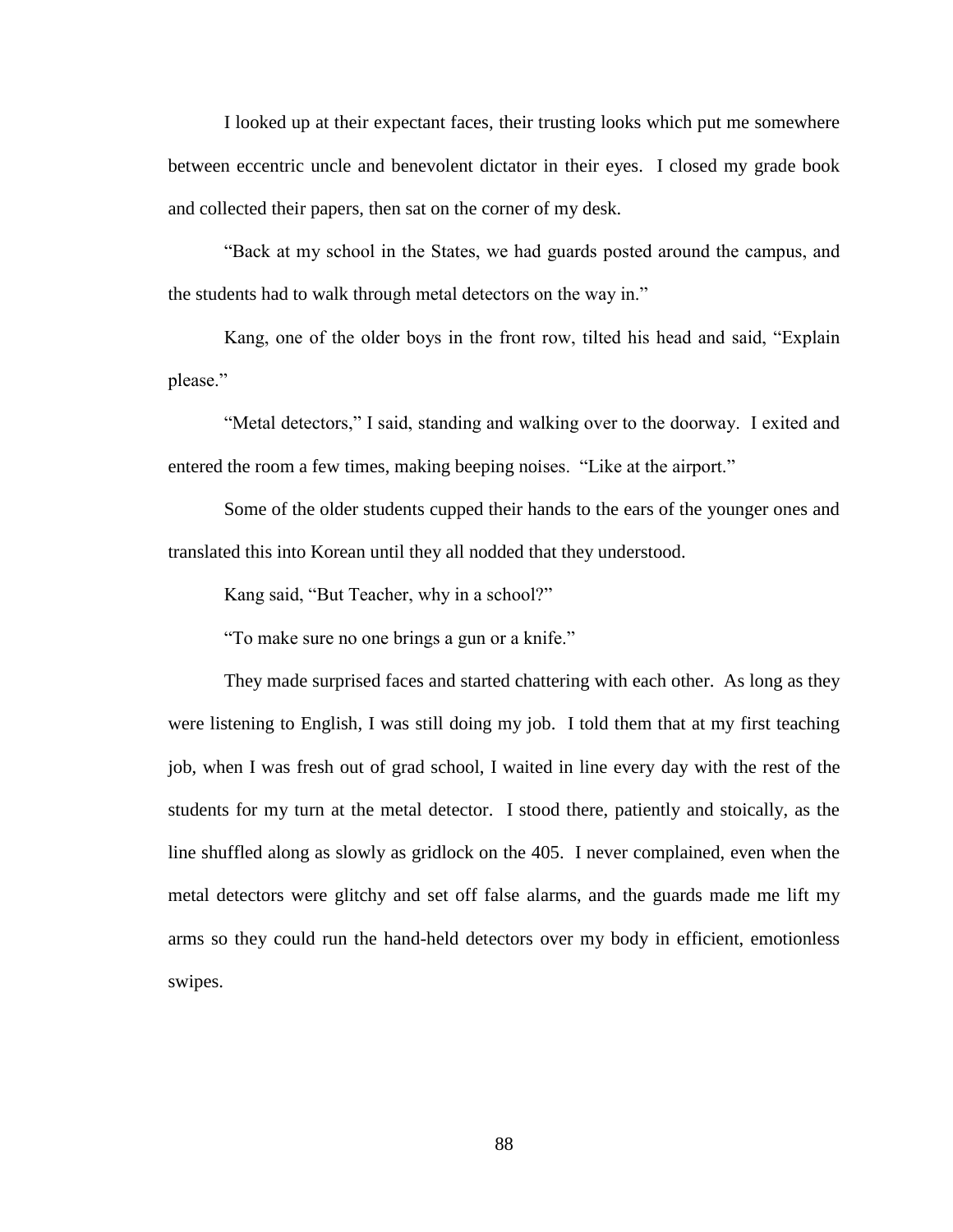I looked up at their expectant faces, their trusting looks which put me somewhere between eccentric uncle and benevolent dictator in their eyes. I closed my grade book and collected their papers, then sat on the corner of my desk.

"Back at my school in the States, we had guards posted around the campus, and the students had to walk through metal detectors on the way in."

Kang, one of the older boys in the front row, tilted his head and said, "Explain please."

"Metal detectors," I said, standing and walking over to the doorway. I exited and entered the room a few times, making beeping noises. "Like at the airport."

Some of the older students cupped their hands to the ears of the younger ones and translated this into Korean until they all nodded that they understood.

Kang said, "But Teacher, why in a school?"

"To make sure no one brings a gun or a knife."

They made surprised faces and started chattering with each other. As long as they were listening to English, I was still doing my job. I told them that at my first teaching job, when I was fresh out of grad school, I waited in line every day with the rest of the students for my turn at the metal detector. I stood there, patiently and stoically, as the line shuffled along as slowly as gridlock on the 405. I never complained, even when the metal detectors were glitchy and set off false alarms, and the guards made me lift my arms so they could run the hand-held detectors over my body in efficient, emotionless swipes.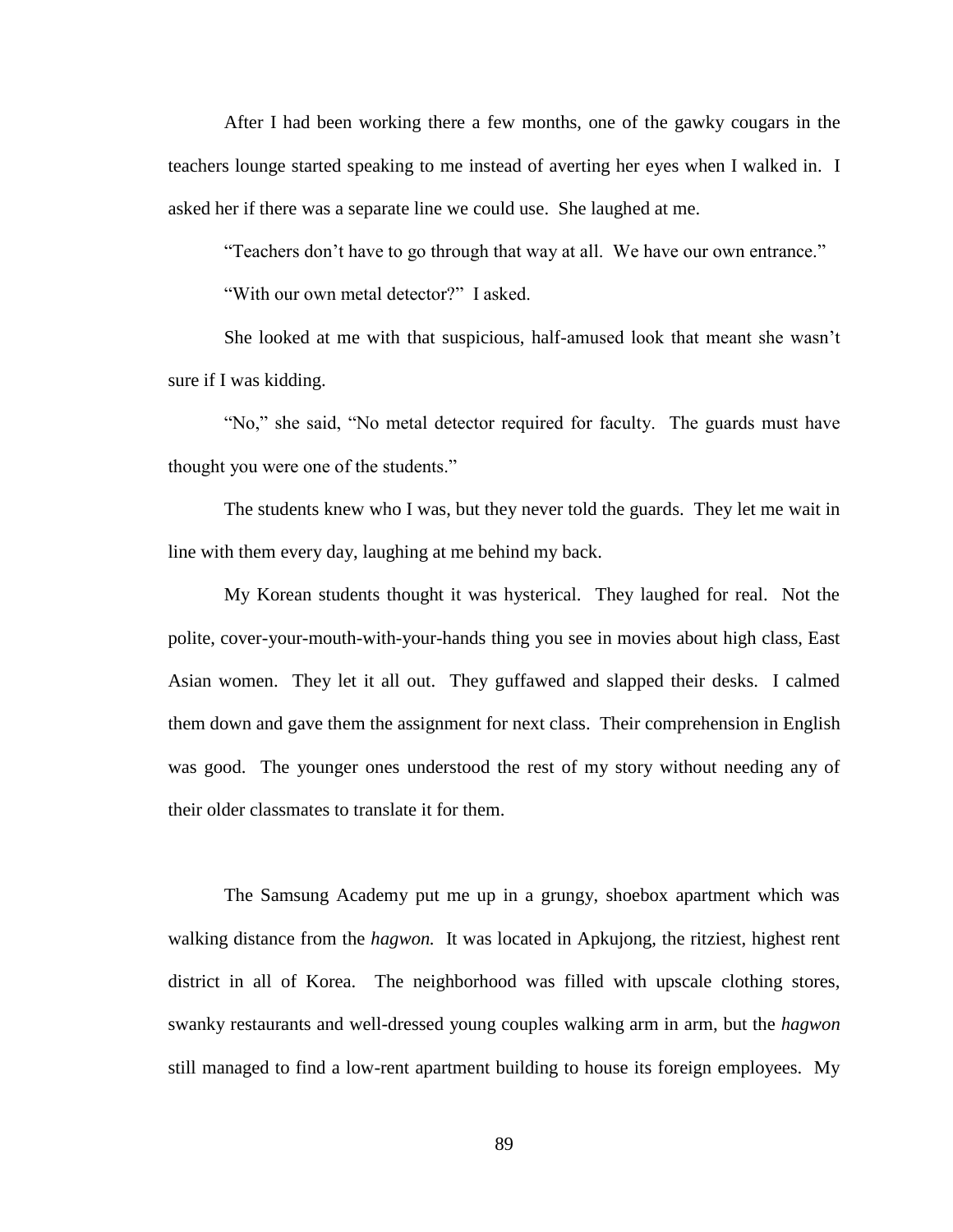After I had been working there a few months, one of the gawky cougars in the teachers lounge started speaking to me instead of averting her eyes when I walked in. I asked her if there was a separate line we could use. She laughed at me.

"Teachers don't have to go through that way at all. We have our own entrance."

"With our own metal detector?" I asked.

She looked at me with that suspicious, half-amused look that meant she wasn't sure if I was kidding.

"No," she said, "No metal detector required for faculty. The guards must have thought you were one of the students."

The students knew who I was, but they never told the guards. They let me wait in line with them every day, laughing at me behind my back.

My Korean students thought it was hysterical. They laughed for real. Not the polite, cover-your-mouth-with-your-hands thing you see in movies about high class, East Asian women. They let it all out. They guffawed and slapped their desks. I calmed them down and gave them the assignment for next class. Their comprehension in English was good. The younger ones understood the rest of my story without needing any of their older classmates to translate it for them.

The Samsung Academy put me up in a grungy, shoebox apartment which was walking distance from the *hagwon.* It was located in Apkujong, the ritziest, highest rent district in all of Korea. The neighborhood was filled with upscale clothing stores, swanky restaurants and well-dressed young couples walking arm in arm, but the *hagwon* still managed to find a low-rent apartment building to house its foreign employees. My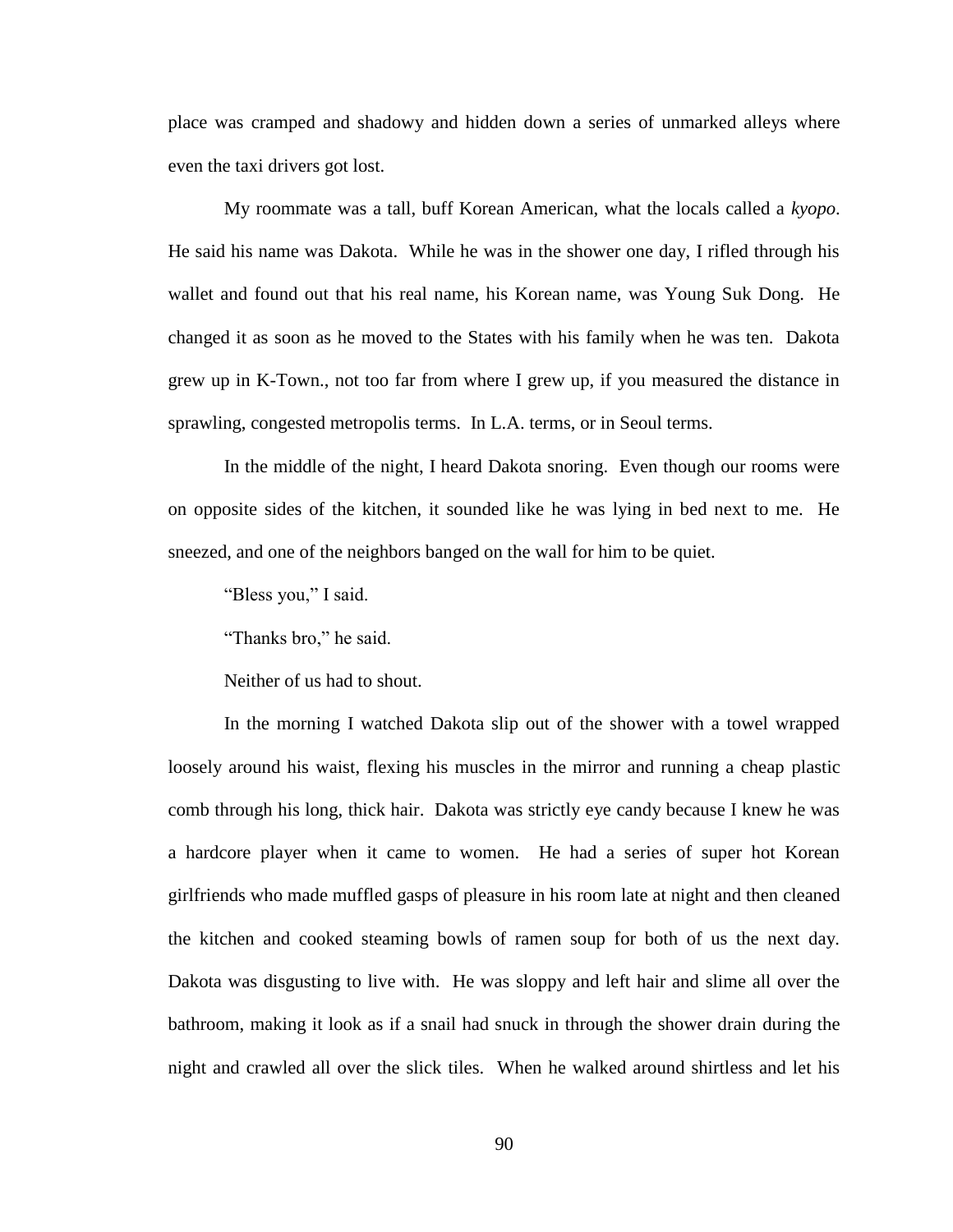place was cramped and shadowy and hidden down a series of unmarked alleys where even the taxi drivers got lost.

My roommate was a tall, buff Korean American, what the locals called a *kyopo*. He said his name was Dakota. While he was in the shower one day, I rifled through his wallet and found out that his real name, his Korean name, was Young Suk Dong. He changed it as soon as he moved to the States with his family when he was ten. Dakota grew up in K-Town., not too far from where I grew up, if you measured the distance in sprawling, congested metropolis terms. In L.A. terms, or in Seoul terms.

In the middle of the night, I heard Dakota snoring. Even though our rooms were on opposite sides of the kitchen, it sounded like he was lying in bed next to me. He sneezed, and one of the neighbors banged on the wall for him to be quiet.

"Bless you," I said.

"Thanks bro," he said.

Neither of us had to shout.

In the morning I watched Dakota slip out of the shower with a towel wrapped loosely around his waist, flexing his muscles in the mirror and running a cheap plastic comb through his long, thick hair. Dakota was strictly eye candy because I knew he was a hardcore player when it came to women. He had a series of super hot Korean girlfriends who made muffled gasps of pleasure in his room late at night and then cleaned the kitchen and cooked steaming bowls of ramen soup for both of us the next day. Dakota was disgusting to live with. He was sloppy and left hair and slime all over the bathroom, making it look as if a snail had snuck in through the shower drain during the night and crawled all over the slick tiles. When he walked around shirtless and let his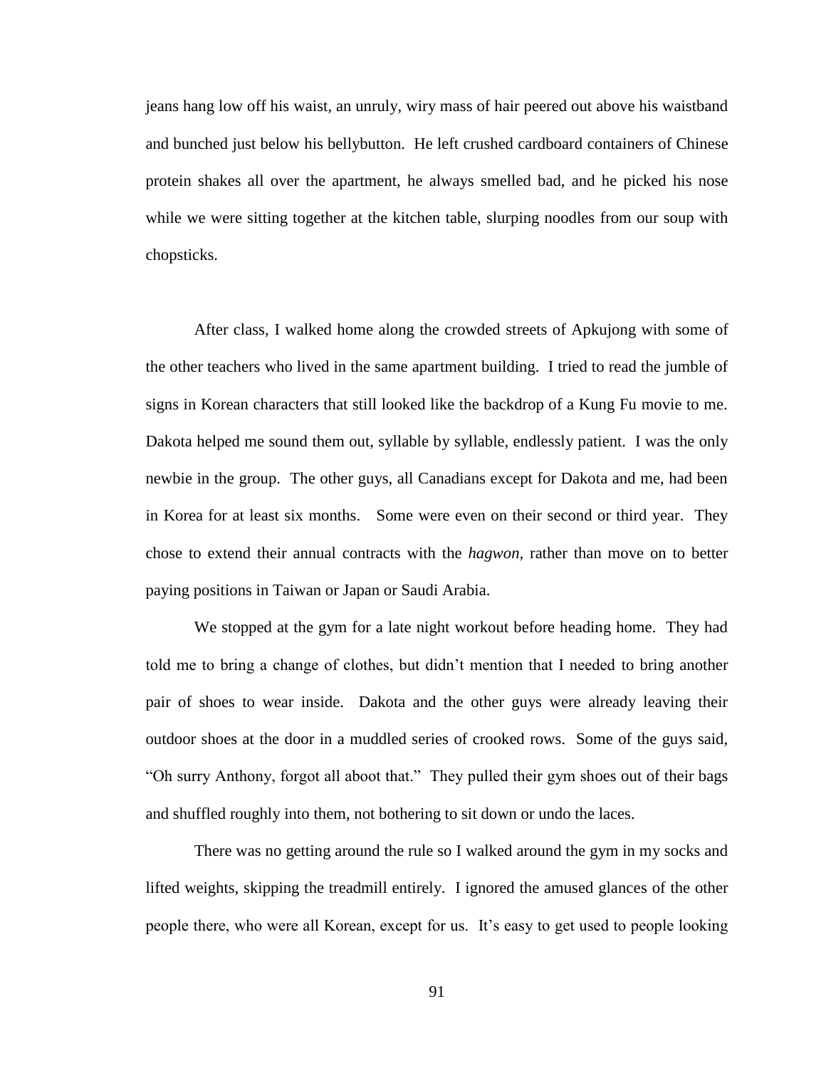jeans hang low off his waist, an unruly, wiry mass of hair peered out above his waistband and bunched just below his bellybutton. He left crushed cardboard containers of Chinese protein shakes all over the apartment, he always smelled bad, and he picked his nose while we were sitting together at the kitchen table, slurping noodles from our soup with chopsticks.

After class, I walked home along the crowded streets of Apkujong with some of the other teachers who lived in the same apartment building. I tried to read the jumble of signs in Korean characters that still looked like the backdrop of a Kung Fu movie to me. Dakota helped me sound them out, syllable by syllable, endlessly patient. I was the only newbie in the group. The other guys, all Canadians except for Dakota and me, had been in Korea for at least six months. Some were even on their second or third year. They chose to extend their annual contracts with the *hagwon*, rather than move on to better paying positions in Taiwan or Japan or Saudi Arabia.

We stopped at the gym for a late night workout before heading home. They had told me to bring a change of clothes, but didn't mention that I needed to bring another pair of shoes to wear inside. Dakota and the other guys were already leaving their outdoor shoes at the door in a muddled series of crooked rows. Some of the guys said, "Oh surry Anthony, forgot all aboot that." They pulled their gym shoes out of their bags and shuffled roughly into them, not bothering to sit down or undo the laces.

There was no getting around the rule so I walked around the gym in my socks and lifted weights, skipping the treadmill entirely. I ignored the amused glances of the other people there, who were all Korean, except for us. It's easy to get used to people looking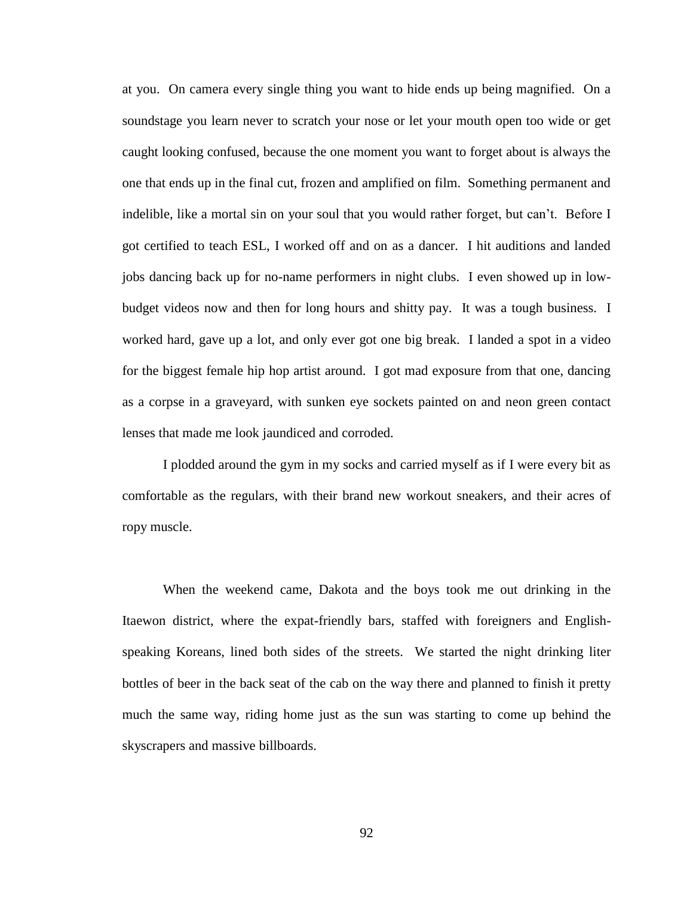at you. On camera every single thing you want to hide ends up being magnified. On a soundstage you learn never to scratch your nose or let your mouth open too wide or get caught looking confused, because the one moment you want to forget about is always the one that ends up in the final cut, frozen and amplified on film. Something permanent and indelible, like a mortal sin on your soul that you would rather forget, but can't. Before I got certified to teach ESL, I worked off and on as a dancer. I hit auditions and landed jobs dancing back up for no-name performers in night clubs. I even showed up in low-budget videos now and then for long hours and shitty pay. It was a tough business. I worked hard, gave up a lot, and only ever got one big break. I landed a spot in a video for the biggest female hip hop artist around. I got mad exposure from that one, dancing as a corpse in a graveyard, with sunken eye sockets painted on and neon green contact lenses that made me look jaundiced and corroded.

I plodded around the gym in my socks and carried myself as if I were every bit as comfortable as the regulars, with their brand new workout sneakers, and their acres of ropy muscle.

When the weekend came, Dakota and the boys took me out drinking in the Itaewon district, where the expat-friendly bars, staffed with foreigners and English-speaking Koreans, lined both sides of the streets. We started the night drinking liter bottles of beer in the back seat of the cab on the way there and planned to finish it pretty much the same way, riding home just as the sun was starting to come up behind the skyscrapers and massive billboards.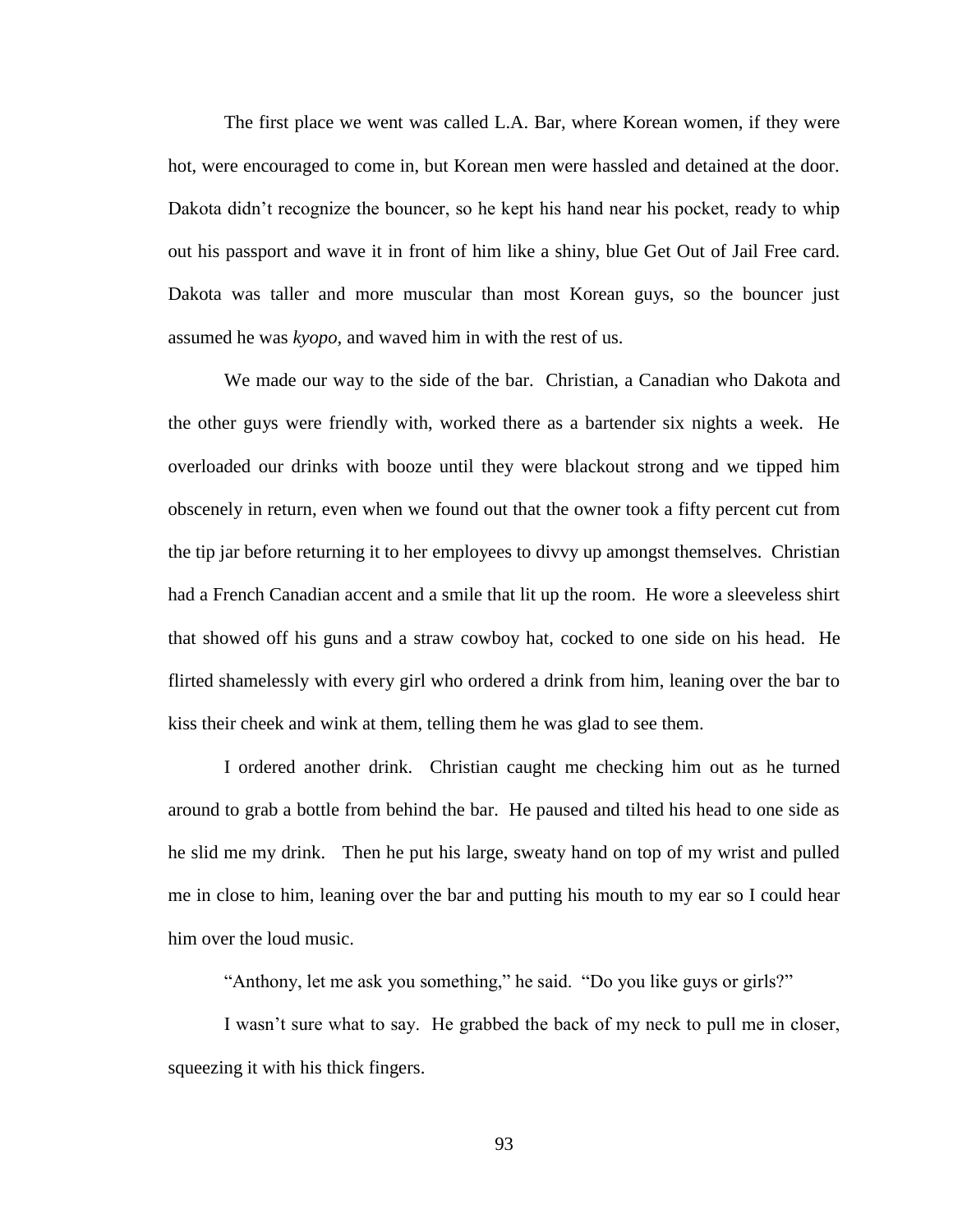The first place we went was called L.A. Bar, where Korean women, if they were hot, were encouraged to come in, but Korean men were hassled and detained at the door. Dakota didn't recognize the bouncer, so he kept his hand near his pocket, ready to whip out his passport and wave it in front of him like a shiny, blue Get Out of Jail Free card. Dakota was taller and more muscular than most Korean guys, so the bouncer just assumed he was *kyopo*, and waved him in with the rest of us.

We made our way to the side of the bar. Christian, a Canadian who Dakota and the other guys were friendly with, worked there as a bartender six nights a week. He overloaded our drinks with booze until they were blackout strong and we tipped him obscenely in return, even when we found out that the owner took a fifty percent cut from the tip jar before returning it to her employees to divvy up amongst themselves. Christian had a French Canadian accent and a smile that lit up the room. He wore a sleeveless shirt that showed off his guns and a straw cowboy hat, cocked to one side on his head. He flirted shamelessly with every girl who ordered a drink from him, leaning over the bar to kiss their cheek and wink at them, telling them he was glad to see them.

I ordered another drink. Christian caught me checking him out as he turned around to grab a bottle from behind the bar. He paused and tilted his head to one side as he slid me my drink. Then he put his large, sweaty hand on top of my wrist and pulled me in close to him, leaning over the bar and putting his mouth to my ear so I could hear him over the loud music.

"Anthony, let me ask you something," he said. "Do you like guys or girls?"

I wasn't sure what to say. He grabbed the back of my neck to pull me in closer, squeezing it with his thick fingers.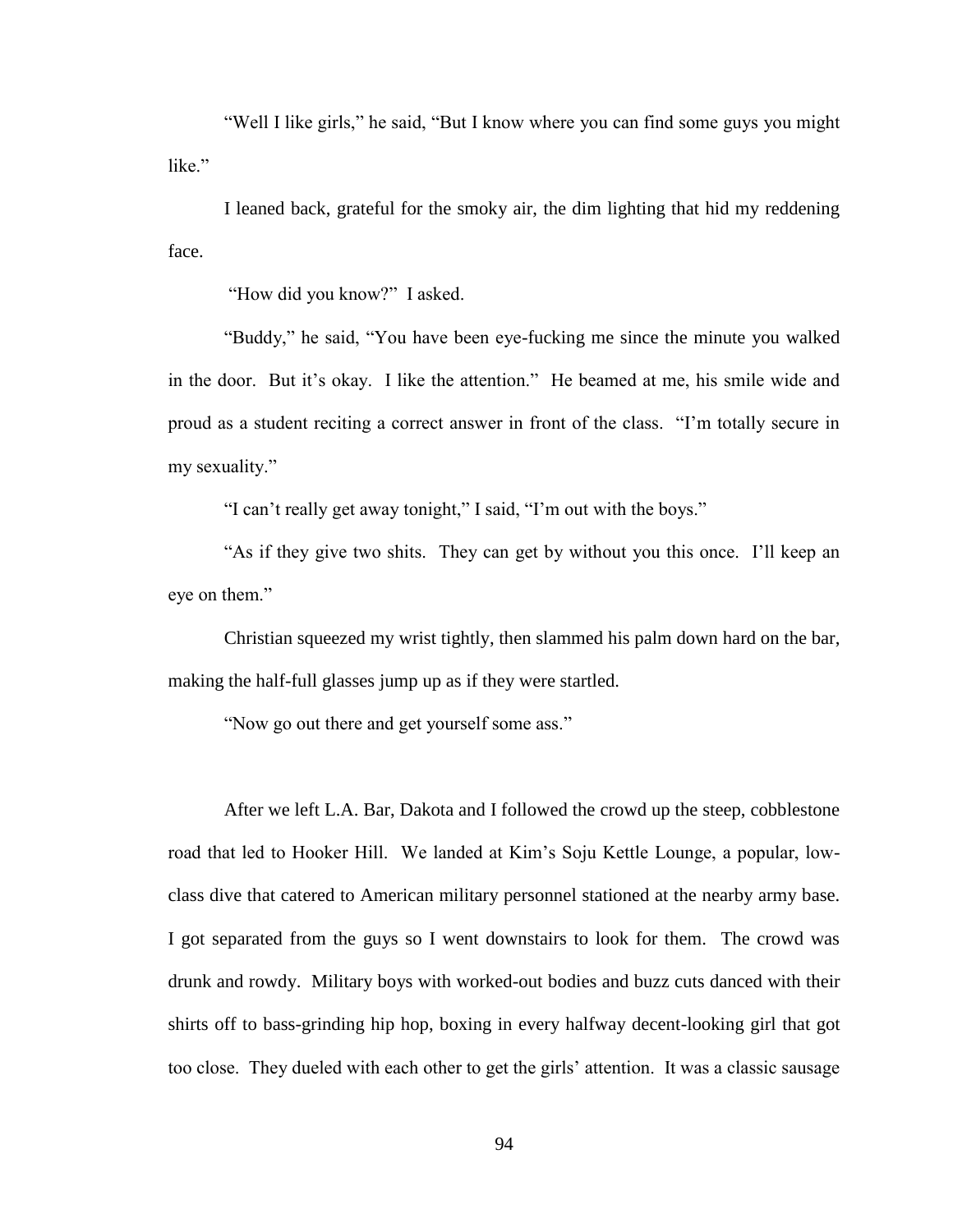"Well I like girls," he said, "But I know where you can find some guys you might like."

I leaned back, grateful for the smoky air, the dim lighting that hid my reddening face.

"How did you know?" I asked.

"Buddy," he said, "You have been eye-fucking me since the minute you walked in the door. But it's okay. I like the attention." He beamed at me, his smile wide and proud as a student reciting a correct answer in front of the class. "I'm totally secure in my sexuality."

"I can't really get away tonight," I said, "I'm out with the boys."

"As if they give two shits. They can get by without you this once. I'll keep an eye on them."

Christian squeezed my wrist tightly, then slammed his palm down hard on the bar, making the half-full glasses jump up as if they were startled.

"Now go out there and get yourself some ass."

After we left L.A. Bar, Dakota and I followed the crowd up the steep, cobblestone road that led to Hooker Hill. We landed at Kim's Soju Kettle Lounge, a popular, low-class dive that catered to American military personnel stationed at the nearby army base. I got separated from the guys so I went downstairs to look for them. The crowd was drunk and rowdy. Military boys with worked-out bodies and buzz cuts danced with their shirts off to bass-grinding hip hop, boxing in every halfway decent-looking girl that got too close. They dueled with each other to get the girls' attention. It was a classic sausage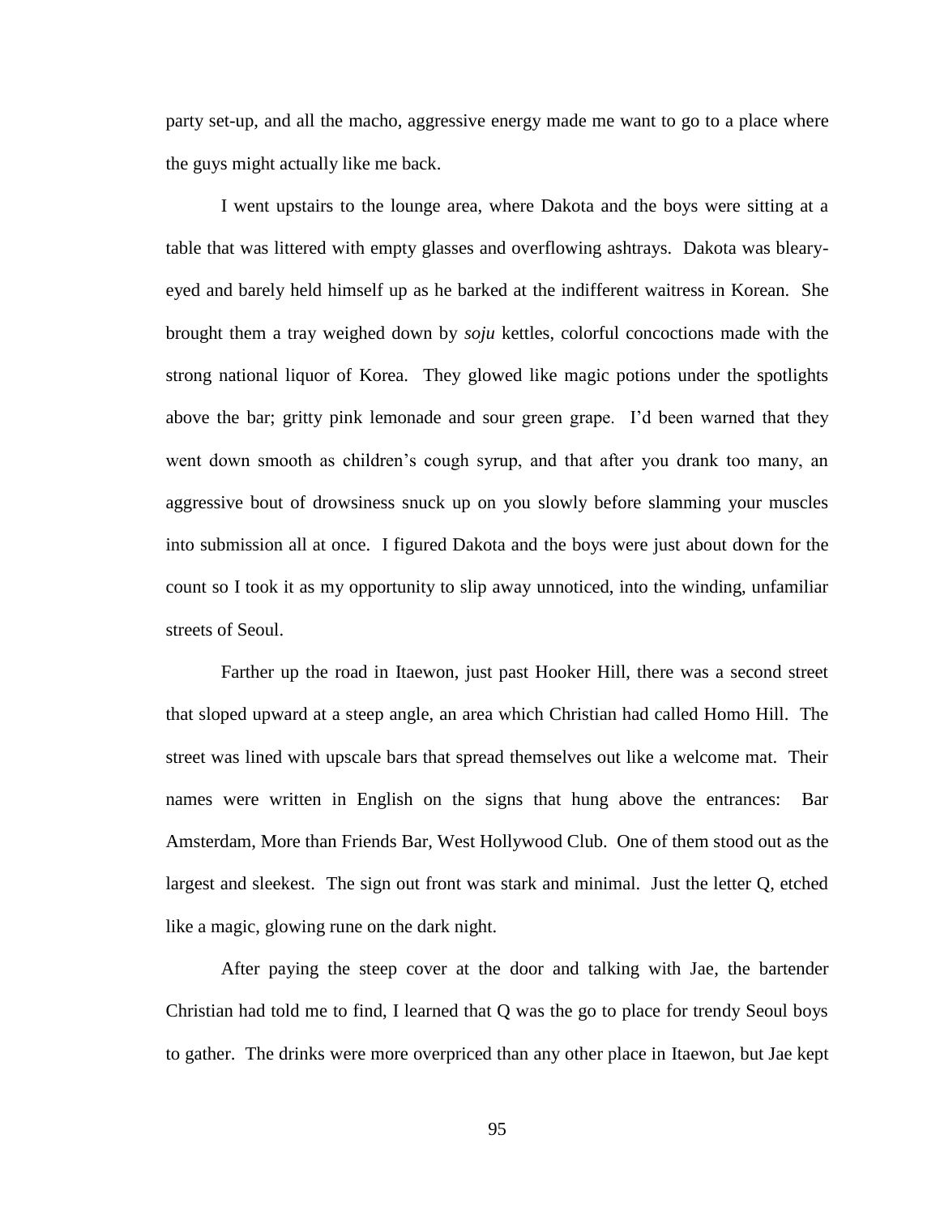party set-up, and all the macho, aggressive energy made me want to go to a place where the guys might actually like me back.

I went upstairs to the lounge area, where Dakota and the boys were sitting at a table that was littered with empty glasses and overflowing ashtrays. Dakota was bleary-eyed and barely held himself up as he barked at the indifferent waitress in Korean. She brought them a tray weighed down by *soju* kettles, colorful concoctions made with the strong national liquor of Korea. They glowed like magic potions under the spotlights above the bar; gritty pink lemonade and sour green grape. I'd been warned that they went down smooth as children's cough syrup, and that after you drank too many, an aggressive bout of drowsiness snuck up on you slowly before slamming your muscles into submission all at once. I figured Dakota and the boys were just about down for the count so I took it as my opportunity to slip away unnoticed, into the winding, unfamiliar streets of Seoul.

Farther up the road in Itaewon, just past Hooker Hill, there was a second street that sloped upward at a steep angle, an area which Christian had called Homo Hill. The street was lined with upscale bars that spread themselves out like a welcome mat. Their names were written in English on the signs that hung above the entrances: Bar Amsterdam, More than Friends Bar, West Hollywood Club. One of them stood out as the largest and sleekest. The sign out front was stark and minimal. Just the letter Q, etched like a magic, glowing rune on the dark night.

After paying the steep cover at the door and talking with Jae, the bartender Christian had told me to find, I learned that Q was the go to place for trendy Seoul boys to gather. The drinks were more overpriced than any other place in Itaewon, but Jae kept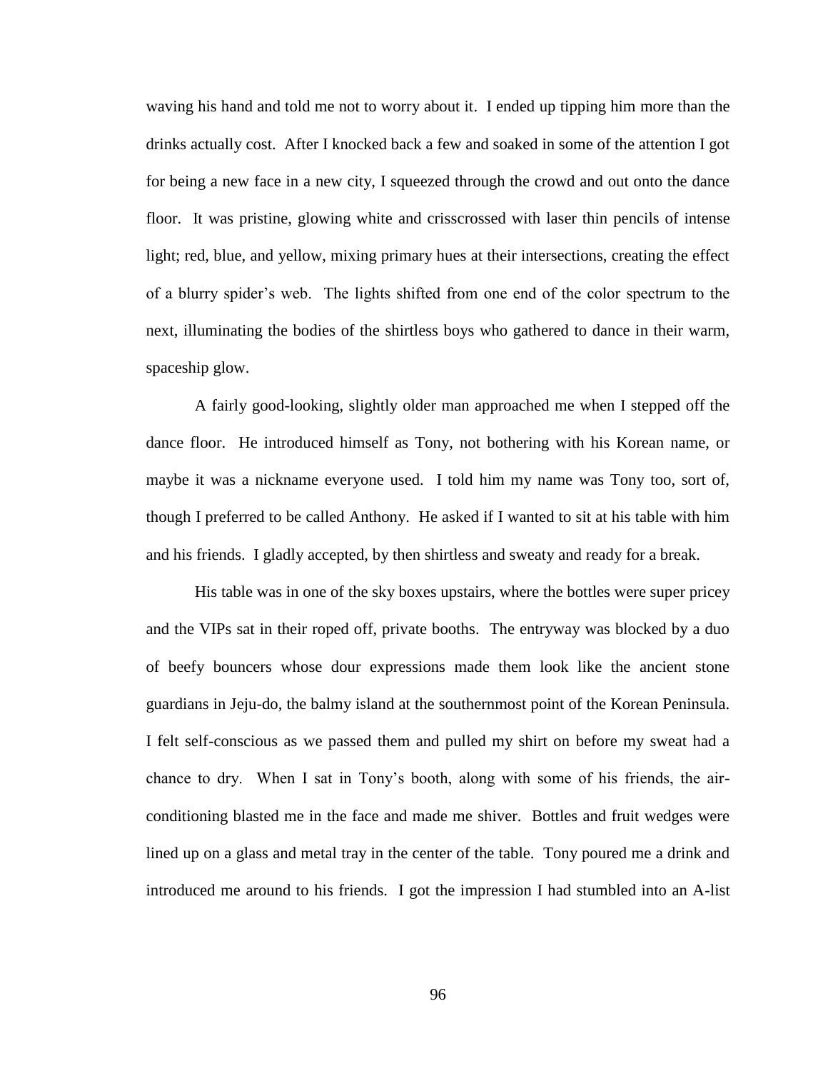waving his hand and told me not to worry about it. I ended up tipping him more than the drinks actually cost. After I knocked back a few and soaked in some of the attention I got for being a new face in a new city, I squeezed through the crowd and out onto the dance floor. It was pristine, glowing white and crisscrossed with laser thin pencils of intense light; red, blue, and yellow, mixing primary hues at their intersections, creating the effect of a blurry spider's web. The lights shifted from one end of the color spectrum to the next, illuminating the bodies of the shirtless boys who gathered to dance in their warm, spaceship glow.

A fairly good-looking, slightly older man approached me when I stepped off the dance floor. He introduced himself as Tony, not bothering with his Korean name, or maybe it was a nickname everyone used. I told him my name was Tony too, sort of, though I preferred to be called Anthony. He asked if I wanted to sit at his table with him and his friends. I gladly accepted, by then shirtless and sweaty and ready for a break.

His table was in one of the sky boxes upstairs, where the bottles were super pricey and the VIPs sat in their roped off, private booths. The entryway was blocked by a duo of beefy bouncers whose dour expressions made them look like the ancient stone guardians in Jeju-do, the balmy island at the southernmost point of the Korean Peninsula. I felt self-conscious as we passed them and pulled my shirt on before my sweat had a chance to dry. When I sat in Tony's booth, along with some of his friends, the air-conditioning blasted me in the face and made me shiver. Bottles and fruit wedges were lined up on a glass and metal tray in the center of the table. Tony poured me a drink and introduced me around to his friends. I got the impression I had stumbled into an A-list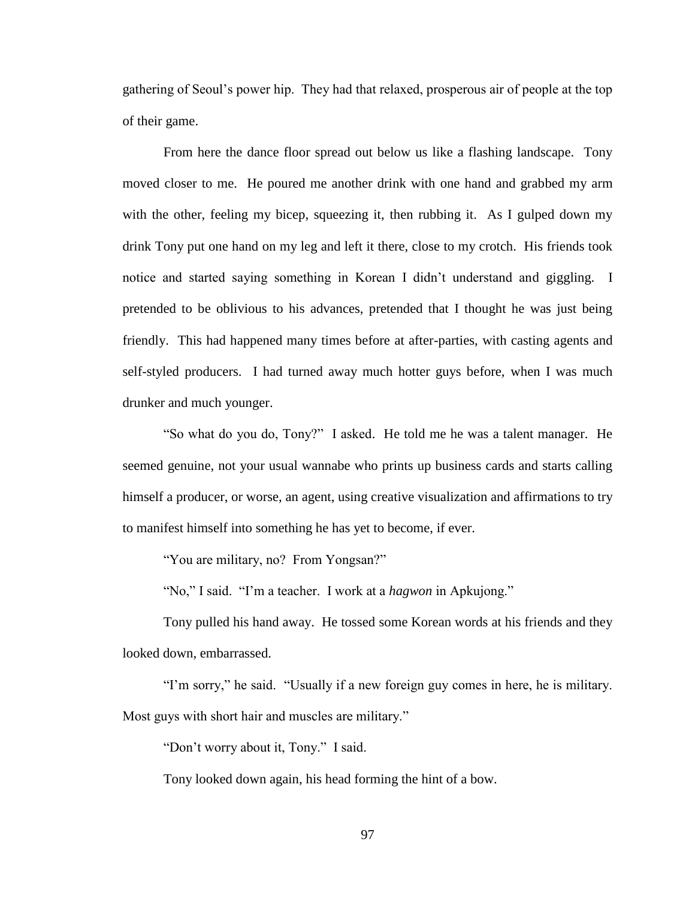gathering of Seoul's power hip. They had that relaxed, prosperous air of people at the top of their game.

From here the dance floor spread out below us like a flashing landscape. Tony moved closer to me. He poured me another drink with one hand and grabbed my arm with the other, feeling my bicep, squeezing it, then rubbing it. As I gulped down my drink Tony put one hand on my leg and left it there, close to my crotch. His friends took notice and started saying something in Korean I didn't understand and giggling. I pretended to be oblivious to his advances, pretended that I thought he was just being friendly. This had happened many times before at after-parties, with casting agents and self-styled producers. I had turned away much hotter guys before, when I was much drunker and much younger.

"So what do you do, Tony?" I asked. He told me he was a talent manager. He seemed genuine, not your usual wannabe who prints up business cards and starts calling himself a producer, or worse, an agent, using creative visualization and affirmations to try to manifest himself into something he has yet to become, if ever.

"You are military, no? From Yongsan?"

"No," I said. "I'm a teacher. I work at a *hagwon* in Apkujong."

Tony pulled his hand away. He tossed some Korean words at his friends and they looked down, embarrassed.

"I'm sorry," he said. "Usually if a new foreign guy comes in here, he is military. Most guys with short hair and muscles are military."

"Don't worry about it, Tony." I said.

Tony looked down again, his head forming the hint of a bow.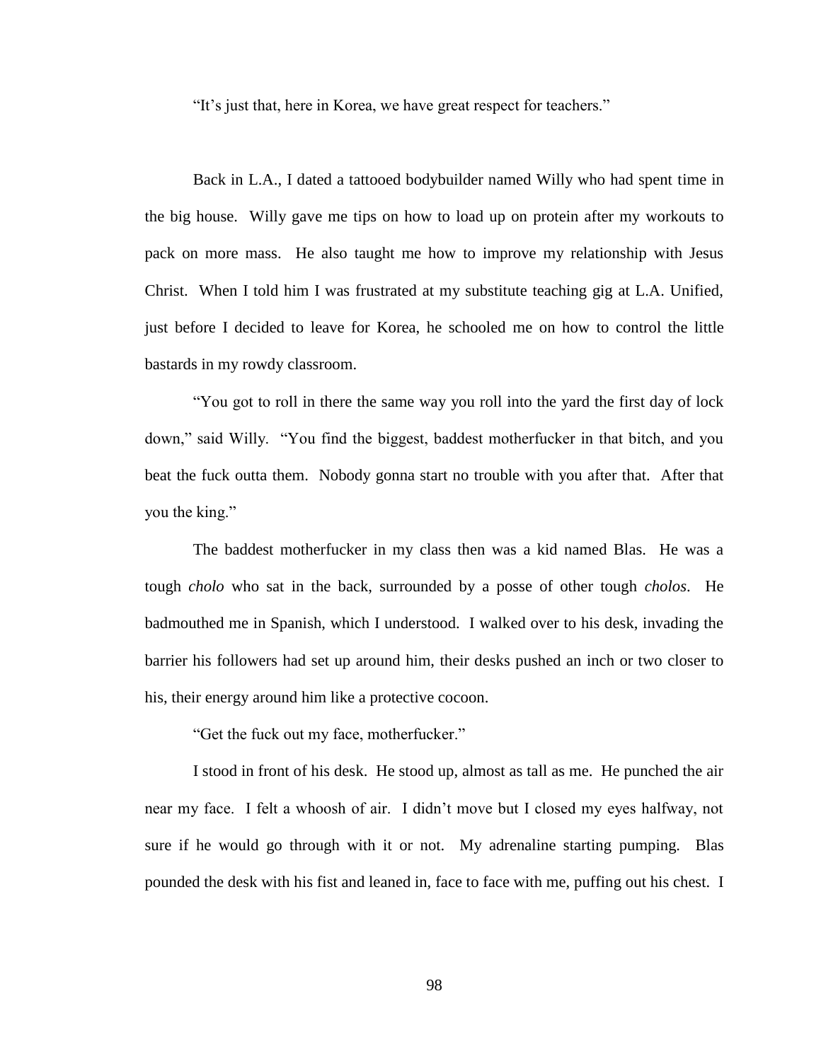"It's just that, here in Korea, we have great respect for teachers."

Back in L.A., I dated a tattooed bodybuilder named Willy who had spent time in the big house. Willy gave me tips on how to load up on protein after my workouts to pack on more mass. He also taught me how to improve my relationship with Jesus Christ. When I told him I was frustrated at my substitute teaching gig at L.A. Unified, just before I decided to leave for Korea, he schooled me on how to control the little bastards in my rowdy classroom.

"You got to roll in there the same way you roll into the yard the first day of lock down," said Willy. "You find the biggest, baddest motherfucker in that bitch, and you beat the fuck outta them. Nobody gonna start no trouble with you after that. After that you the king."

The baddest motherfucker in my class then was a kid named Blas. He was a tough *cholo* who sat in the back, surrounded by a posse of other tough *cholos*. He badmouthed me in Spanish, which I understood. I walked over to his desk, invading the barrier his followers had set up around him, their desks pushed an inch or two closer to his, their energy around him like a protective cocoon.

"Get the fuck out my face, motherfucker."

I stood in front of his desk. He stood up, almost as tall as me. He punched the air near my face. I felt a whoosh of air. I didn't move but I closed my eyes halfway, not sure if he would go through with it or not. My adrenaline starting pumping. Blas pounded the desk with his fist and leaned in, face to face with me, puffing out his chest. I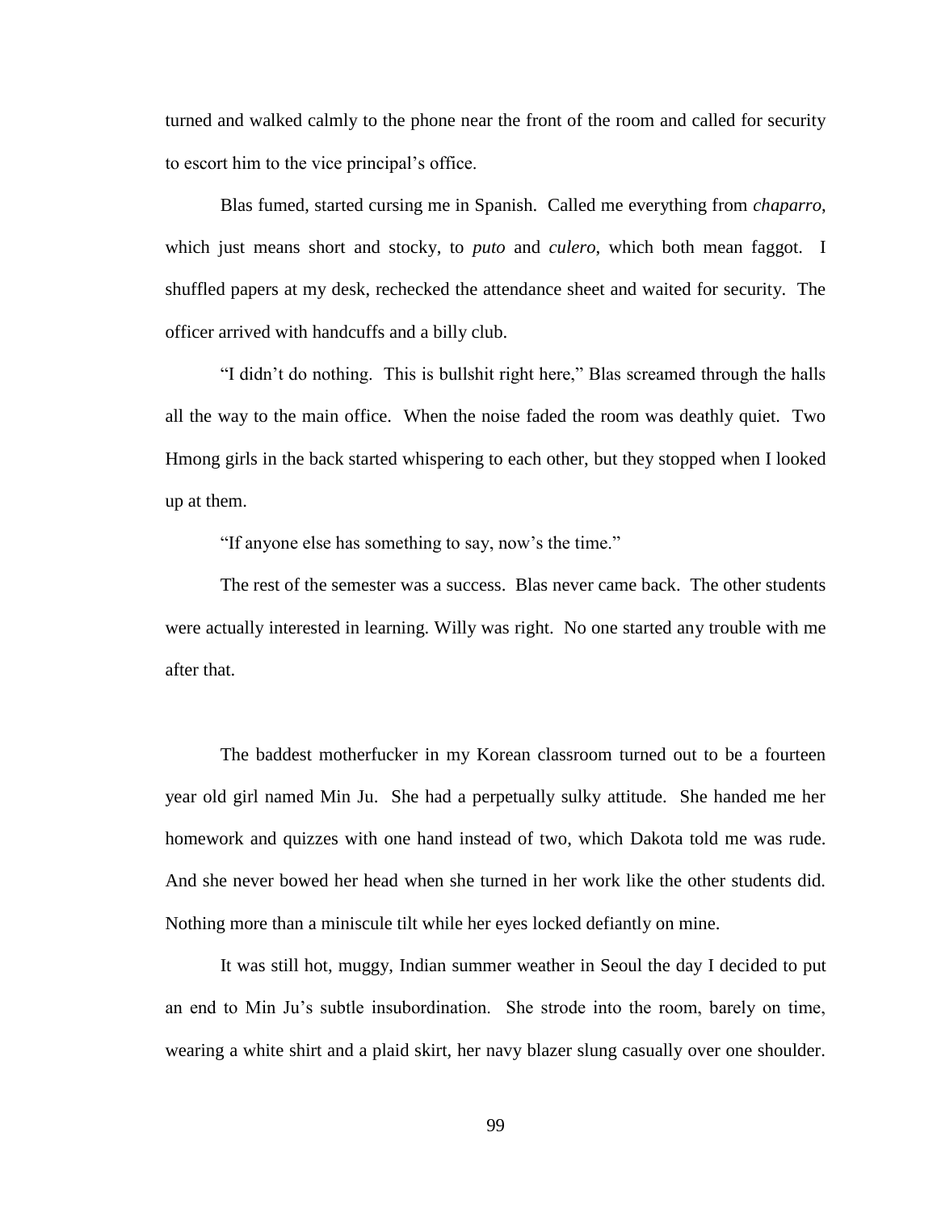turned and walked calmly to the phone near the front of the room and called for security to escort him to the vice principal's office.

Blas fumed, started cursing me in Spanish. Called me everything from *chaparro*, which just means short and stocky, to *puto* and *culero*, which both mean faggot. I shuffled papers at my desk, rechecked the attendance sheet and waited for security. The officer arrived with handcuffs and a billy club.

"I didn't do nothing. This is bullshit right here," Blas screamed through the halls all the way to the main office. When the noise faded the room was deathly quiet. Two Hmong girls in the back started whispering to each other, but they stopped when I looked up at them.

"If anyone else has something to say, now's the time."

The rest of the semester was a success. Blas never came back. The other students were actually interested in learning. Willy was right. No one started any trouble with me after that.

The baddest motherfucker in my Korean classroom turned out to be a fourteen year old girl named Min Ju. She had a perpetually sulky attitude. She handed me her homework and quizzes with one hand instead of two, which Dakota told me was rude. And she never bowed her head when she turned in her work like the other students did. Nothing more than a miniscule tilt while her eyes locked defiantly on mine.

It was still hot, muggy, Indian summer weather in Seoul the day I decided to put an end to Min Ju's subtle insubordination. She strode into the room, barely on time, wearing a white shirt and a plaid skirt, her navy blazer slung casually over one shoulder.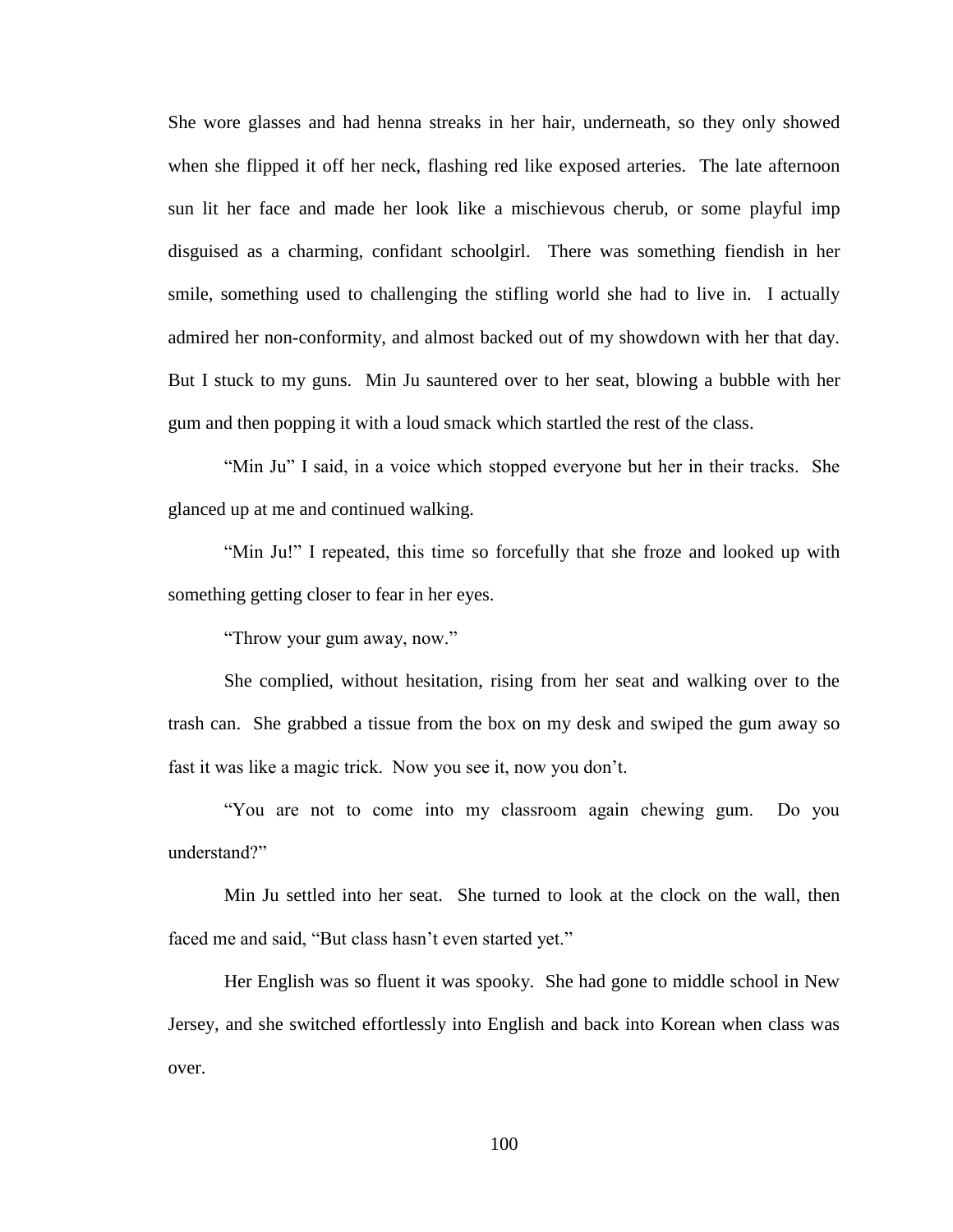She wore glasses and had henna streaks in her hair, underneath, so they only showed when she flipped it off her neck, flashing red like exposed arteries. The late afternoon sun lit her face and made her look like a mischievous cherub, or some playful imp disguised as a charming, confidant schoolgirl. There was something fiendish in her smile, something used to challenging the stifling world she had to live in. I actually admired her non-conformity, and almost backed out of my showdown with her that day. But I stuck to my guns. Min Ju sauntered over to her seat, blowing a bubble with her gum and then popping it with a loud smack which startled the rest of the class.

"Min Ju" I said, in a voice which stopped everyone but her in their tracks. She glanced up at me and continued walking.

"Min Ju!" I repeated, this time so forcefully that she froze and looked up with something getting closer to fear in her eyes.

"Throw your gum away, now."

She complied, without hesitation, rising from her seat and walking over to the trash can. She grabbed a tissue from the box on my desk and swiped the gum away so fast it was like a magic trick. Now you see it, now you don't.

"You are not to come into my classroom again chewing gum. Do you understand?"

Min Ju settled into her seat. She turned to look at the clock on the wall, then faced me and said, "But class hasn't even started yet."

Her English was so fluent it was spooky. She had gone to middle school in New Jersey, and she switched effortlessly into English and back into Korean when class was over.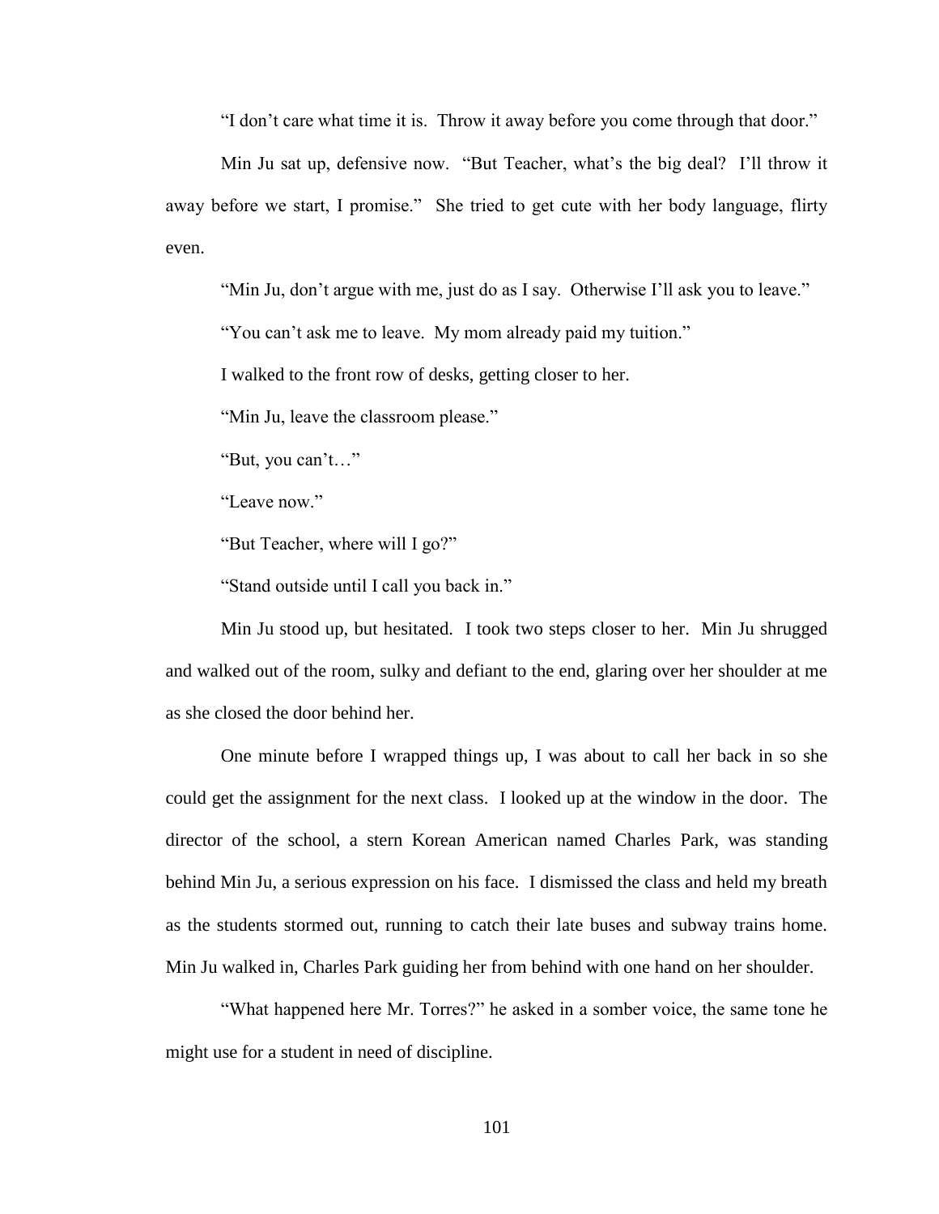"I don't care what time it is. Throw it away before you come through that door."

Min Ju sat up, defensive now. "But Teacher, what's the big deal? I'll throw it away before we start, I promise." She tried to get cute with her body language, flirty even.

"Min Ju, don't argue with me, just do as I say. Otherwise I'll ask you to leave."

"You can't ask me to leave. My mom already paid my tuition."

I walked to the front row of desks, getting closer to her.

"Min Ju, leave the classroom please."

"But, you can't…"

"Leave now."

"But Teacher, where will I go?"

"Stand outside until I call you back in."

Min Ju stood up, but hesitated. I took two steps closer to her. Min Ju shrugged and walked out of the room, sulky and defiant to the end, glaring over her shoulder at me as she closed the door behind her.

One minute before I wrapped things up, I was about to call her back in so she could get the assignment for the next class. I looked up at the window in the door. The director of the school, a stern Korean American named Charles Park, was standing behind Min Ju, a serious expression on his face. I dismissed the class and held my breath as the students stormed out, running to catch their late buses and subway trains home. Min Ju walked in, Charles Park guiding her from behind with one hand on her shoulder.

"What happened here Mr. Torres?" he asked in a somber voice, the same tone he might use for a student in need of discipline.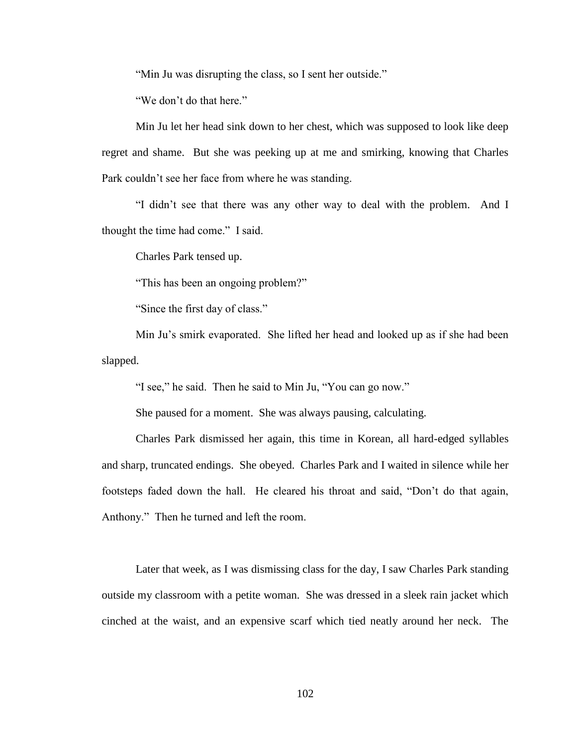"Min Ju was disrupting the class, so I sent her outside."

"We don't do that here."

Min Ju let her head sink down to her chest, which was supposed to look like deep regret and shame. But she was peeking up at me and smirking, knowing that Charles Park couldn't see her face from where he was standing.

"I didn't see that there was any other way to deal with the problem. And I thought the time had come." I said.

Charles Park tensed up.

"This has been an ongoing problem?"

"Since the first day of class."

Min Ju's smirk evaporated. She lifted her head and looked up as if she had been slapped.

"I see," he said. Then he said to Min Ju, "You can go now."

She paused for a moment. She was always pausing, calculating.

Charles Park dismissed her again, this time in Korean, all hard-edged syllables and sharp, truncated endings. She obeyed. Charles Park and I waited in silence while her footsteps faded down the hall. He cleared his throat and said, "Don't do that again, Anthony." Then he turned and left the room.

Later that week, as I was dismissing class for the day, I saw Charles Park standing outside my classroom with a petite woman. She was dressed in a sleek rain jacket which cinched at the waist, and an expensive scarf which tied neatly around her neck. The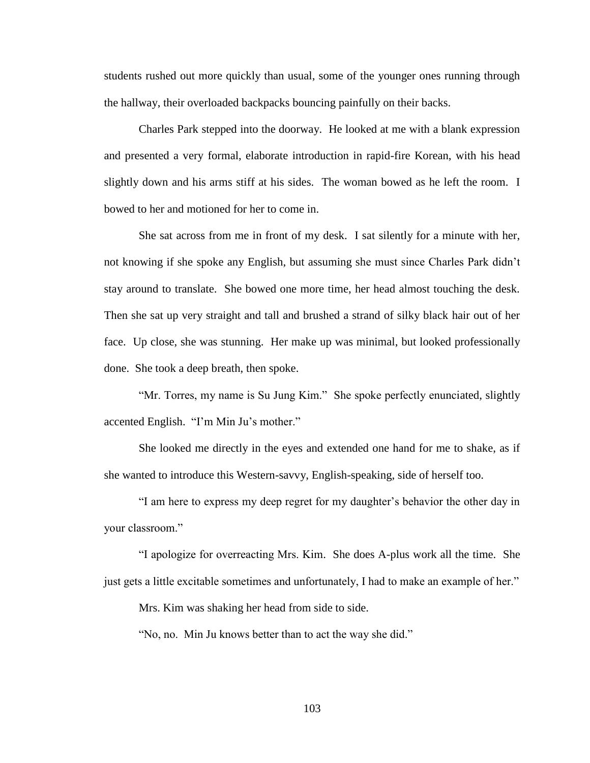students rushed out more quickly than usual, some of the younger ones running through the hallway, their overloaded backpacks bouncing painfully on their backs.

Charles Park stepped into the doorway. He looked at me with a blank expression and presented a very formal, elaborate introduction in rapid-fire Korean, with his head slightly down and his arms stiff at his sides. The woman bowed as he left the room. I bowed to her and motioned for her to come in.

She sat across from me in front of my desk. I sat silently for a minute with her, not knowing if she spoke any English, but assuming she must since Charles Park didn't stay around to translate. She bowed one more time, her head almost touching the desk. Then she sat up very straight and tall and brushed a strand of silky black hair out of her face. Up close, she was stunning. Her make up was minimal, but looked professionally done. She took a deep breath, then spoke.

"Mr. Torres, my name is Su Jung Kim." She spoke perfectly enunciated, slightly accented English. "I'm Min Ju's mother."

She looked me directly in the eyes and extended one hand for me to shake, as if she wanted to introduce this Western-savvy, English-speaking, side of herself too.

"I am here to express my deep regret for my daughter's behavior the other day in your classroom."

"I apologize for overreacting Mrs. Kim. She does A-plus work all the time. She just gets a little excitable sometimes and unfortunately, I had to make an example of her."

Mrs. Kim was shaking her head from side to side.

"No, no. Min Ju knows better than to act the way she did."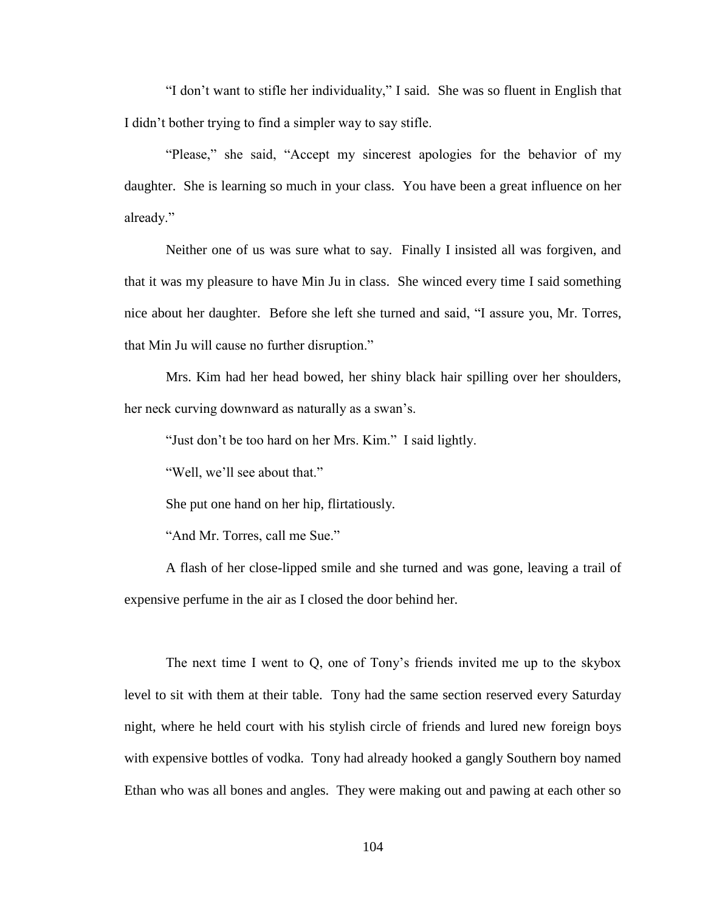"I don't want to stifle her individuality," I said. She was so fluent in English that I didn't bother trying to find a simpler way to say stifle.

"Please," she said, "Accept my sincerest apologies for the behavior of my daughter. She is learning so much in your class. You have been a great influence on her already."

Neither one of us was sure what to say. Finally I insisted all was forgiven, and that it was my pleasure to have Min Ju in class. She winced every time I said something nice about her daughter. Before she left she turned and said, "I assure you, Mr. Torres, that Min Ju will cause no further disruption."

Mrs. Kim had her head bowed, her shiny black hair spilling over her shoulders, her neck curving downward as naturally as a swan's.

"Just don't be too hard on her Mrs. Kim." I said lightly.

"Well, we'll see about that."

She put one hand on her hip, flirtatiously.

"And Mr. Torres, call me Sue."

A flash of her close-lipped smile and she turned and was gone, leaving a trail of expensive perfume in the air as I closed the door behind her.

The next time I went to Q, one of Tony's friends invited me up to the skybox level to sit with them at their table. Tony had the same section reserved every Saturday night, where he held court with his stylish circle of friends and lured new foreign boys with expensive bottles of vodka. Tony had already hooked a gangly Southern boy named Ethan who was all bones and angles. They were making out and pawing at each other so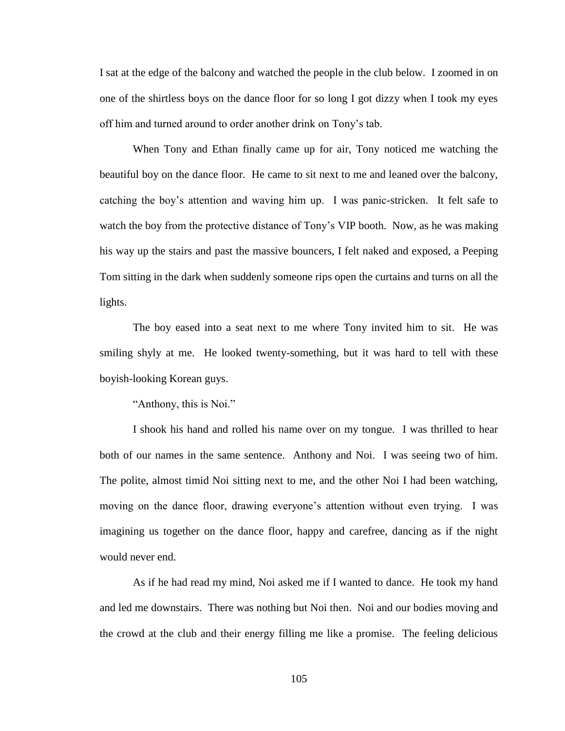I sat at the edge of the balcony and watched the people in the club below. I zoomed in on one of the shirtless boys on the dance floor for so long I got dizzy when I took my eyes off him and turned around to order another drink on Tony's tab.

When Tony and Ethan finally came up for air, Tony noticed me watching the beautiful boy on the dance floor. He came to sit next to me and leaned over the balcony, catching the boy's attention and waving him up. I was panic-stricken. It felt safe to watch the boy from the protective distance of Tony's VIP booth. Now, as he was making his way up the stairs and past the massive bouncers, I felt naked and exposed, a Peeping Tom sitting in the dark when suddenly someone rips open the curtains and turns on all the lights.

The boy eased into a seat next to me where Tony invited him to sit. He was smiling shyly at me. He looked twenty-something, but it was hard to tell with these boyish-looking Korean guys.

"Anthony, this is Noi."

I shook his hand and rolled his name over on my tongue. I was thrilled to hear both of our names in the same sentence. Anthony and Noi. I was seeing two of him. The polite, almost timid Noi sitting next to me, and the other Noi I had been watching, moving on the dance floor, drawing everyone's attention without even trying. I was imagining us together on the dance floor, happy and carefree, dancing as if the night would never end.

As if he had read my mind, Noi asked me if I wanted to dance. He took my hand and led me downstairs. There was nothing but Noi then. Noi and our bodies moving and the crowd at the club and their energy filling me like a promise. The feeling delicious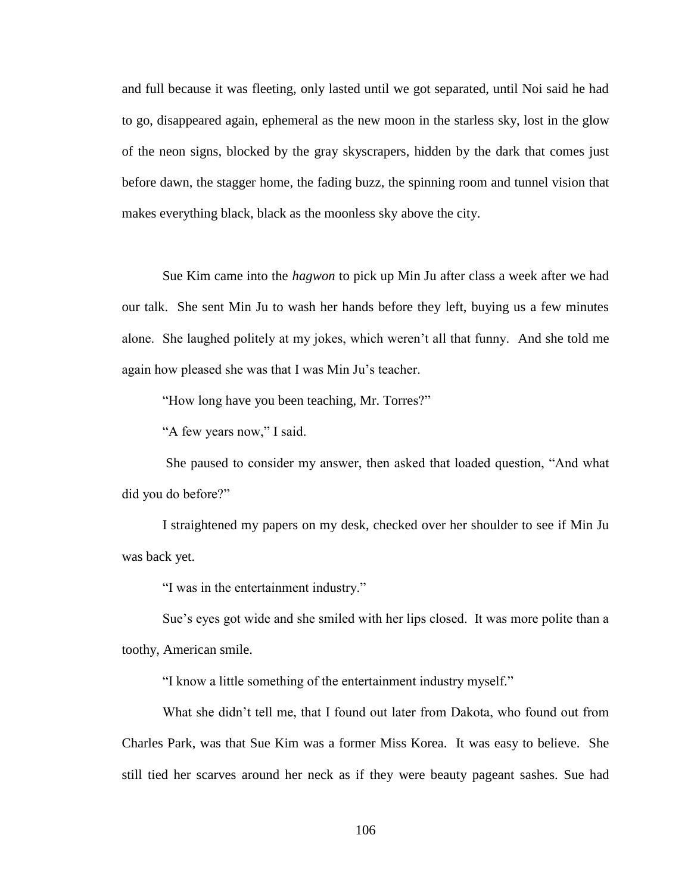and full because it was fleeting, only lasted until we got separated, until Noi said he had to go, disappeared again, ephemeral as the new moon in the starless sky, lost in the glow of the neon signs, blocked by the gray skyscrapers, hidden by the dark that comes just before dawn, the stagger home, the fading buzz, the spinning room and tunnel vision that makes everything black, black as the moonless sky above the city.

Sue Kim came into the *hagwon* to pick up Min Ju after class a week after we had our talk. She sent Min Ju to wash her hands before they left, buying us a few minutes alone. She laughed politely at my jokes, which weren't all that funny. And she told me again how pleased she was that I was Min Ju's teacher.

"How long have you been teaching, Mr. Torres?"

"A few years now," I said.

She paused to consider my answer, then asked that loaded question, "And what did you do before?"

I straightened my papers on my desk, checked over her shoulder to see if Min Ju was back yet.

"I was in the entertainment industry."

Sue's eyes got wide and she smiled with her lips closed. It was more polite than a toothy, American smile.

"I know a little something of the entertainment industry myself."

What she didn't tell me, that I found out later from Dakota, who found out from Charles Park, was that Sue Kim was a former Miss Korea. It was easy to believe. She still tied her scarves around her neck as if they were beauty pageant sashes. Sue had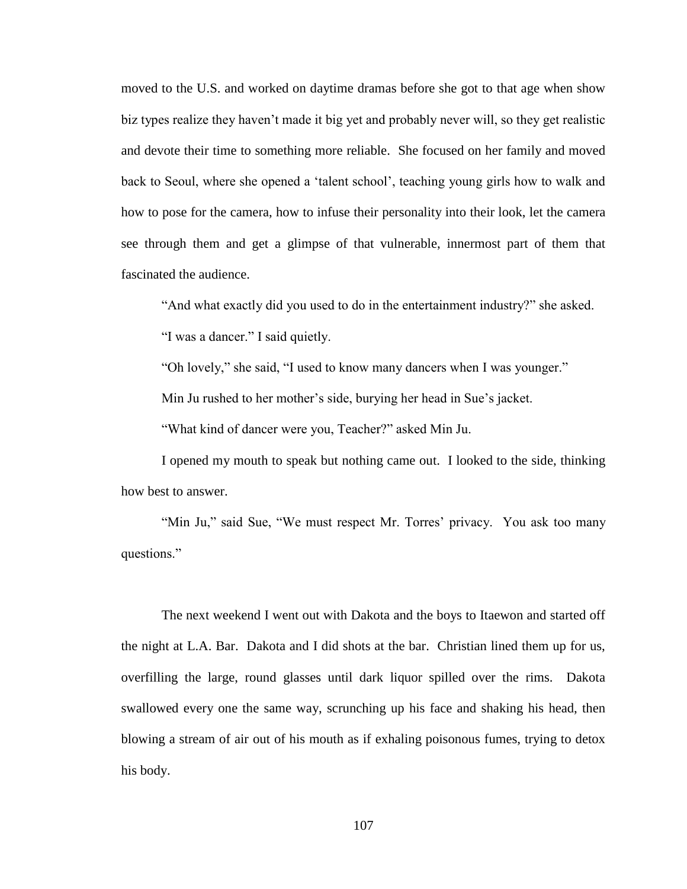moved to the U.S. and worked on daytime dramas before she got to that age when show biz types realize they haven't made it big yet and probably never will, so they get realistic and devote their time to something more reliable. She focused on her family and moved back to Seoul, where she opened a 'talent school', teaching young girls how to walk and how to pose for the camera, how to infuse their personality into their look, let the camera see through them and get a glimpse of that vulnerable, innermost part of them that fascinated the audience.

"And what exactly did you used to do in the entertainment industry?" she asked.

"I was a dancer." I said quietly.

"Oh lovely," she said, "I used to know many dancers when I was younger."

Min Ju rushed to her mother's side, burying her head in Sue's jacket.

"What kind of dancer were you, Teacher?" asked Min Ju.

I opened my mouth to speak but nothing came out. I looked to the side, thinking how best to answer.

"Min Ju," said Sue, "We must respect Mr. Torres' privacy. You ask too many questions."

The next weekend I went out with Dakota and the boys to Itaewon and started off the night at L.A. Bar. Dakota and I did shots at the bar. Christian lined them up for us, overfilling the large, round glasses until dark liquor spilled over the rims. Dakota swallowed every one the same way, scrunching up his face and shaking his head, then blowing a stream of air out of his mouth as if exhaling poisonous fumes, trying to detox his body.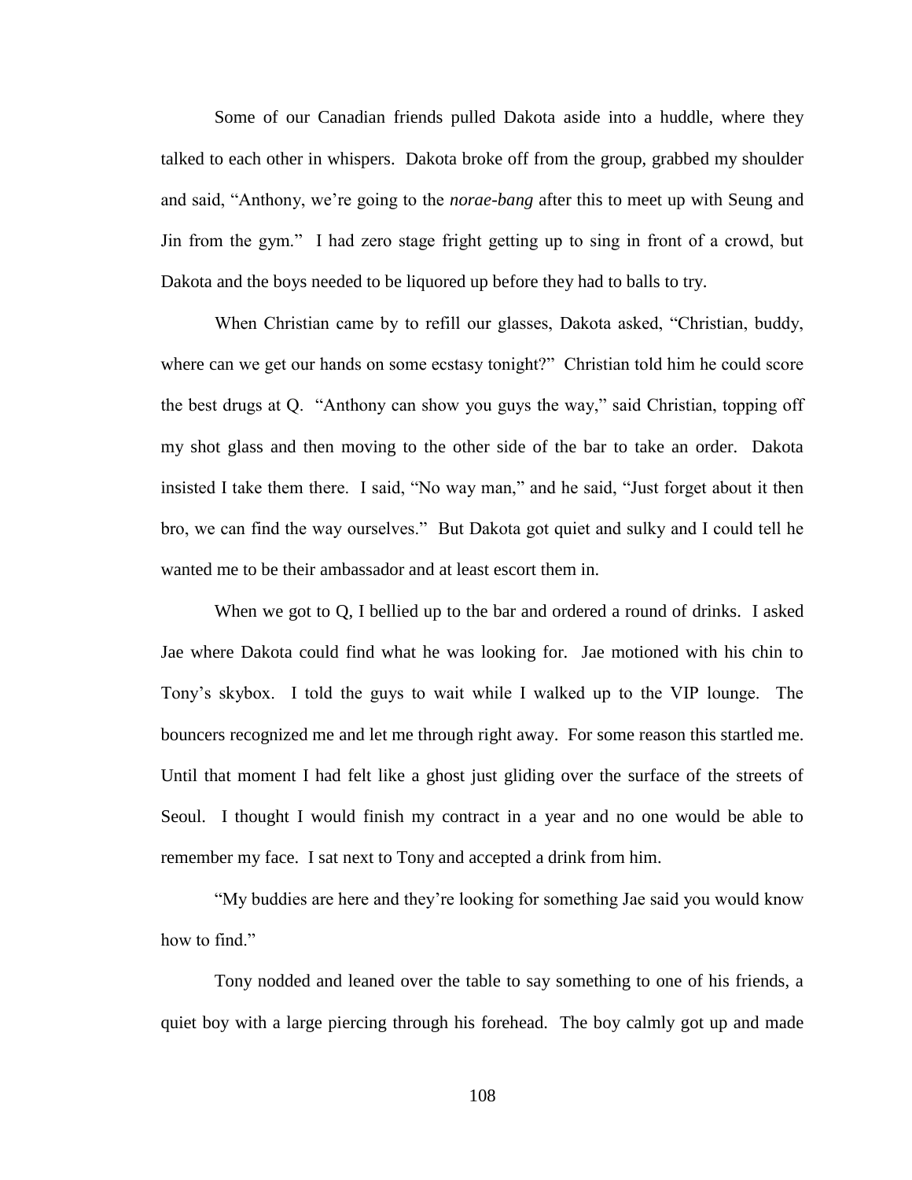Some of our Canadian friends pulled Dakota aside into a huddle, where they talked to each other in whispers. Dakota broke off from the group, grabbed my shoulder and said, "Anthony, we're going to the *norae-bang* after this to meet up with Seung and Jin from the gym." I had zero stage fright getting up to sing in front of a crowd, but Dakota and the boys needed to be liquored up before they had to balls to try.

When Christian came by to refill our glasses, Dakota asked, "Christian, buddy, where can we get our hands on some ecstasy tonight?" Christian told him he could score the best drugs at Q. "Anthony can show you guys the way," said Christian, topping off my shot glass and then moving to the other side of the bar to take an order. Dakota insisted I take them there. I said, "No way man," and he said, "Just forget about it then bro, we can find the way ourselves." But Dakota got quiet and sulky and I could tell he wanted me to be their ambassador and at least escort them in.

When we got to Q, I bellied up to the bar and ordered a round of drinks. I asked Jae where Dakota could find what he was looking for. Jae motioned with his chin to Tony's skybox. I told the guys to wait while I walked up to the VIP lounge. The bouncers recognized me and let me through right away. For some reason this startled me. Until that moment I had felt like a ghost just gliding over the surface of the streets of Seoul. I thought I would finish my contract in a year and no one would be able to remember my face. I sat next to Tony and accepted a drink from him.

"My buddies are here and they're looking for something Jae said you would know how to find."

Tony nodded and leaned over the table to say something to one of his friends, a quiet boy with a large piercing through his forehead. The boy calmly got up and made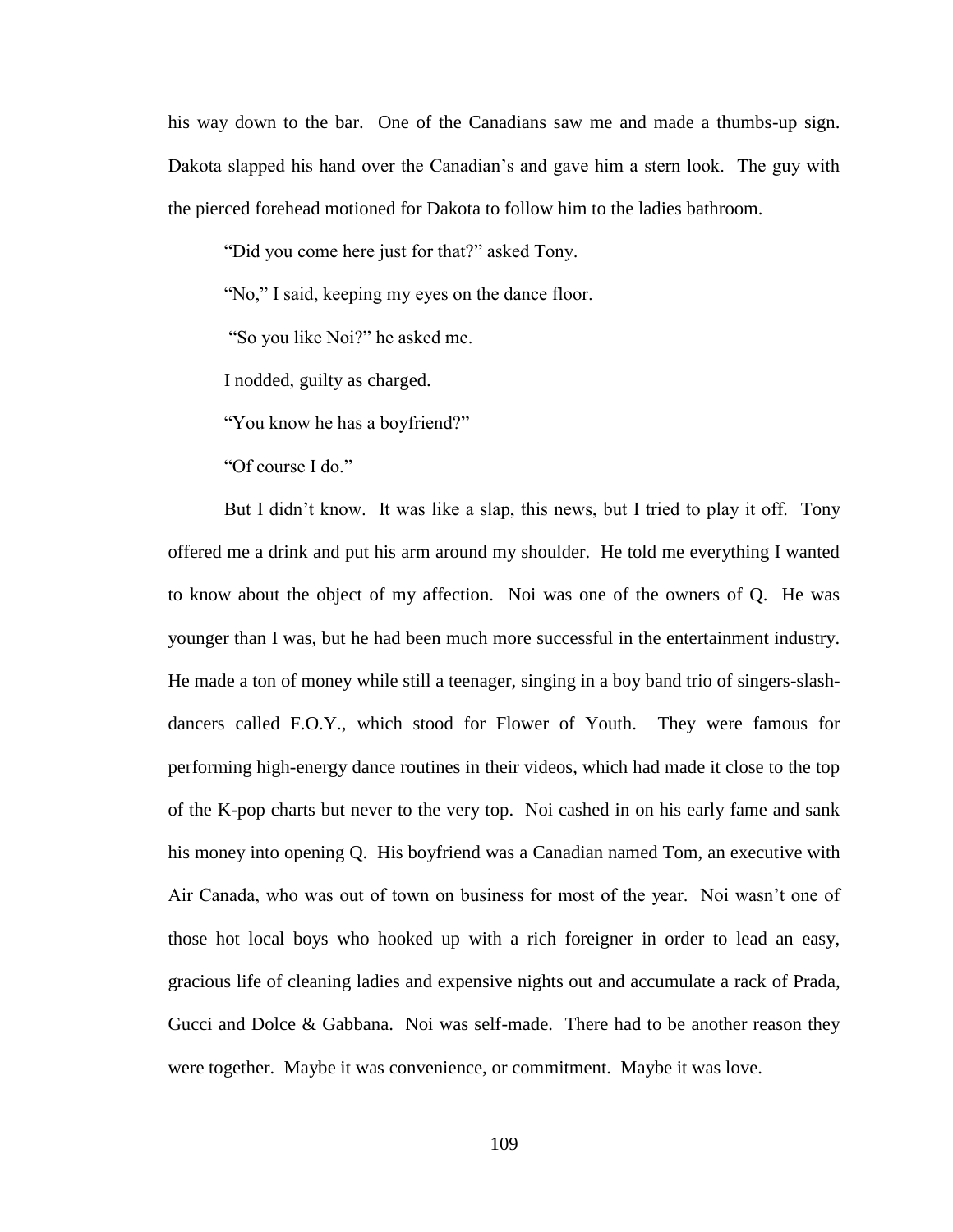his way down to the bar. One of the Canadians saw me and made a thumbs-up sign. Dakota slapped his hand over the Canadian's and gave him a stern look. The guy with the pierced forehead motioned for Dakota to follow him to the ladies bathroom.

"Did you come here just for that?" asked Tony.

"No," I said, keeping my eyes on the dance floor.

"So you like Noi?" he asked me.

I nodded, guilty as charged.

"You know he has a boyfriend?"

"Of course I do."

But I didn't know. It was like a slap, this news, but I tried to play it off. Tony offered me a drink and put his arm around my shoulder. He told me everything I wanted to know about the object of my affection. Noi was one of the owners of Q. He was younger than I was, but he had been much more successful in the entertainment industry. He made a ton of money while still a teenager, singing in a boy band trio of singers-slash-dancers called F.O.Y., which stood for Flower of Youth. They were famous for performing high-energy dance routines in their videos, which had made it close to the top of the K-pop charts but never to the very top. Noi cashed in on his early fame and sank his money into opening Q. His boyfriend was a Canadian named Tom, an executive with Air Canada, who was out of town on business for most of the year. Noi wasn't one of those hot local boys who hooked up with a rich foreigner in order to lead an easy, gracious life of cleaning ladies and expensive nights out and accumulate a rack of Prada, Gucci and Dolce & Gabbana. Noi was self-made. There had to be another reason they were together. Maybe it was convenience, or commitment. Maybe it was love.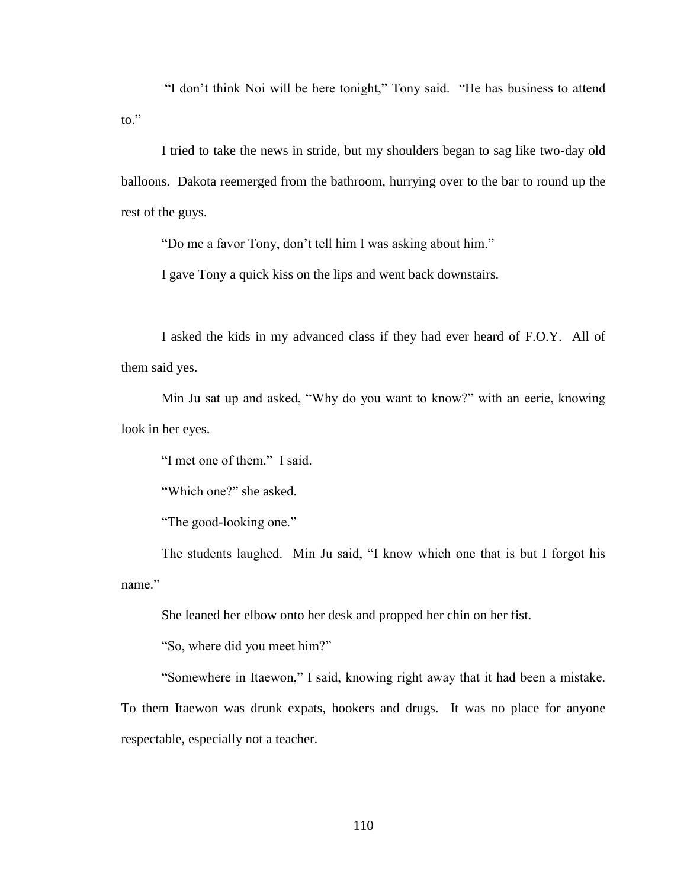"I don't think Noi will be here tonight," Tony said. "He has business to attend to."

I tried to take the news in stride, but my shoulders began to sag like two-day old balloons. Dakota reemerged from the bathroom, hurrying over to the bar to round up the rest of the guys.

"Do me a favor Tony, don't tell him I was asking about him."

I gave Tony a quick kiss on the lips and went back downstairs.

I asked the kids in my advanced class if they had ever heard of F.O.Y. All of them said yes.

Min Ju sat up and asked, "Why do you want to know?" with an eerie, knowing look in her eyes.

"I met one of them." I said.

"Which one?" she asked.

"The good-looking one."

The students laughed. Min Ju said, "I know which one that is but I forgot his name."

She leaned her elbow onto her desk and propped her chin on her fist.

"So, where did you meet him?"

"Somewhere in Itaewon," I said, knowing right away that it had been a mistake. To them Itaewon was drunk expats, hookers and drugs. It was no place for anyone respectable, especially not a teacher.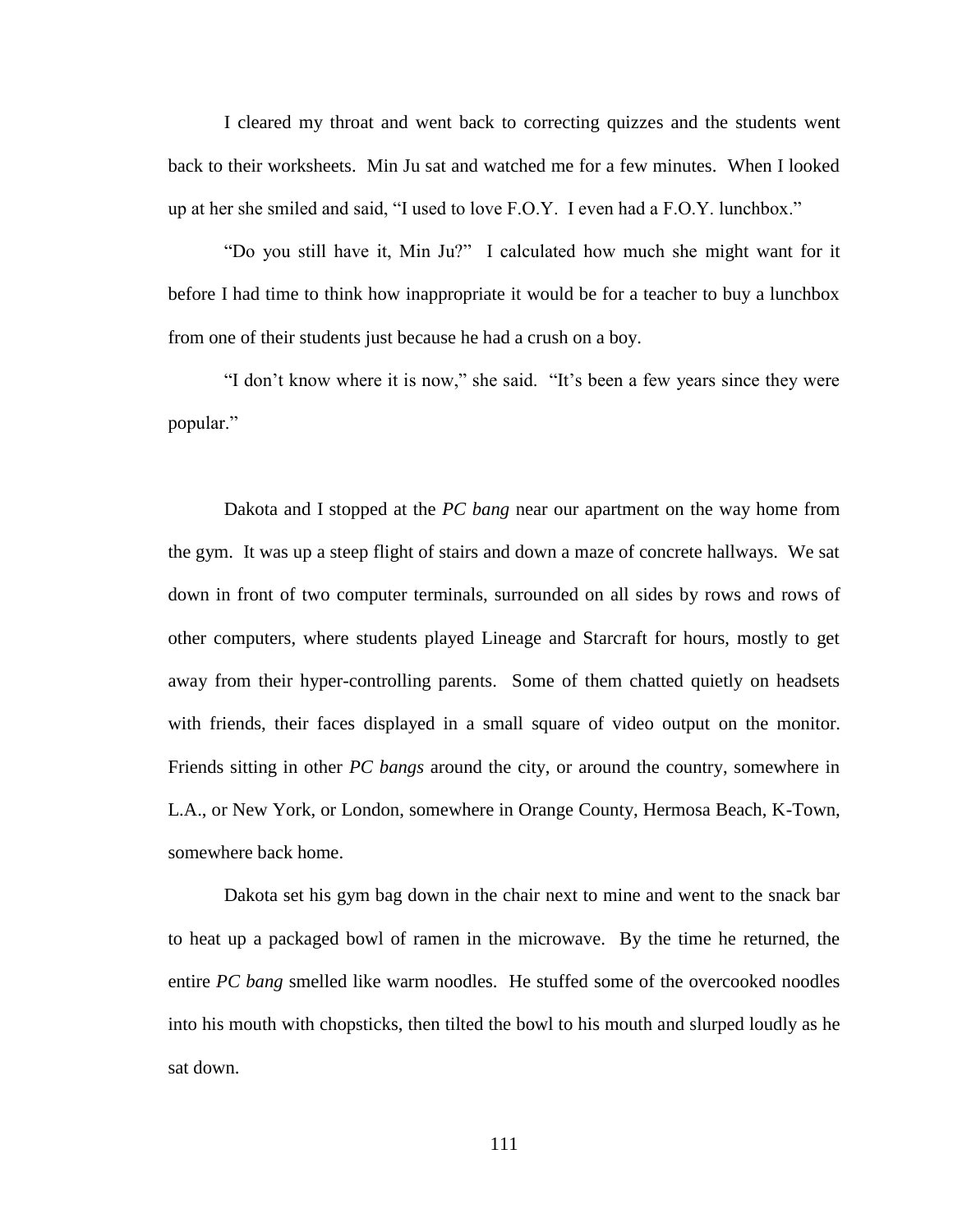I cleared my throat and went back to correcting quizzes and the students went back to their worksheets. Min Ju sat and watched me for a few minutes. When I looked up at her she smiled and said, "I used to love F.O.Y. I even had a F.O.Y. lunchbox."

"Do you still have it, Min Ju?" I calculated how much she might want for it before I had time to think how inappropriate it would be for a teacher to buy a lunchbox from one of their students just because he had a crush on a boy.

"I don't know where it is now," she said. "It's been a few years since they were popular."

Dakota and I stopped at the *PC bang* near our apartment on the way home from the gym. It was up a steep flight of stairs and down a maze of concrete hallways. We sat down in front of two computer terminals, surrounded on all sides by rows and rows of other computers, where students played Lineage and Starcraft for hours, mostly to get away from their hyper-controlling parents. Some of them chatted quietly on headsets with friends, their faces displayed in a small square of video output on the monitor. Friends sitting in other *PC bangs* around the city, or around the country, somewhere in L.A., or New York, or London, somewhere in Orange County, Hermosa Beach, K-Town, somewhere back home.

Dakota set his gym bag down in the chair next to mine and went to the snack bar to heat up a packaged bowl of ramen in the microwave. By the time he returned, the entire *PC bang* smelled like warm noodles. He stuffed some of the overcooked noodles into his mouth with chopsticks, then tilted the bowl to his mouth and slurped loudly as he sat down.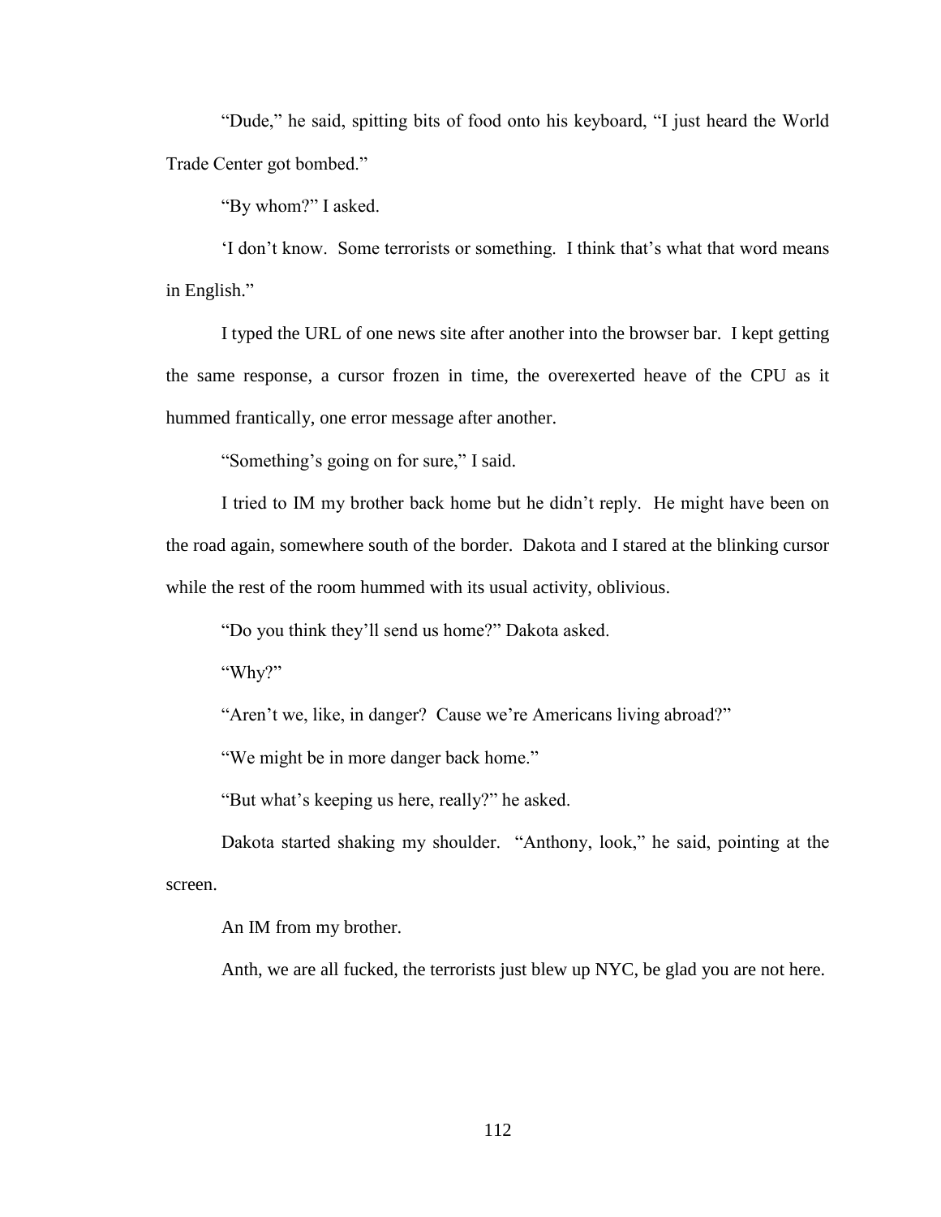"Dude," he said, spitting bits of food onto his keyboard, "I just heard the World Trade Center got bombed."

"By whom?" I asked.

'I don't know. Some terrorists or something. I think that's what that word means in English."

I typed the URL of one news site after another into the browser bar. I kept getting the same response, a cursor frozen in time, the overexerted heave of the CPU as it hummed frantically, one error message after another.

"Something's going on for sure," I said.

I tried to IM my brother back home but he didn't reply. He might have been on the road again, somewhere south of the border. Dakota and I stared at the blinking cursor while the rest of the room hummed with its usual activity, oblivious.

"Do you think they'll send us home?" Dakota asked.

"Why?"

"Aren't we, like, in danger? Cause we're Americans living abroad?"

"We might be in more danger back home."

"But what's keeping us here, really?" he asked.

Dakota started shaking my shoulder. "Anthony, look," he said, pointing at the screen.

An IM from my brother.

Anth, we are all fucked, the terrorists just blew up NYC, be glad you are not here.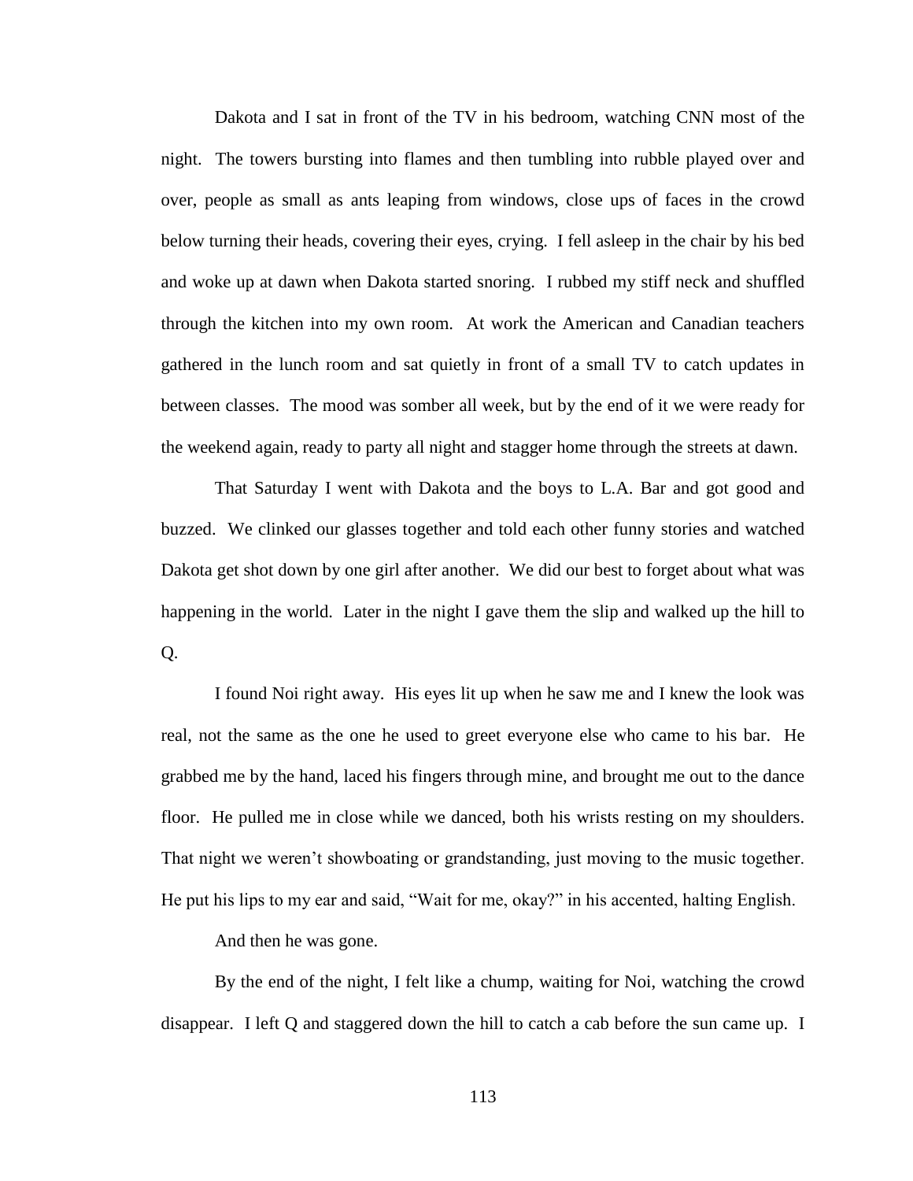Dakota and I sat in front of the TV in his bedroom, watching CNN most of the night. The towers bursting into flames and then tumbling into rubble played over and over, people as small as ants leaping from windows, close ups of faces in the crowd below turning their heads, covering their eyes, crying. I fell asleep in the chair by his bed and woke up at dawn when Dakota started snoring. I rubbed my stiff neck and shuffled through the kitchen into my own room. At work the American and Canadian teachers gathered in the lunch room and sat quietly in front of a small TV to catch updates in between classes. The mood was somber all week, but by the end of it we were ready for the weekend again, ready to party all night and stagger home through the streets at dawn.

That Saturday I went with Dakota and the boys to L.A. Bar and got good and buzzed. We clinked our glasses together and told each other funny stories and watched Dakota get shot down by one girl after another. We did our best to forget about what was happening in the world. Later in the night I gave them the slip and walked up the hill to Q.

I found Noi right away. His eyes lit up when he saw me and I knew the look was real, not the same as the one he used to greet everyone else who came to his bar. He grabbed me by the hand, laced his fingers through mine, and brought me out to the dance floor. He pulled me in close while we danced, both his wrists resting on my shoulders. That night we weren't showboating or grandstanding, just moving to the music together. He put his lips to my ear and said, "Wait for me, okay?" in his accented, halting English.

And then he was gone.

By the end of the night, I felt like a chump, waiting for Noi, watching the crowd disappear. I left Q and staggered down the hill to catch a cab before the sun came up. I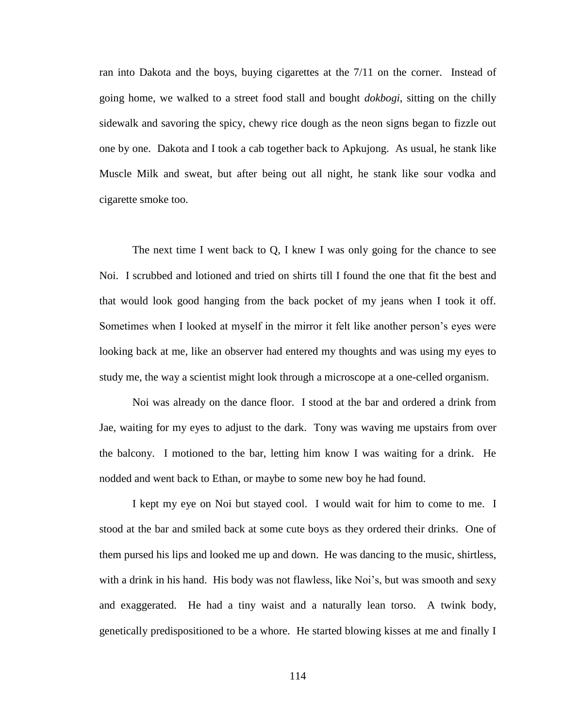ran into Dakota and the boys, buying cigarettes at the 7/11 on the corner. Instead of going home, we walked to a street food stall and bought *dokbogi*, sitting on the chilly sidewalk and savoring the spicy, chewy rice dough as the neon signs began to fizzle out one by one. Dakota and I took a cab together back to Apkujong. As usual, he stank like Muscle Milk and sweat, but after being out all night, he stank like sour vodka and cigarette smoke too.

The next time I went back to Q, I knew I was only going for the chance to see Noi. I scrubbed and lotioned and tried on shirts till I found the one that fit the best and that would look good hanging from the back pocket of my jeans when I took it off. Sometimes when I looked at myself in the mirror it felt like another person's eyes were looking back at me, like an observer had entered my thoughts and was using my eyes to study me, the way a scientist might look through a microscope at a one-celled organism.

Noi was already on the dance floor. I stood at the bar and ordered a drink from Jae, waiting for my eyes to adjust to the dark. Tony was waving me upstairs from over the balcony. I motioned to the bar, letting him know I was waiting for a drink. He nodded and went back to Ethan, or maybe to some new boy he had found.

I kept my eye on Noi but stayed cool. I would wait for him to come to me. I stood at the bar and smiled back at some cute boys as they ordered their drinks. One of them pursed his lips and looked me up and down. He was dancing to the music, shirtless, with a drink in his hand. His body was not flawless, like Noi's, but was smooth and sexy and exaggerated. He had a tiny waist and a naturally lean torso. A twink body, genetically predispositioned to be a whore. He started blowing kisses at me and finally I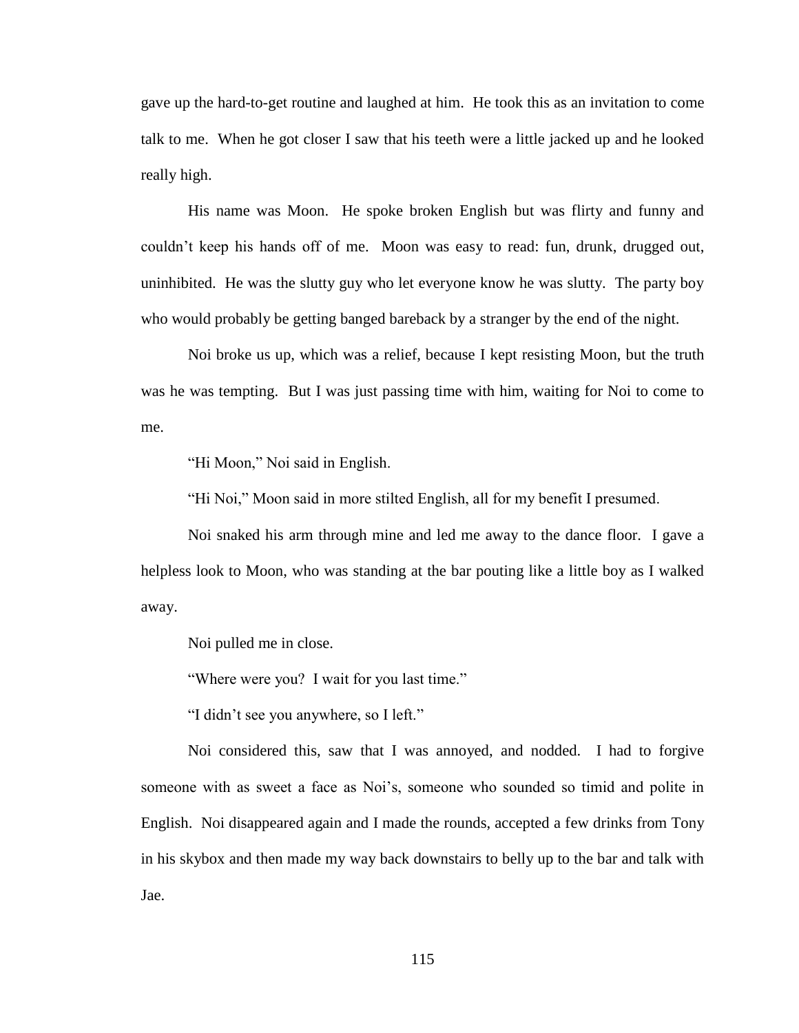gave up the hard-to-get routine and laughed at him. He took this as an invitation to come talk to me. When he got closer I saw that his teeth were a little jacked up and he looked really high.

His name was Moon. He spoke broken English but was flirty and funny and couldn't keep his hands off of me. Moon was easy to read: fun, drunk, drugged out, uninhibited. He was the slutty guy who let everyone know he was slutty. The party boy who would probably be getting banged bareback by a stranger by the end of the night.

Noi broke us up, which was a relief, because I kept resisting Moon, but the truth was he was tempting. But I was just passing time with him, waiting for Noi to come to me.

"Hi Moon," Noi said in English.

"Hi Noi," Moon said in more stilted English, all for my benefit I presumed.

Noi snaked his arm through mine and led me away to the dance floor. I gave a helpless look to Moon, who was standing at the bar pouting like a little boy as I walked away.

Noi pulled me in close.

"Where were you? I wait for you last time."

"I didn't see you anywhere, so I left."

Noi considered this, saw that I was annoyed, and nodded. I had to forgive someone with as sweet a face as Noi's, someone who sounded so timid and polite in English. Noi disappeared again and I made the rounds, accepted a few drinks from Tony in his skybox and then made my way back downstairs to belly up to the bar and talk with Jae.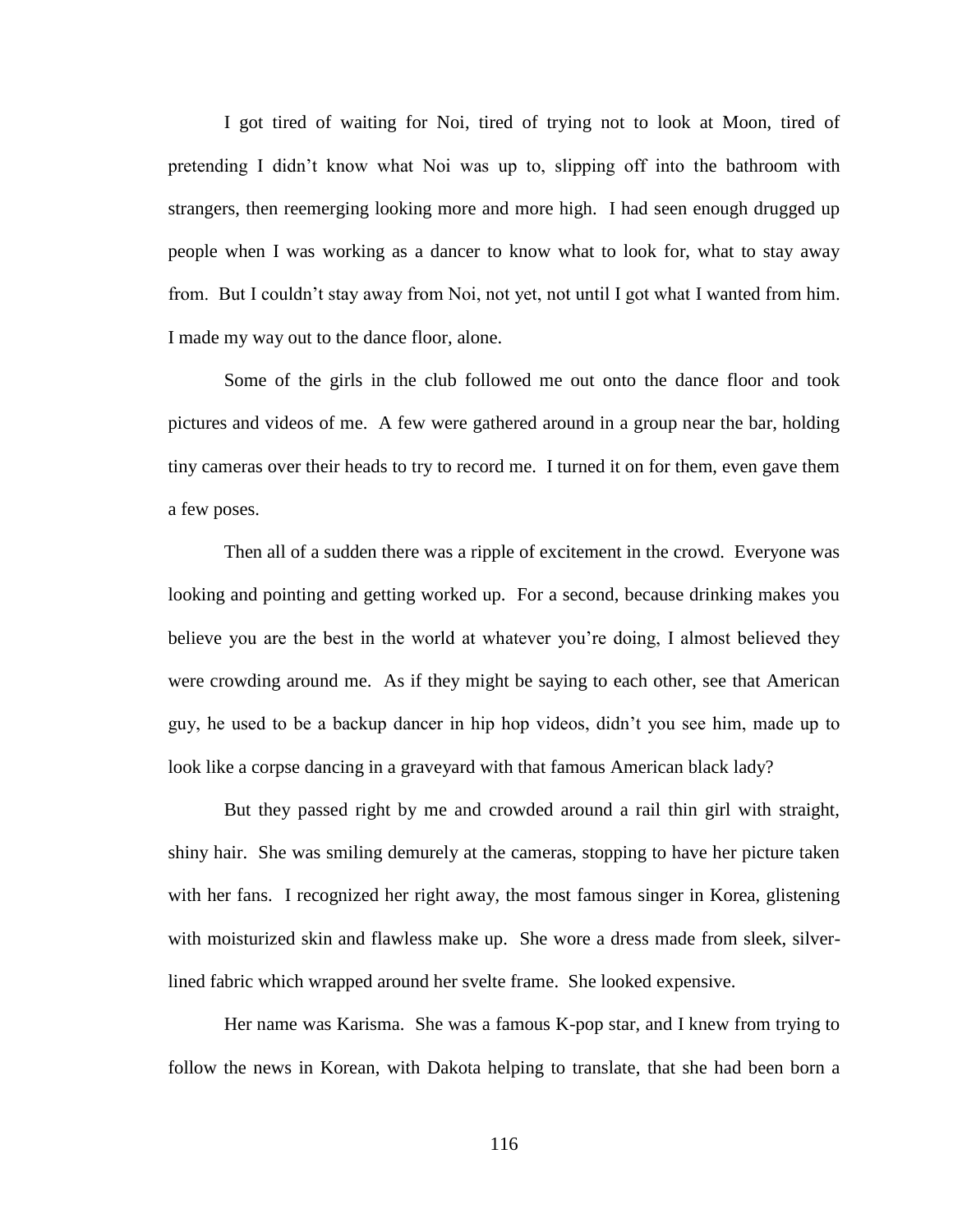I got tired of waiting for Noi, tired of trying not to look at Moon, tired of pretending I didn't know what Noi was up to, slipping off into the bathroom with strangers, then reemerging looking more and more high. I had seen enough drugged up people when I was working as a dancer to know what to look for, what to stay away from. But I couldn't stay away from Noi, not yet, not until I got what I wanted from him. I made my way out to the dance floor, alone.

Some of the girls in the club followed me out onto the dance floor and took pictures and videos of me. A few were gathered around in a group near the bar, holding tiny cameras over their heads to try to record me. I turned it on for them, even gave them a few poses.

Then all of a sudden there was a ripple of excitement in the crowd. Everyone was looking and pointing and getting worked up. For a second, because drinking makes you believe you are the best in the world at whatever you're doing, I almost believed they were crowding around me. As if they might be saying to each other, see that American guy, he used to be a backup dancer in hip hop videos, didn't you see him, made up to look like a corpse dancing in a graveyard with that famous American black lady?

But they passed right by me and crowded around a rail thin girl with straight, shiny hair. She was smiling demurely at the cameras, stopping to have her picture taken with her fans. I recognized her right away, the most famous singer in Korea, glistening with moisturized skin and flawless make up. She wore a dress made from sleek, silver-lined fabric which wrapped around her svelte frame. She looked expensive.

Her name was Karisma. She was a famous K-pop star, and I knew from trying to follow the news in Korean, with Dakota helping to translate, that she had been born a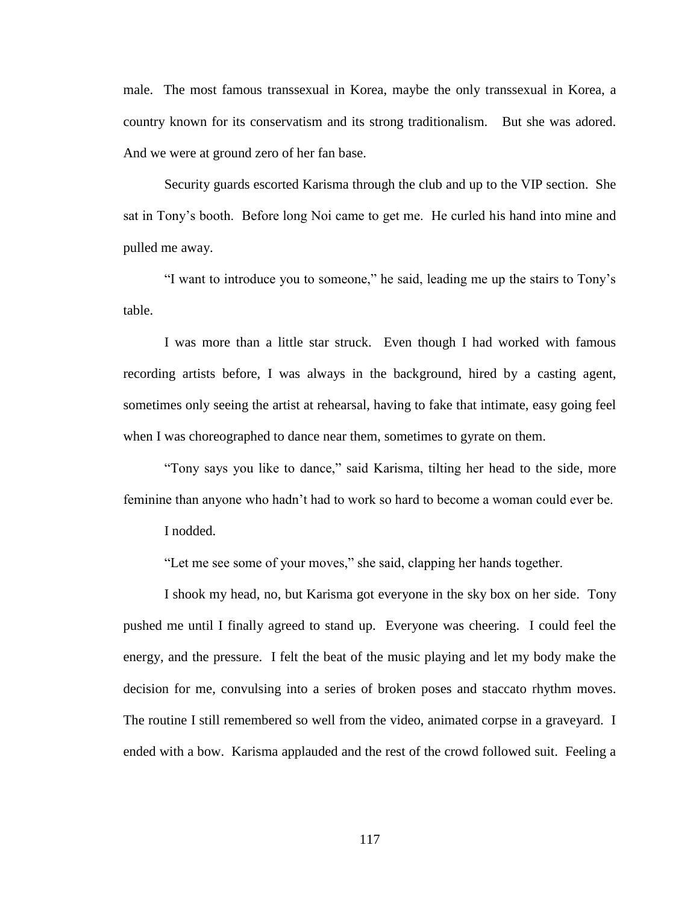male. The most famous transsexual in Korea, maybe the only transsexual in Korea, a country known for its conservatism and its strong traditionalism. But she was adored. And we were at ground zero of her fan base.

Security guards escorted Karisma through the club and up to the VIP section. She sat in Tony's booth. Before long Noi came to get me. He curled his hand into mine and pulled me away.

"I want to introduce you to someone," he said, leading me up the stairs to Tony's table.

I was more than a little star struck. Even though I had worked with famous recording artists before, I was always in the background, hired by a casting agent, sometimes only seeing the artist at rehearsal, having to fake that intimate, easy going feel when I was choreographed to dance near them, sometimes to gyrate on them.

"Tony says you like to dance," said Karisma, tilting her head to the side, more feminine than anyone who hadn't had to work so hard to become a woman could ever be.

I nodded.

"Let me see some of your moves," she said, clapping her hands together.

I shook my head, no, but Karisma got everyone in the sky box on her side. Tony pushed me until I finally agreed to stand up. Everyone was cheering. I could feel the energy, and the pressure. I felt the beat of the music playing and let my body make the decision for me, convulsing into a series of broken poses and staccato rhythm moves. The routine I still remembered so well from the video, animated corpse in a graveyard. I ended with a bow. Karisma applauded and the rest of the crowd followed suit. Feeling a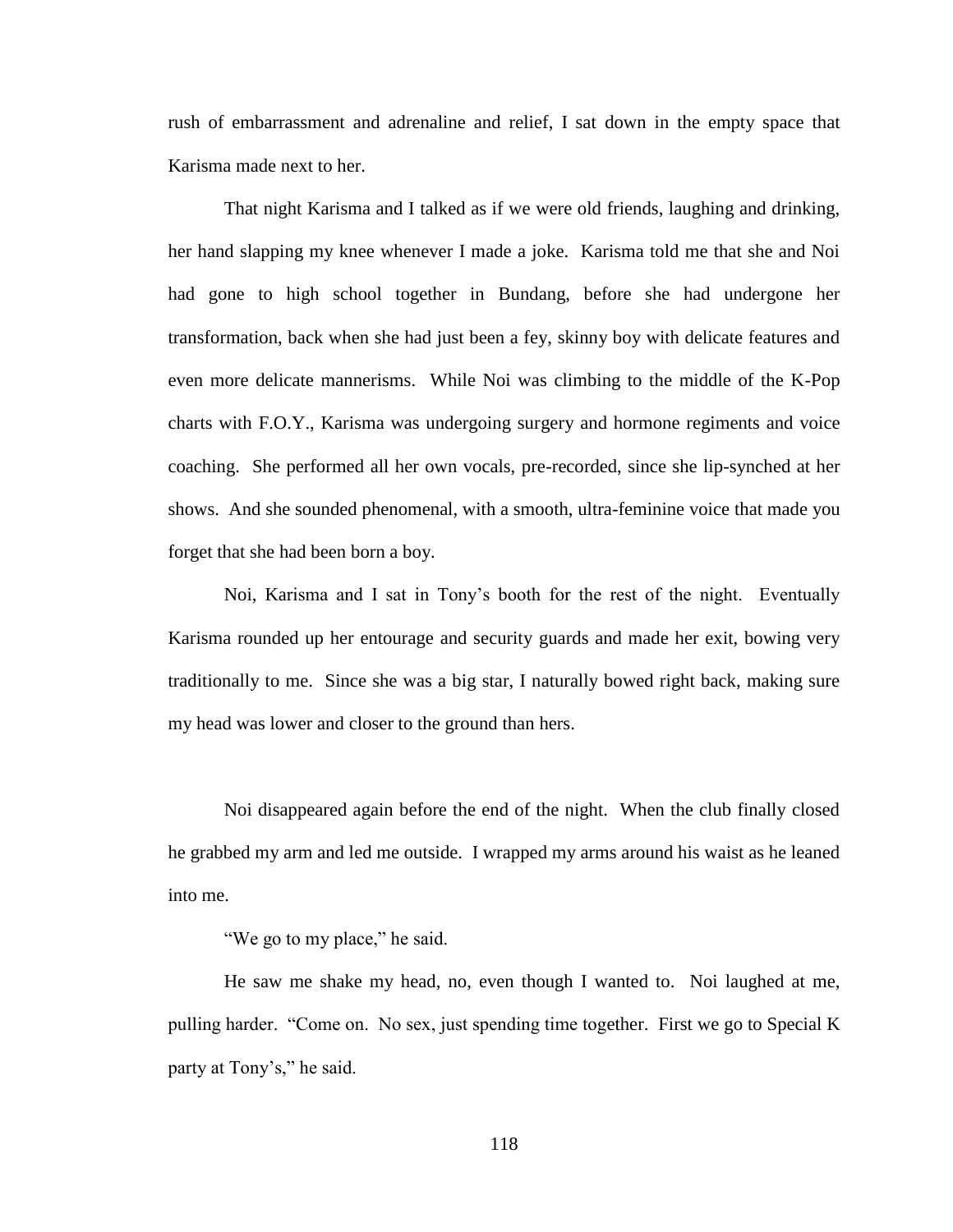rush of embarrassment and adrenaline and relief, I sat down in the empty space that Karisma made next to her.

That night Karisma and I talked as if we were old friends, laughing and drinking, her hand slapping my knee whenever I made a joke. Karisma told me that she and Noi had gone to high school together in Bundang, before she had undergone her transformation, back when she had just been a fey, skinny boy with delicate features and even more delicate mannerisms. While Noi was climbing to the middle of the K-Pop charts with F.O.Y., Karisma was undergoing surgery and hormone regiments and voice coaching. She performed all her own vocals, pre-recorded, since she lip-synched at her shows. And she sounded phenomenal, with a smooth, ultra-feminine voice that made you forget that she had been born a boy.

Noi, Karisma and I sat in Tony's booth for the rest of the night. Eventually Karisma rounded up her entourage and security guards and made her exit, bowing very traditionally to me. Since she was a big star, I naturally bowed right back, making sure my head was lower and closer to the ground than hers.

Noi disappeared again before the end of the night. When the club finally closed he grabbed my arm and led me outside. I wrapped my arms around his waist as he leaned into me.

"We go to my place," he said.

He saw me shake my head, no, even though I wanted to. Noi laughed at me, pulling harder. "Come on. No sex, just spending time together. First we go to Special K party at Tony's," he said.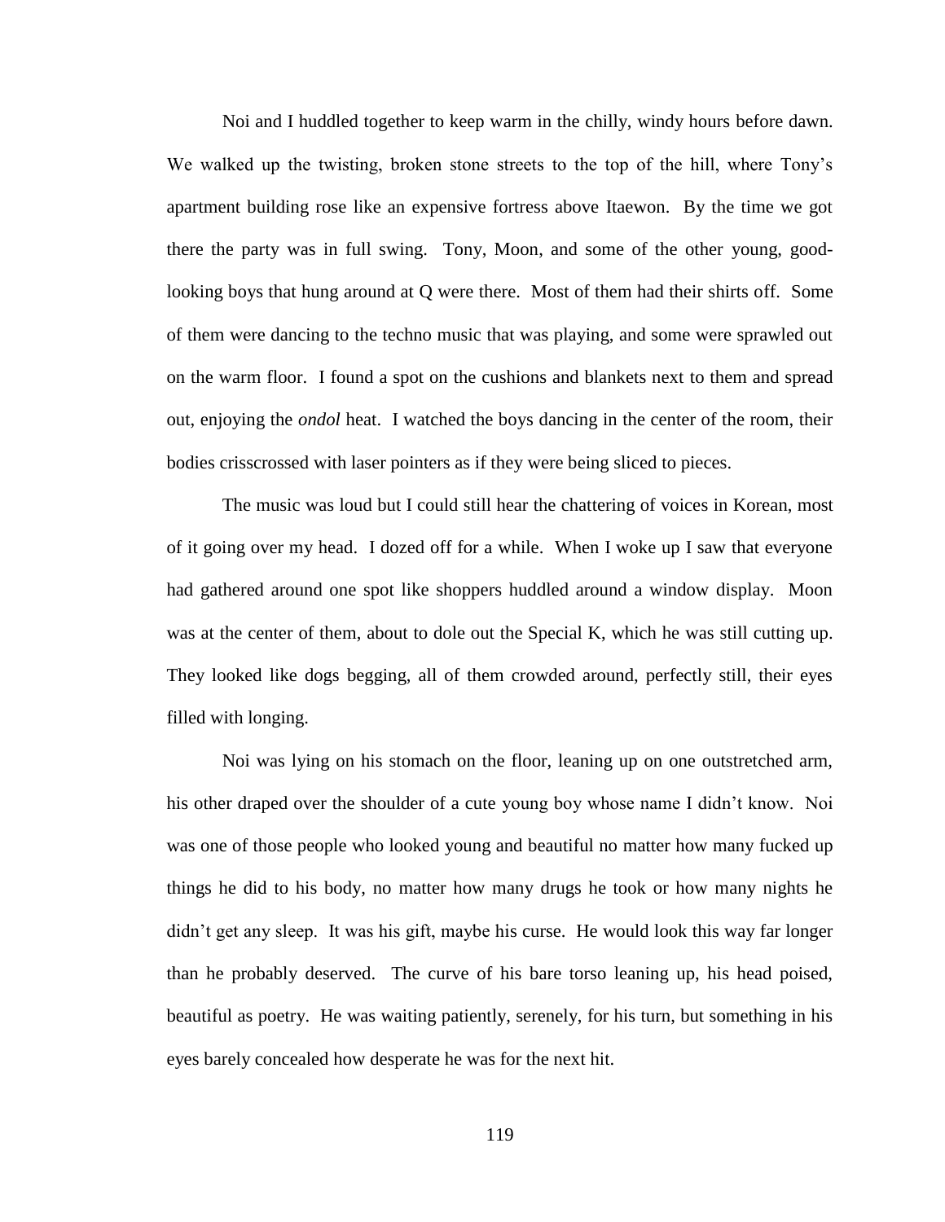Noi and I huddled together to keep warm in the chilly, windy hours before dawn. We walked up the twisting, broken stone streets to the top of the hill, where Tony's apartment building rose like an expensive fortress above Itaewon. By the time we got there the party was in full swing. Tony, Moon, and some of the other young, good-looking boys that hung around at Q were there. Most of them had their shirts off. Some of them were dancing to the techno music that was playing, and some were sprawled out on the warm floor. I found a spot on the cushions and blankets next to them and spread out, enjoying the *ondol* heat. I watched the boys dancing in the center of the room, their bodies crisscrossed with laser pointers as if they were being sliced to pieces.

The music was loud but I could still hear the chattering of voices in Korean, most of it going over my head. I dozed off for a while. When I woke up I saw that everyone had gathered around one spot like shoppers huddled around a window display. Moon was at the center of them, about to dole out the Special K, which he was still cutting up. They looked like dogs begging, all of them crowded around, perfectly still, their eyes filled with longing.

Noi was lying on his stomach on the floor, leaning up on one outstretched arm, his other draped over the shoulder of a cute young boy whose name I didn't know. Noi was one of those people who looked young and beautiful no matter how many fucked up things he did to his body, no matter how many drugs he took or how many nights he didn't get any sleep. It was his gift, maybe his curse. He would look this way far longer than he probably deserved. The curve of his bare torso leaning up, his head poised, beautiful as poetry. He was waiting patiently, serenely, for his turn, but something in his eyes barely concealed how desperate he was for the next hit.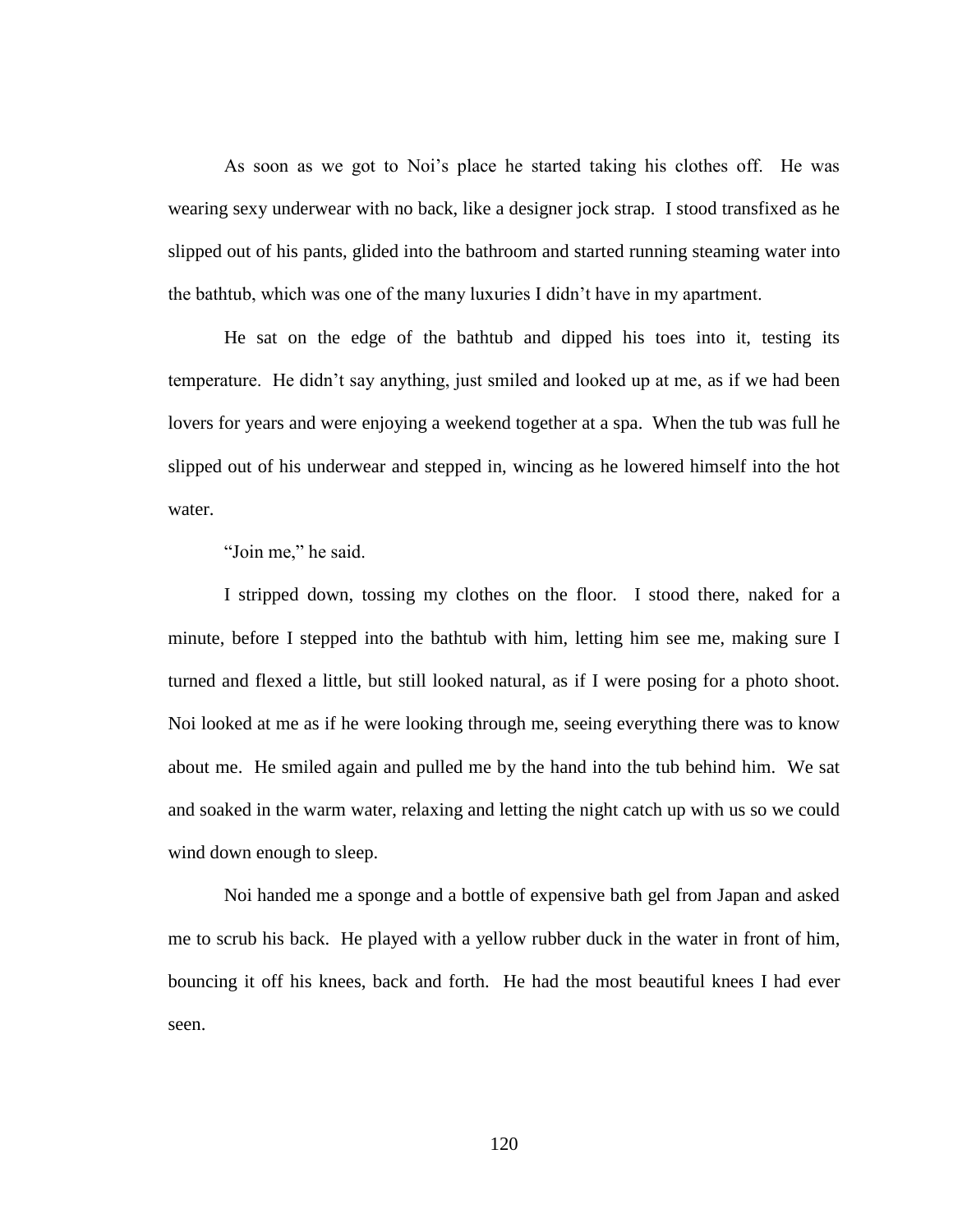As soon as we got to Noi's place he started taking his clothes off. He was wearing sexy underwear with no back, like a designer jock strap. I stood transfixed as he slipped out of his pants, glided into the bathroom and started running steaming water into the bathtub, which was one of the many luxuries I didn't have in my apartment.

He sat on the edge of the bathtub and dipped his toes into it, testing its temperature. He didn't say anything, just smiled and looked up at me, as if we had been lovers for years and were enjoying a weekend together at a spa. When the tub was full he slipped out of his underwear and stepped in, wincing as he lowered himself into the hot water.

"Join me," he said.

I stripped down, tossing my clothes on the floor. I stood there, naked for a minute, before I stepped into the bathtub with him, letting him see me, making sure I turned and flexed a little, but still looked natural, as if I were posing for a photo shoot. Noi looked at me as if he were looking through me, seeing everything there was to know about me. He smiled again and pulled me by the hand into the tub behind him. We sat and soaked in the warm water, relaxing and letting the night catch up with us so we could wind down enough to sleep.

Noi handed me a sponge and a bottle of expensive bath gel from Japan and asked me to scrub his back. He played with a yellow rubber duck in the water in front of him, bouncing it off his knees, back and forth. He had the most beautiful knees I had ever seen.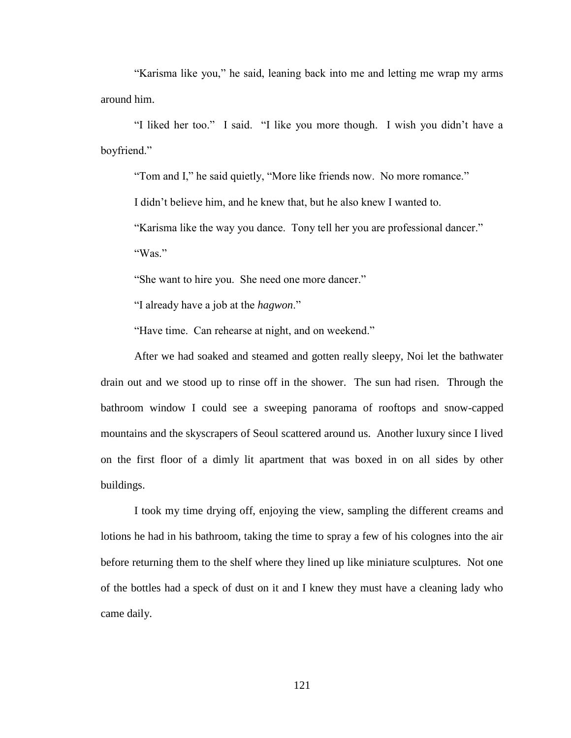"Karisma like you," he said, leaning back into me and letting me wrap my arms around him.

"I liked her too." I said. "I like you more though. I wish you didn't have a boyfriend."

"Tom and I," he said quietly, "More like friends now. No more romance."

I didn't believe him, and he knew that, but he also knew I wanted to.

"Karisma like the way you dance. Tony tell her you are professional dancer."

"Was."

"She want to hire you. She need one more dancer."

"I already have a job at the *hagwon*."

"Have time. Can rehearse at night, and on weekend."

After we had soaked and steamed and gotten really sleepy, Noi let the bathwater drain out and we stood up to rinse off in the shower. The sun had risen. Through the bathroom window I could see a sweeping panorama of rooftops and snow-capped mountains and the skyscrapers of Seoul scattered around us. Another luxury since I lived on the first floor of a dimly lit apartment that was boxed in on all sides by other buildings.

I took my time drying off, enjoying the view, sampling the different creams and lotions he had in his bathroom, taking the time to spray a few of his colognes into the air before returning them to the shelf where they lined up like miniature sculptures. Not one of the bottles had a speck of dust on it and I knew they must have a cleaning lady who came daily.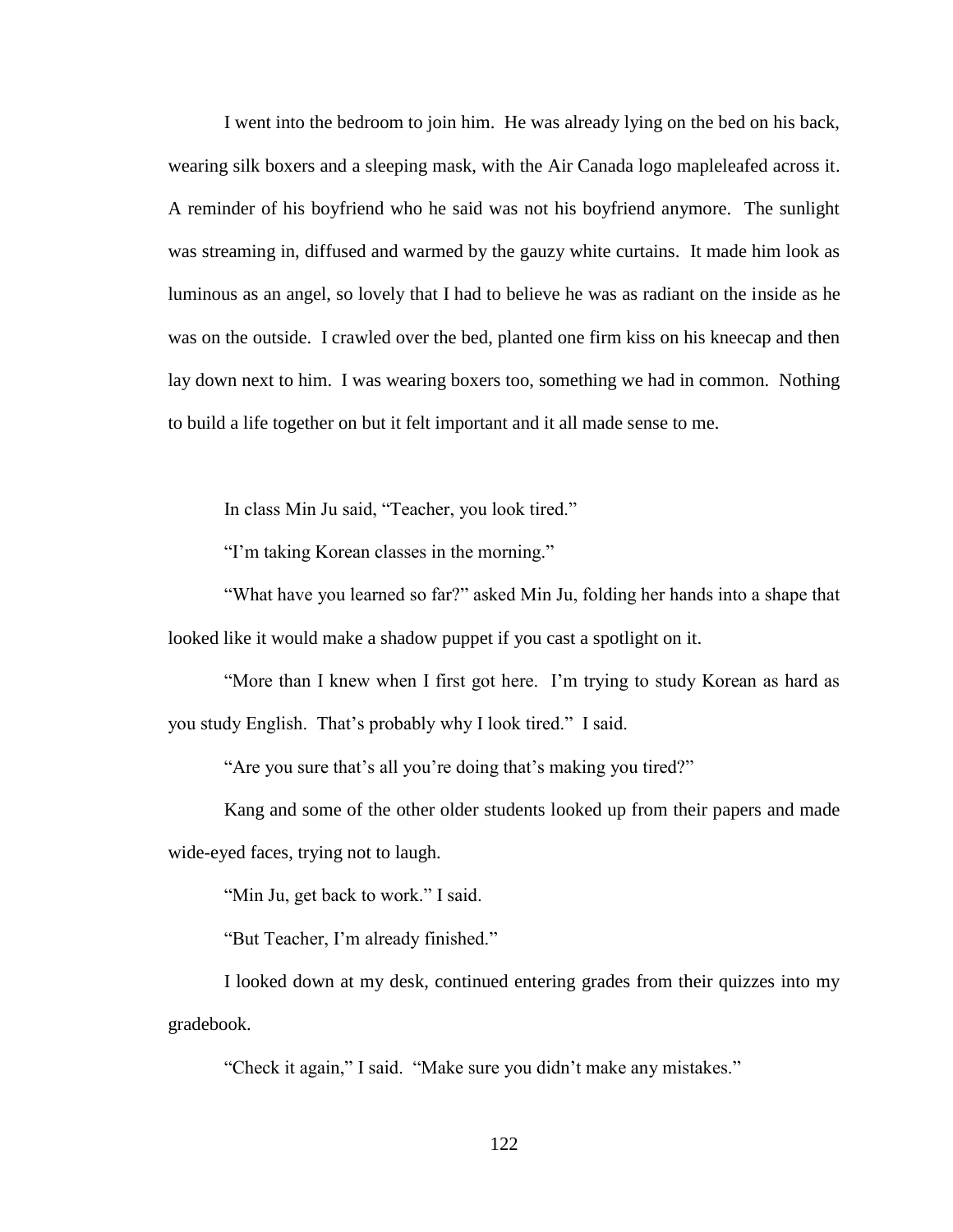I went into the bedroom to join him. He was already lying on the bed on his back, wearing silk boxers and a sleeping mask, with the Air Canada logo mapleleafed across it. A reminder of his boyfriend who he said was not his boyfriend anymore. The sunlight was streaming in, diffused and warmed by the gauzy white curtains. It made him look as luminous as an angel, so lovely that I had to believe he was as radiant on the inside as he was on the outside. I crawled over the bed, planted one firm kiss on his kneecap and then lay down next to him. I was wearing boxers too, something we had in common. Nothing to build a life together on but it felt important and it all made sense to me.

In class Min Ju said, "Teacher, you look tired."

"I'm taking Korean classes in the morning."

"What have you learned so far?" asked Min Ju, folding her hands into a shape that looked like it would make a shadow puppet if you cast a spotlight on it.

"More than I knew when I first got here. I'm trying to study Korean as hard as you study English. That's probably why I look tired." I said.

"Are you sure that's all you're doing that's making you tired?"

Kang and some of the other older students looked up from their papers and made wide-eyed faces, trying not to laugh.

"Min Ju, get back to work." I said.

"But Teacher, I'm already finished."

I looked down at my desk, continued entering grades from their quizzes into my gradebook.

"Check it again," I said. "Make sure you didn't make any mistakes."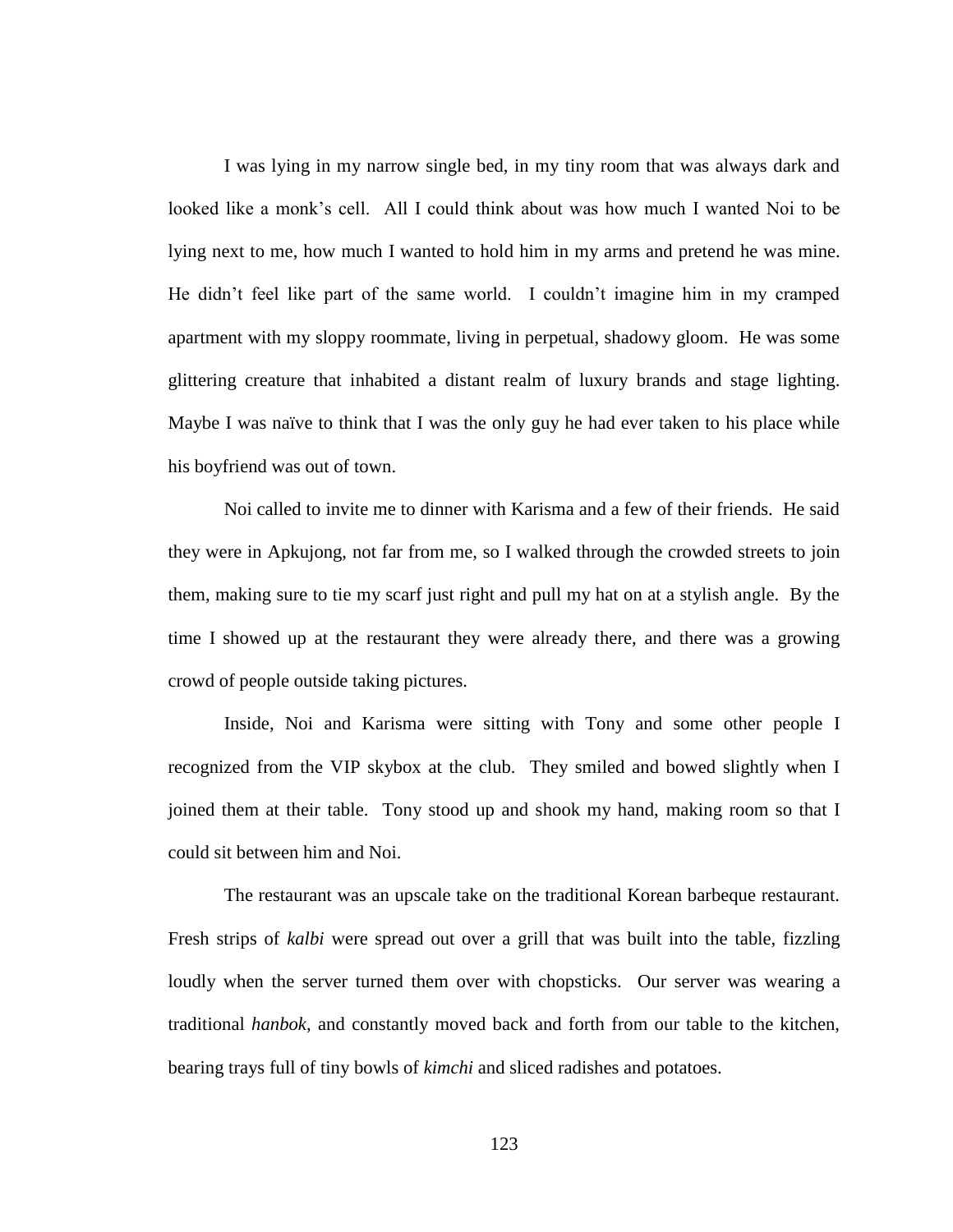I was lying in my narrow single bed, in my tiny room that was always dark and looked like a monk's cell. All I could think about was how much I wanted Noi to be lying next to me, how much I wanted to hold him in my arms and pretend he was mine. He didn't feel like part of the same world. I couldn't imagine him in my cramped apartment with my sloppy roommate, living in perpetual, shadowy gloom. He was some glittering creature that inhabited a distant realm of luxury brands and stage lighting. Maybe I was naïve to think that I was the only guy he had ever taken to his place while his boyfriend was out of town.

Noi called to invite me to dinner with Karisma and a few of their friends. He said they were in Apkujong, not far from me, so I walked through the crowded streets to join them, making sure to tie my scarf just right and pull my hat on at a stylish angle. By the time I showed up at the restaurant they were already there, and there was a growing crowd of people outside taking pictures.

Inside, Noi and Karisma were sitting with Tony and some other people I recognized from the VIP skybox at the club. They smiled and bowed slightly when I joined them at their table. Tony stood up and shook my hand, making room so that I could sit between him and Noi.

The restaurant was an upscale take on the traditional Korean barbeque restaurant. Fresh strips of *kalbi* were spread out over a grill that was built into the table, fizzling loudly when the server turned them over with chopsticks. Our server was wearing a traditional *hanbok,* and constantly moved back and forth from our table to the kitchen, bearing trays full of tiny bowls of *kimchi* and sliced radishes and potatoes.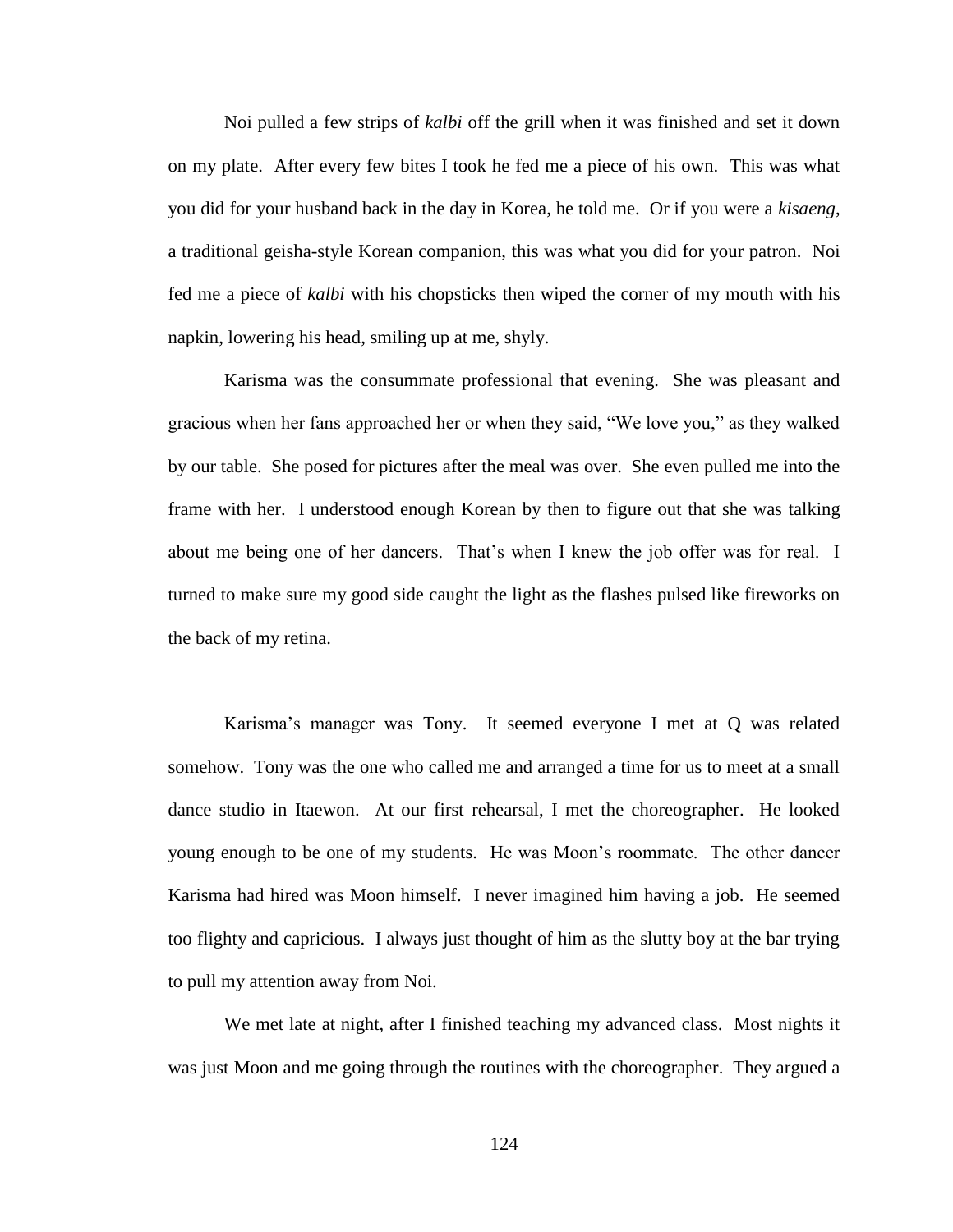Noi pulled a few strips of *kalbi* off the grill when it was finished and set it down on my plate. After every few bites I took he fed me a piece of his own. This was what you did for your husband back in the day in Korea, he told me. Or if you were a *kisaeng*, a traditional geisha-style Korean companion, this was what you did for your patron. Noi fed me a piece of *kalbi* with his chopsticks then wiped the corner of my mouth with his napkin, lowering his head, smiling up at me, shyly.

Karisma was the consummate professional that evening. She was pleasant and gracious when her fans approached her or when they said, "We love you," as they walked by our table. She posed for pictures after the meal was over. She even pulled me into the frame with her. I understood enough Korean by then to figure out that she was talking about me being one of her dancers. That's when I knew the job offer was for real. I turned to make sure my good side caught the light as the flashes pulsed like fireworks on the back of my retina.

Karisma's manager was Tony. It seemed everyone I met at Q was related somehow. Tony was the one who called me and arranged a time for us to meet at a small dance studio in Itaewon. At our first rehearsal, I met the choreographer. He looked young enough to be one of my students. He was Moon's roommate. The other dancer Karisma had hired was Moon himself. I never imagined him having a job. He seemed too flighty and capricious. I always just thought of him as the slutty boy at the bar trying to pull my attention away from Noi.

We met late at night, after I finished teaching my advanced class. Most nights it was just Moon and me going through the routines with the choreographer. They argued a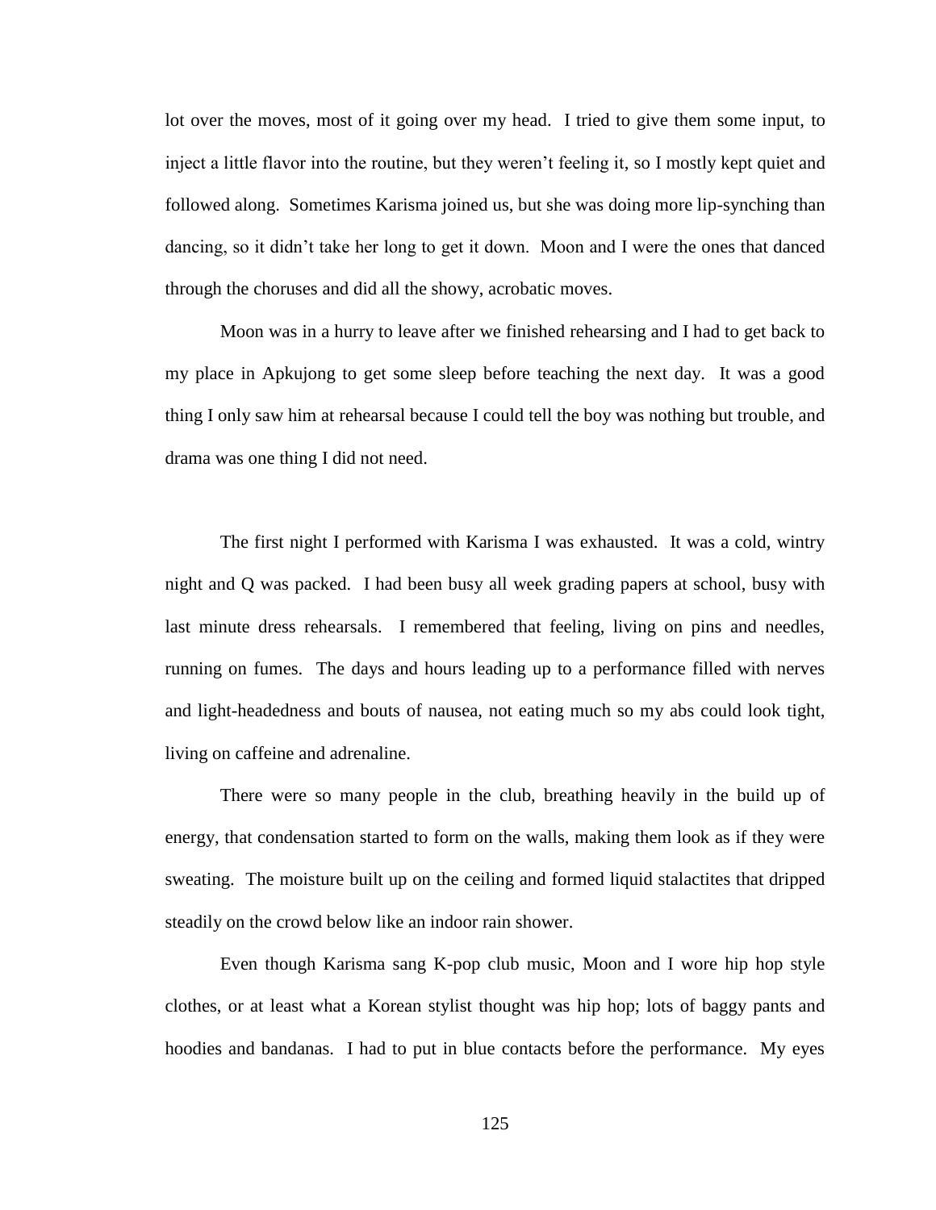lot over the moves, most of it going over my head. I tried to give them some input, to inject a little flavor into the routine, but they weren't feeling it, so I mostly kept quiet and followed along. Sometimes Karisma joined us, but she was doing more lip-synching than dancing, so it didn't take her long to get it down. Moon and I were the ones that danced through the choruses and did all the showy, acrobatic moves.

Moon was in a hurry to leave after we finished rehearsing and I had to get back to my place in Apkujong to get some sleep before teaching the next day. It was a good thing I only saw him at rehearsal because I could tell the boy was nothing but trouble, and drama was one thing I did not need.

The first night I performed with Karisma I was exhausted. It was a cold, wintry night and Q was packed. I had been busy all week grading papers at school, busy with last minute dress rehearsals. I remembered that feeling, living on pins and needles, running on fumes. The days and hours leading up to a performance filled with nerves and light-headedness and bouts of nausea, not eating much so my abs could look tight, living on caffeine and adrenaline.

There were so many people in the club, breathing heavily in the build up of energy, that condensation started to form on the walls, making them look as if they were sweating. The moisture built up on the ceiling and formed liquid stalactites that dripped steadily on the crowd below like an indoor rain shower.

Even though Karisma sang K-pop club music, Moon and I wore hip hop style clothes, or at least what a Korean stylist thought was hip hop; lots of baggy pants and hoodies and bandanas. I had to put in blue contacts before the performance. My eyes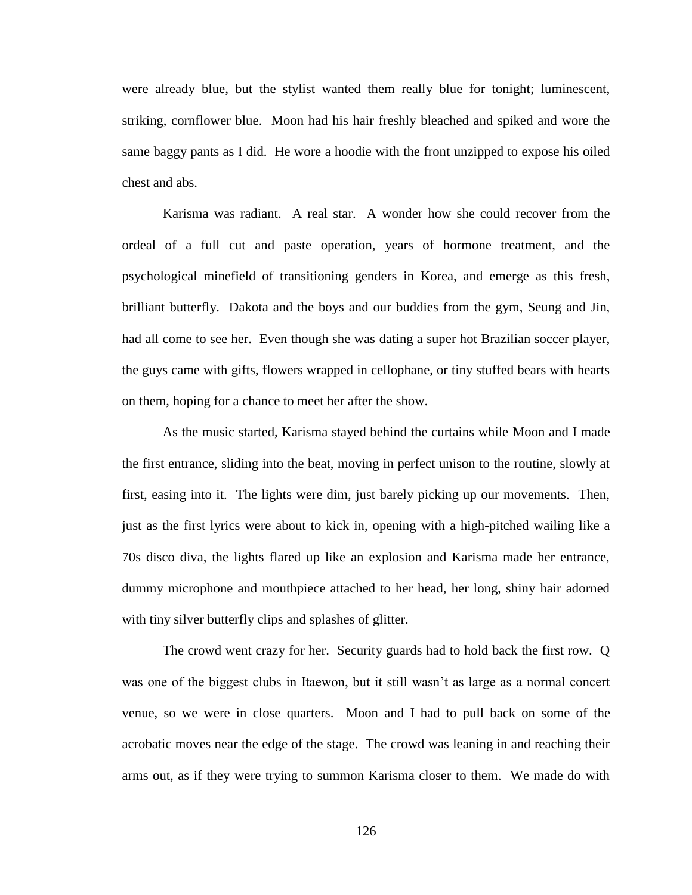were already blue, but the stylist wanted them really blue for tonight; luminescent, striking, cornflower blue. Moon had his hair freshly bleached and spiked and wore the same baggy pants as I did. He wore a hoodie with the front unzipped to expose his oiled chest and abs.

Karisma was radiant. A real star. A wonder how she could recover from the ordeal of a full cut and paste operation, years of hormone treatment, and the psychological minefield of transitioning genders in Korea, and emerge as this fresh, brilliant butterfly. Dakota and the boys and our buddies from the gym, Seung and Jin, had all come to see her. Even though she was dating a super hot Brazilian soccer player, the guys came with gifts, flowers wrapped in cellophane, or tiny stuffed bears with hearts on them, hoping for a chance to meet her after the show.

As the music started, Karisma stayed behind the curtains while Moon and I made the first entrance, sliding into the beat, moving in perfect unison to the routine, slowly at first, easing into it. The lights were dim, just barely picking up our movements. Then, just as the first lyrics were about to kick in, opening with a high-pitched wailing like a 70s disco diva, the lights flared up like an explosion and Karisma made her entrance, dummy microphone and mouthpiece attached to her head, her long, shiny hair adorned with tiny silver butterfly clips and splashes of glitter.

The crowd went crazy for her. Security guards had to hold back the first row. Q was one of the biggest clubs in Itaewon, but it still wasn't as large as a normal concert venue, so we were in close quarters. Moon and I had to pull back on some of the acrobatic moves near the edge of the stage. The crowd was leaning in and reaching their arms out, as if they were trying to summon Karisma closer to them. We made do with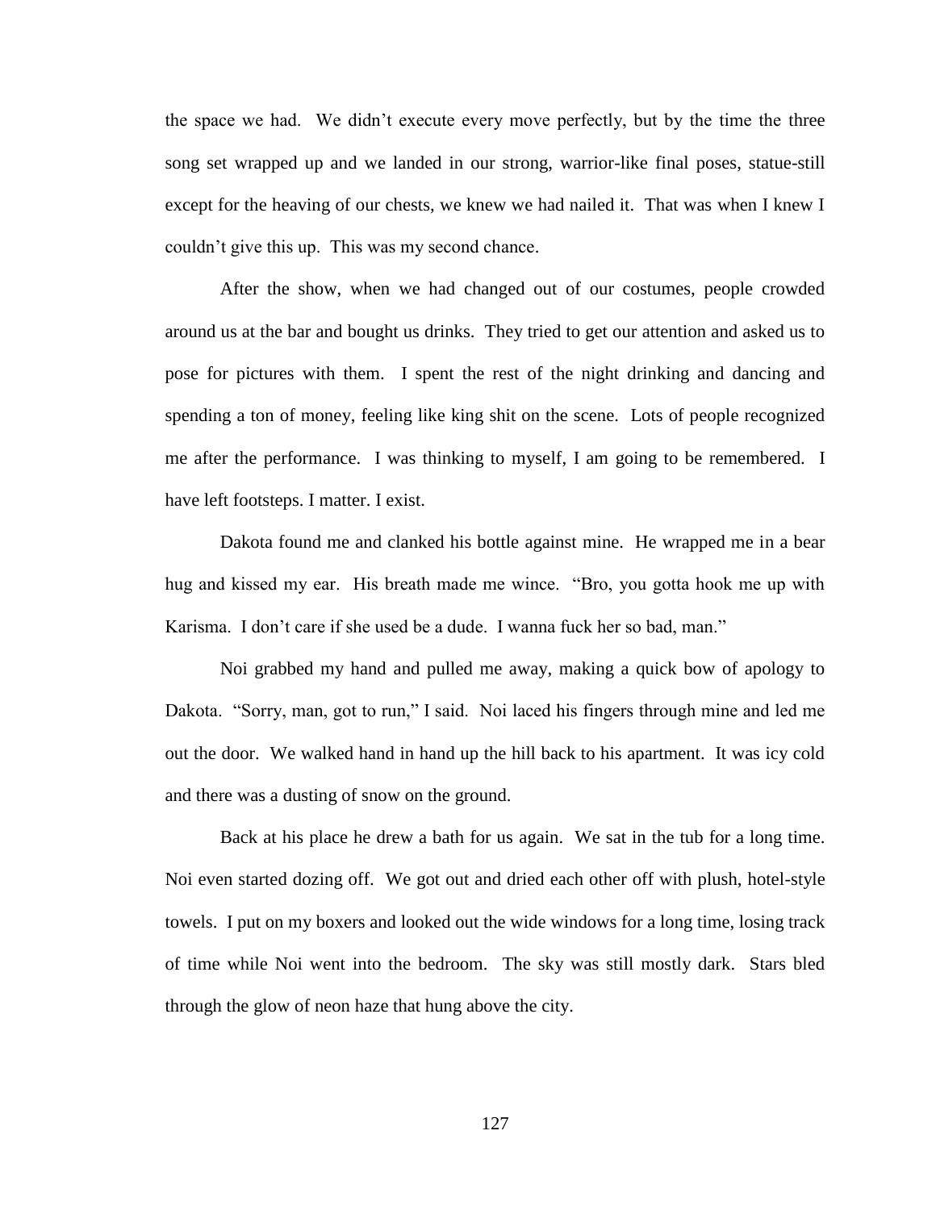the space we had. We didn't execute every move perfectly, but by the time the three song set wrapped up and we landed in our strong, warrior-like final poses, statue-still except for the heaving of our chests, we knew we had nailed it. That was when I knew I couldn't give this up. This was my second chance.

After the show, when we had changed out of our costumes, people crowded around us at the bar and bought us drinks. They tried to get our attention and asked us to pose for pictures with them. I spent the rest of the night drinking and dancing and spending a ton of money, feeling like king shit on the scene. Lots of people recognized me after the performance. I was thinking to myself, I am going to be remembered. I have left footsteps. I matter. I exist.

Dakota found me and clanked his bottle against mine. He wrapped me in a bear hug and kissed my ear. His breath made me wince. "Bro, you gotta hook me up with Karisma. I don't care if she used be a dude. I wanna fuck her so bad, man."

Noi grabbed my hand and pulled me away, making a quick bow of apology to Dakota. "Sorry, man, got to run," I said. Noi laced his fingers through mine and led me out the door. We walked hand in hand up the hill back to his apartment. It was icy cold and there was a dusting of snow on the ground.

Back at his place he drew a bath for us again. We sat in the tub for a long time. Noi even started dozing off. We got out and dried each other off with plush, hotel-style towels. I put on my boxers and looked out the wide windows for a long time, losing track of time while Noi went into the bedroom. The sky was still mostly dark. Stars bled through the glow of neon haze that hung above the city.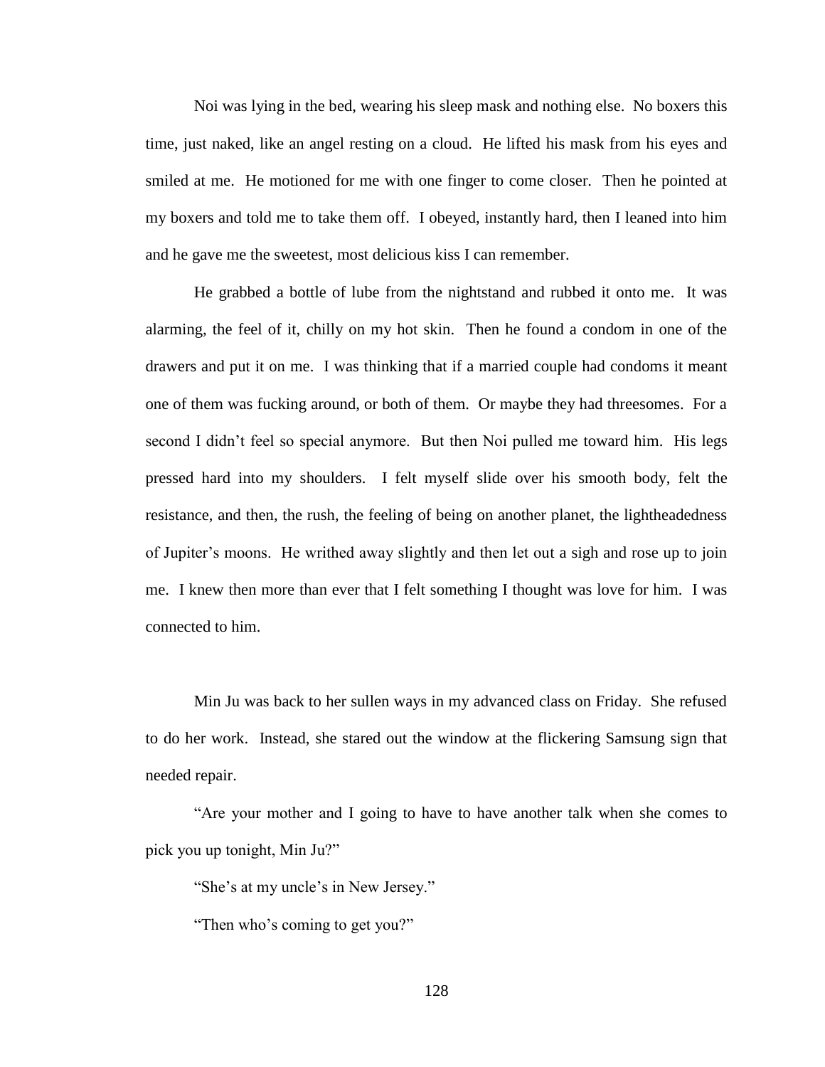Noi was lying in the bed, wearing his sleep mask and nothing else. No boxers this time, just naked, like an angel resting on a cloud. He lifted his mask from his eyes and smiled at me. He motioned for me with one finger to come closer. Then he pointed at my boxers and told me to take them off. I obeyed, instantly hard, then I leaned into him and he gave me the sweetest, most delicious kiss I can remember.

He grabbed a bottle of lube from the nightstand and rubbed it onto me. It was alarming, the feel of it, chilly on my hot skin. Then he found a condom in one of the drawers and put it on me. I was thinking that if a married couple had condoms it meant one of them was fucking around, or both of them. Or maybe they had threesomes. For a second I didn't feel so special anymore. But then Noi pulled me toward him. His legs pressed hard into my shoulders. I felt myself slide over his smooth body, felt the resistance, and then, the rush, the feeling of being on another planet, the lightheadedness of Jupiter's moons. He writhed away slightly and then let out a sigh and rose up to join me. I knew then more than ever that I felt something I thought was love for him. I was connected to him.

Min Ju was back to her sullen ways in my advanced class on Friday. She refused to do her work. Instead, she stared out the window at the flickering Samsung sign that needed repair.

"Are your mother and I going to have to have another talk when she comes to pick you up tonight, Min Ju?"

"She's at my uncle's in New Jersey."

"Then who's coming to get you?"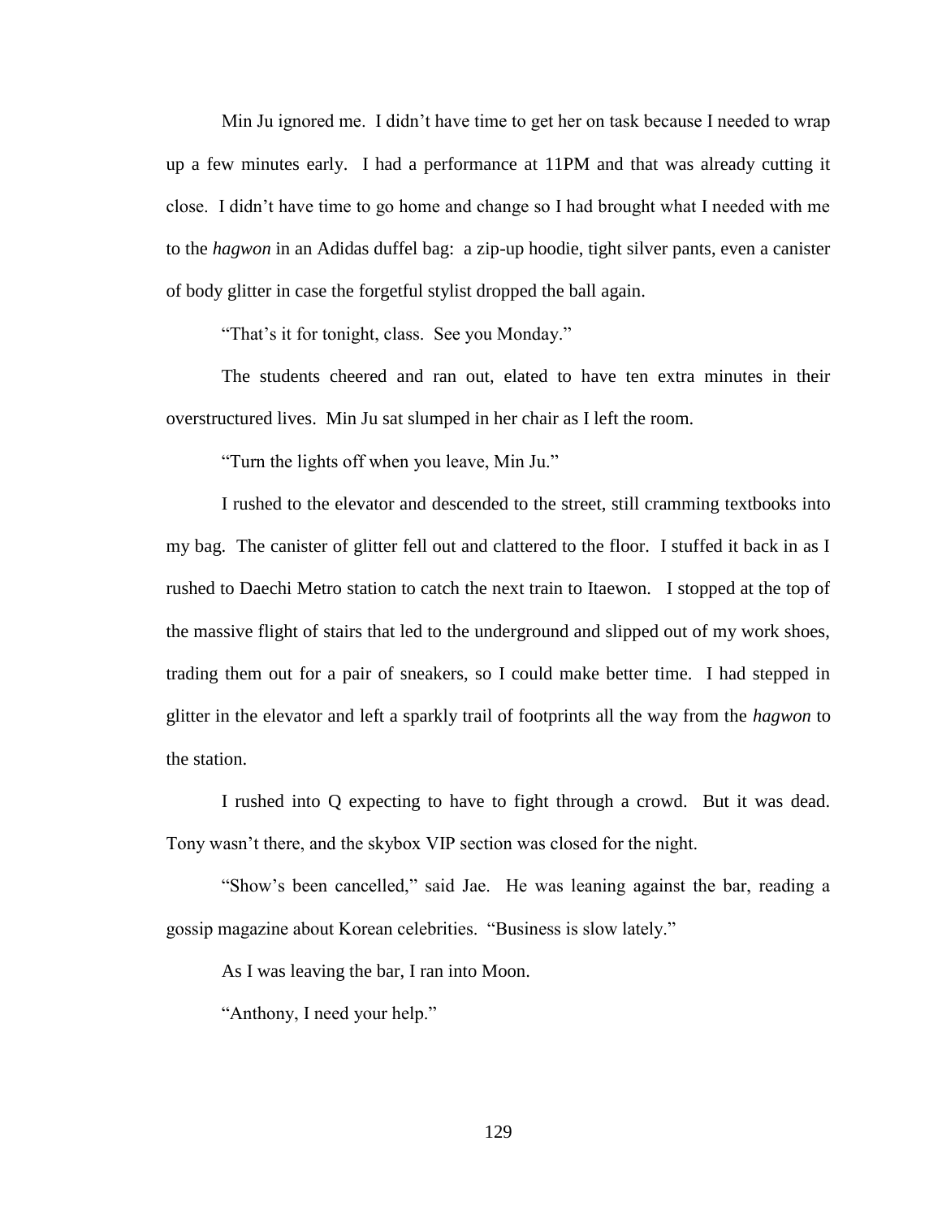Min Ju ignored me. I didn't have time to get her on task because I needed to wrap up a few minutes early. I had a performance at 11PM and that was already cutting it close. I didn't have time to go home and change so I had brought what I needed with me to the *hagwon* in an Adidas duffel bag: a zip-up hoodie, tight silver pants, even a canister of body glitter in case the forgetful stylist dropped the ball again.

"That's it for tonight, class. See you Monday."

The students cheered and ran out, elated to have ten extra minutes in their overstructured lives. Min Ju sat slumped in her chair as I left the room.

"Turn the lights off when you leave, Min Ju."

I rushed to the elevator and descended to the street, still cramming textbooks into my bag. The canister of glitter fell out and clattered to the floor. I stuffed it back in as I rushed to Daechi Metro station to catch the next train to Itaewon. I stopped at the top of the massive flight of stairs that led to the underground and slipped out of my work shoes, trading them out for a pair of sneakers, so I could make better time. I had stepped in glitter in the elevator and left a sparkly trail of footprints all the way from the *hagwon* to the station.

I rushed into Q expecting to have to fight through a crowd. But it was dead. Tony wasn't there, and the skybox VIP section was closed for the night.

"Show's been cancelled," said Jae. He was leaning against the bar, reading a gossip magazine about Korean celebrities. "Business is slow lately."

As I was leaving the bar, I ran into Moon.

"Anthony, I need your help."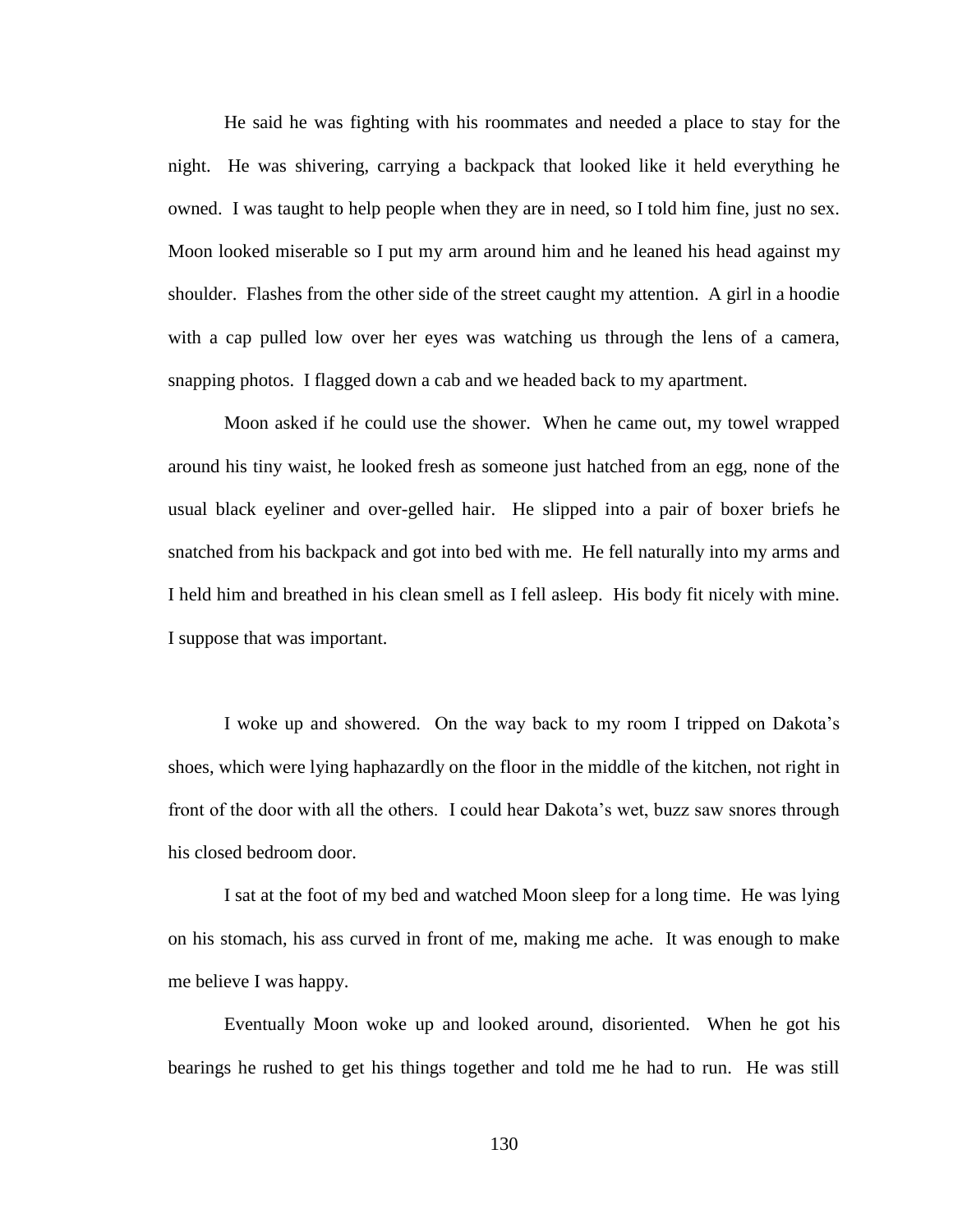He said he was fighting with his roommates and needed a place to stay for the night. He was shivering, carrying a backpack that looked like it held everything he owned. I was taught to help people when they are in need, so I told him fine, just no sex. Moon looked miserable so I put my arm around him and he leaned his head against my shoulder. Flashes from the other side of the street caught my attention. A girl in a hoodie with a cap pulled low over her eyes was watching us through the lens of a camera, snapping photos. I flagged down a cab and we headed back to my apartment.

Moon asked if he could use the shower. When he came out, my towel wrapped around his tiny waist, he looked fresh as someone just hatched from an egg, none of the usual black eyeliner and over-gelled hair. He slipped into a pair of boxer briefs he snatched from his backpack and got into bed with me. He fell naturally into my arms and I held him and breathed in his clean smell as I fell asleep. His body fit nicely with mine. I suppose that was important.

I woke up and showered. On the way back to my room I tripped on Dakota's shoes, which were lying haphazardly on the floor in the middle of the kitchen, not right in front of the door with all the others. I could hear Dakota's wet, buzz saw snores through his closed bedroom door.

I sat at the foot of my bed and watched Moon sleep for a long time. He was lying on his stomach, his ass curved in front of me, making me ache. It was enough to make me believe I was happy.

Eventually Moon woke up and looked around, disoriented. When he got his bearings he rushed to get his things together and told me he had to run. He was still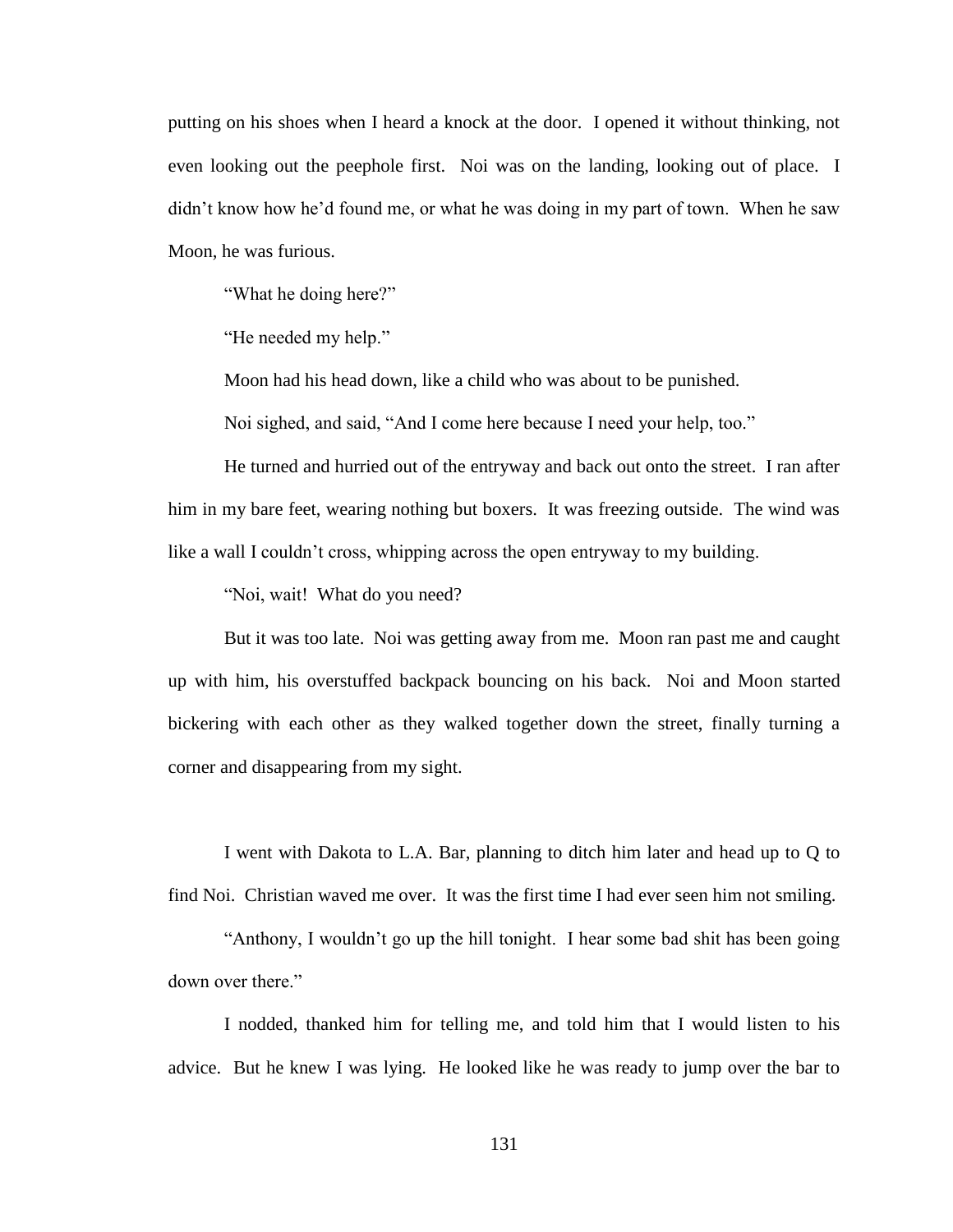putting on his shoes when I heard a knock at the door. I opened it without thinking, not even looking out the peephole first. Noi was on the landing, looking out of place. I didn't know how he'd found me, or what he was doing in my part of town. When he saw Moon, he was furious.

"What he doing here?"

"He needed my help."

Moon had his head down, like a child who was about to be punished.

Noi sighed, and said, "And I come here because I need your help, too."

He turned and hurried out of the entryway and back out onto the street. I ran after him in my bare feet, wearing nothing but boxers. It was freezing outside. The wind was like a wall I couldn't cross, whipping across the open entryway to my building.

"Noi, wait! What do you need?

But it was too late. Noi was getting away from me. Moon ran past me and caught up with him, his overstuffed backpack bouncing on his back. Noi and Moon started bickering with each other as they walked together down the street, finally turning a corner and disappearing from my sight.

I went with Dakota to L.A. Bar, planning to ditch him later and head up to Q to find Noi. Christian waved me over. It was the first time I had ever seen him not smiling.

"Anthony, I wouldn't go up the hill tonight. I hear some bad shit has been going down over there."

I nodded, thanked him for telling me, and told him that I would listen to his advice. But he knew I was lying. He looked like he was ready to jump over the bar to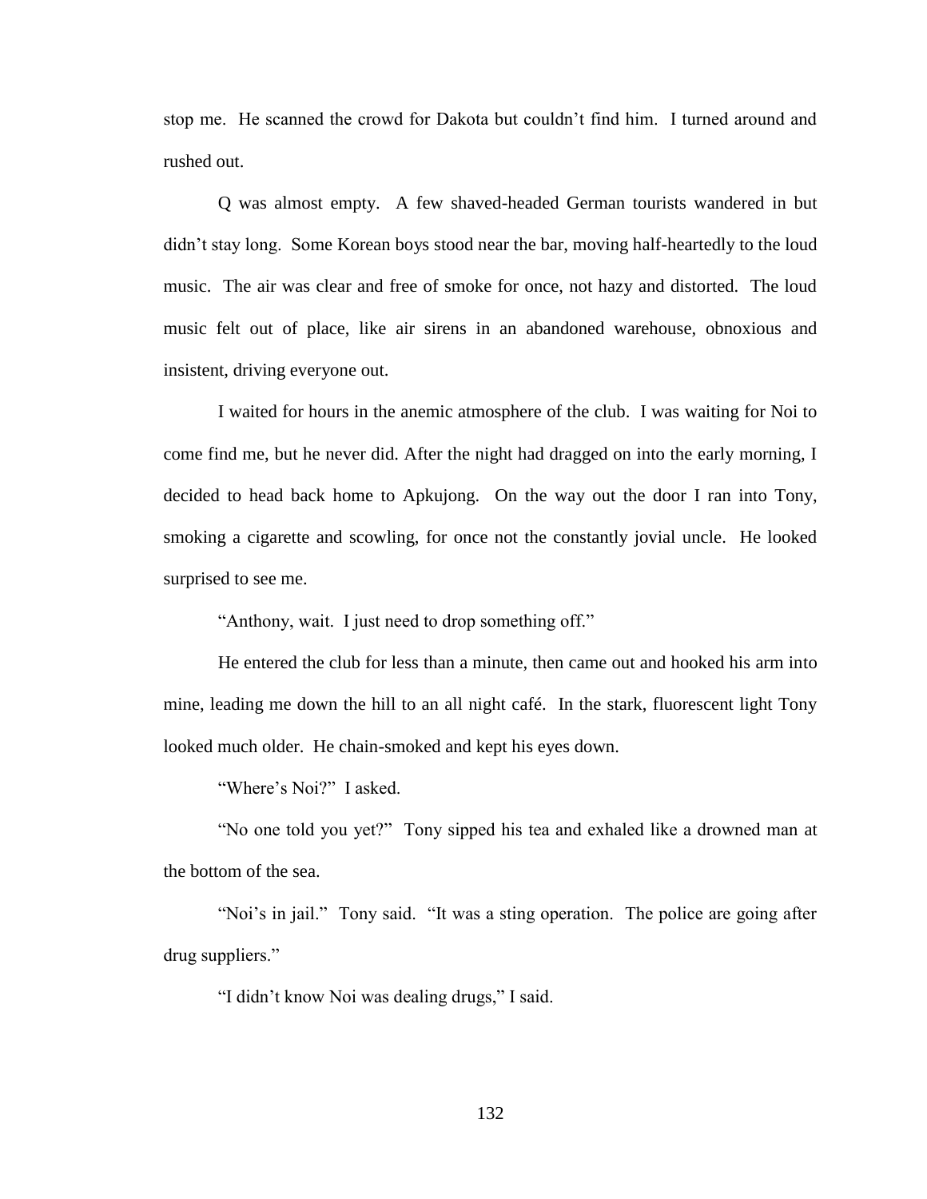stop me. He scanned the crowd for Dakota but couldn't find him. I turned around and rushed out.

Q was almost empty. A few shaved-headed German tourists wandered in but didn't stay long. Some Korean boys stood near the bar, moving half-heartedly to the loud music. The air was clear and free of smoke for once, not hazy and distorted. The loud music felt out of place, like air sirens in an abandoned warehouse, obnoxious and insistent, driving everyone out.

I waited for hours in the anemic atmosphere of the club. I was waiting for Noi to come find me, but he never did. After the night had dragged on into the early morning, I decided to head back home to Apkujong. On the way out the door I ran into Tony, smoking a cigarette and scowling, for once not the constantly jovial uncle. He looked surprised to see me.

"Anthony, wait. I just need to drop something off."

He entered the club for less than a minute, then came out and hooked his arm into mine, leading me down the hill to an all night café. In the stark, fluorescent light Tony looked much older. He chain-smoked and kept his eyes down.

"Where's Noi?" I asked.

"No one told you yet?" Tony sipped his tea and exhaled like a drowned man at the bottom of the sea.

"Noi's in jail." Tony said. "It was a sting operation. The police are going after drug suppliers."

"I didn't know Noi was dealing drugs," I said.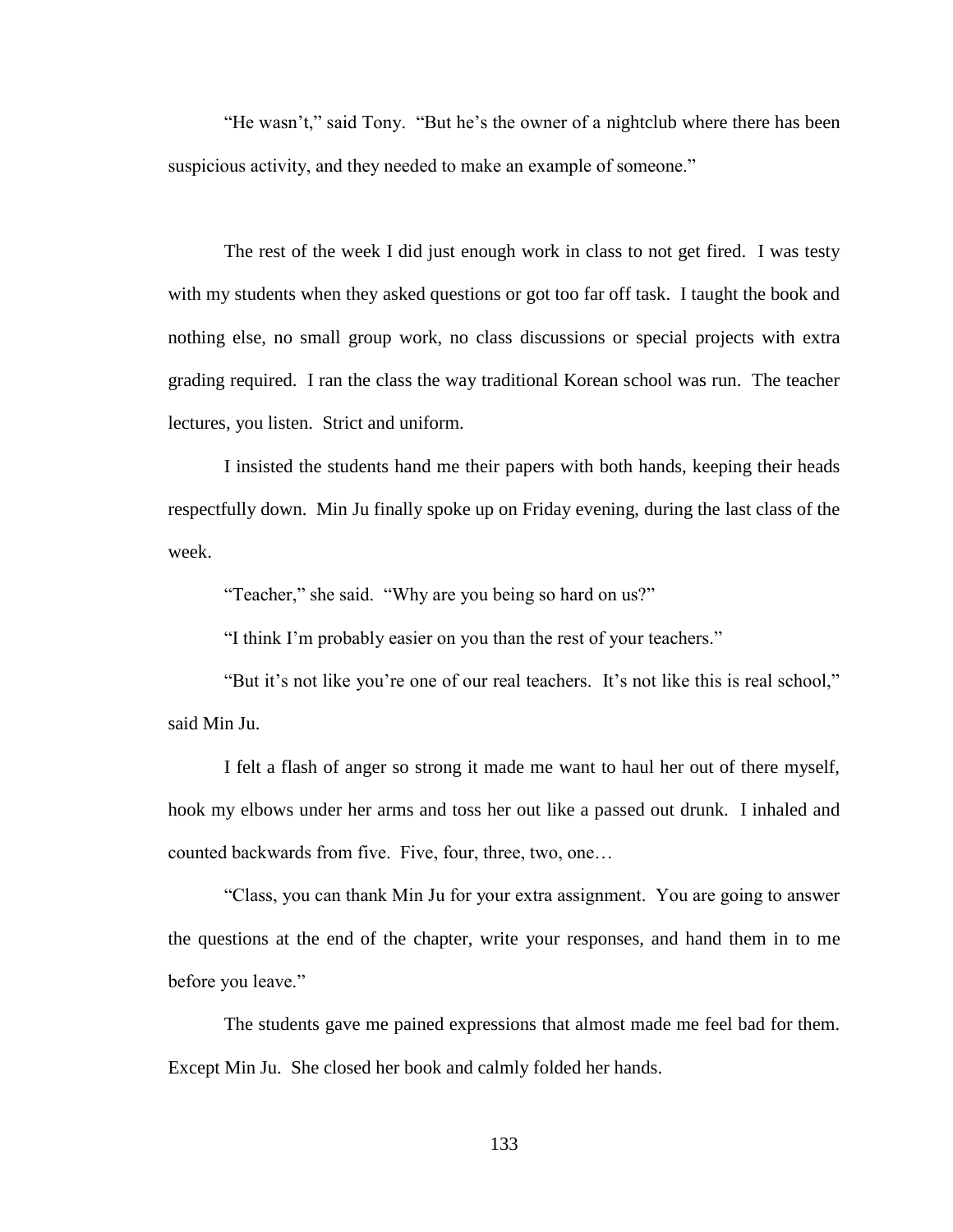"He wasn't," said Tony. "But he's the owner of a nightclub where there has been suspicious activity, and they needed to make an example of someone."

The rest of the week I did just enough work in class to not get fired. I was testy with my students when they asked questions or got too far off task. I taught the book and nothing else, no small group work, no class discussions or special projects with extra grading required. I ran the class the way traditional Korean school was run. The teacher lectures, you listen. Strict and uniform.

I insisted the students hand me their papers with both hands, keeping their heads respectfully down. Min Ju finally spoke up on Friday evening, during the last class of the week.

"Teacher," she said. "Why are you being so hard on us?"

"I think I'm probably easier on you than the rest of your teachers."

"But it's not like you're one of our real teachers. It's not like this is real school," said Min Ju.

I felt a flash of anger so strong it made me want to haul her out of there myself, hook my elbows under her arms and toss her out like a passed out drunk. I inhaled and counted backwards from five. Five, four, three, two, one…

"Class, you can thank Min Ju for your extra assignment. You are going to answer the questions at the end of the chapter, write your responses, and hand them in to me before you leave."

The students gave me pained expressions that almost made me feel bad for them. Except Min Ju. She closed her book and calmly folded her hands.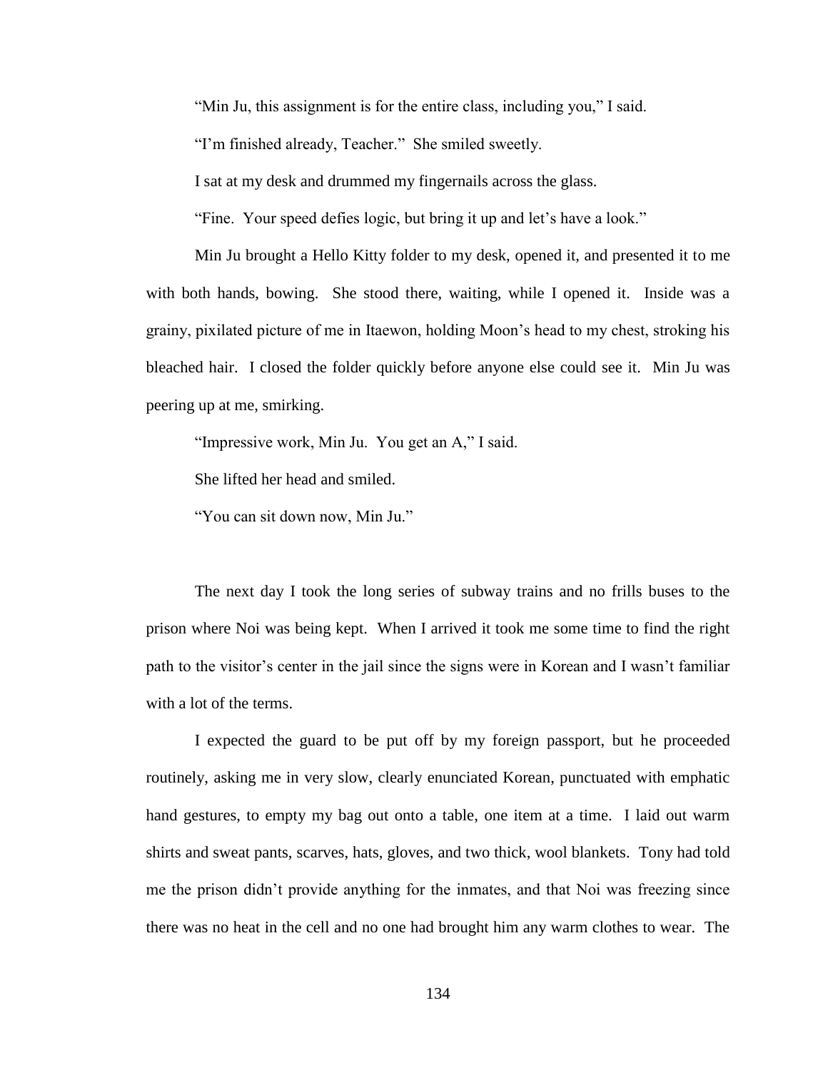"Min Ju, this assignment is for the entire class, including you," I said.

"I'm finished already, Teacher." She smiled sweetly.

I sat at my desk and drummed my fingernails across the glass.

"Fine. Your speed defies logic, but bring it up and let's have a look."

Min Ju brought a Hello Kitty folder to my desk, opened it, and presented it to me with both hands, bowing. She stood there, waiting, while I opened it. Inside was a grainy, pixilated picture of me in Itaewon, holding Moon's head to my chest, stroking his bleached hair. I closed the folder quickly before anyone else could see it. Min Ju was peering up at me, smirking.

"Impressive work, Min Ju. You get an A," I said.

She lifted her head and smiled.

"You can sit down now, Min Ju."

The next day I took the long series of subway trains and no frills buses to the prison where Noi was being kept. When I arrived it took me some time to find the right path to the visitor's center in the jail since the signs were in Korean and I wasn't familiar with a lot of the terms.

I expected the guard to be put off by my foreign passport, but he proceeded routinely, asking me in very slow, clearly enunciated Korean, punctuated with emphatic hand gestures, to empty my bag out onto a table, one item at a time. I laid out warm shirts and sweat pants, scarves, hats, gloves, and two thick, wool blankets. Tony had told me the prison didn't provide anything for the inmates, and that Noi was freezing since there was no heat in the cell and no one had brought him any warm clothes to wear. The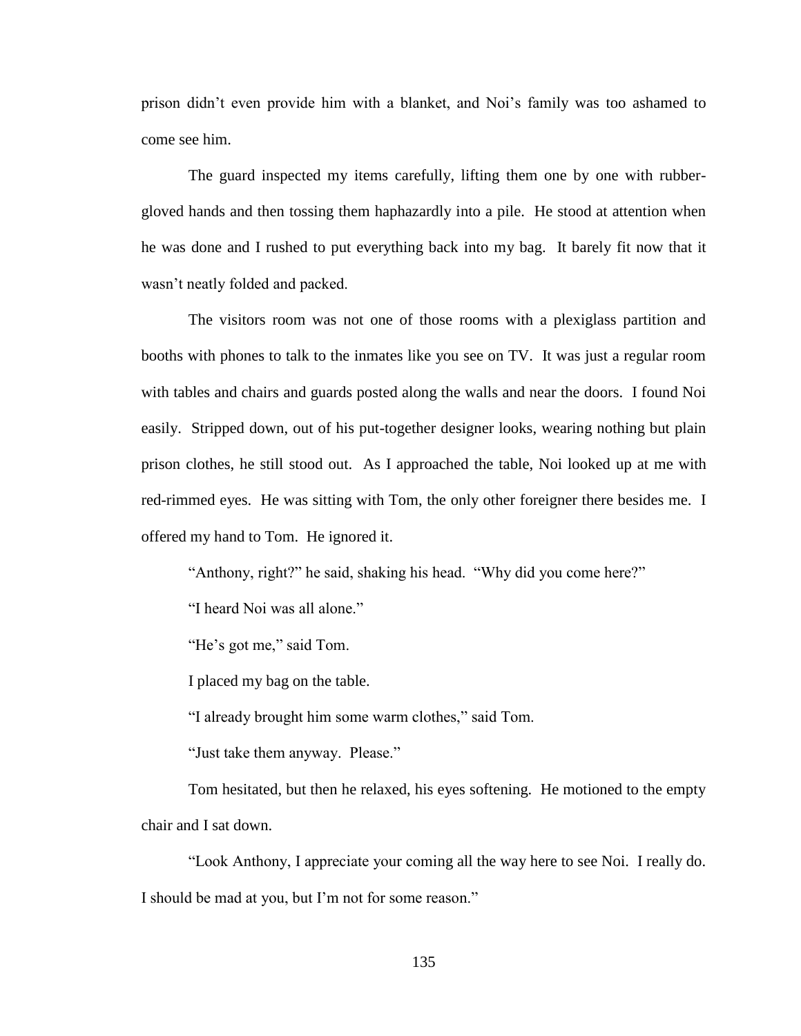prison didn't even provide him with a blanket, and Noi's family was too ashamed to come see him.

The guard inspected my items carefully, lifting them one by one with rubber-gloved hands and then tossing them haphazardly into a pile. He stood at attention when he was done and I rushed to put everything back into my bag. It barely fit now that it wasn't neatly folded and packed.

The visitors room was not one of those rooms with a plexiglass partition and booths with phones to talk to the inmates like you see on TV. It was just a regular room with tables and chairs and guards posted along the walls and near the doors. I found Noi easily. Stripped down, out of his put-together designer looks, wearing nothing but plain prison clothes, he still stood out. As I approached the table, Noi looked up at me with red-rimmed eyes. He was sitting with Tom, the only other foreigner there besides me. I offered my hand to Tom. He ignored it.

"Anthony, right?" he said, shaking his head. "Why did you come here?"

"I heard Noi was all alone."

"He's got me," said Tom.

I placed my bag on the table.

"I already brought him some warm clothes," said Tom.

"Just take them anyway. Please."

Tom hesitated, but then he relaxed, his eyes softening. He motioned to the empty chair and I sat down.

"Look Anthony, I appreciate your coming all the way here to see Noi. I really do. I should be mad at you, but I'm not for some reason."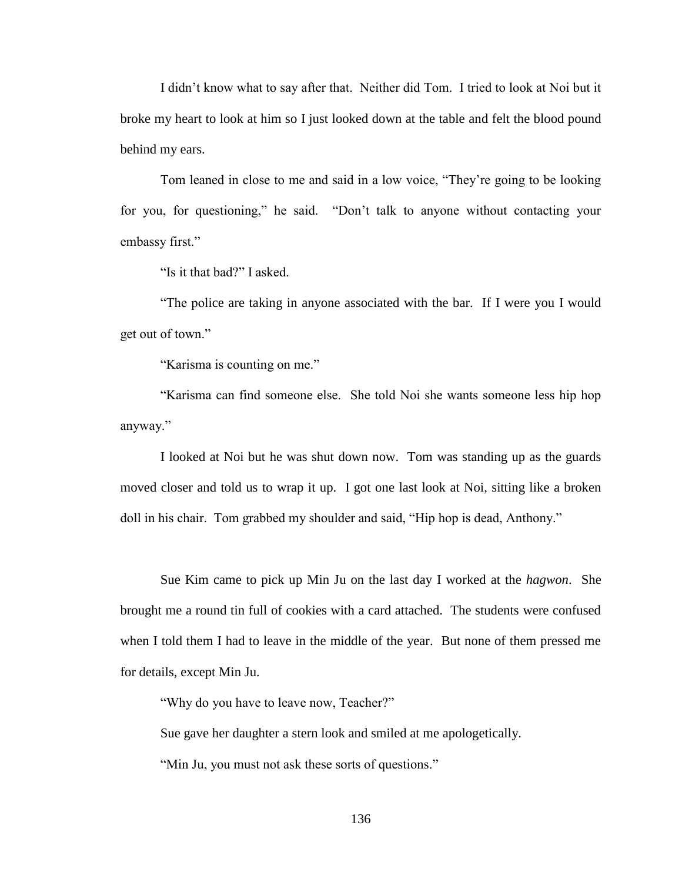I didn't know what to say after that. Neither did Tom. I tried to look at Noi but it broke my heart to look at him so I just looked down at the table and felt the blood pound behind my ears.

Tom leaned in close to me and said in a low voice, "They're going to be looking for you, for questioning," he said. "Don't talk to anyone without contacting your embassy first."

"Is it that bad?" I asked.

"The police are taking in anyone associated with the bar. If I were you I would get out of town."

"Karisma is counting on me."

"Karisma can find someone else. She told Noi she wants someone less hip hop anyway."

I looked at Noi but he was shut down now. Tom was standing up as the guards moved closer and told us to wrap it up. I got one last look at Noi, sitting like a broken doll in his chair. Tom grabbed my shoulder and said, "Hip hop is dead, Anthony."

Sue Kim came to pick up Min Ju on the last day I worked at the *hagwon*. She brought me a round tin full of cookies with a card attached. The students were confused when I told them I had to leave in the middle of the year. But none of them pressed me for details, except Min Ju.

"Why do you have to leave now, Teacher?"

Sue gave her daughter a stern look and smiled at me apologetically.

"Min Ju, you must not ask these sorts of questions."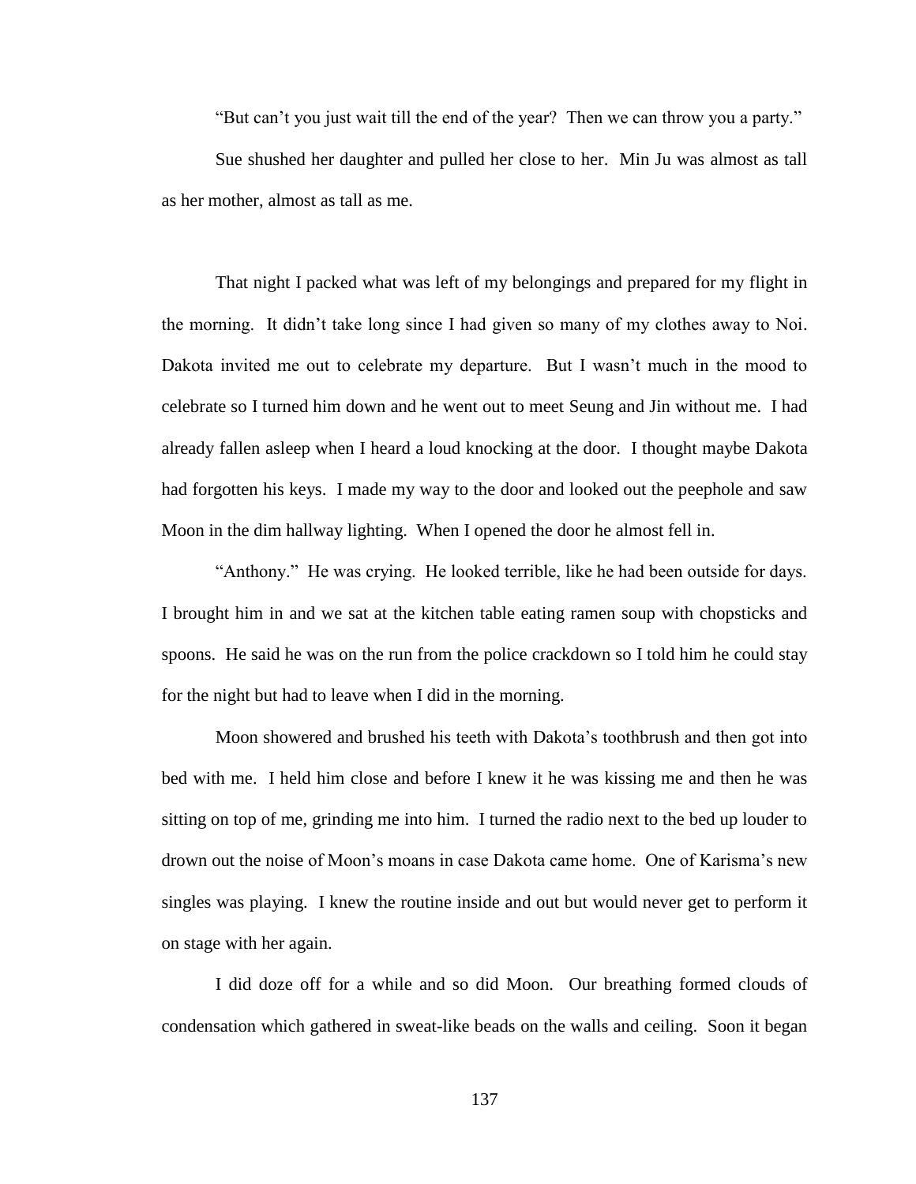"But can't you just wait till the end of the year? Then we can throw you a party."

Sue shushed her daughter and pulled her close to her. Min Ju was almost as tall as her mother, almost as tall as me.

That night I packed what was left of my belongings and prepared for my flight in the morning. It didn't take long since I had given so many of my clothes away to Noi. Dakota invited me out to celebrate my departure. But I wasn't much in the mood to celebrate so I turned him down and he went out to meet Seung and Jin without me. I had already fallen asleep when I heard a loud knocking at the door. I thought maybe Dakota had forgotten his keys. I made my way to the door and looked out the peephole and saw Moon in the dim hallway lighting. When I opened the door he almost fell in.

"Anthony." He was crying. He looked terrible, like he had been outside for days. I brought him in and we sat at the kitchen table eating ramen soup with chopsticks and spoons. He said he was on the run from the police crackdown so I told him he could stay for the night but had to leave when I did in the morning.

Moon showered and brushed his teeth with Dakota's toothbrush and then got into bed with me. I held him close and before I knew it he was kissing me and then he was sitting on top of me, grinding me into him. I turned the radio next to the bed up louder to drown out the noise of Moon's moans in case Dakota came home. One of Karisma's new singles was playing. I knew the routine inside and out but would never get to perform it on stage with her again.

I did doze off for a while and so did Moon. Our breathing formed clouds of condensation which gathered in sweat-like beads on the walls and ceiling. Soon it began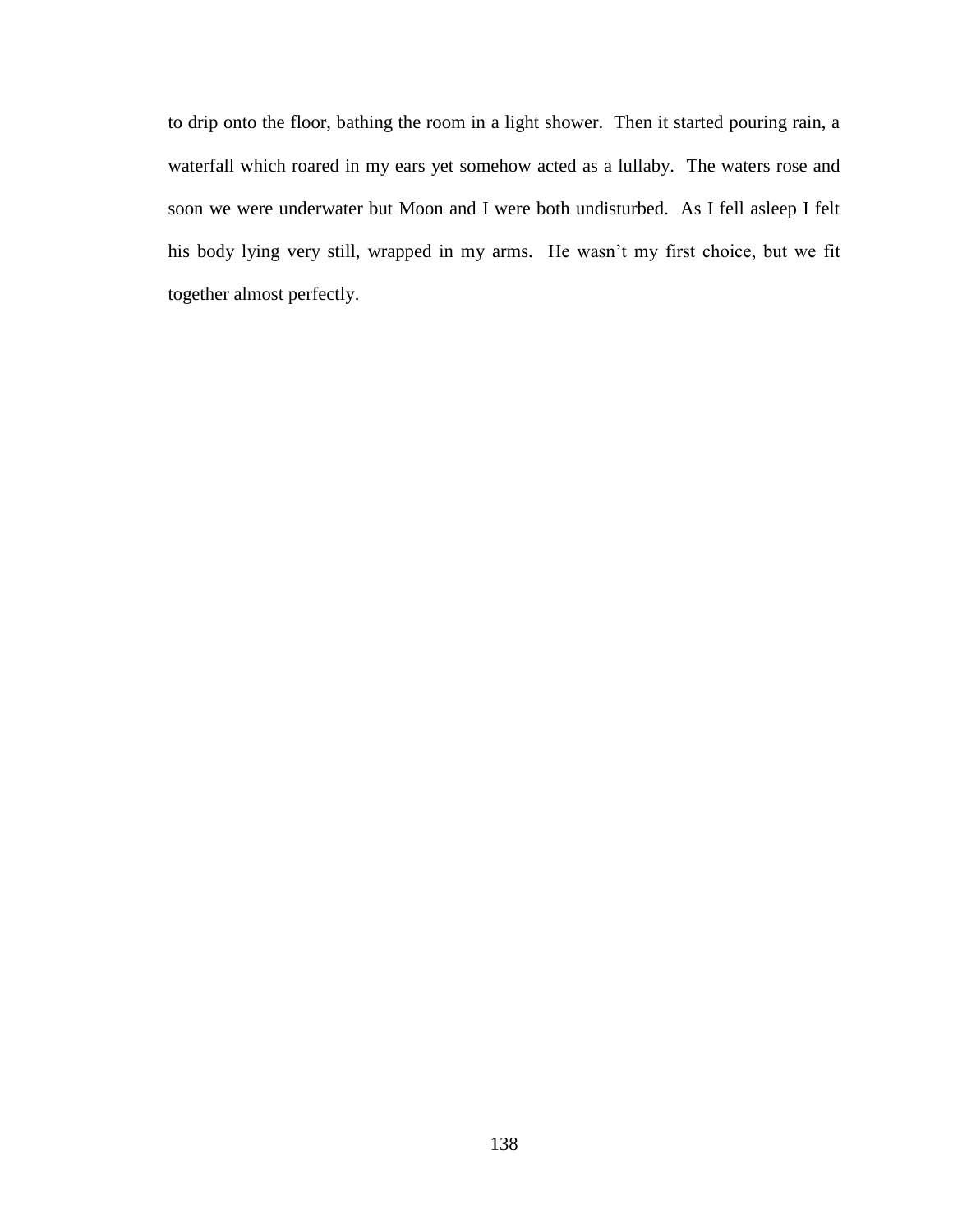to drip onto the floor, bathing the room in a light shower. Then it started pouring rain, a waterfall which roared in my ears yet somehow acted as a lullaby. The waters rose and soon we were underwater but Moon and I were both undisturbed. As I fell asleep I felt his body lying very still, wrapped in my arms. He wasn't my first choice, but we fit together almost perfectly.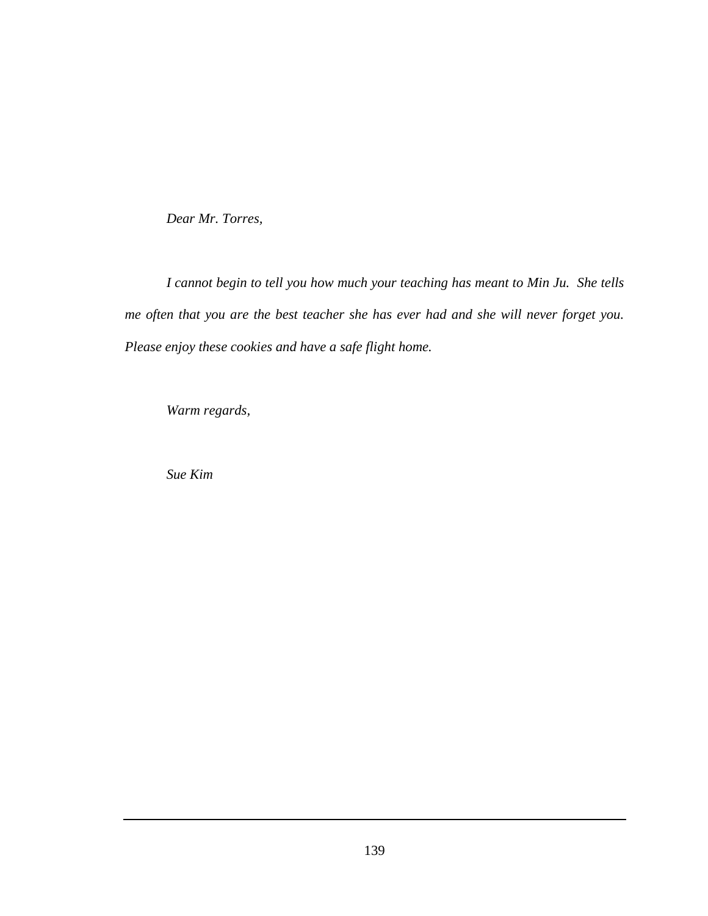*Dear Mr. Torres,*

*I cannot begin to tell you how much your teaching has meant to Min Ju. She tells me often that you are the best teacher she has ever had and she will never forget you. Please enjoy these cookies and have a safe flight home.*

*Warm regards,*

*Sue Kim*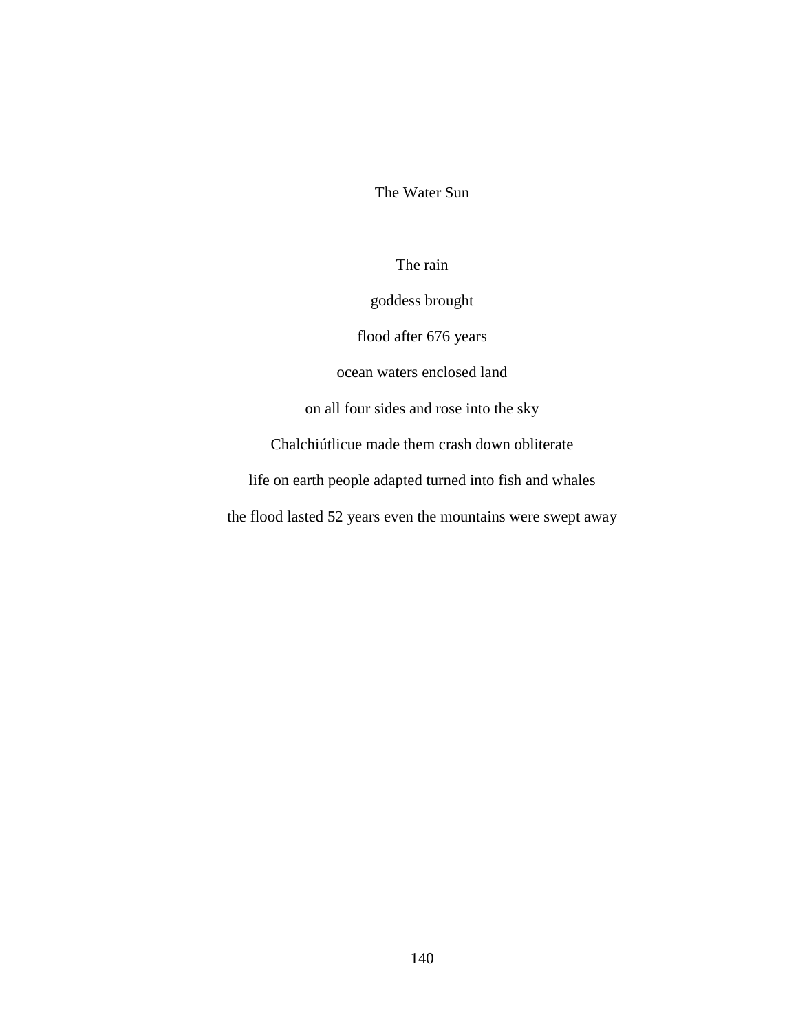# The Water Sun

The rain

goddess brought

flood after 676 years

ocean waters enclosed land

on all four sides and rose into the sky

Chalchiútlicue made them crash down obliterate

life on earth people adapted turned into fish and whales

the flood lasted 52 years even the mountains were swept away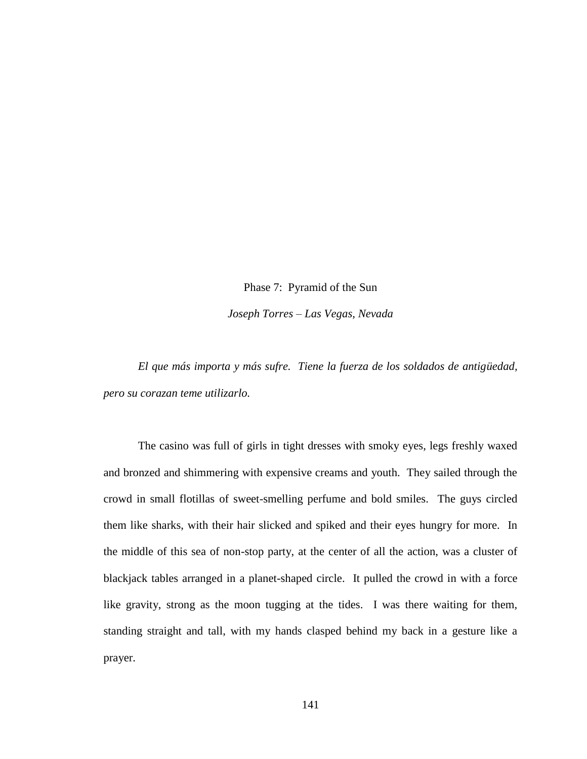## Phase 7: Pyramid of the Sun

*Joseph Torres – Las Vegas, Nevada*

*El que más importa y más sufre. Tiene la fuerza de los soldados de antigüedad, pero su corazan teme utilizarlo.*

The casino was full of girls in tight dresses with smoky eyes, legs freshly waxed and bronzed and shimmering with expensive creams and youth. They sailed through the crowd in small flotillas of sweet-smelling perfume and bold smiles. The guys circled them like sharks, with their hair slicked and spiked and their eyes hungry for more. In the middle of this sea of non-stop party, at the center of all the action, was a cluster of blackjack tables arranged in a planet-shaped circle. It pulled the crowd in with a force like gravity, strong as the moon tugging at the tides. I was there waiting for them, standing straight and tall, with my hands clasped behind my back in a gesture like a prayer.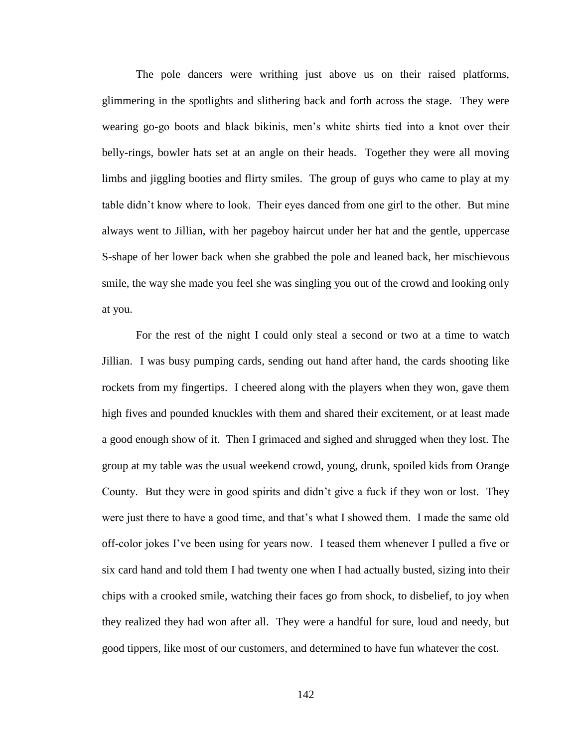The pole dancers were writhing just above us on their raised platforms, glimmering in the spotlights and slithering back and forth across the stage. They were wearing go-go boots and black bikinis, men's white shirts tied into a knot over their belly-rings, bowler hats set at an angle on their heads. Together they were all moving limbs and jiggling booties and flirty smiles. The group of guys who came to play at my table didn't know where to look. Their eyes danced from one girl to the other. But mine always went to Jillian, with her pageboy haircut under her hat and the gentle, uppercase S-shape of her lower back when she grabbed the pole and leaned back, her mischievous smile, the way she made you feel she was singling you out of the crowd and looking only at you.

For the rest of the night I could only steal a second or two at a time to watch Jillian. I was busy pumping cards, sending out hand after hand, the cards shooting like rockets from my fingertips. I cheered along with the players when they won, gave them high fives and pounded knuckles with them and shared their excitement, or at least made a good enough show of it. Then I grimaced and sighed and shrugged when they lost. The group at my table was the usual weekend crowd, young, drunk, spoiled kids from Orange County. But they were in good spirits and didn't give a fuck if they won or lost. They were just there to have a good time, and that's what I showed them. I made the same old off-color jokes I've been using for years now. I teased them whenever I pulled a five or six card hand and told them I had twenty one when I had actually busted, sizing into their chips with a crooked smile, watching their faces go from shock, to disbelief, to joy when they realized they had won after all. They were a handful for sure, loud and needy, but good tippers, like most of our customers, and determined to have fun whatever the cost.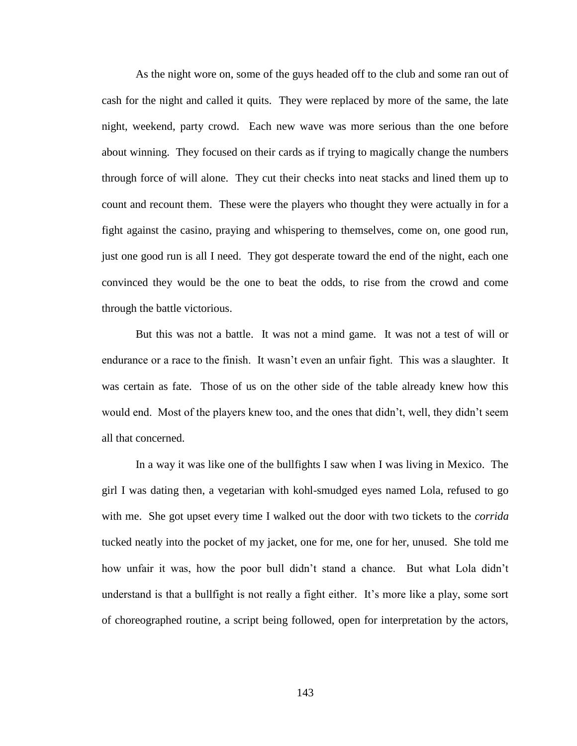As the night wore on, some of the guys headed off to the club and some ran out of cash for the night and called it quits. They were replaced by more of the same, the late night, weekend, party crowd. Each new wave was more serious than the one before about winning. They focused on their cards as if trying to magically change the numbers through force of will alone. They cut their checks into neat stacks and lined them up to count and recount them. These were the players who thought they were actually in for a fight against the casino, praying and whispering to themselves, come on, one good run, just one good run is all I need. They got desperate toward the end of the night, each one convinced they would be the one to beat the odds, to rise from the crowd and come through the battle victorious.

But this was not a battle. It was not a mind game. It was not a test of will or endurance or a race to the finish. It wasn't even an unfair fight. This was a slaughter. It was certain as fate. Those of us on the other side of the table already knew how this would end. Most of the players knew too, and the ones that didn't, well, they didn't seem all that concerned.

In a way it was like one of the bullfights I saw when I was living in Mexico. The girl I was dating then, a vegetarian with kohl-smudged eyes named Lola, refused to go with me. She got upset every time I walked out the door with two tickets to the *corrida* tucked neatly into the pocket of my jacket, one for me, one for her, unused. She told me how unfair it was, how the poor bull didn't stand a chance. But what Lola didn't understand is that a bullfight is not really a fight either. It's more like a play, some sort of choreographed routine, a script being followed, open for interpretation by the actors,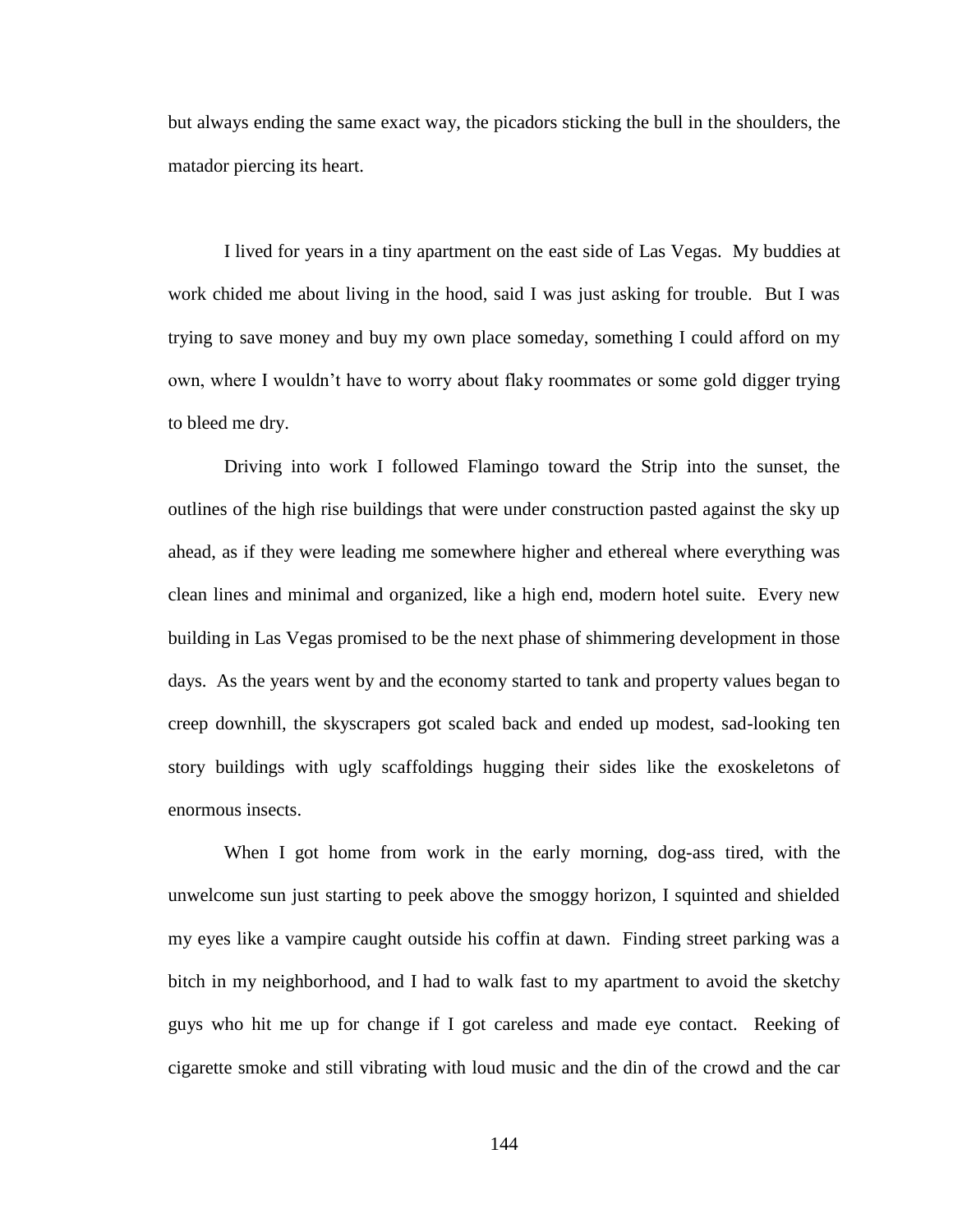but always ending the same exact way, the picadors sticking the bull in the shoulders, the matador piercing its heart.

I lived for years in a tiny apartment on the east side of Las Vegas. My buddies at work chided me about living in the hood, said I was just asking for trouble. But I was trying to save money and buy my own place someday, something I could afford on my own, where I wouldn't have to worry about flaky roommates or some gold digger trying to bleed me dry.

Driving into work I followed Flamingo toward the Strip into the sunset, the outlines of the high rise buildings that were under construction pasted against the sky up ahead, as if they were leading me somewhere higher and ethereal where everything was clean lines and minimal and organized, like a high end, modern hotel suite. Every new building in Las Vegas promised to be the next phase of shimmering development in those days. As the years went by and the economy started to tank and property values began to creep downhill, the skyscrapers got scaled back and ended up modest, sad-looking ten story buildings with ugly scaffoldings hugging their sides like the exoskeletons of enormous insects.

When I got home from work in the early morning, dog-ass tired, with the unwelcome sun just starting to peek above the smoggy horizon, I squinted and shielded my eyes like a vampire caught outside his coffin at dawn. Finding street parking was a bitch in my neighborhood, and I had to walk fast to my apartment to avoid the sketchy guys who hit me up for change if I got careless and made eye contact. Reeking of cigarette smoke and still vibrating with loud music and the din of the crowd and the car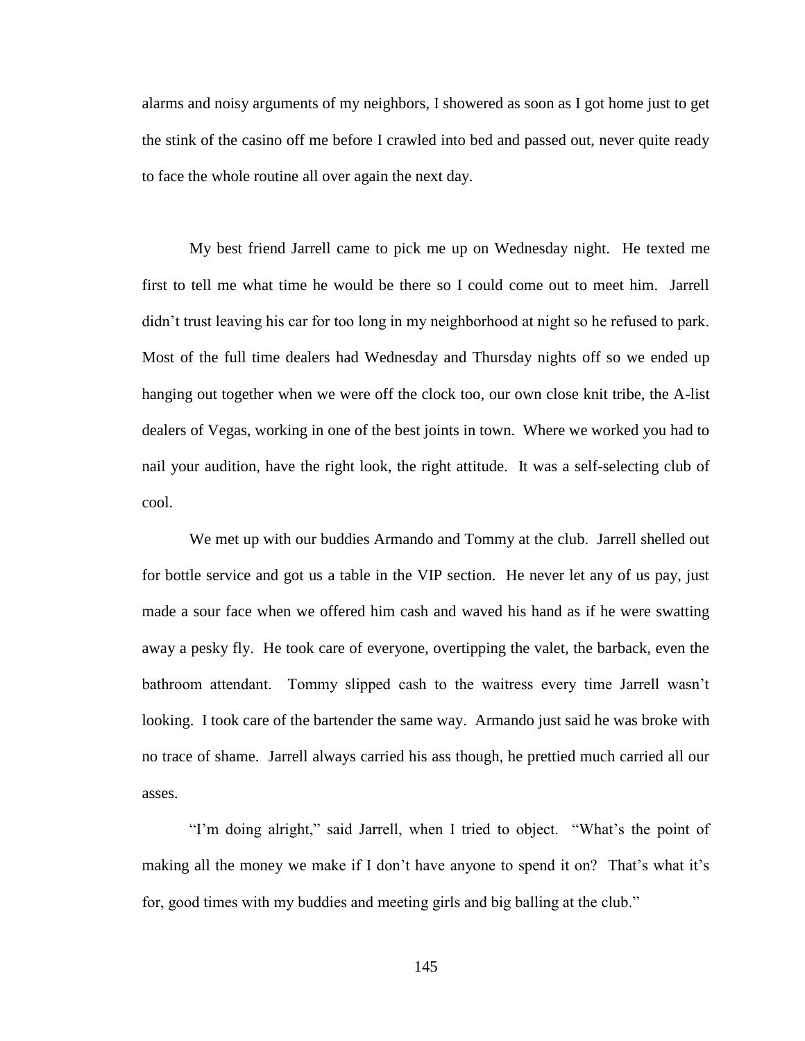alarms and noisy arguments of my neighbors, I showered as soon as I got home just to get the stink of the casino off me before I crawled into bed and passed out, never quite ready to face the whole routine all over again the next day.

My best friend Jarrell came to pick me up on Wednesday night. He texted me first to tell me what time he would be there so I could come out to meet him. Jarrell didn't trust leaving his car for too long in my neighborhood at night so he refused to park. Most of the full time dealers had Wednesday and Thursday nights off so we ended up hanging out together when we were off the clock too, our own close knit tribe, the A-list dealers of Vegas, working in one of the best joints in town. Where we worked you had to nail your audition, have the right look, the right attitude. It was a self-selecting club of cool.

We met up with our buddies Armando and Tommy at the club. Jarrell shelled out for bottle service and got us a table in the VIP section. He never let any of us pay, just made a sour face when we offered him cash and waved his hand as if he were swatting away a pesky fly. He took care of everyone, overtipping the valet, the barback, even the bathroom attendant. Tommy slipped cash to the waitress every time Jarrell wasn't looking. I took care of the bartender the same way. Armando just said he was broke with no trace of shame. Jarrell always carried his ass though, he prettied much carried all our asses.

"I'm doing alright," said Jarrell, when I tried to object. "What's the point of making all the money we make if I don't have anyone to spend it on? That's what it's for, good times with my buddies and meeting girls and big balling at the club."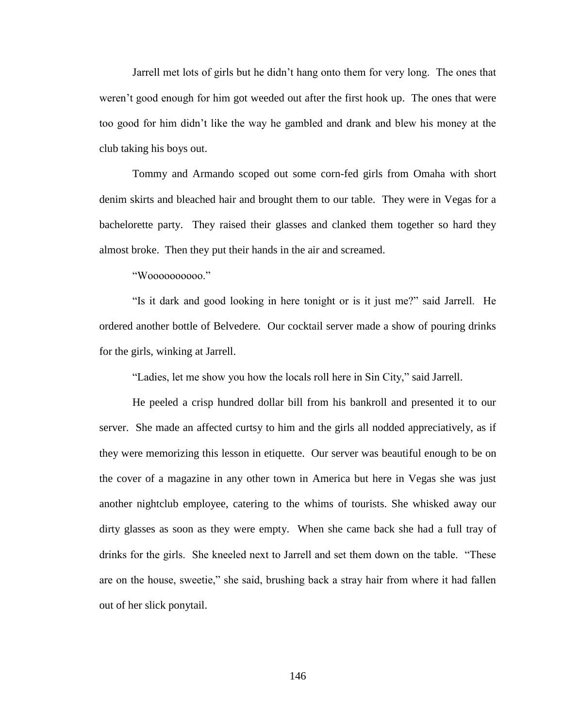Jarrell met lots of girls but he didn't hang onto them for very long. The ones that weren't good enough for him got weeded out after the first hook up. The ones that were too good for him didn't like the way he gambled and drank and blew his money at the club taking his boys out.

Tommy and Armando scoped out some corn-fed girls from Omaha with short denim skirts and bleached hair and brought them to our table. They were in Vegas for a bachelorette party. They raised their glasses and clanked them together so hard they almost broke. Then they put their hands in the air and screamed.

"Wooooooooooo."

"Is it dark and good looking in here tonight or is it just me?" said Jarrell. He ordered another bottle of Belvedere. Our cocktail server made a show of pouring drinks for the girls, winking at Jarrell.

"Ladies, let me show you how the locals roll here in Sin City," said Jarrell.

He peeled a crisp hundred dollar bill from his bankroll and presented it to our server. She made an affected curtsy to him and the girls all nodded appreciatively, as if they were memorizing this lesson in etiquette. Our server was beautiful enough to be on the cover of a magazine in any other town in America but here in Vegas she was just another nightclub employee, catering to the whims of tourists. She whisked away our dirty glasses as soon as they were empty. When she came back she had a full tray of drinks for the girls. She kneeled next to Jarrell and set them down on the table. "These are on the house, sweetie," she said, brushing back a stray hair from where it had fallen out of her slick ponytail.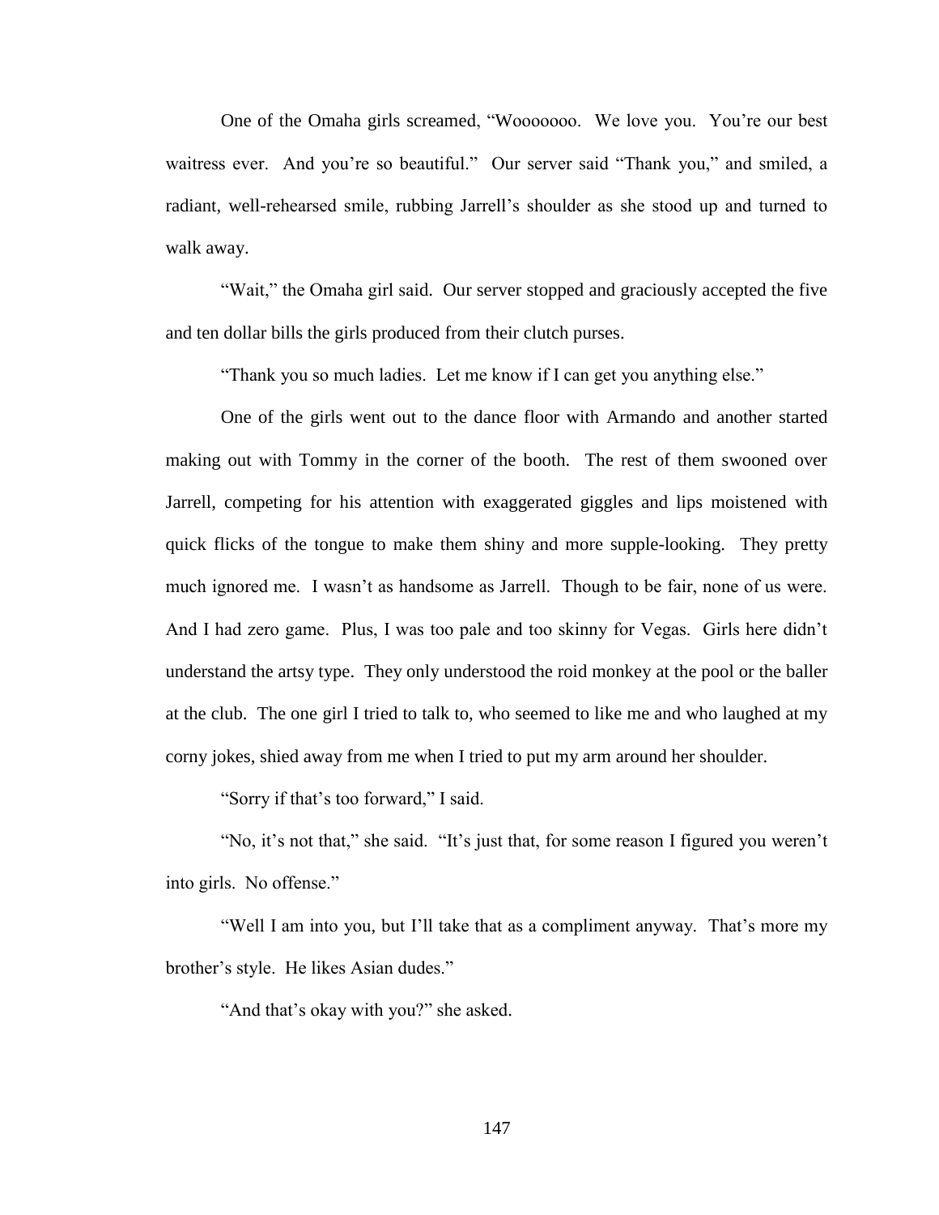One of the Omaha girls screamed, "Wooooooo. We love you. You're our best waitress ever. And you're so beautiful." Our server said "Thank you," and smiled, a radiant, well-rehearsed smile, rubbing Jarrell's shoulder as she stood up and turned to walk away.

"Wait," the Omaha girl said. Our server stopped and graciously accepted the five and ten dollar bills the girls produced from their clutch purses.

"Thank you so much ladies. Let me know if I can get you anything else."

One of the girls went out to the dance floor with Armando and another started making out with Tommy in the corner of the booth. The rest of them swooned over Jarrell, competing for his attention with exaggerated giggles and lips moistened with quick flicks of the tongue to make them shiny and more supple-looking. They pretty much ignored me. I wasn't as handsome as Jarrell. Though to be fair, none of us were. And I had zero game. Plus, I was too pale and too skinny for Vegas. Girls here didn't understand the artsy type. They only understood the roid monkey at the pool or the baller at the club. The one girl I tried to talk to, who seemed to like me and who laughed at my corny jokes, shied away from me when I tried to put my arm around her shoulder.

"Sorry if that's too forward," I said.

"No, it's not that," she said. "It's just that, for some reason I figured you weren't into girls. No offense."

"Well I am into you, but I'll take that as a compliment anyway. That's more my brother's style. He likes Asian dudes."

"And that's okay with you?" she asked.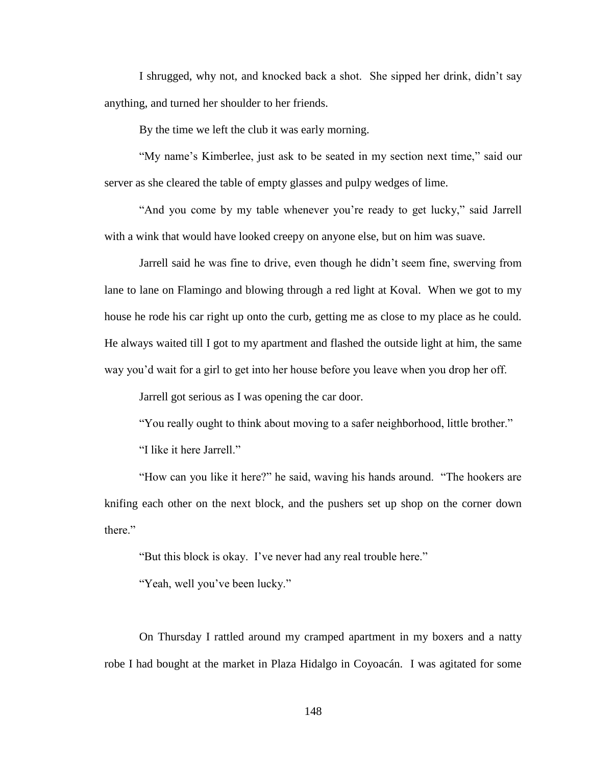I shrugged, why not, and knocked back a shot. She sipped her drink, didn't say anything, and turned her shoulder to her friends.

By the time we left the club it was early morning.

"My name's Kimberlee, just ask to be seated in my section next time," said our server as she cleared the table of empty glasses and pulpy wedges of lime.

"And you come by my table whenever you're ready to get lucky," said Jarrell with a wink that would have looked creepy on anyone else, but on him was suave.

Jarrell said he was fine to drive, even though he didn't seem fine, swerving from lane to lane on Flamingo and blowing through a red light at Koval. When we got to my house he rode his car right up onto the curb, getting me as close to my place as he could. He always waited till I got to my apartment and flashed the outside light at him, the same way you'd wait for a girl to get into her house before you leave when you drop her off.

Jarrell got serious as I was opening the car door.

"You really ought to think about moving to a safer neighborhood, little brother."

"I like it here Jarrell."

"How can you like it here?" he said, waving his hands around. "The hookers are knifing each other on the next block, and the pushers set up shop on the corner down there."

"But this block is okay. I've never had any real trouble here."

"Yeah, well you've been lucky."

On Thursday I rattled around my cramped apartment in my boxers and a natty robe I had bought at the market in Plaza Hidalgo in Coyoacán. I was agitated for some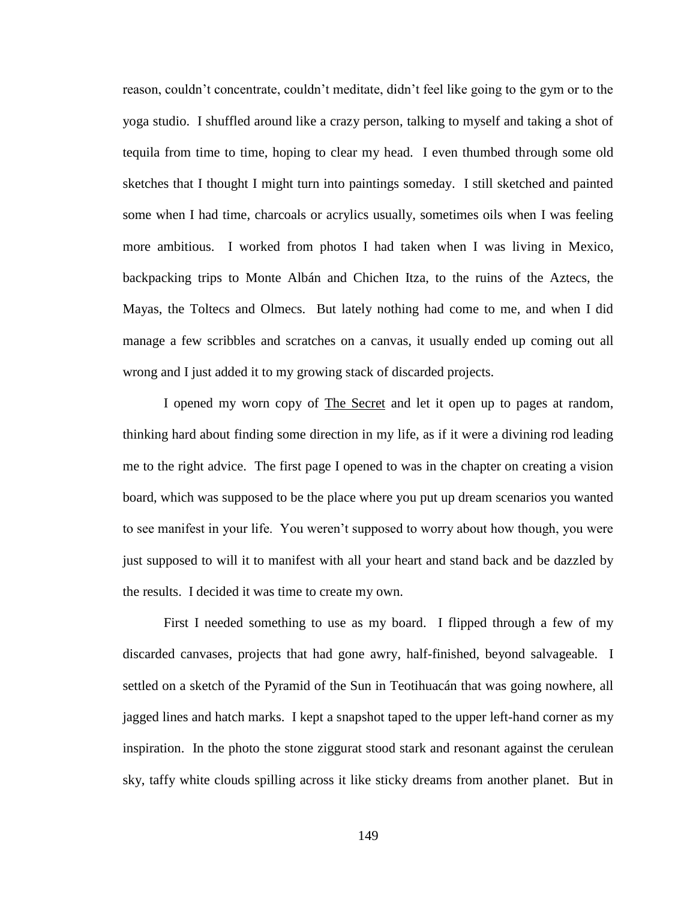reason, couldn't concentrate, couldn't meditate, didn't feel like going to the gym or to the yoga studio. I shuffled around like a crazy person, talking to myself and taking a shot of tequila from time to time, hoping to clear my head. I even thumbed through some old sketches that I thought I might turn into paintings someday. I still sketched and painted some when I had time, charcoals or acrylics usually, sometimes oils when I was feeling more ambitious. I worked from photos I had taken when I was living in Mexico, backpacking trips to Monte Albán and Chichen Itza, to the ruins of the Aztecs, the Mayas, the Toltecs and Olmecs. But lately nothing had come to me, and when I did manage a few scribbles and scratches on a canvas, it usually ended up coming out all wrong and I just added it to my growing stack of discarded projects.

I opened my worn copy of <u>The Secret</u> and let it open up to pages at random, thinking hard about finding some direction in my life, as if it were a divining rod leading me to the right advice. The first page I opened to was in the chapter on creating a vision board, which was supposed to be the place where you put up dream scenarios you wanted to see manifest in your life. You weren't supposed to worry about how though, you were just supposed to will it to manifest with all your heart and stand back and be dazzled by the results. I decided it was time to create my own.

First I needed something to use as my board. I flipped through a few of my discarded canvases, projects that had gone awry, half-finished, beyond salvageable. I settled on a sketch of the Pyramid of the Sun in Teotihuacán that was going nowhere, all jagged lines and hatch marks. I kept a snapshot taped to the upper left-hand corner as my inspiration. In the photo the stone ziggurat stood stark and resonant against the cerulean sky, taffy white clouds spilling across it like sticky dreams from another planet. But in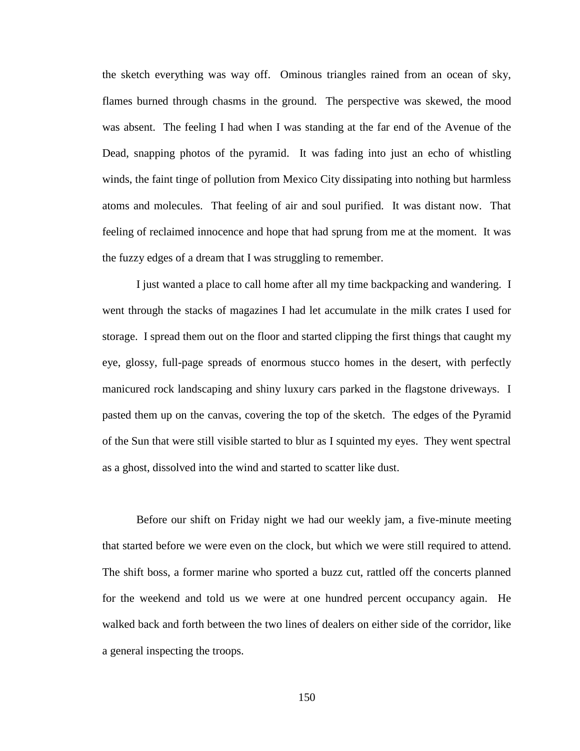the sketch everything was way off. Ominous triangles rained from an ocean of sky, flames burned through chasms in the ground. The perspective was skewed, the mood was absent. The feeling I had when I was standing at the far end of the Avenue of the Dead, snapping photos of the pyramid. It was fading into just an echo of whistling winds, the faint tinge of pollution from Mexico City dissipating into nothing but harmless atoms and molecules. That feeling of air and soul purified. It was distant now. That feeling of reclaimed innocence and hope that had sprung from me at the moment. It was the fuzzy edges of a dream that I was struggling to remember.

I just wanted a place to call home after all my time backpacking and wandering. I went through the stacks of magazines I had let accumulate in the milk crates I used for storage. I spread them out on the floor and started clipping the first things that caught my eye, glossy, full-page spreads of enormous stucco homes in the desert, with perfectly manicured rock landscaping and shiny luxury cars parked in the flagstone driveways. I pasted them up on the canvas, covering the top of the sketch. The edges of the Pyramid of the Sun that were still visible started to blur as I squinted my eyes. They went spectral as a ghost, dissolved into the wind and started to scatter like dust.

Before our shift on Friday night we had our weekly jam, a five-minute meeting that started before we were even on the clock, but which we were still required to attend. The shift boss, a former marine who sported a buzz cut, rattled off the concerts planned for the weekend and told us we were at one hundred percent occupancy again. He walked back and forth between the two lines of dealers on either side of the corridor, like a general inspecting the troops.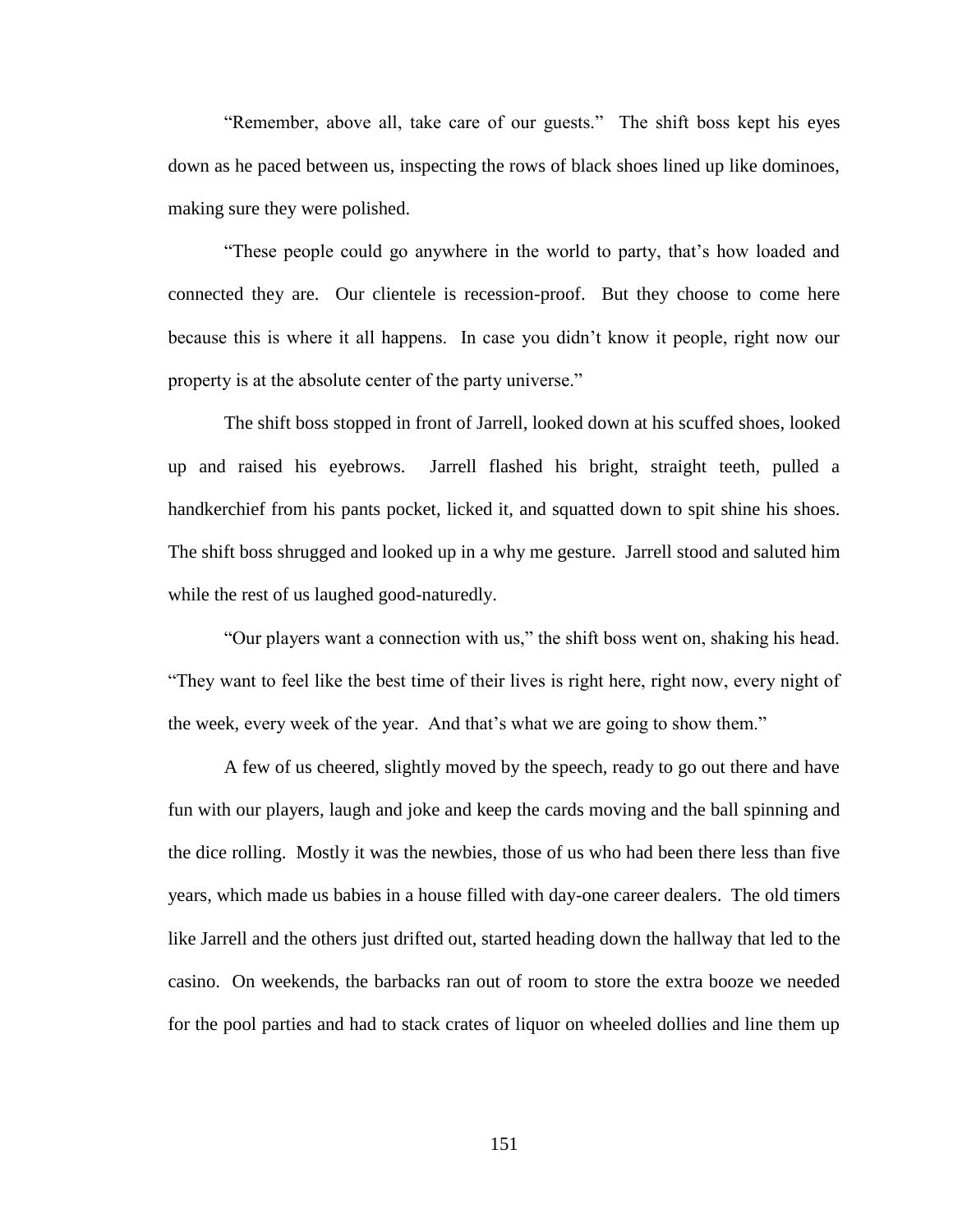"Remember, above all, take care of our guests." The shift boss kept his eyes down as he paced between us, inspecting the rows of black shoes lined up like dominoes, making sure they were polished.

"These people could go anywhere in the world to party, that's how loaded and connected they are. Our clientele is recession-proof. But they choose to come here because this is where it all happens. In case you didn't know it people, right now our property is at the absolute center of the party universe."

The shift boss stopped in front of Jarrell, looked down at his scuffed shoes, looked up and raised his eyebrows. Jarrell flashed his bright, straight teeth, pulled a handkerchief from his pants pocket, licked it, and squatted down to spit shine his shoes. The shift boss shrugged and looked up in a why me gesture. Jarrell stood and saluted him while the rest of us laughed good-naturedly.

"Our players want a connection with us," the shift boss went on, shaking his head. "They want to feel like the best time of their lives is right here, right now, every night of the week, every week of the year. And that's what we are going to show them."

A few of us cheered, slightly moved by the speech, ready to go out there and have fun with our players, laugh and joke and keep the cards moving and the ball spinning and the dice rolling. Mostly it was the newbies, those of us who had been there less than five years, which made us babies in a house filled with day-one career dealers. The old timers like Jarrell and the others just drifted out, started heading down the hallway that led to the casino. On weekends, the barbacks ran out of room to store the extra booze we needed for the pool parties and had to stack crates of liquor on wheeled dollies and line them up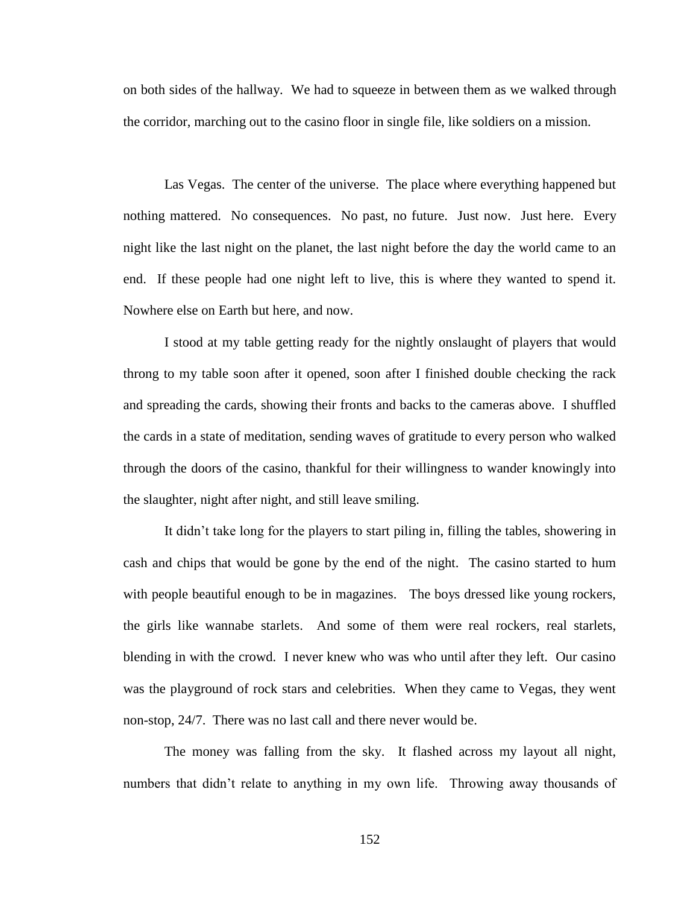on both sides of the hallway. We had to squeeze in between them as we walked through the corridor, marching out to the casino floor in single file, like soldiers on a mission.

Las Vegas. The center of the universe. The place where everything happened but nothing mattered. No consequences. No past, no future. Just now. Just here. Every night like the last night on the planet, the last night before the day the world came to an end. If these people had one night left to live, this is where they wanted to spend it. Nowhere else on Earth but here, and now.

I stood at my table getting ready for the nightly onslaught of players that would throng to my table soon after it opened, soon after I finished double checking the rack and spreading the cards, showing their fronts and backs to the cameras above. I shuffled the cards in a state of meditation, sending waves of gratitude to every person who walked through the doors of the casino, thankful for their willingness to wander knowingly into the slaughter, night after night, and still leave smiling.

It didn't take long for the players to start piling in, filling the tables, showering in cash and chips that would be gone by the end of the night. The casino started to hum with people beautiful enough to be in magazines. The boys dressed like young rockers, the girls like wannabe starlets. And some of them were real rockers, real starlets, blending in with the crowd. I never knew who was who until after they left. Our casino was the playground of rock stars and celebrities. When they came to Vegas, they went non-stop, 24/7. There was no last call and there never would be.

The money was falling from the sky. It flashed across my layout all night, numbers that didn't relate to anything in my own life. Throwing away thousands of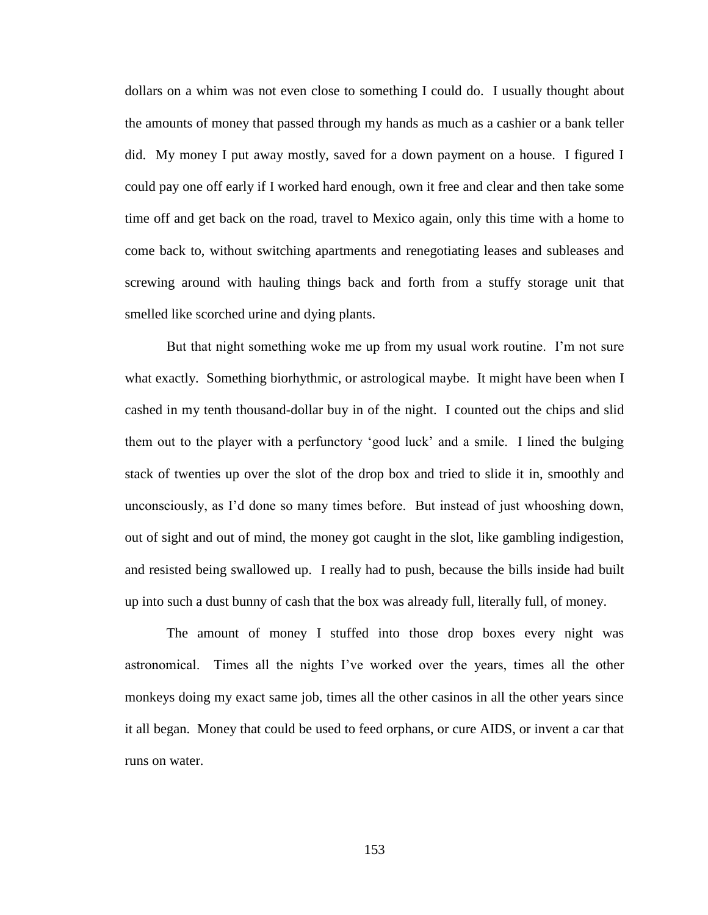dollars on a whim was not even close to something I could do. I usually thought about the amounts of money that passed through my hands as much as a cashier or a bank teller did. My money I put away mostly, saved for a down payment on a house. I figured I could pay one off early if I worked hard enough, own it free and clear and then take some time off and get back on the road, travel to Mexico again, only this time with a home to come back to, without switching apartments and renegotiating leases and subleases and screwing around with hauling things back and forth from a stuffy storage unit that smelled like scorched urine and dying plants.

But that night something woke me up from my usual work routine. I'm not sure what exactly. Something biorhythmic, or astrological maybe. It might have been when I cashed in my tenth thousand-dollar buy in of the night. I counted out the chips and slid them out to the player with a perfunctory 'good luck' and a smile. I lined the bulging stack of twenties up over the slot of the drop box and tried to slide it in, smoothly and unconsciously, as I'd done so many times before. But instead of just whooshing down, out of sight and out of mind, the money got caught in the slot, like gambling indigestion, and resisted being swallowed up. I really had to push, because the bills inside had built up into such a dust bunny of cash that the box was already full, literally full, of money.

The amount of money I stuffed into those drop boxes every night was astronomical. Times all the nights I've worked over the years, times all the other monkeys doing my exact same job, times all the other casinos in all the other years since it all began. Money that could be used to feed orphans, or cure AIDS, or invent a car that runs on water.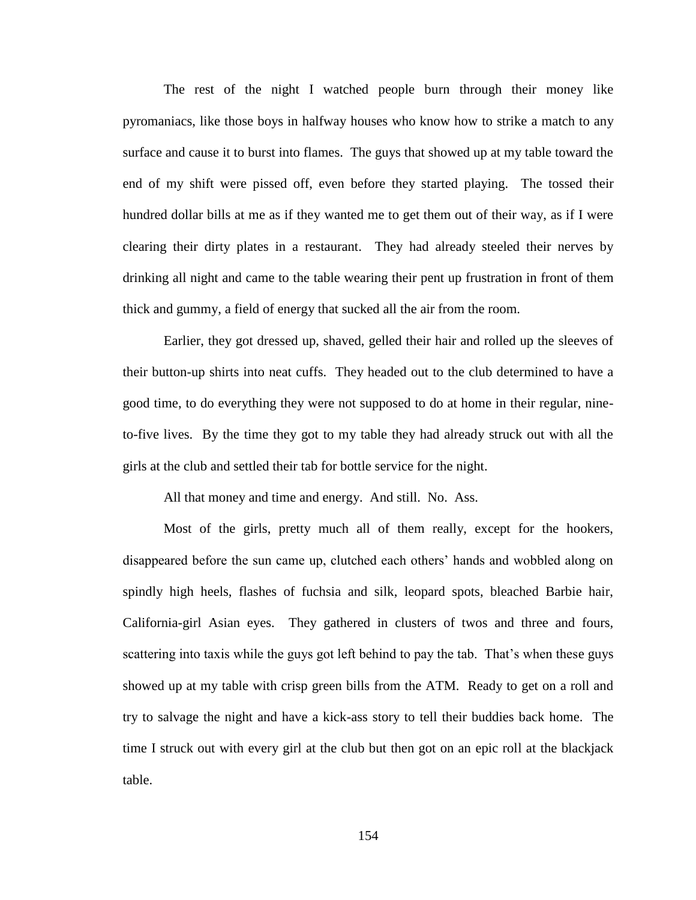The rest of the night I watched people burn through their money like pyromaniacs, like those boys in halfway houses who know how to strike a match to any surface and cause it to burst into flames. The guys that showed up at my table toward the end of my shift were pissed off, even before they started playing. The tossed their hundred dollar bills at me as if they wanted me to get them out of their way, as if I were clearing their dirty plates in a restaurant. They had already steeled their nerves by drinking all night and came to the table wearing their pent up frustration in front of them thick and gummy, a field of energy that sucked all the air from the room.

Earlier, they got dressed up, shaved, gelled their hair and rolled up the sleeves of their button-up shirts into neat cuffs. They headed out to the club determined to have a good time, to do everything they were not supposed to do at home in their regular, nine-to-five lives. By the time they got to my table they had already struck out with all the girls at the club and settled their tab for bottle service for the night.

All that money and time and energy. And still. No. Ass.

Most of the girls, pretty much all of them really, except for the hookers, disappeared before the sun came up, clutched each others' hands and wobbled along on spindly high heels, flashes of fuchsia and silk, leopard spots, bleached Barbie hair, California-girl Asian eyes. They gathered in clusters of twos and three and fours, scattering into taxis while the guys got left behind to pay the tab. That's when these guys showed up at my table with crisp green bills from the ATM. Ready to get on a roll and try to salvage the night and have a kick-ass story to tell their buddies back home. The time I struck out with every girl at the club but then got on an epic roll at the blackjack table.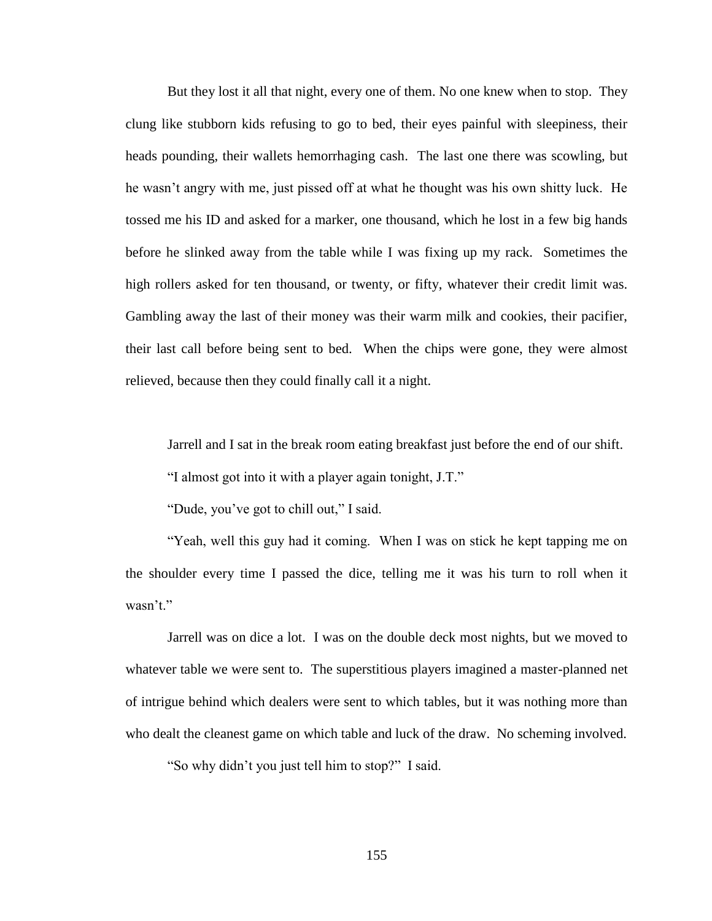But they lost it all that night, every one of them. No one knew when to stop. They clung like stubborn kids refusing to go to bed, their eyes painful with sleepiness, their heads pounding, their wallets hemorrhaging cash. The last one there was scowling, but he wasn't angry with me, just pissed off at what he thought was his own shitty luck. He tossed me his ID and asked for a marker, one thousand, which he lost in a few big hands before he slinked away from the table while I was fixing up my rack. Sometimes the high rollers asked for ten thousand, or twenty, or fifty, whatever their credit limit was. Gambling away the last of their money was their warm milk and cookies, their pacifier, their last call before being sent to bed. When the chips were gone, they were almost relieved, because then they could finally call it a night.

Jarrell and I sat in the break room eating breakfast just before the end of our shift.

"I almost got into it with a player again tonight, J.T."

"Dude, you've got to chill out," I said.

"Yeah, well this guy had it coming. When I was on stick he kept tapping me on the shoulder every time I passed the dice, telling me it was his turn to roll when it wasn't."

Jarrell was on dice a lot. I was on the double deck most nights, but we moved to whatever table we were sent to. The superstitious players imagined a master-planned net of intrigue behind which dealers were sent to which tables, but it was nothing more than who dealt the cleanest game on which table and luck of the draw. No scheming involved.

"So why didn't you just tell him to stop?" I said.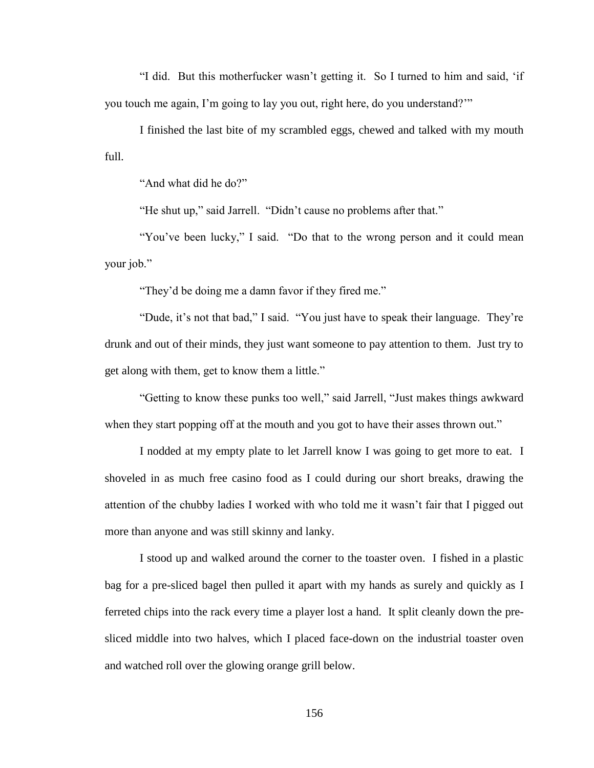"I did. But this motherfucker wasn't getting it. So I turned to him and said, 'if you touch me again, I'm going to lay you out, right here, do you understand?'"

I finished the last bite of my scrambled eggs, chewed and talked with my mouth full.

"And what did he do?"

"He shut up," said Jarrell. "Didn't cause no problems after that."

"You've been lucky," I said. "Do that to the wrong person and it could mean your job."

"They'd be doing me a damn favor if they fired me."

"Dude, it's not that bad," I said. "You just have to speak their language. They're drunk and out of their minds, they just want someone to pay attention to them. Just try to get along with them, get to know them a little."

"Getting to know these punks too well," said Jarrell, "Just makes things awkward when they start popping off at the mouth and you got to have their asses thrown out."

I nodded at my empty plate to let Jarrell know I was going to get more to eat. I shoveled in as much free casino food as I could during our short breaks, drawing the attention of the chubby ladies I worked with who told me it wasn't fair that I pigged out more than anyone and was still skinny and lanky.

I stood up and walked around the corner to the toaster oven. I fished in a plastic bag for a pre-sliced bagel then pulled it apart with my hands as surely and quickly as I ferreted chips into the rack every time a player lost a hand. It split cleanly down the pre-sliced middle into two halves, which I placed face-down on the industrial toaster oven and watched roll over the glowing orange grill below.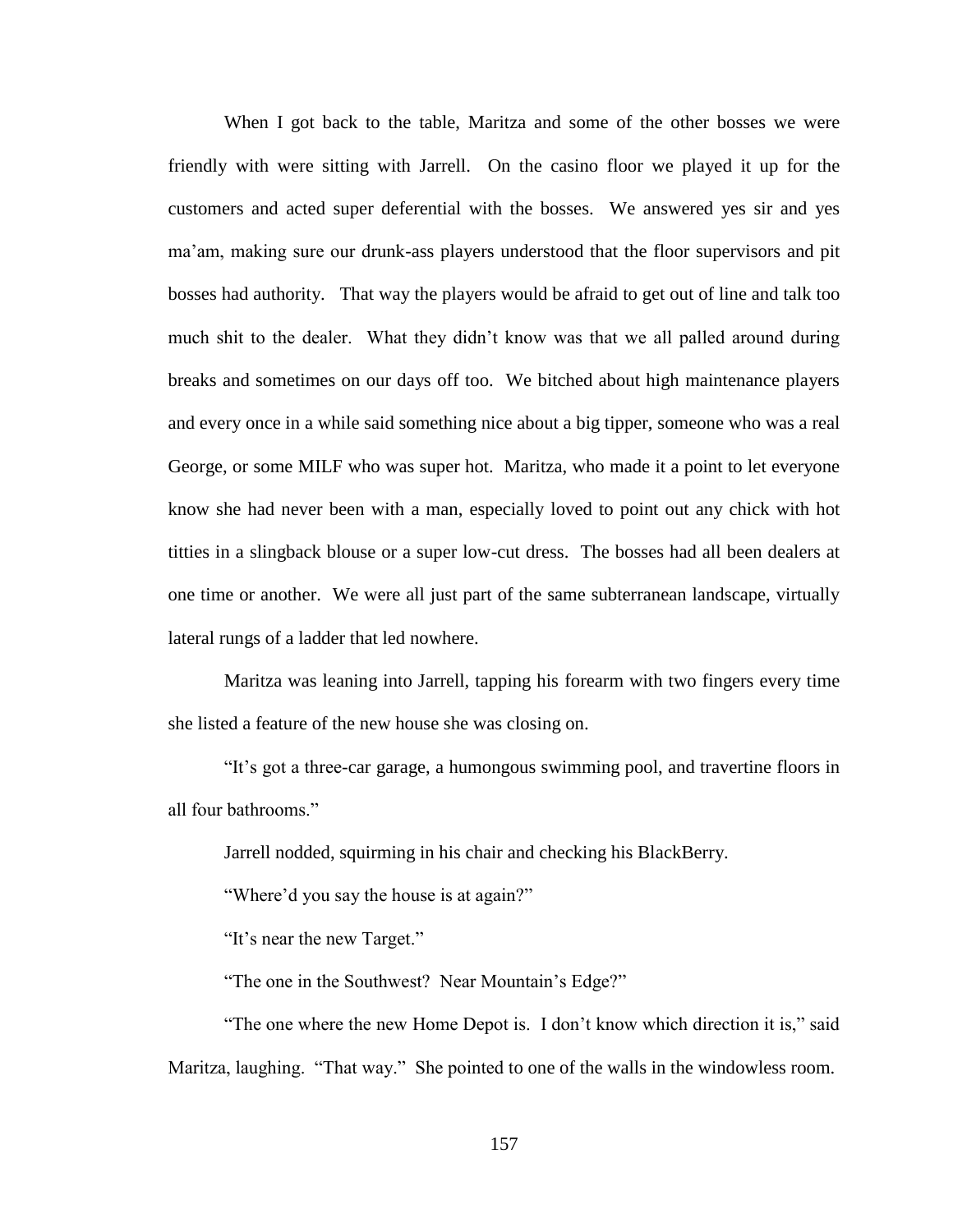When I got back to the table, Maritza and some of the other bosses we were friendly with were sitting with Jarrell. On the casino floor we played it up for the customers and acted super deferential with the bosses. We answered yes sir and yes ma'am, making sure our drunk-ass players understood that the floor supervisors and pit bosses had authority. That way the players would be afraid to get out of line and talk too much shit to the dealer. What they didn't know was that we all palled around during breaks and sometimes on our days off too. We bitched about high maintenance players and every once in a while said something nice about a big tipper, someone who was a real George, or some MILF who was super hot. Maritza, who made it a point to let everyone know she had never been with a man, especially loved to point out any chick with hot titties in a slingback blouse or a super low-cut dress. The bosses had all been dealers at one time or another. We were all just part of the same subterranean landscape, virtually lateral rungs of a ladder that led nowhere.

Maritza was leaning into Jarrell, tapping his forearm with two fingers every time she listed a feature of the new house she was closing on.

"It's got a three-car garage, a humongous swimming pool, and travertine floors in all four bathrooms."

Jarrell nodded, squirming in his chair and checking his BlackBerry.

"Where'd you say the house is at again?"

"It's near the new Target."

"The one in the Southwest? Near Mountain's Edge?"

"The one where the new Home Depot is. I don't know which direction it is," said Maritza, laughing. "That way." She pointed to one of the walls in the windowless room.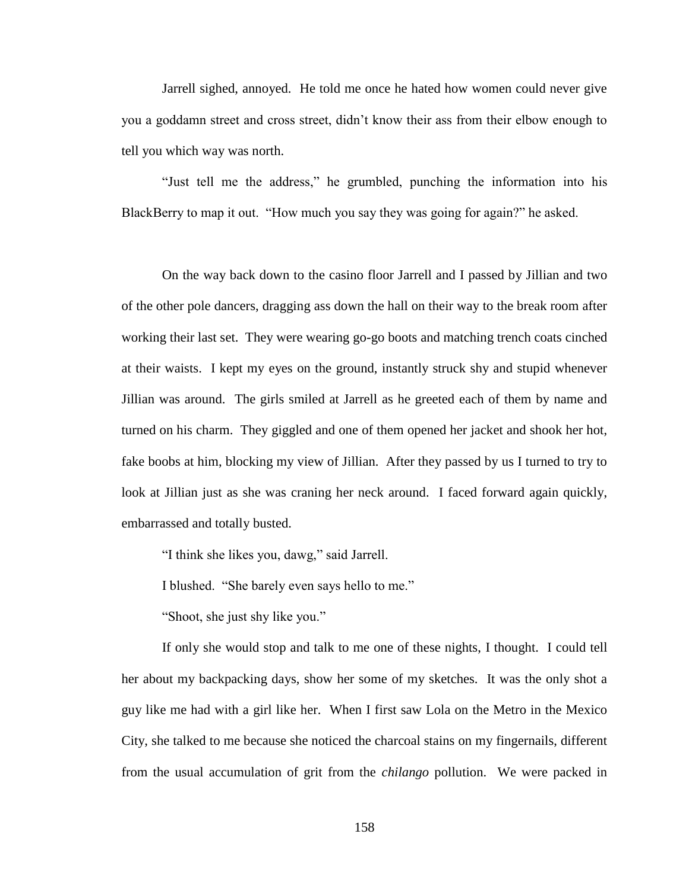Jarrell sighed, annoyed. He told me once he hated how women could never give you a goddamn street and cross street, didn't know their ass from their elbow enough to tell you which way was north.

"Just tell me the address," he grumbled, punching the information into his BlackBerry to map it out. "How much you say they was going for again?" he asked.

On the way back down to the casino floor Jarrell and I passed by Jillian and two of the other pole dancers, dragging ass down the hall on their way to the break room after working their last set. They were wearing go-go boots and matching trench coats cinched at their waists. I kept my eyes on the ground, instantly struck shy and stupid whenever Jillian was around. The girls smiled at Jarrell as he greeted each of them by name and turned on his charm. They giggled and one of them opened her jacket and shook her hot, fake boobs at him, blocking my view of Jillian. After they passed by us I turned to try to look at Jillian just as she was craning her neck around. I faced forward again quickly, embarrassed and totally busted.

"I think she likes you, dawg," said Jarrell.

I blushed. "She barely even says hello to me."

"Shoot, she just shy like you."

If only she would stop and talk to me one of these nights, I thought. I could tell her about my backpacking days, show her some of my sketches. It was the only shot a guy like me had with a girl like her. When I first saw Lola on the Metro in the Mexico City, she talked to me because she noticed the charcoal stains on my fingernails, different from the usual accumulation of grit from the *chilango* pollution. We were packed in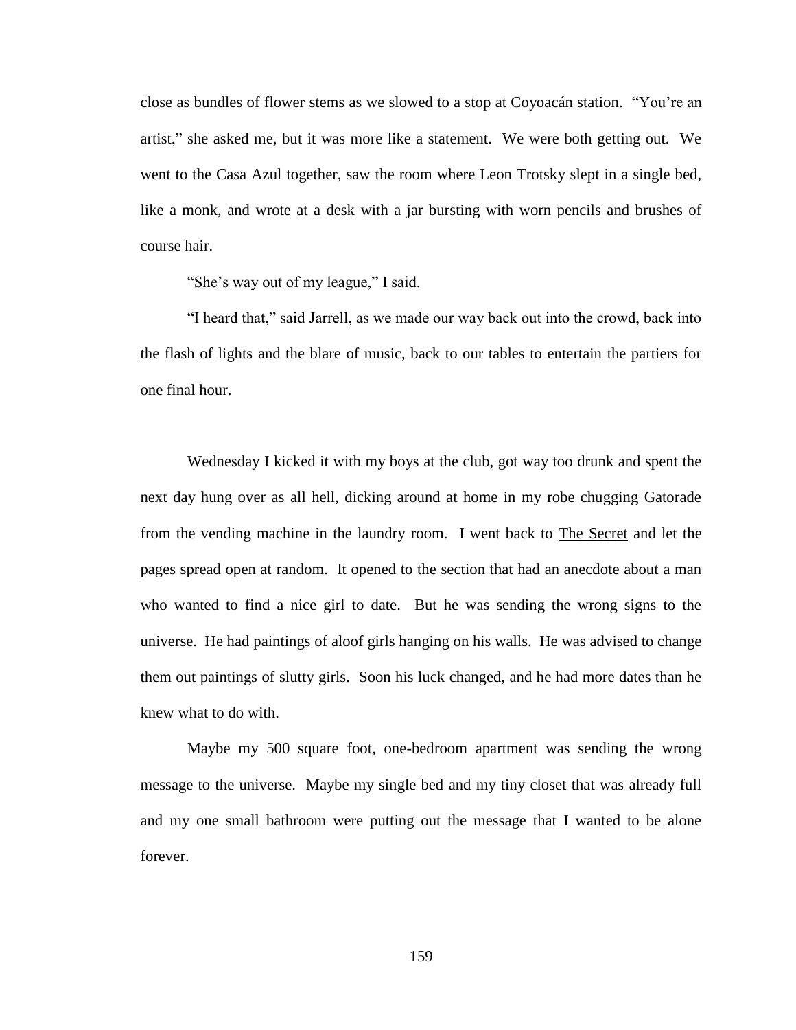close as bundles of flower stems as we slowed to a stop at Coyoacán station. "You're an artist," she asked me, but it was more like a statement. We were both getting out. We went to the Casa Azul together, saw the room where Leon Trotsky slept in a single bed, like a monk, and wrote at a desk with a jar bursting with worn pencils and brushes of course hair.

"She's way out of my league," I said.

"I heard that," said Jarrell, as we made our way back out into the crowd, back into the flash of lights and the blare of music, back to our tables to entertain the partiers for one final hour.

Wednesday I kicked it with my boys at the club, got way too drunk and spent the next day hung over as all hell, dicking around at home in my robe chugging Gatorade from the vending machine in the laundry room. I went back to <u>The Secret</u> and let the pages spread open at random. It opened to the section that had an anecdote about a man who wanted to find a nice girl to date. But he was sending the wrong signs to the universe. He had paintings of aloof girls hanging on his walls. He was advised to change them out paintings of slutty girls. Soon his luck changed, and he had more dates than he knew what to do with.

Maybe my 500 square foot, one-bedroom apartment was sending the wrong message to the universe. Maybe my single bed and my tiny closet that was already full and my one small bathroom were putting out the message that I wanted to be alone forever.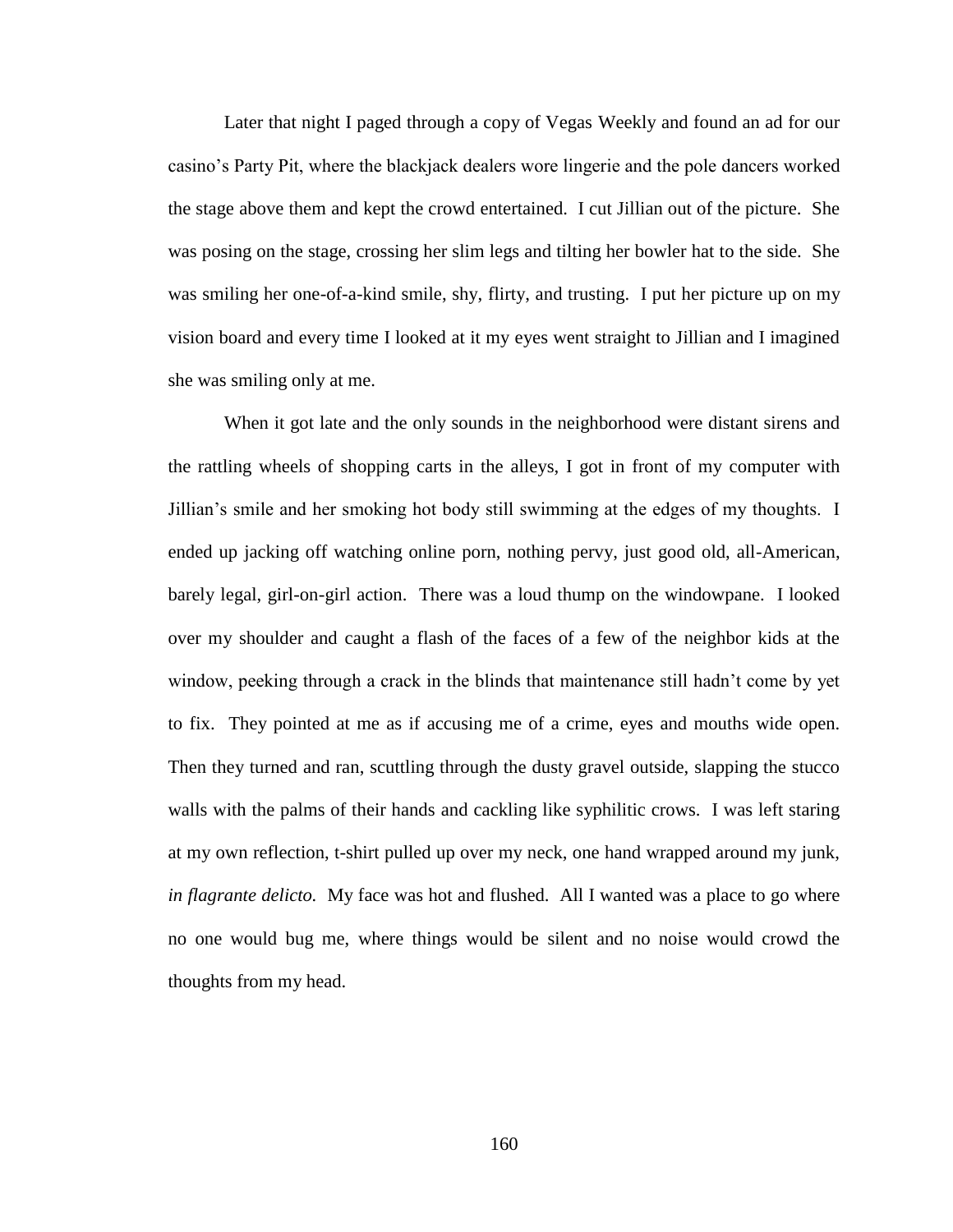Later that night I paged through a copy of Vegas Weekly and found an ad for our casino's Party Pit, where the blackjack dealers wore lingerie and the pole dancers worked the stage above them and kept the crowd entertained. I cut Jillian out of the picture. She was posing on the stage, crossing her slim legs and tilting her bowler hat to the side. She was smiling her one-of-a-kind smile, shy, flirty, and trusting. I put her picture up on my vision board and every time I looked at it my eyes went straight to Jillian and I imagined she was smiling only at me.

When it got late and the only sounds in the neighborhood were distant sirens and the rattling wheels of shopping carts in the alleys, I got in front of my computer with Jillian's smile and her smoking hot body still swimming at the edges of my thoughts. I ended up jacking off watching online porn, nothing pervy, just good old, all-American, barely legal, girl-on-girl action. There was a loud thump on the windowpane. I looked over my shoulder and caught a flash of the faces of a few of the neighbor kids at the window, peeking through a crack in the blinds that maintenance still hadn't come by yet to fix. They pointed at me as if accusing me of a crime, eyes and mouths wide open. Then they turned and ran, scuttling through the dusty gravel outside, slapping the stucco walls with the palms of their hands and cackling like syphilitic crows. I was left staring at my own reflection, t-shirt pulled up over my neck, one hand wrapped around my junk, *in flagrante delicto.* My face was hot and flushed. All I wanted was a place to go where no one would bug me, where things would be silent and no noise would crowd the thoughts from my head.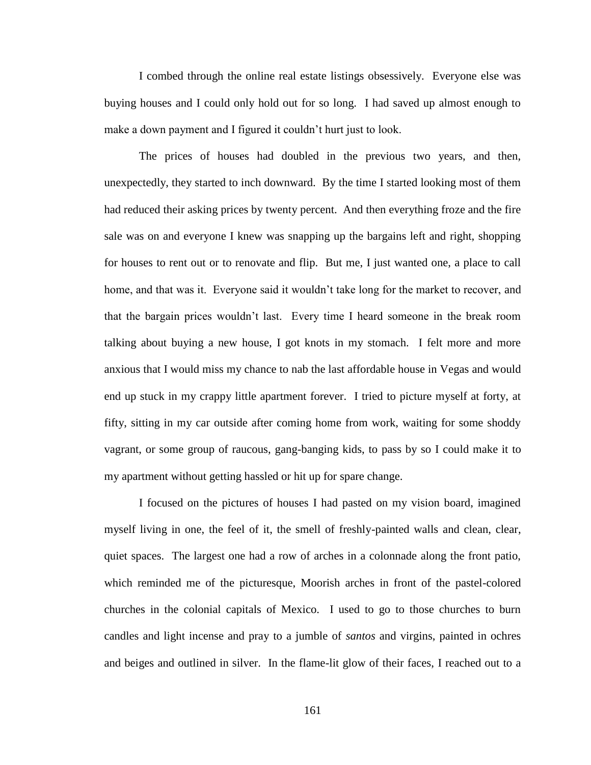I combed through the online real estate listings obsessively. Everyone else was buying houses and I could only hold out for so long. I had saved up almost enough to make a down payment and I figured it couldn't hurt just to look.

The prices of houses had doubled in the previous two years, and then, unexpectedly, they started to inch downward. By the time I started looking most of them had reduced their asking prices by twenty percent. And then everything froze and the fire sale was on and everyone I knew was snapping up the bargains left and right, shopping for houses to rent out or to renovate and flip. But me, I just wanted one, a place to call home, and that was it. Everyone said it wouldn't take long for the market to recover, and that the bargain prices wouldn't last. Every time I heard someone in the break room talking about buying a new house, I got knots in my stomach. I felt more and more anxious that I would miss my chance to nab the last affordable house in Vegas and would end up stuck in my crappy little apartment forever. I tried to picture myself at forty, at fifty, sitting in my car outside after coming home from work, waiting for some shoddy vagrant, or some group of raucous, gang-banging kids, to pass by so I could make it to my apartment without getting hassled or hit up for spare change.

I focused on the pictures of houses I had pasted on my vision board, imagined myself living in one, the feel of it, the smell of freshly-painted walls and clean, clear, quiet spaces. The largest one had a row of arches in a colonnade along the front patio, which reminded me of the picturesque, Moorish arches in front of the pastel-colored churches in the colonial capitals of Mexico. I used to go to those churches to burn candles and light incense and pray to a jumble of *santos* and virgins, painted in ochres and beiges and outlined in silver. In the flame-lit glow of their faces, I reached out to a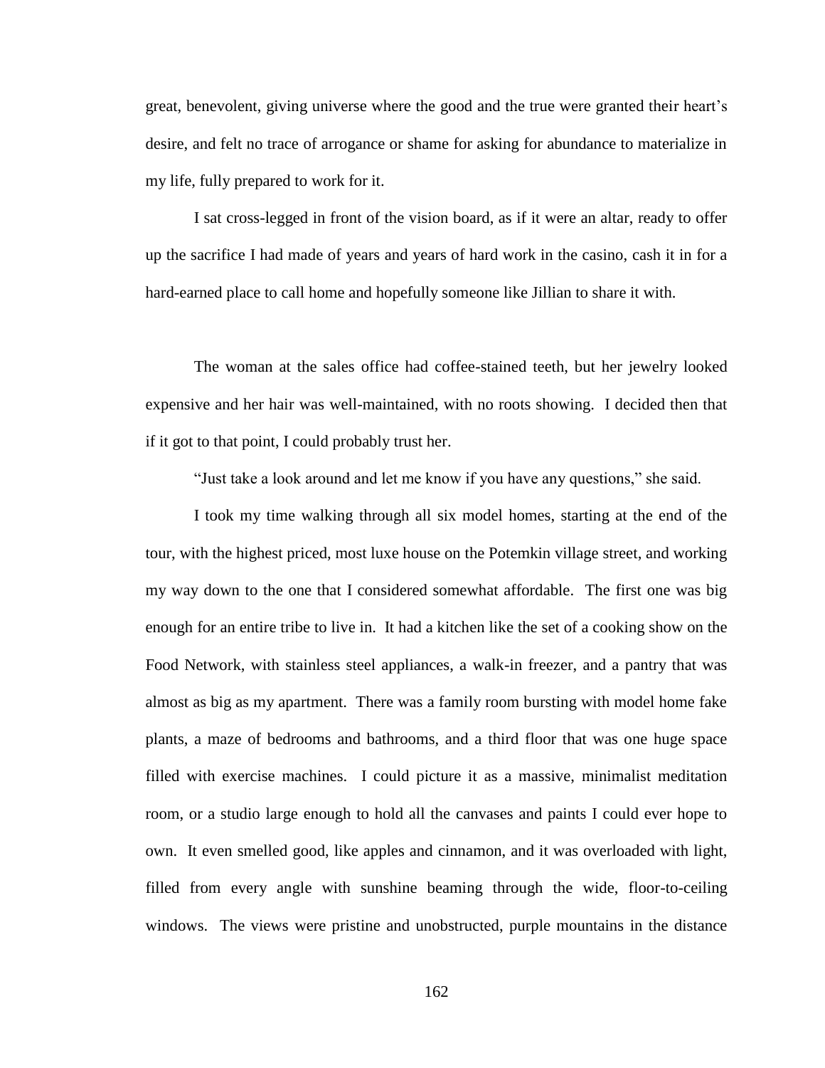great, benevolent, giving universe where the good and the true were granted their heart's desire, and felt no trace of arrogance or shame for asking for abundance to materialize in my life, fully prepared to work for it.

I sat cross-legged in front of the vision board, as if it were an altar, ready to offer up the sacrifice I had made of years and years of hard work in the casino, cash it in for a hard-earned place to call home and hopefully someone like Jillian to share it with.

The woman at the sales office had coffee-stained teeth, but her jewelry looked expensive and her hair was well-maintained, with no roots showing. I decided then that if it got to that point, I could probably trust her.

"Just take a look around and let me know if you have any questions," she said.

I took my time walking through all six model homes, starting at the end of the tour, with the highest priced, most luxe house on the Potemkin village street, and working my way down to the one that I considered somewhat affordable. The first one was big enough for an entire tribe to live in. It had a kitchen like the set of a cooking show on the Food Network, with stainless steel appliances, a walk-in freezer, and a pantry that was almost as big as my apartment. There was a family room bursting with model home fake plants, a maze of bedrooms and bathrooms, and a third floor that was one huge space filled with exercise machines. I could picture it as a massive, minimalist meditation room, or a studio large enough to hold all the canvases and paints I could ever hope to own. It even smelled good, like apples and cinnamon, and it was overloaded with light, filled from every angle with sunshine beaming through the wide, floor-to-ceiling windows. The views were pristine and unobstructed, purple mountains in the distance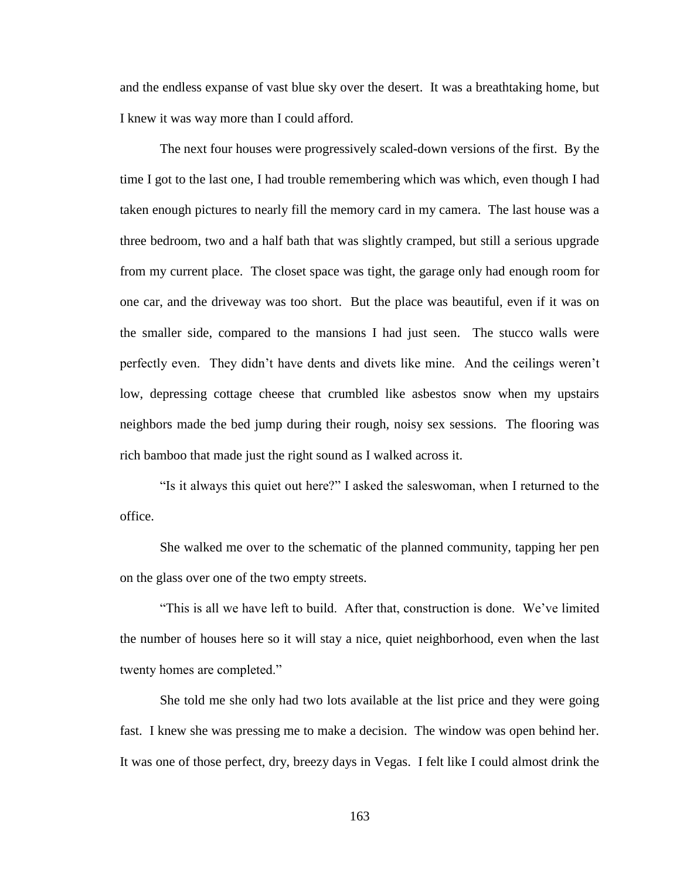and the endless expanse of vast blue sky over the desert. It was a breathtaking home, but I knew it was way more than I could afford.

The next four houses were progressively scaled-down versions of the first. By the time I got to the last one, I had trouble remembering which was which, even though I had taken enough pictures to nearly fill the memory card in my camera. The last house was a three bedroom, two and a half bath that was slightly cramped, but still a serious upgrade from my current place. The closet space was tight, the garage only had enough room for one car, and the driveway was too short. But the place was beautiful, even if it was on the smaller side, compared to the mansions I had just seen. The stucco walls were perfectly even. They didn't have dents and divets like mine. And the ceilings weren't low, depressing cottage cheese that crumbled like asbestos snow when my upstairs neighbors made the bed jump during their rough, noisy sex sessions. The flooring was rich bamboo that made just the right sound as I walked across it.

"Is it always this quiet out here?" I asked the saleswoman, when I returned to the office.

She walked me over to the schematic of the planned community, tapping her pen on the glass over one of the two empty streets.

"This is all we have left to build. After that, construction is done. We've limited the number of houses here so it will stay a nice, quiet neighborhood, even when the last twenty homes are completed."

She told me she only had two lots available at the list price and they were going fast. I knew she was pressing me to make a decision. The window was open behind her. It was one of those perfect, dry, breezy days in Vegas. I felt like I could almost drink the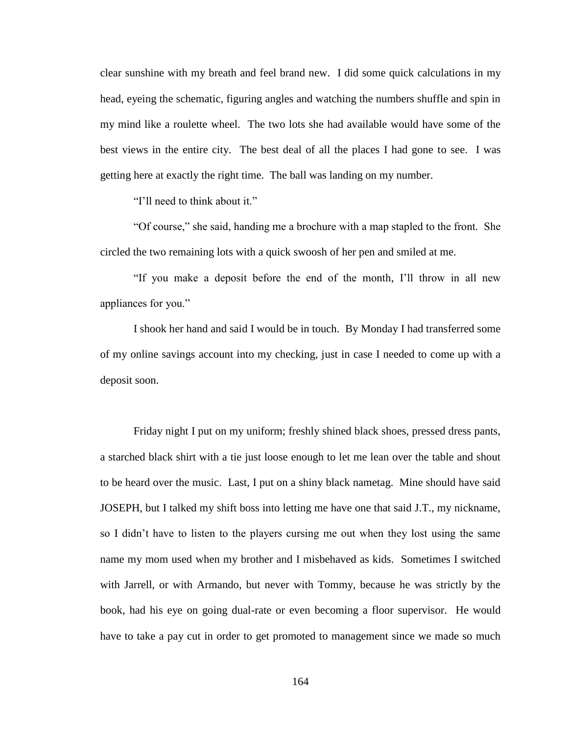clear sunshine with my breath and feel brand new. I did some quick calculations in my head, eyeing the schematic, figuring angles and watching the numbers shuffle and spin in my mind like a roulette wheel. The two lots she had available would have some of the best views in the entire city. The best deal of all the places I had gone to see. I was getting here at exactly the right time. The ball was landing on my number.

"I'll need to think about it."

"Of course," she said, handing me a brochure with a map stapled to the front. She circled the two remaining lots with a quick swoosh of her pen and smiled at me.

"If you make a deposit before the end of the month, I'll throw in all new appliances for you."

I shook her hand and said I would be in touch. By Monday I had transferred some of my online savings account into my checking, just in case I needed to come up with a deposit soon.

Friday night I put on my uniform; freshly shined black shoes, pressed dress pants, a starched black shirt with a tie just loose enough to let me lean over the table and shout to be heard over the music. Last, I put on a shiny black nametag. Mine should have said JOSEPH, but I talked my shift boss into letting me have one that said J.T., my nickname, so I didn't have to listen to the players cursing me out when they lost using the same name my mom used when my brother and I misbehaved as kids. Sometimes I switched with Jarrell, or with Armando, but never with Tommy, because he was strictly by the book, had his eye on going dual-rate or even becoming a floor supervisor. He would have to take a pay cut in order to get promoted to management since we made so much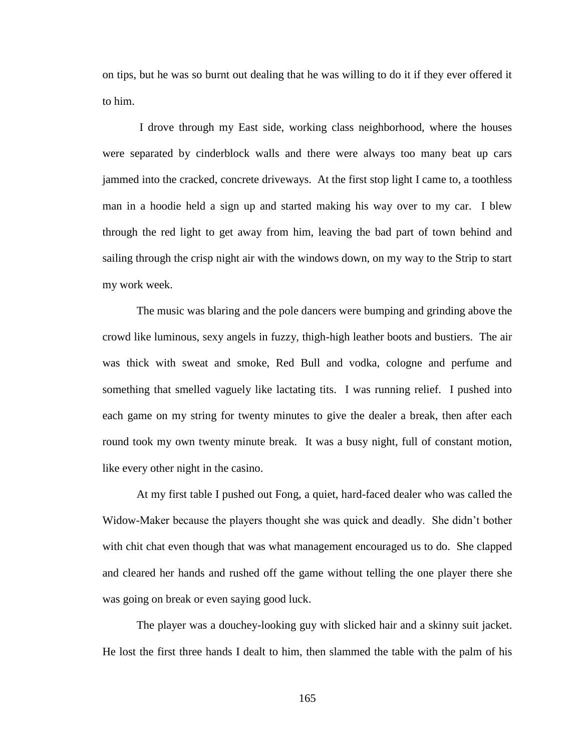on tips, but he was so burnt out dealing that he was willing to do it if they ever offered it to him.

I drove through my East side, working class neighborhood, where the houses were separated by cinderblock walls and there were always too many beat up cars jammed into the cracked, concrete driveways. At the first stop light I came to, a toothless man in a hoodie held a sign up and started making his way over to my car. I blew through the red light to get away from him, leaving the bad part of town behind and sailing through the crisp night air with the windows down, on my way to the Strip to start my work week.

The music was blaring and the pole dancers were bumping and grinding above the crowd like luminous, sexy angels in fuzzy, thigh-high leather boots and bustiers. The air was thick with sweat and smoke, Red Bull and vodka, cologne and perfume and something that smelled vaguely like lactating tits. I was running relief. I pushed into each game on my string for twenty minutes to give the dealer a break, then after each round took my own twenty minute break. It was a busy night, full of constant motion, like every other night in the casino.

At my first table I pushed out Fong, a quiet, hard-faced dealer who was called the Widow-Maker because the players thought she was quick and deadly. She didn't bother with chit chat even though that was what management encouraged us to do. She clapped and cleared her hands and rushed off the game without telling the one player there she was going on break or even saying good luck.

The player was a douchey-looking guy with slicked hair and a skinny suit jacket. He lost the first three hands I dealt to him, then slammed the table with the palm of his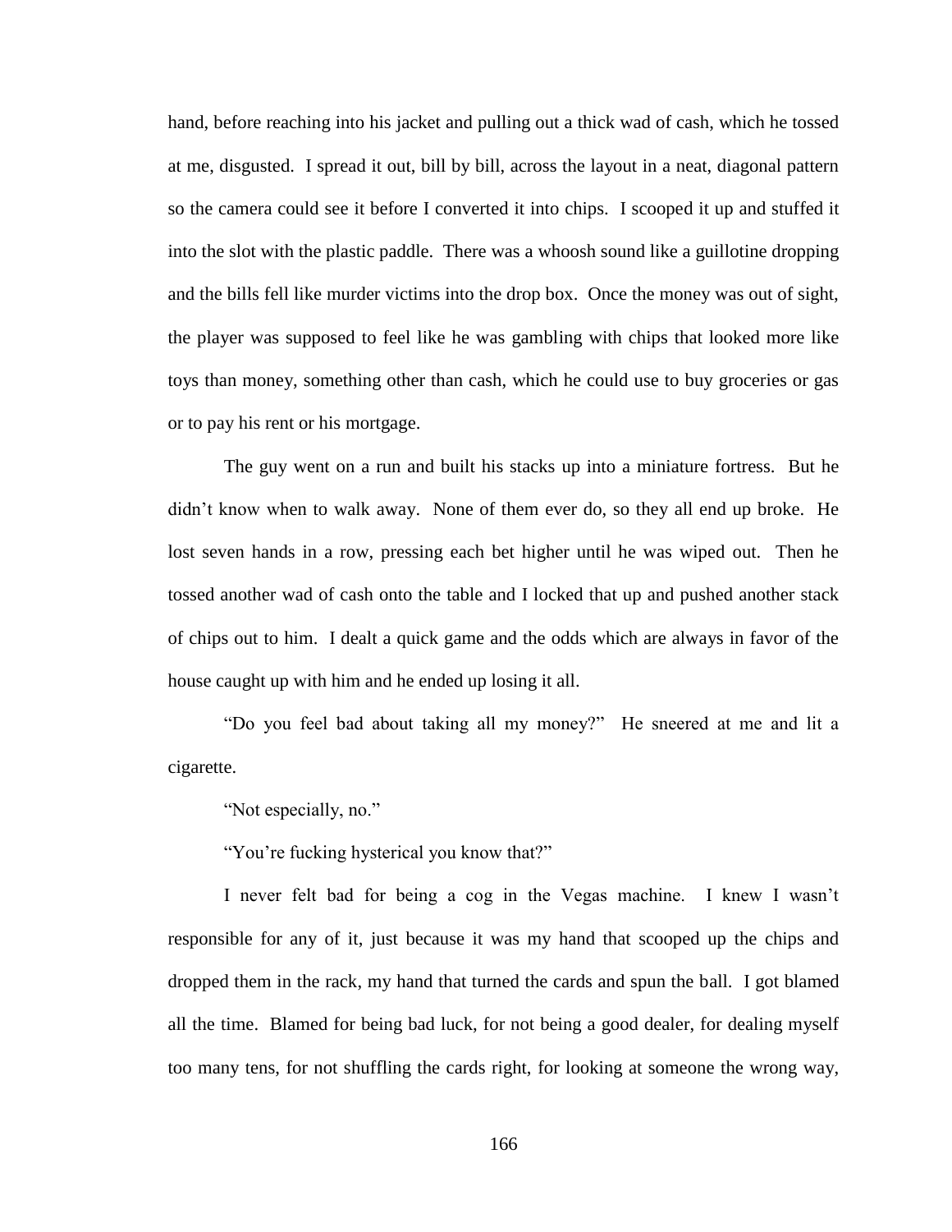hand, before reaching into his jacket and pulling out a thick wad of cash, which he tossed at me, disgusted. I spread it out, bill by bill, across the layout in a neat, diagonal pattern so the camera could see it before I converted it into chips. I scooped it up and stuffed it into the slot with the plastic paddle. There was a whoosh sound like a guillotine dropping and the bills fell like murder victims into the drop box. Once the money was out of sight, the player was supposed to feel like he was gambling with chips that looked more like toys than money, something other than cash, which he could use to buy groceries or gas or to pay his rent or his mortgage.

The guy went on a run and built his stacks up into a miniature fortress. But he didn't know when to walk away. None of them ever do, so they all end up broke. He lost seven hands in a row, pressing each bet higher until he was wiped out. Then he tossed another wad of cash onto the table and I locked that up and pushed another stack of chips out to him. I dealt a quick game and the odds which are always in favor of the house caught up with him and he ended up losing it all.

"Do you feel bad about taking all my money?" He sneered at me and lit a cigarette.

"Not especially, no."

"You're fucking hysterical you know that?"

I never felt bad for being a cog in the Vegas machine. I knew I wasn't responsible for any of it, just because it was my hand that scooped up the chips and dropped them in the rack, my hand that turned the cards and spun the ball. I got blamed all the time. Blamed for being bad luck, for not being a good dealer, for dealing myself too many tens, for not shuffling the cards right, for looking at someone the wrong way,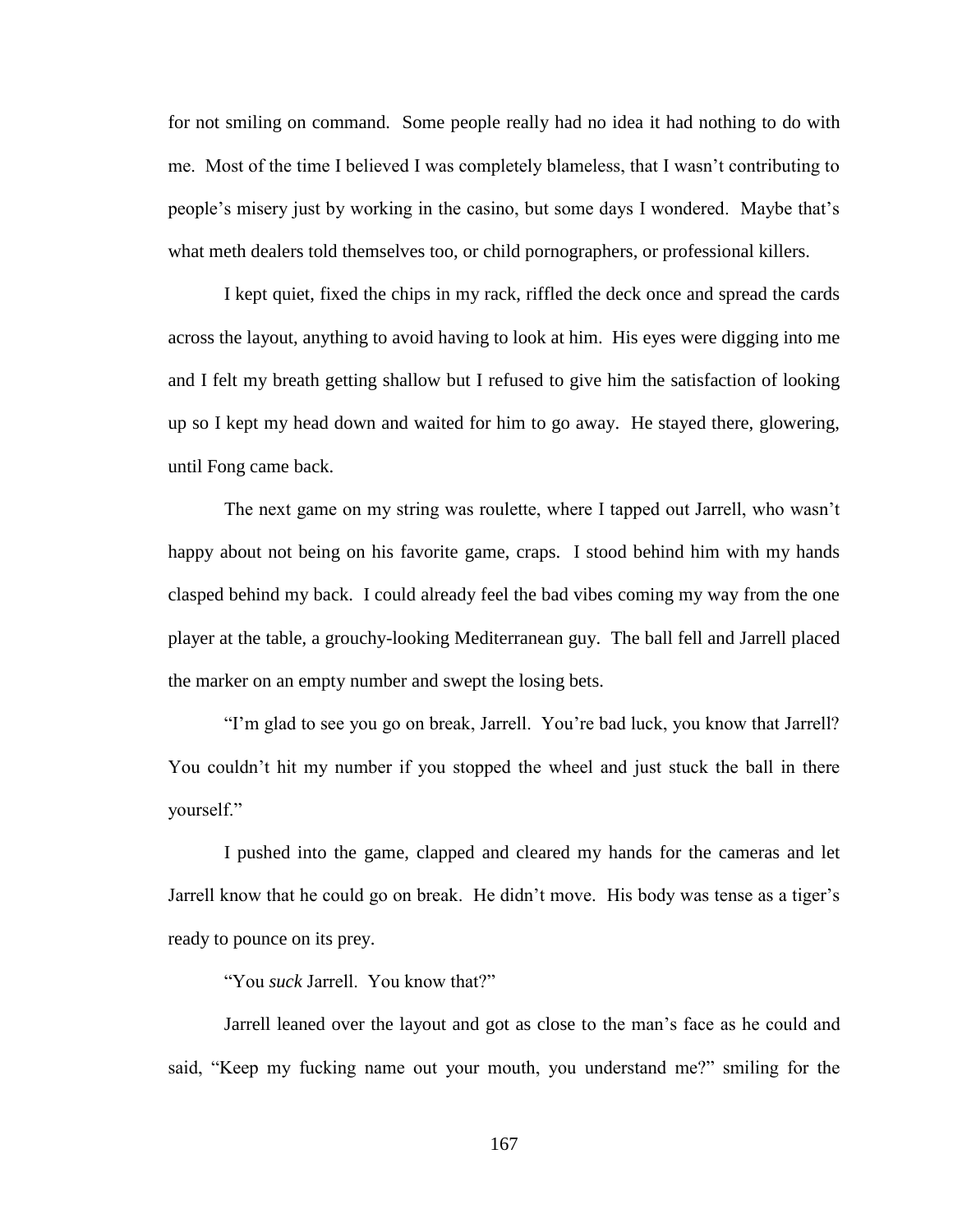for not smiling on command. Some people really had no idea it had nothing to do with me. Most of the time I believed I was completely blameless, that I wasn't contributing to people's misery just by working in the casino, but some days I wondered. Maybe that's what meth dealers told themselves too, or child pornographers, or professional killers.

I kept quiet, fixed the chips in my rack, riffled the deck once and spread the cards across the layout, anything to avoid having to look at him. His eyes were digging into me and I felt my breath getting shallow but I refused to give him the satisfaction of looking up so I kept my head down and waited for him to go away. He stayed there, glowering, until Fong came back.

The next game on my string was roulette, where I tapped out Jarrell, who wasn't happy about not being on his favorite game, craps. I stood behind him with my hands clasped behind my back. I could already feel the bad vibes coming my way from the one player at the table, a grouchy-looking Mediterranean guy. The ball fell and Jarrell placed the marker on an empty number and swept the losing bets.

"I'm glad to see you go on break, Jarrell. You're bad luck, you know that Jarrell? You couldn't hit my number if you stopped the wheel and just stuck the ball in there yourself."

I pushed into the game, clapped and cleared my hands for the cameras and let Jarrell know that he could go on break. He didn't move. His body was tense as a tiger's ready to pounce on its prey.

"You *suck* Jarrell. You know that?"

Jarrell leaned over the layout and got as close to the man's face as he could and said, "Keep my fucking name out your mouth, you understand me?" smiling for the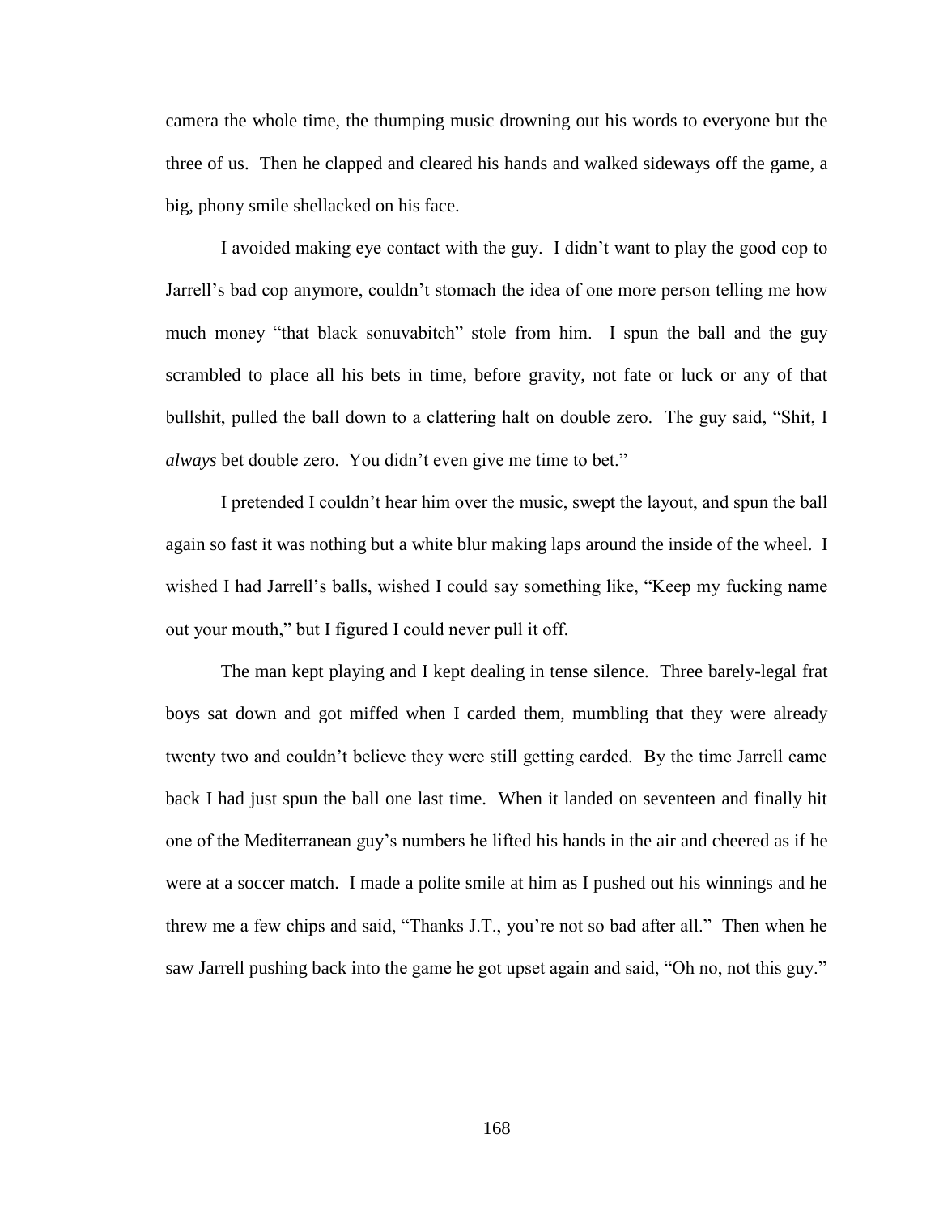camera the whole time, the thumping music drowning out his words to everyone but the three of us. Then he clapped and cleared his hands and walked sideways off the game, a big, phony smile shellacked on his face.

I avoided making eye contact with the guy. I didn't want to play the good cop to Jarrell's bad cop anymore, couldn't stomach the idea of one more person telling me how much money "that black sonuvabitch" stole from him. I spun the ball and the guy scrambled to place all his bets in time, before gravity, not fate or luck or any of that bullshit, pulled the ball down to a clattering halt on double zero. The guy said, "Shit, I *always* bet double zero. You didn't even give me time to bet."

I pretended I couldn't hear him over the music, swept the layout, and spun the ball again so fast it was nothing but a white blur making laps around the inside of the wheel. I wished I had Jarrell's balls, wished I could say something like, "Keep my fucking name out your mouth," but I figured I could never pull it off.

The man kept playing and I kept dealing in tense silence. Three barely-legal frat boys sat down and got miffed when I carded them, mumbling that they were already twenty two and couldn't believe they were still getting carded. By the time Jarrell came back I had just spun the ball one last time. When it landed on seventeen and finally hit one of the Mediterranean guy's numbers he lifted his hands in the air and cheered as if he were at a soccer match. I made a polite smile at him as I pushed out his winnings and he threw me a few chips and said, "Thanks J.T., you're not so bad after all." Then when he saw Jarrell pushing back into the game he got upset again and said, "Oh no, not this guy."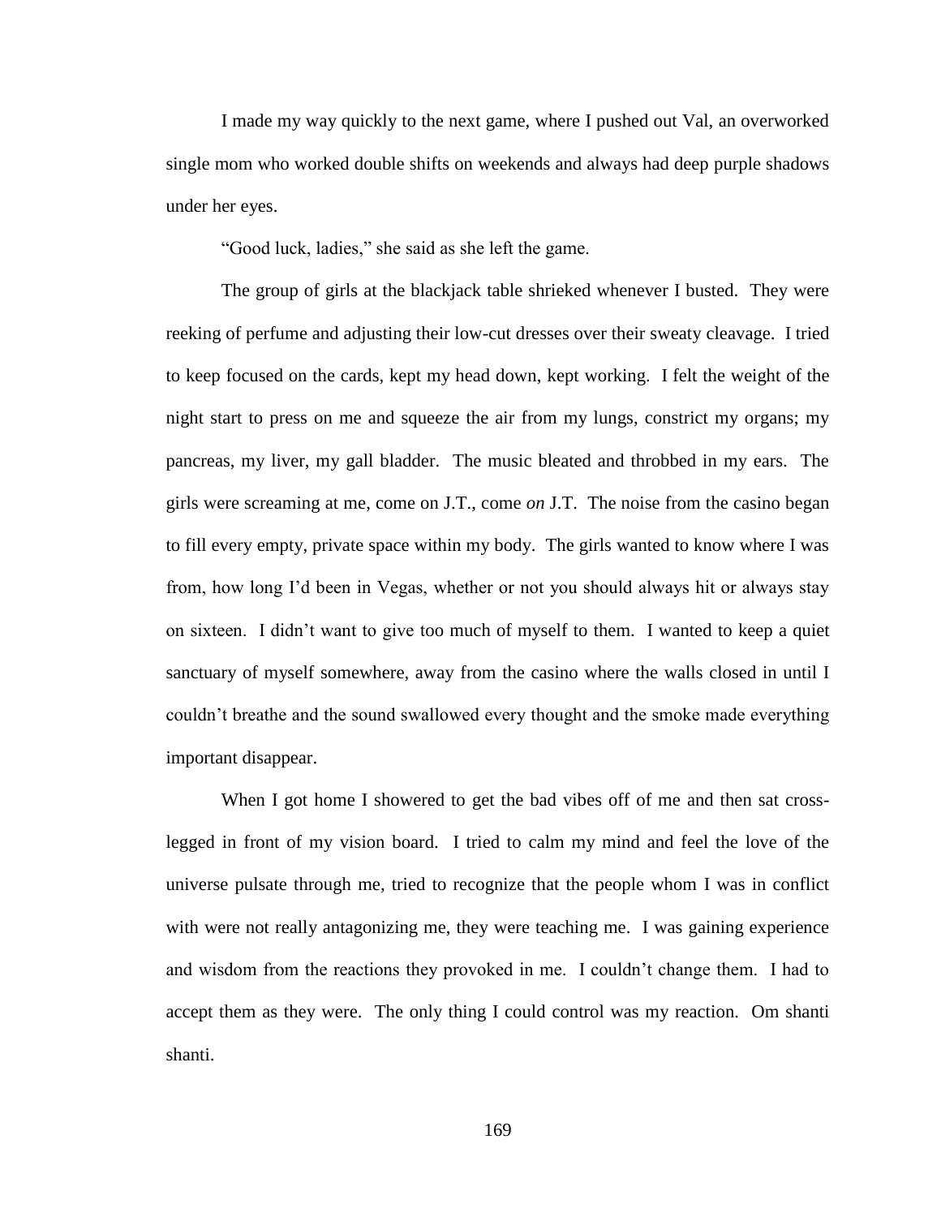I made my way quickly to the next game, where I pushed out Val, an overworked single mom who worked double shifts on weekends and always had deep purple shadows under her eyes.

"Good luck, ladies," she said as she left the game.

The group of girls at the blackjack table shrieked whenever I busted. They were reeking of perfume and adjusting their low-cut dresses over their sweaty cleavage. I tried to keep focused on the cards, kept my head down, kept working. I felt the weight of the night start to press on me and squeeze the air from my lungs, constrict my organs; my pancreas, my liver, my gall bladder. The music bleated and throbbed in my ears. The girls were screaming at me, come on J.T., come *on* J.T. The noise from the casino began to fill every empty, private space within my body. The girls wanted to know where I was from, how long I'd been in Vegas, whether or not you should always hit or always stay on sixteen. I didn't want to give too much of myself to them. I wanted to keep a quiet sanctuary of myself somewhere, away from the casino where the walls closed in until I couldn't breathe and the sound swallowed every thought and the smoke made everything important disappear.

When I got home I showered to get the bad vibes off of me and then sat cross-legged in front of my vision board. I tried to calm my mind and feel the love of the universe pulsate through me, tried to recognize that the people whom I was in conflict with were not really antagonizing me, they were teaching me. I was gaining experience and wisdom from the reactions they provoked in me. I couldn't change them. I had to accept them as they were. The only thing I could control was my reaction. Om shanti shanti.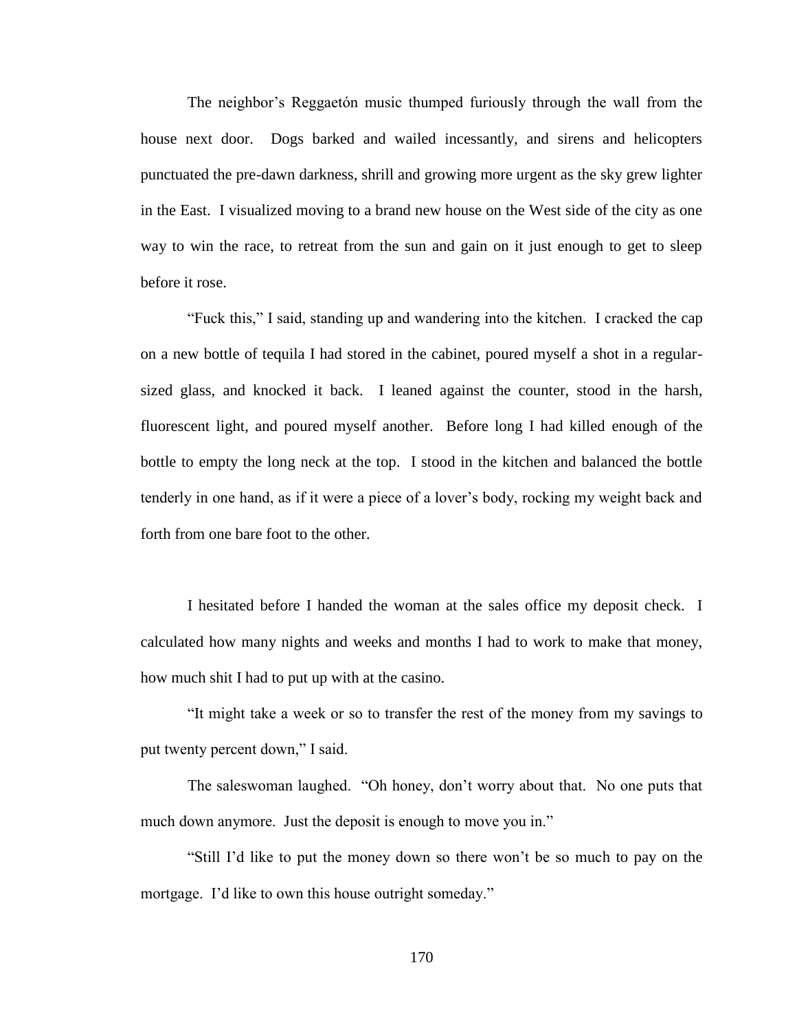The neighbor's Reggaetón music thumped furiously through the wall from the house next door. Dogs barked and wailed incessantly, and sirens and helicopters punctuated the pre-dawn darkness, shrill and growing more urgent as the sky grew lighter in the East. I visualized moving to a brand new house on the West side of the city as one way to win the race, to retreat from the sun and gain on it just enough to get to sleep before it rose.

"Fuck this," I said, standing up and wandering into the kitchen. I cracked the cap on a new bottle of tequila I had stored in the cabinet, poured myself a shot in a regular-sized glass, and knocked it back. I leaned against the counter, stood in the harsh, fluorescent light, and poured myself another. Before long I had killed enough of the bottle to empty the long neck at the top. I stood in the kitchen and balanced the bottle tenderly in one hand, as if it were a piece of a lover's body, rocking my weight back and forth from one bare foot to the other.

I hesitated before I handed the woman at the sales office my deposit check. I calculated how many nights and weeks and months I had to work to make that money, how much shit I had to put up with at the casino.

"It might take a week or so to transfer the rest of the money from my savings to put twenty percent down," I said.

The saleswoman laughed. "Oh honey, don't worry about that. No one puts that much down anymore. Just the deposit is enough to move you in."

"Still I'd like to put the money down so there won't be so much to pay on the mortgage. I'd like to own this house outright someday."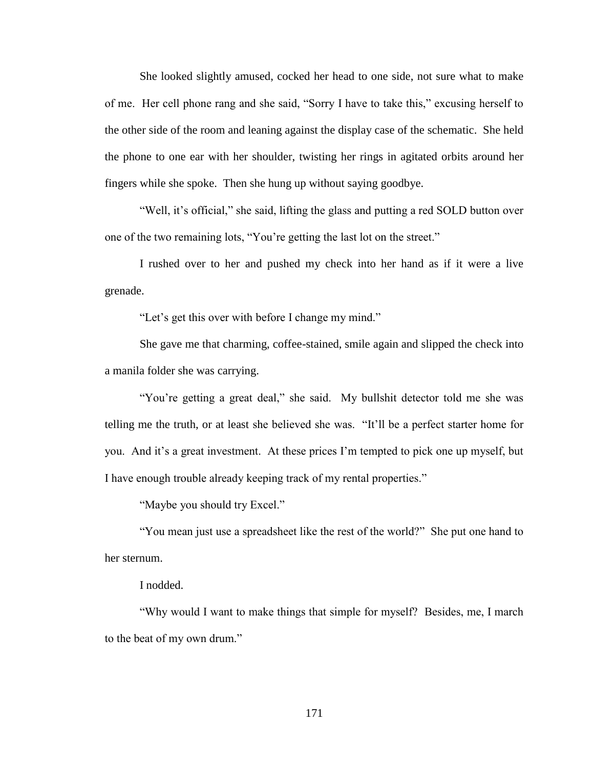She looked slightly amused, cocked her head to one side, not sure what to make of me. Her cell phone rang and she said, "Sorry I have to take this," excusing herself to the other side of the room and leaning against the display case of the schematic. She held the phone to one ear with her shoulder, twisting her rings in agitated orbits around her fingers while she spoke. Then she hung up without saying goodbye.

"Well, it's official," she said, lifting the glass and putting a red SOLD button over one of the two remaining lots, "You're getting the last lot on the street."

I rushed over to her and pushed my check into her hand as if it were a live grenade.

"Let's get this over with before I change my mind."

She gave me that charming, coffee-stained, smile again and slipped the check into a manila folder she was carrying.

"You're getting a great deal," she said. My bullshit detector told me she was telling me the truth, or at least she believed she was. "It'll be a perfect starter home for you. And it's a great investment. At these prices I'm tempted to pick one up myself, but I have enough trouble already keeping track of my rental properties."

"Maybe you should try Excel."

"You mean just use a spreadsheet like the rest of the world?" She put one hand to her sternum.

I nodded.

"Why would I want to make things that simple for myself? Besides, me, I march to the beat of my own drum."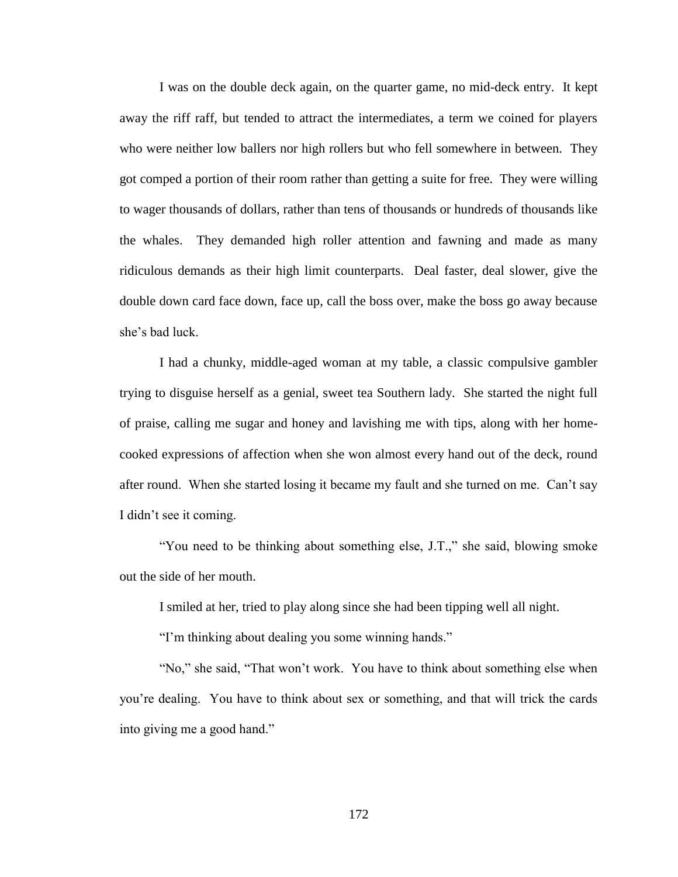I was on the double deck again, on the quarter game, no mid-deck entry. It kept away the riff raff, but tended to attract the intermediates, a term we coined for players who were neither low ballers nor high rollers but who fell somewhere in between. They got comped a portion of their room rather than getting a suite for free. They were willing to wager thousands of dollars, rather than tens of thousands or hundreds of thousands like the whales. They demanded high roller attention and fawning and made as many ridiculous demands as their high limit counterparts. Deal faster, deal slower, give the double down card face down, face up, call the boss over, make the boss go away because she's bad luck.

I had a chunky, middle-aged woman at my table, a classic compulsive gambler trying to disguise herself as a genial, sweet tea Southern lady. She started the night full of praise, calling me sugar and honey and lavishing me with tips, along with her home-cooked expressions of affection when she won almost every hand out of the deck, round after round. When she started losing it became my fault and she turned on me. Can't say I didn't see it coming.

"You need to be thinking about something else, J.T.," she said, blowing smoke out the side of her mouth.

I smiled at her, tried to play along since she had been tipping well all night.

"I'm thinking about dealing you some winning hands."

"No," she said, "That won't work. You have to think about something else when you're dealing. You have to think about sex or something, and that will trick the cards into giving me a good hand."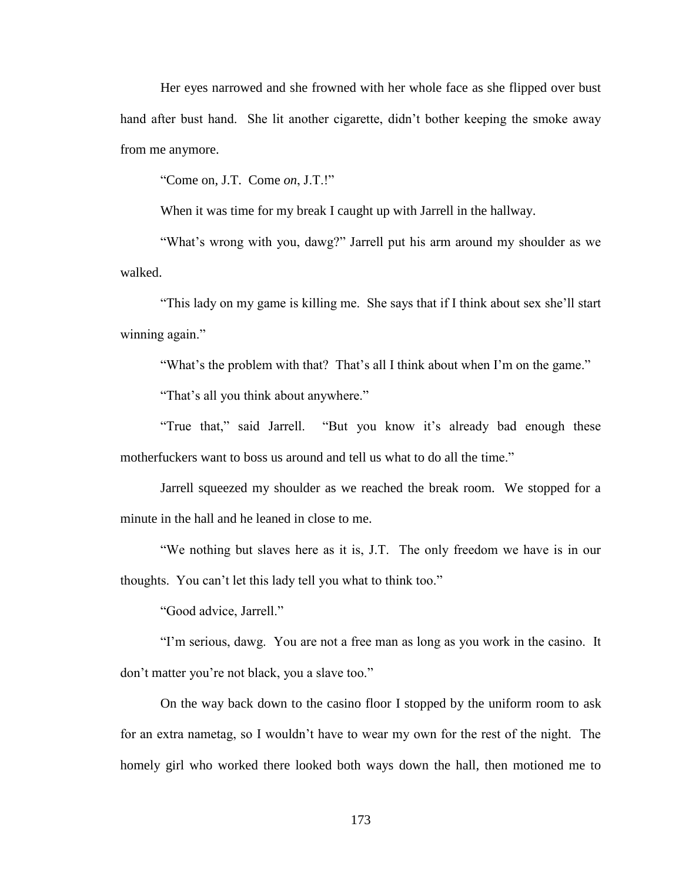Her eyes narrowed and she frowned with her whole face as she flipped over bust hand after bust hand. She lit another cigarette, didn't bother keeping the smoke away from me anymore.

"Come on, J.T. Come *on*, J.T.!"

When it was time for my break I caught up with Jarrell in the hallway.

"What's wrong with you, dawg?" Jarrell put his arm around my shoulder as we walked.

"This lady on my game is killing me. She says that if I think about sex she'll start winning again."

"What's the problem with that? That's all I think about when I'm on the game."

"That's all you think about anywhere."

"True that," said Jarrell. "But you know it's already bad enough these motherfuckers want to boss us around and tell us what to do all the time."

Jarrell squeezed my shoulder as we reached the break room. We stopped for a minute in the hall and he leaned in close to me.

"We nothing but slaves here as it is, J.T. The only freedom we have is in our thoughts. You can't let this lady tell you what to think too."

"Good advice, Jarrell."

"I'm serious, dawg. You are not a free man as long as you work in the casino. It don't matter you're not black, you a slave too."

On the way back down to the casino floor I stopped by the uniform room to ask for an extra nametag, so I wouldn't have to wear my own for the rest of the night. The homely girl who worked there looked both ways down the hall, then motioned me to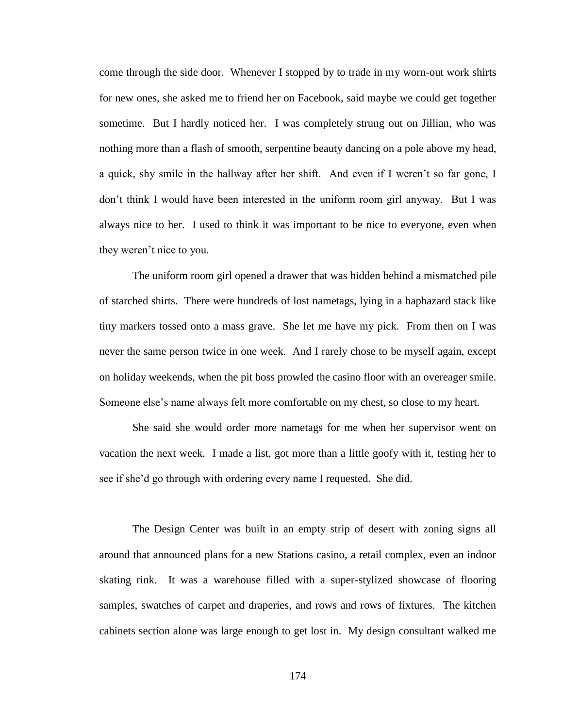come through the side door. Whenever I stopped by to trade in my worn-out work shirts for new ones, she asked me to friend her on Facebook, said maybe we could get together sometime. But I hardly noticed her. I was completely strung out on Jillian, who was nothing more than a flash of smooth, serpentine beauty dancing on a pole above my head, a quick, shy smile in the hallway after her shift. And even if I weren't so far gone, I don't think I would have been interested in the uniform room girl anyway. But I was always nice to her. I used to think it was important to be nice to everyone, even when they weren't nice to you.

The uniform room girl opened a drawer that was hidden behind a mismatched pile of starched shirts. There were hundreds of lost nametags, lying in a haphazard stack like tiny markers tossed onto a mass grave. She let me have my pick. From then on I was never the same person twice in one week. And I rarely chose to be myself again, except on holiday weekends, when the pit boss prowled the casino floor with an overeager smile. Someone else's name always felt more comfortable on my chest, so close to my heart.

She said she would order more nametags for me when her supervisor went on vacation the next week. I made a list, got more than a little goofy with it, testing her to see if she'd go through with ordering every name I requested. She did.

The Design Center was built in an empty strip of desert with zoning signs all around that announced plans for a new Stations casino, a retail complex, even an indoor skating rink. It was a warehouse filled with a super-stylized showcase of flooring samples, swatches of carpet and draperies, and rows and rows of fixtures. The kitchen cabinets section alone was large enough to get lost in. My design consultant walked me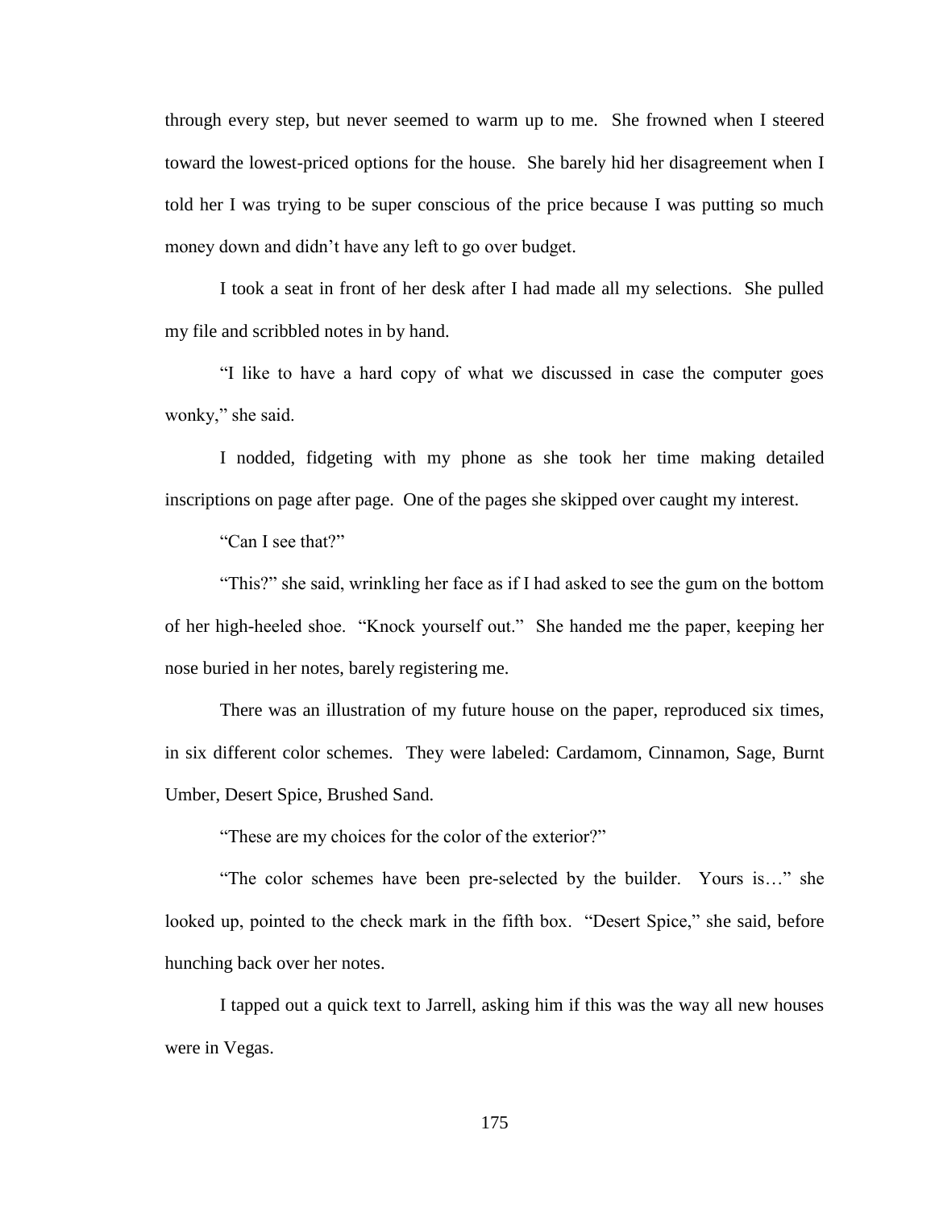through every step, but never seemed to warm up to me. She frowned when I steered toward the lowest-priced options for the house. She barely hid her disagreement when I told her I was trying to be super conscious of the price because I was putting so much money down and didn't have any left to go over budget.

I took a seat in front of her desk after I had made all my selections. She pulled my file and scribbled notes in by hand.

"I like to have a hard copy of what we discussed in case the computer goes wonky," she said.

I nodded, fidgeting with my phone as she took her time making detailed inscriptions on page after page. One of the pages she skipped over caught my interest.

"Can I see that?"

"This?" she said, wrinkling her face as if I had asked to see the gum on the bottom of her high-heeled shoe. "Knock yourself out." She handed me the paper, keeping her nose buried in her notes, barely registering me.

There was an illustration of my future house on the paper, reproduced six times, in six different color schemes. They were labeled: Cardamom, Cinnamon, Sage, Burnt Umber, Desert Spice, Brushed Sand.

"These are my choices for the color of the exterior?"

"The color schemes have been pre-selected by the builder. Yours is…" she looked up, pointed to the check mark in the fifth box. "Desert Spice," she said, before hunching back over her notes.

I tapped out a quick text to Jarrell, asking him if this was the way all new houses were in Vegas.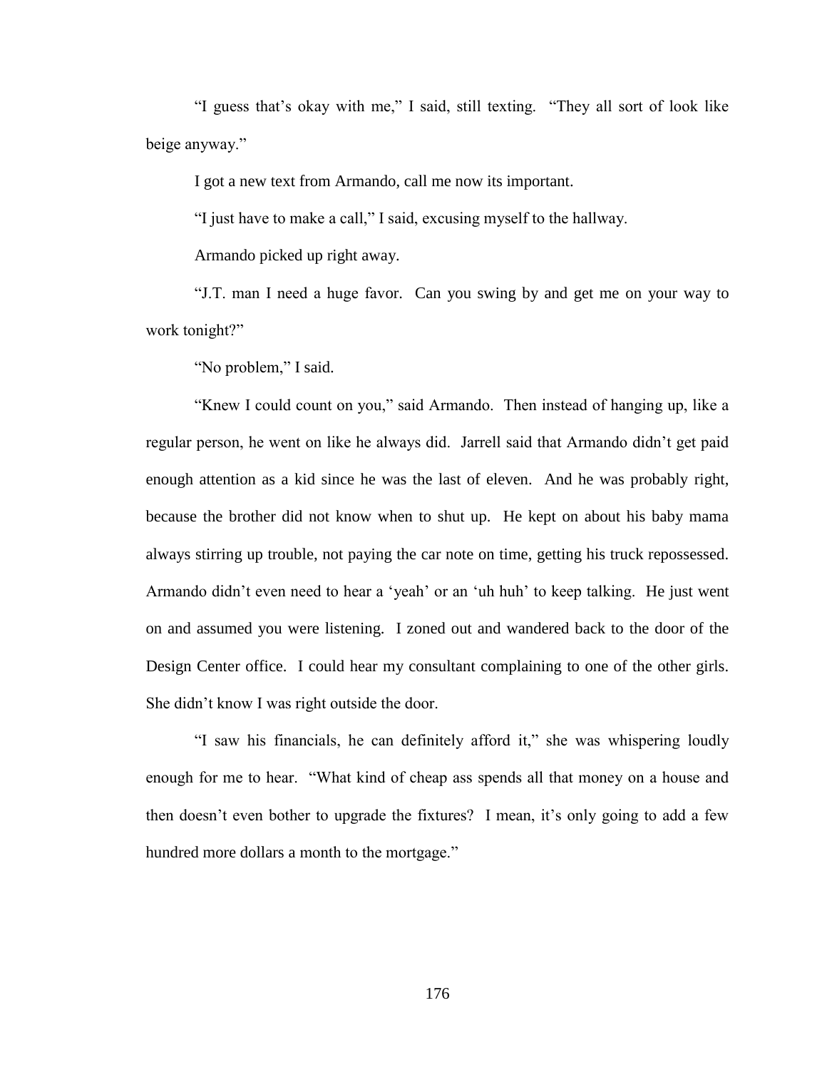"I guess that's okay with me," I said, still texting. "They all sort of look like beige anyway."

I got a new text from Armando, call me now its important.

"I just have to make a call," I said, excusing myself to the hallway.

Armando picked up right away.

"J.T. man I need a huge favor. Can you swing by and get me on your way to work tonight?"

"No problem," I said.

"Knew I could count on you," said Armando. Then instead of hanging up, like a regular person, he went on like he always did. Jarrell said that Armando didn't get paid enough attention as a kid since he was the last of eleven. And he was probably right, because the brother did not know when to shut up. He kept on about his baby mama always stirring up trouble, not paying the car note on time, getting his truck repossessed. Armando didn't even need to hear a 'yeah' or an 'uh huh' to keep talking. He just went on and assumed you were listening. I zoned out and wandered back to the door of the Design Center office. I could hear my consultant complaining to one of the other girls. She didn't know I was right outside the door.

"I saw his financials, he can definitely afford it," she was whispering loudly enough for me to hear. "What kind of cheap ass spends all that money on a house and then doesn't even bother to upgrade the fixtures? I mean, it's only going to add a few hundred more dollars a month to the mortgage."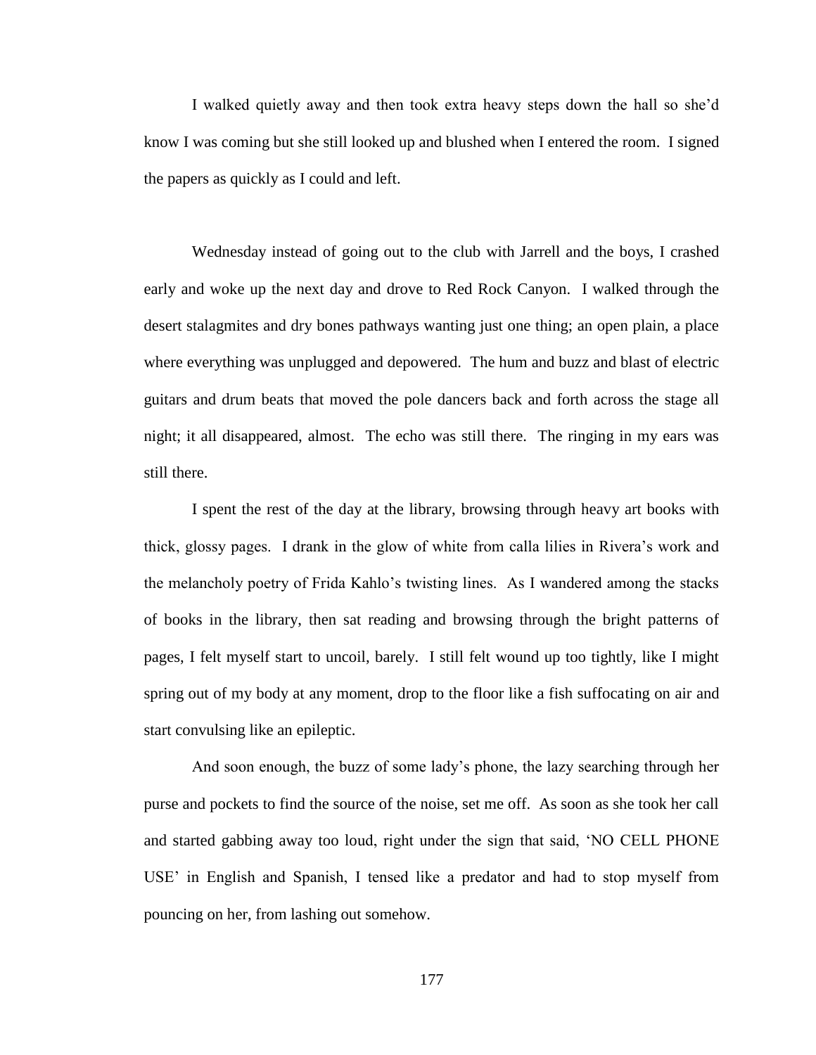I walked quietly away and then took extra heavy steps down the hall so she'd know I was coming but she still looked up and blushed when I entered the room. I signed the papers as quickly as I could and left.

Wednesday instead of going out to the club with Jarrell and the boys, I crashed early and woke up the next day and drove to Red Rock Canyon. I walked through the desert stalagmites and dry bones pathways wanting just one thing; an open plain, a place where everything was unplugged and depowered. The hum and buzz and blast of electric guitars and drum beats that moved the pole dancers back and forth across the stage all night; it all disappeared, almost. The echo was still there. The ringing in my ears was still there.

I spent the rest of the day at the library, browsing through heavy art books with thick, glossy pages. I drank in the glow of white from calla lilies in Rivera's work and the melancholy poetry of Frida Kahlo's twisting lines. As I wandered among the stacks of books in the library, then sat reading and browsing through the bright patterns of pages, I felt myself start to uncoil, barely. I still felt wound up too tightly, like I might spring out of my body at any moment, drop to the floor like a fish suffocating on air and start convulsing like an epileptic.

And soon enough, the buzz of some lady's phone, the lazy searching through her purse and pockets to find the source of the noise, set me off. As soon as she took her call and started gabbing away too loud, right under the sign that said, 'NO CELL PHONE USE' in English and Spanish, I tensed like a predator and had to stop myself from pouncing on her, from lashing out somehow.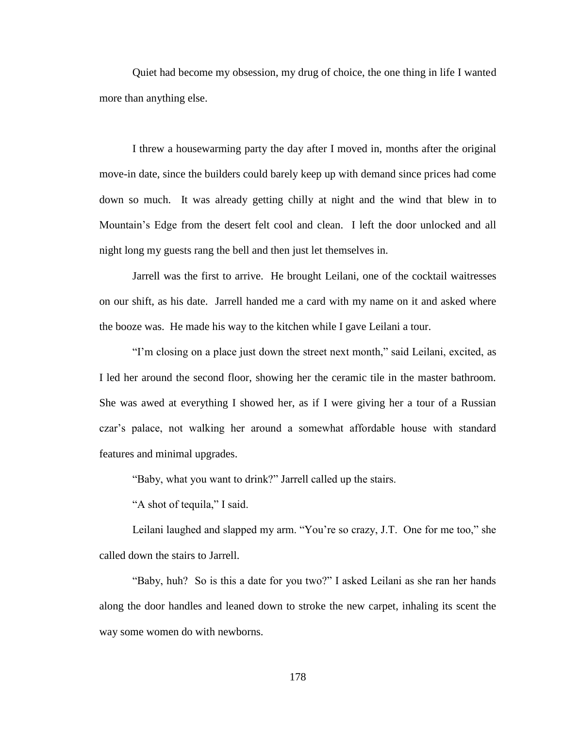Quiet had become my obsession, my drug of choice, the one thing in life I wanted more than anything else.

I threw a housewarming party the day after I moved in, months after the original move-in date, since the builders could barely keep up with demand since prices had come down so much. It was already getting chilly at night and the wind that blew in to Mountain's Edge from the desert felt cool and clean. I left the door unlocked and all night long my guests rang the bell and then just let themselves in.

Jarrell was the first to arrive. He brought Leilani, one of the cocktail waitresses on our shift, as his date. Jarrell handed me a card with my name on it and asked where the booze was. He made his way to the kitchen while I gave Leilani a tour.

"I'm closing on a place just down the street next month," said Leilani, excited, as I led her around the second floor, showing her the ceramic tile in the master bathroom. She was awed at everything I showed her, as if I were giving her a tour of a Russian czar's palace, not walking her around a somewhat affordable house with standard features and minimal upgrades.

"Baby, what you want to drink?" Jarrell called up the stairs.

"A shot of tequila," I said.

Leilani laughed and slapped my arm. "You're so crazy, J.T. One for me too," she called down the stairs to Jarrell.

"Baby, huh? So is this a date for you two?" I asked Leilani as she ran her hands along the door handles and leaned down to stroke the new carpet, inhaling its scent the way some women do with newborns.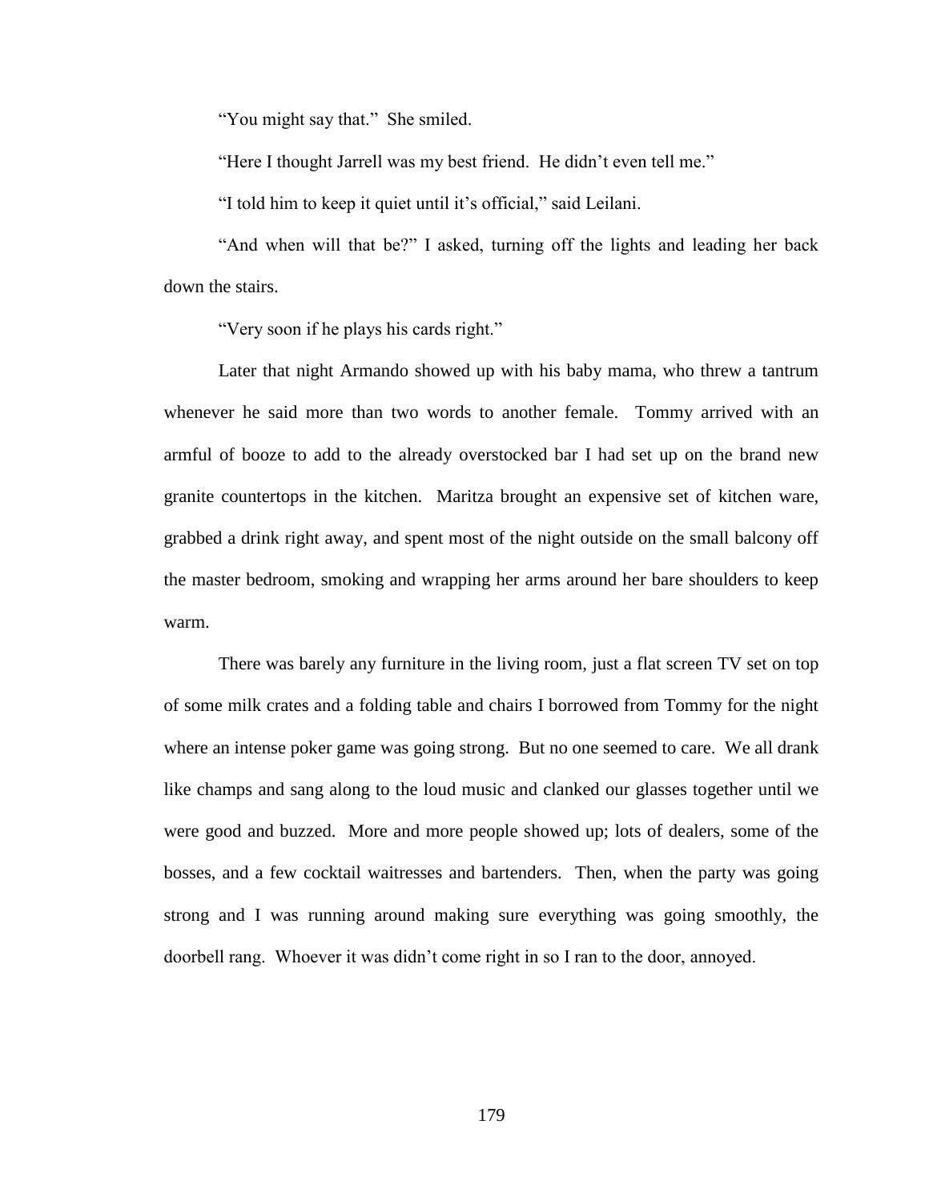"You might say that." She smiled.

"Here I thought Jarrell was my best friend. He didn't even tell me."

"I told him to keep it quiet until it's official," said Leilani.

"And when will that be?" I asked, turning off the lights and leading her back down the stairs.

"Very soon if he plays his cards right."

Later that night Armando showed up with his baby mama, who threw a tantrum whenever he said more than two words to another female. Tommy arrived with an armful of booze to add to the already overstocked bar I had set up on the brand new granite countertops in the kitchen. Maritza brought an expensive set of kitchen ware, grabbed a drink right away, and spent most of the night outside on the small balcony off the master bedroom, smoking and wrapping her arms around her bare shoulders to keep warm.

There was barely any furniture in the living room, just a flat screen TV set on top of some milk crates and a folding table and chairs I borrowed from Tommy for the night where an intense poker game was going strong. But no one seemed to care. We all drank like champs and sang along to the loud music and clanked our glasses together until we were good and buzzed. More and more people showed up; lots of dealers, some of the bosses, and a few cocktail waitresses and bartenders. Then, when the party was going strong and I was running around making sure everything was going smoothly, the doorbell rang. Whoever it was didn't come right in so I ran to the door, annoyed.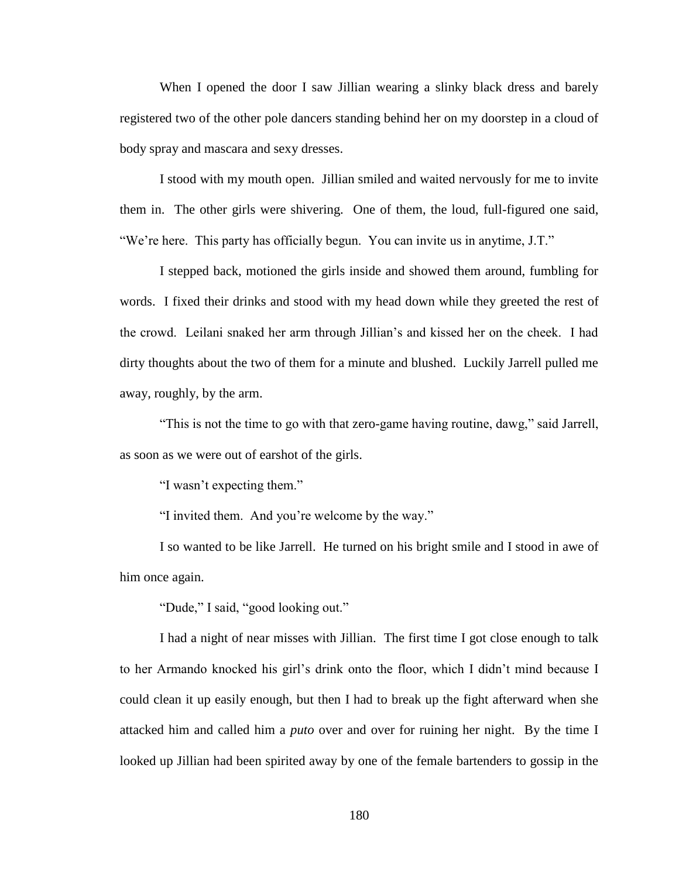When I opened the door I saw Jillian wearing a slinky black dress and barely registered two of the other pole dancers standing behind her on my doorstep in a cloud of body spray and mascara and sexy dresses.

I stood with my mouth open. Jillian smiled and waited nervously for me to invite them in. The other girls were shivering. One of them, the loud, full-figured one said, "We're here. This party has officially begun. You can invite us in anytime, J.T."

I stepped back, motioned the girls inside and showed them around, fumbling for words. I fixed their drinks and stood with my head down while they greeted the rest of the crowd. Leilani snaked her arm through Jillian's and kissed her on the cheek. I had dirty thoughts about the two of them for a minute and blushed. Luckily Jarrell pulled me away, roughly, by the arm.

"This is not the time to go with that zero-game having routine, dawg," said Jarrell, as soon as we were out of earshot of the girls.

"I wasn't expecting them."

"I invited them. And you're welcome by the way."

I so wanted to be like Jarrell. He turned on his bright smile and I stood in awe of him once again.

"Dude," I said, "good looking out."

I had a night of near misses with Jillian. The first time I got close enough to talk to her Armando knocked his girl's drink onto the floor, which I didn't mind because I could clean it up easily enough, but then I had to break up the fight afterward when she attacked him and called him a *puto* over and over for ruining her night. By the time I looked up Jillian had been spirited away by one of the female bartenders to gossip in the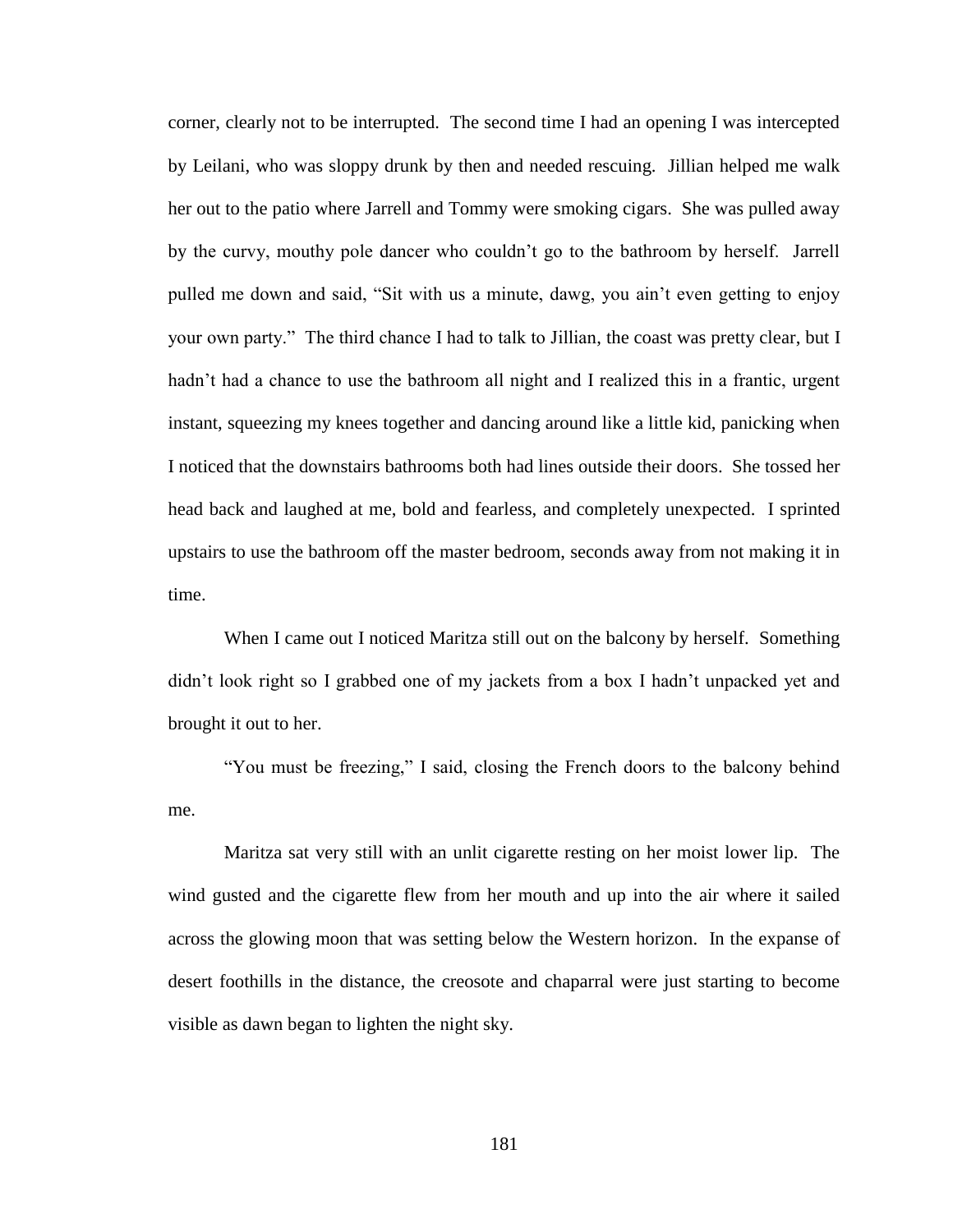corner, clearly not to be interrupted. The second time I had an opening I was intercepted by Leilani, who was sloppy drunk by then and needed rescuing. Jillian helped me walk her out to the patio where Jarrell and Tommy were smoking cigars. She was pulled away by the curvy, mouthy pole dancer who couldn't go to the bathroom by herself. Jarrell pulled me down and said, "Sit with us a minute, dawg, you ain't even getting to enjoy your own party." The third chance I had to talk to Jillian, the coast was pretty clear, but I hadn't had a chance to use the bathroom all night and I realized this in a frantic, urgent instant, squeezing my knees together and dancing around like a little kid, panicking when I noticed that the downstairs bathrooms both had lines outside their doors. She tossed her head back and laughed at me, bold and fearless, and completely unexpected. I sprinted upstairs to use the bathroom off the master bedroom, seconds away from not making it in time.

When I came out I noticed Maritza still out on the balcony by herself. Something didn't look right so I grabbed one of my jackets from a box I hadn't unpacked yet and brought it out to her.

"You must be freezing," I said, closing the French doors to the balcony behind me.

Maritza sat very still with an unlit cigarette resting on her moist lower lip. The wind gusted and the cigarette flew from her mouth and up into the air where it sailed across the glowing moon that was setting below the Western horizon. In the expanse of desert foothills in the distance, the creosote and chaparral were just starting to become visible as dawn began to lighten the night sky.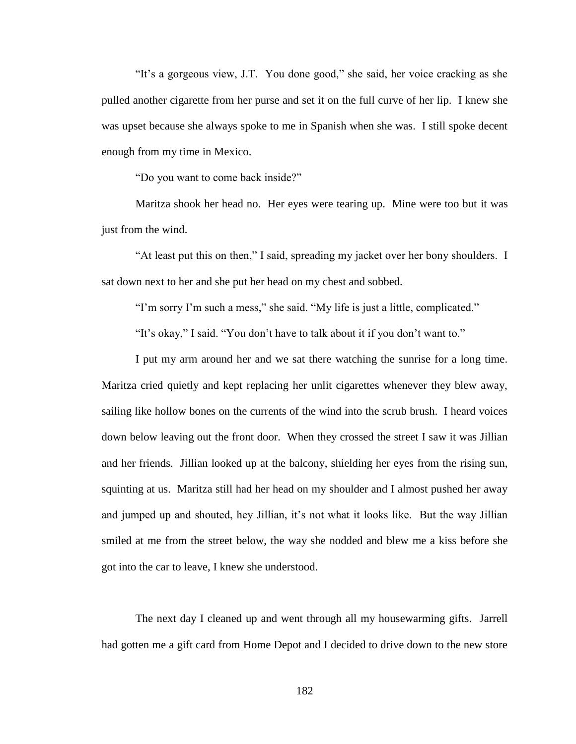"It's a gorgeous view, J.T. You done good," she said, her voice cracking as she pulled another cigarette from her purse and set it on the full curve of her lip. I knew she was upset because she always spoke to me in Spanish when she was. I still spoke decent enough from my time in Mexico.

"Do you want to come back inside?"

Maritza shook her head no. Her eyes were tearing up. Mine were too but it was just from the wind.

"At least put this on then," I said, spreading my jacket over her bony shoulders. I sat down next to her and she put her head on my chest and sobbed.

"I'm sorry I'm such a mess," she said. "My life is just a little, complicated."

"It's okay," I said. "You don't have to talk about it if you don't want to."

I put my arm around her and we sat there watching the sunrise for a long time. Maritza cried quietly and kept replacing her unlit cigarettes whenever they blew away, sailing like hollow bones on the currents of the wind into the scrub brush. I heard voices down below leaving out the front door. When they crossed the street I saw it was Jillian and her friends. Jillian looked up at the balcony, shielding her eyes from the rising sun, squinting at us. Maritza still had her head on my shoulder and I almost pushed her away and jumped up and shouted, hey Jillian, it's not what it looks like. But the way Jillian smiled at me from the street below, the way she nodded and blew me a kiss before she got into the car to leave, I knew she understood.

The next day I cleaned up and went through all my housewarming gifts. Jarrell had gotten me a gift card from Home Depot and I decided to drive down to the new store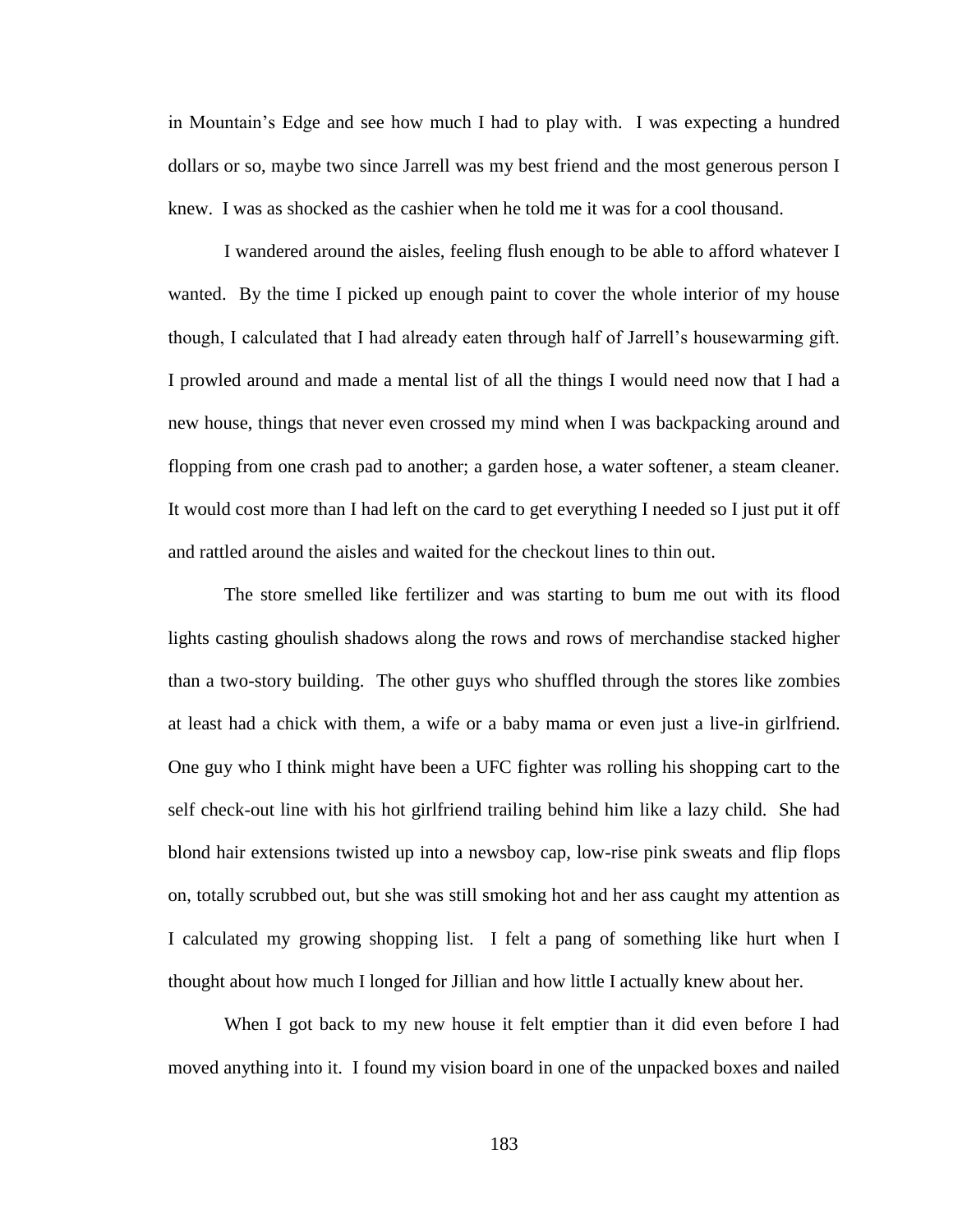in Mountain's Edge and see how much I had to play with. I was expecting a hundred dollars or so, maybe two since Jarrell was my best friend and the most generous person I knew. I was as shocked as the cashier when he told me it was for a cool thousand.

I wandered around the aisles, feeling flush enough to be able to afford whatever I wanted. By the time I picked up enough paint to cover the whole interior of my house though, I calculated that I had already eaten through half of Jarrell's housewarming gift. I prowled around and made a mental list of all the things I would need now that I had a new house, things that never even crossed my mind when I was backpacking around and flopping from one crash pad to another; a garden hose, a water softener, a steam cleaner. It would cost more than I had left on the card to get everything I needed so I just put it off and rattled around the aisles and waited for the checkout lines to thin out.

The store smelled like fertilizer and was starting to bum me out with its flood lights casting ghoulish shadows along the rows and rows of merchandise stacked higher than a two-story building. The other guys who shuffled through the stores like zombies at least had a chick with them, a wife or a baby mama or even just a live-in girlfriend. One guy who I think might have been a UFC fighter was rolling his shopping cart to the self check-out line with his hot girlfriend trailing behind him like a lazy child. She had blond hair extensions twisted up into a newsboy cap, low-rise pink sweats and flip flops on, totally scrubbed out, but she was still smoking hot and her ass caught my attention as I calculated my growing shopping list. I felt a pang of something like hurt when I thought about how much I longed for Jillian and how little I actually knew about her.

When I got back to my new house it felt emptier than it did even before I had moved anything into it. I found my vision board in one of the unpacked boxes and nailed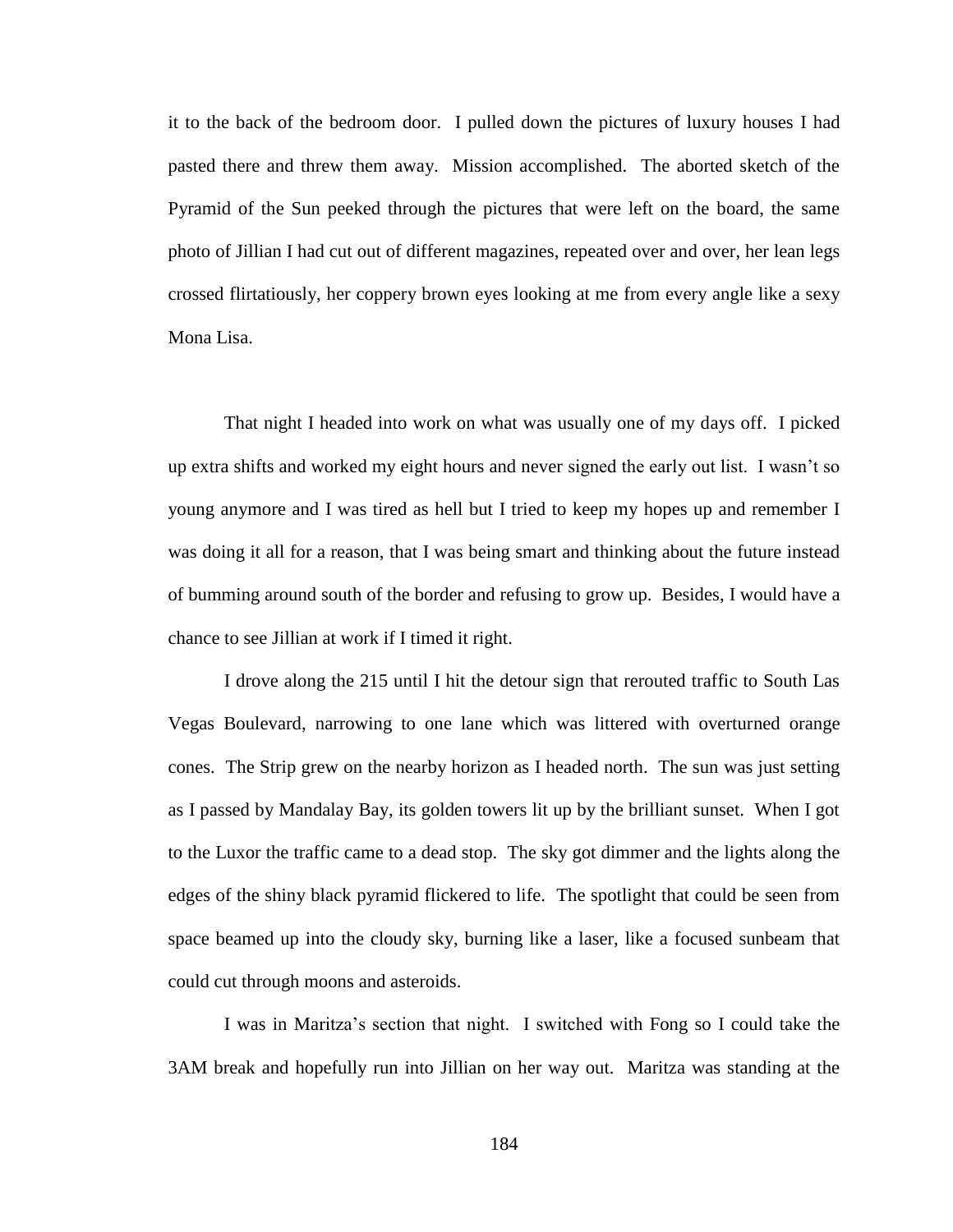it to the back of the bedroom door. I pulled down the pictures of luxury houses I had pasted there and threw them away. Mission accomplished. The aborted sketch of the Pyramid of the Sun peeked through the pictures that were left on the board, the same photo of Jillian I had cut out of different magazines, repeated over and over, her lean legs crossed flirtatiously, her coppery brown eyes looking at me from every angle like a sexy Mona Lisa.

That night I headed into work on what was usually one of my days off. I picked up extra shifts and worked my eight hours and never signed the early out list. I wasn't so young anymore and I was tired as hell but I tried to keep my hopes up and remember I was doing it all for a reason, that I was being smart and thinking about the future instead of bumming around south of the border and refusing to grow up. Besides, I would have a chance to see Jillian at work if I timed it right.

I drove along the 215 until I hit the detour sign that rerouted traffic to South Las Vegas Boulevard, narrowing to one lane which was littered with overturned orange cones. The Strip grew on the nearby horizon as I headed north. The sun was just setting as I passed by Mandalay Bay, its golden towers lit up by the brilliant sunset. When I got to the Luxor the traffic came to a dead stop. The sky got dimmer and the lights along the edges of the shiny black pyramid flickered to life. The spotlight that could be seen from space beamed up into the cloudy sky, burning like a laser, like a focused sunbeam that could cut through moons and asteroids.

I was in Maritza's section that night. I switched with Fong so I could take the 3AM break and hopefully run into Jillian on her way out. Maritza was standing at the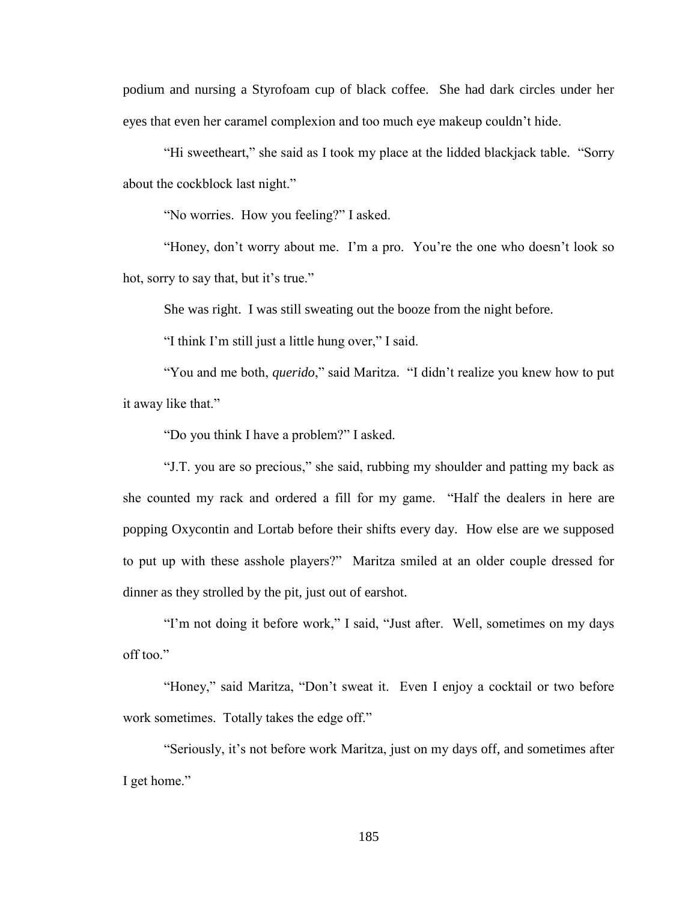podium and nursing a Styrofoam cup of black coffee. She had dark circles under her eyes that even her caramel complexion and too much eye makeup couldn't hide.

"Hi sweetheart," she said as I took my place at the lidded blackjack table. "Sorry about the cockblock last night."

"No worries. How you feeling?" I asked.

"Honey, don't worry about me. I'm a pro. You're the one who doesn't look so hot, sorry to say that, but it's true."

She was right. I was still sweating out the booze from the night before.

"I think I'm still just a little hung over," I said.

"You and me both, *querido*," said Maritza. "I didn't realize you knew how to put it away like that."

"Do you think I have a problem?" I asked.

"J.T. you are so precious," she said, rubbing my shoulder and patting my back as she counted my rack and ordered a fill for my game. "Half the dealers in here are popping Oxycontin and Lortab before their shifts every day. How else are we supposed to put up with these asshole players?" Maritza smiled at an older couple dressed for dinner as they strolled by the pit, just out of earshot.

"I'm not doing it before work," I said, "Just after. Well, sometimes on my days off too."

"Honey," said Maritza, "Don't sweat it. Even I enjoy a cocktail or two before work sometimes. Totally takes the edge off."

"Seriously, it's not before work Maritza, just on my days off, and sometimes after I get home."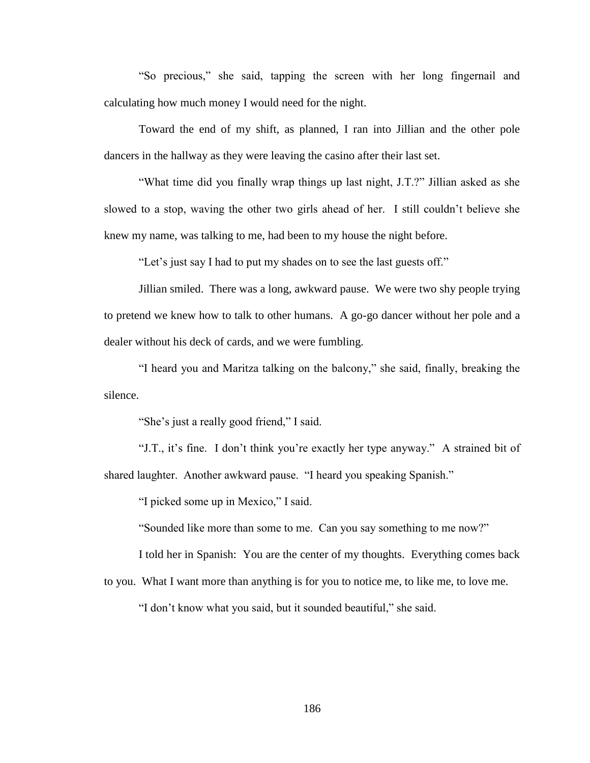"So precious," she said, tapping the screen with her long fingernail and calculating how much money I would need for the night.

Toward the end of my shift, as planned, I ran into Jillian and the other pole dancers in the hallway as they were leaving the casino after their last set.

"What time did you finally wrap things up last night, J.T.?" Jillian asked as she slowed to a stop, waving the other two girls ahead of her. I still couldn't believe she knew my name, was talking to me, had been to my house the night before.

"Let's just say I had to put my shades on to see the last guests off."

Jillian smiled. There was a long, awkward pause. We were two shy people trying to pretend we knew how to talk to other humans. A go-go dancer without her pole and a dealer without his deck of cards, and we were fumbling.

"I heard you and Maritza talking on the balcony," she said, finally, breaking the silence.

"She's just a really good friend," I said.

"J.T., it's fine. I don't think you're exactly her type anyway." A strained bit of shared laughter. Another awkward pause. "I heard you speaking Spanish."

"I picked some up in Mexico," I said.

"Sounded like more than some to me. Can you say something to me now?"

I told her in Spanish: You are the center of my thoughts. Everything comes back to you. What I want more than anything is for you to notice me, to like me, to love me.

"I don't know what you said, but it sounded beautiful," she said.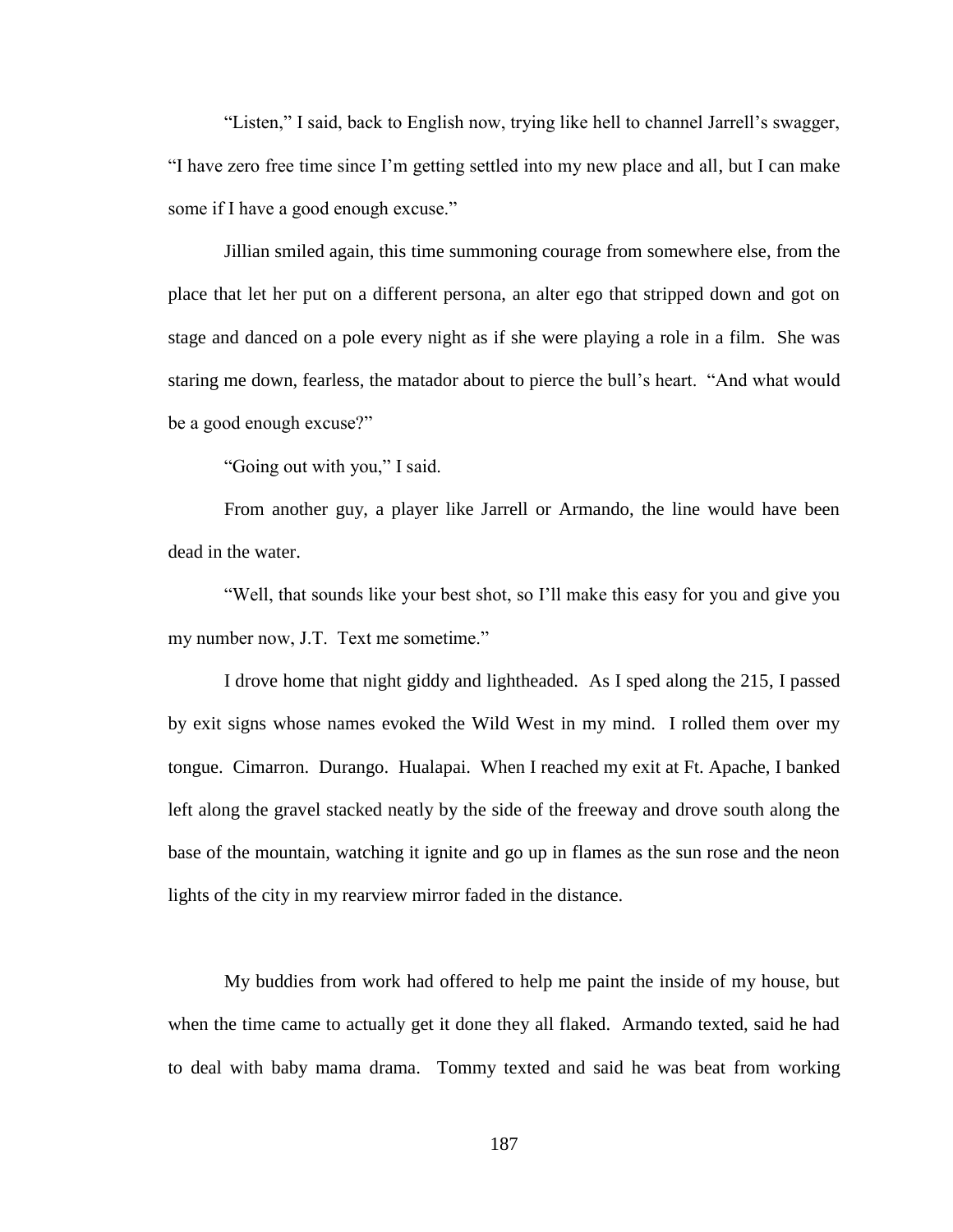"Listen," I said, back to English now, trying like hell to channel Jarrell's swagger, "I have zero free time since I'm getting settled into my new place and all, but I can make some if I have a good enough excuse."

Jillian smiled again, this time summoning courage from somewhere else, from the place that let her put on a different persona, an alter ego that stripped down and got on stage and danced on a pole every night as if she were playing a role in a film. She was staring me down, fearless, the matador about to pierce the bull's heart. "And what would be a good enough excuse?"

"Going out with you," I said.

From another guy, a player like Jarrell or Armando, the line would have been dead in the water.

"Well, that sounds like your best shot, so I'll make this easy for you and give you my number now, J.T. Text me sometime."

I drove home that night giddy and lightheaded. As I sped along the 215, I passed by exit signs whose names evoked the Wild West in my mind. I rolled them over my tongue. Cimarron. Durango. Hualapai. When I reached my exit at Ft. Apache, I banked left along the gravel stacked neatly by the side of the freeway and drove south along the base of the mountain, watching it ignite and go up in flames as the sun rose and the neon lights of the city in my rearview mirror faded in the distance.

My buddies from work had offered to help me paint the inside of my house, but when the time came to actually get it done they all flaked. Armando texted, said he had to deal with baby mama drama. Tommy texted and said he was beat from working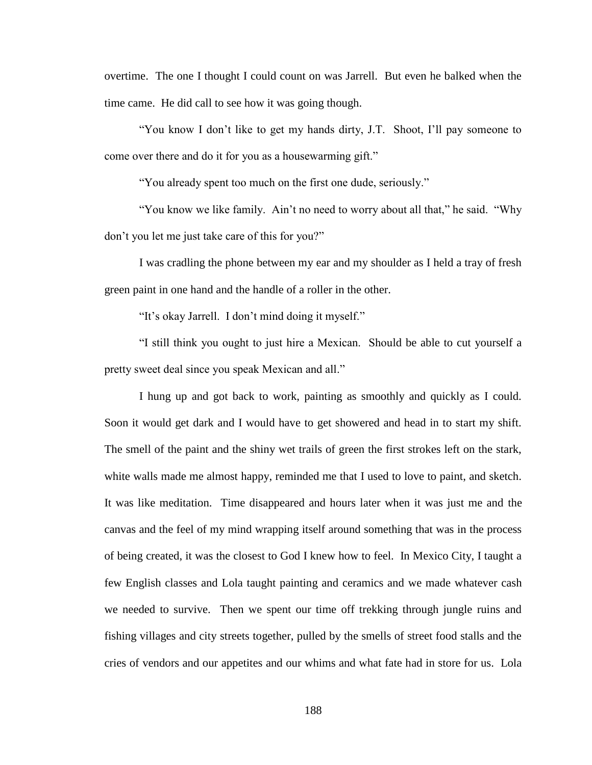overtime. The one I thought I could count on was Jarrell. But even he balked when the time came. He did call to see how it was going though.

"You know I don't like to get my hands dirty, J.T. Shoot, I'll pay someone to come over there and do it for you as a housewarming gift."

"You already spent too much on the first one dude, seriously."

"You know we like family. Ain't no need to worry about all that," he said. "Why don't you let me just take care of this for you?"

I was cradling the phone between my ear and my shoulder as I held a tray of fresh green paint in one hand and the handle of a roller in the other.

"It's okay Jarrell. I don't mind doing it myself."

"I still think you ought to just hire a Mexican. Should be able to cut yourself a pretty sweet deal since you speak Mexican and all."

I hung up and got back to work, painting as smoothly and quickly as I could. Soon it would get dark and I would have to get showered and head in to start my shift. The smell of the paint and the shiny wet trails of green the first strokes left on the stark, white walls made me almost happy, reminded me that I used to love to paint, and sketch. It was like meditation. Time disappeared and hours later when it was just me and the canvas and the feel of my mind wrapping itself around something that was in the process of being created, it was the closest to God I knew how to feel. In Mexico City, I taught a few English classes and Lola taught painting and ceramics and we made whatever cash we needed to survive. Then we spent our time off trekking through jungle ruins and fishing villages and city streets together, pulled by the smells of street food stalls and the cries of vendors and our appetites and our whims and what fate had in store for us. Lola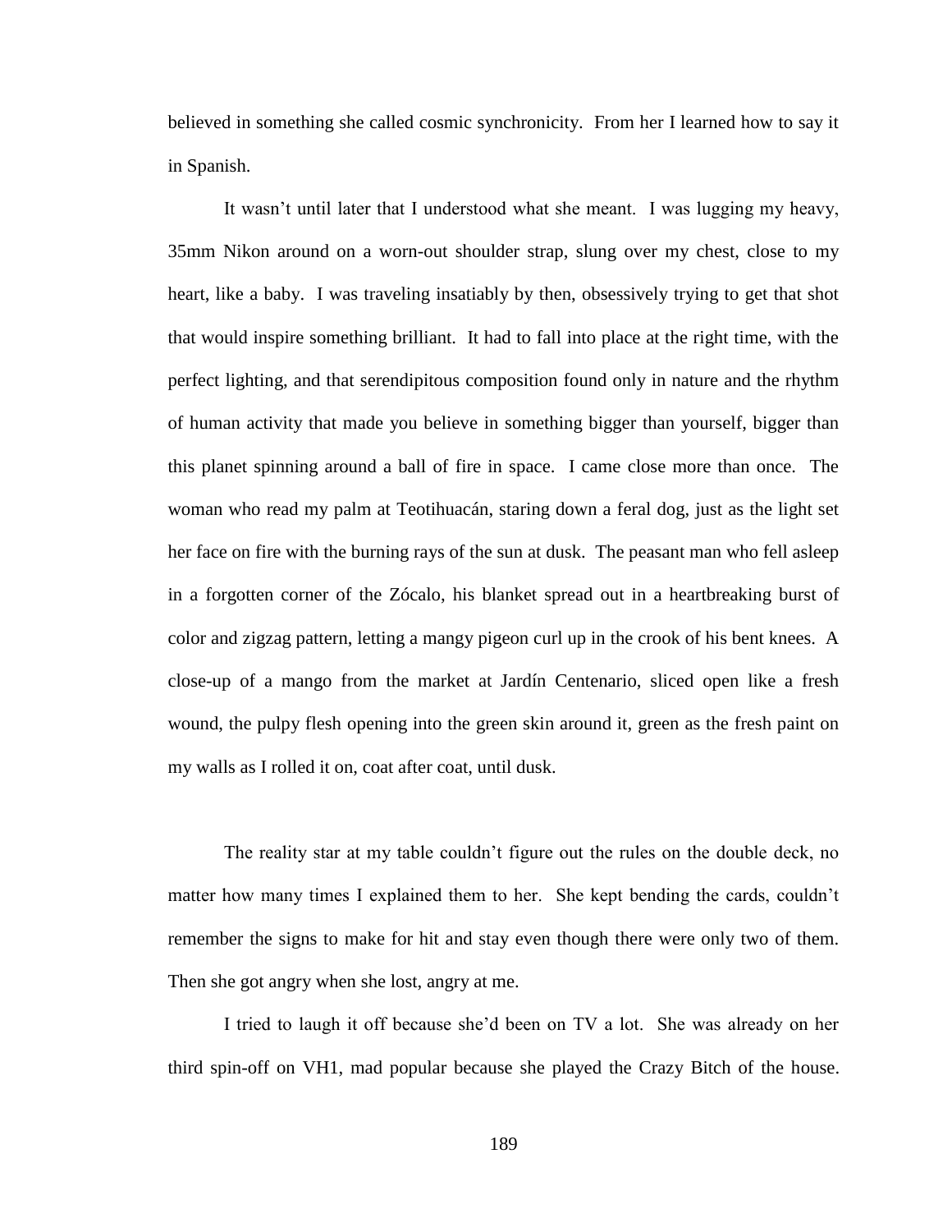believed in something she called cosmic synchronicity. From her I learned how to say it in Spanish.

It wasn't until later that I understood what she meant. I was lugging my heavy, 35mm Nikon around on a worn-out shoulder strap, slung over my chest, close to my heart, like a baby. I was traveling insatiably by then, obsessively trying to get that shot that would inspire something brilliant. It had to fall into place at the right time, with the perfect lighting, and that serendipitous composition found only in nature and the rhythm of human activity that made you believe in something bigger than yourself, bigger than this planet spinning around a ball of fire in space. I came close more than once. The woman who read my palm at Teotihuacán, staring down a feral dog, just as the light set her face on fire with the burning rays of the sun at dusk. The peasant man who fell asleep in a forgotten corner of the Zócalo, his blanket spread out in a heartbreaking burst of color and zigzag pattern, letting a mangy pigeon curl up in the crook of his bent knees. A close-up of a mango from the market at Jardín Centenario, sliced open like a fresh wound, the pulpy flesh opening into the green skin around it, green as the fresh paint on my walls as I rolled it on, coat after coat, until dusk.

The reality star at my table couldn't figure out the rules on the double deck, no matter how many times I explained them to her. She kept bending the cards, couldn't remember the signs to make for hit and stay even though there were only two of them. Then she got angry when she lost, angry at me.

I tried to laugh it off because she'd been on TV a lot. She was already on her third spin-off on VH1, mad popular because she played the Crazy Bitch of the house.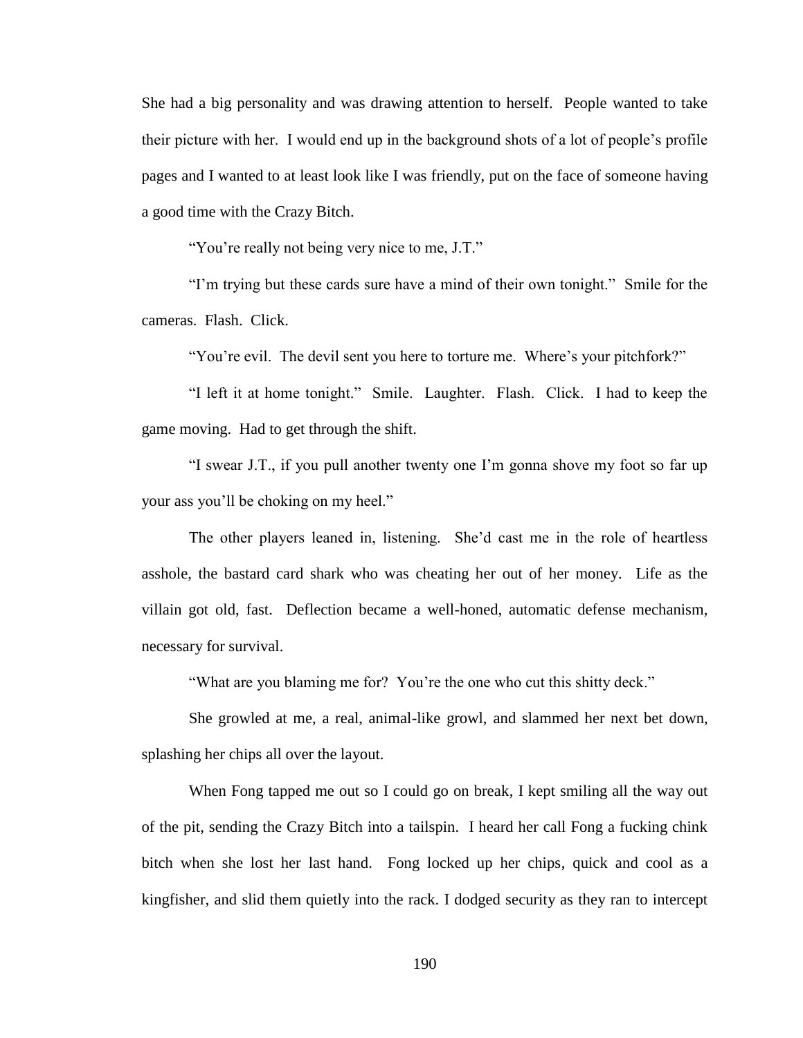She had a big personality and was drawing attention to herself. People wanted to take their picture with her. I would end up in the background shots of a lot of people's profile pages and I wanted to at least look like I was friendly, put on the face of someone having a good time with the Crazy Bitch.

"You're really not being very nice to me, J.T."

"I'm trying but these cards sure have a mind of their own tonight." Smile for the cameras. Flash. Click.

"You're evil. The devil sent you here to torture me. Where's your pitchfork?"

"I left it at home tonight." Smile. Laughter. Flash. Click. I had to keep the game moving. Had to get through the shift.

"I swear J.T., if you pull another twenty one I'm gonna shove my foot so far up your ass you'll be choking on my heel."

The other players leaned in, listening. She'd cast me in the role of heartless asshole, the bastard card shark who was cheating her out of her money. Life as the villain got old, fast. Deflection became a well-honed, automatic defense mechanism, necessary for survival.

"What are you blaming me for? You're the one who cut this shitty deck."

She growled at me, a real, animal-like growl, and slammed her next bet down, splashing her chips all over the layout.

When Fong tapped me out so I could go on break, I kept smiling all the way out of the pit, sending the Crazy Bitch into a tailspin. I heard her call Fong a fucking chink bitch when she lost her last hand. Fong locked up her chips, quick and cool as a kingfisher, and slid them quietly into the rack. I dodged security as they ran to intercept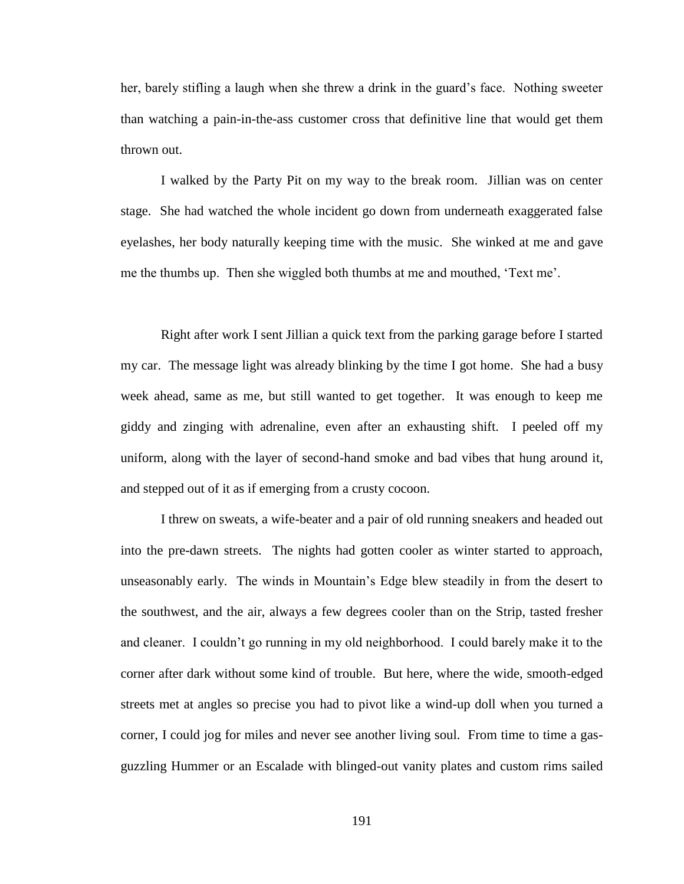her, barely stifling a laugh when she threw a drink in the guard's face. Nothing sweeter than watching a pain-in-the-ass customer cross that definitive line that would get them thrown out.

I walked by the Party Pit on my way to the break room. Jillian was on center stage. She had watched the whole incident go down from underneath exaggerated false eyelashes, her body naturally keeping time with the music. She winked at me and gave me the thumbs up. Then she wiggled both thumbs at me and mouthed, 'Text me'.

Right after work I sent Jillian a quick text from the parking garage before I started my car. The message light was already blinking by the time I got home. She had a busy week ahead, same as me, but still wanted to get together. It was enough to keep me giddy and zinging with adrenaline, even after an exhausting shift. I peeled off my uniform, along with the layer of second-hand smoke and bad vibes that hung around it, and stepped out of it as if emerging from a crusty cocoon.

I threw on sweats, a wife-beater and a pair of old running sneakers and headed out into the pre-dawn streets. The nights had gotten cooler as winter started to approach, unseasonably early. The winds in Mountain's Edge blew steadily in from the desert to the southwest, and the air, always a few degrees cooler than on the Strip, tasted fresher and cleaner. I couldn't go running in my old neighborhood. I could barely make it to the corner after dark without some kind of trouble. But here, where the wide, smooth-edged streets met at angles so precise you had to pivot like a wind-up doll when you turned a corner, I could jog for miles and never see another living soul. From time to time a gas-guzzling Hummer or an Escalade with blinged-out vanity plates and custom rims sailed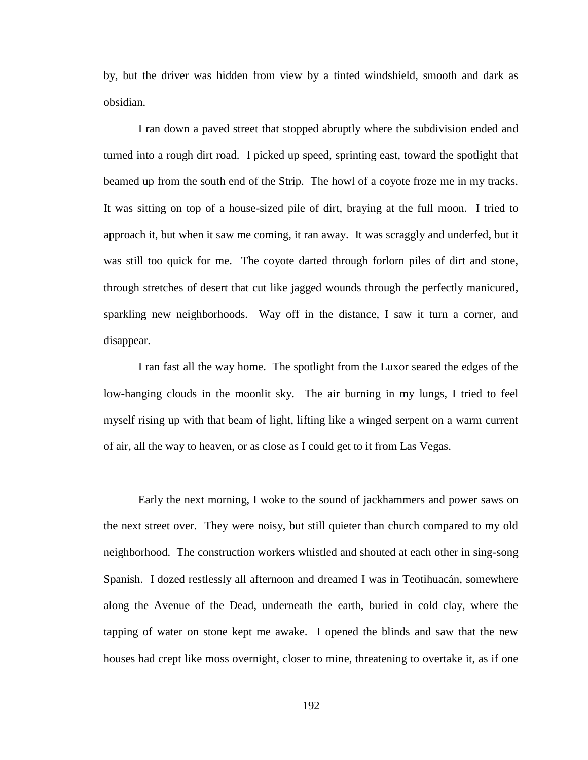by, but the driver was hidden from view by a tinted windshield, smooth and dark as obsidian.

I ran down a paved street that stopped abruptly where the subdivision ended and turned into a rough dirt road. I picked up speed, sprinting east, toward the spotlight that beamed up from the south end of the Strip. The howl of a coyote froze me in my tracks. It was sitting on top of a house-sized pile of dirt, braying at the full moon. I tried to approach it, but when it saw me coming, it ran away. It was scraggly and underfed, but it was still too quick for me. The coyote darted through forlorn piles of dirt and stone, through stretches of desert that cut like jagged wounds through the perfectly manicured, sparkling new neighborhoods. Way off in the distance, I saw it turn a corner, and disappear.

I ran fast all the way home. The spotlight from the Luxor seared the edges of the low-hanging clouds in the moonlit sky. The air burning in my lungs, I tried to feel myself rising up with that beam of light, lifting like a winged serpent on a warm current of air, all the way to heaven, or as close as I could get to it from Las Vegas.

Early the next morning, I woke to the sound of jackhammers and power saws on the next street over. They were noisy, but still quieter than church compared to my old neighborhood. The construction workers whistled and shouted at each other in sing-song Spanish. I dozed restlessly all afternoon and dreamed I was in Teotihuacán, somewhere along the Avenue of the Dead, underneath the earth, buried in cold clay, where the tapping of water on stone kept me awake. I opened the blinds and saw that the new houses had crept like moss overnight, closer to mine, threatening to overtake it, as if one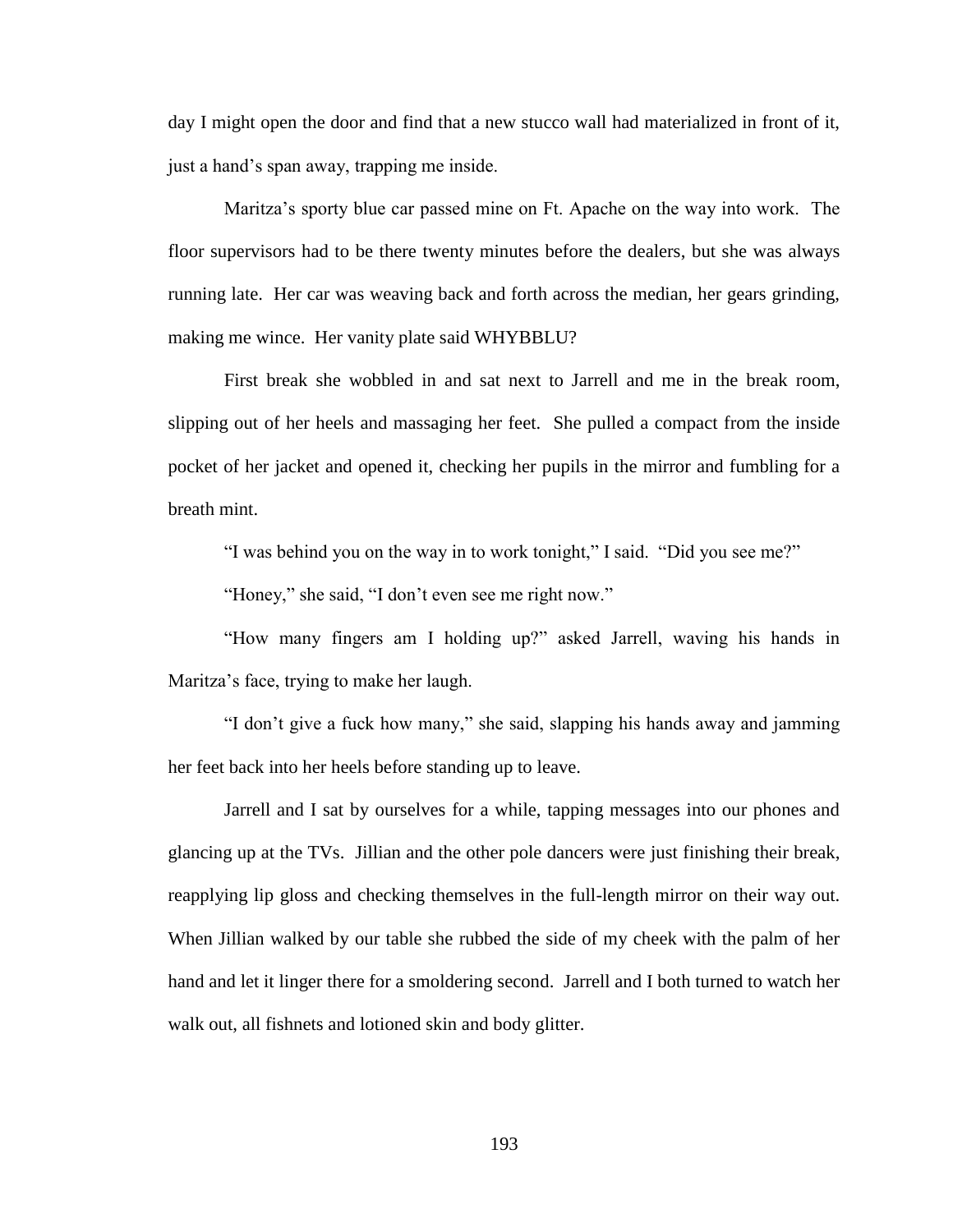day I might open the door and find that a new stucco wall had materialized in front of it, just a hand's span away, trapping me inside.

Maritza's sporty blue car passed mine on Ft. Apache on the way into work. The floor supervisors had to be there twenty minutes before the dealers, but she was always running late. Her car was weaving back and forth across the median, her gears grinding, making me wince. Her vanity plate said WHYBBLU?

First break she wobbled in and sat next to Jarrell and me in the break room, slipping out of her heels and massaging her feet. She pulled a compact from the inside pocket of her jacket and opened it, checking her pupils in the mirror and fumbling for a breath mint.

"I was behind you on the way in to work tonight," I said. "Did you see me?"

"Honey," she said, "I don't even see me right now."

"How many fingers am I holding up?" asked Jarrell, waving his hands in Maritza's face, trying to make her laugh.

"I don't give a fuck how many," she said, slapping his hands away and jamming her feet back into her heels before standing up to leave.

Jarrell and I sat by ourselves for a while, tapping messages into our phones and glancing up at the TVs. Jillian and the other pole dancers were just finishing their break, reapplying lip gloss and checking themselves in the full-length mirror on their way out. When Jillian walked by our table she rubbed the side of my cheek with the palm of her hand and let it linger there for a smoldering second. Jarrell and I both turned to watch her walk out, all fishnets and lotioned skin and body glitter.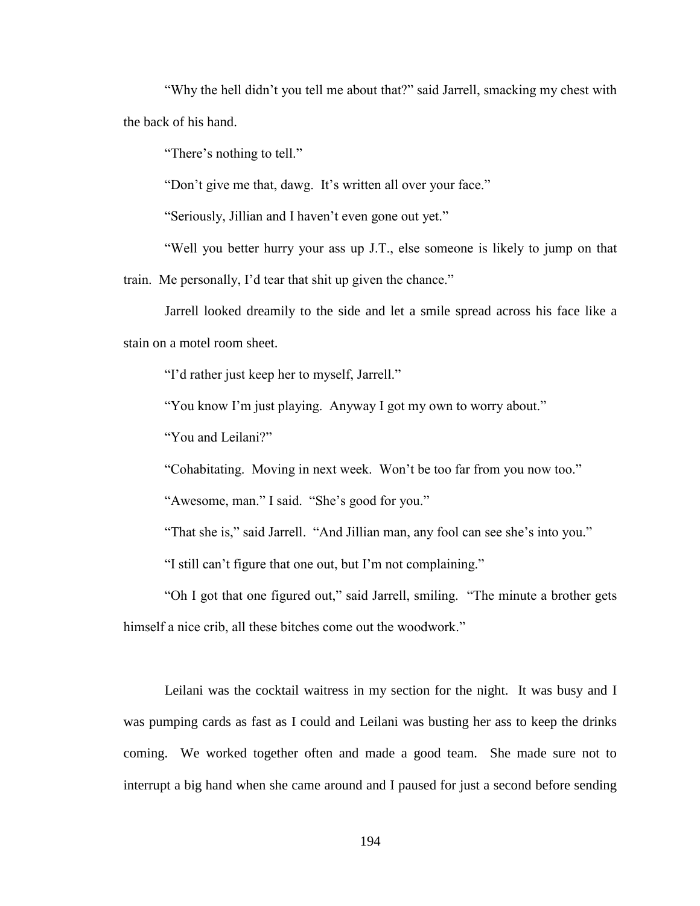"Why the hell didn't you tell me about that?" said Jarrell, smacking my chest with the back of his hand.

"There's nothing to tell."

"Don't give me that, dawg. It's written all over your face."

"Seriously, Jillian and I haven't even gone out yet."

"Well you better hurry your ass up J.T., else someone is likely to jump on that train. Me personally, I'd tear that shit up given the chance."

Jarrell looked dreamily to the side and let a smile spread across his face like a stain on a motel room sheet.

"I'd rather just keep her to myself, Jarrell."

"You know I'm just playing. Anyway I got my own to worry about."

"You and Leilani?"

"Cohabitating. Moving in next week. Won't be too far from you now too."

"Awesome, man." I said. "She's good for you."

"That she is," said Jarrell. "And Jillian man, any fool can see she's into you."

"I still can't figure that one out, but I'm not complaining."

"Oh I got that one figured out," said Jarrell, smiling. "The minute a brother gets himself a nice crib, all these bitches come out the woodwork."

Leilani was the cocktail waitress in my section for the night. It was busy and I was pumping cards as fast as I could and Leilani was busting her ass to keep the drinks coming. We worked together often and made a good team. She made sure not to interrupt a big hand when she came around and I paused for just a second before sending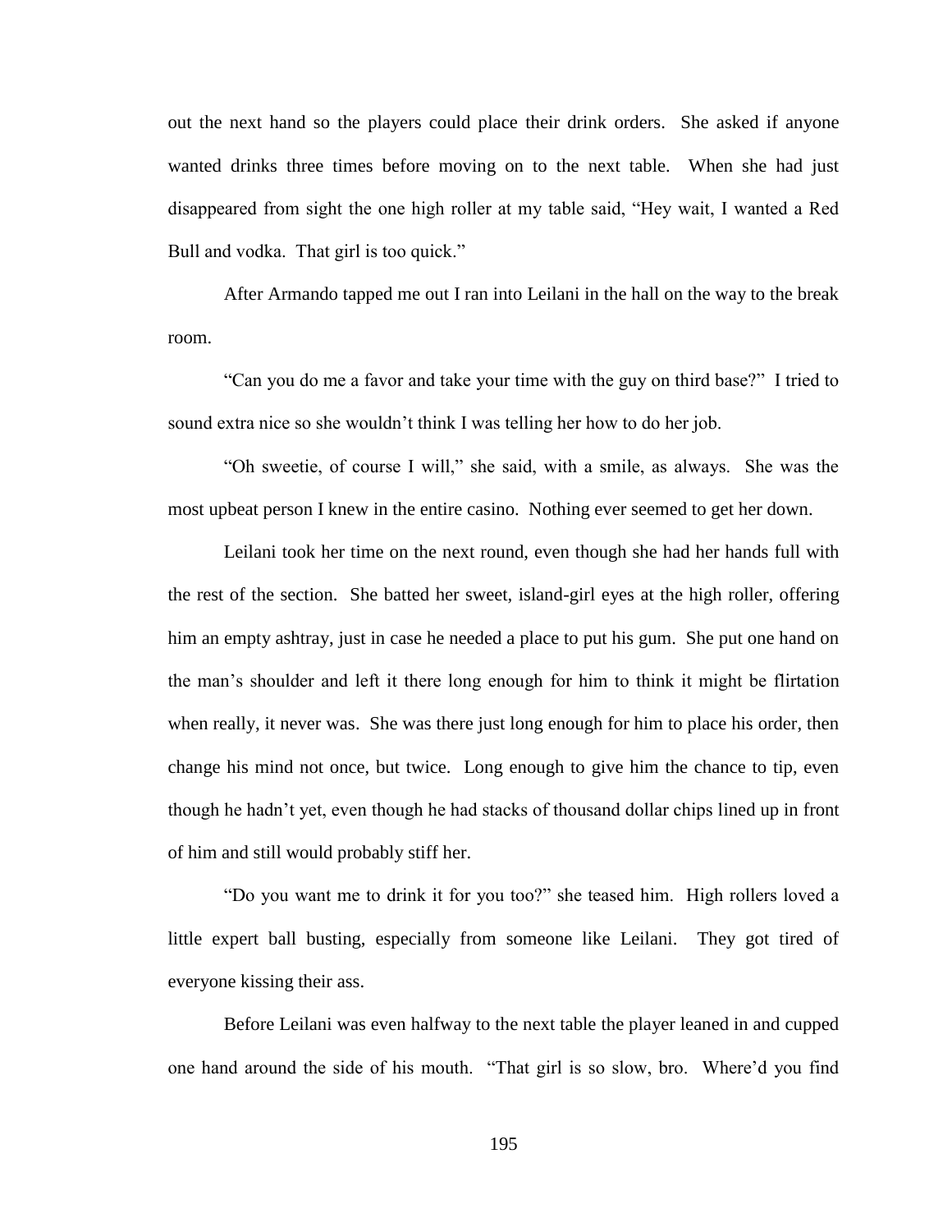out the next hand so the players could place their drink orders. She asked if anyone wanted drinks three times before moving on to the next table. When she had just disappeared from sight the one high roller at my table said, "Hey wait, I wanted a Red Bull and vodka. That girl is too quick."

After Armando tapped me out I ran into Leilani in the hall on the way to the break room.

"Can you do me a favor and take your time with the guy on third base?" I tried to sound extra nice so she wouldn't think I was telling her how to do her job.

"Oh sweetie, of course I will," she said, with a smile, as always. She was the most upbeat person I knew in the entire casino. Nothing ever seemed to get her down.

Leilani took her time on the next round, even though she had her hands full with the rest of the section. She batted her sweet, island-girl eyes at the high roller, offering him an empty ashtray, just in case he needed a place to put his gum. She put one hand on the man's shoulder and left it there long enough for him to think it might be flirtation when really, it never was. She was there just long enough for him to place his order, then change his mind not once, but twice. Long enough to give him the chance to tip, even though he hadn't yet, even though he had stacks of thousand dollar chips lined up in front of him and still would probably stiff her.

"Do you want me to drink it for you too?" she teased him. High rollers loved a little expert ball busting, especially from someone like Leilani. They got tired of everyone kissing their ass.

Before Leilani was even halfway to the next table the player leaned in and cupped one hand around the side of his mouth. "That girl is so slow, bro. Where'd you find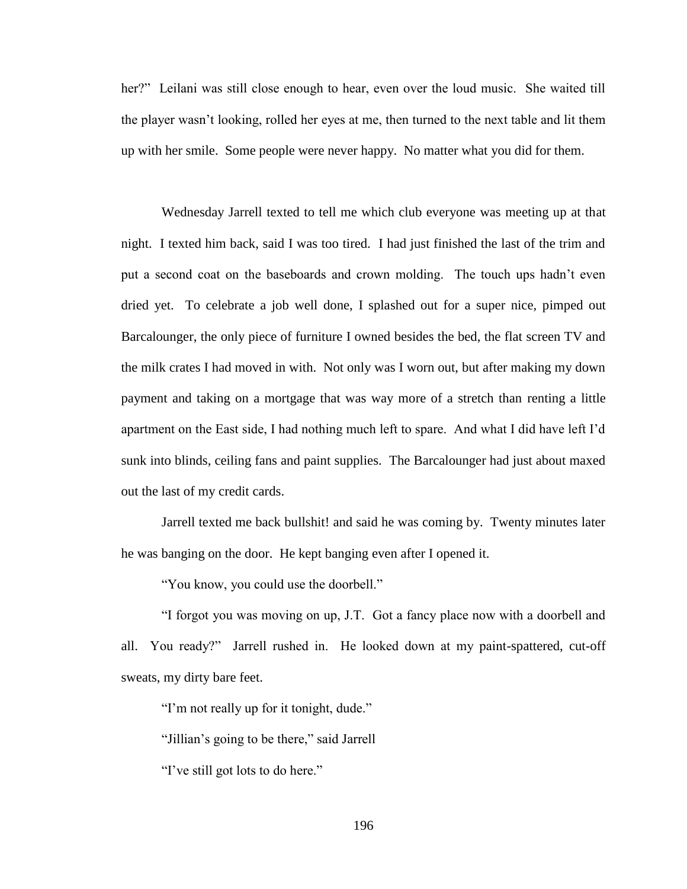her?" Leilani was still close enough to hear, even over the loud music. She waited till the player wasn't looking, rolled her eyes at me, then turned to the next table and lit them up with her smile. Some people were never happy. No matter what you did for them.

Wednesday Jarrell texted to tell me which club everyone was meeting up at that night. I texted him back, said I was too tired. I had just finished the last of the trim and put a second coat on the baseboards and crown molding. The touch ups hadn't even dried yet. To celebrate a job well done, I splashed out for a super nice, pimped out Barcalounger, the only piece of furniture I owned besides the bed, the flat screen TV and the milk crates I had moved in with. Not only was I worn out, but after making my down payment and taking on a mortgage that was way more of a stretch than renting a little apartment on the East side, I had nothing much left to spare. And what I did have left I'd sunk into blinds, ceiling fans and paint supplies. The Barcalounger had just about maxed out the last of my credit cards.

Jarrell texted me back bullshit! and said he was coming by. Twenty minutes later he was banging on the door. He kept banging even after I opened it.

"You know, you could use the doorbell."

"I forgot you was moving on up, J.T. Got a fancy place now with a doorbell and all. You ready?" Jarrell rushed in. He looked down at my paint-spattered, cut-off sweats, my dirty bare feet.

"I'm not really up for it tonight, dude."

"Jillian's going to be there," said Jarrell

"I've still got lots to do here."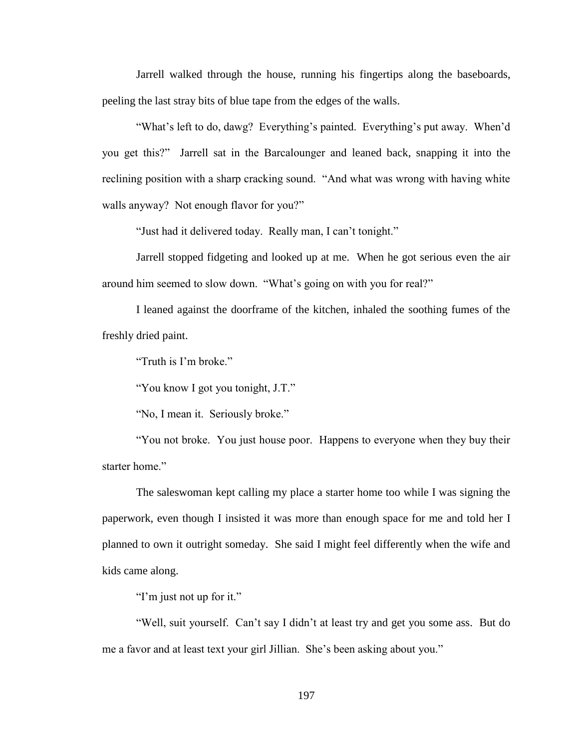Jarrell walked through the house, running his fingertips along the baseboards, peeling the last stray bits of blue tape from the edges of the walls.

"What's left to do, dawg? Everything's painted. Everything's put away. When'd you get this?" Jarrell sat in the Barcalounger and leaned back, snapping it into the reclining position with a sharp cracking sound. "And what was wrong with having white walls anyway? Not enough flavor for you?"

"Just had it delivered today. Really man, I can't tonight."

Jarrell stopped fidgeting and looked up at me. When he got serious even the air around him seemed to slow down. "What's going on with you for real?"

I leaned against the doorframe of the kitchen, inhaled the soothing fumes of the freshly dried paint.

"Truth is I'm broke."

"You know I got you tonight, J.T."

"No, I mean it. Seriously broke."

"You not broke. You just house poor. Happens to everyone when they buy their starter home."

The saleswoman kept calling my place a starter home too while I was signing the paperwork, even though I insisted it was more than enough space for me and told her I planned to own it outright someday. She said I might feel differently when the wife and kids came along.

"I'm just not up for it."

"Well, suit yourself. Can't say I didn't at least try and get you some ass. But do me a favor and at least text your girl Jillian. She's been asking about you."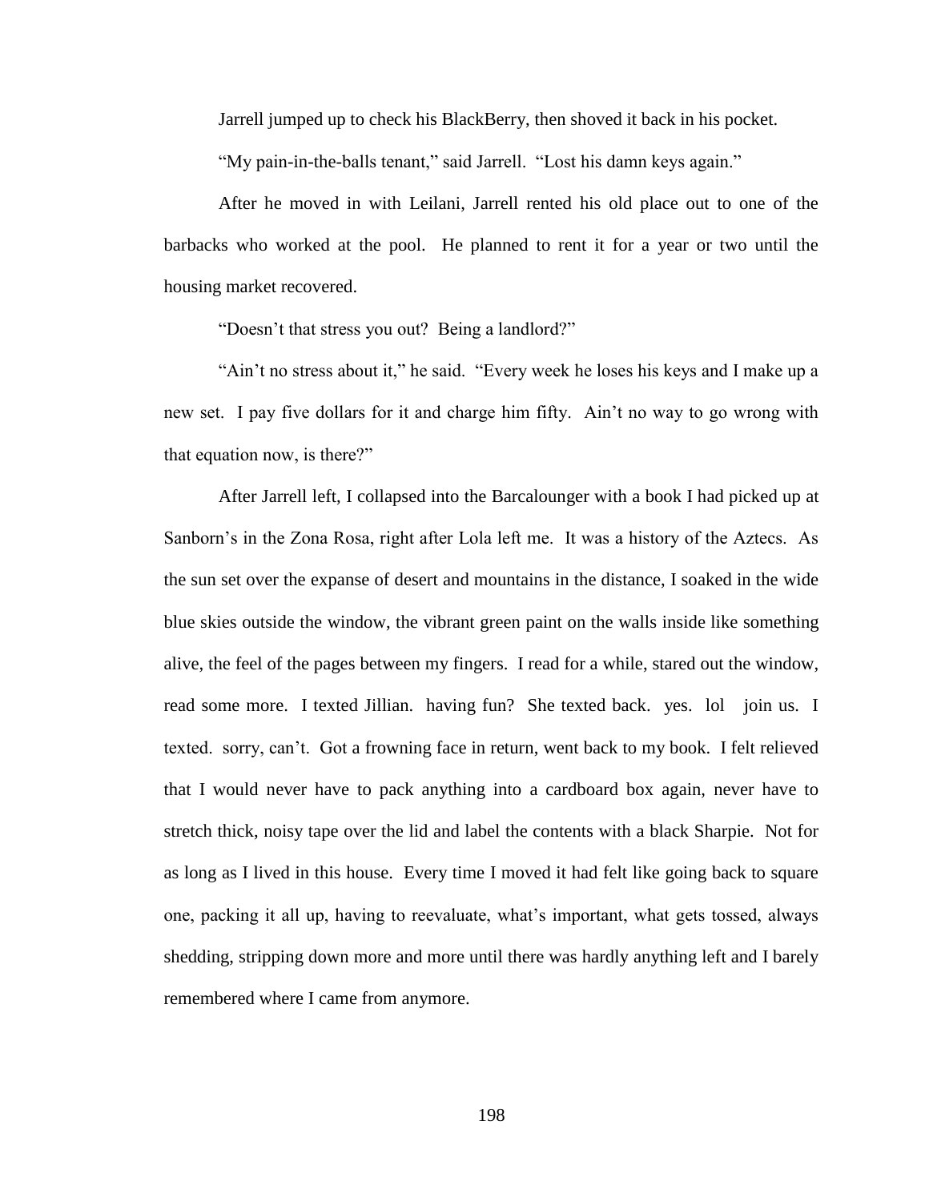Jarrell jumped up to check his BlackBerry, then shoved it back in his pocket.

"My pain-in-the-balls tenant," said Jarrell. "Lost his damn keys again."

After he moved in with Leilani, Jarrell rented his old place out to one of the barbacks who worked at the pool. He planned to rent it for a year or two until the housing market recovered.

"Doesn't that stress you out? Being a landlord?"

"Ain't no stress about it," he said. "Every week he loses his keys and I make up a new set. I pay five dollars for it and charge him fifty. Ain't no way to go wrong with that equation now, is there?"

After Jarrell left, I collapsed into the Barcalounger with a book I had picked up at Sanborn's in the Zona Rosa, right after Lola left me. It was a history of the Aztecs. As the sun set over the expanse of desert and mountains in the distance, I soaked in the wide blue skies outside the window, the vibrant green paint on the walls inside like something alive, the feel of the pages between my fingers. I read for a while, stared out the window, read some more. I texted Jillian. having fun? She texted back. yes. lol join us. I texted. sorry, can't. Got a frowning face in return, went back to my book. I felt relieved that I would never have to pack anything into a cardboard box again, never have to stretch thick, noisy tape over the lid and label the contents with a black Sharpie. Not for as long as I lived in this house. Every time I moved it had felt like going back to square one, packing it all up, having to reevaluate, what's important, what gets tossed, always shedding, stripping down more and more until there was hardly anything left and I barely remembered where I came from anymore.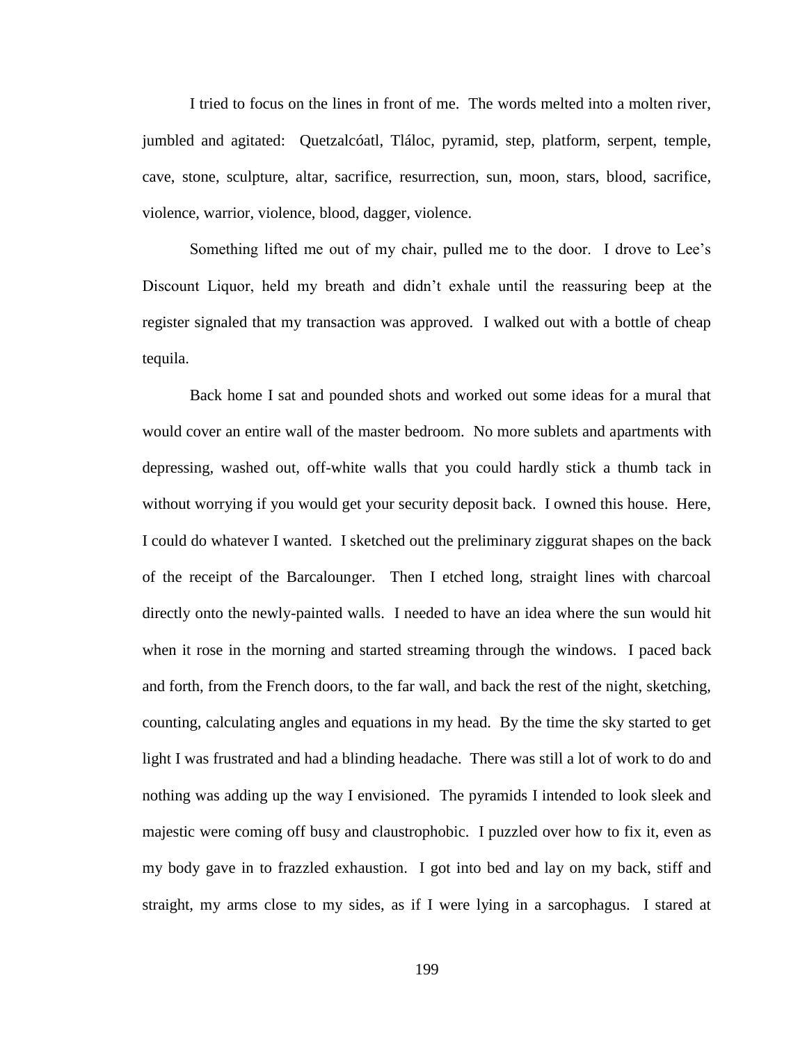I tried to focus on the lines in front of me. The words melted into a molten river, jumbled and agitated: Quetzalcóatl, Tláloc, pyramid, step, platform, serpent, temple, cave, stone, sculpture, altar, sacrifice, resurrection, sun, moon, stars, blood, sacrifice, violence, warrior, violence, blood, dagger, violence.

Something lifted me out of my chair, pulled me to the door. I drove to Lee's Discount Liquor, held my breath and didn't exhale until the reassuring beep at the register signaled that my transaction was approved. I walked out with a bottle of cheap tequila.

Back home I sat and pounded shots and worked out some ideas for a mural that would cover an entire wall of the master bedroom. No more sublets and apartments with depressing, washed out, off-white walls that you could hardly stick a thumb tack in without worrying if you would get your security deposit back. I owned this house. Here, I could do whatever I wanted. I sketched out the preliminary ziggurat shapes on the back of the receipt of the Barcalounger. Then I etched long, straight lines with charcoal directly onto the newly-painted walls. I needed to have an idea where the sun would hit when it rose in the morning and started streaming through the windows. I paced back and forth, from the French doors, to the far wall, and back the rest of the night, sketching, counting, calculating angles and equations in my head. By the time the sky started to get light I was frustrated and had a blinding headache. There was still a lot of work to do and nothing was adding up the way I envisioned. The pyramids I intended to look sleek and majestic were coming off busy and claustrophobic. I puzzled over how to fix it, even as my body gave in to frazzled exhaustion. I got into bed and lay on my back, stiff and straight, my arms close to my sides, as if I were lying in a sarcophagus. I stared at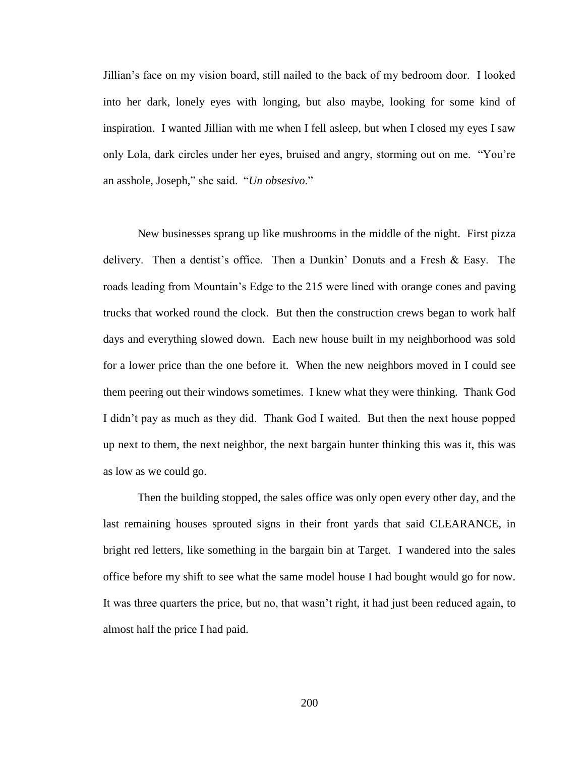Jillian's face on my vision board, still nailed to the back of my bedroom door. I looked into her dark, lonely eyes with longing, but also maybe, looking for some kind of inspiration. I wanted Jillian with me when I fell asleep, but when I closed my eyes I saw only Lola, dark circles under her eyes, bruised and angry, storming out on me. "You're an asshole, Joseph," she said. "*Un obsesivo*."

New businesses sprang up like mushrooms in the middle of the night. First pizza delivery. Then a dentist's office. Then a Dunkin' Donuts and a Fresh & Easy. The roads leading from Mountain's Edge to the 215 were lined with orange cones and paving trucks that worked round the clock. But then the construction crews began to work half days and everything slowed down. Each new house built in my neighborhood was sold for a lower price than the one before it. When the new neighbors moved in I could see them peering out their windows sometimes. I knew what they were thinking. Thank God I didn't pay as much as they did. Thank God I waited. But then the next house popped up next to them, the next neighbor, the next bargain hunter thinking this was it, this was as low as we could go.

Then the building stopped, the sales office was only open every other day, and the last remaining houses sprouted signs in their front yards that said CLEARANCE, in bright red letters, like something in the bargain bin at Target. I wandered into the sales office before my shift to see what the same model house I had bought would go for now. It was three quarters the price, but no, that wasn't right, it had just been reduced again, to almost half the price I had paid.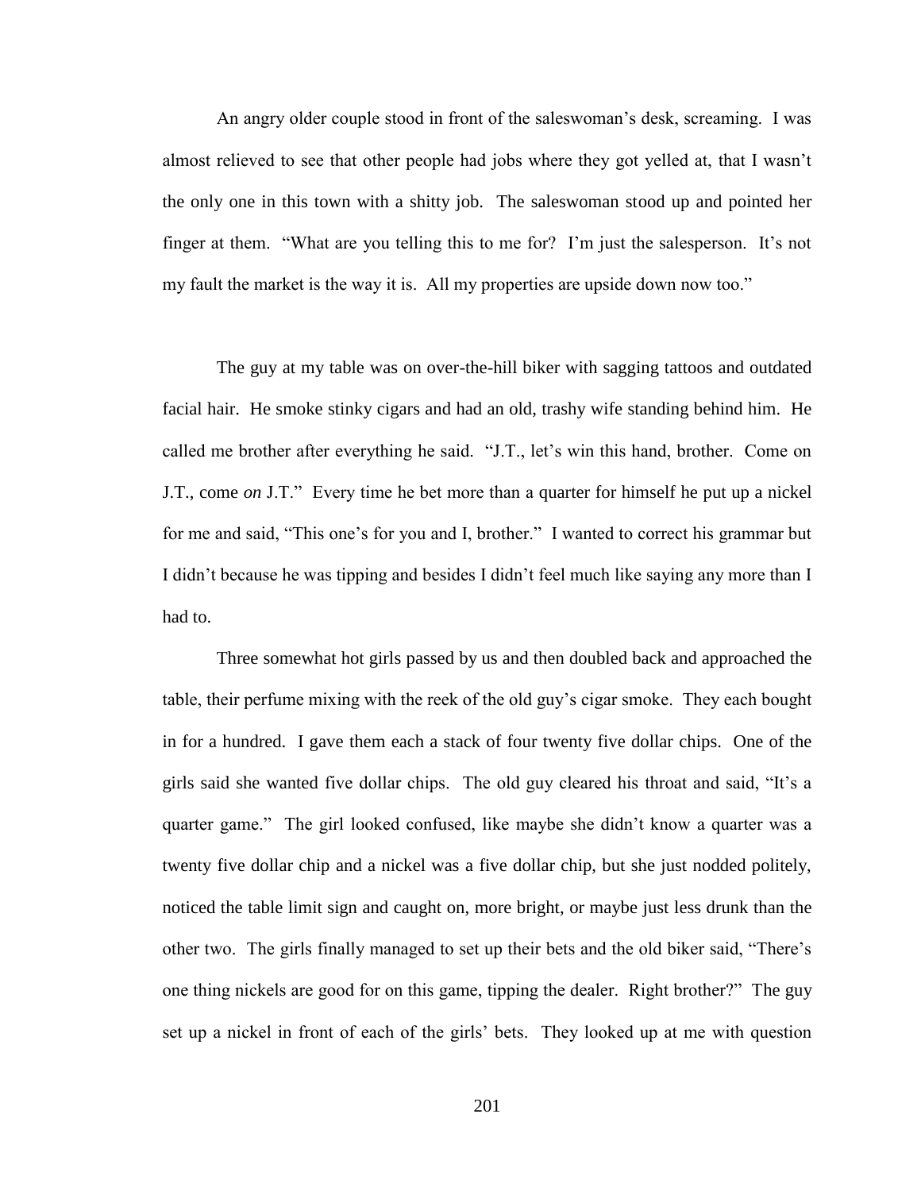An angry older couple stood in front of the saleswoman's desk, screaming. I was almost relieved to see that other people had jobs where they got yelled at, that I wasn't the only one in this town with a shitty job. The saleswoman stood up and pointed her finger at them. "What are you telling this to me for? I'm just the salesperson. It's not my fault the market is the way it is. All my properties are upside down now too."

The guy at my table was on over-the-hill biker with sagging tattoos and outdated facial hair. He smoke stinky cigars and had an old, trashy wife standing behind him. He called me brother after everything he said. "J.T., let's win this hand, brother. Come on J.T., come *on* J.T." Every time he bet more than a quarter for himself he put up a nickel for me and said, "This one's for you and I, brother." I wanted to correct his grammar but I didn't because he was tipping and besides I didn't feel much like saying any more than I had to.

Three somewhat hot girls passed by us and then doubled back and approached the table, their perfume mixing with the reek of the old guy's cigar smoke. They each bought in for a hundred. I gave them each a stack of four twenty five dollar chips. One of the girls said she wanted five dollar chips. The old guy cleared his throat and said, "It's a quarter game." The girl looked confused, like maybe she didn't know a quarter was a twenty five dollar chip and a nickel was a five dollar chip, but she just nodded politely, noticed the table limit sign and caught on, more bright, or maybe just less drunk than the other two. The girls finally managed to set up their bets and the old biker said, "There's one thing nickels are good for on this game, tipping the dealer. Right brother?" The guy set up a nickel in front of each of the girls' bets. They looked up at me with question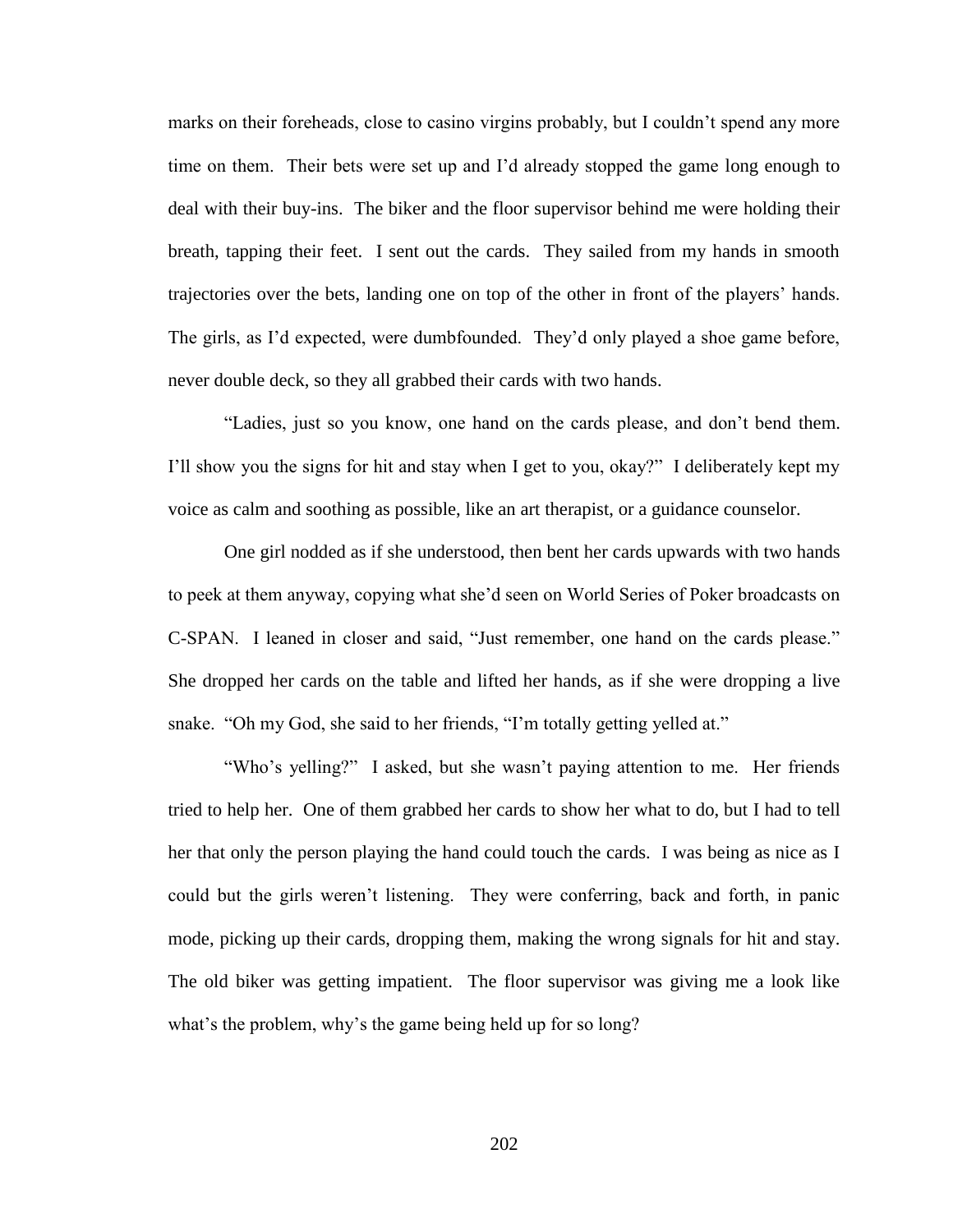marks on their foreheads, close to casino virgins probably, but I couldn't spend any more time on them. Their bets were set up and I'd already stopped the game long enough to deal with their buy-ins. The biker and the floor supervisor behind me were holding their breath, tapping their feet. I sent out the cards. They sailed from my hands in smooth trajectories over the bets, landing one on top of the other in front of the players' hands. The girls, as I'd expected, were dumbfounded. They'd only played a shoe game before, never double deck, so they all grabbed their cards with two hands.

"Ladies, just so you know, one hand on the cards please, and don't bend them. I'll show you the signs for hit and stay when I get to you, okay?" I deliberately kept my voice as calm and soothing as possible, like an art therapist, or a guidance counselor.

One girl nodded as if she understood, then bent her cards upwards with two hands to peek at them anyway, copying what she'd seen on World Series of Poker broadcasts on C-SPAN. I leaned in closer and said, "Just remember, one hand on the cards please." She dropped her cards on the table and lifted her hands, as if she were dropping a live snake. "Oh my God, she said to her friends, "I'm totally getting yelled at."

"Who's yelling?" I asked, but she wasn't paying attention to me. Her friends tried to help her. One of them grabbed her cards to show her what to do, but I had to tell her that only the person playing the hand could touch the cards. I was being as nice as I could but the girls weren't listening. They were conferring, back and forth, in panic mode, picking up their cards, dropping them, making the wrong signals for hit and stay. The old biker was getting impatient. The floor supervisor was giving me a look like what's the problem, why's the game being held up for so long?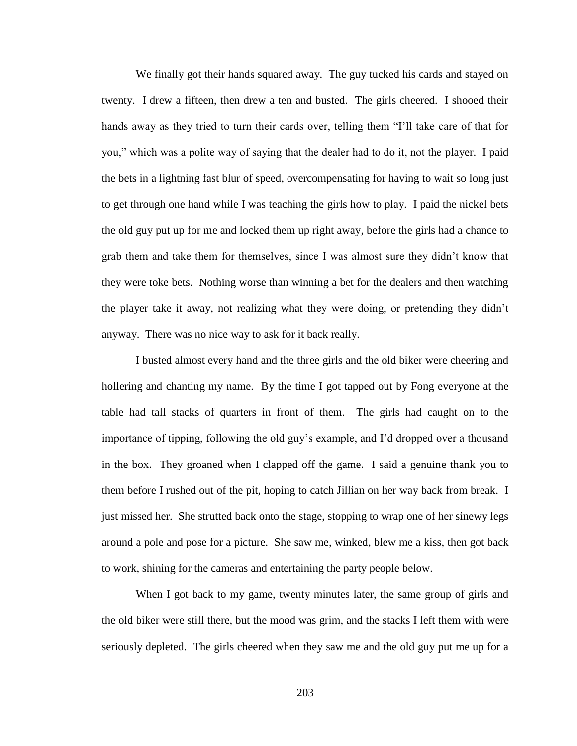We finally got their hands squared away. The guy tucked his cards and stayed on twenty. I drew a fifteen, then drew a ten and busted. The girls cheered. I shooed their hands away as they tried to turn their cards over, telling them "I'll take care of that for you," which was a polite way of saying that the dealer had to do it, not the player. I paid the bets in a lightning fast blur of speed, overcompensating for having to wait so long just to get through one hand while I was teaching the girls how to play. I paid the nickel bets the old guy put up for me and locked them up right away, before the girls had a chance to grab them and take them for themselves, since I was almost sure they didn't know that they were toke bets. Nothing worse than winning a bet for the dealers and then watching the player take it away, not realizing what they were doing, or pretending they didn't anyway. There was no nice way to ask for it back really.

I busted almost every hand and the three girls and the old biker were cheering and hollering and chanting my name. By the time I got tapped out by Fong everyone at the table had tall stacks of quarters in front of them. The girls had caught on to the importance of tipping, following the old guy's example, and I'd dropped over a thousand in the box. They groaned when I clapped off the game. I said a genuine thank you to them before I rushed out of the pit, hoping to catch Jillian on her way back from break. I just missed her. She strutted back onto the stage, stopping to wrap one of her sinewy legs around a pole and pose for a picture. She saw me, winked, blew me a kiss, then got back to work, shining for the cameras and entertaining the party people below.

When I got back to my game, twenty minutes later, the same group of girls and the old biker were still there, but the mood was grim, and the stacks I left them with were seriously depleted. The girls cheered when they saw me and the old guy put me up for a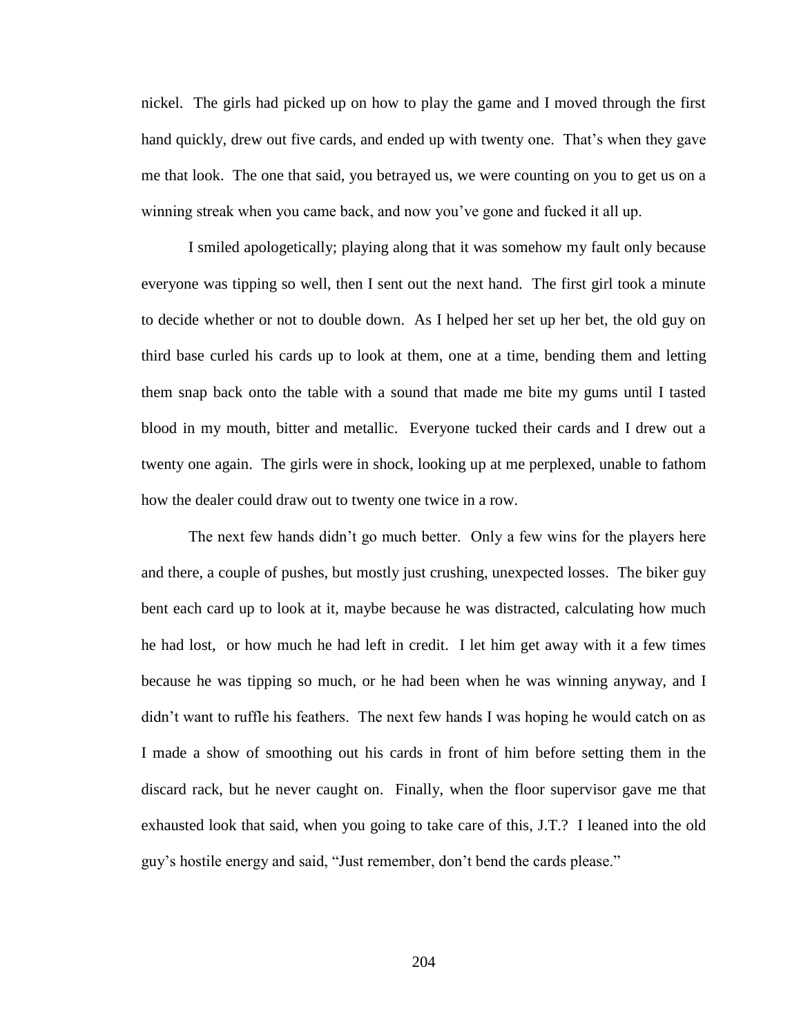nickel. The girls had picked up on how to play the game and I moved through the first hand quickly, drew out five cards, and ended up with twenty one. That's when they gave me that look. The one that said, you betrayed us, we were counting on you to get us on a winning streak when you came back, and now you've gone and fucked it all up.

I smiled apologetically; playing along that it was somehow my fault only because everyone was tipping so well, then I sent out the next hand. The first girl took a minute to decide whether or not to double down. As I helped her set up her bet, the old guy on third base curled his cards up to look at them, one at a time, bending them and letting them snap back onto the table with a sound that made me bite my gums until I tasted blood in my mouth, bitter and metallic. Everyone tucked their cards and I drew out a twenty one again. The girls were in shock, looking up at me perplexed, unable to fathom how the dealer could draw out to twenty one twice in a row.

The next few hands didn't go much better. Only a few wins for the players here and there, a couple of pushes, but mostly just crushing, unexpected losses. The biker guy bent each card up to look at it, maybe because he was distracted, calculating how much he had lost, or how much he had left in credit. I let him get away with it a few times because he was tipping so much, or he had been when he was winning anyway, and I didn't want to ruffle his feathers. The next few hands I was hoping he would catch on as I made a show of smoothing out his cards in front of him before setting them in the discard rack, but he never caught on. Finally, when the floor supervisor gave me that exhausted look that said, when you going to take care of this, J.T.? I leaned into the old guy's hostile energy and said, "Just remember, don't bend the cards please."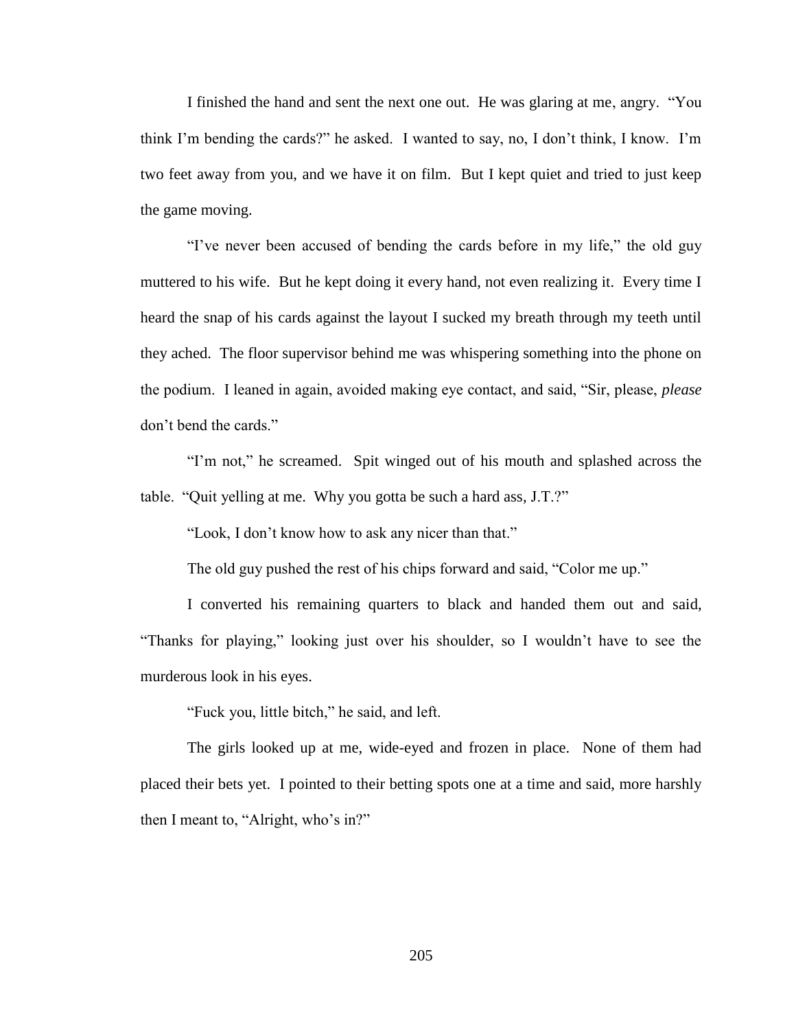I finished the hand and sent the next one out. He was glaring at me, angry. "You think I'm bending the cards?" he asked. I wanted to say, no, I don't think, I know. I'm two feet away from you, and we have it on film. But I kept quiet and tried to just keep the game moving.

"I've never been accused of bending the cards before in my life," the old guy muttered to his wife. But he kept doing it every hand, not even realizing it. Every time I heard the snap of his cards against the layout I sucked my breath through my teeth until they ached. The floor supervisor behind me was whispering something into the phone on the podium. I leaned in again, avoided making eye contact, and said, "Sir, please, *please* don't bend the cards."

"I'm not," he screamed. Spit winged out of his mouth and splashed across the table. "Quit yelling at me. Why you gotta be such a hard ass, J.T.?"

"Look, I don't know how to ask any nicer than that."

The old guy pushed the rest of his chips forward and said, "Color me up."

I converted his remaining quarters to black and handed them out and said, "Thanks for playing," looking just over his shoulder, so I wouldn't have to see the murderous look in his eyes.

"Fuck you, little bitch," he said, and left.

The girls looked up at me, wide-eyed and frozen in place. None of them had placed their bets yet. I pointed to their betting spots one at a time and said, more harshly then I meant to, "Alright, who's in?"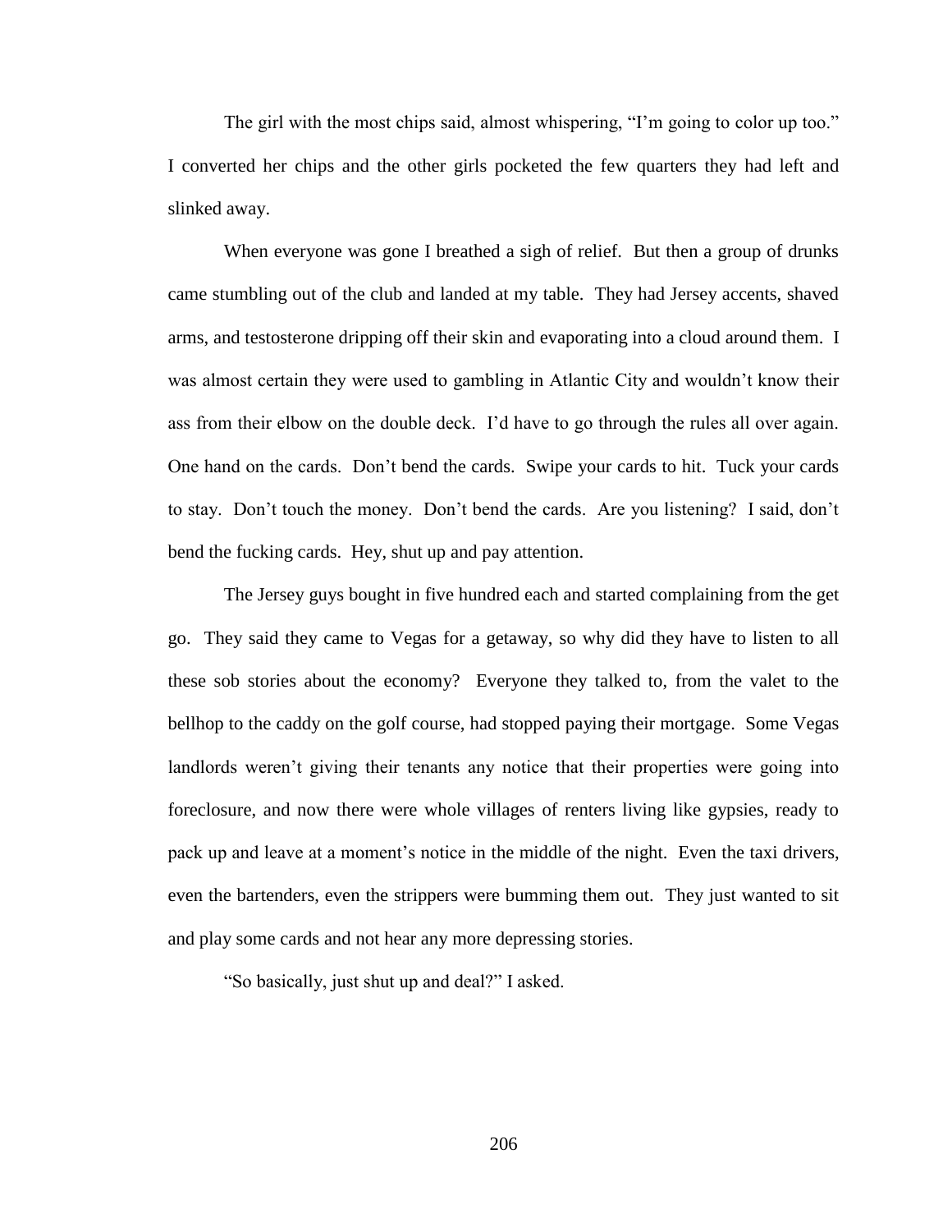The girl with the most chips said, almost whispering, "I'm going to color up too." I converted her chips and the other girls pocketed the few quarters they had left and slinked away.

When everyone was gone I breathed a sigh of relief. But then a group of drunks came stumbling out of the club and landed at my table. They had Jersey accents, shaved arms, and testosterone dripping off their skin and evaporating into a cloud around them. I was almost certain they were used to gambling in Atlantic City and wouldn't know their ass from their elbow on the double deck. I'd have to go through the rules all over again. One hand on the cards. Don't bend the cards. Swipe your cards to hit. Tuck your cards to stay. Don't touch the money. Don't bend the cards. Are you listening? I said, don't bend the fucking cards. Hey, shut up and pay attention.

The Jersey guys bought in five hundred each and started complaining from the get go. They said they came to Vegas for a getaway, so why did they have to listen to all these sob stories about the economy? Everyone they talked to, from the valet to the bellhop to the caddy on the golf course, had stopped paying their mortgage. Some Vegas landlords weren't giving their tenants any notice that their properties were going into foreclosure, and now there were whole villages of renters living like gypsies, ready to pack up and leave at a moment's notice in the middle of the night. Even the taxi drivers, even the bartenders, even the strippers were bumming them out. They just wanted to sit and play some cards and not hear any more depressing stories.

"So basically, just shut up and deal?" I asked.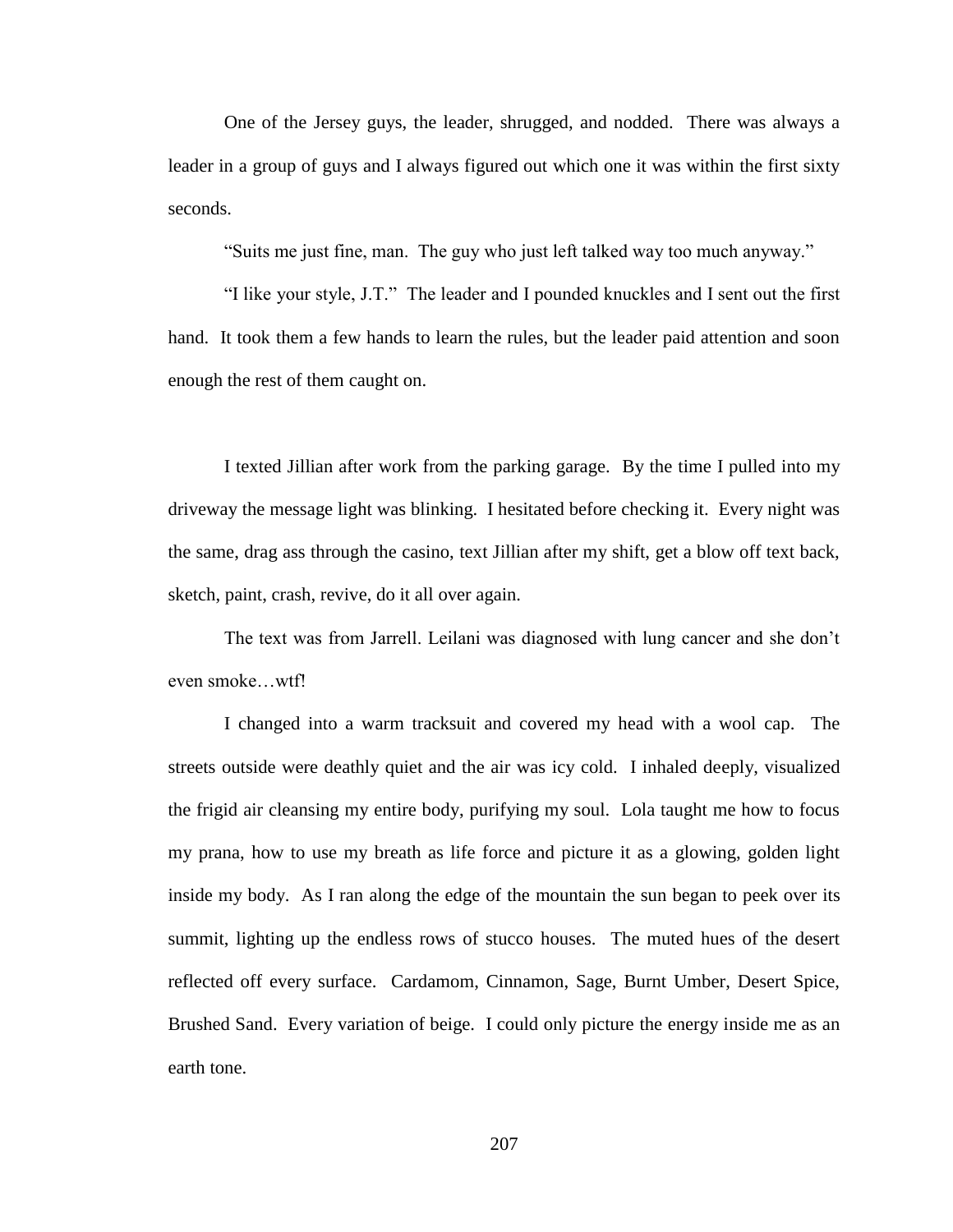One of the Jersey guys, the leader, shrugged, and nodded. There was always a leader in a group of guys and I always figured out which one it was within the first sixty seconds.

"Suits me just fine, man. The guy who just left talked way too much anyway."

"I like your style, J.T." The leader and I pounded knuckles and I sent out the first hand. It took them a few hands to learn the rules, but the leader paid attention and soon enough the rest of them caught on.

I texted Jillian after work from the parking garage. By the time I pulled into my driveway the message light was blinking. I hesitated before checking it. Every night was the same, drag ass through the casino, text Jillian after my shift, get a blow off text back, sketch, paint, crash, revive, do it all over again.

The text was from Jarrell. Leilani was diagnosed with lung cancer and she don't even smoke…wtf!

I changed into a warm tracksuit and covered my head with a wool cap. The streets outside were deathly quiet and the air was icy cold. I inhaled deeply, visualized the frigid air cleansing my entire body, purifying my soul. Lola taught me how to focus my prana, how to use my breath as life force and picture it as a glowing, golden light inside my body. As I ran along the edge of the mountain the sun began to peek over its summit, lighting up the endless rows of stucco houses. The muted hues of the desert reflected off every surface. Cardamom, Cinnamon, Sage, Burnt Umber, Desert Spice, Brushed Sand. Every variation of beige. I could only picture the energy inside me as an earth tone.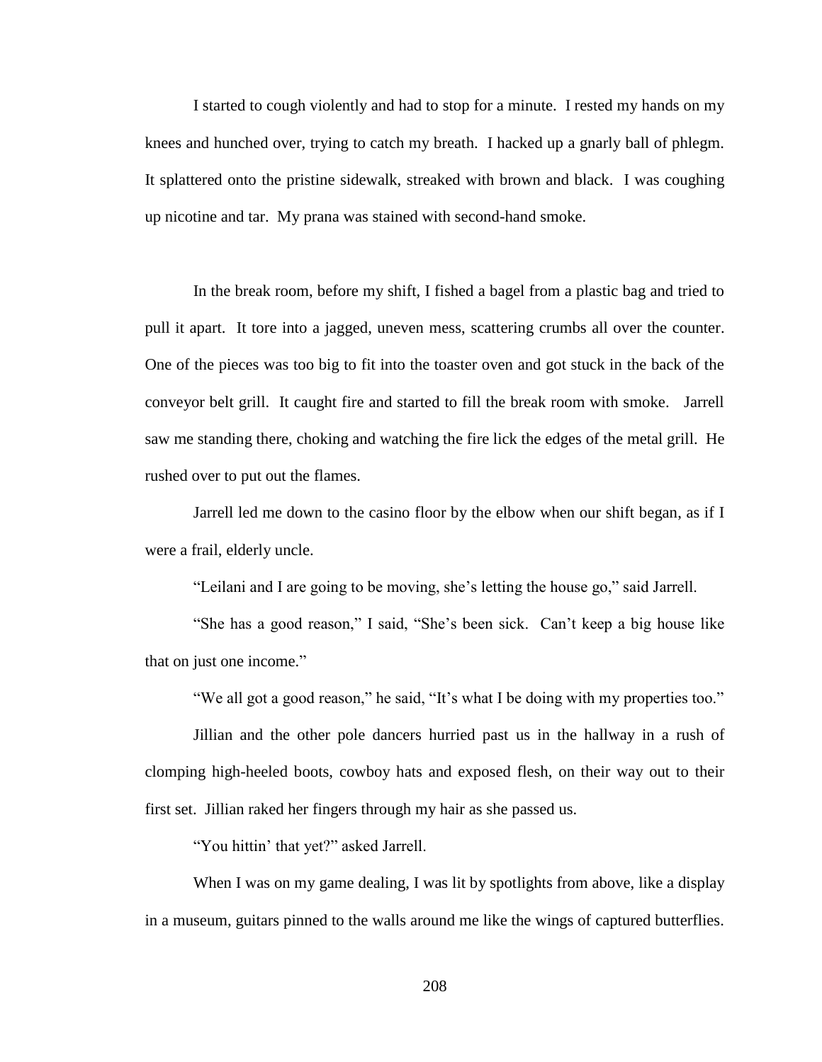I started to cough violently and had to stop for a minute. I rested my hands on my knees and hunched over, trying to catch my breath. I hacked up a gnarly ball of phlegm. It splattered onto the pristine sidewalk, streaked with brown and black. I was coughing up nicotine and tar. My prana was stained with second-hand smoke.

In the break room, before my shift, I fished a bagel from a plastic bag and tried to pull it apart. It tore into a jagged, uneven mess, scattering crumbs all over the counter. One of the pieces was too big to fit into the toaster oven and got stuck in the back of the conveyor belt grill. It caught fire and started to fill the break room with smoke. Jarrell saw me standing there, choking and watching the fire lick the edges of the metal grill. He rushed over to put out the flames.

Jarrell led me down to the casino floor by the elbow when our shift began, as if I were a frail, elderly uncle.

"Leilani and I are going to be moving, she's letting the house go," said Jarrell.

"She has a good reason," I said, "She's been sick. Can't keep a big house like that on just one income."

"We all got a good reason," he said, "It's what I be doing with my properties too."

Jillian and the other pole dancers hurried past us in the hallway in a rush of clomping high-heeled boots, cowboy hats and exposed flesh, on their way out to their first set. Jillian raked her fingers through my hair as she passed us.

"You hittin' that yet?" asked Jarrell.

When I was on my game dealing, I was lit by spotlights from above, like a display in a museum, guitars pinned to the walls around me like the wings of captured butterflies.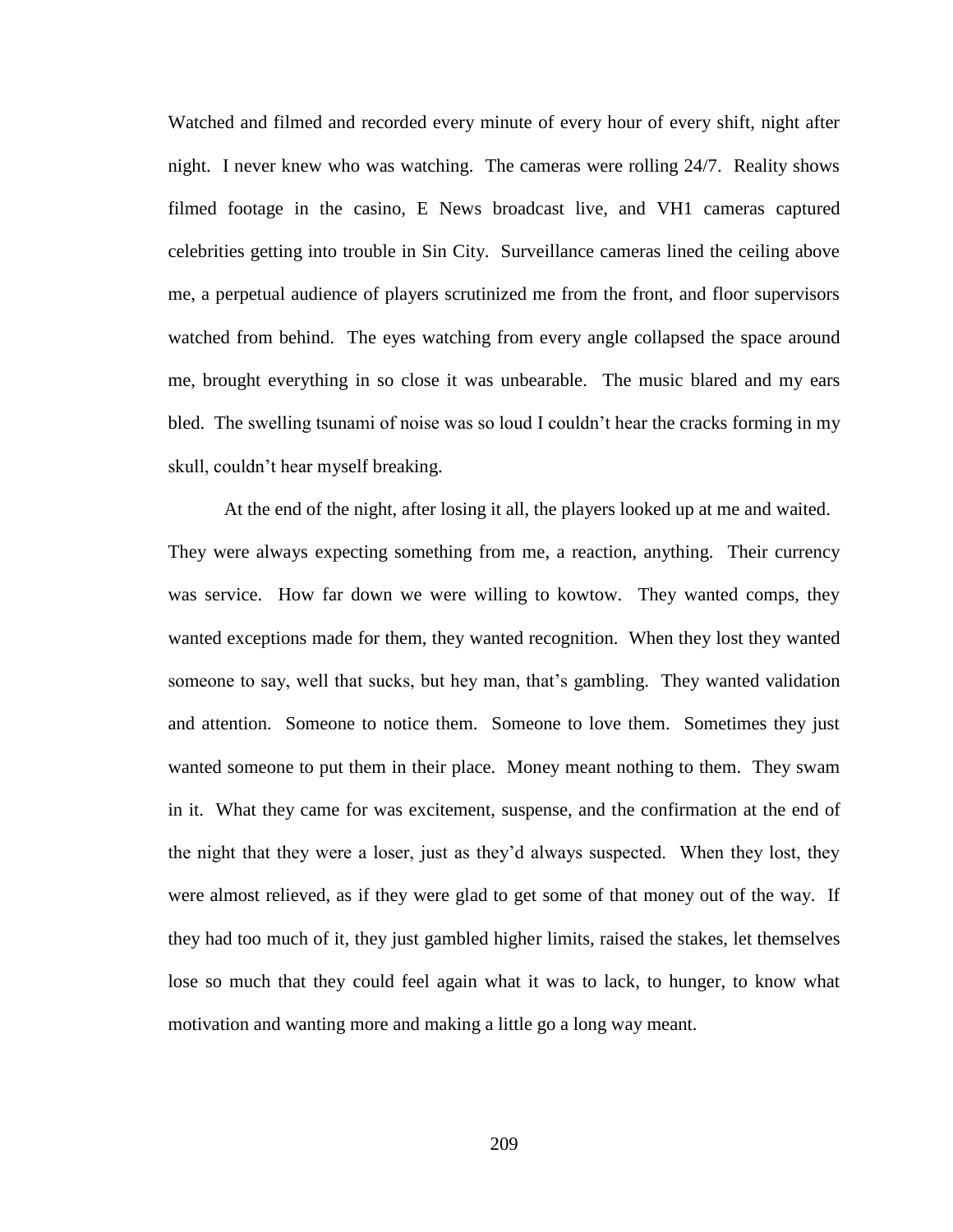Watched and filmed and recorded every minute of every hour of every shift, night after night. I never knew who was watching. The cameras were rolling 24/7. Reality shows filmed footage in the casino, E News broadcast live, and VH1 cameras captured celebrities getting into trouble in Sin City. Surveillance cameras lined the ceiling above me, a perpetual audience of players scrutinized me from the front, and floor supervisors watched from behind. The eyes watching from every angle collapsed the space around me, brought everything in so close it was unbearable. The music blared and my ears bled. The swelling tsunami of noise was so loud I couldn't hear the cracks forming in my skull, couldn't hear myself breaking.

At the end of the night, after losing it all, the players looked up at me and waited. They were always expecting something from me, a reaction, anything. Their currency was service. How far down we were willing to kowtow. They wanted comps, they wanted exceptions made for them, they wanted recognition. When they lost they wanted someone to say, well that sucks, but hey man, that's gambling. They wanted validation and attention. Someone to notice them. Someone to love them. Sometimes they just wanted someone to put them in their place. Money meant nothing to them. They swam in it. What they came for was excitement, suspense, and the confirmation at the end of the night that they were a loser, just as they'd always suspected. When they lost, they were almost relieved, as if they were glad to get some of that money out of the way. If they had too much of it, they just gambled higher limits, raised the stakes, let themselves lose so much that they could feel again what it was to lack, to hunger, to know what motivation and wanting more and making a little go a long way meant.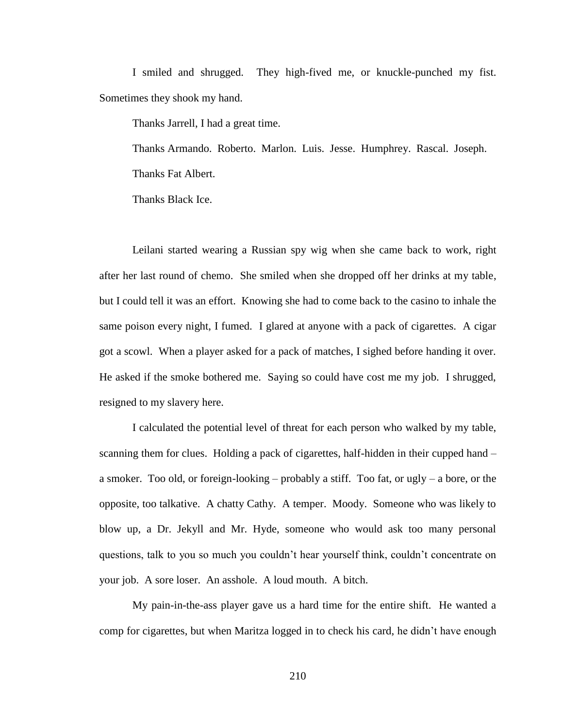I smiled and shrugged. They high-fived me, or knuckle-punched my fist. Sometimes they shook my hand.

Thanks Jarrell, I had a great time.

Thanks Armando. Roberto. Marlon. Luis. Jesse. Humphrey. Rascal. Joseph.

Thanks Fat Albert.

Thanks Black Ice.

Leilani started wearing a Russian spy wig when she came back to work, right after her last round of chemo. She smiled when she dropped off her drinks at my table, but I could tell it was an effort. Knowing she had to come back to the casino to inhale the same poison every night, I fumed. I glared at anyone with a pack of cigarettes. A cigar got a scowl. When a player asked for a pack of matches, I sighed before handing it over. He asked if the smoke bothered me. Saying so could have cost me my job. I shrugged, resigned to my slavery here.

I calculated the potential level of threat for each person who walked by my table, scanning them for clues. Holding a pack of cigarettes, half-hidden in their cupped hand – a smoker. Too old, or foreign-looking – probably a stiff. Too fat, or ugly – a bore, or the opposite, too talkative. A chatty Cathy. A temper. Moody. Someone who was likely to blow up, a Dr. Jekyll and Mr. Hyde, someone who would ask too many personal questions, talk to you so much you couldn't hear yourself think, couldn't concentrate on your job. A sore loser. An asshole. A loud mouth. A bitch.

My pain-in-the-ass player gave us a hard time for the entire shift. He wanted a comp for cigarettes, but when Maritza logged in to check his card, he didn't have enough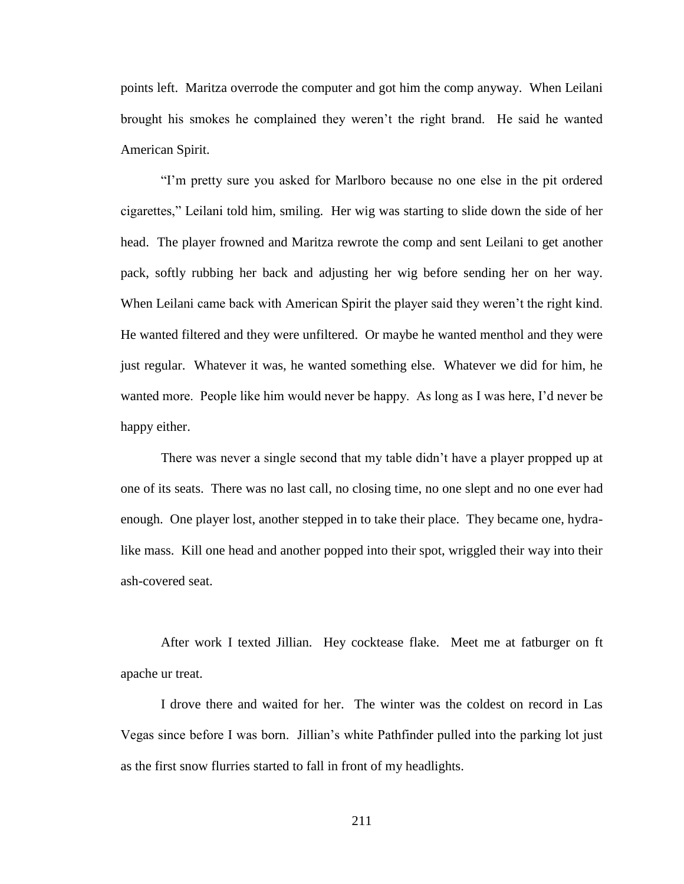points left. Maritza overrode the computer and got him the comp anyway. When Leilani brought his smokes he complained they weren't the right brand. He said he wanted American Spirit.

"I'm pretty sure you asked for Marlboro because no one else in the pit ordered cigarettes," Leilani told him, smiling. Her wig was starting to slide down the side of her head. The player frowned and Maritza rewrote the comp and sent Leilani to get another pack, softly rubbing her back and adjusting her wig before sending her on her way. When Leilani came back with American Spirit the player said they weren't the right kind. He wanted filtered and they were unfiltered. Or maybe he wanted menthol and they were just regular. Whatever it was, he wanted something else. Whatever we did for him, he wanted more. People like him would never be happy. As long as I was here, I'd never be happy either.

There was never a single second that my table didn't have a player propped up at one of its seats. There was no last call, no closing time, no one slept and no one ever had enough. One player lost, another stepped in to take their place. They became one, hydra-like mass. Kill one head and another popped into their spot, wriggled their way into their ash-covered seat.

After work I texted Jillian. Hey cocktease flake. Meet me at fatburger on ft apache ur treat.

I drove there and waited for her. The winter was the coldest on record in Las Vegas since before I was born. Jillian's white Pathfinder pulled into the parking lot just as the first snow flurries started to fall in front of my headlights.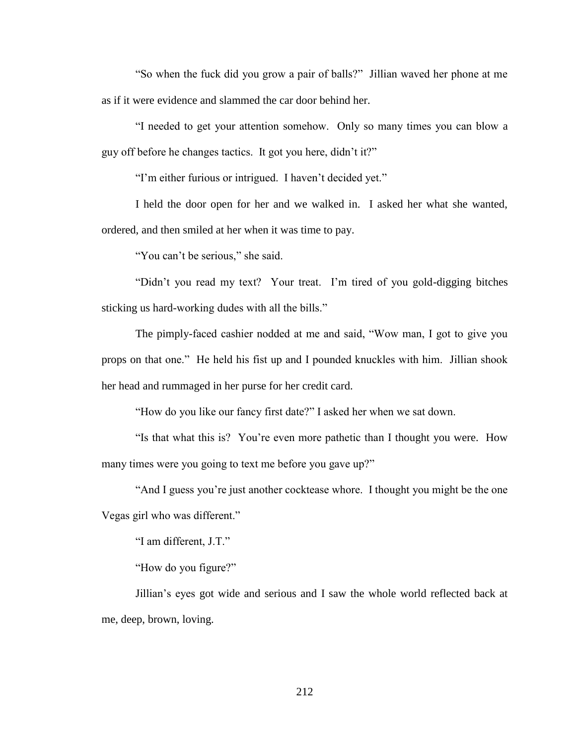"So when the fuck did you grow a pair of balls?" Jillian waved her phone at me as if it were evidence and slammed the car door behind her.

"I needed to get your attention somehow. Only so many times you can blow a guy off before he changes tactics. It got you here, didn't it?"

"I'm either furious or intrigued. I haven't decided yet."

I held the door open for her and we walked in. I asked her what she wanted, ordered, and then smiled at her when it was time to pay.

"You can't be serious," she said.

"Didn't you read my text? Your treat. I'm tired of you gold-digging bitches sticking us hard-working dudes with all the bills."

The pimply-faced cashier nodded at me and said, "Wow man, I got to give you props on that one." He held his fist up and I pounded knuckles with him. Jillian shook her head and rummaged in her purse for her credit card.

"How do you like our fancy first date?" I asked her when we sat down.

"Is that what this is? You're even more pathetic than I thought you were. How many times were you going to text me before you gave up?"

"And I guess you're just another cocktease whore. I thought you might be the one Vegas girl who was different."

"I am different, J.T."

"How do you figure?"

Jillian's eyes got wide and serious and I saw the whole world reflected back at me, deep, brown, loving.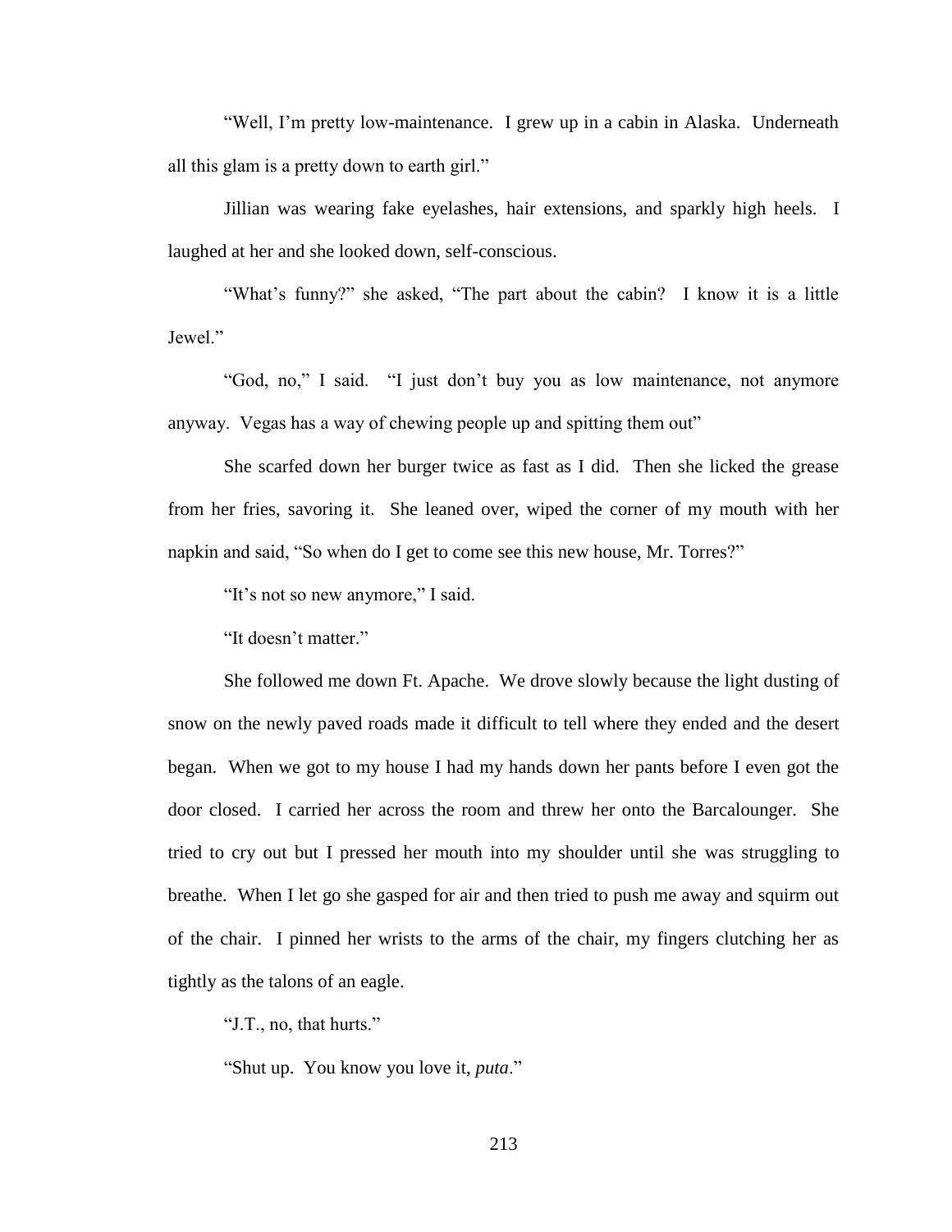"Well, I'm pretty low-maintenance. I grew up in a cabin in Alaska. Underneath all this glam is a pretty down to earth girl."

Jillian was wearing fake eyelashes, hair extensions, and sparkly high heels. I laughed at her and she looked down, self-conscious.

"What's funny?" she asked, "The part about the cabin? I know it is a little Jewel."

"God, no," I said. "I just don't buy you as low maintenance, not anymore anyway. Vegas has a way of chewing people up and spitting them out"

She scarfed down her burger twice as fast as I did. Then she licked the grease from her fries, savoring it. She leaned over, wiped the corner of my mouth with her napkin and said, "So when do I get to come see this new house, Mr. Torres?"

"It's not so new anymore," I said.

"It doesn't matter."

She followed me down Ft. Apache. We drove slowly because the light dusting of snow on the newly paved roads made it difficult to tell where they ended and the desert began. When we got to my house I had my hands down her pants before I even got the door closed. I carried her across the room and threw her onto the Barcalounger. She tried to cry out but I pressed her mouth into my shoulder until she was struggling to breathe. When I let go she gasped for air and then tried to push me away and squirm out of the chair. I pinned her wrists to the arms of the chair, my fingers clutching her as tightly as the talons of an eagle.

"J.T., no, that hurts."

"Shut up. You know you love it, *puta*."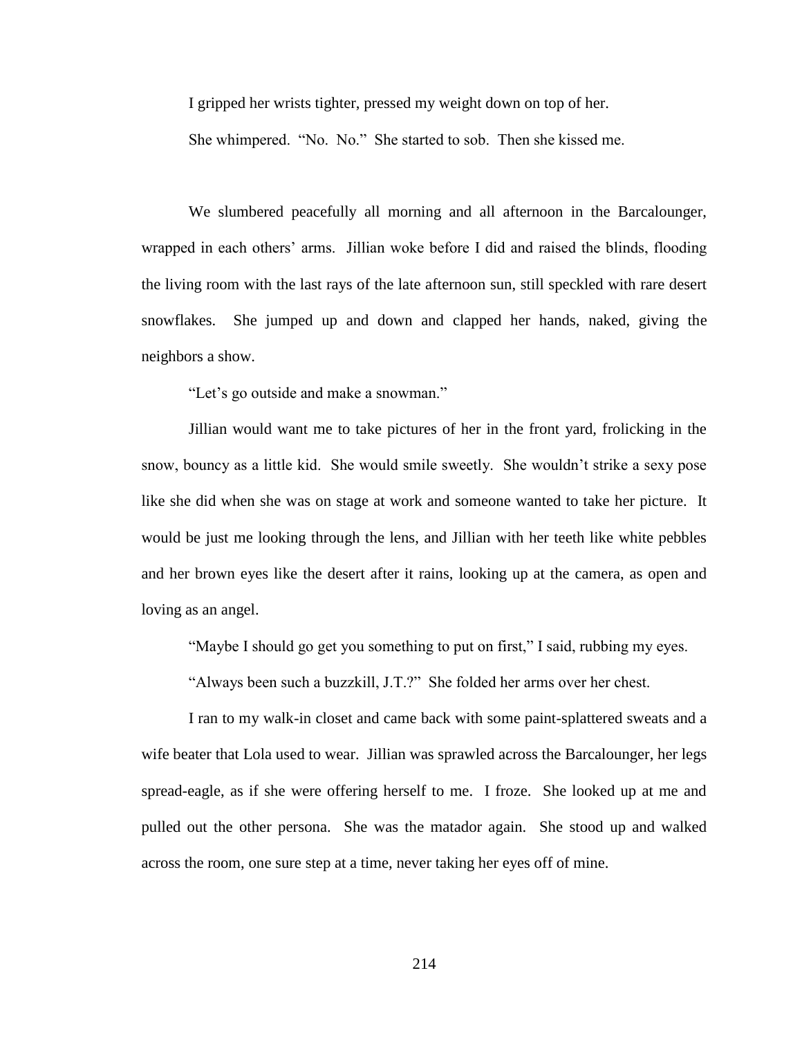I gripped her wrists tighter, pressed my weight down on top of her.

She whimpered. "No. No." She started to sob. Then she kissed me.

We slumbered peacefully all morning and all afternoon in the Barcalounger, wrapped in each others' arms. Jillian woke before I did and raised the blinds, flooding the living room with the last rays of the late afternoon sun, still speckled with rare desert snowflakes. She jumped up and down and clapped her hands, naked, giving the neighbors a show.

"Let's go outside and make a snowman."

Jillian would want me to take pictures of her in the front yard, frolicking in the snow, bouncy as a little kid. She would smile sweetly. She wouldn't strike a sexy pose like she did when she was on stage at work and someone wanted to take her picture. It would be just me looking through the lens, and Jillian with her teeth like white pebbles and her brown eyes like the desert after it rains, looking up at the camera, as open and loving as an angel.

"Maybe I should go get you something to put on first," I said, rubbing my eyes.

"Always been such a buzzkill, J.T.?" She folded her arms over her chest.

I ran to my walk-in closet and came back with some paint-splattered sweats and a wife beater that Lola used to wear. Jillian was sprawled across the Barcalounger, her legs spread-eagle, as if she were offering herself to me. I froze. She looked up at me and pulled out the other persona. She was the matador again. She stood up and walked across the room, one sure step at a time, never taking her eyes off of mine.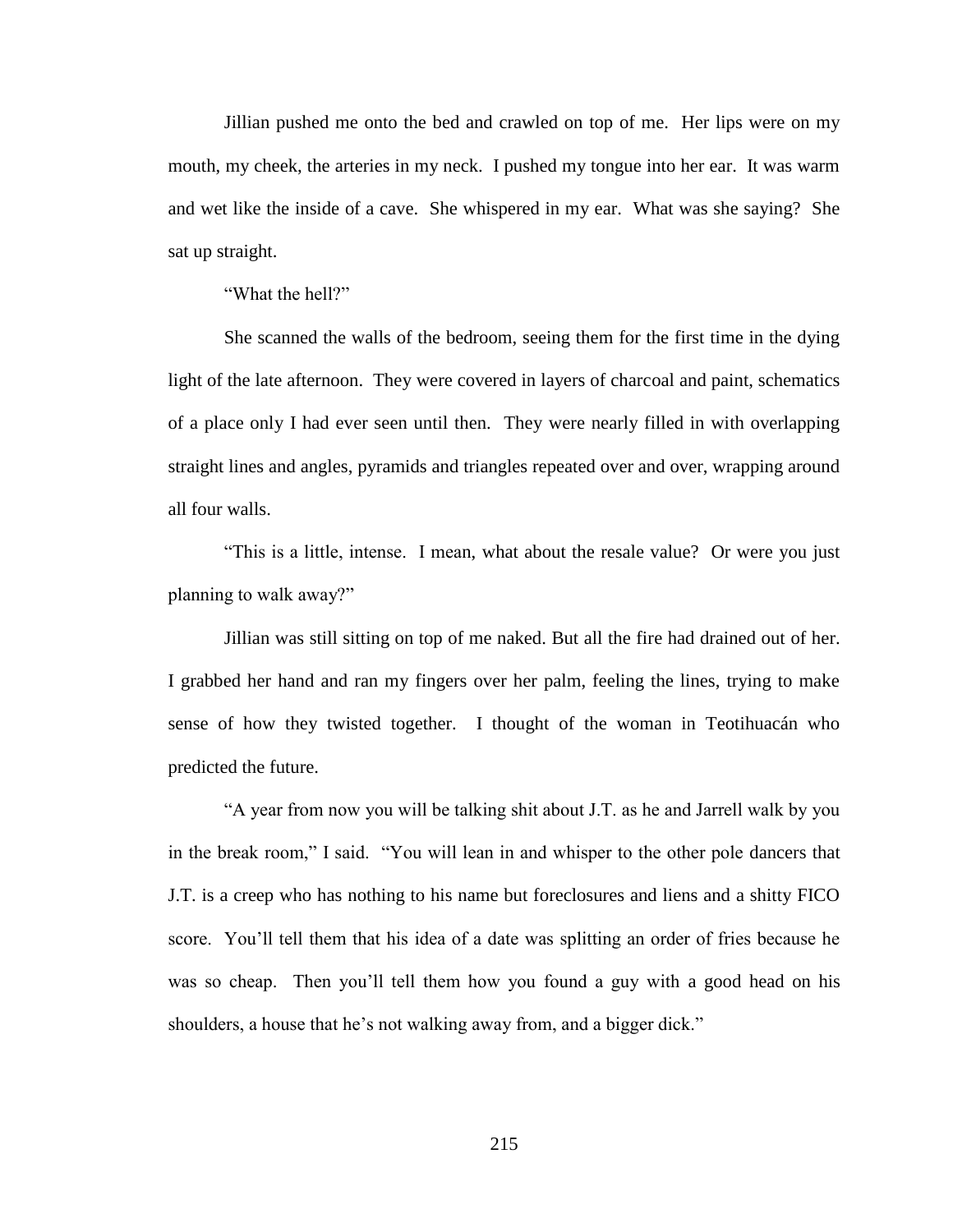Jillian pushed me onto the bed and crawled on top of me. Her lips were on my mouth, my cheek, the arteries in my neck. I pushed my tongue into her ear. It was warm and wet like the inside of a cave. She whispered in my ear. What was she saying? She sat up straight.

"What the hell?"

She scanned the walls of the bedroom, seeing them for the first time in the dying light of the late afternoon. They were covered in layers of charcoal and paint, schematics of a place only I had ever seen until then. They were nearly filled in with overlapping straight lines and angles, pyramids and triangles repeated over and over, wrapping around all four walls.

"This is a little, intense. I mean, what about the resale value? Or were you just planning to walk away?"

Jillian was still sitting on top of me naked. But all the fire had drained out of her. I grabbed her hand and ran my fingers over her palm, feeling the lines, trying to make sense of how they twisted together. I thought of the woman in Teotihuacán who predicted the future.

"A year from now you will be talking shit about J.T. as he and Jarrell walk by you in the break room," I said. "You will lean in and whisper to the other pole dancers that J.T. is a creep who has nothing to his name but foreclosures and liens and a shitty FICO score. You'll tell them that his idea of a date was splitting an order of fries because he was so cheap. Then you'll tell them how you found a guy with a good head on his shoulders, a house that he's not walking away from, and a bigger dick."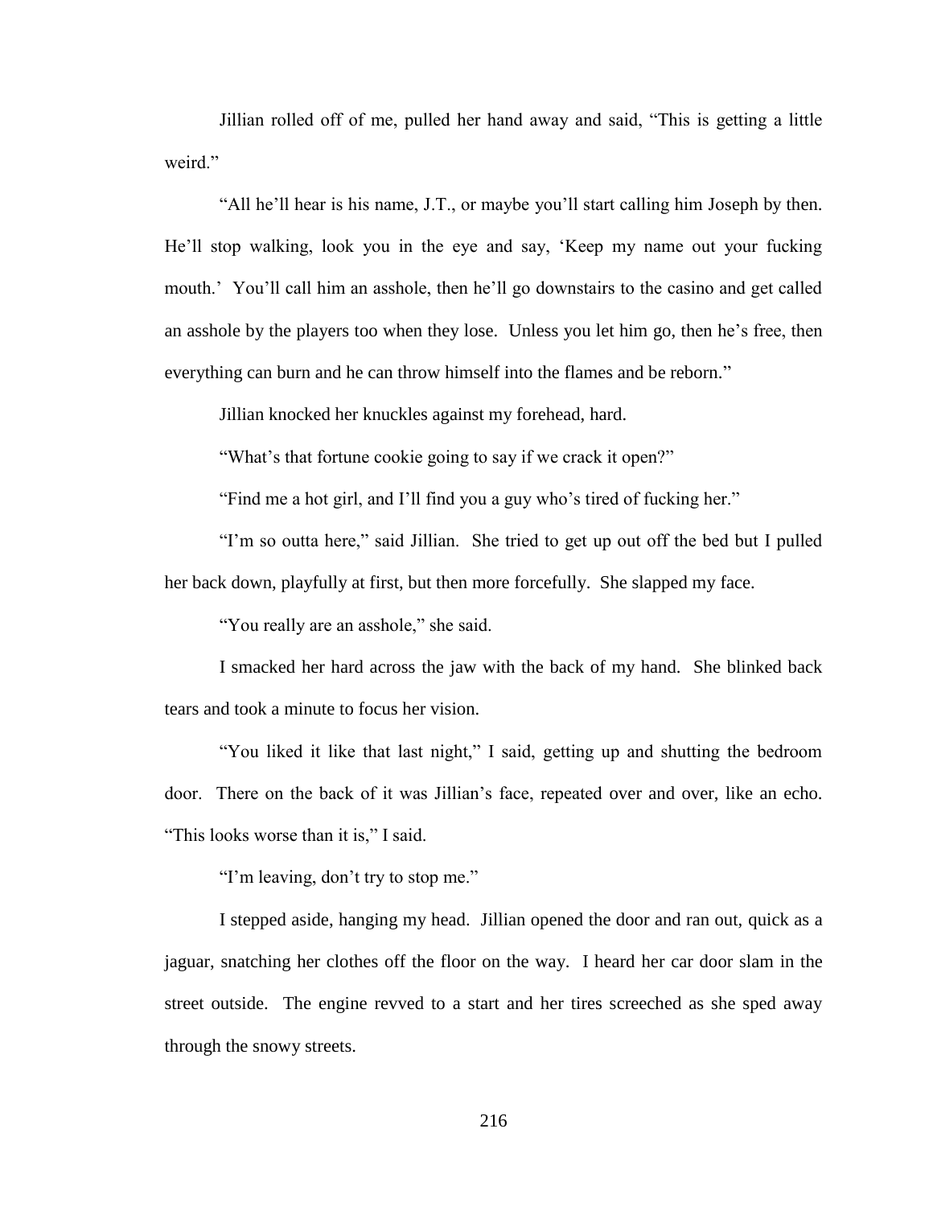Jillian rolled off of me, pulled her hand away and said, "This is getting a little weird."

"All he'll hear is his name, J.T., or maybe you'll start calling him Joseph by then. He'll stop walking, look you in the eye and say, 'Keep my name out your fucking mouth.' You'll call him an asshole, then he'll go downstairs to the casino and get called an asshole by the players too when they lose. Unless you let him go, then he's free, then everything can burn and he can throw himself into the flames and be reborn."

Jillian knocked her knuckles against my forehead, hard.

"What's that fortune cookie going to say if we crack it open?"

"Find me a hot girl, and I'll find you a guy who's tired of fucking her."

"I'm so outta here," said Jillian. She tried to get up out off the bed but I pulled her back down, playfully at first, but then more forcefully. She slapped my face.

"You really are an asshole," she said.

I smacked her hard across the jaw with the back of my hand. She blinked back tears and took a minute to focus her vision.

"You liked it like that last night," I said, getting up and shutting the bedroom door. There on the back of it was Jillian's face, repeated over and over, like an echo. "This looks worse than it is," I said.

"I'm leaving, don't try to stop me."

I stepped aside, hanging my head. Jillian opened the door and ran out, quick as a jaguar, snatching her clothes off the floor on the way. I heard her car door slam in the street outside. The engine revved to a start and her tires screeched as she sped away through the snowy streets.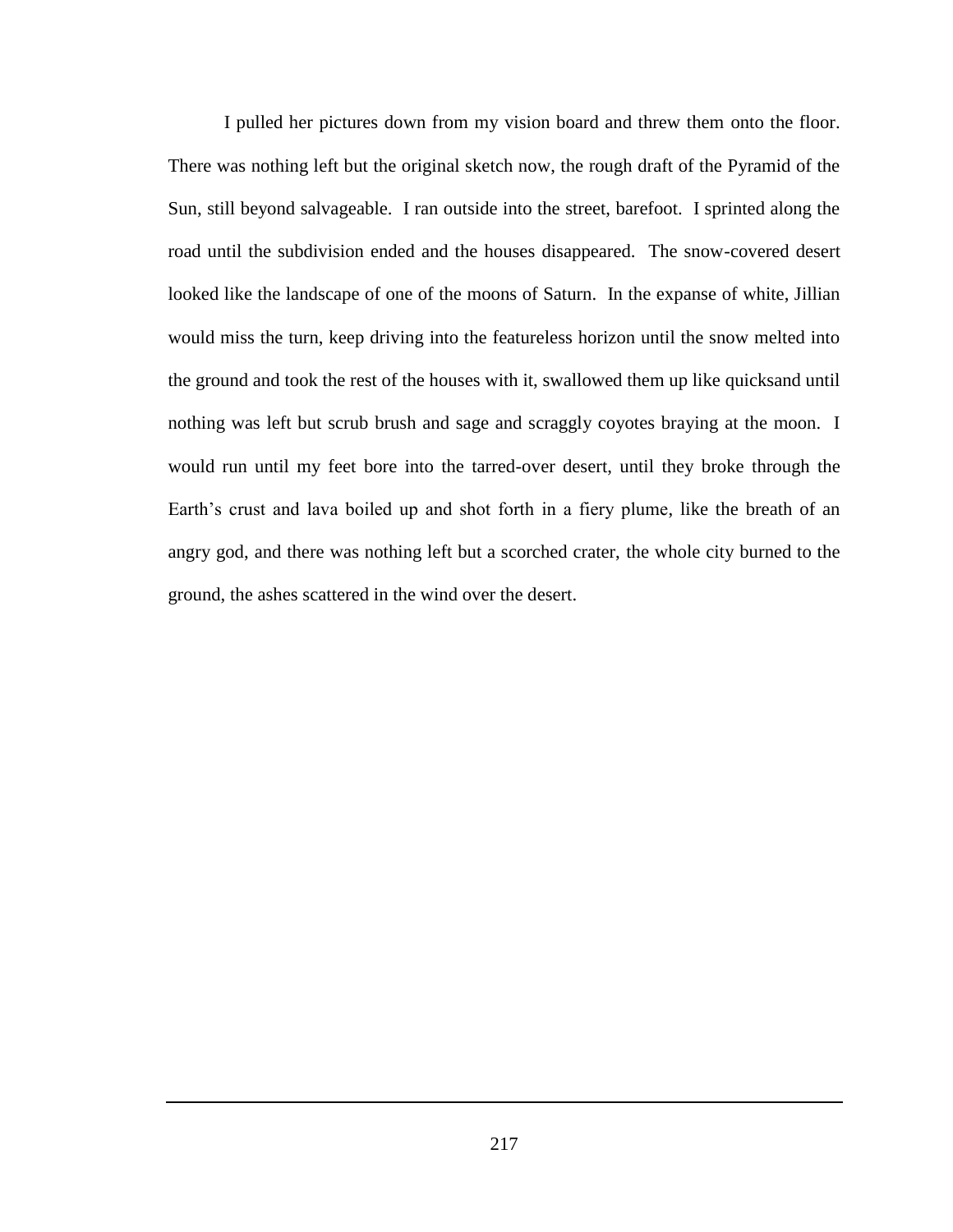I pulled her pictures down from my vision board and threw them onto the floor. There was nothing left but the original sketch now, the rough draft of the Pyramid of the Sun, still beyond salvageable. I ran outside into the street, barefoot. I sprinted along the road until the subdivision ended and the houses disappeared. The snow-covered desert looked like the landscape of one of the moons of Saturn. In the expanse of white, Jillian would miss the turn, keep driving into the featureless horizon until the snow melted into the ground and took the rest of the houses with it, swallowed them up like quicksand until nothing was left but scrub brush and sage and scraggly coyotes braying at the moon. I would run until my feet bore into the tarred-over desert, until they broke through the Earth's crust and lava boiled up and shot forth in a fiery plume, like the breath of an angry god, and there was nothing left but a scorched crater, the whole city burned to the ground, the ashes scattered in the wind over the desert.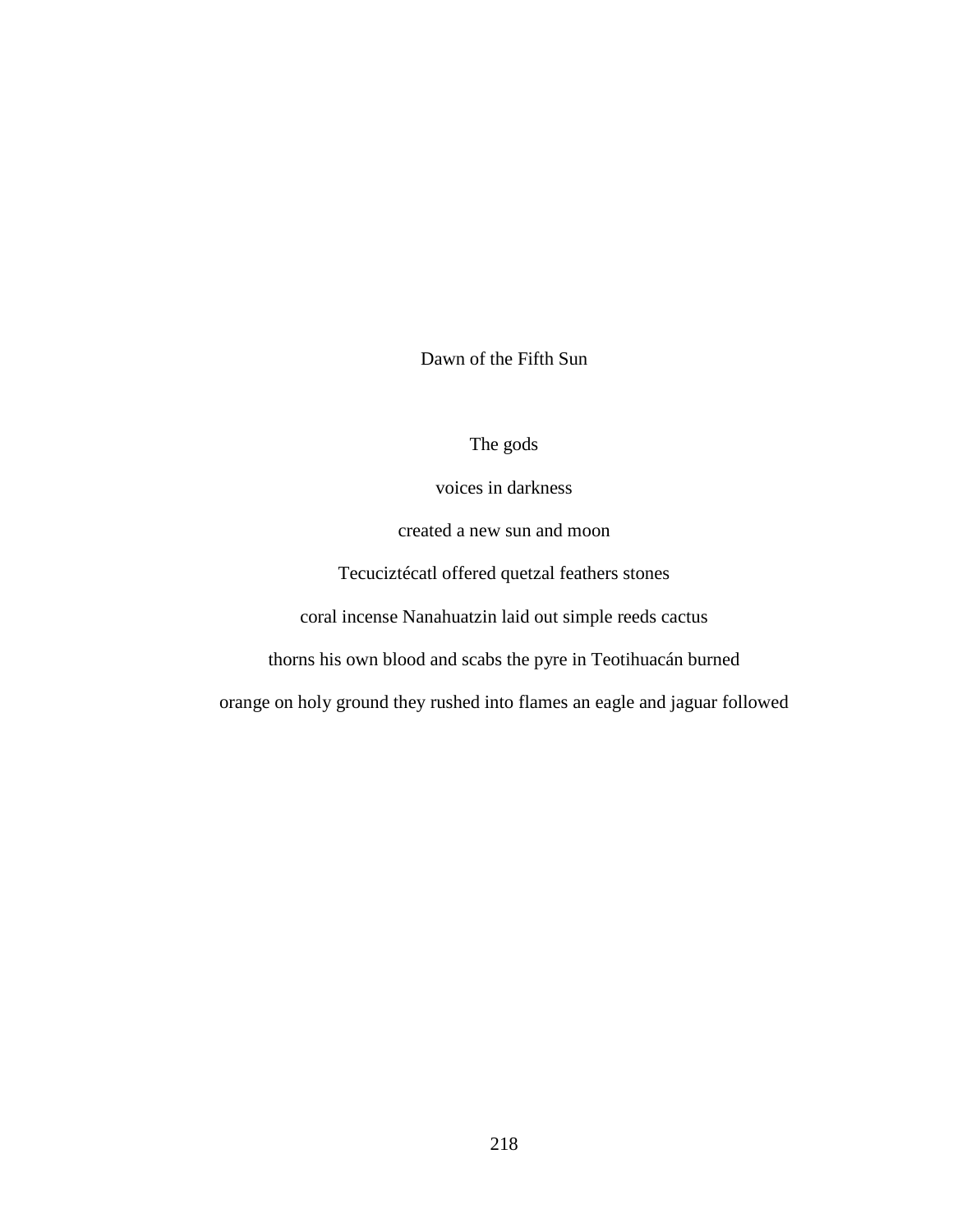Dawn of the Fifth Sun

The gods

voices in darkness

created a new sun and moon

Tecuciztécatl offered quetzal feathers stones

coral incense Nanahuatzin laid out simple reeds cactus

thorns his own blood and scabs the pyre in Teotihuacán burned

orange on holy ground they rushed into flames an eagle and jaguar followed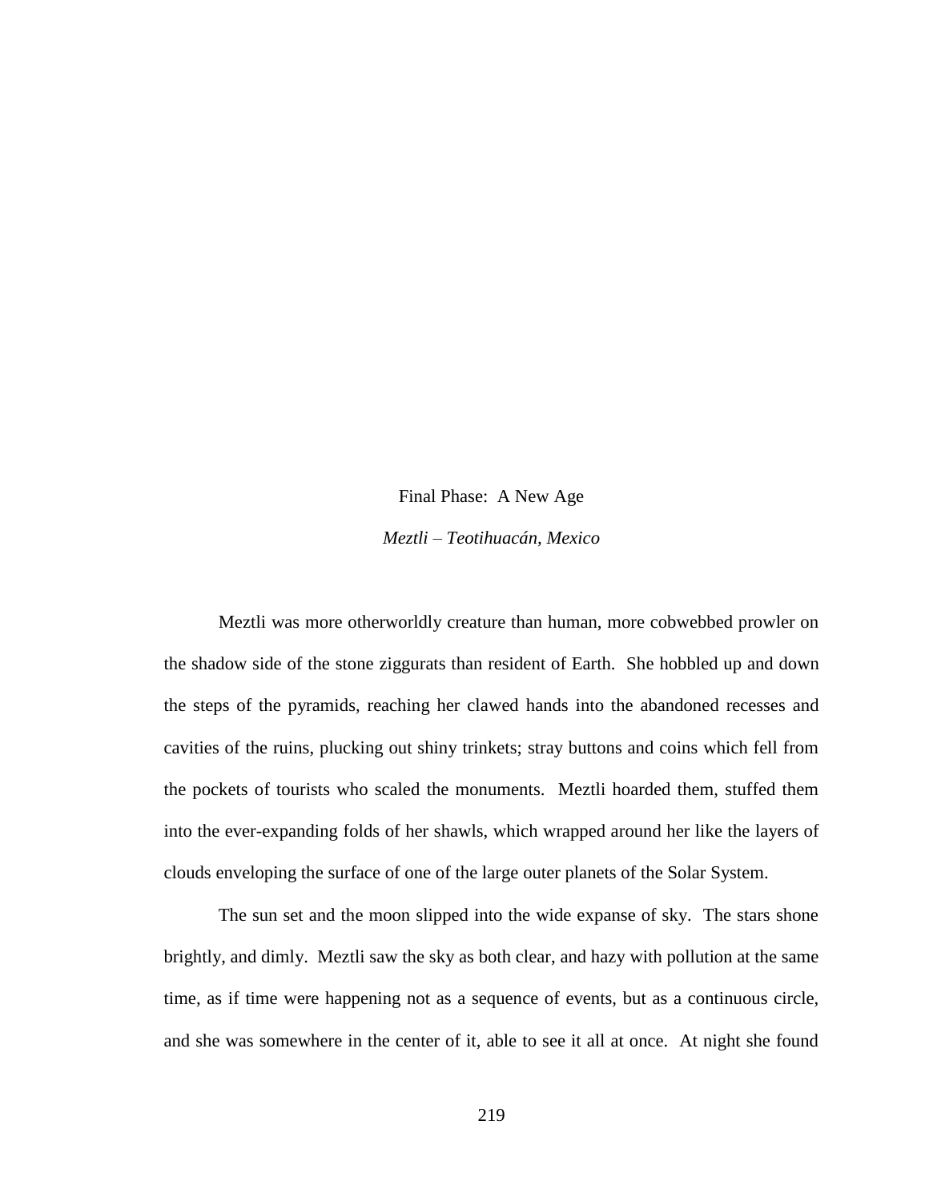## Final Phase: A New Age

*Meztli – Teotihuacán, Mexico*

Meztli was more otherworldly creature than human, more cobwebbed prowler on the shadow side of the stone ziggurats than resident of Earth. She hobbled up and down the steps of the pyramids, reaching her clawed hands into the abandoned recesses and cavities of the ruins, plucking out shiny trinkets; stray buttons and coins which fell from the pockets of tourists who scaled the monuments. Meztli hoarded them, stuffed them into the ever-expanding folds of her shawls, which wrapped around her like the layers of clouds enveloping the surface of one of the large outer planets of the Solar System.

The sun set and the moon slipped into the wide expanse of sky. The stars shone brightly, and dimly. Meztli saw the sky as both clear, and hazy with pollution at the same time, as if time were happening not as a sequence of events, but as a continuous circle, and she was somewhere in the center of it, able to see it all at once. At night she found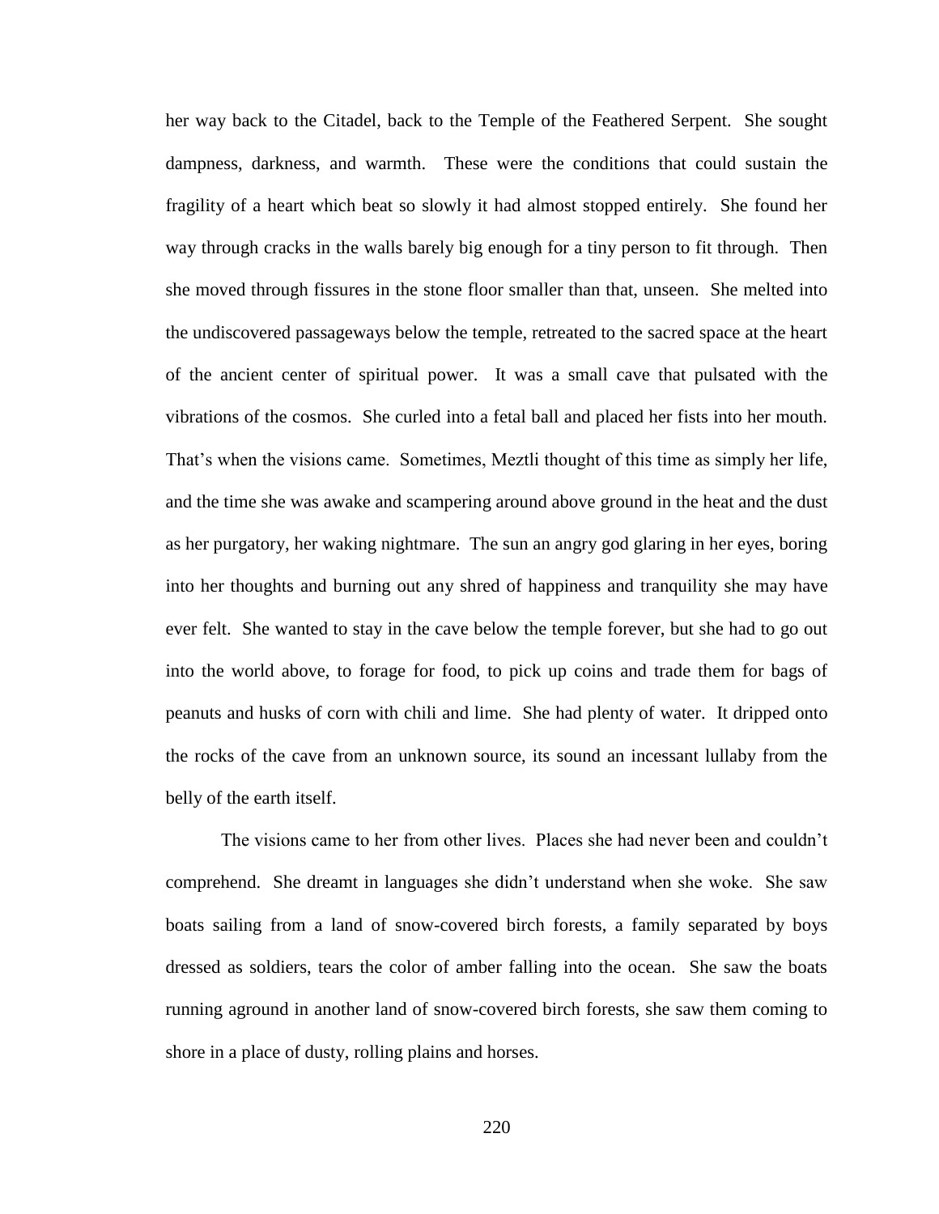her way back to the Citadel, back to the Temple of the Feathered Serpent. She sought dampness, darkness, and warmth. These were the conditions that could sustain the fragility of a heart which beat so slowly it had almost stopped entirely. She found her way through cracks in the walls barely big enough for a tiny person to fit through. Then she moved through fissures in the stone floor smaller than that, unseen. She melted into the undiscovered passageways below the temple, retreated to the sacred space at the heart of the ancient center of spiritual power. It was a small cave that pulsated with the vibrations of the cosmos. She curled into a fetal ball and placed her fists into her mouth. That's when the visions came. Sometimes, Meztli thought of this time as simply her life, and the time she was awake and scampering around above ground in the heat and the dust as her purgatory, her waking nightmare. The sun an angry god glaring in her eyes, boring into her thoughts and burning out any shred of happiness and tranquility she may have ever felt. She wanted to stay in the cave below the temple forever, but she had to go out into the world above, to forage for food, to pick up coins and trade them for bags of peanuts and husks of corn with chili and lime. She had plenty of water. It dripped onto the rocks of the cave from an unknown source, its sound an incessant lullaby from the belly of the earth itself.

The visions came to her from other lives. Places she had never been and couldn't comprehend. She dreamt in languages she didn't understand when she woke. She saw boats sailing from a land of snow-covered birch forests, a family separated by boys dressed as soldiers, tears the color of amber falling into the ocean. She saw the boats running aground in another land of snow-covered birch forests, she saw them coming to shore in a place of dusty, rolling plains and horses.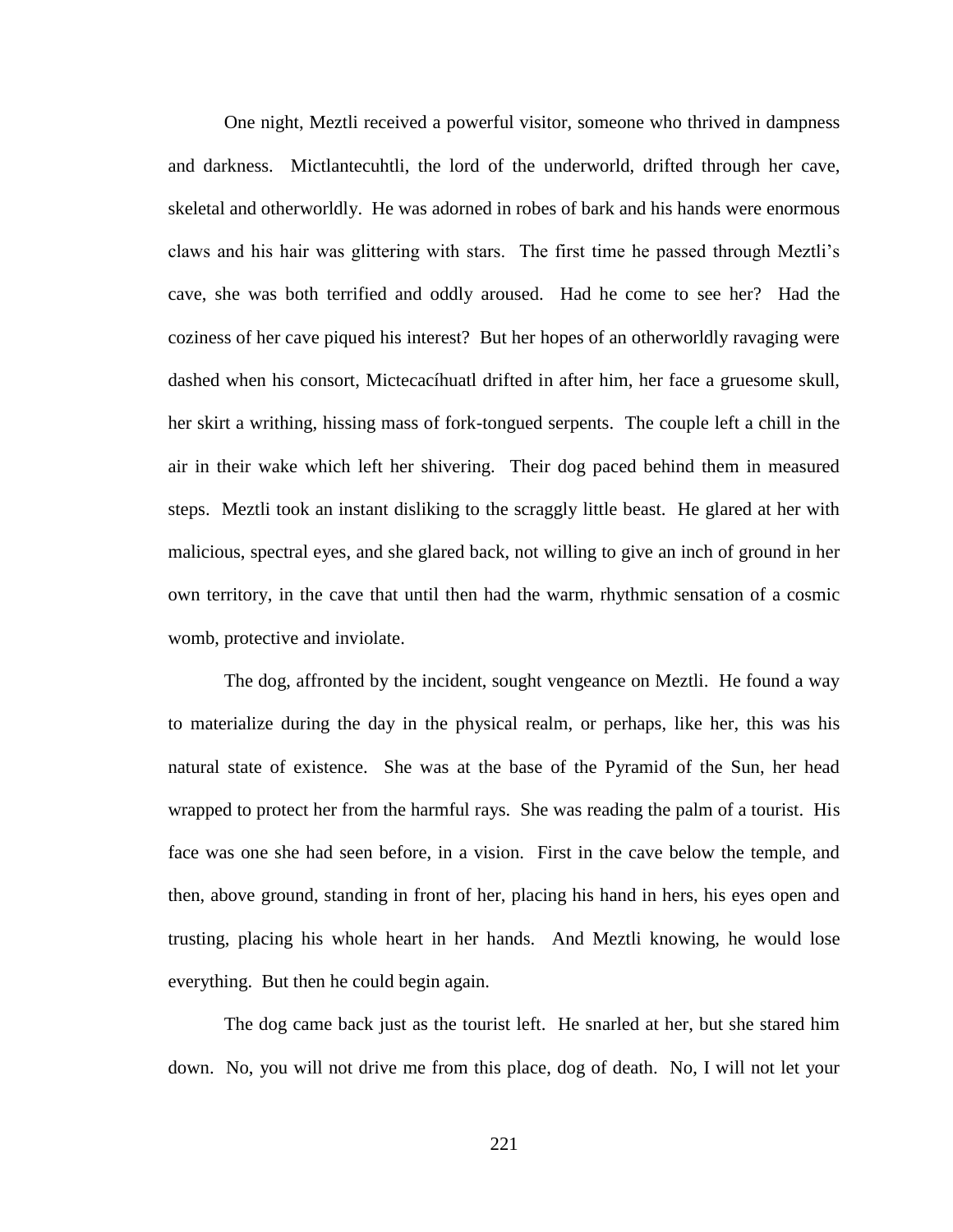One night, Meztli received a powerful visitor, someone who thrived in dampness and darkness. Mictlantecuhtli, the lord of the underworld, drifted through her cave, skeletal and otherworldly. He was adorned in robes of bark and his hands were enormous claws and his hair was glittering with stars. The first time he passed through Meztli's cave, she was both terrified and oddly aroused. Had he come to see her? Had the coziness of her cave piqued his interest? But her hopes of an otherworldly ravaging were dashed when his consort, Mictecacíhuatl drifted in after him, her face a gruesome skull, her skirt a writhing, hissing mass of fork-tongued serpents. The couple left a chill in the air in their wake which left her shivering. Their dog paced behind them in measured steps. Meztli took an instant disliking to the scraggly little beast. He glared at her with malicious, spectral eyes, and she glared back, not willing to give an inch of ground in her own territory, in the cave that until then had the warm, rhythmic sensation of a cosmic womb, protective and inviolate.

The dog, affronted by the incident, sought vengeance on Meztli. He found a way to materialize during the day in the physical realm, or perhaps, like her, this was his natural state of existence. She was at the base of the Pyramid of the Sun, her head wrapped to protect her from the harmful rays. She was reading the palm of a tourist. His face was one she had seen before, in a vision. First in the cave below the temple, and then, above ground, standing in front of her, placing his hand in hers, his eyes open and trusting, placing his whole heart in her hands. And Meztli knowing, he would lose everything. But then he could begin again.

The dog came back just as the tourist left. He snarled at her, but she stared him down. No, you will not drive me from this place, dog of death. No, I will not let your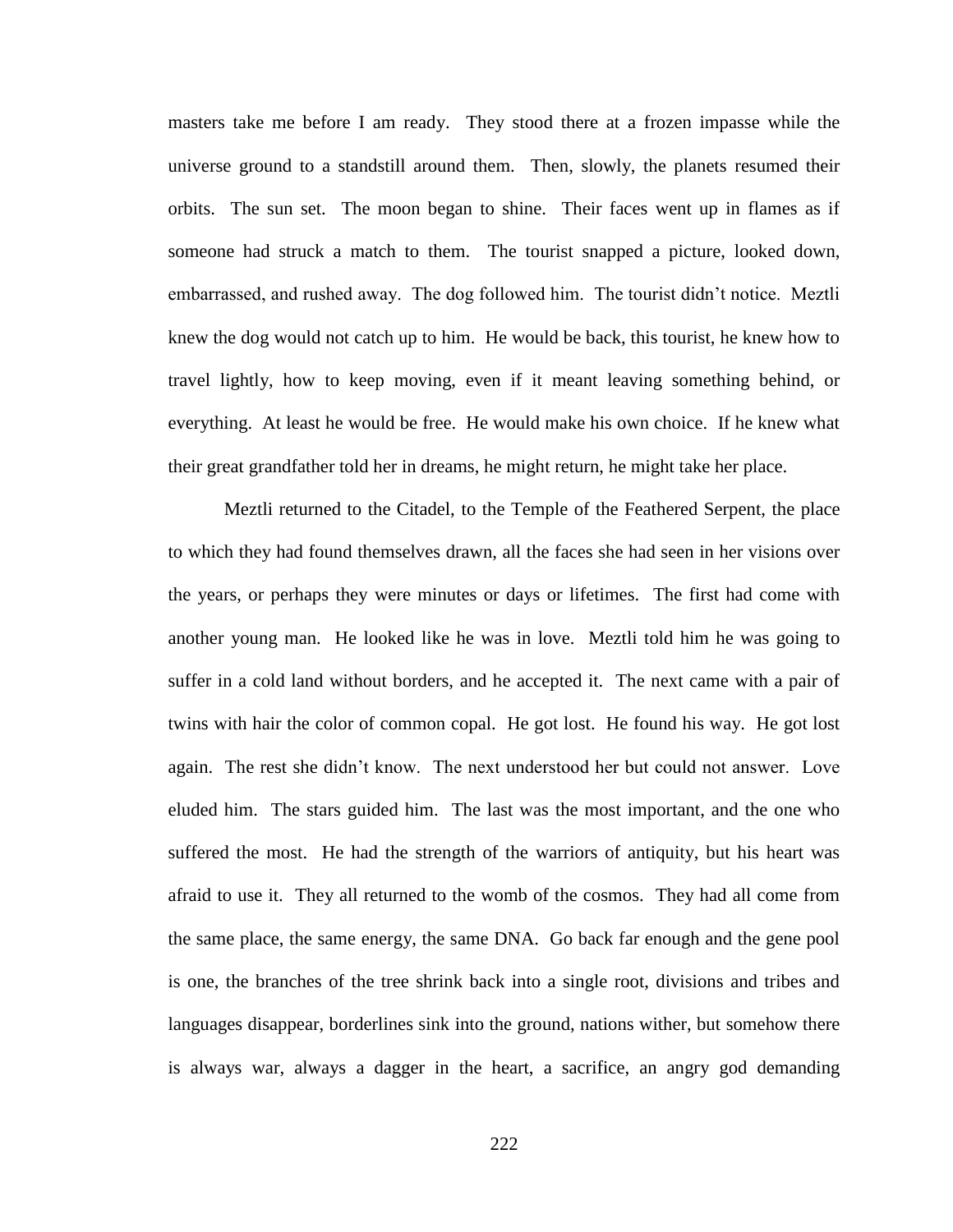masters take me before I am ready. They stood there at a frozen impasse while the universe ground to a standstill around them. Then, slowly, the planets resumed their orbits. The sun set. The moon began to shine. Their faces went up in flames as if someone had struck a match to them. The tourist snapped a picture, looked down, embarrassed, and rushed away. The dog followed him. The tourist didn't notice. Meztli knew the dog would not catch up to him. He would be back, this tourist, he knew how to travel lightly, how to keep moving, even if it meant leaving something behind, or everything. At least he would be free. He would make his own choice. If he knew what their great grandfather told her in dreams, he might return, he might take her place.

Meztli returned to the Citadel, to the Temple of the Feathered Serpent, the place to which they had found themselves drawn, all the faces she had seen in her visions over the years, or perhaps they were minutes or days or lifetimes. The first had come with another young man. He looked like he was in love. Meztli told him he was going to suffer in a cold land without borders, and he accepted it. The next came with a pair of twins with hair the color of common copal. He got lost. He found his way. He got lost again. The rest she didn't know. The next understood her but could not answer. Love eluded him. The stars guided him. The last was the most important, and the one who suffered the most. He had the strength of the warriors of antiquity, but his heart was afraid to use it. They all returned to the womb of the cosmos. They had all come from the same place, the same energy, the same DNA. Go back far enough and the gene pool is one, the branches of the tree shrink back into a single root, divisions and tribes and languages disappear, borderlines sink into the ground, nations wither, but somehow there is always war, always a dagger in the heart, a sacrifice, an angry god demanding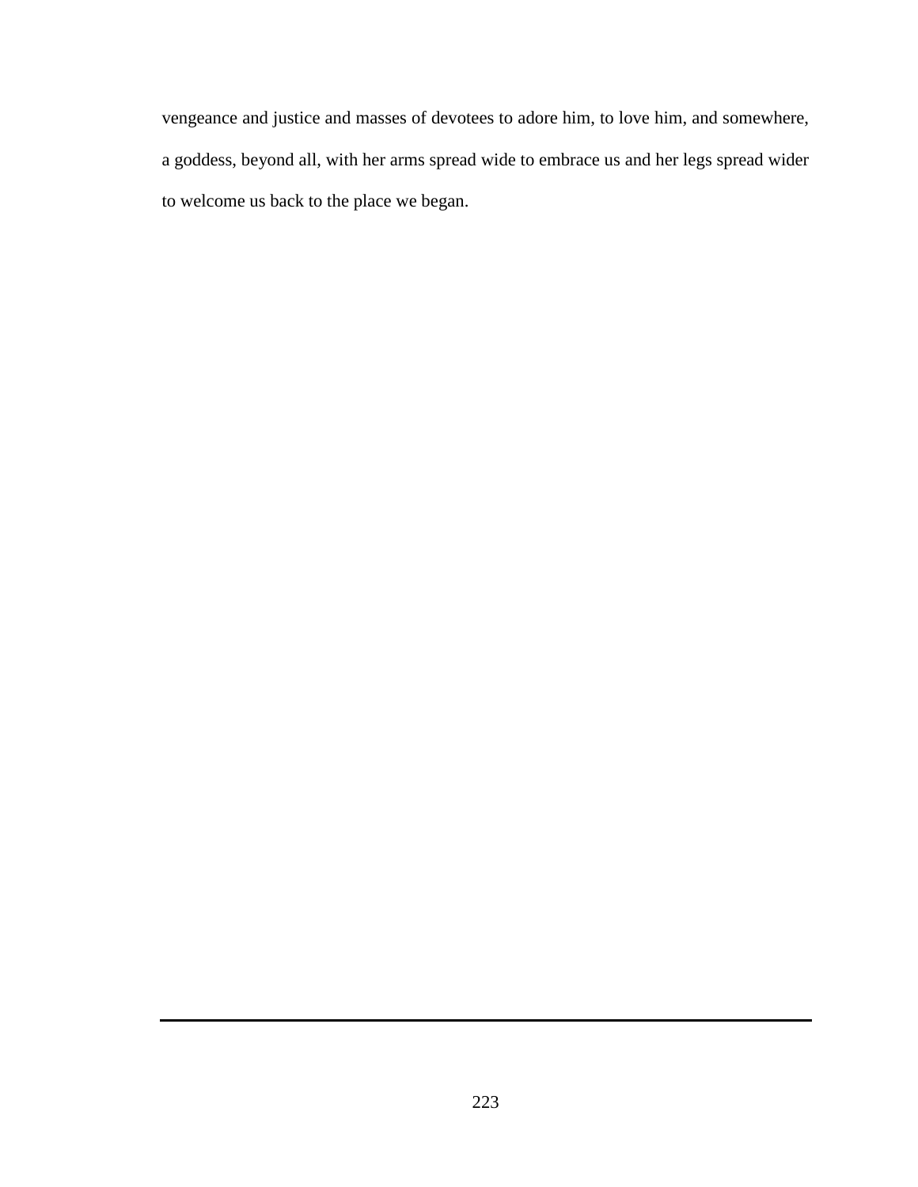vengeance and justice and masses of devotees to adore him, to love him, and somewhere, a goddess, beyond all, with her arms spread wide to embrace us and her legs spread wider to welcome us back to the place we began.

---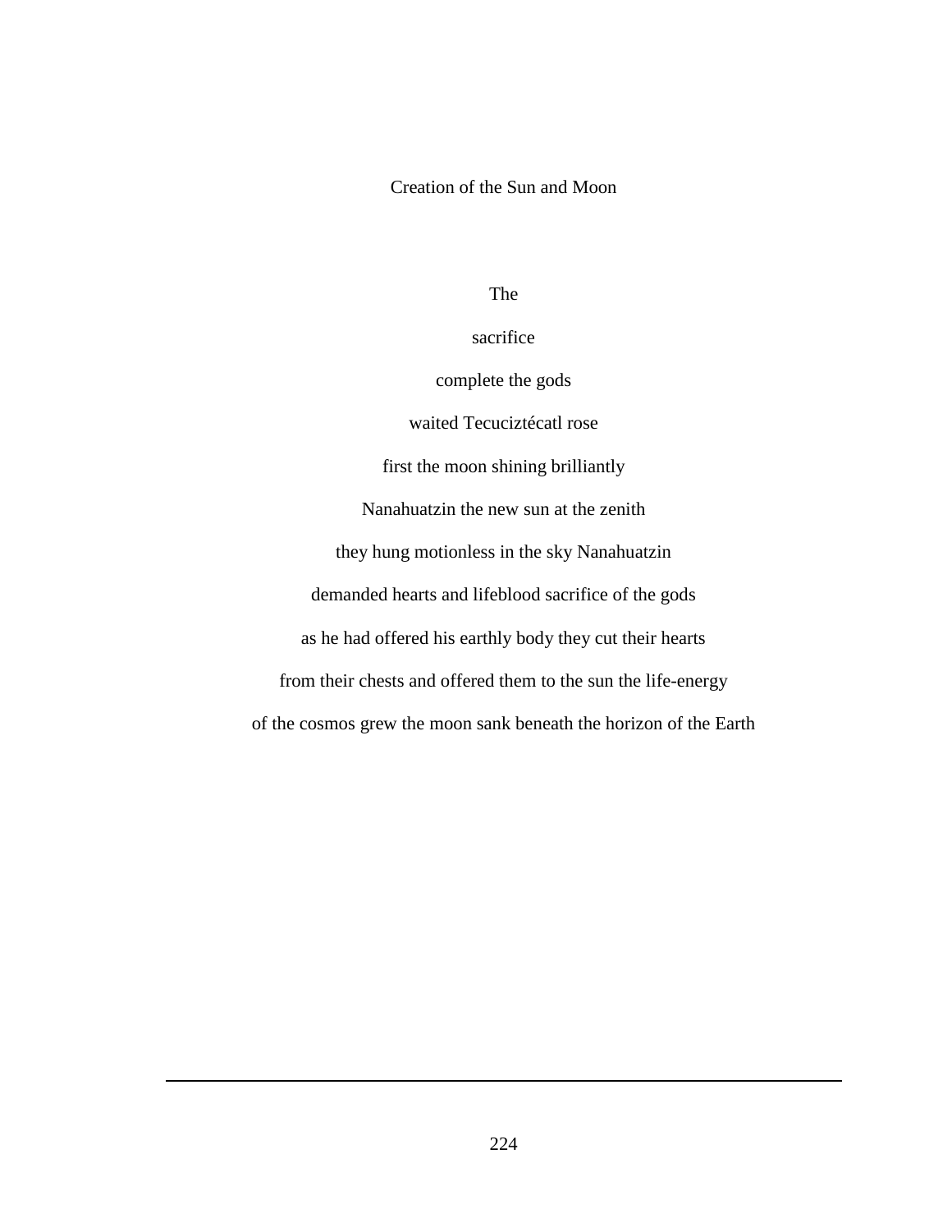Creation of the Sun and Moon

The

sacrifice

complete the gods

waited Tecuciztécatl rose

first the moon shining brilliantly

Nanahuatzin the new sun at the zenith

they hung motionless in the sky Nanahuatzin

demanded hearts and lifeblood sacrifice of the gods

as he had offered his earthly body they cut their hearts

from their chests and offered them to the sun the life-energy

of the cosmos grew the moon sank beneath the horizon of the Earth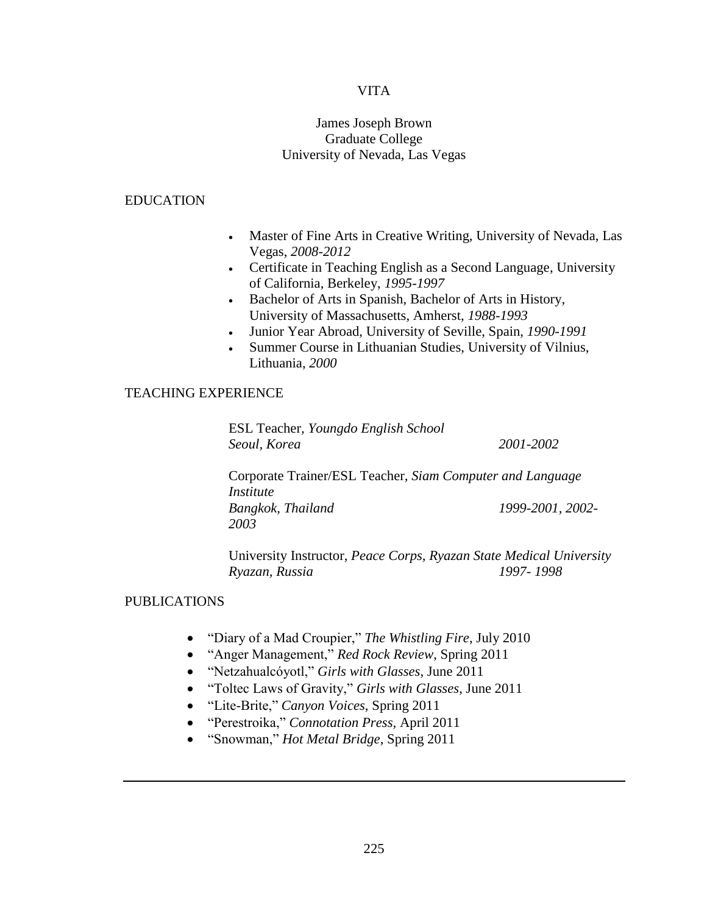# VITA

James Joseph Brown
Graduate College
University of Nevada, Las Vegas

## EDUCATION

- Master of Fine Arts in Creative Writing, University of Nevada, Las Vegas, *2008-2012*
- Certificate in Teaching English as a Second Language, University of California, Berkeley, *1995-1997*
- Bachelor of Arts in Spanish, Bachelor of Arts in History, University of Massachusetts, Amherst, *1988-1993*
- Junior Year Abroad, University of Seville, Spain, *1990-1991*
- Summer Course in Lithuanian Studies, University of Vilnius, Lithuania, *2000*

## TEACHING EXPERIENCE

ESL Teacher, *Youngdo English School*
*Seoul, Korea* *2001-2002*

Corporate Trainer/ESL Teacher, *Siam Computer and Language Institute*
*Bangkok, Thailand* *1999-2001, 2002-2003*

University Instructor, *Peace Corps, Ryazan State Medical University*
*Ryazan, Russia* *1997- 1998*

## PUBLICATIONS

- "Diary of a Mad Croupier," *The Whistling Fire*, July 2010
- "Anger Management," *Red Rock Review*, Spring 2011
- "Netzahualcóyotl," *Girls with Glasses*, June 2011
- "Toltec Laws of Gravity," *Girls with Glasses*, June 2011
- "Lite-Brite," *Canyon Voices*, Spring 2011
- "Perestroika," *Connotation Press,* April 2011
- "Snowman," *Hot Metal Bridge*, Spring 2011